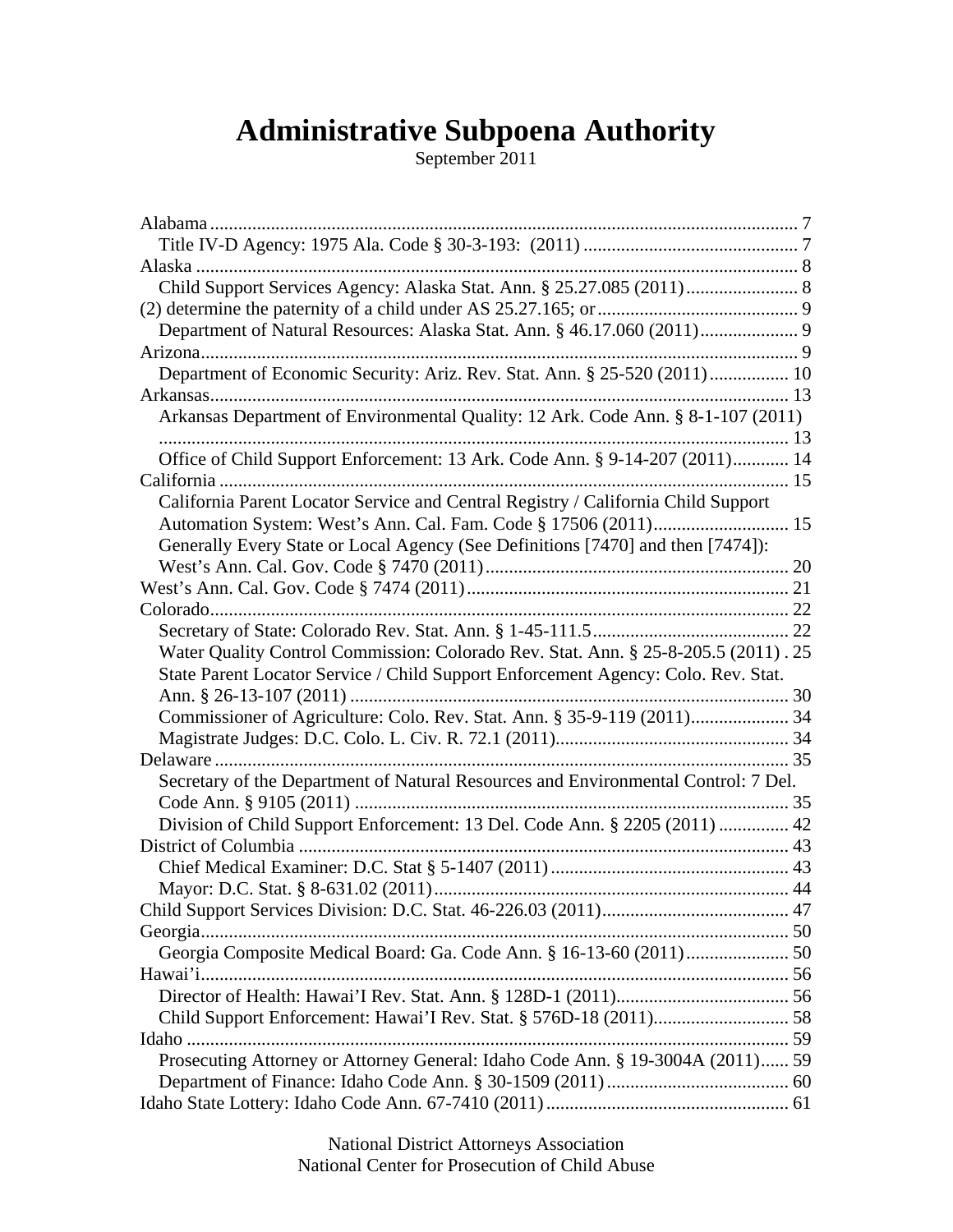# Administrative Subpoena Authority

September 2011

Alabama ........................................................................................................................ 7
- Title IV-D Agency: 1975 Ala. Code § 30-3-193: (2011) ............................................. 7

Alaska ............................................................................................................................ 8
- Child Support Services Agency: Alaska Stat. Ann. § 25.27.085 (2011) ........................ 8

(2) determine the paternity of a child under AS 25.27.165; or ........................................... 9
- Department of Natural Resources: Alaska Stat. Ann. § 46.17.060 (2011) ..................... 9

Arizona ........................................................................................................................... 9
- Department of Economic Security: Ariz. Rev. Stat. Ann. § 25-520 (2011) ................. 10

Arkansas ....................................................................................................................... 13
- Arkansas Department of Environmental Quality: 12 Ark. Code Ann. § 8-1-107 (2011) ...................................................................................................................... 13
- Office of Child Support Enforcement: 13 Ark. Code Ann. § 9-14-207 (2011) ............ 14

California ..................................................................................................................... 15
- California Parent Locator Service and Central Registry / California Child Support Automation System: West's Ann. Cal. Fam. Code § 17506 (2011) ............................. 15
- Generally Every State or Local Agency (See Definitions [7470] and then [7474]): West's Ann. Cal. Gov. Code § 7470 (2011) ................................................................. 20

West's Ann. Cal. Gov. Code § 7474 (2011) ..................................................................... 21

Colorado ....................................................................................................................... 22
- Secretary of State: Colorado Rev. Stat. Ann. § 1-45-111.5 .......................................... 22
- Water Quality Control Commission: Colorado Rev. Stat. Ann. § 25-8-205.5 (2011) . 25
- State Parent Locator Service / Child Support Enforcement Agency: Colo. Rev. Stat. Ann. § 26-13-107 (2011) .............................................................................................. 30
- Commissioner of Agriculture: Colo. Rev. Stat. Ann. § 35-9-119 (2011) ..................... 34
- Magistrate Judges: D.C. Colo. L. Civ. R. 72.1 (2011) .................................................. 34

Delaware ...................................................................................................................... 35
- Secretary of the Department of Natural Resources and Environmental Control: 7 Del. Code Ann. § 9105 (2011) ............................................................................................ 35
- Division of Child Support Enforcement: 13 Del. Code Ann. § 2205 (2011) ............... 42

District of Columbia ..................................................................................................... 43
- Chief Medical Examiner: D.C. Stat § 5-1407 (2011) ................................................... 43
- Mayor: D.C. Stat. § 8-631.02 (2011) ............................................................................ 44

Child Support Services Division: D.C. Stat. 46-226.03 (2011) ........................................ 47

Georgia ......................................................................................................................... 50
- Georgia Composite Medical Board: Ga. Code Ann. § 16-13-60 (2011) ...................... 50

Hawai'i ......................................................................................................................... 56
- Director of Health: Hawai'I Rev. Stat. Ann. § 128D-1 (2011) ..................................... 56
- Child Support Enforcement: Hawai'I Rev. Stat. § 576D-18 (2011) ............................. 58

Idaho ............................................................................................................................ 59
- Prosecuting Attorney or Attorney General: Idaho Code Ann. § 19-3004A (2011) ...... 59
- Department of Finance: Idaho Code Ann. § 30-1509 (2011) ....................................... 60

Idaho State Lottery: Idaho Code Ann. 67-7410 (2011) .................................................... 61

National District Attorneys Association
National Center for Prosecution of Child Abuse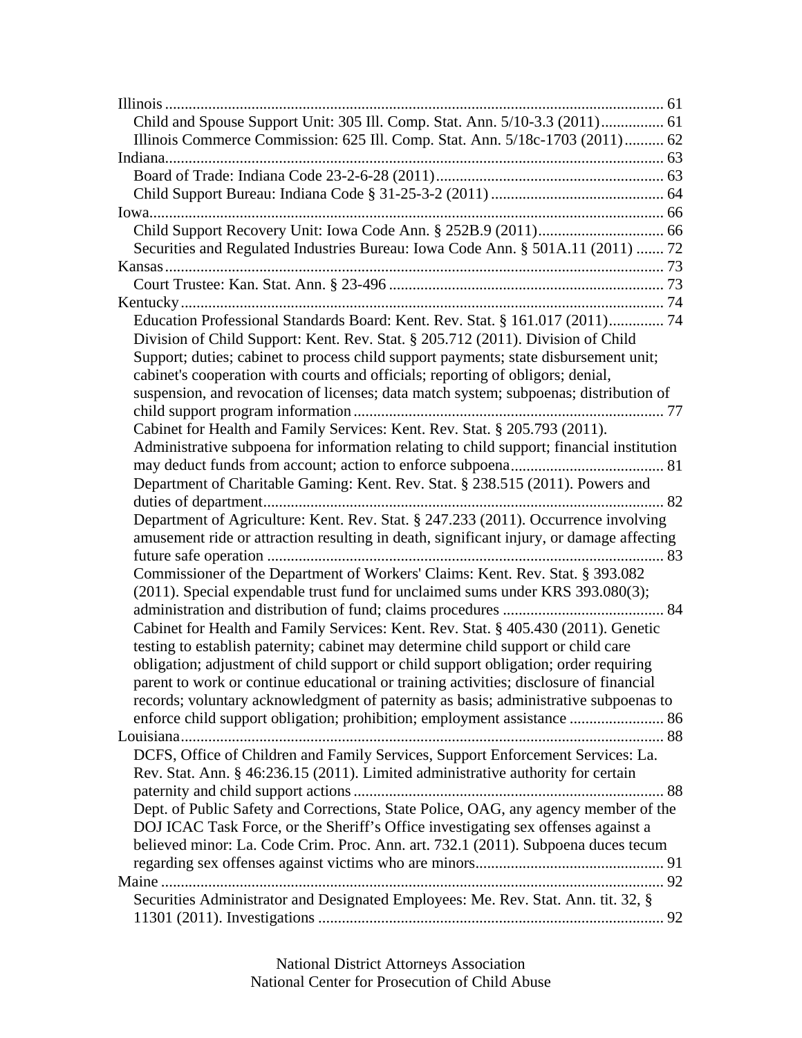Illinois .............................................................................................................................. 61
- Child and Spouse Support Unit: 305 Ill. Comp. Stat. Ann. 5/10-3.3 (2011)................ 61
- Illinois Commerce Commission: 625 Ill. Comp. Stat. Ann. 5/18c-1703 (2011).......... 62

Indiana.............................................................................................................................. 63
- Board of Trade: Indiana Code 23-2-6-28 (2011).......................................................... 63
- Child Support Bureau: Indiana Code § 31-25-3-2 (2011) ............................................ 64

Iowa.................................................................................................................................. 66
- Child Support Recovery Unit: Iowa Code Ann. § 252B.9 (2011)................................ 66
- Securities and Regulated Industries Bureau: Iowa Code Ann. § 501A.11 (2011) ....... 72

Kansas .............................................................................................................................. 73
- Court Trustee: Kan. Stat. Ann. § 23-496 ...................................................................... 73

Kentucky .......................................................................................................................... 74
- Education Professional Standards Board: Kent. Rev. Stat. § 161.017 (2011).............. 74
- Division of Child Support: Kent. Rev. Stat. § 205.712 (2011). Division of Child Support; duties; cabinet to process child support payments; state disbursement unit; cabinet's cooperation with courts and officials; reporting of obligors; denial, suspension, and revocation of licenses; data match system; subpoenas; distribution of child support program information .............................................................................. 77
- Cabinet for Health and Family Services: Kent. Rev. Stat. § 205.793 (2011). Administrative subpoena for information relating to child support; financial institution may deduct funds from account; action to enforce subpoena....................................... 81
- Department of Charitable Gaming: Kent. Rev. Stat. § 238.515 (2011). Powers and duties of department..................................................................................................... 82
- Department of Agriculture: Kent. Rev. Stat. § 247.233 (2011). Occurrence involving amusement ride or attraction resulting in death, significant injury, or damage affecting future safe operation .................................................................................................... 83
- Commissioner of the Department of Workers' Claims: Kent. Rev. Stat. § 393.082 (2011). Special expendable trust fund for unclaimed sums under KRS 393.080(3); administration and distribution of fund; claims procedures ......................................... 84
- Cabinet for Health and Family Services: Kent. Rev. Stat. § 405.430 (2011). Genetic testing to establish paternity; cabinet may determine child support or child care obligation; adjustment of child support or child support obligation; order requiring parent to work or continue educational or training activities; disclosure of financial records; voluntary acknowledgment of paternity as basis; administrative subpoenas to enforce child support obligation; prohibition; employment assistance ........................ 86

Louisiana.......................................................................................................................... 88
- DCFS, Office of Children and Family Services, Support Enforcement Services: La. Rev. Stat. Ann. § 46:236.15 (2011). Limited administrative authority for certain paternity and child support actions ............................................................................... 88
- Dept. of Public Safety and Corrections, State Police, OAG, any agency member of the DOJ ICAC Task Force, or the Sheriff's Office investigating sex offenses against a believed minor: La. Code Crim. Proc. Ann. art. 732.1 (2011). Subpoena duces tecum regarding sex offenses against victims who are minors................................................ 91

Maine ............................................................................................................................... 92
- Securities Administrator and Designated Employees: Me. Rev. Stat. Ann. tit. 32, § 11301 (2011). Investigations ....................................................................................... 92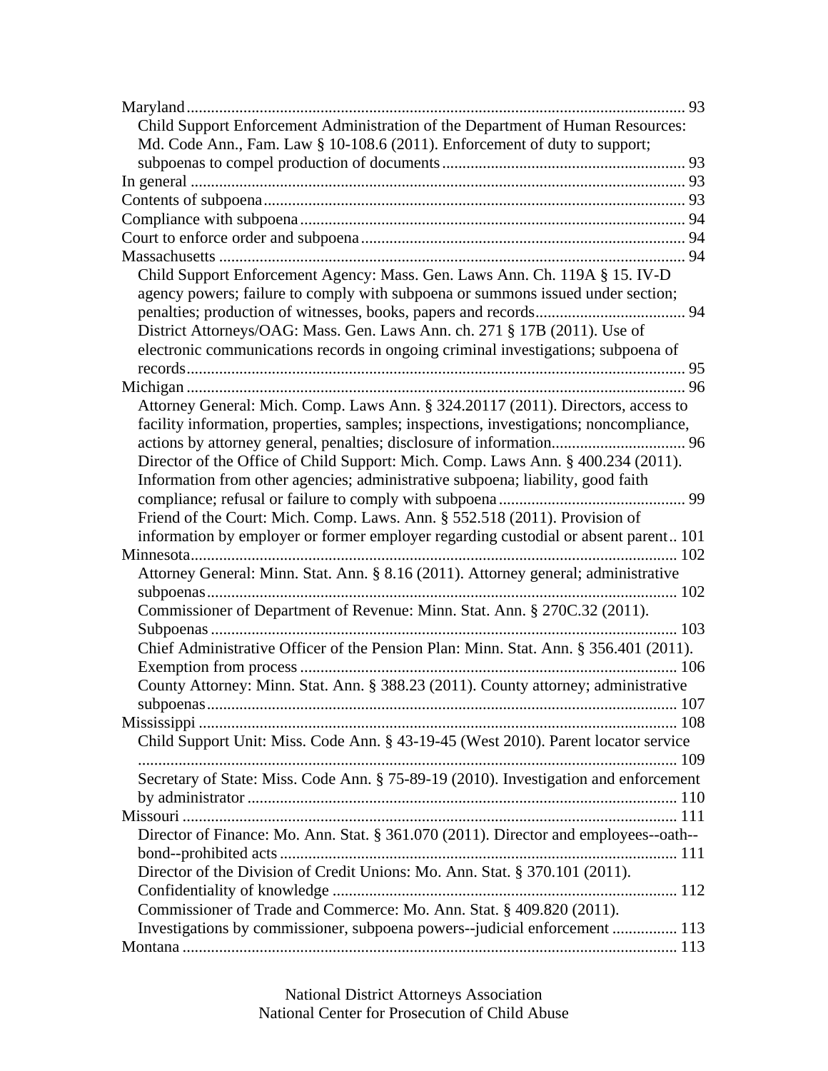Maryland ........................................................................................................................ 93

Child Support Enforcement Administration of the Department of Human Resources: Md. Code Ann., Fam. Law § 10-108.6 (2011). Enforcement of duty to support; subpoenas to compel production of documents ........................................................... 93

In general ........................................................................................................................ 93

Contents of subpoena ...................................................................................................... 93

Compliance with subpoena ............................................................................................. 94

Court to enforce order and subpoena .............................................................................. 94

Massachusetts .................................................................................................................. 94

Child Support Enforcement Agency: Mass. Gen. Laws Ann. Ch. 119A § 15. IV-D agency powers; failure to comply with subpoena or summons issued under section; penalties; production of witnesses, books, papers and records ..................................... 94

District Attorneys/OAG: Mass. Gen. Laws Ann. ch. 271 § 17B (2011). Use of electronic communications records in ongoing criminal investigations; subpoena of records ........................................................................................................................ 95

Michigan ......................................................................................................................... 96

Attorney General: Mich. Comp. Laws Ann. § 324.20117 (2011). Directors, access to facility information, properties, samples; inspections, investigations; noncompliance, actions by attorney general, penalties; disclosure of information................................. 96

Director of the Office of Child Support: Mich. Comp. Laws Ann. § 400.234 (2011). Information from other agencies; administrative subpoena; liability, good faith compliance; refusal or failure to comply with subpoena ............................................. 99

Friend of the Court: Mich. Comp. Laws. Ann. § 552.518 (2011). Provision of information by employer or former employer regarding custodial or absent parent.. 101

Minnesota ....................................................................................................................... 102

Attorney General: Minn. Stat. Ann. § 8.16 (2011). Attorney general; administrative subpoenas .................................................................................................................. 102

Commissioner of Department of Revenue: Minn. Stat. Ann. § 270C.32 (2011). Subpoenas ................................................................................................................. 103

Chief Administrative Officer of the Pension Plan: Minn. Stat. Ann. § 356.401 (2011). Exemption from process ........................................................................................... 106

County Attorney: Minn. Stat. Ann. § 388.23 (2011). County attorney; administrative subpoenas .................................................................................................................. 107

Mississippi .................................................................................................................... 108

Child Support Unit: Miss. Code Ann. § 43-19-45 (West 2010). Parent locator service ................................................................................................................................... 109

Secretary of State: Miss. Code Ann. § 75-89-19 (2010). Investigation and enforcement by administrator ........................................................................................................ 110

Missouri ........................................................................................................................ 111

Director of Finance: Mo. Ann. Stat. § 361.070 (2011). Director and employees--oath--bond--prohibited acts ................................................................................................ 111

Director of the Division of Credit Unions: Mo. Ann. Stat. § 370.101 (2011). Confidentiality of knowledge ................................................................................... 112

Commissioner of Trade and Commerce: Mo. Ann. Stat. § 409.820 (2011). Investigations by commissioner, subpoena powers--judicial enforcement ................ 113

Montana ........................................................................................................................ 113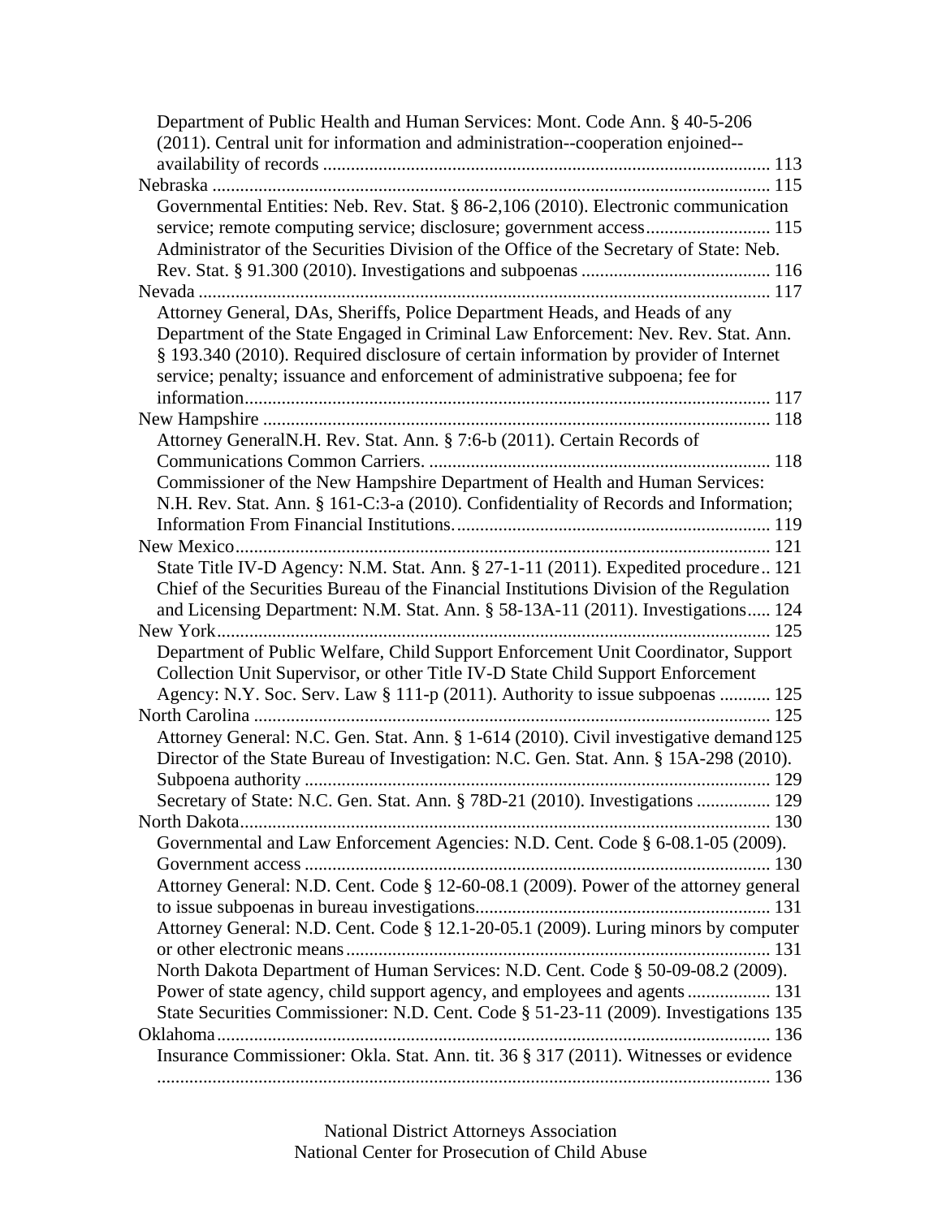Department of Public Health and Human Services: Mont. Code Ann. § 40-5-206 (2011). Central unit for information and administration--cooperation enjoined--availability of records ........................................................................................................ 113

Nebraska ........................................................................................................................ 115

Governmental Entities: Neb. Rev. Stat. § 86-2,106 (2010). Electronic communication service; remote computing service; disclosure; government access.......................... 115

Administrator of the Securities Division of the Office of the Secretary of State: Neb. Rev. Stat. § 91.300 (2010). Investigations and subpoenas ........................................ 116

Nevada ........................................................................................................................... 117

Attorney General, DAs, Sheriffs, Police Department Heads, and Heads of any Department of the State Engaged in Criminal Law Enforcement: Nev. Rev. Stat. Ann. § 193.340 (2010). Required disclosure of certain information by provider of Internet service; penalty; issuance and enforcement of administrative subpoena; fee for information................................................................................................................ 117

New Hampshire ............................................................................................................ 118

Attorney GeneralN.H. Rev. Stat. Ann. § 7:6-b (2011). Certain Records of Communications Common Carriers. .......................................................................... 118

Commissioner of the New Hampshire Department of Health and Human Services: N.H. Rev. Stat. Ann. § 161-C:3-a (2010). Confidentiality of Records and Information; Information From Financial Institutions.................................................................... 119

New Mexico.................................................................................................................. 121

State Title IV-D Agency: N.M. Stat. Ann. § 27-1-11 (2011). Expedited procedure.. 121

Chief of the Securities Bureau of the Financial Institutions Division of the Regulation and Licensing Department: N.M. Stat. Ann. § 58-13A-11 (2011). Investigations..... 124

New York....................................................................................................................... 125

Department of Public Welfare, Child Support Enforcement Unit Coordinator, Support Collection Unit Supervisor, or other Title IV-D State Child Support Enforcement Agency: N.Y. Soc. Serv. Law § 111-p (2011). Authority to issue subpoenas ........... 125

North Carolina .............................................................................................................. 125

Attorney General: N.C. Gen. Stat. Ann. § 1-614 (2010). Civil investigative demand 125

Director of the State Bureau of Investigation: N.C. Gen. Stat. Ann. § 15A-298 (2010). Subpoena authority ..................................................................................................... 129

Secretary of State: N.C. Gen. Stat. Ann. § 78D-21 (2010). Investigations ................ 129

North Dakota................................................................................................................. 130

Governmental and Law Enforcement Agencies: N.D. Cent. Code § 6-08.1-05 (2009). Government access ..................................................................................................... 130

Attorney General: N.D. Cent. Code § 12-60-08.1 (2009). Power of the attorney general to issue subpoenas in bureau investigations............................................................... 131

Attorney General: N.D. Cent. Code § 12.1-20-05.1 (2009). Luring minors by computer or other electronic means........................................................................................... 131

North Dakota Department of Human Services: N.D. Cent. Code § 50-09-08.2 (2009). Power of state agency, child support agency, and employees and agents.................. 131

State Securities Commissioner: N.D. Cent. Code § 51-23-11 (2009). Investigations 135

Oklahoma...................................................................................................................... 136

Insurance Commissioner: Okla. Stat. Ann. tit. 36 § 317 (2011). Witnesses or evidence ...................................................................................................................................... 136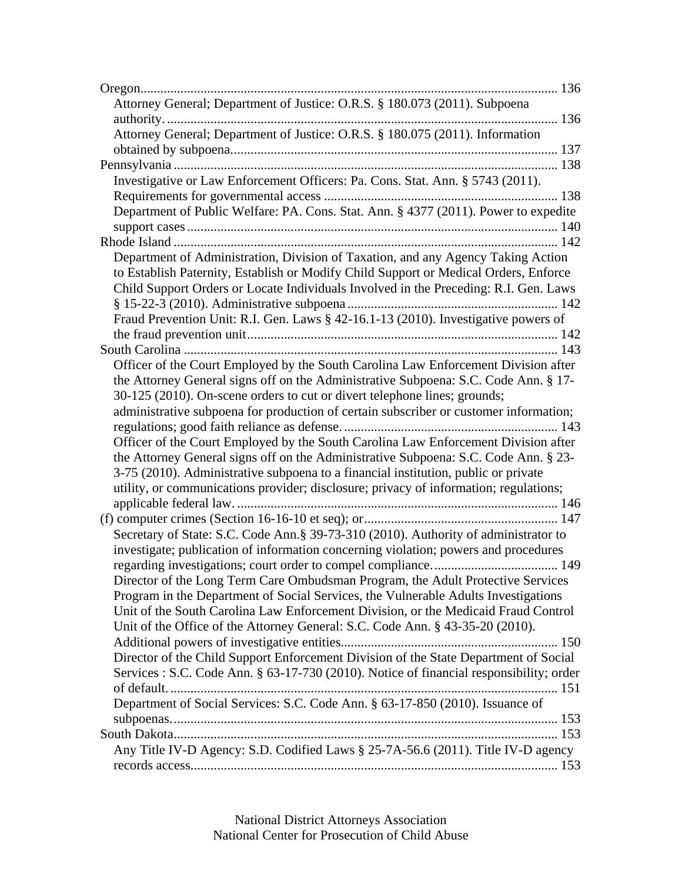Oregon ........................................................................................................................ 136
  Attorney General; Department of Justice: O.R.S. § 180.073 (2011). Subpoena authority. ..................................................................................................................... 136
  Attorney General; Department of Justice: O.R.S. § 180.075 (2011). Information obtained by subpoena................................................................................................ 137

Pennsylvania ................................................................................................................ 138
  Investigative or Law Enforcement Officers: Pa. Cons. Stat. Ann. § 5743 (2011). Requirements for governmental access ..................................................................... 138
  Department of Public Welfare: PA. Cons. Stat. Ann. § 4377 (2011). Power to expedite support cases .............................................................................................................. 140

Rhode Island ................................................................................................................ 142
  Department of Administration, Division of Taxation, and any Agency Taking Action to Establish Paternity, Establish or Modify Child Support or Medical Orders, Enforce Child Support Orders or Locate Individuals Involved in the Preceding: R.I. Gen. Laws § 15-22-3 (2010). Administrative subpoena .............................................................. 142
  Fraud Prevention Unit: R.I. Gen. Laws § 42-16.1-13 (2010). Investigative powers of the fraud prevention unit............................................................................................ 142

South Carolina ............................................................................................................. 143
  Officer of the Court Employed by the South Carolina Law Enforcement Division after the Attorney General signs off on the Administrative Subpoena: S.C. Code Ann. § 17-30-125 (2010). On-scene orders to cut or divert telephone lines; grounds; administrative subpoena for production of certain subscriber or customer information; regulations; good faith reliance as defense. ............................................................... 143
  Officer of the Court Employed by the South Carolina Law Enforcement Division after the Attorney General signs off on the Administrative Subpoena: S.C. Code Ann. § 23-3-75 (2010). Administrative subpoena to a financial institution, public or private utility, or communications provider; disclosure; privacy of information; regulations; applicable federal law. ............................................................................................... 146

(f) computer crimes (Section 16-16-10 et seq); or......................................................... 147
  Secretary of State: S.C. Code Ann.§ 39-73-310 (2010). Authority of administrator to investigate; publication of information concerning violation; powers and procedures regarding investigations; court order to compel compliance...................................... 149
  Director of the Long Term Care Ombudsman Program, the Adult Protective Services Program in the Department of Social Services, the Vulnerable Adults Investigations Unit of the South Carolina Law Enforcement Division, or the Medicaid Fraud Control Unit of the Office of the Attorney General: S.C. Code Ann. § 43-35-20 (2010). Additional powers of investigative entities................................................................ 150
  Director of the Child Support Enforcement Division of the State Department of Social Services : S.C. Code Ann. § 63-17-730 (2010). Notice of financial responsibility; order of default. ................................................................................................................... 151
  Department of Social Services: S.C. Code Ann. § 63-17-850 (2010). Issuance of subpoenas.................................................................................................................. 153

South Dakota................................................................................................................. 153
  Any Title IV-D Agency: S.D. Codified Laws § 25-7A-56.6 (2011). Title IV-D agency records access............................................................................................................ 153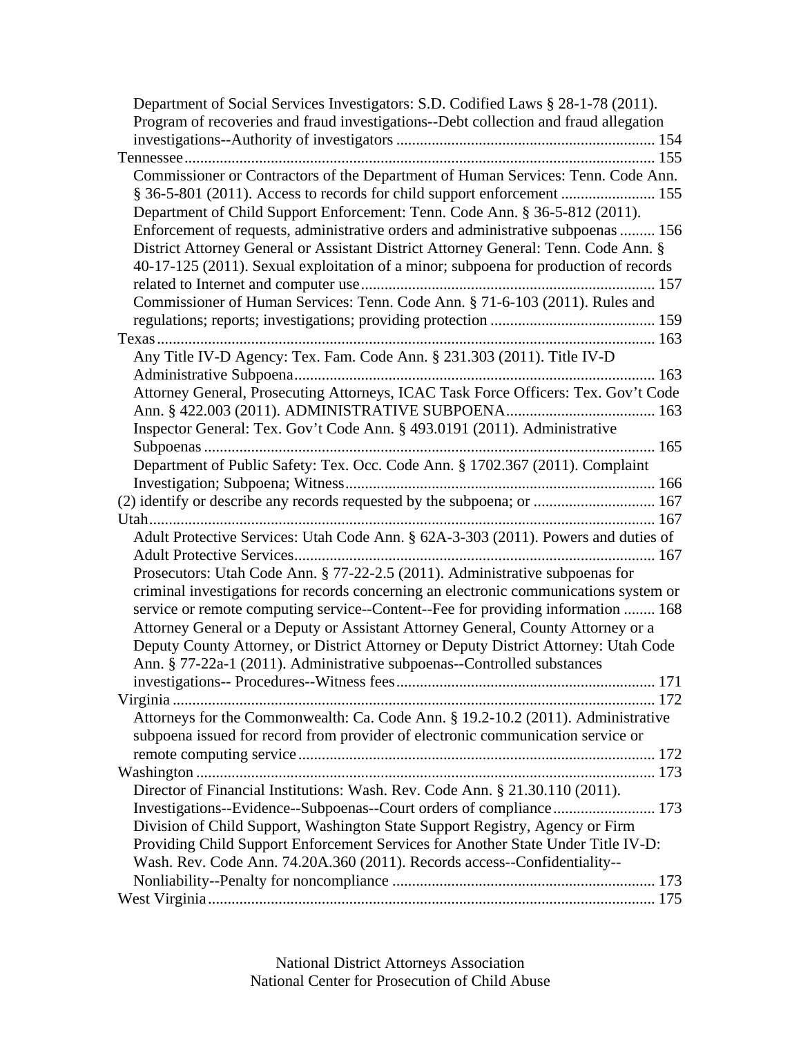Department of Social Services Investigators: S.D. Codified Laws § 28-1-78 (2011). Program of recoveries and fraud investigations--Debt collection and fraud allegation investigations--Authority of investigators ..... 154

Tennessee ..... 155

Commissioner or Contractors of the Department of Human Services: Tenn. Code Ann. § 36-5-801 (2011). Access to records for child support enforcement ..... 155

Department of Child Support Enforcement: Tenn. Code Ann. § 36-5-812 (2011). Enforcement of requests, administrative orders and administrative subpoenas ..... 156

District Attorney General or Assistant District Attorney General: Tenn. Code Ann. § 40-17-125 (2011). Sexual exploitation of a minor; subpoena for production of records related to Internet and computer use ..... 157

Commissioner of Human Services: Tenn. Code Ann. § 71-6-103 (2011). Rules and regulations; reports; investigations; providing protection ..... 159

Texas ..... 163

Any Title IV-D Agency: Tex. Fam. Code Ann. § 231.303 (2011). Title IV-D Administrative Subpoena ..... 163

Attorney General, Prosecuting Attorneys, ICAC Task Force Officers: Tex. Gov't Code Ann. § 422.003 (2011). ADMINISTRATIVE SUBPOENA ..... 163

Inspector General: Tex. Gov't Code Ann. § 493.0191 (2011). Administrative Subpoenas ..... 165

Department of Public Safety: Tex. Occ. Code Ann. § 1702.367 (2011). Complaint Investigation; Subpoena; Witness ..... 166

(2) identify or describe any records requested by the subpoena; or ..... 167

Utah ..... 167

Adult Protective Services: Utah Code Ann. § 62A-3-303 (2011). Powers and duties of Adult Protective Services ..... 167

Prosecutors: Utah Code Ann. § 77-22-2.5 (2011). Administrative subpoenas for criminal investigations for records concerning an electronic communications system or service or remote computing service--Content--Fee for providing information ..... 168

Attorney General or a Deputy or Assistant Attorney General, County Attorney or a Deputy County Attorney, or District Attorney or Deputy District Attorney: Utah Code Ann. § 77-22a-1 (2011). Administrative subpoenas--Controlled substances investigations-- Procedures--Witness fees ..... 171

Virginia ..... 172

Attorneys for the Commonwealth: Ca. Code Ann. § 19.2-10.2 (2011). Administrative subpoena issued for record from provider of electronic communication service or remote computing service ..... 172

Washington ..... 173

Director of Financial Institutions: Wash. Rev. Code Ann. § 21.30.110 (2011). Investigations--Evidence--Subpoenas--Court orders of compliance ..... 173

Division of Child Support, Washington State Support Registry, Agency or Firm Providing Child Support Enforcement Services for Another State Under Title IV-D: Wash. Rev. Code Ann. 74.20A.360 (2011). Records access--Confidentiality--Nonliability--Penalty for noncompliance ..... 173

West Virginia ..... 175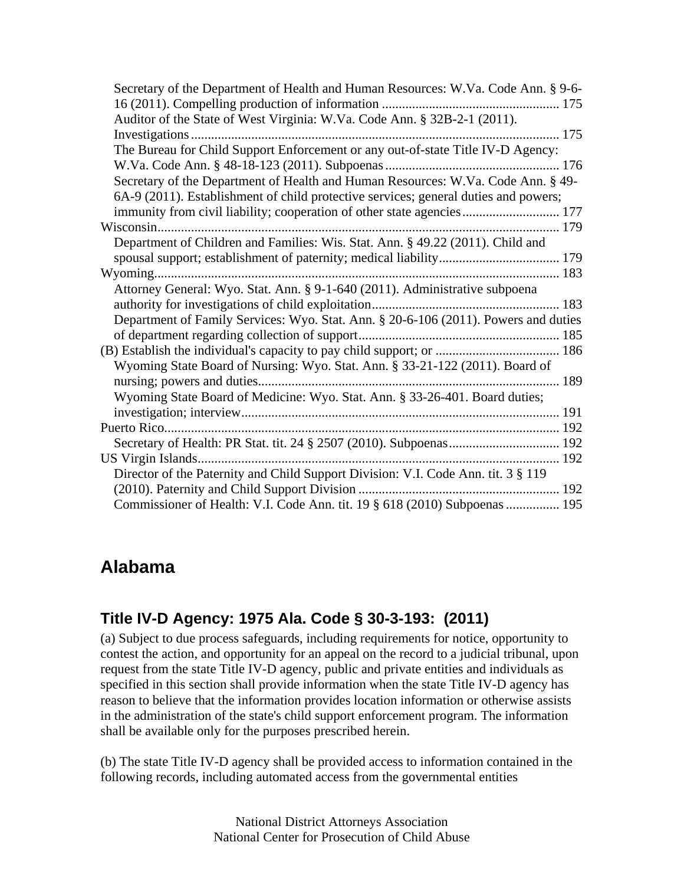Secretary of the Department of Health and Human Resources: W.Va. Code Ann. § 9-6-16 (2011). Compelling production of information ..................................................... 175
Auditor of the State of West Virginia: W.Va. Code Ann. § 32B-2-1 (2011). Investigations ............................................................................................................. 175
The Bureau for Child Support Enforcement or any out-of-state Title IV-D Agency: W.Va. Code Ann. § 48-18-123 (2011). Subpoenas .................................................... 176
Secretary of the Department of Health and Human Resources: W.Va. Code Ann. § 49-6A-9 (2011). Establishment of child protective services; general duties and powers; immunity from civil liability; cooperation of other state agencies ............................. 177
Wisconsin ........................................................................................................................ 179
Department of Children and Families: Wis. Stat. Ann. § 49.22 (2011). Child and spousal support; establishment of paternity; medical liability .................................... 179
Wyoming ......................................................................................................................... 183
Attorney General: Wyo. Stat. Ann. § 9-1-640 (2011). Administrative subpoena authority for investigations of child exploitation ........................................................ 183
Department of Family Services: Wyo. Stat. Ann. § 20-6-106 (2011). Powers and duties of department regarding collection of support ............................................................ 185
(B) Establish the individual's capacity to pay child support; or ..................................... 186
Wyoming State Board of Nursing: Wyo. Stat. Ann. § 33-21-122 (2011). Board of nursing; powers and duties .......................................................................................... 189
Wyoming State Board of Medicine: Wyo. Stat. Ann. § 33-26-401. Board duties; investigation; interview .............................................................................................. 191
Puerto Rico ..................................................................................................................... 192
Secretary of Health: PR Stat. tit. 24 § 2507 (2010). Subpoenas ................................. 192
US Virgin Islands ........................................................................................................... 192
Director of the Paternity and Child Support Division: V.I. Code Ann. tit. 3 § 119 (2010). Paternity and Child Support Division ............................................................ 192
Commissioner of Health: V.I. Code Ann. tit. 19 § 618 (2010) Subpoenas ................ 195

# Alabama

## Title IV-D Agency: 1975 Ala. Code § 30-3-193: (2011)

(a) Subject to due process safeguards, including requirements for notice, opportunity to contest the action, and opportunity for an appeal on the record to a judicial tribunal, upon request from the state Title IV-D agency, public and private entities and individuals as specified in this section shall provide information when the state Title IV-D agency has reason to believe that the information provides location information or otherwise assists in the administration of the state's child support enforcement program. The information shall be available only for the purposes prescribed herein.

(b) The state Title IV-D agency shall be provided access to information contained in the following records, including automated access from the governmental entities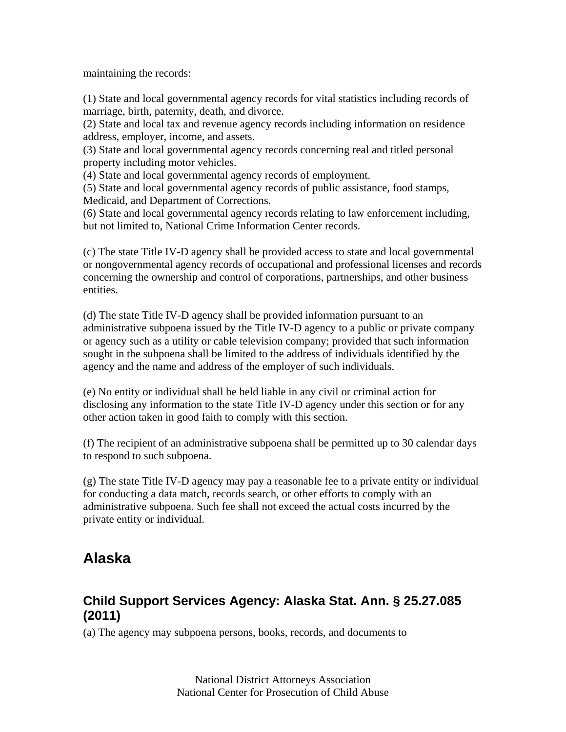maintaining the records:

(1) State and local governmental agency records for vital statistics including records of marriage, birth, paternity, death, and divorce.
(2) State and local tax and revenue agency records including information on residence address, employer, income, and assets.
(3) State and local governmental agency records concerning real and titled personal property including motor vehicles.
(4) State and local governmental agency records of employment.
(5) State and local governmental agency records of public assistance, food stamps, Medicaid, and Department of Corrections.
(6) State and local governmental agency records relating to law enforcement including, but not limited to, National Crime Information Center records.

(c) The state Title IV-D agency shall be provided access to state and local governmental or nongovernmental agency records of occupational and professional licenses and records concerning the ownership and control of corporations, partnerships, and other business entities.

(d) The state Title IV-D agency shall be provided information pursuant to an administrative subpoena issued by the Title IV-D agency to a public or private company or agency such as a utility or cable television company; provided that such information sought in the subpoena shall be limited to the address of individuals identified by the agency and the name and address of the employer of such individuals.

(e) No entity or individual shall be held liable in any civil or criminal action for disclosing any information to the state Title IV-D agency under this section or for any other action taken in good faith to comply with this section.

(f) The recipient of an administrative subpoena shall be permitted up to 30 calendar days to respond to such subpoena.

(g) The state Title IV-D agency may pay a reasonable fee to a private entity or individual for conducting a data match, records search, or other efforts to comply with an administrative subpoena. Such fee shall not exceed the actual costs incurred by the private entity or individual.

## Alaska

### Child Support Services Agency: Alaska Stat. Ann. § 25.27.085 (2011)

(a) The agency may subpoena persons, books, records, and documents to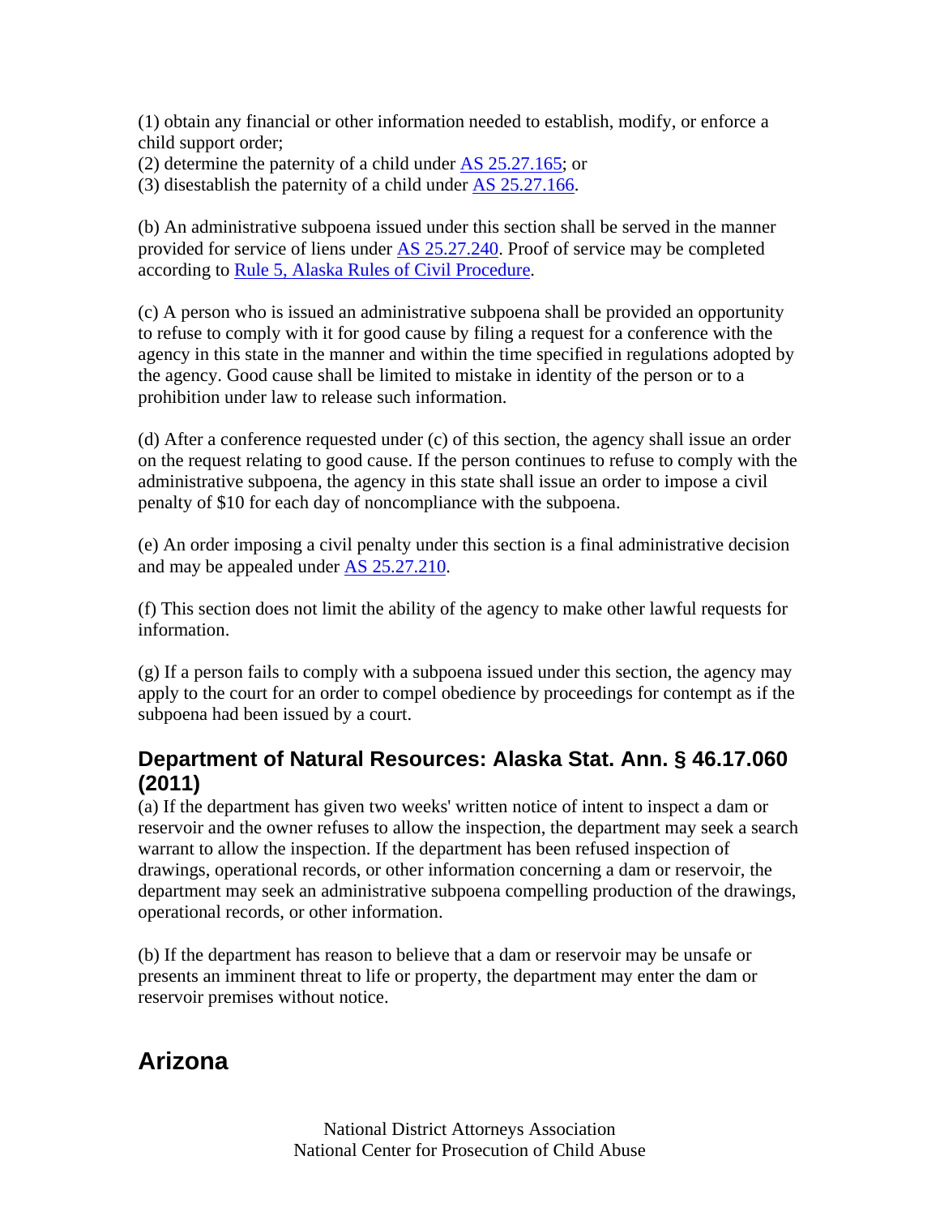(1) obtain any financial or other information needed to establish, modify, or enforce a child support order;
(2) determine the paternity of a child under [AS 25.27.165](); or
(3) disestablish the paternity of a child under [AS 25.27.166]().

(b) An administrative subpoena issued under this section shall be served in the manner provided for service of liens under [AS 25.27.240](). Proof of service may be completed according to [Rule 5, Alaska Rules of Civil Procedure]().

(c) A person who is issued an administrative subpoena shall be provided an opportunity to refuse to comply with it for good cause by filing a request for a conference with the agency in this state in the manner and within the time specified in regulations adopted by the agency. Good cause shall be limited to mistake in identity of the person or to a prohibition under law to release such information.

(d) After a conference requested under (c) of this section, the agency shall issue an order on the request relating to good cause. If the person continues to refuse to comply with the administrative subpoena, the agency in this state shall issue an order to impose a civil penalty of $10 for each day of noncompliance with the subpoena.

(e) An order imposing a civil penalty under this section is a final administrative decision and may be appealed under [AS 25.27.210]().

(f) This section does not limit the ability of the agency to make other lawful requests for information.

(g) If a person fails to comply with a subpoena issued under this section, the agency may apply to the court for an order to compel obedience by proceedings for contempt as if the subpoena had been issued by a court.

### Department of Natural Resources: Alaska Stat. Ann. § 46.17.060 (2011)

(a) If the department has given two weeks' written notice of intent to inspect a dam or reservoir and the owner refuses to allow the inspection, the department may seek a search warrant to allow the inspection. If the department has been refused inspection of drawings, operational records, or other information concerning a dam or reservoir, the department may seek an administrative subpoena compelling production of the drawings, operational records, or other information.

(b) If the department has reason to believe that a dam or reservoir may be unsafe or presents an imminent threat to life or property, the department may enter the dam or reservoir premises without notice.

## Arizona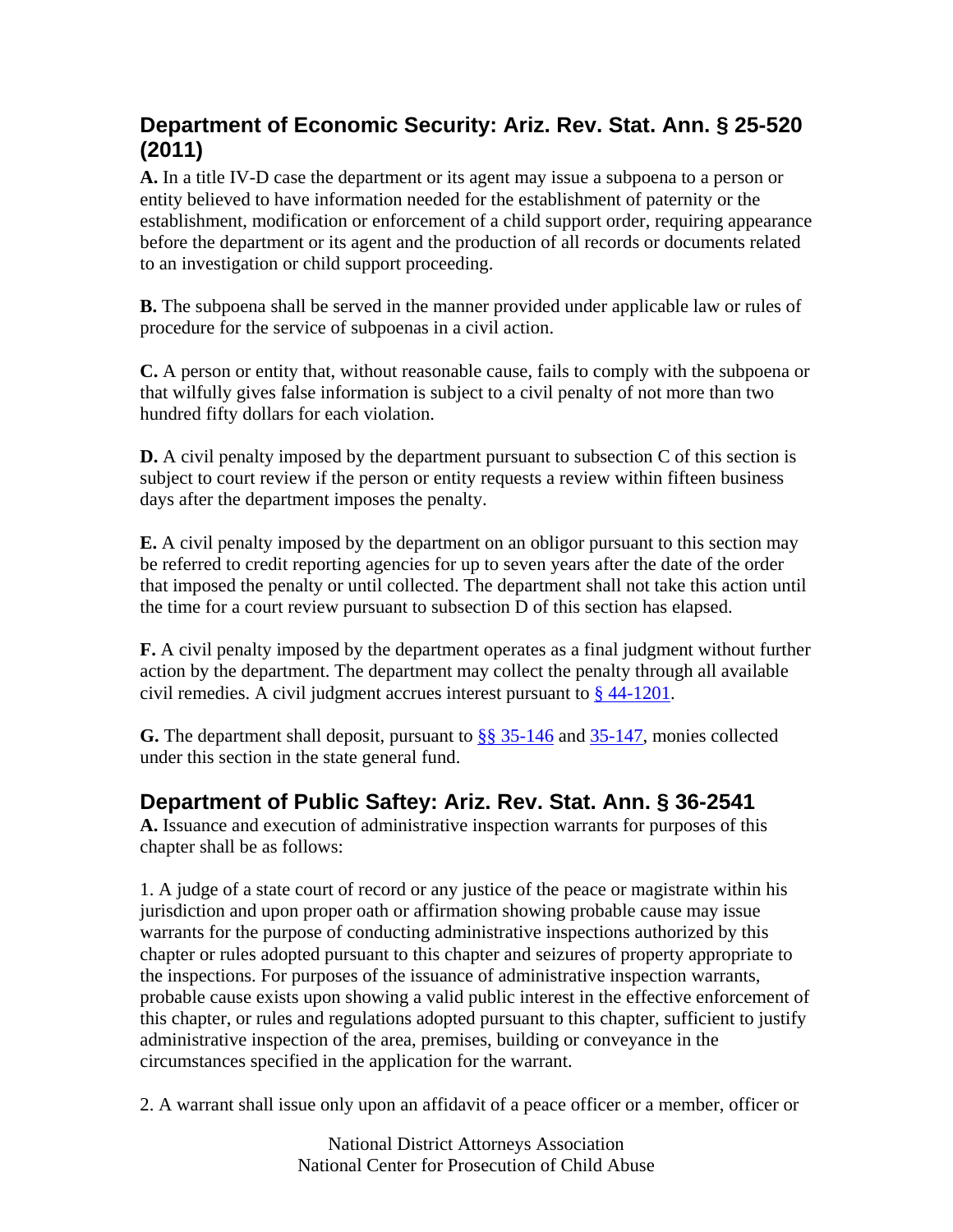## Department of Economic Security: Ariz. Rev. Stat. Ann. § 25-520 (2011)

**A.** In a title IV-D case the department or its agent may issue a subpoena to a person or entity believed to have information needed for the establishment of paternity or the establishment, modification or enforcement of a child support order, requiring appearance before the department or its agent and the production of all records or documents related to an investigation or child support proceeding.

**B.** The subpoena shall be served in the manner provided under applicable law or rules of procedure for the service of subpoenas in a civil action.

**C.** A person or entity that, without reasonable cause, fails to comply with the subpoena or that wilfully gives false information is subject to a civil penalty of not more than two hundred fifty dollars for each violation.

**D.** A civil penalty imposed by the department pursuant to subsection C of this section is subject to court review if the person or entity requests a review within fifteen business days after the department imposes the penalty.

**E.** A civil penalty imposed by the department on an obligor pursuant to this section may be referred to credit reporting agencies for up to seven years after the date of the order that imposed the penalty or until collected. The department shall not take this action until the time for a court review pursuant to subsection D of this section has elapsed.

**F.** A civil penalty imposed by the department operates as a final judgment without further action by the department. The department may collect the penalty through all available civil remedies. A civil judgment accrues interest pursuant to § 44-1201.

**G.** The department shall deposit, pursuant to §§ 35-146 and 35-147, monies collected under this section in the state general fund.

## Department of Public Saftey: Ariz. Rev. Stat. Ann. § 36-2541

**A.** Issuance and execution of administrative inspection warrants for purposes of this chapter shall be as follows:

1. A judge of a state court of record or any justice of the peace or magistrate within his jurisdiction and upon proper oath or affirmation showing probable cause may issue warrants for the purpose of conducting administrative inspections authorized by this chapter or rules adopted pursuant to this chapter and seizures of property appropriate to the inspections. For purposes of the issuance of administrative inspection warrants, probable cause exists upon showing a valid public interest in the effective enforcement of this chapter, or rules and regulations adopted pursuant to this chapter, sufficient to justify administrative inspection of the area, premises, building or conveyance in the circumstances specified in the application for the warrant.

2. A warrant shall issue only upon an affidavit of a peace officer or a member, officer or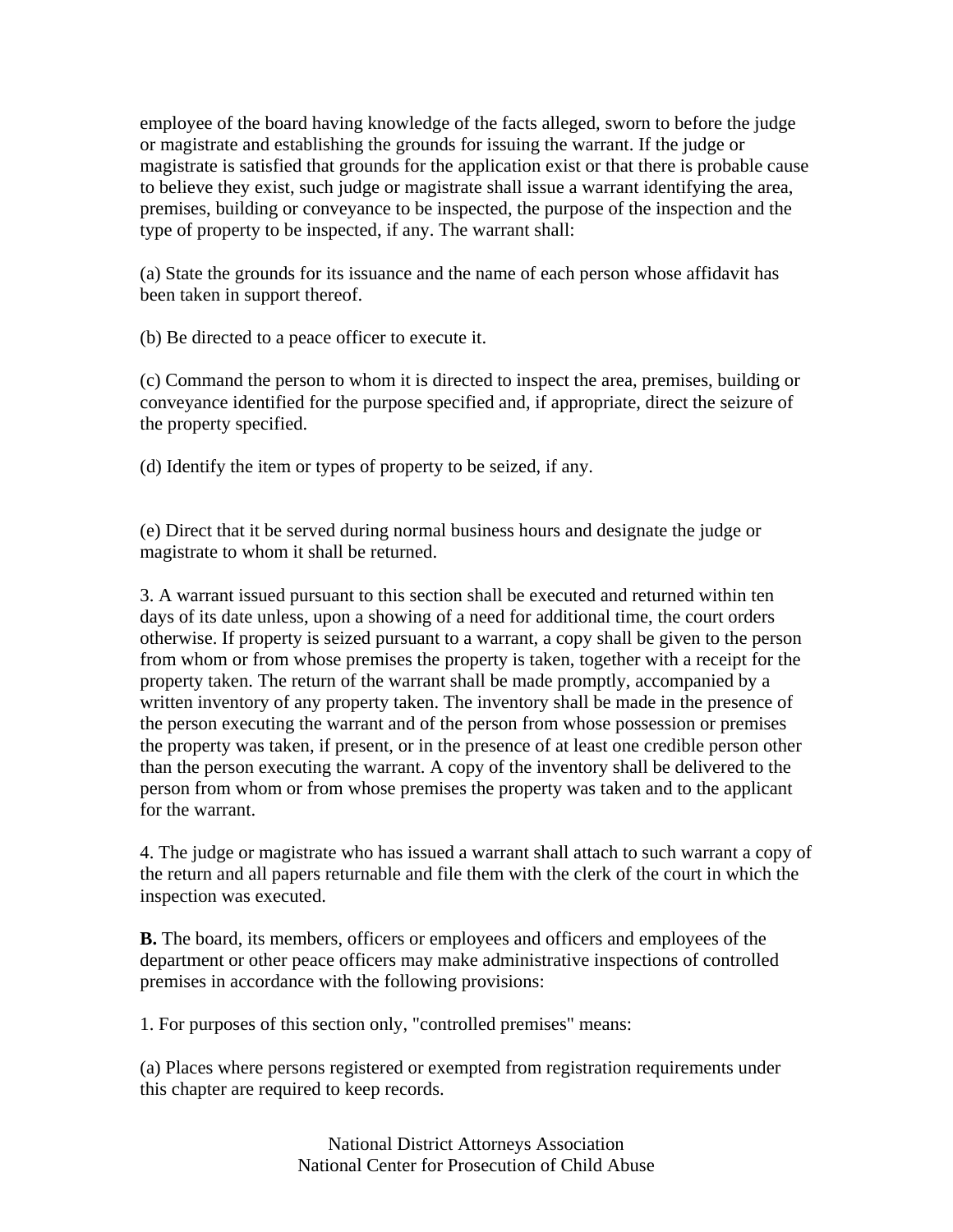employee of the board having knowledge of the facts alleged, sworn to before the judge or magistrate and establishing the grounds for issuing the warrant. If the judge or magistrate is satisfied that grounds for the application exist or that there is probable cause to believe they exist, such judge or magistrate shall issue a warrant identifying the area, premises, building or conveyance to be inspected, the purpose of the inspection and the type of property to be inspected, if any. The warrant shall:

(a) State the grounds for its issuance and the name of each person whose affidavit has been taken in support thereof.

(b) Be directed to a peace officer to execute it.

(c) Command the person to whom it is directed to inspect the area, premises, building or conveyance identified for the purpose specified and, if appropriate, direct the seizure of the property specified.

(d) Identify the item or types of property to be seized, if any.

(e) Direct that it be served during normal business hours and designate the judge or magistrate to whom it shall be returned.

3. A warrant issued pursuant to this section shall be executed and returned within ten days of its date unless, upon a showing of a need for additional time, the court orders otherwise. If property is seized pursuant to a warrant, a copy shall be given to the person from whom or from whose premises the property is taken, together with a receipt for the property taken. The return of the warrant shall be made promptly, accompanied by a written inventory of any property taken. The inventory shall be made in the presence of the person executing the warrant and of the person from whose possession or premises the property was taken, if present, or in the presence of at least one credible person other than the person executing the warrant. A copy of the inventory shall be delivered to the person from whom or from whose premises the property was taken and to the applicant for the warrant.

4. The judge or magistrate who has issued a warrant shall attach to such warrant a copy of the return and all papers returnable and file them with the clerk of the court in which the inspection was executed.

**B.** The board, its members, officers or employees and officers and employees of the department or other peace officers may make administrative inspections of controlled premises in accordance with the following provisions:

1. For purposes of this section only, "controlled premises" means:

(a) Places where persons registered or exempted from registration requirements under this chapter are required to keep records.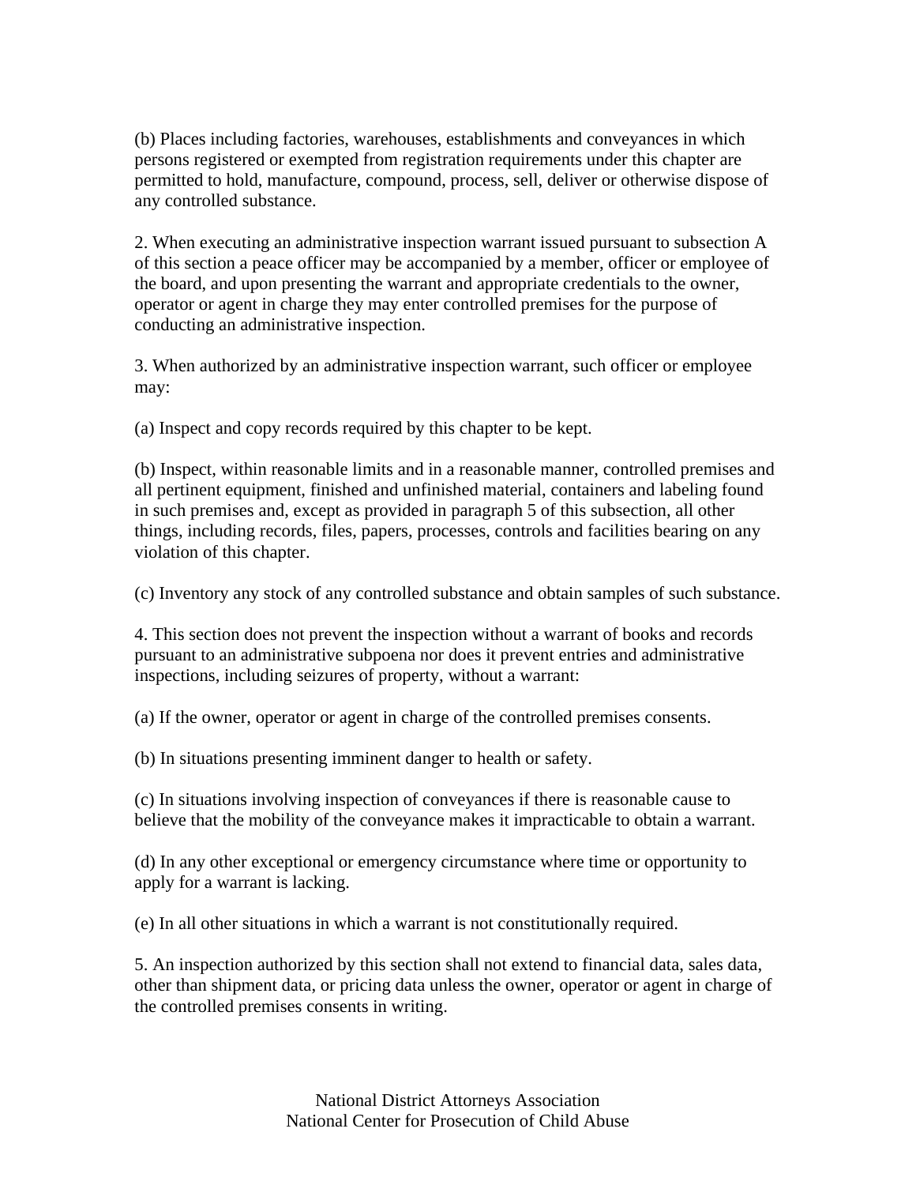(b) Places including factories, warehouses, establishments and conveyances in which persons registered or exempted from registration requirements under this chapter are permitted to hold, manufacture, compound, process, sell, deliver or otherwise dispose of any controlled substance.

2. When executing an administrative inspection warrant issued pursuant to subsection A of this section a peace officer may be accompanied by a member, officer or employee of the board, and upon presenting the warrant and appropriate credentials to the owner, operator or agent in charge they may enter controlled premises for the purpose of conducting an administrative inspection.

3. When authorized by an administrative inspection warrant, such officer or employee may:

(a) Inspect and copy records required by this chapter to be kept.

(b) Inspect, within reasonable limits and in a reasonable manner, controlled premises and all pertinent equipment, finished and unfinished material, containers and labeling found in such premises and, except as provided in paragraph 5 of this subsection, all other things, including records, files, papers, processes, controls and facilities bearing on any violation of this chapter.

(c) Inventory any stock of any controlled substance and obtain samples of such substance.

4. This section does not prevent the inspection without a warrant of books and records pursuant to an administrative subpoena nor does it prevent entries and administrative inspections, including seizures of property, without a warrant:

(a) If the owner, operator or agent in charge of the controlled premises consents.

(b) In situations presenting imminent danger to health or safety.

(c) In situations involving inspection of conveyances if there is reasonable cause to believe that the mobility of the conveyance makes it impracticable to obtain a warrant.

(d) In any other exceptional or emergency circumstance where time or opportunity to apply for a warrant is lacking.

(e) In all other situations in which a warrant is not constitutionally required.

5. An inspection authorized by this section shall not extend to financial data, sales data, other than shipment data, or pricing data unless the owner, operator or agent in charge of the controlled premises consents in writing.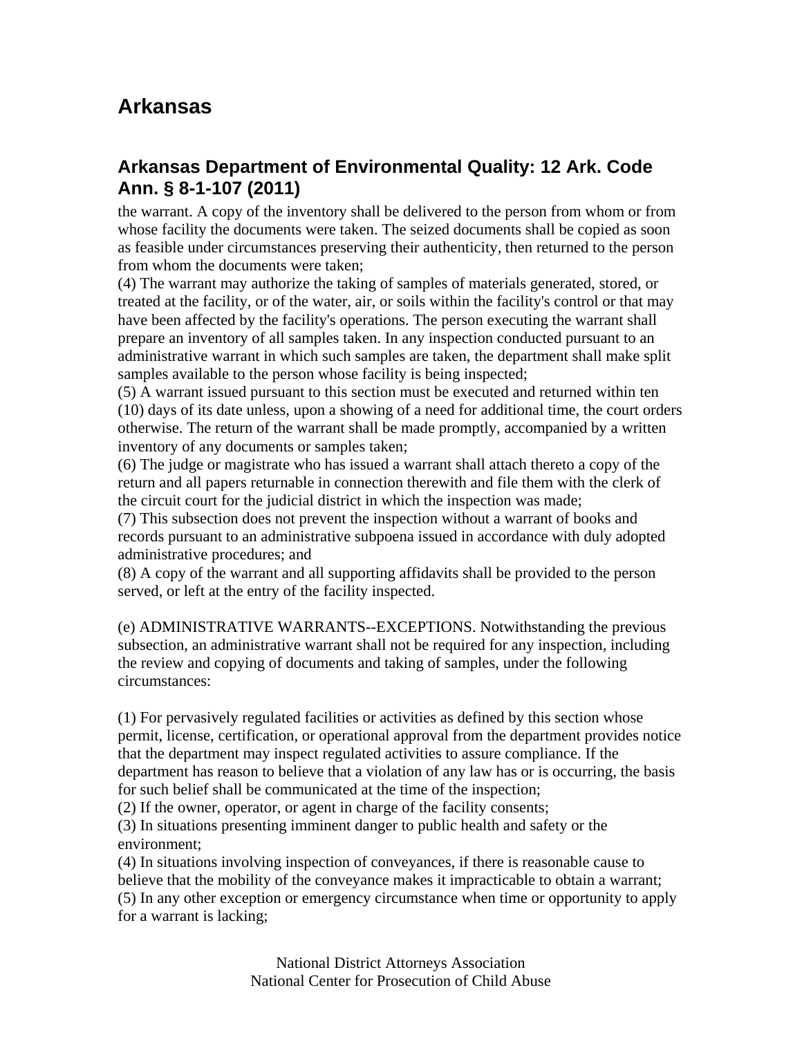# Arkansas

## Arkansas Department of Environmental Quality: 12 Ark. Code Ann. § 8-1-107 (2011)

the warrant. A copy of the inventory shall be delivered to the person from whom or from whose facility the documents were taken. The seized documents shall be copied as soon as feasible under circumstances preserving their authenticity, then returned to the person from whom the documents were taken;

(4) The warrant may authorize the taking of samples of materials generated, stored, or treated at the facility, or of the water, air, or soils within the facility's control or that may have been affected by the facility's operations. The person executing the warrant shall prepare an inventory of all samples taken. In any inspection conducted pursuant to an administrative warrant in which such samples are taken, the department shall make split samples available to the person whose facility is being inspected;

(5) A warrant issued pursuant to this section must be executed and returned within ten (10) days of its date unless, upon a showing of a need for additional time, the court orders otherwise. The return of the warrant shall be made promptly, accompanied by a written inventory of any documents or samples taken;

(6) The judge or magistrate who has issued a warrant shall attach thereto a copy of the return and all papers returnable in connection therewith and file them with the clerk of the circuit court for the judicial district in which the inspection was made;

(7) This subsection does not prevent the inspection without a warrant of books and records pursuant to an administrative subpoena issued in accordance with duly adopted administrative procedures; and

(8) A copy of the warrant and all supporting affidavits shall be provided to the person served, or left at the entry of the facility inspected.

(e) ADMINISTRATIVE WARRANTS--EXCEPTIONS. Notwithstanding the previous subsection, an administrative warrant shall not be required for any inspection, including the review and copying of documents and taking of samples, under the following circumstances:

(1) For pervasively regulated facilities or activities as defined by this section whose permit, license, certification, or operational approval from the department provides notice that the department may inspect regulated activities to assure compliance. If the department has reason to believe that a violation of any law has or is occurring, the basis for such belief shall be communicated at the time of the inspection;

(2) If the owner, operator, or agent in charge of the facility consents;

(3) In situations presenting imminent danger to public health and safety or the environment;

(4) In situations involving inspection of conveyances, if there is reasonable cause to believe that the mobility of the conveyance makes it impracticable to obtain a warrant;

(5) In any other exception or emergency circumstance when time or opportunity to apply for a warrant is lacking;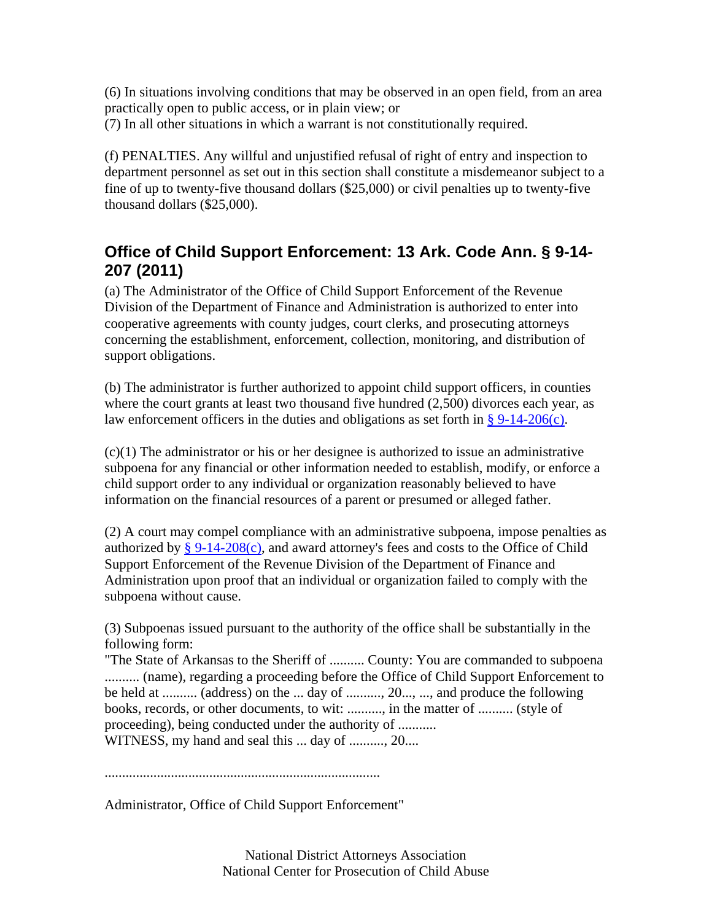(6) In situations involving conditions that may be observed in an open field, from an area practically open to public access, or in plain view; or
(7) In all other situations in which a warrant is not constitutionally required.

(f) PENALTIES. Any willful and unjustified refusal of right of entry and inspection to department personnel as set out in this section shall constitute a misdemeanor subject to a fine of up to twenty-five thousand dollars ($25,000) or civil penalties up to twenty-five thousand dollars ($25,000).

## Office of Child Support Enforcement: 13 Ark. Code Ann. § 9-14-207 (2011)

(a) The Administrator of the Office of Child Support Enforcement of the Revenue Division of the Department of Finance and Administration is authorized to enter into cooperative agreements with county judges, court clerks, and prosecuting attorneys concerning the establishment, enforcement, collection, monitoring, and distribution of support obligations.

(b) The administrator is further authorized to appoint child support officers, in counties where the court grants at least two thousand five hundred (2,500) divorces each year, as law enforcement officers in the duties and obligations as set forth in § 9-14-206(c).

(c)(1) The administrator or his or her designee is authorized to issue an administrative subpoena for any financial or other information needed to establish, modify, or enforce a child support order to any individual or organization reasonably believed to have information on the financial resources of a parent or presumed or alleged father.

(2) A court may compel compliance with an administrative subpoena, impose penalties as authorized by § 9-14-208(c), and award attorney's fees and costs to the Office of Child Support Enforcement of the Revenue Division of the Department of Finance and Administration upon proof that an individual or organization failed to comply with the subpoena without cause.

(3) Subpoenas issued pursuant to the authority of the office shall be substantially in the following form:
"The State of Arkansas to the Sheriff of .......... County: You are commanded to subpoena .......... (name), regarding a proceeding before the Office of Child Support Enforcement to be held at .......... (address) on the ... day of .........., 20..., ..., and produce the following books, records, or other documents, to wit: .........., in the matter of .......... (style of proceeding), being conducted under the authority of ...........
WITNESS, my hand and seal this ... day of .........., 20....

..............................................................................

Administrator, Office of Child Support Enforcement"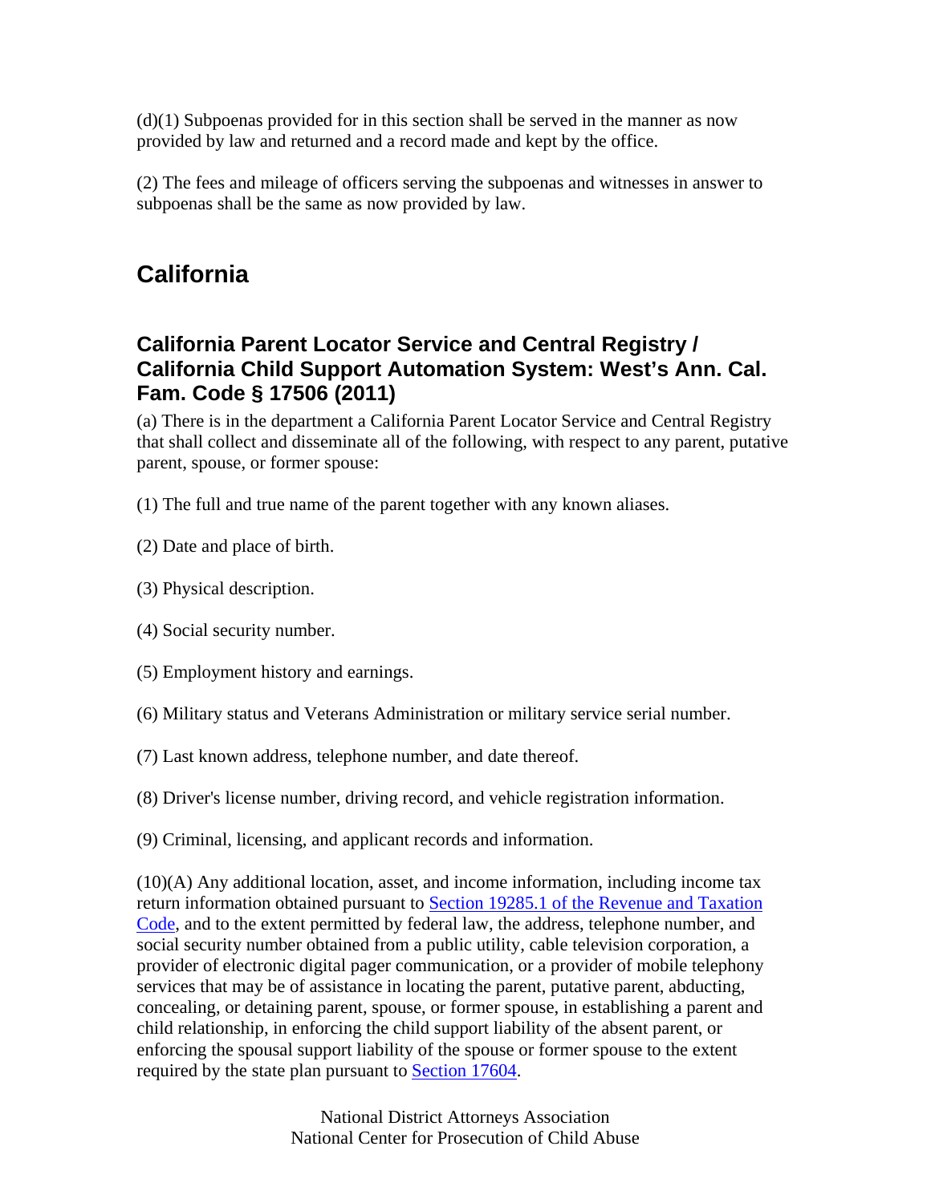(d)(1) Subpoenas provided for in this section shall be served in the manner as now provided by law and returned and a record made and kept by the office.

(2) The fees and mileage of officers serving the subpoenas and witnesses in answer to subpoenas shall be the same as now provided by law.

## California

### California Parent Locator Service and Central Registry / California Child Support Automation System: West's Ann. Cal. Fam. Code § 17506 (2011)

(a) There is in the department a California Parent Locator Service and Central Registry that shall collect and disseminate all of the following, with respect to any parent, putative parent, spouse, or former spouse:

(1) The full and true name of the parent together with any known aliases.

(2) Date and place of birth.

(3) Physical description.

(4) Social security number.

(5) Employment history and earnings.

(6) Military status and Veterans Administration or military service serial number.

(7) Last known address, telephone number, and date thereof.

(8) Driver's license number, driving record, and vehicle registration information.

(9) Criminal, licensing, and applicant records and information.

(10)(A) Any additional location, asset, and income information, including income tax return information obtained pursuant to Section 19285.1 of the Revenue and Taxation Code, and to the extent permitted by federal law, the address, telephone number, and social security number obtained from a public utility, cable television corporation, a provider of electronic digital pager communication, or a provider of mobile telephony services that may be of assistance in locating the parent, putative parent, abducting, concealing, or detaining parent, spouse, or former spouse, in establishing a parent and child relationship, in enforcing the child support liability of the absent parent, or enforcing the spousal support liability of the spouse or former spouse to the extent required by the state plan pursuant to Section 17604.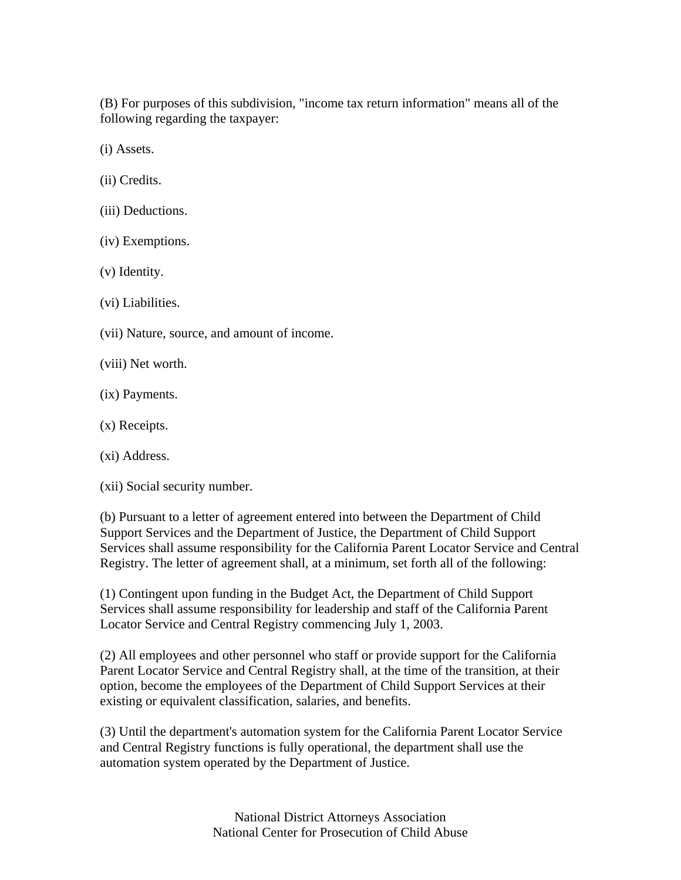(B) For purposes of this subdivision, "income tax return information" means all of the following regarding the taxpayer:

(i) Assets.

(ii) Credits.

(iii) Deductions.

(iv) Exemptions.

(v) Identity.

(vi) Liabilities.

(vii) Nature, source, and amount of income.

(viii) Net worth.

(ix) Payments.

(x) Receipts.

(xi) Address.

(xii) Social security number.

(b) Pursuant to a letter of agreement entered into between the Department of Child Support Services and the Department of Justice, the Department of Child Support Services shall assume responsibility for the California Parent Locator Service and Central Registry. The letter of agreement shall, at a minimum, set forth all of the following:

(1) Contingent upon funding in the Budget Act, the Department of Child Support Services shall assume responsibility for leadership and staff of the California Parent Locator Service and Central Registry commencing July 1, 2003.

(2) All employees and other personnel who staff or provide support for the California Parent Locator Service and Central Registry shall, at the time of the transition, at their option, become the employees of the Department of Child Support Services at their existing or equivalent classification, salaries, and benefits.

(3) Until the department's automation system for the California Parent Locator Service and Central Registry functions is fully operational, the department shall use the automation system operated by the Department of Justice.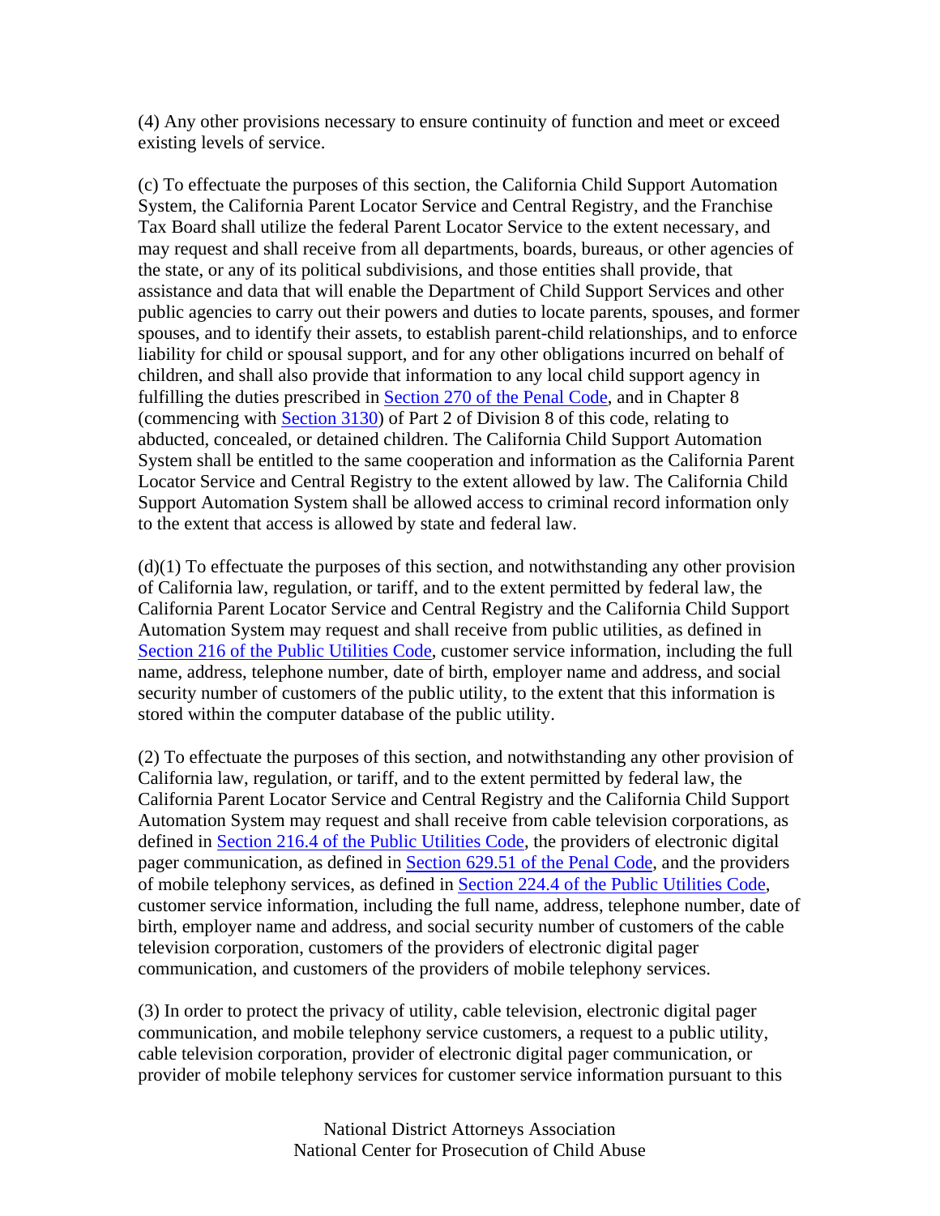(4) Any other provisions necessary to ensure continuity of function and meet or exceed existing levels of service.

(c) To effectuate the purposes of this section, the California Child Support Automation System, the California Parent Locator Service and Central Registry, and the Franchise Tax Board shall utilize the federal Parent Locator Service to the extent necessary, and may request and shall receive from all departments, boards, bureaus, or other agencies of the state, or any of its political subdivisions, and those entities shall provide, that assistance and data that will enable the Department of Child Support Services and other public agencies to carry out their powers and duties to locate parents, spouses, and former spouses, and to identify their assets, to establish parent-child relationships, and to enforce liability for child or spousal support, and for any other obligations incurred on behalf of children, and shall also provide that information to any local child support agency in fulfilling the duties prescribed in Section 270 of the Penal Code, and in Chapter 8 (commencing with Section 3130) of Part 2 of Division 8 of this code, relating to abducted, concealed, or detained children. The California Child Support Automation System shall be entitled to the same cooperation and information as the California Parent Locator Service and Central Registry to the extent allowed by law. The California Child Support Automation System shall be allowed access to criminal record information only to the extent that access is allowed by state and federal law.

(d)(1) To effectuate the purposes of this section, and notwithstanding any other provision of California law, regulation, or tariff, and to the extent permitted by federal law, the California Parent Locator Service and Central Registry and the California Child Support Automation System may request and shall receive from public utilities, as defined in Section 216 of the Public Utilities Code, customer service information, including the full name, address, telephone number, date of birth, employer name and address, and social security number of customers of the public utility, to the extent that this information is stored within the computer database of the public utility.

(2) To effectuate the purposes of this section, and notwithstanding any other provision of California law, regulation, or tariff, and to the extent permitted by federal law, the California Parent Locator Service and Central Registry and the California Child Support Automation System may request and shall receive from cable television corporations, as defined in Section 216.4 of the Public Utilities Code, the providers of electronic digital pager communication, as defined in Section 629.51 of the Penal Code, and the providers of mobile telephony services, as defined in Section 224.4 of the Public Utilities Code, customer service information, including the full name, address, telephone number, date of birth, employer name and address, and social security number of customers of the cable television corporation, customers of the providers of electronic digital pager communication, and customers of the providers of mobile telephony services.

(3) In order to protect the privacy of utility, cable television, electronic digital pager communication, and mobile telephony service customers, a request to a public utility, cable television corporation, provider of electronic digital pager communication, or provider of mobile telephony services for customer service information pursuant to this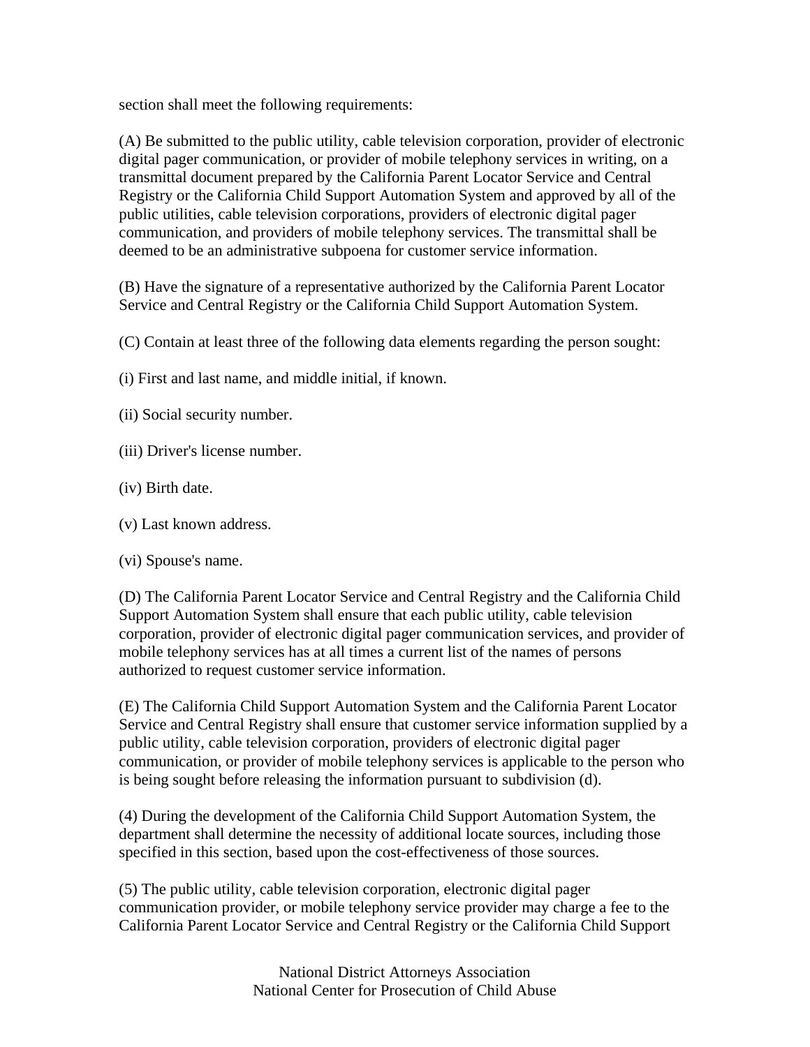section shall meet the following requirements:

(A) Be submitted to the public utility, cable television corporation, provider of electronic digital pager communication, or provider of mobile telephony services in writing, on a transmittal document prepared by the California Parent Locator Service and Central Registry or the California Child Support Automation System and approved by all of the public utilities, cable television corporations, providers of electronic digital pager communication, and providers of mobile telephony services. The transmittal shall be deemed to be an administrative subpoena for customer service information.

(B) Have the signature of a representative authorized by the California Parent Locator Service and Central Registry or the California Child Support Automation System.

(C) Contain at least three of the following data elements regarding the person sought:

(i) First and last name, and middle initial, if known.

(ii) Social security number.

(iii) Driver's license number.

(iv) Birth date.

(v) Last known address.

(vi) Spouse's name.

(D) The California Parent Locator Service and Central Registry and the California Child Support Automation System shall ensure that each public utility, cable television corporation, provider of electronic digital pager communication services, and provider of mobile telephony services has at all times a current list of the names of persons authorized to request customer service information.

(E) The California Child Support Automation System and the California Parent Locator Service and Central Registry shall ensure that customer service information supplied by a public utility, cable television corporation, providers of electronic digital pager communication, or provider of mobile telephony services is applicable to the person who is being sought before releasing the information pursuant to subdivision (d).

(4) During the development of the California Child Support Automation System, the department shall determine the necessity of additional locate sources, including those specified in this section, based upon the cost-effectiveness of those sources.

(5) The public utility, cable television corporation, electronic digital pager communication provider, or mobile telephony service provider may charge a fee to the California Parent Locator Service and Central Registry or the California Child Support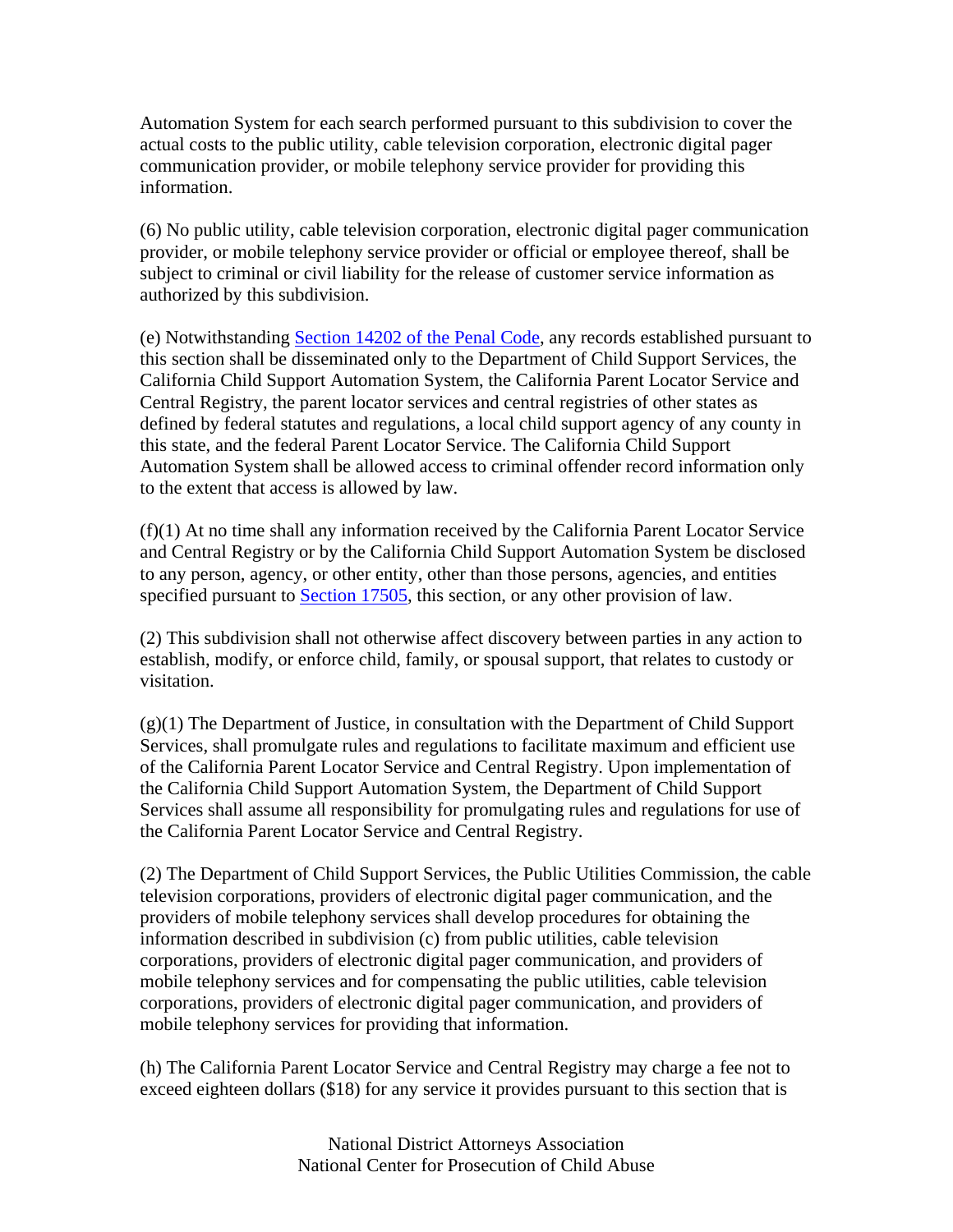Automation System for each search performed pursuant to this subdivision to cover the actual costs to the public utility, cable television corporation, electronic digital pager communication provider, or mobile telephony service provider for providing this information.

(6) No public utility, cable television corporation, electronic digital pager communication provider, or mobile telephony service provider or official or employee thereof, shall be subject to criminal or civil liability for the release of customer service information as authorized by this subdivision.

(e) Notwithstanding Section 14202 of the Penal Code, any records established pursuant to this section shall be disseminated only to the Department of Child Support Services, the California Child Support Automation System, the California Parent Locator Service and Central Registry, the parent locator services and central registries of other states as defined by federal statutes and regulations, a local child support agency of any county in this state, and the federal Parent Locator Service. The California Child Support Automation System shall be allowed access to criminal offender record information only to the extent that access is allowed by law.

(f)(1) At no time shall any information received by the California Parent Locator Service and Central Registry or by the California Child Support Automation System be disclosed to any person, agency, or other entity, other than those persons, agencies, and entities specified pursuant to Section 17505, this section, or any other provision of law.

(2) This subdivision shall not otherwise affect discovery between parties in any action to establish, modify, or enforce child, family, or spousal support, that relates to custody or visitation.

(g)(1) The Department of Justice, in consultation with the Department of Child Support Services, shall promulgate rules and regulations to facilitate maximum and efficient use of the California Parent Locator Service and Central Registry. Upon implementation of the California Child Support Automation System, the Department of Child Support Services shall assume all responsibility for promulgating rules and regulations for use of the California Parent Locator Service and Central Registry.

(2) The Department of Child Support Services, the Public Utilities Commission, the cable television corporations, providers of electronic digital pager communication, and the providers of mobile telephony services shall develop procedures for obtaining the information described in subdivision (c) from public utilities, cable television corporations, providers of electronic digital pager communication, and providers of mobile telephony services and for compensating the public utilities, cable television corporations, providers of electronic digital pager communication, and providers of mobile telephony services for providing that information.

(h) The California Parent Locator Service and Central Registry may charge a fee not to exceed eighteen dollars ($18) for any service it provides pursuant to this section that is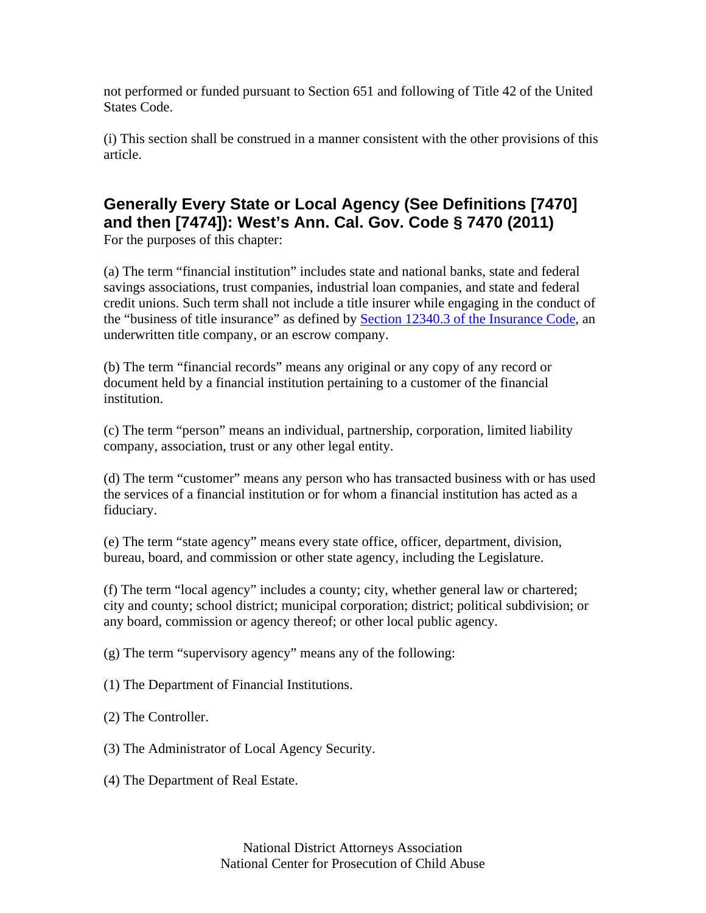not performed or funded pursuant to Section 651 and following of Title 42 of the United States Code.

(i) This section shall be construed in a manner consistent with the other provisions of this article.

## Generally Every State or Local Agency (See Definitions [7470] and then [7474]): West's Ann. Cal. Gov. Code § 7470 (2011)

For the purposes of this chapter:

(a) The term "financial institution" includes state and national banks, state and federal savings associations, trust companies, industrial loan companies, and state and federal credit unions. Such term shall not include a title insurer while engaging in the conduct of the "business of title insurance" as defined by Section 12340.3 of the Insurance Code, an underwritten title company, or an escrow company.

(b) The term "financial records" means any original or any copy of any record or document held by a financial institution pertaining to a customer of the financial institution.

(c) The term "person" means an individual, partnership, corporation, limited liability company, association, trust or any other legal entity.

(d) The term "customer" means any person who has transacted business with or has used the services of a financial institution or for whom a financial institution has acted as a fiduciary.

(e) The term "state agency" means every state office, officer, department, division, bureau, board, and commission or other state agency, including the Legislature.

(f) The term "local agency" includes a county; city, whether general law or chartered; city and county; school district; municipal corporation; district; political subdivision; or any board, commission or agency thereof; or other local public agency.

(g) The term "supervisory agency" means any of the following:

(1) The Department of Financial Institutions.

(2) The Controller.

(3) The Administrator of Local Agency Security.

(4) The Department of Real Estate.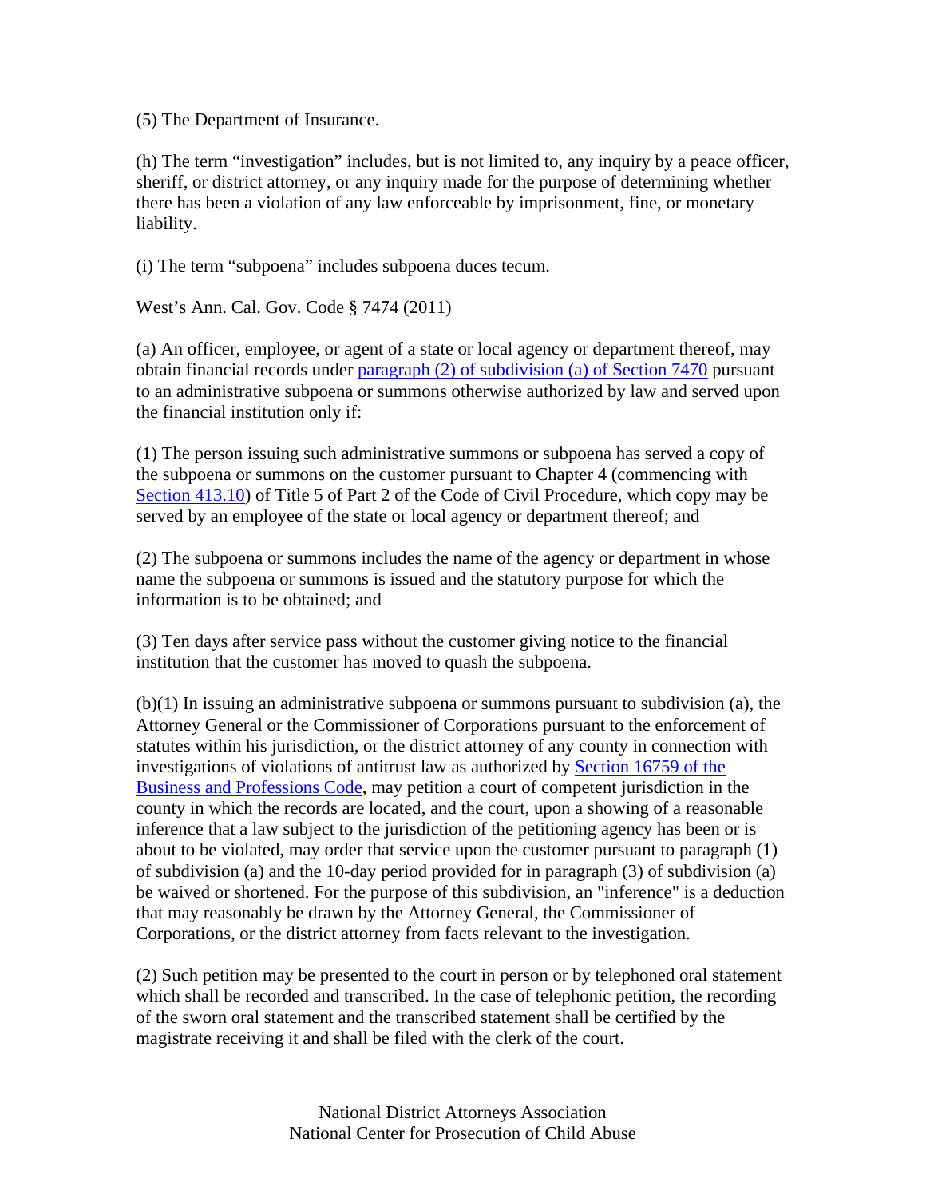(5) The Department of Insurance.

(h) The term "investigation" includes, but is not limited to, any inquiry by a peace officer, sheriff, or district attorney, or any inquiry made for the purpose of determining whether there has been a violation of any law enforceable by imprisonment, fine, or monetary liability.

(i) The term "subpoena" includes subpoena duces tecum.

West's Ann. Cal. Gov. Code § 7474 (2011)

(a) An officer, employee, or agent of a state or local agency or department thereof, may obtain financial records under paragraph (2) of subdivision (a) of Section 7470 pursuant to an administrative subpoena or summons otherwise authorized by law and served upon the financial institution only if:

(1) The person issuing such administrative summons or subpoena has served a copy of the subpoena or summons on the customer pursuant to Chapter 4 (commencing with Section 413.10) of Title 5 of Part 2 of the Code of Civil Procedure, which copy may be served by an employee of the state or local agency or department thereof; and

(2) The subpoena or summons includes the name of the agency or department in whose name the subpoena or summons is issued and the statutory purpose for which the information is to be obtained; and

(3) Ten days after service pass without the customer giving notice to the financial institution that the customer has moved to quash the subpoena.

(b)(1) In issuing an administrative subpoena or summons pursuant to subdivision (a), the Attorney General or the Commissioner of Corporations pursuant to the enforcement of statutes within his jurisdiction, or the district attorney of any county in connection with investigations of violations of antitrust law as authorized by Section 16759 of the Business and Professions Code, may petition a court of competent jurisdiction in the county in which the records are located, and the court, upon a showing of a reasonable inference that a law subject to the jurisdiction of the petitioning agency has been or is about to be violated, may order that service upon the customer pursuant to paragraph (1) of subdivision (a) and the 10-day period provided for in paragraph (3) of subdivision (a) be waived or shortened. For the purpose of this subdivision, an "inference" is a deduction that may reasonably be drawn by the Attorney General, the Commissioner of Corporations, or the district attorney from facts relevant to the investigation.

(2) Such petition may be presented to the court in person or by telephoned oral statement which shall be recorded and transcribed. In the case of telephonic petition, the recording of the sworn oral statement and the transcribed statement shall be certified by the magistrate receiving it and shall be filed with the clerk of the court.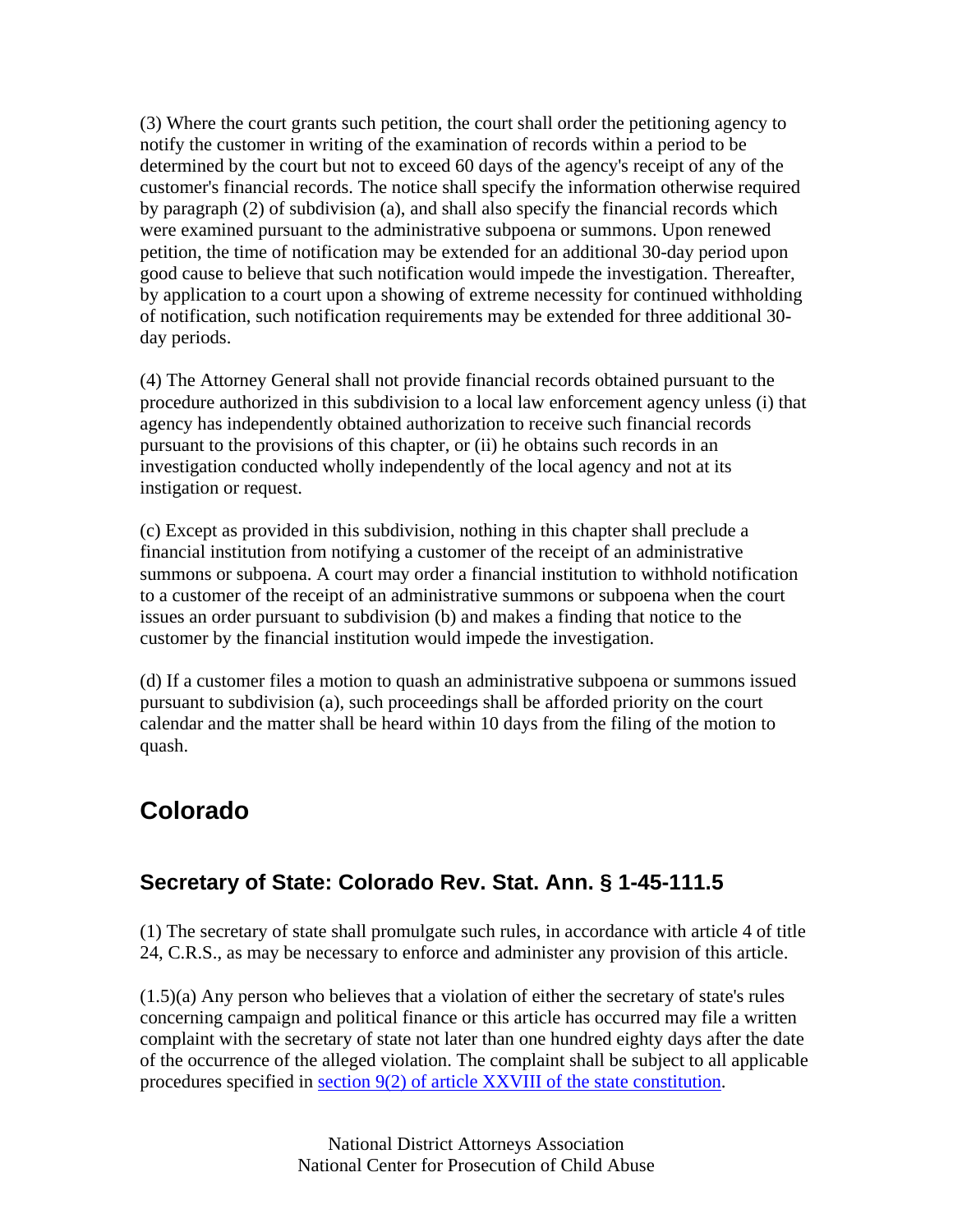(3) Where the court grants such petition, the court shall order the petitioning agency to notify the customer in writing of the examination of records within a period to be determined by the court but not to exceed 60 days of the agency's receipt of any of the customer's financial records. The notice shall specify the information otherwise required by paragraph (2) of subdivision (a), and shall also specify the financial records which were examined pursuant to the administrative subpoena or summons. Upon renewed petition, the time of notification may be extended for an additional 30-day period upon good cause to believe that such notification would impede the investigation. Thereafter, by application to a court upon a showing of extreme necessity for continued withholding of notification, such notification requirements may be extended for three additional 30-day periods.

(4) The Attorney General shall not provide financial records obtained pursuant to the procedure authorized in this subdivision to a local law enforcement agency unless (i) that agency has independently obtained authorization to receive such financial records pursuant to the provisions of this chapter, or (ii) he obtains such records in an investigation conducted wholly independently of the local agency and not at its instigation or request.

(c) Except as provided in this subdivision, nothing in this chapter shall preclude a financial institution from notifying a customer of the receipt of an administrative summons or subpoena. A court may order a financial institution to withhold notification to a customer of the receipt of an administrative summons or subpoena when the court issues an order pursuant to subdivision (b) and makes a finding that notice to the customer by the financial institution would impede the investigation.

(d) If a customer files a motion to quash an administrative subpoena or summons issued pursuant to subdivision (a), such proceedings shall be afforded priority on the court calendar and the matter shall be heard within 10 days from the filing of the motion to quash.

## Colorado

### Secretary of State: Colorado Rev. Stat. Ann. § 1-45-111.5

(1) The secretary of state shall promulgate such rules, in accordance with article 4 of title 24, C.R.S., as may be necessary to enforce and administer any provision of this article.

(1.5)(a) Any person who believes that a violation of either the secretary of state's rules concerning campaign and political finance or this article has occurred may file a written complaint with the secretary of state not later than one hundred eighty days after the date of the occurrence of the alleged violation. The complaint shall be subject to all applicable procedures specified in section 9(2) of article XXVIII of the state constitution.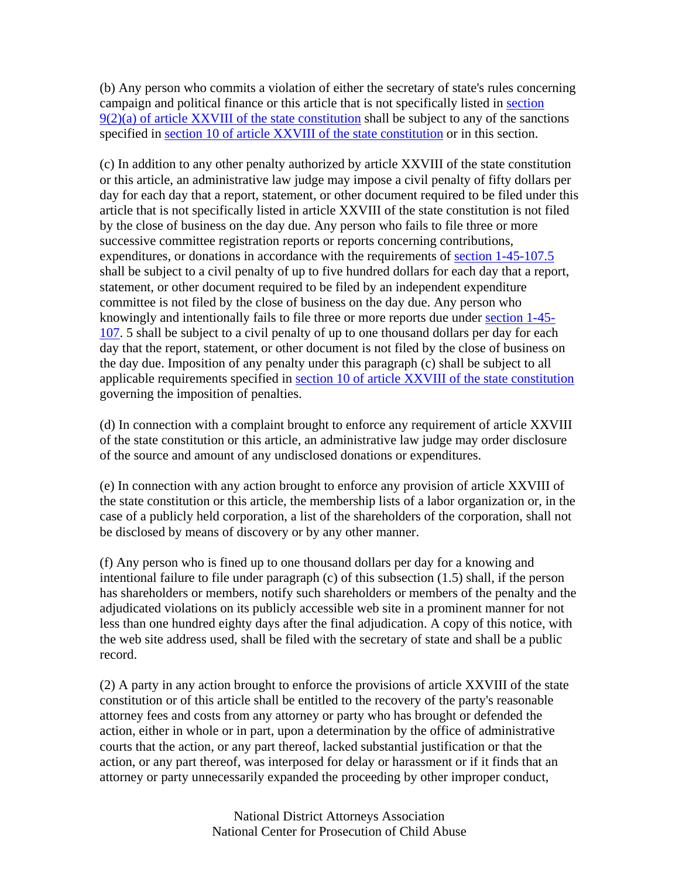(b) Any person who commits a violation of either the secretary of state's rules concerning campaign and political finance or this article that is not specifically listed in section 9(2)(a) of article XXVIII of the state constitution shall be subject to any of the sanctions specified in section 10 of article XXVIII of the state constitution or in this section.

(c) In addition to any other penalty authorized by article XXVIII of the state constitution or this article, an administrative law judge may impose a civil penalty of fifty dollars per day for each day that a report, statement, or other document required to be filed under this article that is not specifically listed in article XXVIII of the state constitution is not filed by the close of business on the day due. Any person who fails to file three or more successive committee registration reports or reports concerning contributions, expenditures, or donations in accordance with the requirements of section 1-45-107.5 shall be subject to a civil penalty of up to five hundred dollars for each day that a report, statement, or other document required to be filed by an independent expenditure committee is not filed by the close of business on the day due. Any person who knowingly and intentionally fails to file three or more reports due under section 1-45-107. 5 shall be subject to a civil penalty of up to one thousand dollars per day for each day that the report, statement, or other document is not filed by the close of business on the day due. Imposition of any penalty under this paragraph (c) shall be subject to all applicable requirements specified in section 10 of article XXVIII of the state constitution governing the imposition of penalties.

(d) In connection with a complaint brought to enforce any requirement of article XXVIII of the state constitution or this article, an administrative law judge may order disclosure of the source and amount of any undisclosed donations or expenditures.

(e) In connection with any action brought to enforce any provision of article XXVIII of the state constitution or this article, the membership lists of a labor organization or, in the case of a publicly held corporation, a list of the shareholders of the corporation, shall not be disclosed by means of discovery or by any other manner.

(f) Any person who is fined up to one thousand dollars per day for a knowing and intentional failure to file under paragraph (c) of this subsection (1.5) shall, if the person has shareholders or members, notify such shareholders or members of the penalty and the adjudicated violations on its publicly accessible web site in a prominent manner for not less than one hundred eighty days after the final adjudication. A copy of this notice, with the web site address used, shall be filed with the secretary of state and shall be a public record.

(2) A party in any action brought to enforce the provisions of article XXVIII of the state constitution or of this article shall be entitled to the recovery of the party's reasonable attorney fees and costs from any attorney or party who has brought or defended the action, either in whole or in part, upon a determination by the office of administrative courts that the action, or any part thereof, lacked substantial justification or that the action, or any part thereof, was interposed for delay or harassment or if it finds that an attorney or party unnecessarily expanded the proceeding by other improper conduct,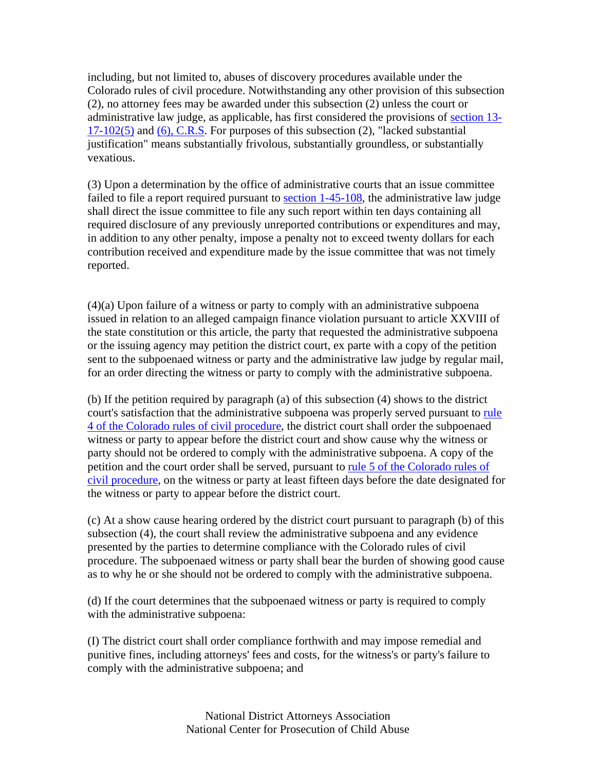including, but not limited to, abuses of discovery procedures available under the Colorado rules of civil procedure. Notwithstanding any other provision of this subsection (2), no attorney fees may be awarded under this subsection (2) unless the court or administrative law judge, as applicable, has first considered the provisions of section 13-17-102(5) and (6), C.R.S. For purposes of this subsection (2), "lacked substantial justification" means substantially frivolous, substantially groundless, or substantially vexatious.

(3) Upon a determination by the office of administrative courts that an issue committee failed to file a report required pursuant to section 1-45-108, the administrative law judge shall direct the issue committee to file any such report within ten days containing all required disclosure of any previously unreported contributions or expenditures and may, in addition to any other penalty, impose a penalty not to exceed twenty dollars for each contribution received and expenditure made by the issue committee that was not timely reported.

(4)(a) Upon failure of a witness or party to comply with an administrative subpoena issued in relation to an alleged campaign finance violation pursuant to article XXVIII of the state constitution or this article, the party that requested the administrative subpoena or the issuing agency may petition the district court, ex parte with a copy of the petition sent to the subpoenaed witness or party and the administrative law judge by regular mail, for an order directing the witness or party to comply with the administrative subpoena.

(b) If the petition required by paragraph (a) of this subsection (4) shows to the district court's satisfaction that the administrative subpoena was properly served pursuant to rule 4 of the Colorado rules of civil procedure, the district court shall order the subpoenaed witness or party to appear before the district court and show cause why the witness or party should not be ordered to comply with the administrative subpoena. A copy of the petition and the court order shall be served, pursuant to rule 5 of the Colorado rules of civil procedure, on the witness or party at least fifteen days before the date designated for the witness or party to appear before the district court.

(c) At a show cause hearing ordered by the district court pursuant to paragraph (b) of this subsection (4), the court shall review the administrative subpoena and any evidence presented by the parties to determine compliance with the Colorado rules of civil procedure. The subpoenaed witness or party shall bear the burden of showing good cause as to why he or she should not be ordered to comply with the administrative subpoena.

(d) If the court determines that the subpoenaed witness or party is required to comply with the administrative subpoena:

(I) The district court shall order compliance forthwith and may impose remedial and punitive fines, including attorneys' fees and costs, for the witness's or party's failure to comply with the administrative subpoena; and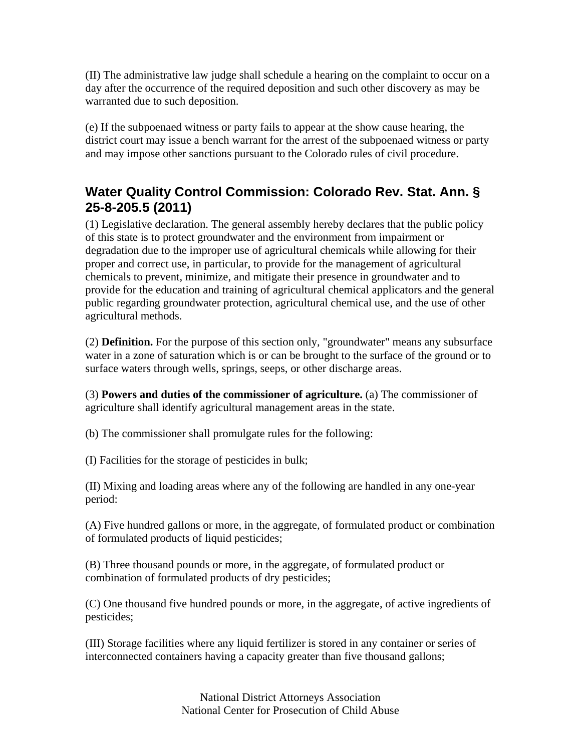(II) The administrative law judge shall schedule a hearing on the complaint to occur on a day after the occurrence of the required deposition and such other discovery as may be warranted due to such deposition.

(e) If the subpoenaed witness or party fails to appear at the show cause hearing, the district court may issue a bench warrant for the arrest of the subpoenaed witness or party and may impose other sanctions pursuant to the Colorado rules of civil procedure.

## Water Quality Control Commission: Colorado Rev. Stat. Ann. § 25-8-205.5 (2011)

(1) Legislative declaration. The general assembly hereby declares that the public policy of this state is to protect groundwater and the environment from impairment or degradation due to the improper use of agricultural chemicals while allowing for their proper and correct use, in particular, to provide for the management of agricultural chemicals to prevent, minimize, and mitigate their presence in groundwater and to provide for the education and training of agricultural chemical applicators and the general public regarding groundwater protection, agricultural chemical use, and the use of other agricultural methods.

(2) **Definition.** For the purpose of this section only, "groundwater" means any subsurface water in a zone of saturation which is or can be brought to the surface of the ground or to surface waters through wells, springs, seeps, or other discharge areas.

(3) **Powers and duties of the commissioner of agriculture.** (a) The commissioner of agriculture shall identify agricultural management areas in the state.

(b) The commissioner shall promulgate rules for the following:

(I) Facilities for the storage of pesticides in bulk;

(II) Mixing and loading areas where any of the following are handled in any one-year period:

(A) Five hundred gallons or more, in the aggregate, of formulated product or combination of formulated products of liquid pesticides;

(B) Three thousand pounds or more, in the aggregate, of formulated product or combination of formulated products of dry pesticides;

(C) One thousand five hundred pounds or more, in the aggregate, of active ingredients of pesticides;

(III) Storage facilities where any liquid fertilizer is stored in any container or series of interconnected containers having a capacity greater than five thousand gallons;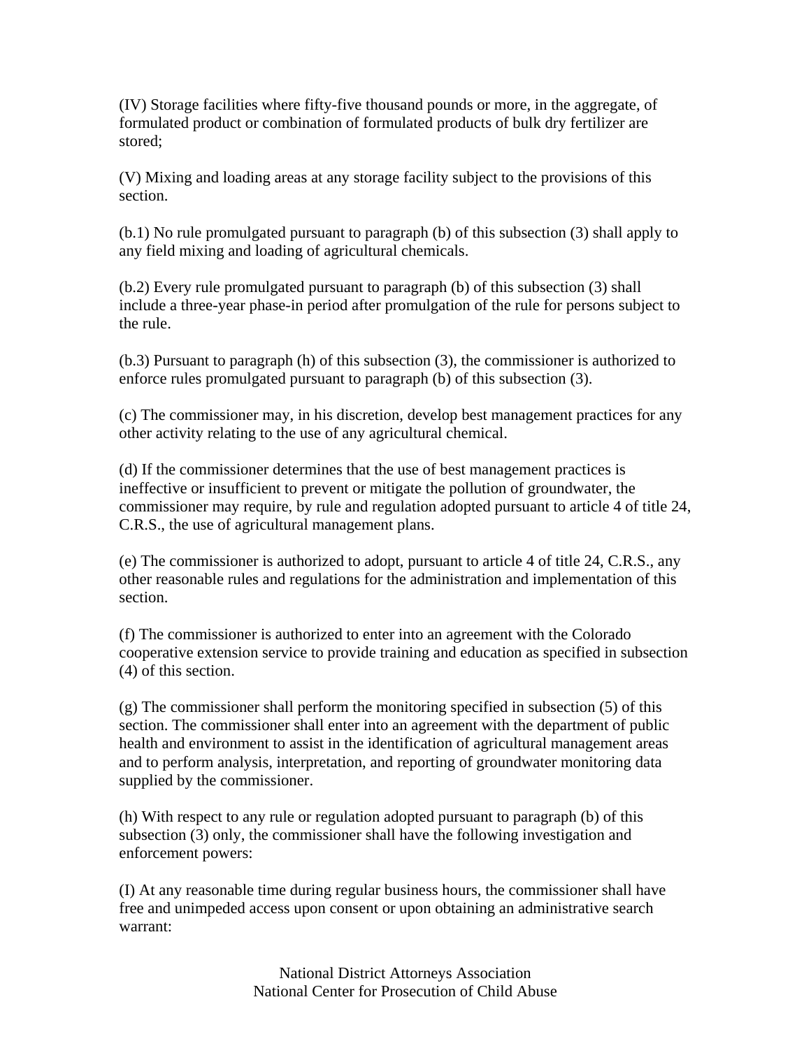(IV) Storage facilities where fifty-five thousand pounds or more, in the aggregate, of formulated product or combination of formulated products of bulk dry fertilizer are stored;

(V) Mixing and loading areas at any storage facility subject to the provisions of this section.

(b.1) No rule promulgated pursuant to paragraph (b) of this subsection (3) shall apply to any field mixing and loading of agricultural chemicals.

(b.2) Every rule promulgated pursuant to paragraph (b) of this subsection (3) shall include a three-year phase-in period after promulgation of the rule for persons subject to the rule.

(b.3) Pursuant to paragraph (h) of this subsection (3), the commissioner is authorized to enforce rules promulgated pursuant to paragraph (b) of this subsection (3).

(c) The commissioner may, in his discretion, develop best management practices for any other activity relating to the use of any agricultural chemical.

(d) If the commissioner determines that the use of best management practices is ineffective or insufficient to prevent or mitigate the pollution of groundwater, the commissioner may require, by rule and regulation adopted pursuant to article 4 of title 24, C.R.S., the use of agricultural management plans.

(e) The commissioner is authorized to adopt, pursuant to article 4 of title 24, C.R.S., any other reasonable rules and regulations for the administration and implementation of this section.

(f) The commissioner is authorized to enter into an agreement with the Colorado cooperative extension service to provide training and education as specified in subsection (4) of this section.

(g) The commissioner shall perform the monitoring specified in subsection (5) of this section. The commissioner shall enter into an agreement with the department of public health and environment to assist in the identification of agricultural management areas and to perform analysis, interpretation, and reporting of groundwater monitoring data supplied by the commissioner.

(h) With respect to any rule or regulation adopted pursuant to paragraph (b) of this subsection (3) only, the commissioner shall have the following investigation and enforcement powers:

(I) At any reasonable time during regular business hours, the commissioner shall have free and unimpeded access upon consent or upon obtaining an administrative search warrant: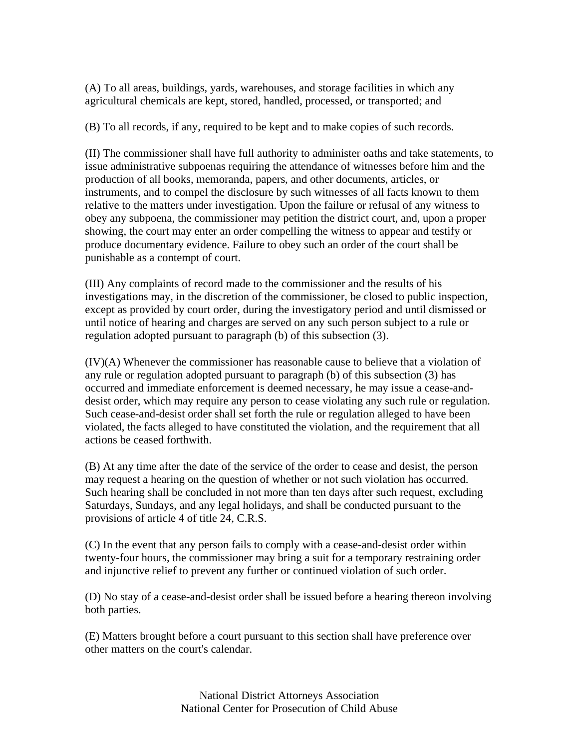(A) To all areas, buildings, yards, warehouses, and storage facilities in which any agricultural chemicals are kept, stored, handled, processed, or transported; and

(B) To all records, if any, required to be kept and to make copies of such records.

(II) The commissioner shall have full authority to administer oaths and take statements, to issue administrative subpoenas requiring the attendance of witnesses before him and the production of all books, memoranda, papers, and other documents, articles, or instruments, and to compel the disclosure by such witnesses of all facts known to them relative to the matters under investigation. Upon the failure or refusal of any witness to obey any subpoena, the commissioner may petition the district court, and, upon a proper showing, the court may enter an order compelling the witness to appear and testify or produce documentary evidence. Failure to obey such an order of the court shall be punishable as a contempt of court.

(III) Any complaints of record made to the commissioner and the results of his investigations may, in the discretion of the commissioner, be closed to public inspection, except as provided by court order, during the investigatory period and until dismissed or until notice of hearing and charges are served on any such person subject to a rule or regulation adopted pursuant to paragraph (b) of this subsection (3).

(IV)(A) Whenever the commissioner has reasonable cause to believe that a violation of any rule or regulation adopted pursuant to paragraph (b) of this subsection (3) has occurred and immediate enforcement is deemed necessary, he may issue a cease-and-desist order, which may require any person to cease violating any such rule or regulation. Such cease-and-desist order shall set forth the rule or regulation alleged to have been violated, the facts alleged to have constituted the violation, and the requirement that all actions be ceased forthwith.

(B) At any time after the date of the service of the order to cease and desist, the person may request a hearing on the question of whether or not such violation has occurred. Such hearing shall be concluded in not more than ten days after such request, excluding Saturdays, Sundays, and any legal holidays, and shall be conducted pursuant to the provisions of article 4 of title 24, C.R.S.

(C) In the event that any person fails to comply with a cease-and-desist order within twenty-four hours, the commissioner may bring a suit for a temporary restraining order and injunctive relief to prevent any further or continued violation of such order.

(D) No stay of a cease-and-desist order shall be issued before a hearing thereon involving both parties.

(E) Matters brought before a court pursuant to this section shall have preference over other matters on the court's calendar.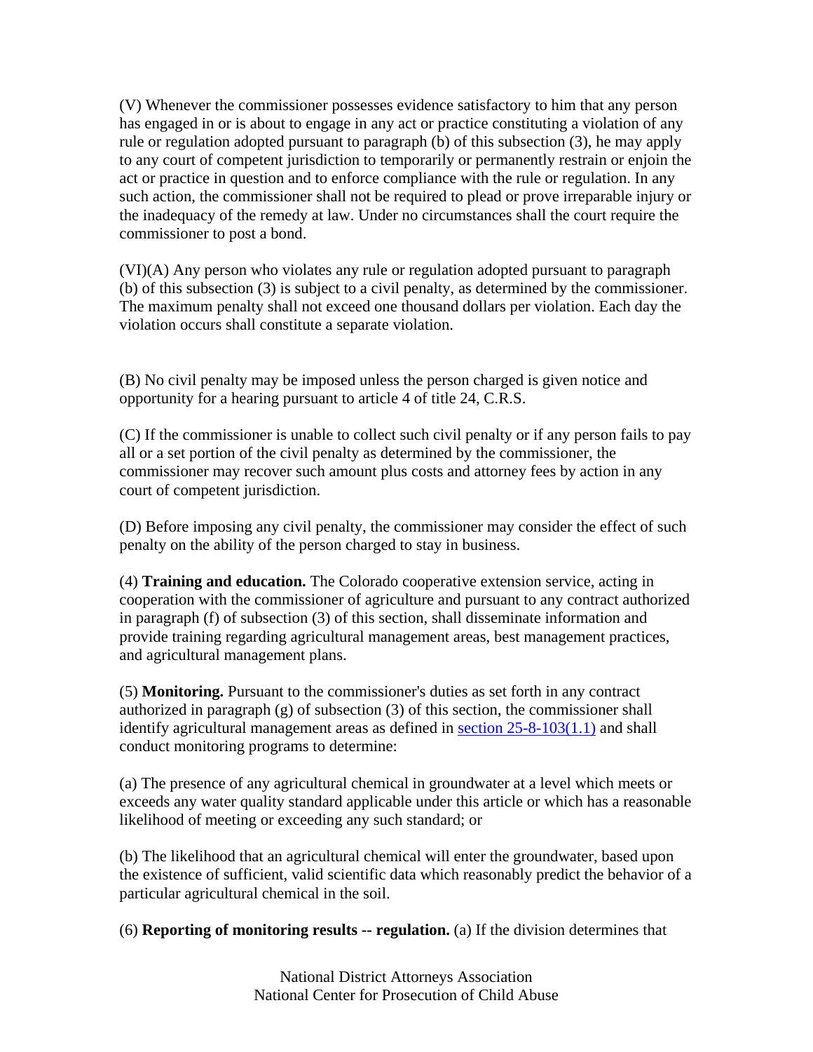(V) Whenever the commissioner possesses evidence satisfactory to him that any person has engaged in or is about to engage in any act or practice constituting a violation of any rule or regulation adopted pursuant to paragraph (b) of this subsection (3), he may apply to any court of competent jurisdiction to temporarily or permanently restrain or enjoin the act or practice in question and to enforce compliance with the rule or regulation. In any such action, the commissioner shall not be required to plead or prove irreparable injury or the inadequacy of the remedy at law. Under no circumstances shall the court require the commissioner to post a bond.

(VI)(A) Any person who violates any rule or regulation adopted pursuant to paragraph (b) of this subsection (3) is subject to a civil penalty, as determined by the commissioner. The maximum penalty shall not exceed one thousand dollars per violation. Each day the violation occurs shall constitute a separate violation.

(B) No civil penalty may be imposed unless the person charged is given notice and opportunity for a hearing pursuant to article 4 of title 24, C.R.S.

(C) If the commissioner is unable to collect such civil penalty or if any person fails to pay all or a set portion of the civil penalty as determined by the commissioner, the commissioner may recover such amount plus costs and attorney fees by action in any court of competent jurisdiction.

(D) Before imposing any civil penalty, the commissioner may consider the effect of such penalty on the ability of the person charged to stay in business.

(4) **Training and education.** The Colorado cooperative extension service, acting in cooperation with the commissioner of agriculture and pursuant to any contract authorized in paragraph (f) of subsection (3) of this section, shall disseminate information and provide training regarding agricultural management areas, best management practices, and agricultural management plans.

(5) **Monitoring.** Pursuant to the commissioner's duties as set forth in any contract authorized in paragraph (g) of subsection (3) of this section, the commissioner shall identify agricultural management areas as defined in section 25-8-103(1.1) and shall conduct monitoring programs to determine:

(a) The presence of any agricultural chemical in groundwater at a level which meets or exceeds any water quality standard applicable under this article or which has a reasonable likelihood of meeting or exceeding any such standard; or

(b) The likelihood that an agricultural chemical will enter the groundwater, based upon the existence of sufficient, valid scientific data which reasonably predict the behavior of a particular agricultural chemical in the soil.

(6) **Reporting of monitoring results -- regulation.** (a) If the division determines that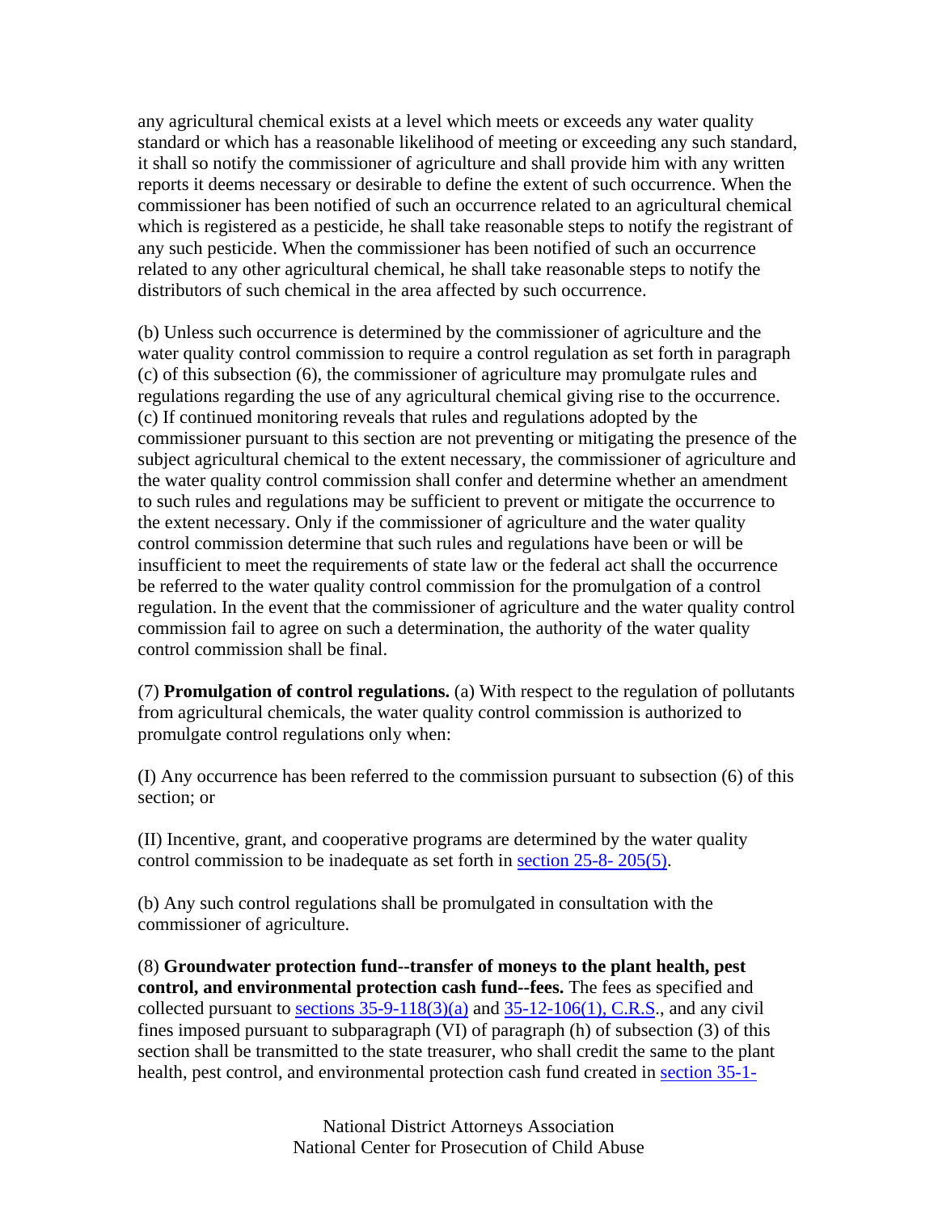any agricultural chemical exists at a level which meets or exceeds any water quality standard or which has a reasonable likelihood of meeting or exceeding any such standard, it shall so notify the commissioner of agriculture and shall provide him with any written reports it deems necessary or desirable to define the extent of such occurrence. When the commissioner has been notified of such an occurrence related to an agricultural chemical which is registered as a pesticide, he shall take reasonable steps to notify the registrant of any such pesticide. When the commissioner has been notified of such an occurrence related to any other agricultural chemical, he shall take reasonable steps to notify the distributors of such chemical in the area affected by such occurrence.

(b) Unless such occurrence is determined by the commissioner of agriculture and the water quality control commission to require a control regulation as set forth in paragraph (c) of this subsection (6), the commissioner of agriculture may promulgate rules and regulations regarding the use of any agricultural chemical giving rise to the occurrence.
(c) If continued monitoring reveals that rules and regulations adopted by the commissioner pursuant to this section are not preventing or mitigating the presence of the subject agricultural chemical to the extent necessary, the commissioner of agriculture and the water quality control commission shall confer and determine whether an amendment to such rules and regulations may be sufficient to prevent or mitigate the occurrence to the extent necessary. Only if the commissioner of agriculture and the water quality control commission determine that such rules and regulations have been or will be insufficient to meet the requirements of state law or the federal act shall the occurrence be referred to the water quality control commission for the promulgation of a control regulation. In the event that the commissioner of agriculture and the water quality control commission fail to agree on such a determination, the authority of the water quality control commission shall be final.

(7) **Promulgation of control regulations.** (a) With respect to the regulation of pollutants from agricultural chemicals, the water quality control commission is authorized to promulgate control regulations only when:

(I) Any occurrence has been referred to the commission pursuant to subsection (6) of this section; or

(II) Incentive, grant, and cooperative programs are determined by the water quality control commission to be inadequate as set forth in section 25-8- 205(5).

(b) Any such control regulations shall be promulgated in consultation with the commissioner of agriculture.

(8) **Groundwater protection fund--transfer of moneys to the plant health, pest control, and environmental protection cash fund--fees.** The fees as specified and collected pursuant to sections 35-9-118(3)(a) and 35-12-106(1), C.R.S., and any civil fines imposed pursuant to subparagraph (VI) of paragraph (h) of subsection (3) of this section shall be transmitted to the state treasurer, who shall credit the same to the plant health, pest control, and environmental protection cash fund created in section 35-1-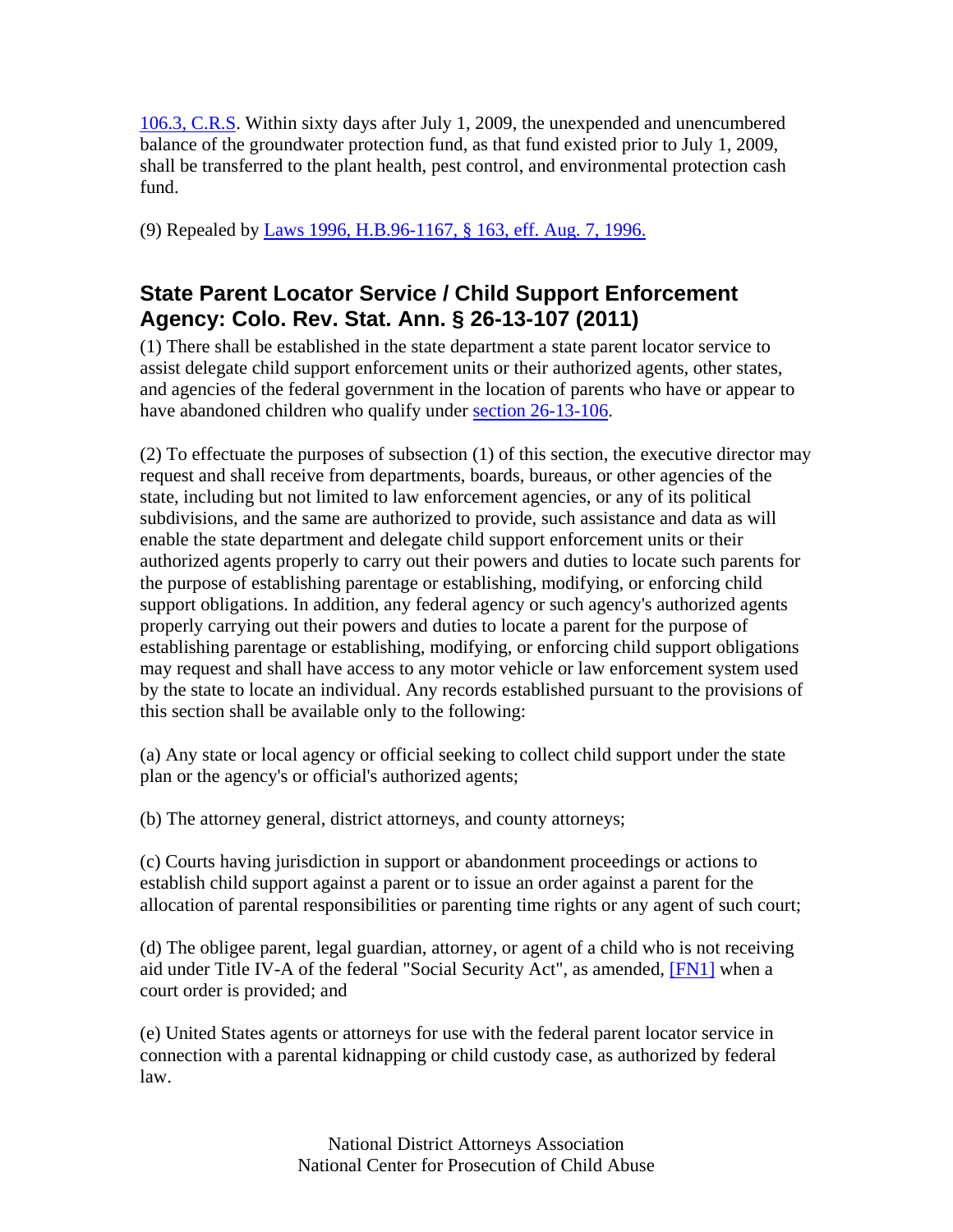106.3, C.R.S. Within sixty days after July 1, 2009, the unexpended and unencumbered balance of the groundwater protection fund, as that fund existed prior to July 1, 2009, shall be transferred to the plant health, pest control, and environmental protection cash fund.

(9) Repealed by Laws 1996, H.B.96-1167, § 163, eff. Aug. 7, 1996.

## State Parent Locator Service / Child Support Enforcement Agency: Colo. Rev. Stat. Ann. § 26-13-107 (2011)

(1) There shall be established in the state department a state parent locator service to assist delegate child support enforcement units or their authorized agents, other states, and agencies of the federal government in the location of parents who have or appear to have abandoned children who qualify under section 26-13-106.

(2) To effectuate the purposes of subsection (1) of this section, the executive director may request and shall receive from departments, boards, bureaus, or other agencies of the state, including but not limited to law enforcement agencies, or any of its political subdivisions, and the same are authorized to provide, such assistance and data as will enable the state department and delegate child support enforcement units or their authorized agents properly to carry out their powers and duties to locate such parents for the purpose of establishing parentage or establishing, modifying, or enforcing child support obligations. In addition, any federal agency or such agency's authorized agents properly carrying out their powers and duties to locate a parent for the purpose of establishing parentage or establishing, modifying, or enforcing child support obligations may request and shall have access to any motor vehicle or law enforcement system used by the state to locate an individual. Any records established pursuant to the provisions of this section shall be available only to the following:

(a) Any state or local agency or official seeking to collect child support under the state plan or the agency's or official's authorized agents;

(b) The attorney general, district attorneys, and county attorneys;

(c) Courts having jurisdiction in support or abandonment proceedings or actions to establish child support against a parent or to issue an order against a parent for the allocation of parental responsibilities or parenting time rights or any agent of such court;

(d) The obligee parent, legal guardian, attorney, or agent of a child who is not receiving aid under Title IV-A of the federal "Social Security Act", as amended, [FN1] when a court order is provided; and

(e) United States agents or attorneys for use with the federal parent locator service in connection with a parental kidnapping or child custody case, as authorized by federal law.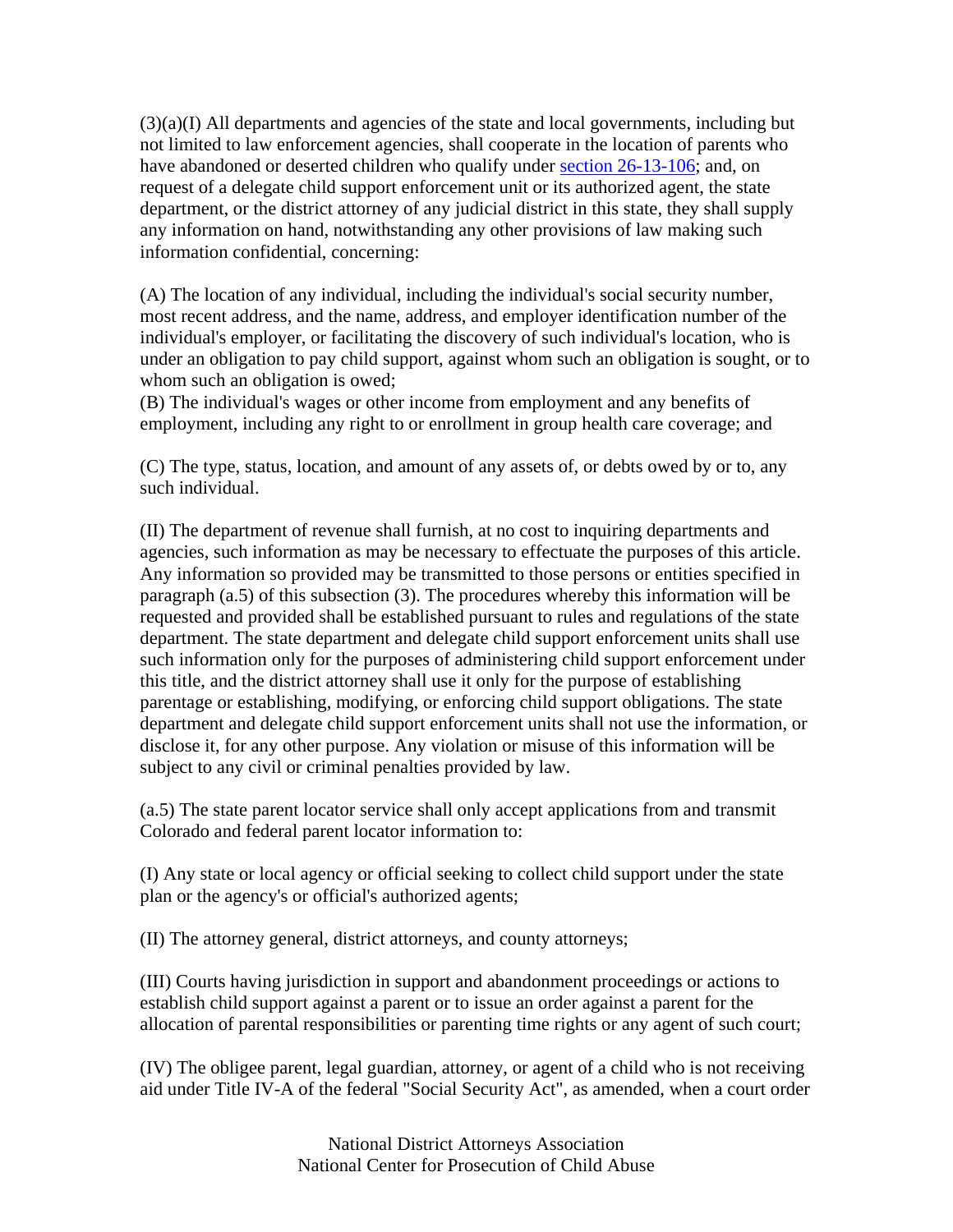(3)(a)(I) All departments and agencies of the state and local governments, including but not limited to law enforcement agencies, shall cooperate in the location of parents who have abandoned or deserted children who qualify under [section 26-13-106](); and, on request of a delegate child support enforcement unit or its authorized agent, the state department, or the district attorney of any judicial district in this state, they shall supply any information on hand, notwithstanding any other provisions of law making such information confidential, concerning:

(A) The location of any individual, including the individual's social security number, most recent address, and the name, address, and employer identification number of the individual's employer, or facilitating the discovery of such individual's location, who is under an obligation to pay child support, against whom such an obligation is sought, or to whom such an obligation is owed;

(B) The individual's wages or other income from employment and any benefits of employment, including any right to or enrollment in group health care coverage; and

(C) The type, status, location, and amount of any assets of, or debts owed by or to, any such individual.

(II) The department of revenue shall furnish, at no cost to inquiring departments and agencies, such information as may be necessary to effectuate the purposes of this article. Any information so provided may be transmitted to those persons or entities specified in paragraph (a.5) of this subsection (3). The procedures whereby this information will be requested and provided shall be established pursuant to rules and regulations of the state department. The state department and delegate child support enforcement units shall use such information only for the purposes of administering child support enforcement under this title, and the district attorney shall use it only for the purpose of establishing parentage or establishing, modifying, or enforcing child support obligations. The state department and delegate child support enforcement units shall not use the information, or disclose it, for any other purpose. Any violation or misuse of this information will be subject to any civil or criminal penalties provided by law.

(a.5) The state parent locator service shall only accept applications from and transmit Colorado and federal parent locator information to:

(I) Any state or local agency or official seeking to collect child support under the state plan or the agency's or official's authorized agents;

(II) The attorney general, district attorneys, and county attorneys;

(III) Courts having jurisdiction in support and abandonment proceedings or actions to establish child support against a parent or to issue an order against a parent for the allocation of parental responsibilities or parenting time rights or any agent of such court;

(IV) The obligee parent, legal guardian, attorney, or agent of a child who is not receiving aid under Title IV-A of the federal "Social Security Act", as amended, when a court order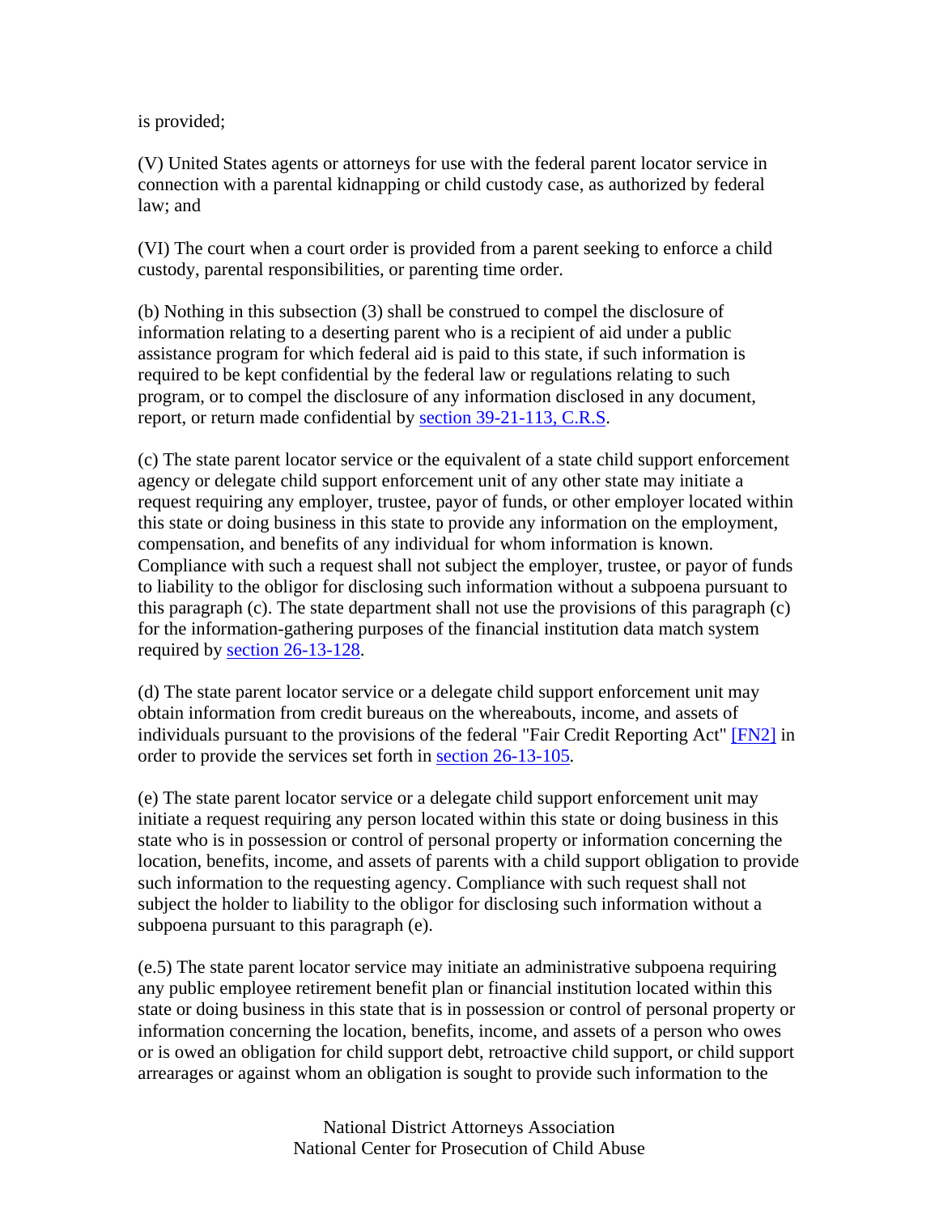is provided;

(V) United States agents or attorneys for use with the federal parent locator service in connection with a parental kidnapping or child custody case, as authorized by federal law; and

(VI) The court when a court order is provided from a parent seeking to enforce a child custody, parental responsibilities, or parenting time order.

(b) Nothing in this subsection (3) shall be construed to compel the disclosure of information relating to a deserting parent who is a recipient of aid under a public assistance program for which federal aid is paid to this state, if such information is required to be kept confidential by the federal law or regulations relating to such program, or to compel the disclosure of any information disclosed in any document, report, or return made confidential by section 39-21-113, C.R.S.

(c) The state parent locator service or the equivalent of a state child support enforcement agency or delegate child support enforcement unit of any other state may initiate a request requiring any employer, trustee, payor of funds, or other employer located within this state or doing business in this state to provide any information on the employment, compensation, and benefits of any individual for whom information is known. Compliance with such a request shall not subject the employer, trustee, or payor of funds to liability to the obligor for disclosing such information without a subpoena pursuant to this paragraph (c). The state department shall not use the provisions of this paragraph (c) for the information-gathering purposes of the financial institution data match system required by section 26-13-128.

(d) The state parent locator service or a delegate child support enforcement unit may obtain information from credit bureaus on the whereabouts, income, and assets of individuals pursuant to the provisions of the federal "Fair Credit Reporting Act" [FN2] in order to provide the services set forth in section 26-13-105.

(e) The state parent locator service or a delegate child support enforcement unit may initiate a request requiring any person located within this state or doing business in this state who is in possession or control of personal property or information concerning the location, benefits, income, and assets of parents with a child support obligation to provide such information to the requesting agency. Compliance with such request shall not subject the holder to liability to the obligor for disclosing such information without a subpoena pursuant to this paragraph (e).

(e.5) The state parent locator service may initiate an administrative subpoena requiring any public employee retirement benefit plan or financial institution located within this state or doing business in this state that is in possession or control of personal property or information concerning the location, benefits, income, and assets of a person who owes or is owed an obligation for child support debt, retroactive child support, or child support arrearages or against whom an obligation is sought to provide such information to the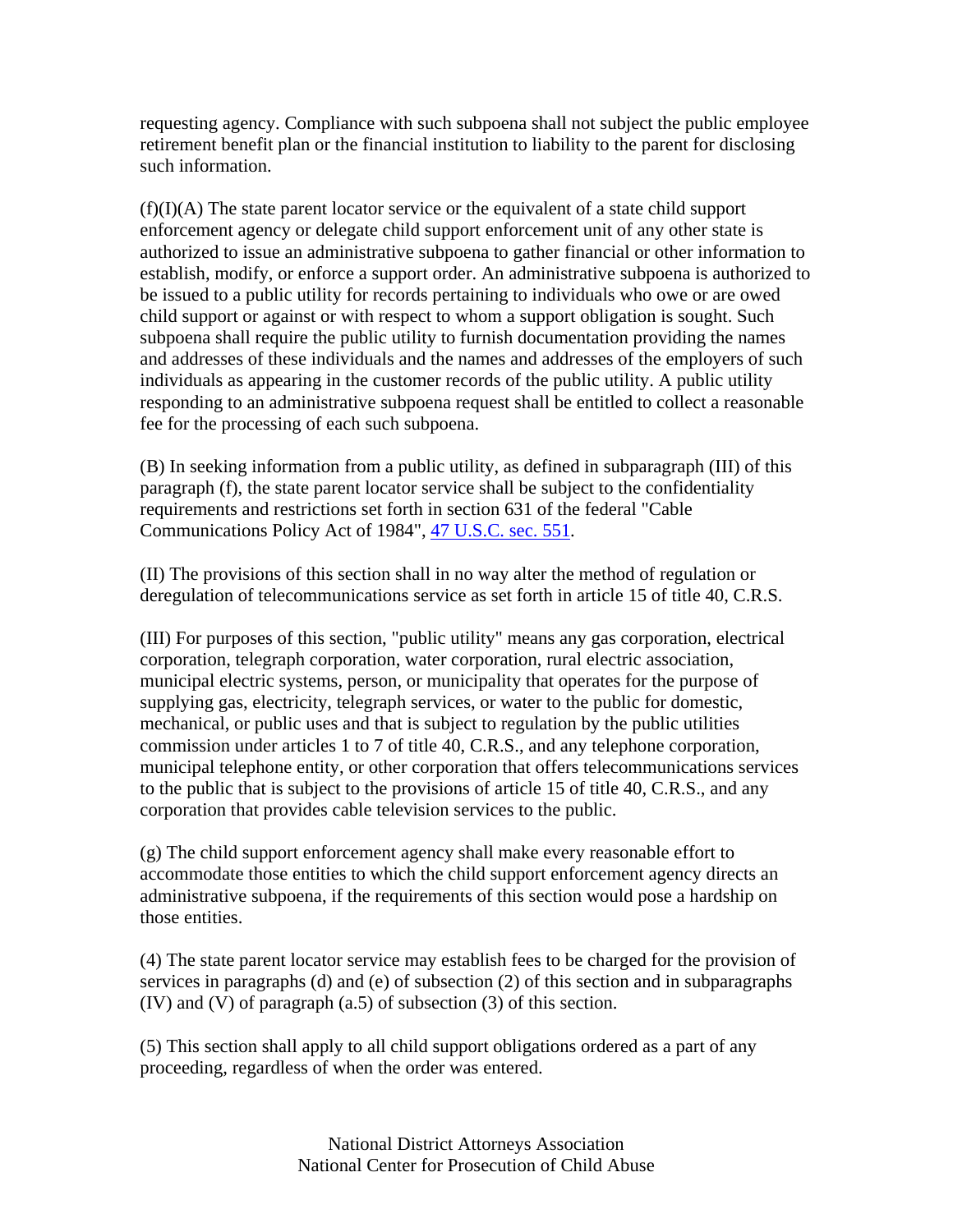requesting agency. Compliance with such subpoena shall not subject the public employee retirement benefit plan or the financial institution to liability to the parent for disclosing such information.

(f)(I)(A) The state parent locator service or the equivalent of a state child support enforcement agency or delegate child support enforcement unit of any other state is authorized to issue an administrative subpoena to gather financial or other information to establish, modify, or enforce a support order. An administrative subpoena is authorized to be issued to a public utility for records pertaining to individuals who owe or are owed child support or against or with respect to whom a support obligation is sought. Such subpoena shall require the public utility to furnish documentation providing the names and addresses of these individuals and the names and addresses of the employers of such individuals as appearing in the customer records of the public utility. A public utility responding to an administrative subpoena request shall be entitled to collect a reasonable fee for the processing of each such subpoena.

(B) In seeking information from a public utility, as defined in subparagraph (III) of this paragraph (f), the state parent locator service shall be subject to the confidentiality requirements and restrictions set forth in section 631 of the federal "Cable Communications Policy Act of 1984", 47 U.S.C. sec. 551.

(II) The provisions of this section shall in no way alter the method of regulation or deregulation of telecommunications service as set forth in article 15 of title 40, C.R.S.

(III) For purposes of this section, "public utility" means any gas corporation, electrical corporation, telegraph corporation, water corporation, rural electric association, municipal electric systems, person, or municipality that operates for the purpose of supplying gas, electricity, telegraph services, or water to the public for domestic, mechanical, or public uses and that is subject to regulation by the public utilities commission under articles 1 to 7 of title 40, C.R.S., and any telephone corporation, municipal telephone entity, or other corporation that offers telecommunications services to the public that is subject to the provisions of article 15 of title 40, C.R.S., and any corporation that provides cable television services to the public.

(g) The child support enforcement agency shall make every reasonable effort to accommodate those entities to which the child support enforcement agency directs an administrative subpoena, if the requirements of this section would pose a hardship on those entities.

(4) The state parent locator service may establish fees to be charged for the provision of services in paragraphs (d) and (e) of subsection (2) of this section and in subparagraphs (IV) and (V) of paragraph (a.5) of subsection (3) of this section.

(5) This section shall apply to all child support obligations ordered as a part of any proceeding, regardless of when the order was entered.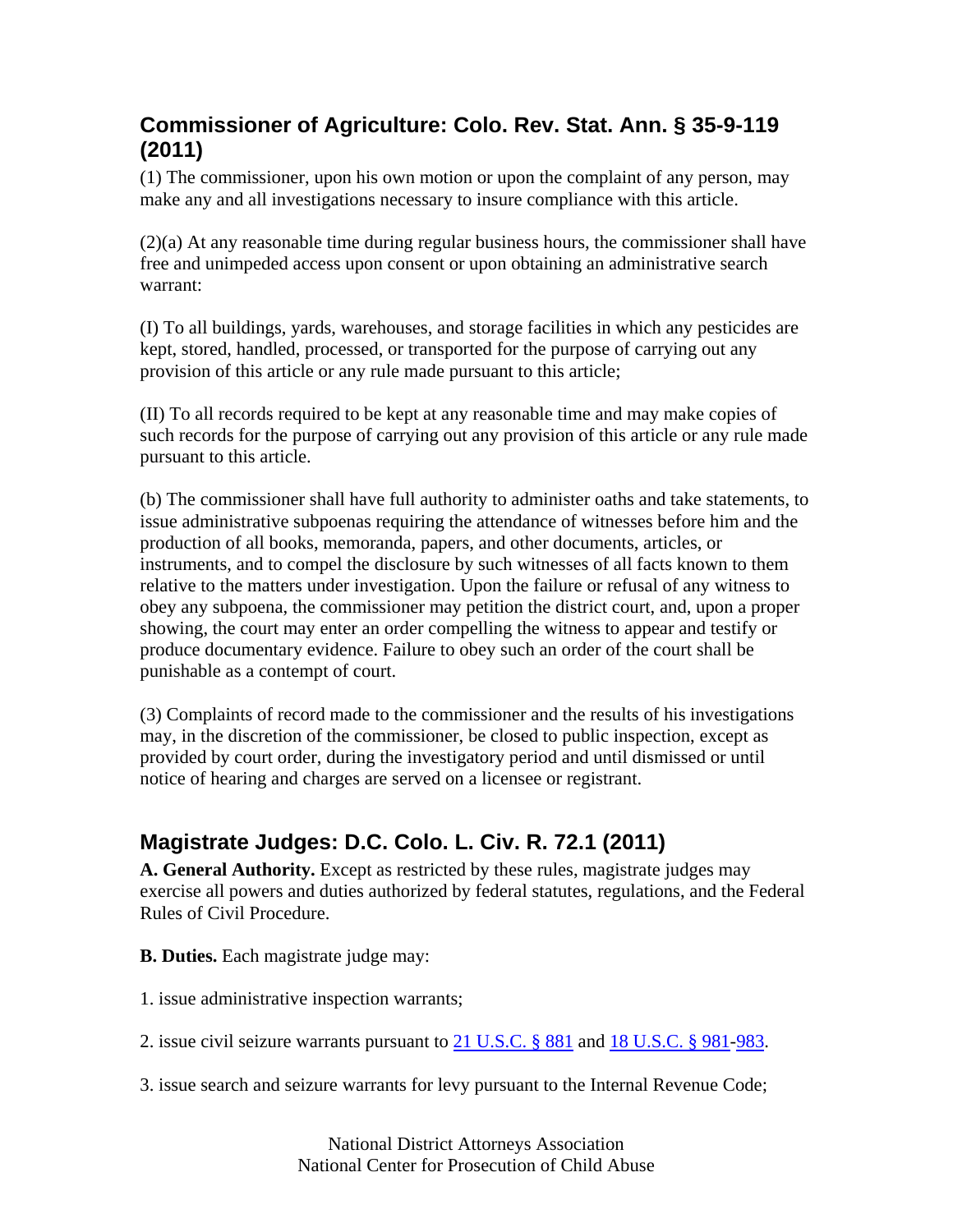## Commissioner of Agriculture: Colo. Rev. Stat. Ann. § 35-9-119 (2011)

(1) The commissioner, upon his own motion or upon the complaint of any person, may make any and all investigations necessary to insure compliance with this article.

(2)(a) At any reasonable time during regular business hours, the commissioner shall have free and unimpeded access upon consent or upon obtaining an administrative search warrant:

(I) To all buildings, yards, warehouses, and storage facilities in which any pesticides are kept, stored, handled, processed, or transported for the purpose of carrying out any provision of this article or any rule made pursuant to this article;

(II) To all records required to be kept at any reasonable time and may make copies of such records for the purpose of carrying out any provision of this article or any rule made pursuant to this article.

(b) The commissioner shall have full authority to administer oaths and take statements, to issue administrative subpoenas requiring the attendance of witnesses before him and the production of all books, memoranda, papers, and other documents, articles, or instruments, and to compel the disclosure by such witnesses of all facts known to them relative to the matters under investigation. Upon the failure or refusal of any witness to obey any subpoena, the commissioner may petition the district court, and, upon a proper showing, the court may enter an order compelling the witness to appear and testify or produce documentary evidence. Failure to obey such an order of the court shall be punishable as a contempt of court.

(3) Complaints of record made to the commissioner and the results of his investigations may, in the discretion of the commissioner, be closed to public inspection, except as provided by court order, during the investigatory period and until dismissed or until notice of hearing and charges are served on a licensee or registrant.

## Magistrate Judges: D.C. Colo. L. Civ. R. 72.1 (2011)

**A. General Authority.** Except as restricted by these rules, magistrate judges may exercise all powers and duties authorized by federal statutes, regulations, and the Federal Rules of Civil Procedure.

**B. Duties.** Each magistrate judge may:

1. issue administrative inspection warrants;

2. issue civil seizure warrants pursuant to 21 U.S.C. § 881 and 18 U.S.C. § 981-983.

3. issue search and seizure warrants for levy pursuant to the Internal Revenue Code;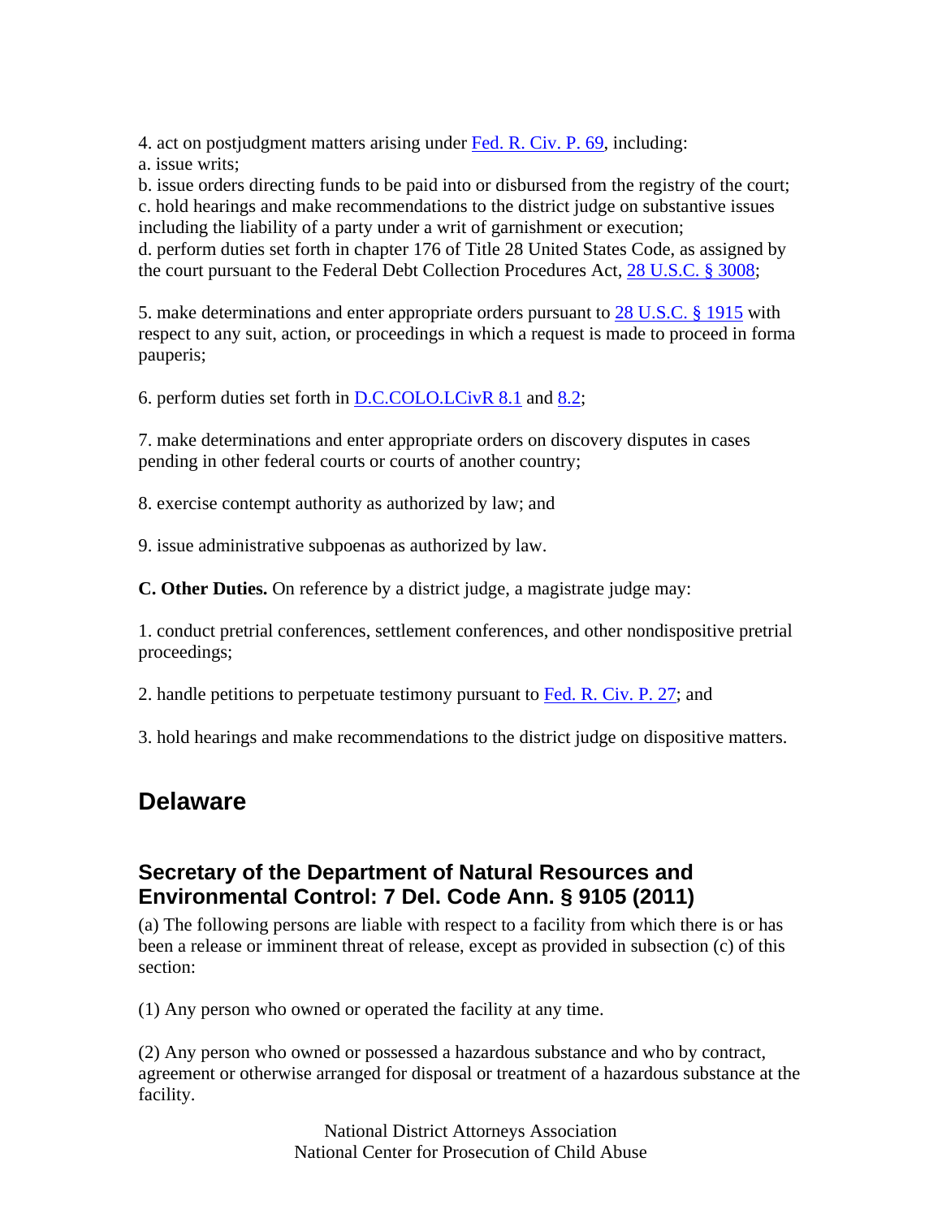4. act on postjudgment matters arising under [Fed. R. Civ. P. 69](), including:
a. issue writs;
b. issue orders directing funds to be paid into or disbursed from the registry of the court;
c. hold hearings and make recommendations to the district judge on substantive issues including the liability of a party under a writ of garnishment or execution;
d. perform duties set forth in chapter 176 of Title 28 United States Code, as assigned by the court pursuant to the Federal Debt Collection Procedures Act, [28 U.S.C. § 3008]();

5. make determinations and enter appropriate orders pursuant to [28 U.S.C. § 1915]() with respect to any suit, action, or proceedings in which a request is made to proceed in forma pauperis;

6. perform duties set forth in [D.C.COLO.LCivR 8.1]() and [8.2]();

7. make determinations and enter appropriate orders on discovery disputes in cases pending in other federal courts or courts of another country;

8. exercise contempt authority as authorized by law; and

9. issue administrative subpoenas as authorized by law.

**C. Other Duties.** On reference by a district judge, a magistrate judge may:

1. conduct pretrial conferences, settlement conferences, and other nondispositive pretrial proceedings;

2. handle petitions to perpetuate testimony pursuant to [Fed. R. Civ. P. 27](); and

3. hold hearings and make recommendations to the district judge on dispositive matters.

## Delaware

### Secretary of the Department of Natural Resources and Environmental Control: 7 Del. Code Ann. § 9105 (2011)

(a) The following persons are liable with respect to a facility from which there is or has been a release or imminent threat of release, except as provided in subsection (c) of this section:

(1) Any person who owned or operated the facility at any time.

(2) Any person who owned or possessed a hazardous substance and who by contract, agreement or otherwise arranged for disposal or treatment of a hazardous substance at the facility.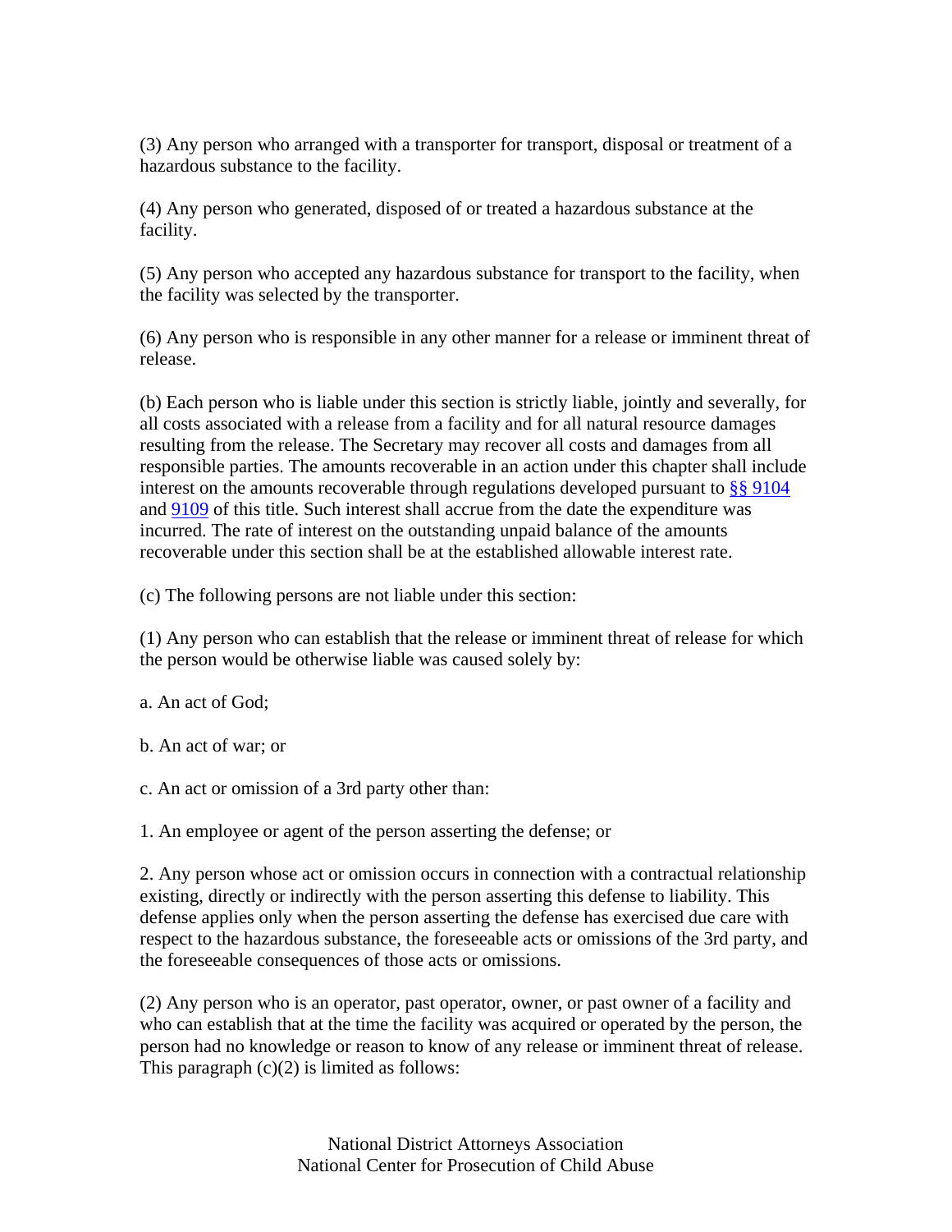(3) Any person who arranged with a transporter for transport, disposal or treatment of a hazardous substance to the facility.

(4) Any person who generated, disposed of or treated a hazardous substance at the facility.

(5) Any person who accepted any hazardous substance for transport to the facility, when the facility was selected by the transporter.

(6) Any person who is responsible in any other manner for a release or imminent threat of release.

(b) Each person who is liable under this section is strictly liable, jointly and severally, for all costs associated with a release from a facility and for all natural resource damages resulting from the release. The Secretary may recover all costs and damages from all responsible parties. The amounts recoverable in an action under this chapter shall include interest on the amounts recoverable through regulations developed pursuant to §§ 9104 and 9109 of this title. Such interest shall accrue from the date the expenditure was incurred. The rate of interest on the outstanding unpaid balance of the amounts recoverable under this section shall be at the established allowable interest rate.

(c) The following persons are not liable under this section:

(1) Any person who can establish that the release or imminent threat of release for which the person would be otherwise liable was caused solely by:

a. An act of God;

b. An act of war; or

c. An act or omission of a 3rd party other than:

1. An employee or agent of the person asserting the defense; or

2. Any person whose act or omission occurs in connection with a contractual relationship existing, directly or indirectly with the person asserting this defense to liability. This defense applies only when the person asserting the defense has exercised due care with respect to the hazardous substance, the foreseeable acts or omissions of the 3rd party, and the foreseeable consequences of those acts or omissions.

(2) Any person who is an operator, past operator, owner, or past owner of a facility and who can establish that at the time the facility was acquired or operated by the person, the person had no knowledge or reason to know of any release or imminent threat of release. This paragraph (c)(2) is limited as follows: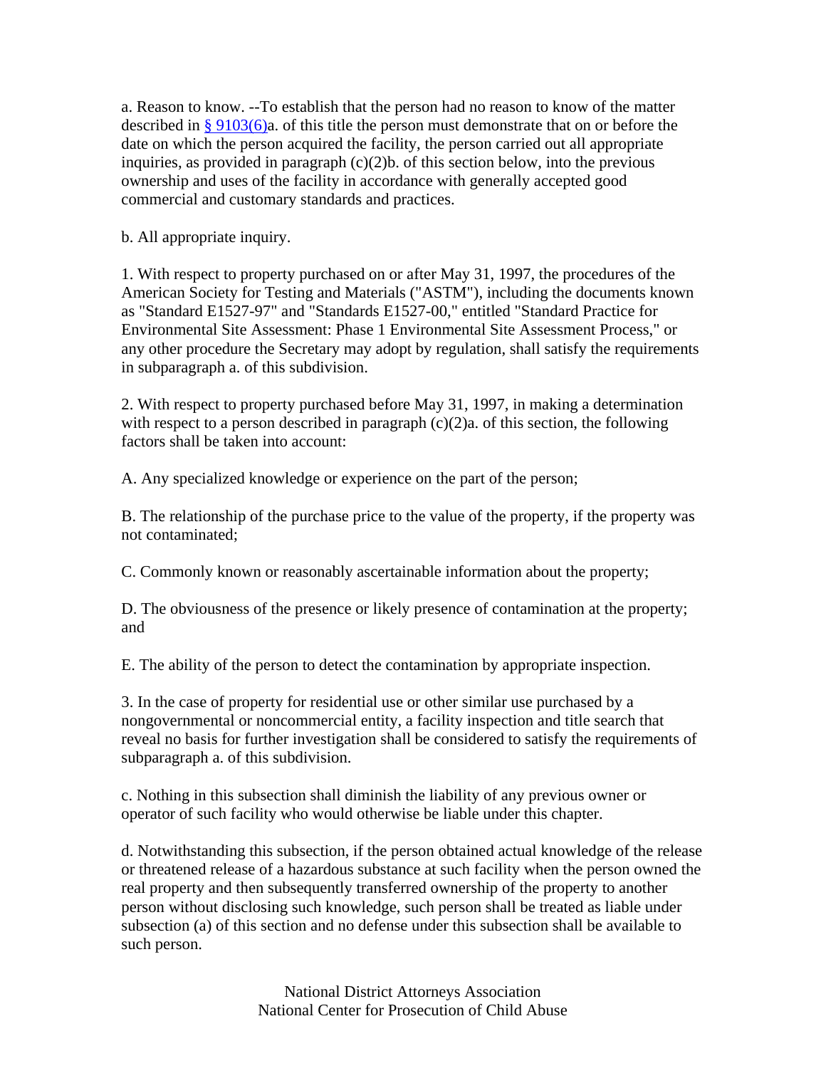a. Reason to know. --To establish that the person had no reason to know of the matter described in § 9103(6)a. of this title the person must demonstrate that on or before the date on which the person acquired the facility, the person carried out all appropriate inquiries, as provided in paragraph (c)(2)b. of this section below, into the previous ownership and uses of the facility in accordance with generally accepted good commercial and customary standards and practices.

b. All appropriate inquiry.

1. With respect to property purchased on or after May 31, 1997, the procedures of the American Society for Testing and Materials ("ASTM"), including the documents known as "Standard E1527-97" and "Standards E1527-00," entitled "Standard Practice for Environmental Site Assessment: Phase 1 Environmental Site Assessment Process," or any other procedure the Secretary may adopt by regulation, shall satisfy the requirements in subparagraph a. of this subdivision.

2. With respect to property purchased before May 31, 1997, in making a determination with respect to a person described in paragraph (c)(2)a. of this section, the following factors shall be taken into account:

A. Any specialized knowledge or experience on the part of the person;

B. The relationship of the purchase price to the value of the property, if the property was not contaminated;

C. Commonly known or reasonably ascertainable information about the property;

D. The obviousness of the presence or likely presence of contamination at the property; and

E. The ability of the person to detect the contamination by appropriate inspection.

3. In the case of property for residential use or other similar use purchased by a nongovernmental or noncommercial entity, a facility inspection and title search that reveal no basis for further investigation shall be considered to satisfy the requirements of subparagraph a. of this subdivision.

c. Nothing in this subsection shall diminish the liability of any previous owner or operator of such facility who would otherwise be liable under this chapter.

d. Notwithstanding this subsection, if the person obtained actual knowledge of the release or threatened release of a hazardous substance at such facility when the person owned the real property and then subsequently transferred ownership of the property to another person without disclosing such knowledge, such person shall be treated as liable under subsection (a) of this section and no defense under this subsection shall be available to such person.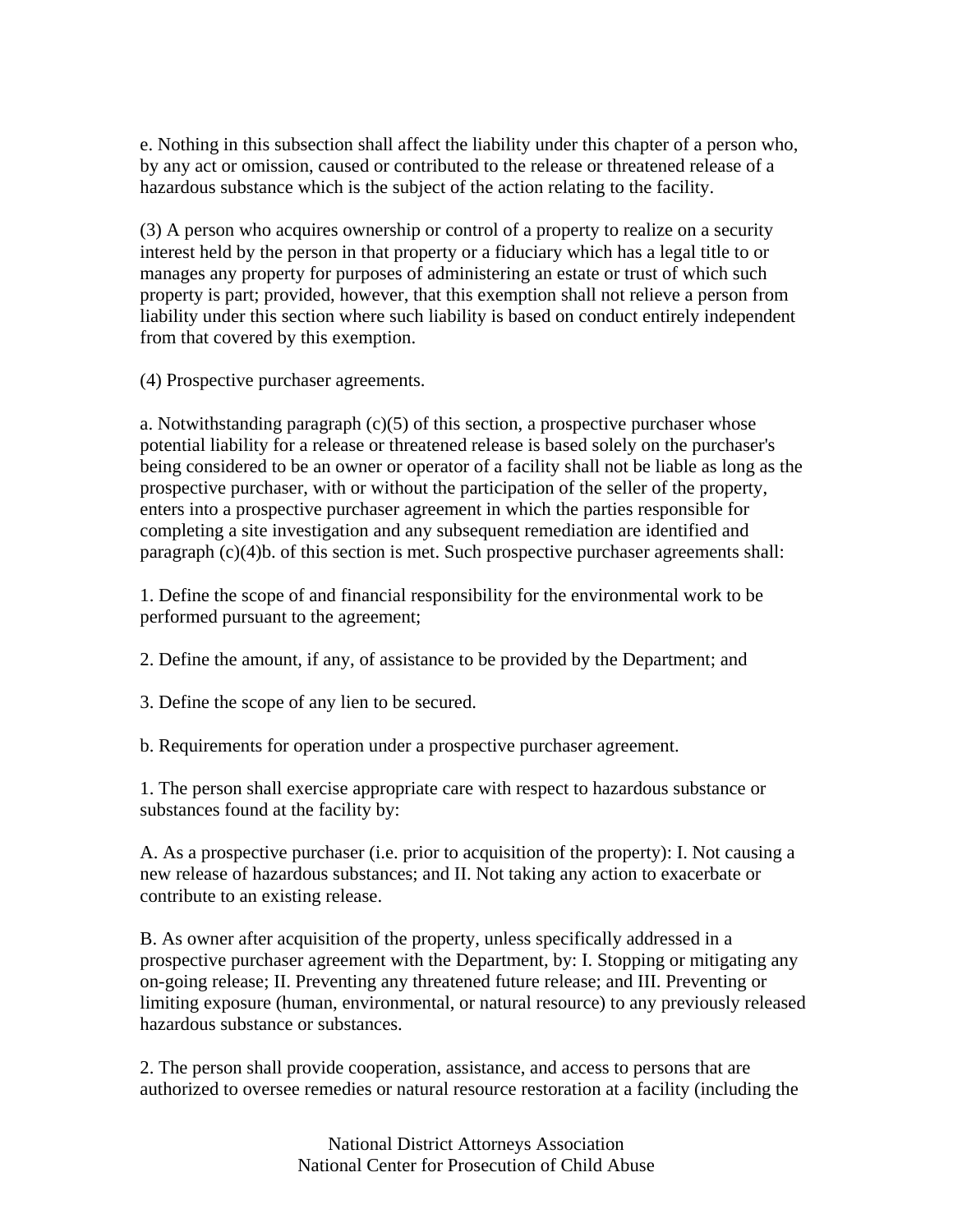e. Nothing in this subsection shall affect the liability under this chapter of a person who, by any act or omission, caused or contributed to the release or threatened release of a hazardous substance which is the subject of the action relating to the facility.

(3) A person who acquires ownership or control of a property to realize on a security interest held by the person in that property or a fiduciary which has a legal title to or manages any property for purposes of administering an estate or trust of which such property is part; provided, however, that this exemption shall not relieve a person from liability under this section where such liability is based on conduct entirely independent from that covered by this exemption.

(4) Prospective purchaser agreements.

a. Notwithstanding paragraph (c)(5) of this section, a prospective purchaser whose potential liability for a release or threatened release is based solely on the purchaser's being considered to be an owner or operator of a facility shall not be liable as long as the prospective purchaser, with or without the participation of the seller of the property, enters into a prospective purchaser agreement in which the parties responsible for completing a site investigation and any subsequent remediation are identified and paragraph (c)(4)b. of this section is met. Such prospective purchaser agreements shall:

1. Define the scope of and financial responsibility for the environmental work to be performed pursuant to the agreement;

2. Define the amount, if any, of assistance to be provided by the Department; and

3. Define the scope of any lien to be secured.

b. Requirements for operation under a prospective purchaser agreement.

1. The person shall exercise appropriate care with respect to hazardous substance or substances found at the facility by:

A. As a prospective purchaser (i.e. prior to acquisition of the property): I. Not causing a new release of hazardous substances; and II. Not taking any action to exacerbate or contribute to an existing release.

B. As owner after acquisition of the property, unless specifically addressed in a prospective purchaser agreement with the Department, by: I. Stopping or mitigating any on-going release; II. Preventing any threatened future release; and III. Preventing or limiting exposure (human, environmental, or natural resource) to any previously released hazardous substance or substances.

2. The person shall provide cooperation, assistance, and access to persons that are authorized to oversee remedies or natural resource restoration at a facility (including the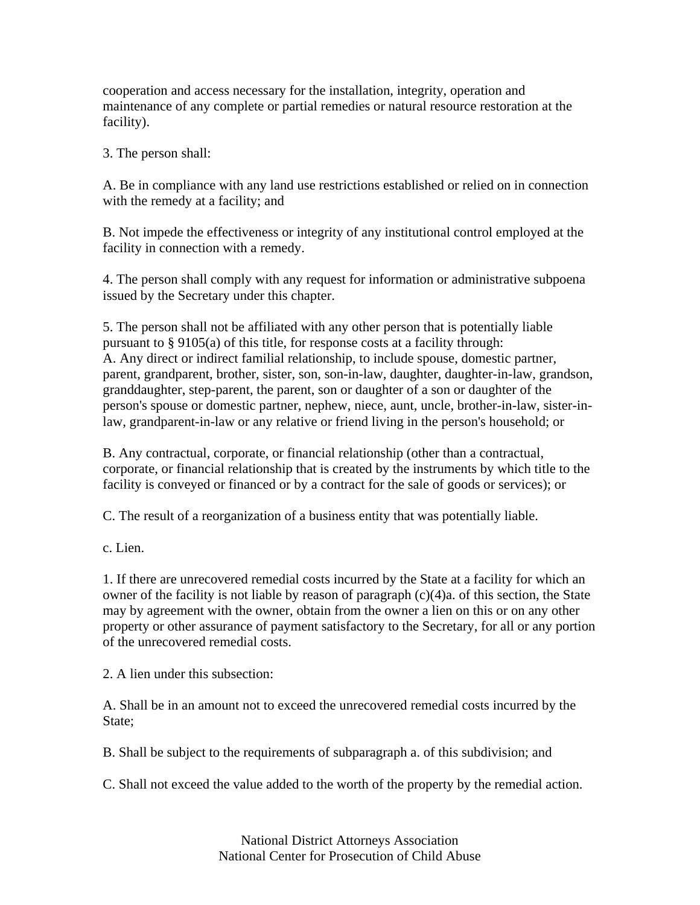cooperation and access necessary for the installation, integrity, operation and maintenance of any complete or partial remedies or natural resource restoration at the facility).

3. The person shall:

A. Be in compliance with any land use restrictions established or relied on in connection with the remedy at a facility; and

B. Not impede the effectiveness or integrity of any institutional control employed at the facility in connection with a remedy.

4. The person shall comply with any request for information or administrative subpoena issued by the Secretary under this chapter.

5. The person shall not be affiliated with any other person that is potentially liable pursuant to § 9105(a) of this title, for response costs at a facility through:
A. Any direct or indirect familial relationship, to include spouse, domestic partner, parent, grandparent, brother, sister, son, son-in-law, daughter, daughter-in-law, grandson, granddaughter, step-parent, the parent, son or daughter of a son or daughter of the person's spouse or domestic partner, nephew, niece, aunt, uncle, brother-in-law, sister-in-law, grandparent-in-law or any relative or friend living in the person's household; or

B. Any contractual, corporate, or financial relationship (other than a contractual, corporate, or financial relationship that is created by the instruments by which title to the facility is conveyed or financed or by a contract for the sale of goods or services); or

C. The result of a reorganization of a business entity that was potentially liable.

c. Lien.

1. If there are unrecovered remedial costs incurred by the State at a facility for which an owner of the facility is not liable by reason of paragraph (c)(4)a. of this section, the State may by agreement with the owner, obtain from the owner a lien on this or on any other property or other assurance of payment satisfactory to the Secretary, for all or any portion of the unrecovered remedial costs.

2. A lien under this subsection:

A. Shall be in an amount not to exceed the unrecovered remedial costs incurred by the State;

B. Shall be subject to the requirements of subparagraph a. of this subdivision; and

C. Shall not exceed the value added to the worth of the property by the remedial action.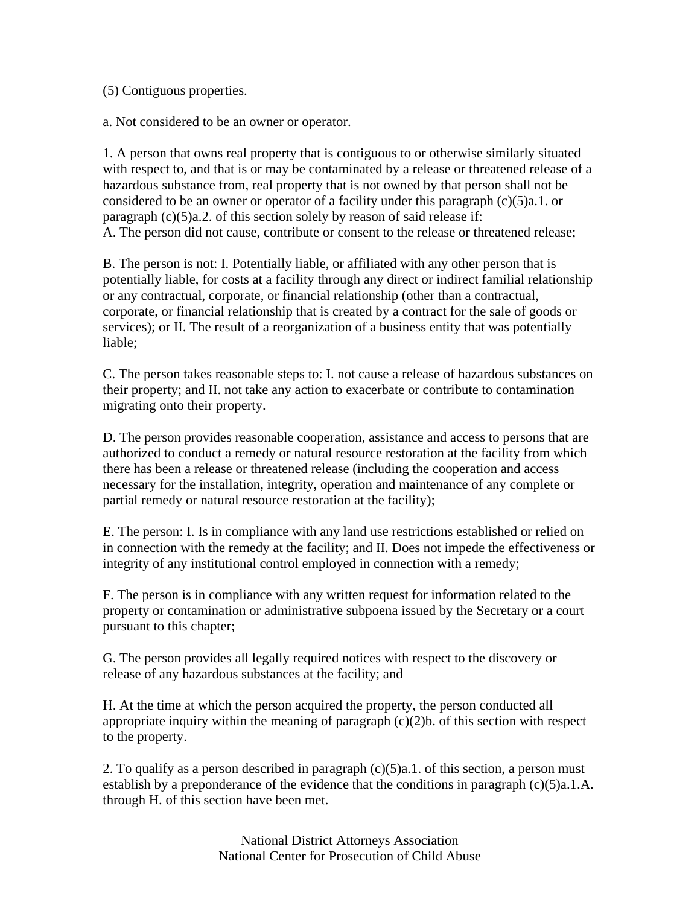(5) Contiguous properties.

a. Not considered to be an owner or operator.

1. A person that owns real property that is contiguous to or otherwise similarly situated with respect to, and that is or may be contaminated by a release or threatened release of a hazardous substance from, real property that is not owned by that person shall not be considered to be an owner or operator of a facility under this paragraph (c)(5)a.1. or paragraph (c)(5)a.2. of this section solely by reason of said release if:
A. The person did not cause, contribute or consent to the release or threatened release;

B. The person is not: I. Potentially liable, or affiliated with any other person that is potentially liable, for costs at a facility through any direct or indirect familial relationship or any contractual, corporate, or financial relationship (other than a contractual, corporate, or financial relationship that is created by a contract for the sale of goods or services); or II. The result of a reorganization of a business entity that was potentially liable;

C. The person takes reasonable steps to: I. not cause a release of hazardous substances on their property; and II. not take any action to exacerbate or contribute to contamination migrating onto their property.

D. The person provides reasonable cooperation, assistance and access to persons that are authorized to conduct a remedy or natural resource restoration at the facility from which there has been a release or threatened release (including the cooperation and access necessary for the installation, integrity, operation and maintenance of any complete or partial remedy or natural resource restoration at the facility);

E. The person: I. Is in compliance with any land use restrictions established or relied on in connection with the remedy at the facility; and II. Does not impede the effectiveness or integrity of any institutional control employed in connection with a remedy;

F. The person is in compliance with any written request for information related to the property or contamination or administrative subpoena issued by the Secretary or a court pursuant to this chapter;

G. The person provides all legally required notices with respect to the discovery or release of any hazardous substances at the facility; and

H. At the time at which the person acquired the property, the person conducted all appropriate inquiry within the meaning of paragraph (c)(2)b. of this section with respect to the property.

2. To qualify as a person described in paragraph (c)(5)a.1. of this section, a person must establish by a preponderance of the evidence that the conditions in paragraph (c)(5)a.1.A. through H. of this section have been met.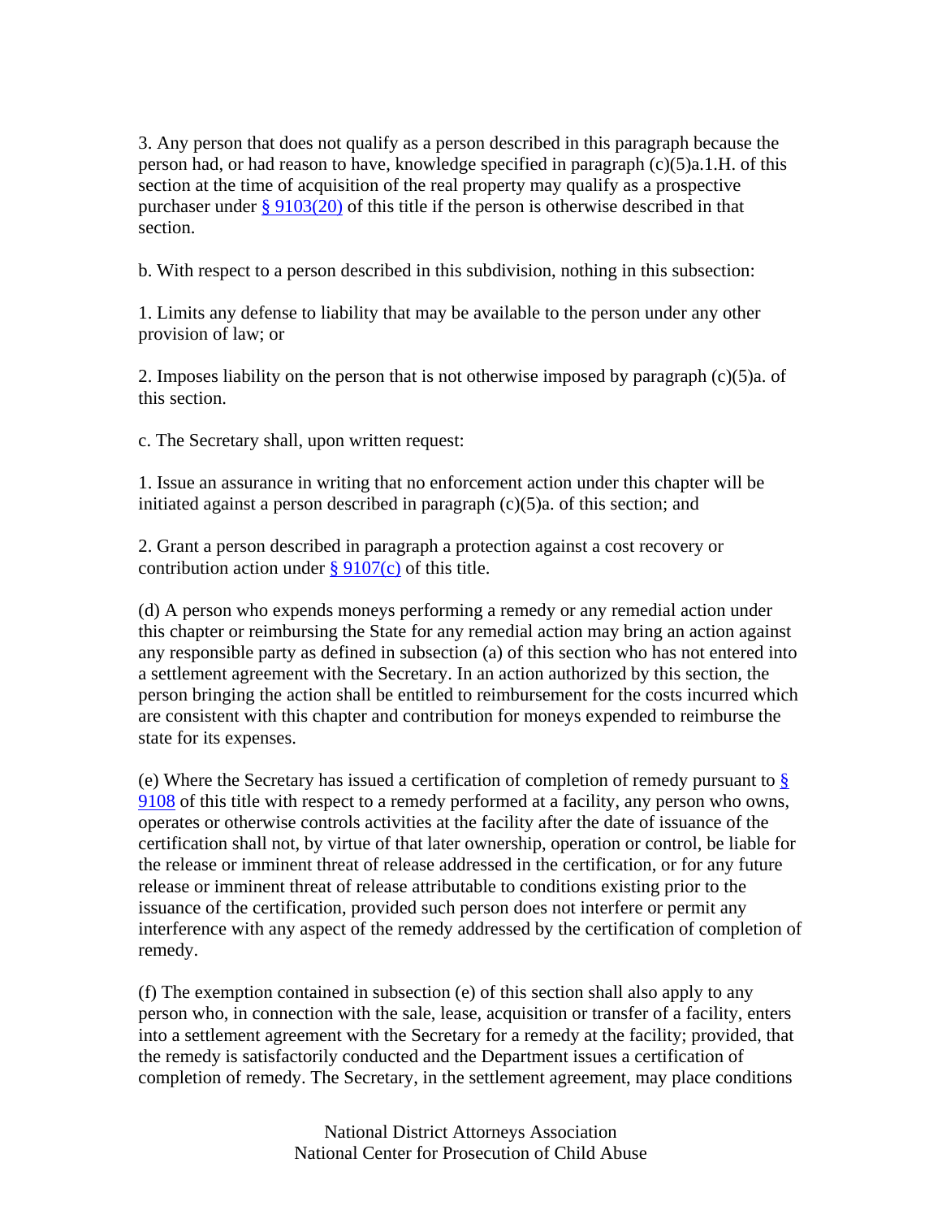3. Any person that does not qualify as a person described in this paragraph because the person had, or had reason to have, knowledge specified in paragraph (c)(5)a.1.H. of this section at the time of acquisition of the real property may qualify as a prospective purchaser under [§ 9103(20)](#) of this title if the person is otherwise described in that section.

b. With respect to a person described in this subdivision, nothing in this subsection:

1. Limits any defense to liability that may be available to the person under any other provision of law; or

2. Imposes liability on the person that is not otherwise imposed by paragraph (c)(5)a. of this section.

c. The Secretary shall, upon written request:

1. Issue an assurance in writing that no enforcement action under this chapter will be initiated against a person described in paragraph (c)(5)a. of this section; and

2. Grant a person described in paragraph a protection against a cost recovery or contribution action under [§ 9107(c)](#) of this title.

(d) A person who expends moneys performing a remedy or any remedial action under this chapter or reimbursing the State for any remedial action may bring an action against any responsible party as defined in subsection (a) of this section who has not entered into a settlement agreement with the Secretary. In an action authorized by this section, the person bringing the action shall be entitled to reimbursement for the costs incurred which are consistent with this chapter and contribution for moneys expended to reimburse the state for its expenses.

(e) Where the Secretary has issued a certification of completion of remedy pursuant to [§ 9108](#) of this title with respect to a remedy performed at a facility, any person who owns, operates or otherwise controls activities at the facility after the date of issuance of the certification shall not, by virtue of that later ownership, operation or control, be liable for the release or imminent threat of release addressed in the certification, or for any future release or imminent threat of release attributable to conditions existing prior to the issuance of the certification, provided such person does not interfere or permit any interference with any aspect of the remedy addressed by the certification of completion of remedy.

(f) The exemption contained in subsection (e) of this section shall also apply to any person who, in connection with the sale, lease, acquisition or transfer of a facility, enters into a settlement agreement with the Secretary for a remedy at the facility; provided, that the remedy is satisfactorily conducted and the Department issues a certification of completion of remedy. The Secretary, in the settlement agreement, may place conditions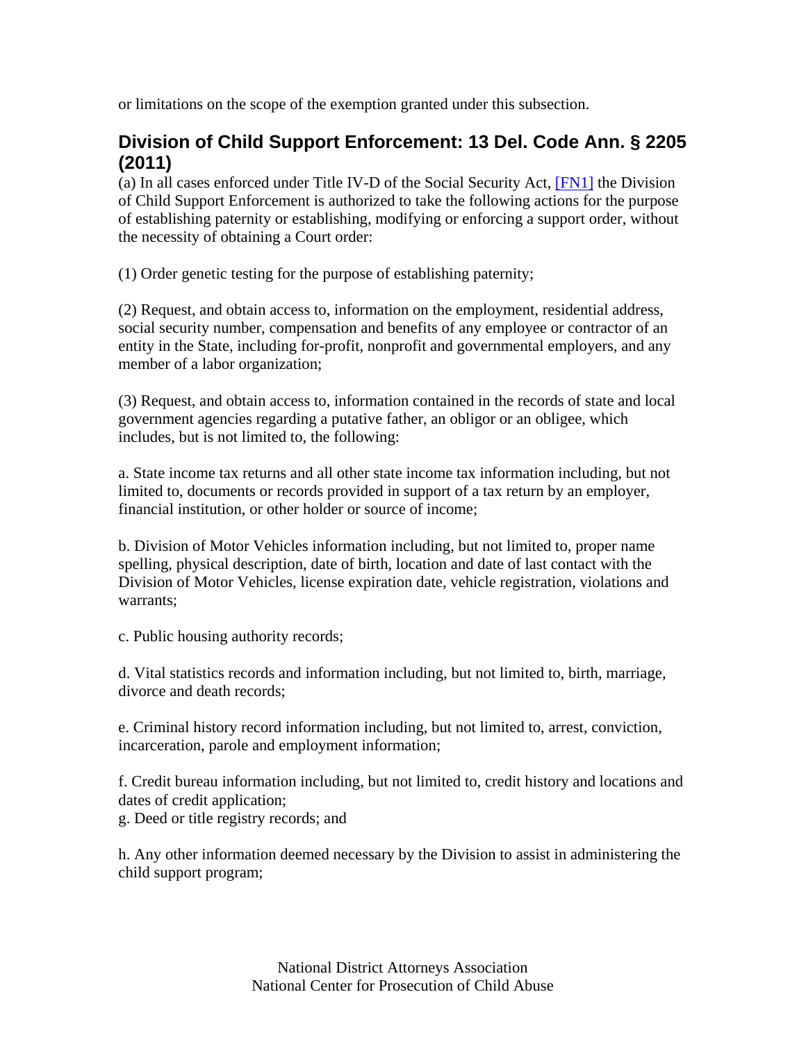or limitations on the scope of the exemption granted under this subsection.

## Division of Child Support Enforcement: 13 Del. Code Ann. § 2205 (2011)

(a) In all cases enforced under Title IV-D of the Social Security Act, [FN1] the Division of Child Support Enforcement is authorized to take the following actions for the purpose of establishing paternity or establishing, modifying or enforcing a support order, without the necessity of obtaining a Court order:

(1) Order genetic testing for the purpose of establishing paternity;

(2) Request, and obtain access to, information on the employment, residential address, social security number, compensation and benefits of any employee or contractor of an entity in the State, including for-profit, nonprofit and governmental employers, and any member of a labor organization;

(3) Request, and obtain access to, information contained in the records of state and local government agencies regarding a putative father, an obligor or an obligee, which includes, but is not limited to, the following:

a. State income tax returns and all other state income tax information including, but not limited to, documents or records provided in support of a tax return by an employer, financial institution, or other holder or source of income;

b. Division of Motor Vehicles information including, but not limited to, proper name spelling, physical description, date of birth, location and date of last contact with the Division of Motor Vehicles, license expiration date, vehicle registration, violations and warrants;

c. Public housing authority records;

d. Vital statistics records and information including, but not limited to, birth, marriage, divorce and death records;

e. Criminal history record information including, but not limited to, arrest, conviction, incarceration, parole and employment information;

f. Credit bureau information including, but not limited to, credit history and locations and dates of credit application;

g. Deed or title registry records; and

h. Any other information deemed necessary by the Division to assist in administering the child support program;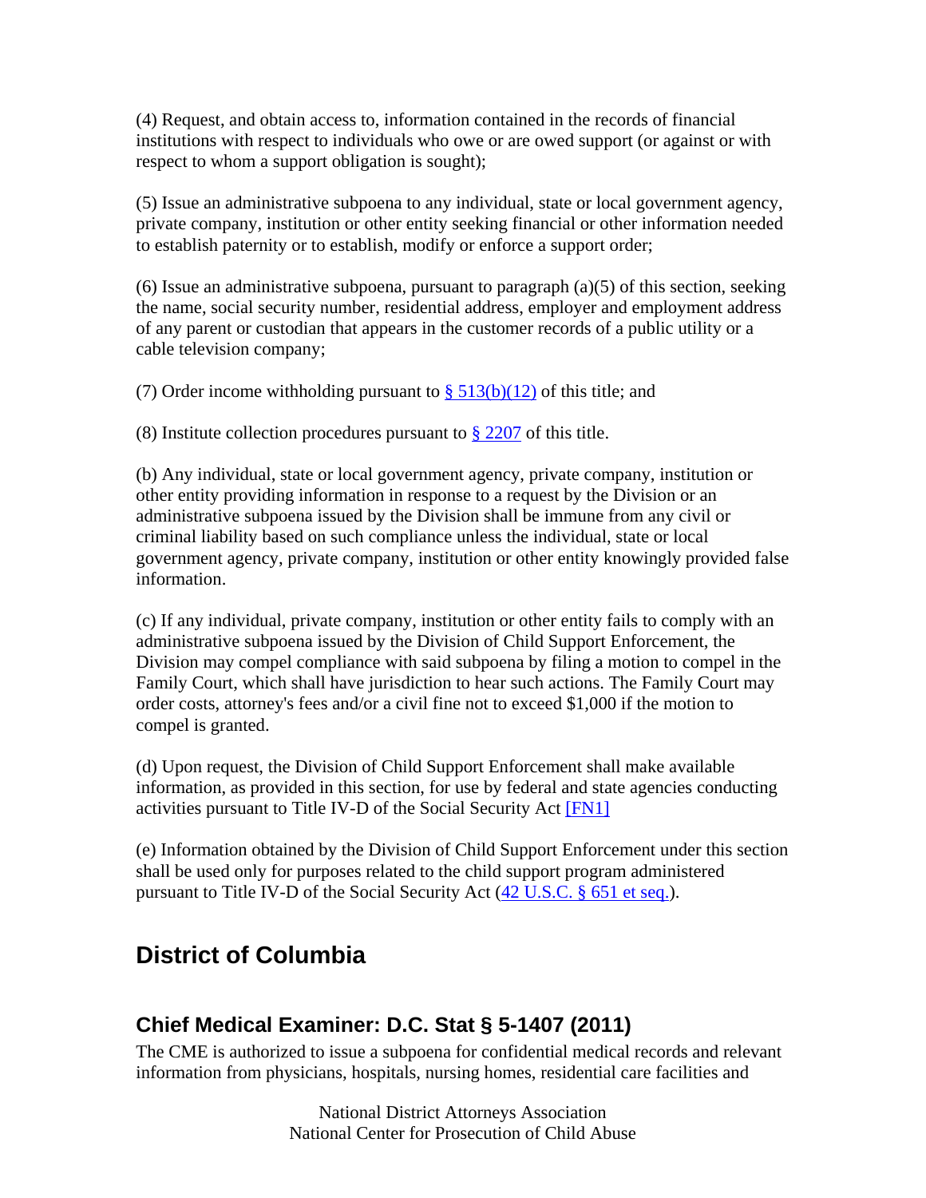(4) Request, and obtain access to, information contained in the records of financial institutions with respect to individuals who owe or are owed support (or against or with respect to whom a support obligation is sought);

(5) Issue an administrative subpoena to any individual, state or local government agency, private company, institution or other entity seeking financial or other information needed to establish paternity or to establish, modify or enforce a support order;

(6) Issue an administrative subpoena, pursuant to paragraph (a)(5) of this section, seeking the name, social security number, residential address, employer and employment address of any parent or custodian that appears in the customer records of a public utility or a cable television company;

(7) Order income withholding pursuant to § 513(b)(12) of this title; and

(8) Institute collection procedures pursuant to § 2207 of this title.

(b) Any individual, state or local government agency, private company, institution or other entity providing information in response to a request by the Division or an administrative subpoena issued by the Division shall be immune from any civil or criminal liability based on such compliance unless the individual, state or local government agency, private company, institution or other entity knowingly provided false information.

(c) If any individual, private company, institution or other entity fails to comply with an administrative subpoena issued by the Division of Child Support Enforcement, the Division may compel compliance with said subpoena by filing a motion to compel in the Family Court, which shall have jurisdiction to hear such actions. The Family Court may order costs, attorney's fees and/or a civil fine not to exceed $1,000 if the motion to compel is granted.

(d) Upon request, the Division of Child Support Enforcement shall make available information, as provided in this section, for use by federal and state agencies conducting activities pursuant to Title IV-D of the Social Security Act [FN1]

(e) Information obtained by the Division of Child Support Enforcement under this section shall be used only for purposes related to the child support program administered pursuant to Title IV-D of the Social Security Act (42 U.S.C. § 651 et seq.).

# District of Columbia

## Chief Medical Examiner: D.C. Stat § 5-1407 (2011)

The CME is authorized to issue a subpoena for confidential medical records and relevant information from physicians, hospitals, nursing homes, residential care facilities and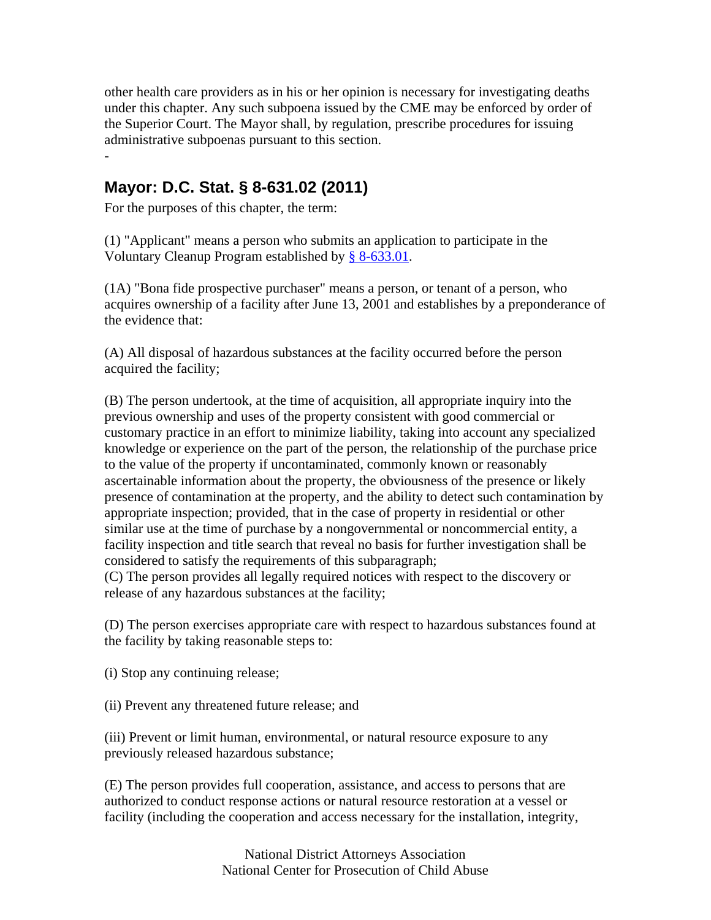other health care providers as in his or her opinion is necessary for investigating deaths under this chapter. Any such subpoena issued by the CME may be enforced by order of the Superior Court. The Mayor shall, by regulation, prescribe procedures for issuing administrative subpoenas pursuant to this section.

-

## Mayor: D.C. Stat. § 8-631.02 (2011)

For the purposes of this chapter, the term:

(1) "Applicant" means a person who submits an application to participate in the Voluntary Cleanup Program established by § 8-633.01.

(1A) "Bona fide prospective purchaser" means a person, or tenant of a person, who acquires ownership of a facility after June 13, 2001 and establishes by a preponderance of the evidence that:

(A) All disposal of hazardous substances at the facility occurred before the person acquired the facility;

(B) The person undertook, at the time of acquisition, all appropriate inquiry into the previous ownership and uses of the property consistent with good commercial or customary practice in an effort to minimize liability, taking into account any specialized knowledge or experience on the part of the person, the relationship of the purchase price to the value of the property if uncontaminated, commonly known or reasonably ascertainable information about the property, the obviousness of the presence or likely presence of contamination at the property, and the ability to detect such contamination by appropriate inspection; provided, that in the case of property in residential or other similar use at the time of purchase by a nongovernmental or noncommercial entity, a facility inspection and title search that reveal no basis for further investigation shall be considered to satisfy the requirements of this subparagraph;

(C) The person provides all legally required notices with respect to the discovery or release of any hazardous substances at the facility;

(D) The person exercises appropriate care with respect to hazardous substances found at the facility by taking reasonable steps to:

(i) Stop any continuing release;

(ii) Prevent any threatened future release; and

(iii) Prevent or limit human, environmental, or natural resource exposure to any previously released hazardous substance;

(E) The person provides full cooperation, assistance, and access to persons that are authorized to conduct response actions or natural resource restoration at a vessel or facility (including the cooperation and access necessary for the installation, integrity,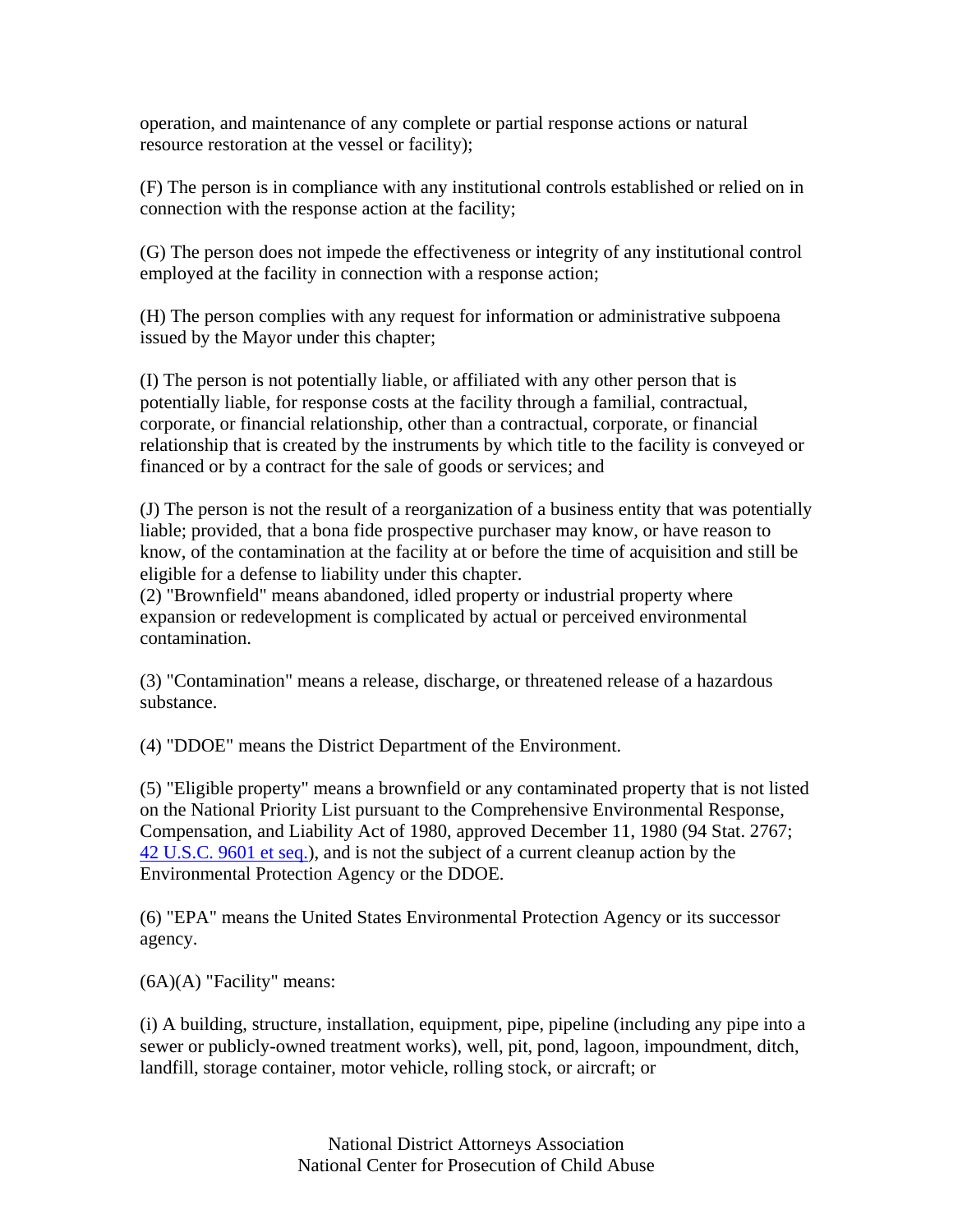operation, and maintenance of any complete or partial response actions or natural resource restoration at the vessel or facility);

(F) The person is in compliance with any institutional controls established or relied on in connection with the response action at the facility;

(G) The person does not impede the effectiveness or integrity of any institutional control employed at the facility in connection with a response action;

(H) The person complies with any request for information or administrative subpoena issued by the Mayor under this chapter;

(I) The person is not potentially liable, or affiliated with any other person that is potentially liable, for response costs at the facility through a familial, contractual, corporate, or financial relationship, other than a contractual, corporate, or financial relationship that is created by the instruments by which title to the facility is conveyed or financed or by a contract for the sale of goods or services; and

(J) The person is not the result of a reorganization of a business entity that was potentially liable; provided, that a bona fide prospective purchaser may know, or have reason to know, of the contamination at the facility at or before the time of acquisition and still be eligible for a defense to liability under this chapter.

(2) "Brownfield" means abandoned, idled property or industrial property where expansion or redevelopment is complicated by actual or perceived environmental contamination.

(3) "Contamination" means a release, discharge, or threatened release of a hazardous substance.

(4) "DDOE" means the District Department of the Environment.

(5) "Eligible property" means a brownfield or any contaminated property that is not listed on the National Priority List pursuant to the Comprehensive Environmental Response, Compensation, and Liability Act of 1980, approved December 11, 1980 (94 Stat. 2767; 42 U.S.C. 9601 et seq.), and is not the subject of a current cleanup action by the Environmental Protection Agency or the DDOE.

(6) "EPA" means the United States Environmental Protection Agency or its successor agency.

(6A)(A) "Facility" means:

(i) A building, structure, installation, equipment, pipe, pipeline (including any pipe into a sewer or publicly-owned treatment works), well, pit, pond, lagoon, impoundment, ditch, landfill, storage container, motor vehicle, rolling stock, or aircraft; or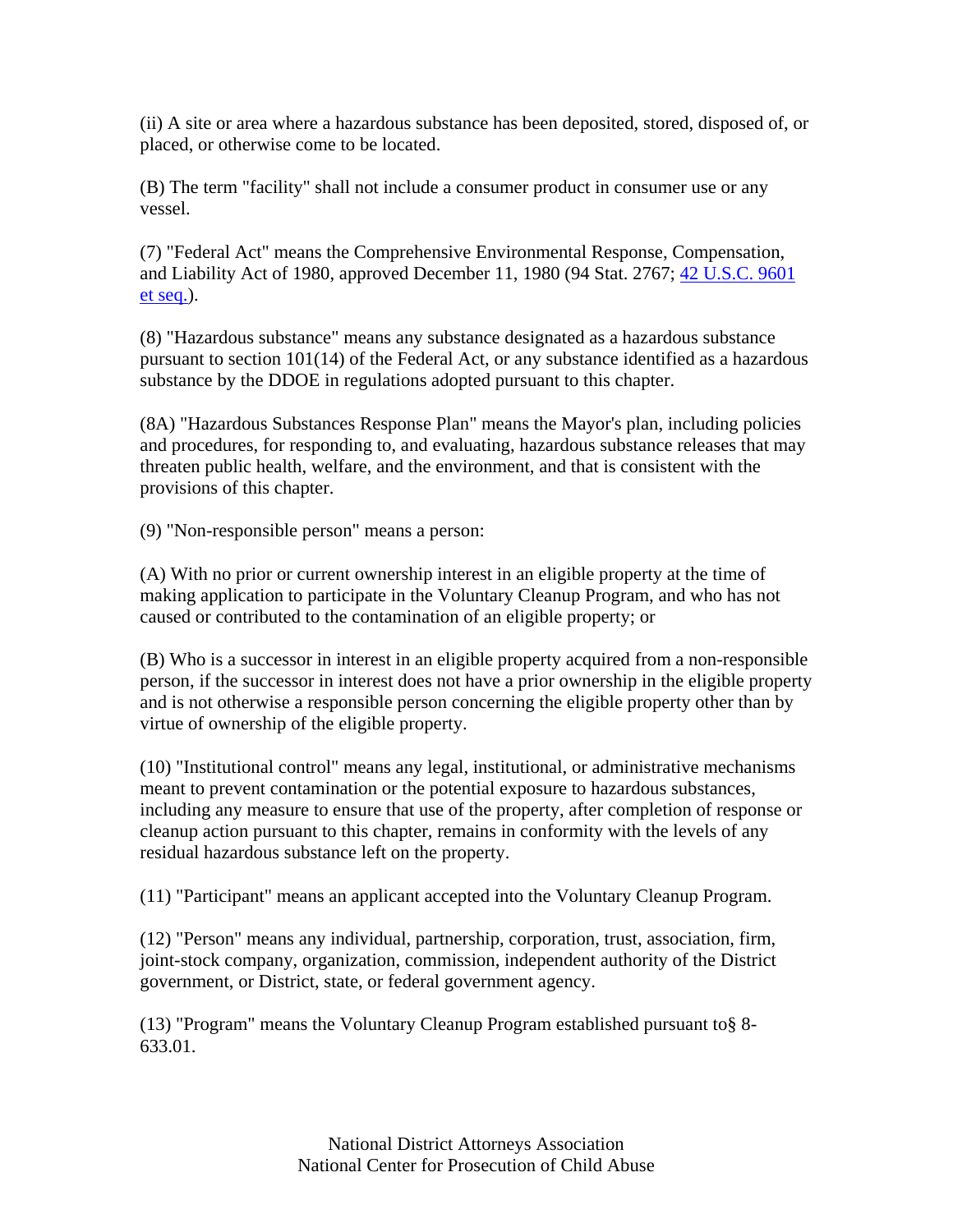(ii) A site or area where a hazardous substance has been deposited, stored, disposed of, or placed, or otherwise come to be located.

(B) The term "facility" shall not include a consumer product in consumer use or any vessel.

(7) "Federal Act" means the Comprehensive Environmental Response, Compensation, and Liability Act of 1980, approved December 11, 1980 (94 Stat. 2767; 42 U.S.C. 9601 et seq.).

(8) "Hazardous substance" means any substance designated as a hazardous substance pursuant to section 101(14) of the Federal Act, or any substance identified as a hazardous substance by the DDOE in regulations adopted pursuant to this chapter.

(8A) "Hazardous Substances Response Plan" means the Mayor's plan, including policies and procedures, for responding to, and evaluating, hazardous substance releases that may threaten public health, welfare, and the environment, and that is consistent with the provisions of this chapter.

(9) "Non-responsible person" means a person:

(A) With no prior or current ownership interest in an eligible property at the time of making application to participate in the Voluntary Cleanup Program, and who has not caused or contributed to the contamination of an eligible property; or

(B) Who is a successor in interest in an eligible property acquired from a non-responsible person, if the successor in interest does not have a prior ownership in the eligible property and is not otherwise a responsible person concerning the eligible property other than by virtue of ownership of the eligible property.

(10) "Institutional control" means any legal, institutional, or administrative mechanisms meant to prevent contamination or the potential exposure to hazardous substances, including any measure to ensure that use of the property, after completion of response or cleanup action pursuant to this chapter, remains in conformity with the levels of any residual hazardous substance left on the property.

(11) "Participant" means an applicant accepted into the Voluntary Cleanup Program.

(12) "Person" means any individual, partnership, corporation, trust, association, firm, joint-stock company, organization, commission, independent authority of the District government, or District, state, or federal government agency.

(13) "Program" means the Voluntary Cleanup Program established pursuant to§ 8-633.01.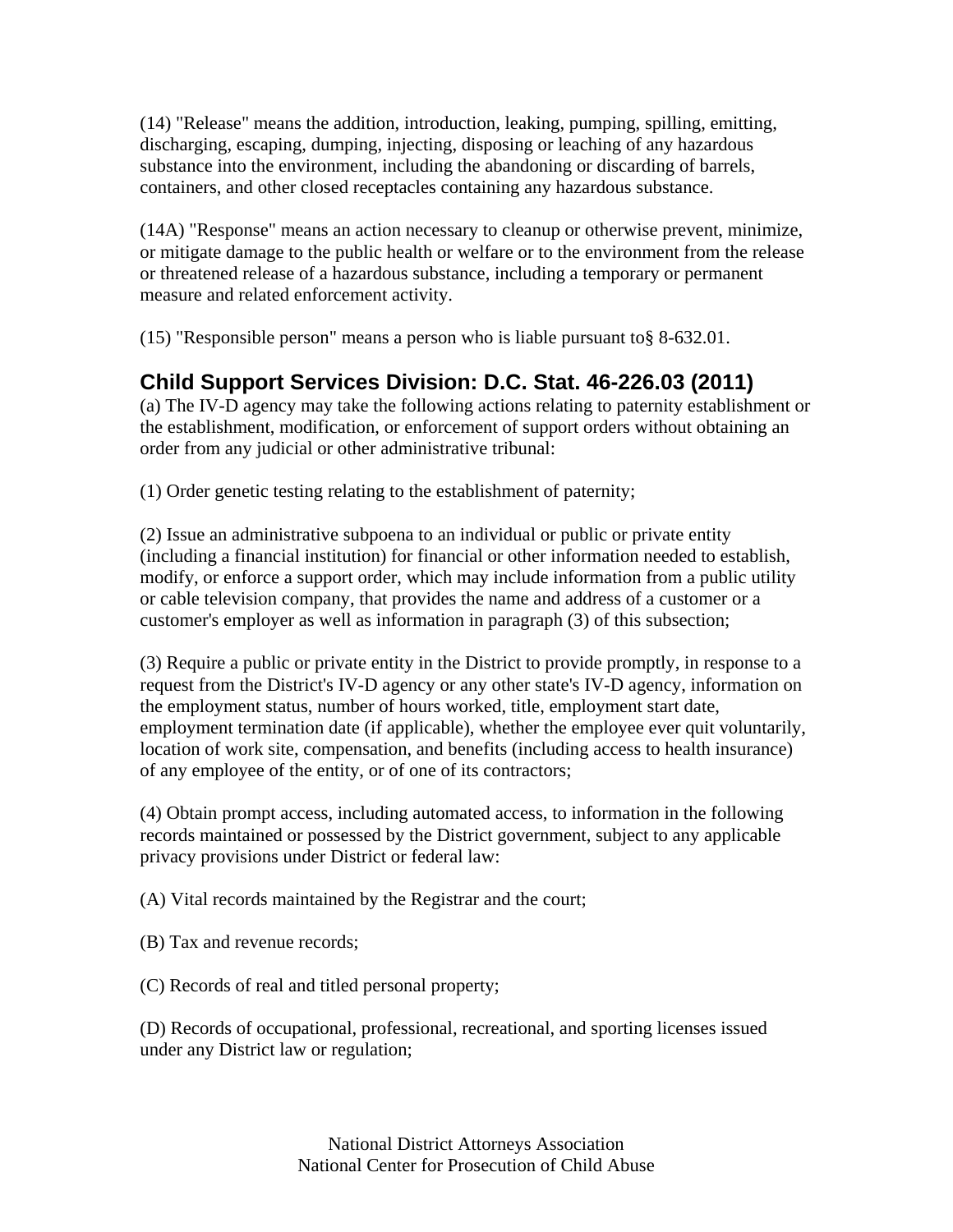(14) "Release" means the addition, introduction, leaking, pumping, spilling, emitting, discharging, escaping, dumping, injecting, disposing or leaching of any hazardous substance into the environment, including the abandoning or discarding of barrels, containers, and other closed receptacles containing any hazardous substance.

(14A) "Response" means an action necessary to cleanup or otherwise prevent, minimize, or mitigate damage to the public health or welfare or to the environment from the release or threatened release of a hazardous substance, including a temporary or permanent measure and related enforcement activity.

(15) "Responsible person" means a person who is liable pursuant to§ 8-632.01.

## Child Support Services Division: D.C. Stat. 46-226.03 (2011)

(a) The IV-D agency may take the following actions relating to paternity establishment or the establishment, modification, or enforcement of support orders without obtaining an order from any judicial or other administrative tribunal:

(1) Order genetic testing relating to the establishment of paternity;

(2) Issue an administrative subpoena to an individual or public or private entity (including a financial institution) for financial or other information needed to establish, modify, or enforce a support order, which may include information from a public utility or cable television company, that provides the name and address of a customer or a customer's employer as well as information in paragraph (3) of this subsection;

(3) Require a public or private entity in the District to provide promptly, in response to a request from the District's IV-D agency or any other state's IV-D agency, information on the employment status, number of hours worked, title, employment start date, employment termination date (if applicable), whether the employee ever quit voluntarily, location of work site, compensation, and benefits (including access to health insurance) of any employee of the entity, or of one of its contractors;

(4) Obtain prompt access, including automated access, to information in the following records maintained or possessed by the District government, subject to any applicable privacy provisions under District or federal law:

(A) Vital records maintained by the Registrar and the court;

(B) Tax and revenue records;

(C) Records of real and titled personal property;

(D) Records of occupational, professional, recreational, and sporting licenses issued under any District law or regulation;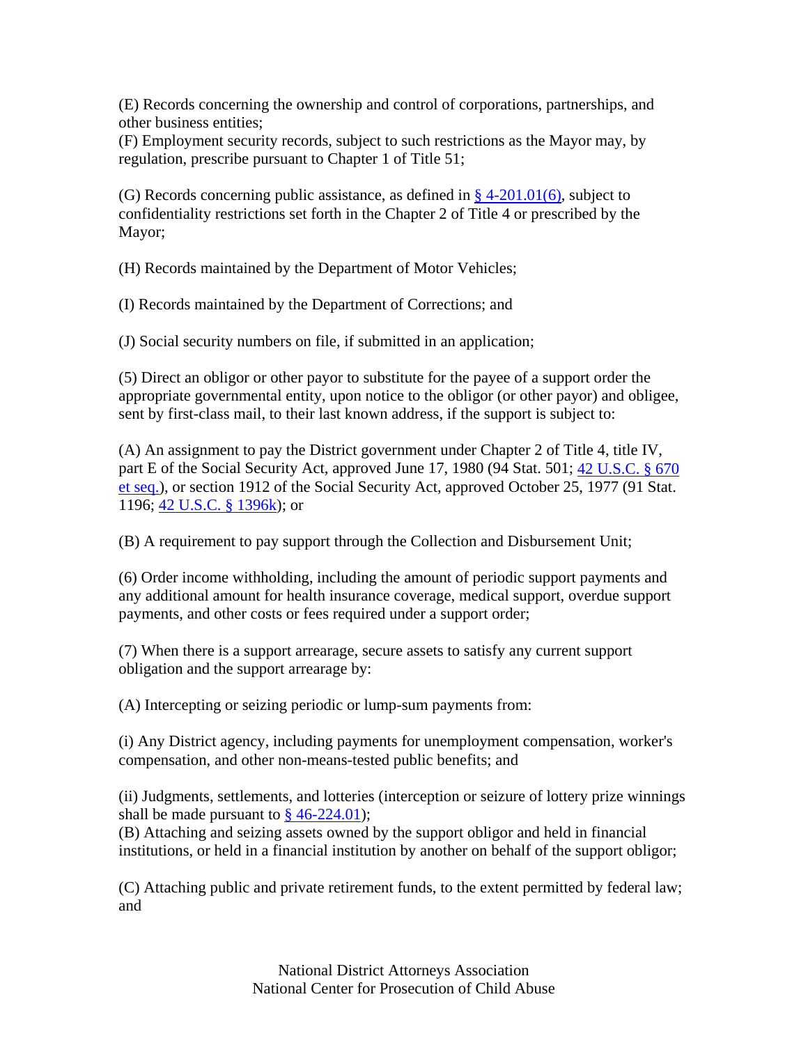(E) Records concerning the ownership and control of corporations, partnerships, and other business entities;
(F) Employment security records, subject to such restrictions as the Mayor may, by regulation, prescribe pursuant to Chapter 1 of Title 51;

(G) Records concerning public assistance, as defined in § 4-201.01(6), subject to confidentiality restrictions set forth in the Chapter 2 of Title 4 or prescribed by the Mayor;

(H) Records maintained by the Department of Motor Vehicles;

(I) Records maintained by the Department of Corrections; and

(J) Social security numbers on file, if submitted in an application;

(5) Direct an obligor or other payor to substitute for the payee of a support order the appropriate governmental entity, upon notice to the obligor (or other payor) and obligee, sent by first-class mail, to their last known address, if the support is subject to:

(A) An assignment to pay the District government under Chapter 2 of Title 4, title IV, part E of the Social Security Act, approved June 17, 1980 (94 Stat. 501; 42 U.S.C. § 670 et seq.), or section 1912 of the Social Security Act, approved October 25, 1977 (91 Stat. 1196; 42 U.S.C. § 1396k); or

(B) A requirement to pay support through the Collection and Disbursement Unit;

(6) Order income withholding, including the amount of periodic support payments and any additional amount for health insurance coverage, medical support, overdue support payments, and other costs or fees required under a support order;

(7) When there is a support arrearage, secure assets to satisfy any current support obligation and the support arrearage by:

(A) Intercepting or seizing periodic or lump-sum payments from:

(i) Any District agency, including payments for unemployment compensation, worker's compensation, and other non-means-tested public benefits; and

(ii) Judgments, settlements, and lotteries (interception or seizure of lottery prize winnings shall be made pursuant to § 46-224.01);
(B) Attaching and seizing assets owned by the support obligor and held in financial institutions, or held in a financial institution by another on behalf of the support obligor;

(C) Attaching public and private retirement funds, to the extent permitted by federal law; and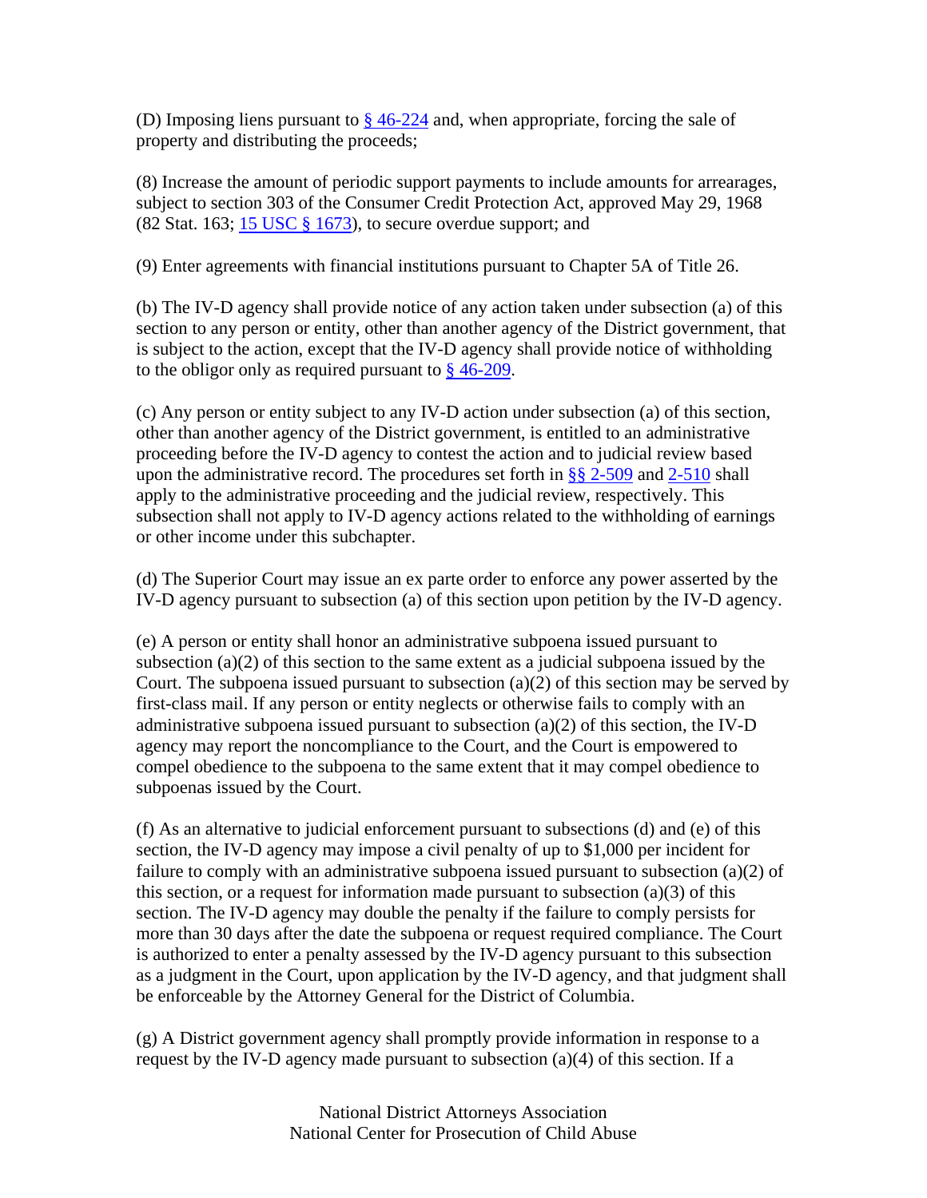(D) Imposing liens pursuant to § 46-224 and, when appropriate, forcing the sale of property and distributing the proceeds;

(8) Increase the amount of periodic support payments to include amounts for arrearages, subject to section 303 of the Consumer Credit Protection Act, approved May 29, 1968 (82 Stat. 163; 15 USC § 1673), to secure overdue support; and

(9) Enter agreements with financial institutions pursuant to Chapter 5A of Title 26.

(b) The IV-D agency shall provide notice of any action taken under subsection (a) of this section to any person or entity, other than another agency of the District government, that is subject to the action, except that the IV-D agency shall provide notice of withholding to the obligor only as required pursuant to § 46-209.

(c) Any person or entity subject to any IV-D action under subsection (a) of this section, other than another agency of the District government, is entitled to an administrative proceeding before the IV-D agency to contest the action and to judicial review based upon the administrative record. The procedures set forth in §§ 2-509 and 2-510 shall apply to the administrative proceeding and the judicial review, respectively. This subsection shall not apply to IV-D agency actions related to the withholding of earnings or other income under this subchapter.

(d) The Superior Court may issue an ex parte order to enforce any power asserted by the IV-D agency pursuant to subsection (a) of this section upon petition by the IV-D agency.

(e) A person or entity shall honor an administrative subpoena issued pursuant to subsection (a)(2) of this section to the same extent as a judicial subpoena issued by the Court. The subpoena issued pursuant to subsection (a)(2) of this section may be served by first-class mail. If any person or entity neglects or otherwise fails to comply with an administrative subpoena issued pursuant to subsection (a)(2) of this section, the IV-D agency may report the noncompliance to the Court, and the Court is empowered to compel obedience to the subpoena to the same extent that it may compel obedience to subpoenas issued by the Court.

(f) As an alternative to judicial enforcement pursuant to subsections (d) and (e) of this section, the IV-D agency may impose a civil penalty of up to $1,000 per incident for failure to comply with an administrative subpoena issued pursuant to subsection (a)(2) of this section, or a request for information made pursuant to subsection (a)(3) of this section. The IV-D agency may double the penalty if the failure to comply persists for more than 30 days after the date the subpoena or request required compliance. The Court is authorized to enter a penalty assessed by the IV-D agency pursuant to this subsection as a judgment in the Court, upon application by the IV-D agency, and that judgment shall be enforceable by the Attorney General for the District of Columbia.

(g) A District government agency shall promptly provide information in response to a request by the IV-D agency made pursuant to subsection (a)(4) of this section. If a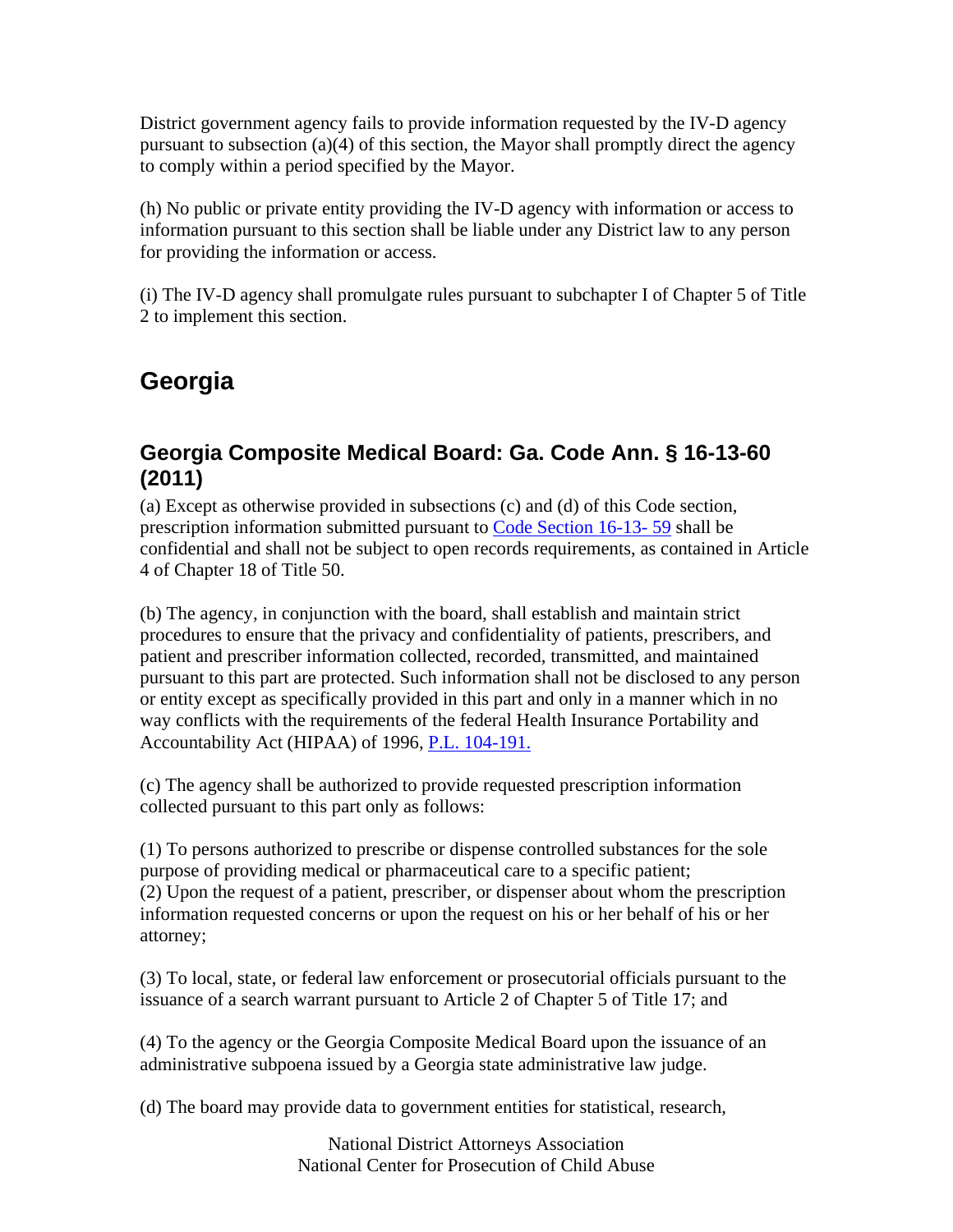District government agency fails to provide information requested by the IV-D agency pursuant to subsection (a)(4) of this section, the Mayor shall promptly direct the agency to comply within a period specified by the Mayor.

(h) No public or private entity providing the IV-D agency with information or access to information pursuant to this section shall be liable under any District law to any person for providing the information or access.

(i) The IV-D agency shall promulgate rules pursuant to subchapter I of Chapter 5 of Title 2 to implement this section.

## Georgia

### Georgia Composite Medical Board: Ga. Code Ann. § 16-13-60 (2011)

(a) Except as otherwise provided in subsections (c) and (d) of this Code section, prescription information submitted pursuant to Code Section 16-13- 59 shall be confidential and shall not be subject to open records requirements, as contained in Article 4 of Chapter 18 of Title 50.

(b) The agency, in conjunction with the board, shall establish and maintain strict procedures to ensure that the privacy and confidentiality of patients, prescribers, and patient and prescriber information collected, recorded, transmitted, and maintained pursuant to this part are protected. Such information shall not be disclosed to any person or entity except as specifically provided in this part and only in a manner which in no way conflicts with the requirements of the federal Health Insurance Portability and Accountability Act (HIPAA) of 1996, P.L. 104-191.

(c) The agency shall be authorized to provide requested prescription information collected pursuant to this part only as follows:

(1) To persons authorized to prescribe or dispense controlled substances for the sole purpose of providing medical or pharmaceutical care to a specific patient;
(2) Upon the request of a patient, prescriber, or dispenser about whom the prescription information requested concerns or upon the request on his or her behalf of his or her attorney;

(3) To local, state, or federal law enforcement or prosecutorial officials pursuant to the issuance of a search warrant pursuant to Article 2 of Chapter 5 of Title 17; and

(4) To the agency or the Georgia Composite Medical Board upon the issuance of an administrative subpoena issued by a Georgia state administrative law judge.

(d) The board may provide data to government entities for statistical, research,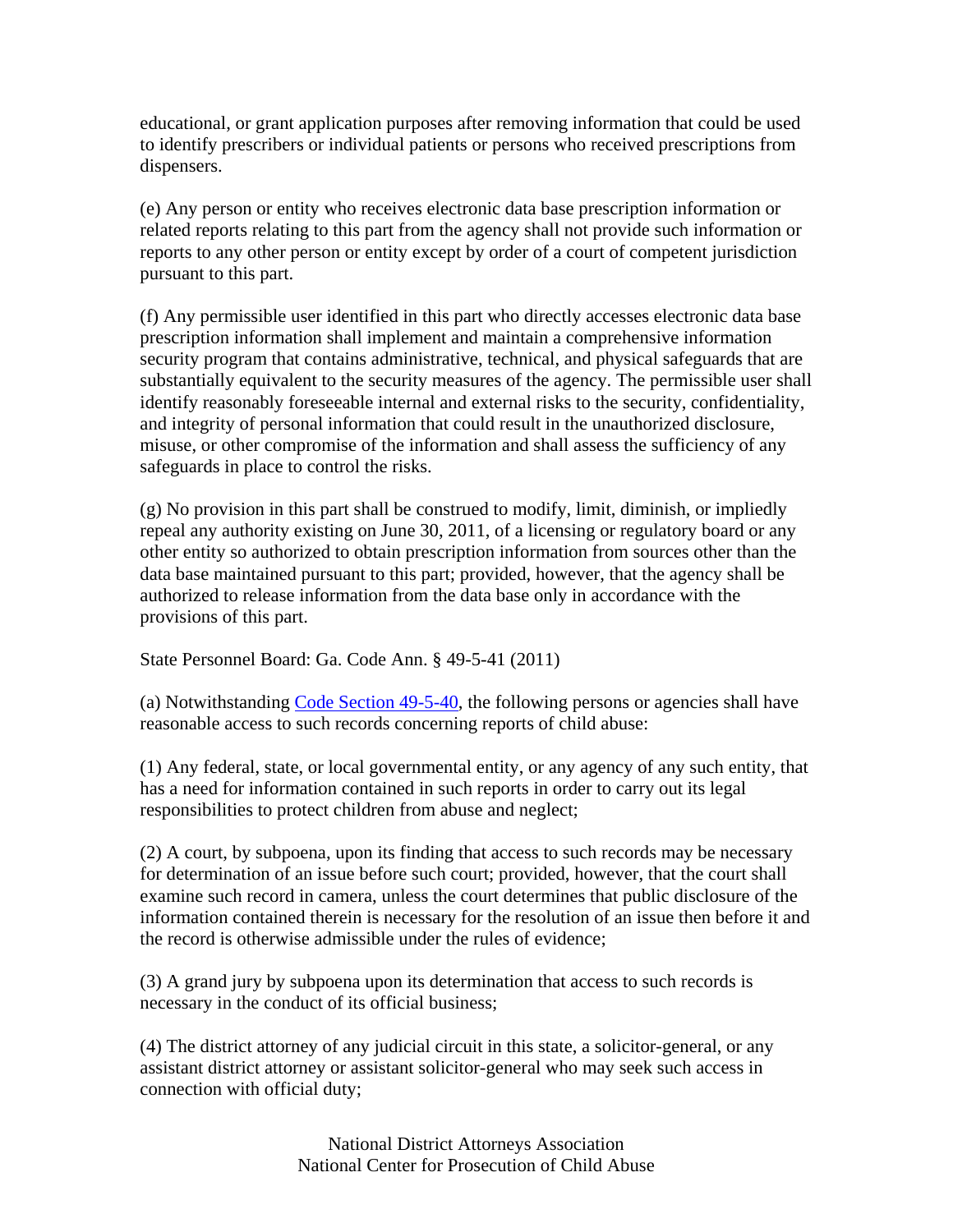educational, or grant application purposes after removing information that could be used to identify prescribers or individual patients or persons who received prescriptions from dispensers.

(e) Any person or entity who receives electronic data base prescription information or related reports relating to this part from the agency shall not provide such information or reports to any other person or entity except by order of a court of competent jurisdiction pursuant to this part.

(f) Any permissible user identified in this part who directly accesses electronic data base prescription information shall implement and maintain a comprehensive information security program that contains administrative, technical, and physical safeguards that are substantially equivalent to the security measures of the agency. The permissible user shall identify reasonably foreseeable internal and external risks to the security, confidentiality, and integrity of personal information that could result in the unauthorized disclosure, misuse, or other compromise of the information and shall assess the sufficiency of any safeguards in place to control the risks.

(g) No provision in this part shall be construed to modify, limit, diminish, or impliedly repeal any authority existing on June 30, 2011, of a licensing or regulatory board or any other entity so authorized to obtain prescription information from sources other than the data base maintained pursuant to this part; provided, however, that the agency shall be authorized to release information from the data base only in accordance with the provisions of this part.

State Personnel Board: Ga. Code Ann. § 49-5-41 (2011)

(a) Notwithstanding Code Section 49-5-40, the following persons or agencies shall have reasonable access to such records concerning reports of child abuse:

(1) Any federal, state, or local governmental entity, or any agency of any such entity, that has a need for information contained in such reports in order to carry out its legal responsibilities to protect children from abuse and neglect;

(2) A court, by subpoena, upon its finding that access to such records may be necessary for determination of an issue before such court; provided, however, that the court shall examine such record in camera, unless the court determines that public disclosure of the information contained therein is necessary for the resolution of an issue then before it and the record is otherwise admissible under the rules of evidence;

(3) A grand jury by subpoena upon its determination that access to such records is necessary in the conduct of its official business;

(4) The district attorney of any judicial circuit in this state, a solicitor-general, or any assistant district attorney or assistant solicitor-general who may seek such access in connection with official duty;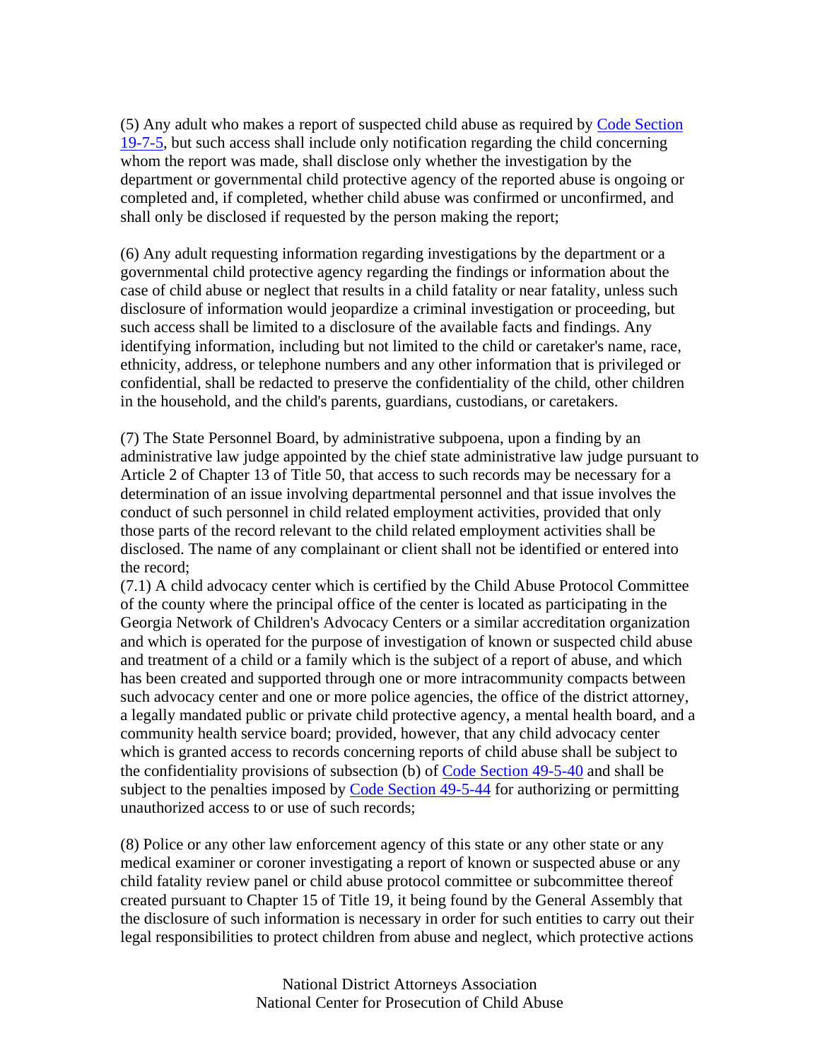(5) Any adult who makes a report of suspected child abuse as required by Code Section 19-7-5, but such access shall include only notification regarding the child concerning whom the report was made, shall disclose only whether the investigation by the department or governmental child protective agency of the reported abuse is ongoing or completed and, if completed, whether child abuse was confirmed or unconfirmed, and shall only be disclosed if requested by the person making the report;

(6) Any adult requesting information regarding investigations by the department or a governmental child protective agency regarding the findings or information about the case of child abuse or neglect that results in a child fatality or near fatality, unless such disclosure of information would jeopardize a criminal investigation or proceeding, but such access shall be limited to a disclosure of the available facts and findings. Any identifying information, including but not limited to the child or caretaker's name, race, ethnicity, address, or telephone numbers and any other information that is privileged or confidential, shall be redacted to preserve the confidentiality of the child, other children in the household, and the child's parents, guardians, custodians, or caretakers.

(7) The State Personnel Board, by administrative subpoena, upon a finding by an administrative law judge appointed by the chief state administrative law judge pursuant to Article 2 of Chapter 13 of Title 50, that access to such records may be necessary for a determination of an issue involving departmental personnel and that issue involves the conduct of such personnel in child related employment activities, provided that only those parts of the record relevant to the child related employment activities shall be disclosed. The name of any complainant or client shall not be identified or entered into the record;

(7.1) A child advocacy center which is certified by the Child Abuse Protocol Committee of the county where the principal office of the center is located as participating in the Georgia Network of Children's Advocacy Centers or a similar accreditation organization and which is operated for the purpose of investigation of known or suspected child abuse and treatment of a child or a family which is the subject of a report of abuse, and which has been created and supported through one or more intracommunity compacts between such advocacy center and one or more police agencies, the office of the district attorney, a legally mandated public or private child protective agency, a mental health board, and a community health service board; provided, however, that any child advocacy center which is granted access to records concerning reports of child abuse shall be subject to the confidentiality provisions of subsection (b) of Code Section 49-5-40 and shall be subject to the penalties imposed by Code Section 49-5-44 for authorizing or permitting unauthorized access to or use of such records;

(8) Police or any other law enforcement agency of this state or any other state or any medical examiner or coroner investigating a report of known or suspected abuse or any child fatality review panel or child abuse protocol committee or subcommittee thereof created pursuant to Chapter 15 of Title 19, it being found by the General Assembly that the disclosure of such information is necessary in order for such entities to carry out their legal responsibilities to protect children from abuse and neglect, which protective actions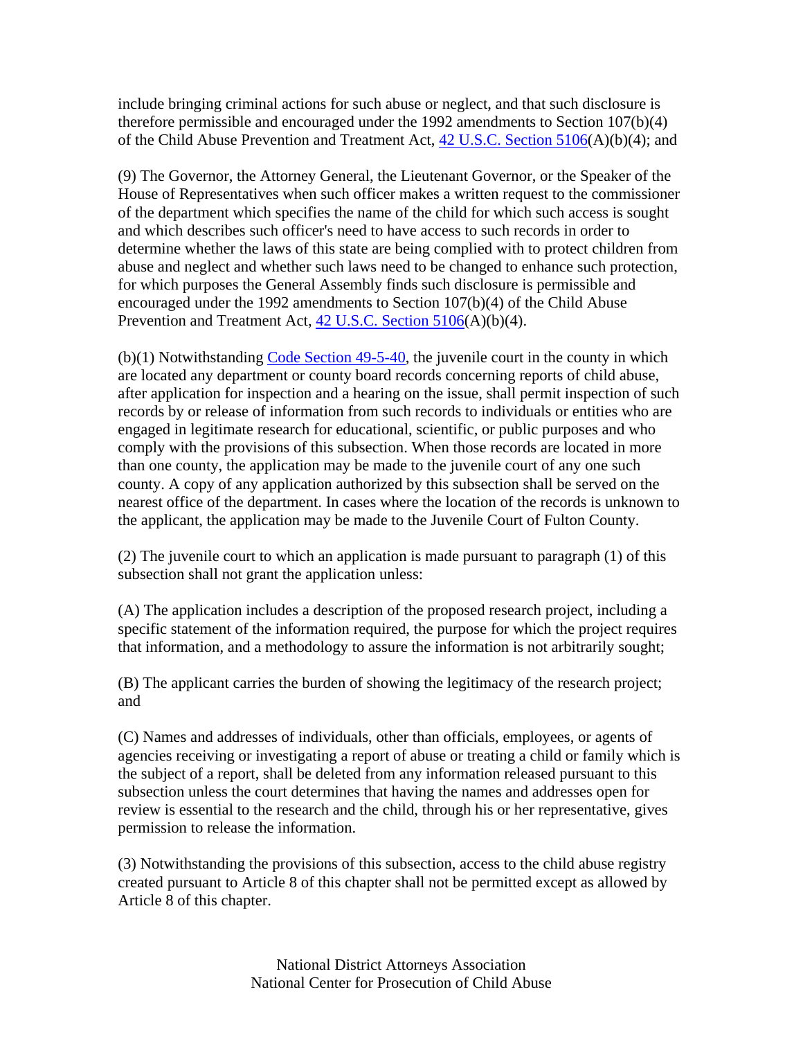include bringing criminal actions for such abuse or neglect, and that such disclosure is therefore permissible and encouraged under the 1992 amendments to Section 107(b)(4) of the Child Abuse Prevention and Treatment Act, 42 U.S.C. Section 5106(A)(b)(4); and

(9) The Governor, the Attorney General, the Lieutenant Governor, or the Speaker of the House of Representatives when such officer makes a written request to the commissioner of the department which specifies the name of the child for which such access is sought and which describes such officer's need to have access to such records in order to determine whether the laws of this state are being complied with to protect children from abuse and neglect and whether such laws need to be changed to enhance such protection, for which purposes the General Assembly finds such disclosure is permissible and encouraged under the 1992 amendments to Section 107(b)(4) of the Child Abuse Prevention and Treatment Act, 42 U.S.C. Section 5106(A)(b)(4).

(b)(1) Notwithstanding Code Section 49-5-40, the juvenile court in the county in which are located any department or county board records concerning reports of child abuse, after application for inspection and a hearing on the issue, shall permit inspection of such records by or release of information from such records to individuals or entities who are engaged in legitimate research for educational, scientific, or public purposes and who comply with the provisions of this subsection. When those records are located in more than one county, the application may be made to the juvenile court of any one such county. A copy of any application authorized by this subsection shall be served on the nearest office of the department. In cases where the location of the records is unknown to the applicant, the application may be made to the Juvenile Court of Fulton County.

(2) The juvenile court to which an application is made pursuant to paragraph (1) of this subsection shall not grant the application unless:

(A) The application includes a description of the proposed research project, including a specific statement of the information required, the purpose for which the project requires that information, and a methodology to assure the information is not arbitrarily sought;

(B) The applicant carries the burden of showing the legitimacy of the research project; and

(C) Names and addresses of individuals, other than officials, employees, or agents of agencies receiving or investigating a report of abuse or treating a child or family which is the subject of a report, shall be deleted from any information released pursuant to this subsection unless the court determines that having the names and addresses open for review is essential to the research and the child, through his or her representative, gives permission to release the information.

(3) Notwithstanding the provisions of this subsection, access to the child abuse registry created pursuant to Article 8 of this chapter shall not be permitted except as allowed by Article 8 of this chapter.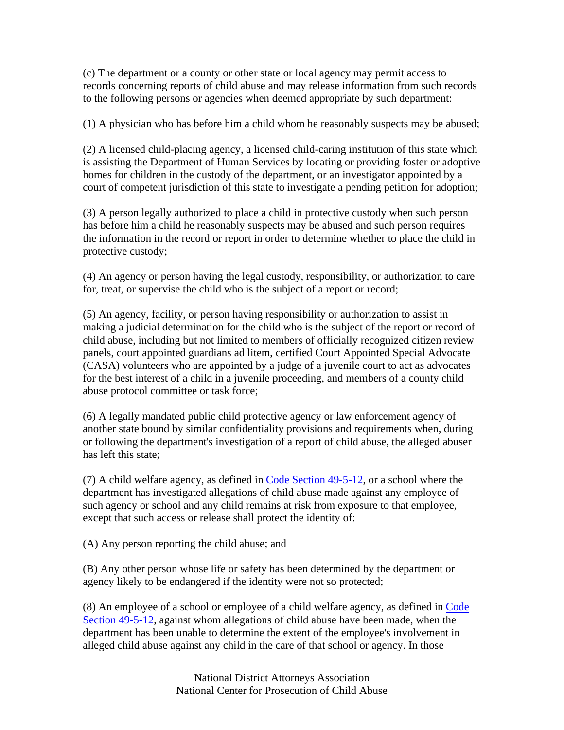(c) The department or a county or other state or local agency may permit access to records concerning reports of child abuse and may release information from such records to the following persons or agencies when deemed appropriate by such department:

(1) A physician who has before him a child whom he reasonably suspects may be abused;

(2) A licensed child-placing agency, a licensed child-caring institution of this state which is assisting the Department of Human Services by locating or providing foster or adoptive homes for children in the custody of the department, or an investigator appointed by a court of competent jurisdiction of this state to investigate a pending petition for adoption;

(3) A person legally authorized to place a child in protective custody when such person has before him a child he reasonably suspects may be abused and such person requires the information in the record or report in order to determine whether to place the child in protective custody;

(4) An agency or person having the legal custody, responsibility, or authorization to care for, treat, or supervise the child who is the subject of a report or record;

(5) An agency, facility, or person having responsibility or authorization to assist in making a judicial determination for the child who is the subject of the report or record of child abuse, including but not limited to members of officially recognized citizen review panels, court appointed guardians ad litem, certified Court Appointed Special Advocate (CASA) volunteers who are appointed by a judge of a juvenile court to act as advocates for the best interest of a child in a juvenile proceeding, and members of a county child abuse protocol committee or task force;

(6) A legally mandated public child protective agency or law enforcement agency of another state bound by similar confidentiality provisions and requirements when, during or following the department's investigation of a report of child abuse, the alleged abuser has left this state;

(7) A child welfare agency, as defined in Code Section 49-5-12, or a school where the department has investigated allegations of child abuse made against any employee of such agency or school and any child remains at risk from exposure to that employee, except that such access or release shall protect the identity of:

(A) Any person reporting the child abuse; and

(B) Any other person whose life or safety has been determined by the department or agency likely to be endangered if the identity were not so protected;

(8) An employee of a school or employee of a child welfare agency, as defined in Code Section 49-5-12, against whom allegations of child abuse have been made, when the department has been unable to determine the extent of the employee's involvement in alleged child abuse against any child in the care of that school or agency. In those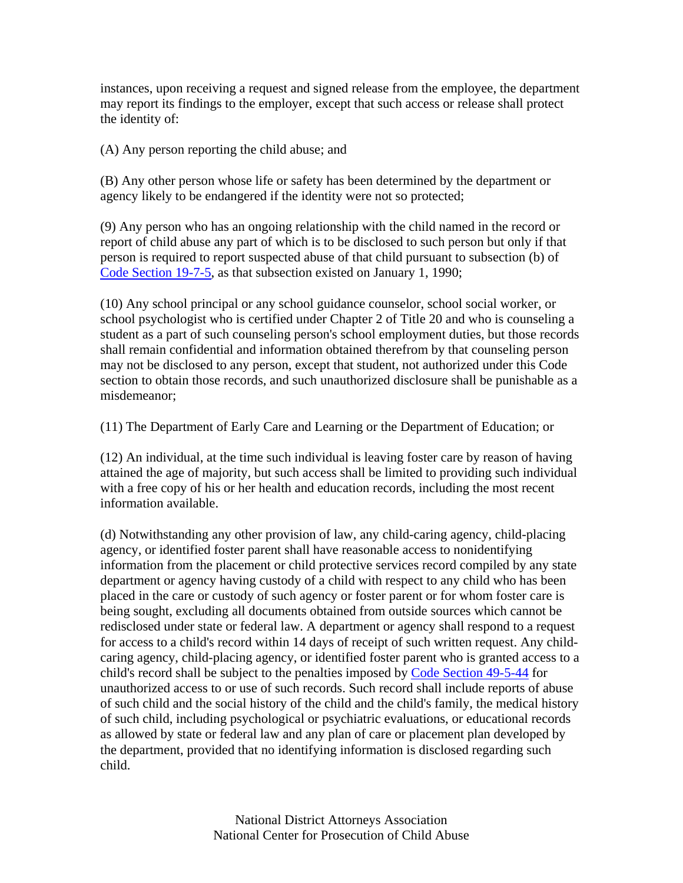instances, upon receiving a request and signed release from the employee, the department may report its findings to the employer, except that such access or release shall protect the identity of:

(A) Any person reporting the child abuse; and

(B) Any other person whose life or safety has been determined by the department or agency likely to be endangered if the identity were not so protected;

(9) Any person who has an ongoing relationship with the child named in the record or report of child abuse any part of which is to be disclosed to such person but only if that person is required to report suspected abuse of that child pursuant to subsection (b) of Code Section 19-7-5, as that subsection existed on January 1, 1990;

(10) Any school principal or any school guidance counselor, school social worker, or school psychologist who is certified under Chapter 2 of Title 20 and who is counseling a student as a part of such counseling person's school employment duties, but those records shall remain confidential and information obtained therefrom by that counseling person may not be disclosed to any person, except that student, not authorized under this Code section to obtain those records, and such unauthorized disclosure shall be punishable as a misdemeanor;

(11) The Department of Early Care and Learning or the Department of Education; or

(12) An individual, at the time such individual is leaving foster care by reason of having attained the age of majority, but such access shall be limited to providing such individual with a free copy of his or her health and education records, including the most recent information available.

(d) Notwithstanding any other provision of law, any child-caring agency, child-placing agency, or identified foster parent shall have reasonable access to nonidentifying information from the placement or child protective services record compiled by any state department or agency having custody of a child with respect to any child who has been placed in the care or custody of such agency or foster parent or for whom foster care is being sought, excluding all documents obtained from outside sources which cannot be redisclosed under state or federal law. A department or agency shall respond to a request for access to a child's record within 14 days of receipt of such written request. Any child-caring agency, child-placing agency, or identified foster parent who is granted access to a child's record shall be subject to the penalties imposed by Code Section 49-5-44 for unauthorized access to or use of such records. Such record shall include reports of abuse of such child and the social history of the child and the child's family, the medical history of such child, including psychological or psychiatric evaluations, or educational records as allowed by state or federal law and any plan of care or placement plan developed by the department, provided that no identifying information is disclosed regarding such child.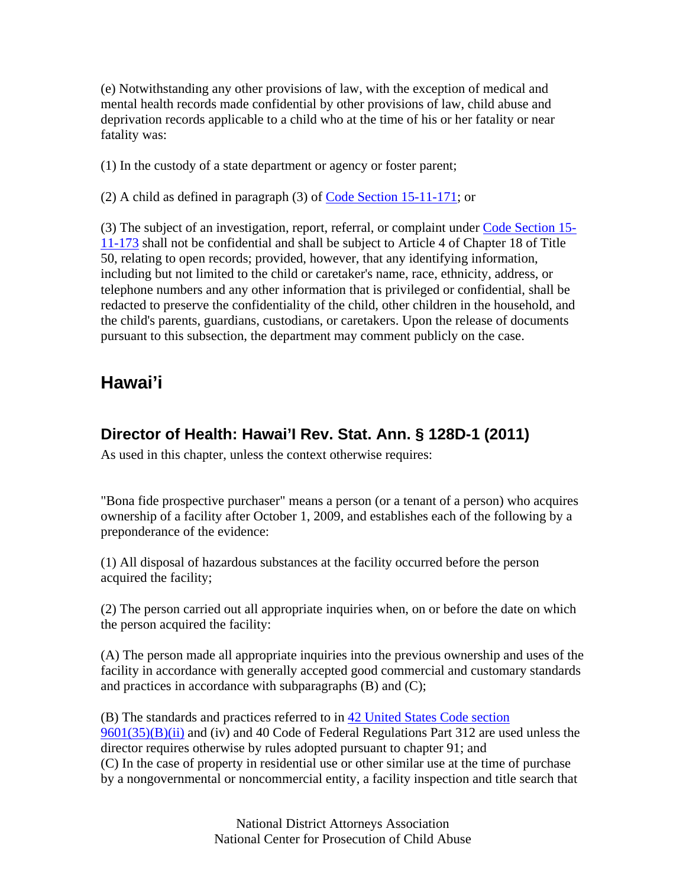(e) Notwithstanding any other provisions of law, with the exception of medical and mental health records made confidential by other provisions of law, child abuse and deprivation records applicable to a child who at the time of his or her fatality or near fatality was:

(1) In the custody of a state department or agency or foster parent;

(2) A child as defined in paragraph (3) of Code Section 15-11-171; or

(3) The subject of an investigation, report, referral, or complaint under Code Section 15-11-173 shall not be confidential and shall be subject to Article 4 of Chapter 18 of Title 50, relating to open records; provided, however, that any identifying information, including but not limited to the child or caretaker's name, race, ethnicity, address, or telephone numbers and any other information that is privileged or confidential, shall be redacted to preserve the confidentiality of the child, other children in the household, and the child's parents, guardians, custodians, or caretakers. Upon the release of documents pursuant to this subsection, the department may comment publicly on the case.

## Hawai'i

### Director of Health: Hawai'I Rev. Stat. Ann. § 128D-1 (2011)

As used in this chapter, unless the context otherwise requires:

"Bona fide prospective purchaser" means a person (or a tenant of a person) who acquires ownership of a facility after October 1, 2009, and establishes each of the following by a preponderance of the evidence:

(1) All disposal of hazardous substances at the facility occurred before the person acquired the facility;

(2) The person carried out all appropriate inquiries when, on or before the date on which the person acquired the facility:

(A) The person made all appropriate inquiries into the previous ownership and uses of the facility in accordance with generally accepted good commercial and customary standards and practices in accordance with subparagraphs (B) and (C);

(B) The standards and practices referred to in 42 United States Code section 9601(35)(B)(ii) and (iv) and 40 Code of Federal Regulations Part 312 are used unless the director requires otherwise by rules adopted pursuant to chapter 91; and
(C) In the case of property in residential use or other similar use at the time of purchase by a nongovernmental or noncommercial entity, a facility inspection and title search that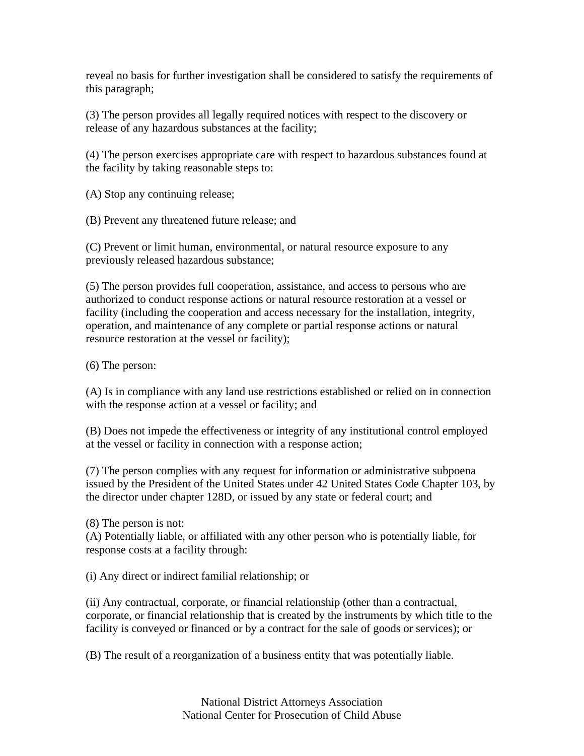reveal no basis for further investigation shall be considered to satisfy the requirements of this paragraph;

(3) The person provides all legally required notices with respect to the discovery or release of any hazardous substances at the facility;

(4) The person exercises appropriate care with respect to hazardous substances found at the facility by taking reasonable steps to:

(A) Stop any continuing release;

(B) Prevent any threatened future release; and

(C) Prevent or limit human, environmental, or natural resource exposure to any previously released hazardous substance;

(5) The person provides full cooperation, assistance, and access to persons who are authorized to conduct response actions or natural resource restoration at a vessel or facility (including the cooperation and access necessary for the installation, integrity, operation, and maintenance of any complete or partial response actions or natural resource restoration at the vessel or facility);

(6) The person:

(A) Is in compliance with any land use restrictions established or relied on in connection with the response action at a vessel or facility; and

(B) Does not impede the effectiveness or integrity of any institutional control employed at the vessel or facility in connection with a response action;

(7) The person complies with any request for information or administrative subpoena issued by the President of the United States under 42 United States Code Chapter 103, by the director under chapter 128D, or issued by any state or federal court; and

(8) The person is not:
(A) Potentially liable, or affiliated with any other person who is potentially liable, for response costs at a facility through:

(i) Any direct or indirect familial relationship; or

(ii) Any contractual, corporate, or financial relationship (other than a contractual, corporate, or financial relationship that is created by the instruments by which title to the facility is conveyed or financed or by a contract for the sale of goods or services); or

(B) The result of a reorganization of a business entity that was potentially liable.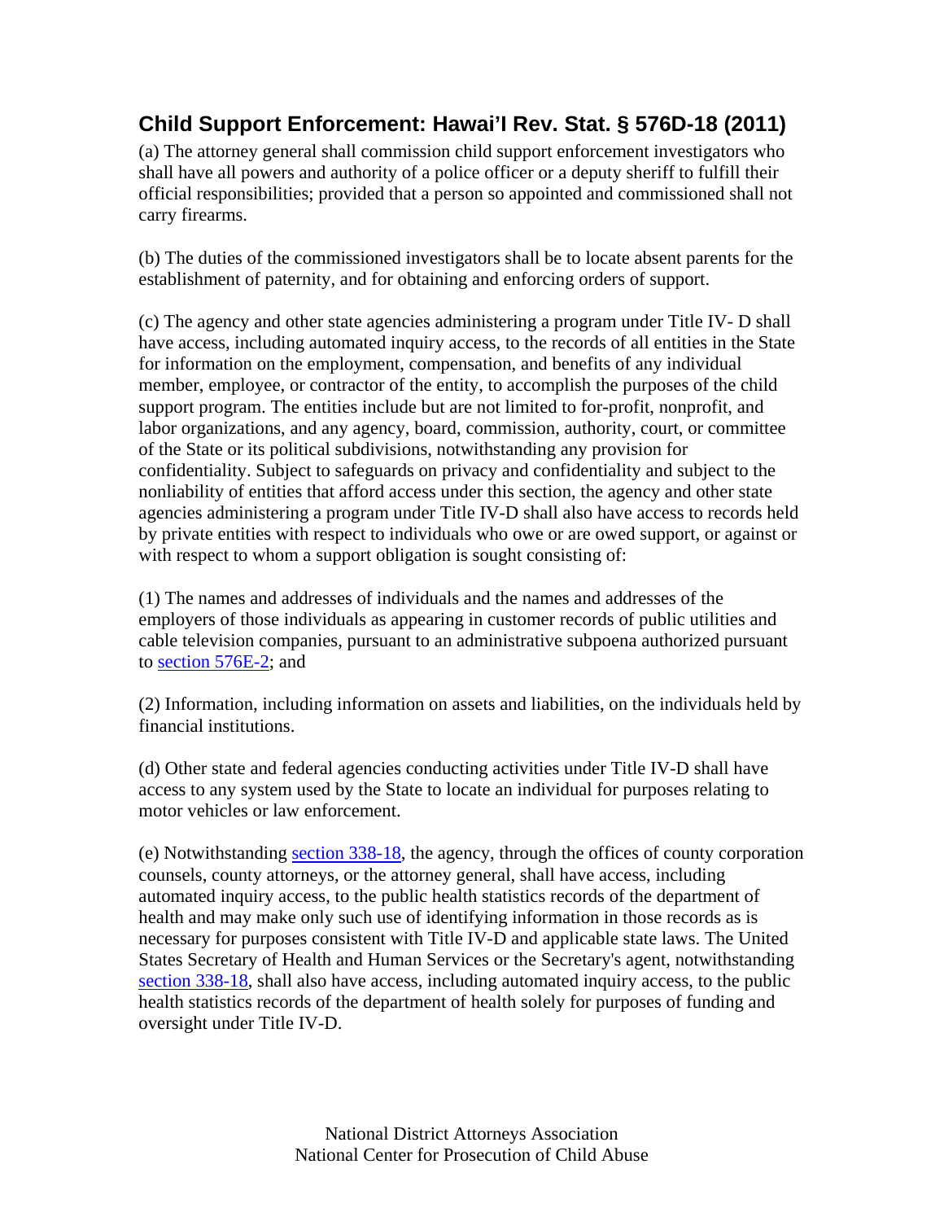## Child Support Enforcement: Hawai'I Rev. Stat. § 576D-18 (2011)

(a) The attorney general shall commission child support enforcement investigators who shall have all powers and authority of a police officer or a deputy sheriff to fulfill their official responsibilities; provided that a person so appointed and commissioned shall not carry firearms.

(b) The duties of the commissioned investigators shall be to locate absent parents for the establishment of paternity, and for obtaining and enforcing orders of support.

(c) The agency and other state agencies administering a program under Title IV- D shall have access, including automated inquiry access, to the records of all entities in the State for information on the employment, compensation, and benefits of any individual member, employee, or contractor of the entity, to accomplish the purposes of the child support program. The entities include but are not limited to for-profit, nonprofit, and labor organizations, and any agency, board, commission, authority, court, or committee of the State or its political subdivisions, notwithstanding any provision for confidentiality. Subject to safeguards on privacy and confidentiality and subject to the nonliability of entities that afford access under this section, the agency and other state agencies administering a program under Title IV-D shall also have access to records held by private entities with respect to individuals who owe or are owed support, or against or with respect to whom a support obligation is sought consisting of:

(1) The names and addresses of individuals and the names and addresses of the employers of those individuals as appearing in customer records of public utilities and cable television companies, pursuant to an administrative subpoena authorized pursuant to section 576E-2; and

(2) Information, including information on assets and liabilities, on the individuals held by financial institutions.

(d) Other state and federal agencies conducting activities under Title IV-D shall have access to any system used by the State to locate an individual for purposes relating to motor vehicles or law enforcement.

(e) Notwithstanding section 338-18, the agency, through the offices of county corporation counsels, county attorneys, or the attorney general, shall have access, including automated inquiry access, to the public health statistics records of the department of health and may make only such use of identifying information in those records as is necessary for purposes consistent with Title IV-D and applicable state laws. The United States Secretary of Health and Human Services or the Secretary's agent, notwithstanding section 338-18, shall also have access, including automated inquiry access, to the public health statistics records of the department of health solely for purposes of funding and oversight under Title IV-D.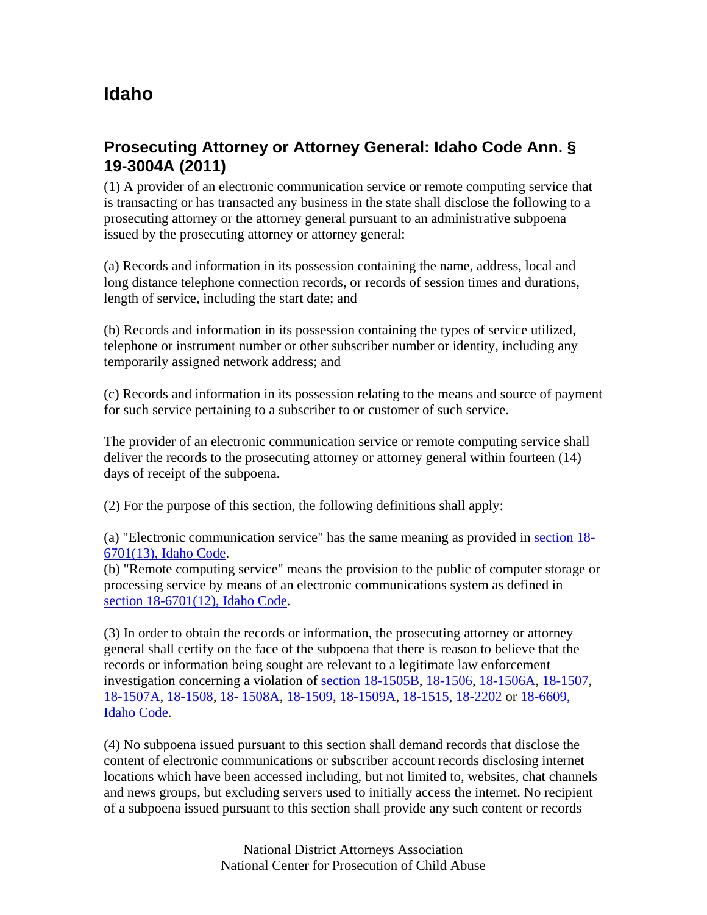# Idaho

## Prosecuting Attorney or Attorney General: Idaho Code Ann. § 19-3004A (2011)

(1) A provider of an electronic communication service or remote computing service that is transacting or has transacted any business in the state shall disclose the following to a prosecuting attorney or the attorney general pursuant to an administrative subpoena issued by the prosecuting attorney or attorney general:

(a) Records and information in its possession containing the name, address, local and long distance telephone connection records, or records of session times and durations, length of service, including the start date; and

(b) Records and information in its possession containing the types of service utilized, telephone or instrument number or other subscriber number or identity, including any temporarily assigned network address; and

(c) Records and information in its possession relating to the means and source of payment for such service pertaining to a subscriber to or customer of such service.

The provider of an electronic communication service or remote computing service shall deliver the records to the prosecuting attorney or attorney general within fourteen (14) days of receipt of the subpoena.

(2) For the purpose of this section, the following definitions shall apply:

(a) "Electronic communication service" has the same meaning as provided in section 18-6701(13), Idaho Code.
(b) "Remote computing service" means the provision to the public of computer storage or processing service by means of an electronic communications system as defined in section 18-6701(12), Idaho Code.

(3) In order to obtain the records or information, the prosecuting attorney or attorney general shall certify on the face of the subpoena that there is reason to believe that the records or information being sought are relevant to a legitimate law enforcement investigation concerning a violation of section 18-1505B, 18-1506, 18-1506A, 18-1507, 18-1507A, 18-1508, 18- 1508A, 18-1509, 18-1509A, 18-1515, 18-2202 or 18-6609, Idaho Code.

(4) No subpoena issued pursuant to this section shall demand records that disclose the content of electronic communications or subscriber account records disclosing internet locations which have been accessed including, but not limited to, websites, chat channels and news groups, but excluding servers used to initially access the internet. No recipient of a subpoena issued pursuant to this section shall provide any such content or records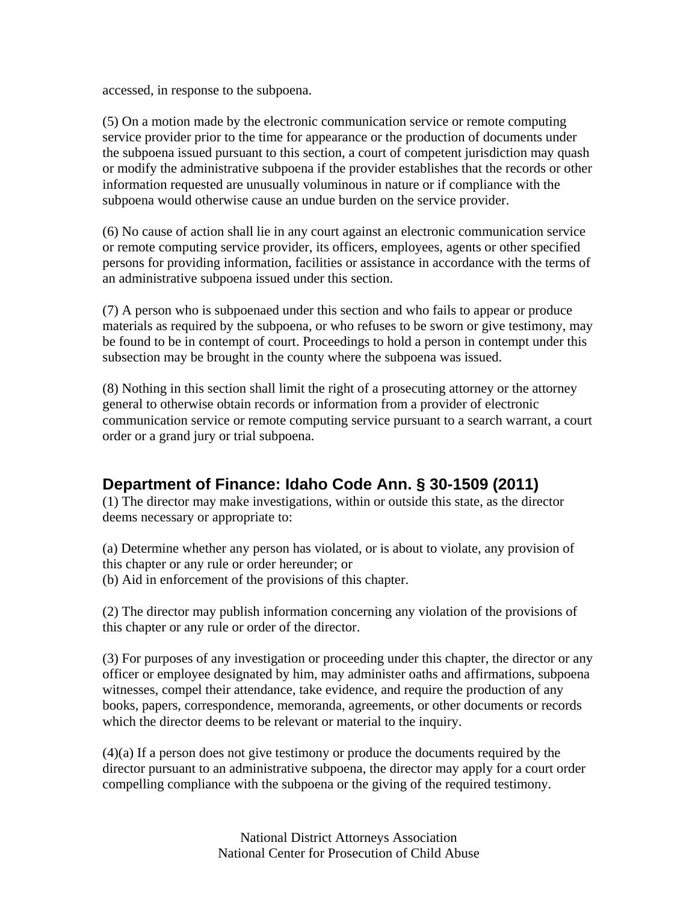accessed, in response to the subpoena.

(5) On a motion made by the electronic communication service or remote computing service provider prior to the time for appearance or the production of documents under the subpoena issued pursuant to this section, a court of competent jurisdiction may quash or modify the administrative subpoena if the provider establishes that the records or other information requested are unusually voluminous in nature or if compliance with the subpoena would otherwise cause an undue burden on the service provider.

(6) No cause of action shall lie in any court against an electronic communication service or remote computing service provider, its officers, employees, agents or other specified persons for providing information, facilities or assistance in accordance with the terms of an administrative subpoena issued under this section.

(7) A person who is subpoenaed under this section and who fails to appear or produce materials as required by the subpoena, or who refuses to be sworn or give testimony, may be found to be in contempt of court. Proceedings to hold a person in contempt under this subsection may be brought in the county where the subpoena was issued.

(8) Nothing in this section shall limit the right of a prosecuting attorney or the attorney general to otherwise obtain records or information from a provider of electronic communication service or remote computing service pursuant to a search warrant, a court order or a grand jury or trial subpoena.

## Department of Finance: Idaho Code Ann. § 30-1509 (2011)

(1) The director may make investigations, within or outside this state, as the director deems necessary or appropriate to:

(a) Determine whether any person has violated, or is about to violate, any provision of this chapter or any rule or order hereunder; or
(b) Aid in enforcement of the provisions of this chapter.

(2) The director may publish information concerning any violation of the provisions of this chapter or any rule or order of the director.

(3) For purposes of any investigation or proceeding under this chapter, the director or any officer or employee designated by him, may administer oaths and affirmations, subpoena witnesses, compel their attendance, take evidence, and require the production of any books, papers, correspondence, memoranda, agreements, or other documents or records which the director deems to be relevant or material to the inquiry.

(4)(a) If a person does not give testimony or produce the documents required by the director pursuant to an administrative subpoena, the director may apply for a court order compelling compliance with the subpoena or the giving of the required testimony.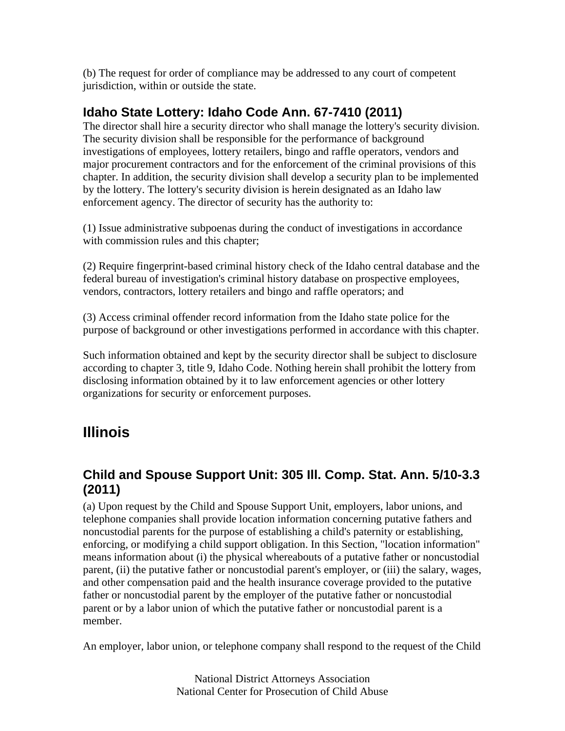(b) The request for order of compliance may be addressed to any court of competent jurisdiction, within or outside the state.

### Idaho State Lottery: Idaho Code Ann. 67-7410 (2011)

The director shall hire a security director who shall manage the lottery's security division. The security division shall be responsible for the performance of background investigations of employees, lottery retailers, bingo and raffle operators, vendors and major procurement contractors and for the enforcement of the criminal provisions of this chapter. In addition, the security division shall develop a security plan to be implemented by the lottery. The lottery's security division is herein designated as an Idaho law enforcement agency. The director of security has the authority to:

(1) Issue administrative subpoenas during the conduct of investigations in accordance with commission rules and this chapter;

(2) Require fingerprint-based criminal history check of the Idaho central database and the federal bureau of investigation's criminal history database on prospective employees, vendors, contractors, lottery retailers and bingo and raffle operators; and

(3) Access criminal offender record information from the Idaho state police for the purpose of background or other investigations performed in accordance with this chapter.

Such information obtained and kept by the security director shall be subject to disclosure according to chapter 3, title 9, Idaho Code. Nothing herein shall prohibit the lottery from disclosing information obtained by it to law enforcement agencies or other lottery organizations for security or enforcement purposes.

## Illinois

### Child and Spouse Support Unit: 305 Ill. Comp. Stat. Ann. 5/10-3.3 (2011)

(a) Upon request by the Child and Spouse Support Unit, employers, labor unions, and telephone companies shall provide location information concerning putative fathers and noncustodial parents for the purpose of establishing a child's paternity or establishing, enforcing, or modifying a child support obligation. In this Section, "location information" means information about (i) the physical whereabouts of a putative father or noncustodial parent, (ii) the putative father or noncustodial parent's employer, or (iii) the salary, wages, and other compensation paid and the health insurance coverage provided to the putative father or noncustodial parent by the employer of the putative father or noncustodial parent or by a labor union of which the putative father or noncustodial parent is a member.

An employer, labor union, or telephone company shall respond to the request of the Child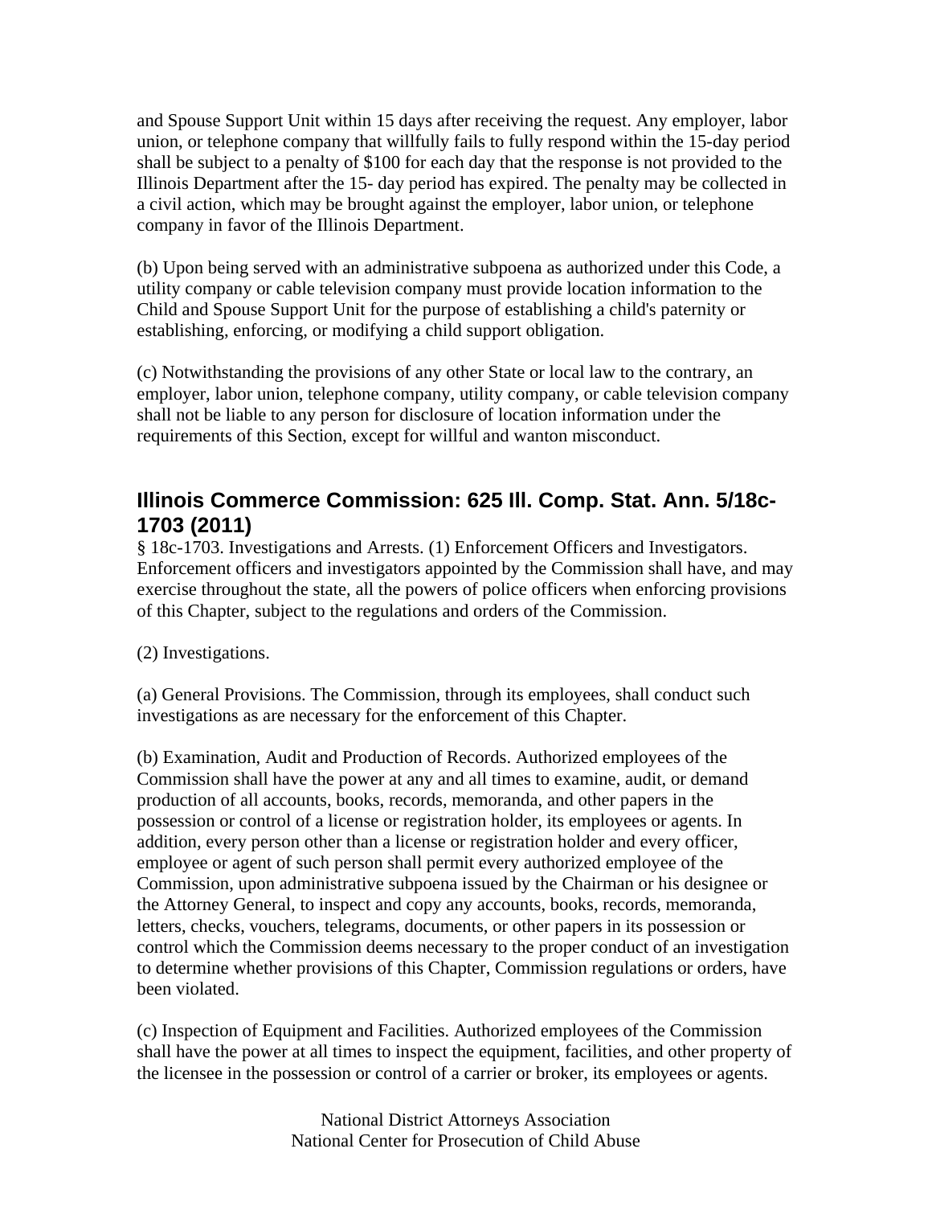and Spouse Support Unit within 15 days after receiving the request. Any employer, labor union, or telephone company that willfully fails to fully respond within the 15-day period shall be subject to a penalty of $100 for each day that the response is not provided to the Illinois Department after the 15- day period has expired. The penalty may be collected in a civil action, which may be brought against the employer, labor union, or telephone company in favor of the Illinois Department.

(b) Upon being served with an administrative subpoena as authorized under this Code, a utility company or cable television company must provide location information to the Child and Spouse Support Unit for the purpose of establishing a child's paternity or establishing, enforcing, or modifying a child support obligation.

(c) Notwithstanding the provisions of any other State or local law to the contrary, an employer, labor union, telephone company, utility company, or cable television company shall not be liable to any person for disclosure of location information under the requirements of this Section, except for willful and wanton misconduct.

## Illinois Commerce Commission: 625 Ill. Comp. Stat. Ann. 5/18c-1703 (2011)

§ 18c-1703. Investigations and Arrests. (1) Enforcement Officers and Investigators. Enforcement officers and investigators appointed by the Commission shall have, and may exercise throughout the state, all the powers of police officers when enforcing provisions of this Chapter, subject to the regulations and orders of the Commission.

(2) Investigations.

(a) General Provisions. The Commission, through its employees, shall conduct such investigations as are necessary for the enforcement of this Chapter.

(b) Examination, Audit and Production of Records. Authorized employees of the Commission shall have the power at any and all times to examine, audit, or demand production of all accounts, books, records, memoranda, and other papers in the possession or control of a license or registration holder, its employees or agents. In addition, every person other than a license or registration holder and every officer, employee or agent of such person shall permit every authorized employee of the Commission, upon administrative subpoena issued by the Chairman or his designee or the Attorney General, to inspect and copy any accounts, books, records, memoranda, letters, checks, vouchers, telegrams, documents, or other papers in its possession or control which the Commission deems necessary to the proper conduct of an investigation to determine whether provisions of this Chapter, Commission regulations or orders, have been violated.

(c) Inspection of Equipment and Facilities. Authorized employees of the Commission shall have the power at all times to inspect the equipment, facilities, and other property of the licensee in the possession or control of a carrier or broker, its employees or agents.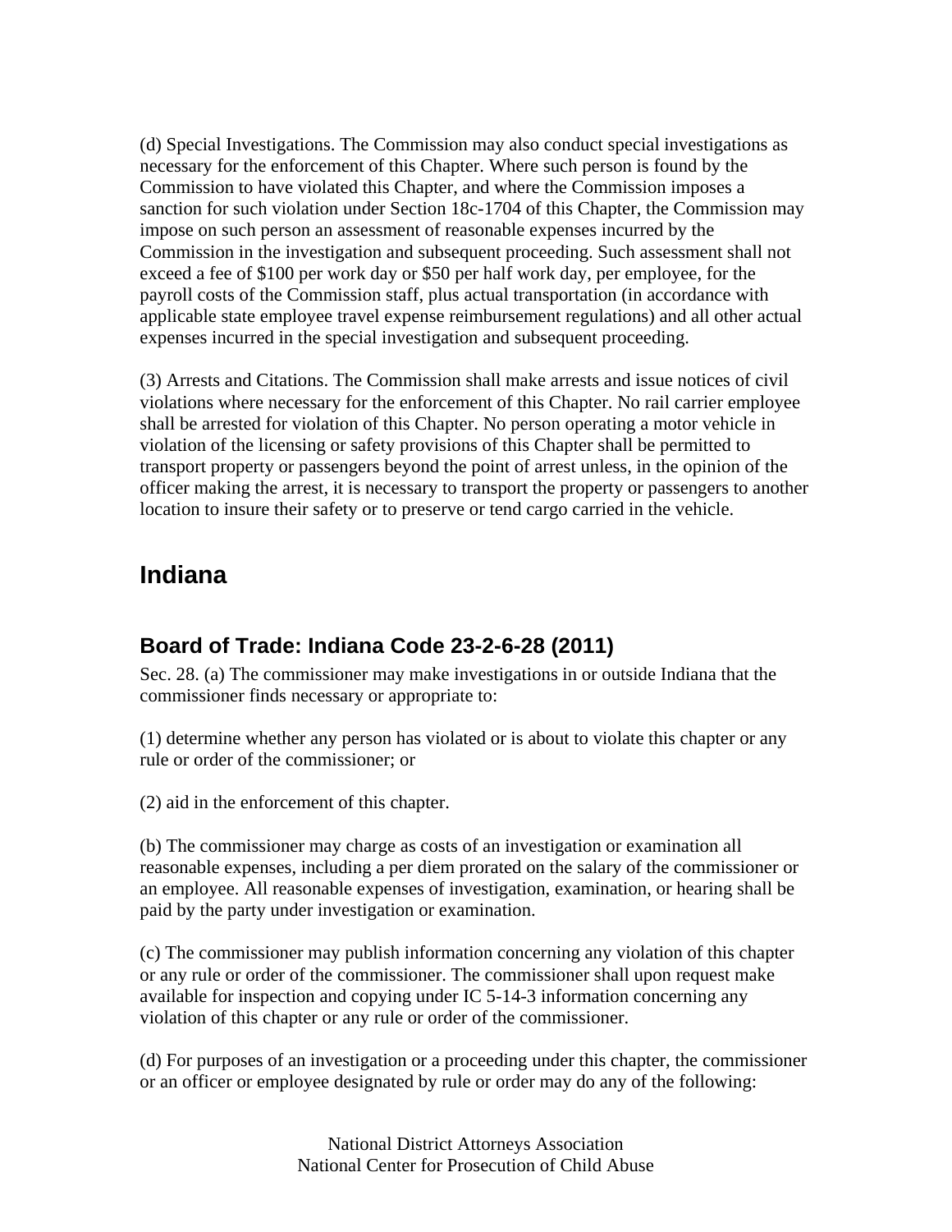(d) Special Investigations. The Commission may also conduct special investigations as necessary for the enforcement of this Chapter. Where such person is found by the Commission to have violated this Chapter, and where the Commission imposes a sanction for such violation under Section 18c-1704 of this Chapter, the Commission may impose on such person an assessment of reasonable expenses incurred by the Commission in the investigation and subsequent proceeding. Such assessment shall not exceed a fee of $100 per work day or $50 per half work day, per employee, for the payroll costs of the Commission staff, plus actual transportation (in accordance with applicable state employee travel expense reimbursement regulations) and all other actual expenses incurred in the special investigation and subsequent proceeding.

(3) Arrests and Citations. The Commission shall make arrests and issue notices of civil violations where necessary for the enforcement of this Chapter. No rail carrier employee shall be arrested for violation of this Chapter. No person operating a motor vehicle in violation of the licensing or safety provisions of this Chapter shall be permitted to transport property or passengers beyond the point of arrest unless, in the opinion of the officer making the arrest, it is necessary to transport the property or passengers to another location to insure their safety or to preserve or tend cargo carried in the vehicle.

## Indiana

### Board of Trade: Indiana Code 23-2-6-28 (2011)

Sec. 28. (a) The commissioner may make investigations in or outside Indiana that the commissioner finds necessary or appropriate to:

(1) determine whether any person has violated or is about to violate this chapter or any rule or order of the commissioner; or

(2) aid in the enforcement of this chapter.

(b) The commissioner may charge as costs of an investigation or examination all reasonable expenses, including a per diem prorated on the salary of the commissioner or an employee. All reasonable expenses of investigation, examination, or hearing shall be paid by the party under investigation or examination.

(c) The commissioner may publish information concerning any violation of this chapter or any rule or order of the commissioner. The commissioner shall upon request make available for inspection and copying under IC 5-14-3 information concerning any violation of this chapter or any rule or order of the commissioner.

(d) For purposes of an investigation or a proceeding under this chapter, the commissioner or an officer or employee designated by rule or order may do any of the following: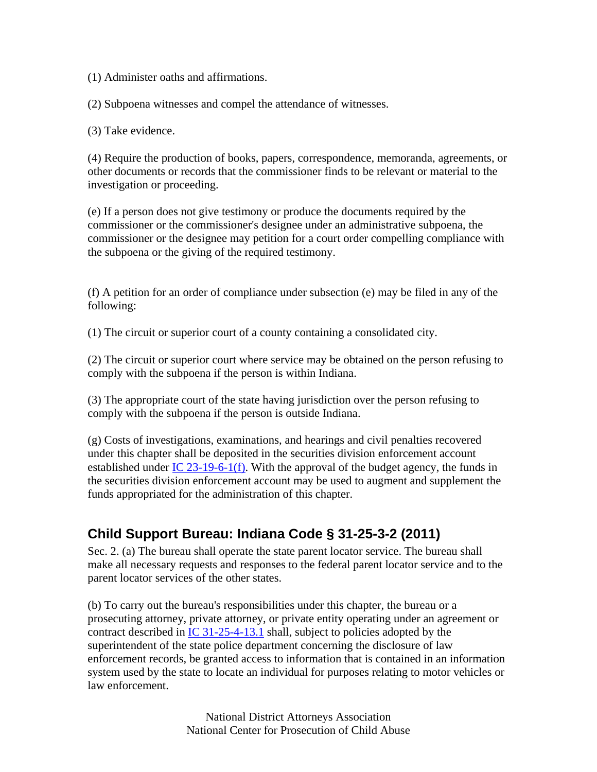(1) Administer oaths and affirmations.

(2) Subpoena witnesses and compel the attendance of witnesses.

(3) Take evidence.

(4) Require the production of books, papers, correspondence, memoranda, agreements, or other documents or records that the commissioner finds to be relevant or material to the investigation or proceeding.

(e) If a person does not give testimony or produce the documents required by the commissioner or the commissioner's designee under an administrative subpoena, the commissioner or the designee may petition for a court order compelling compliance with the subpoena or the giving of the required testimony.

(f) A petition for an order of compliance under subsection (e) may be filed in any of the following:

(1) The circuit or superior court of a county containing a consolidated city.

(2) The circuit or superior court where service may be obtained on the person refusing to comply with the subpoena if the person is within Indiana.

(3) The appropriate court of the state having jurisdiction over the person refusing to comply with the subpoena if the person is outside Indiana.

(g) Costs of investigations, examinations, and hearings and civil penalties recovered under this chapter shall be deposited in the securities division enforcement account established under IC 23-19-6-1(f). With the approval of the budget agency, the funds in the securities division enforcement account may be used to augment and supplement the funds appropriated for the administration of this chapter.

## Child Support Bureau: Indiana Code § 31-25-3-2 (2011)

Sec. 2. (a) The bureau shall operate the state parent locator service. The bureau shall make all necessary requests and responses to the federal parent locator service and to the parent locator services of the other states.

(b) To carry out the bureau's responsibilities under this chapter, the bureau or a prosecuting attorney, private attorney, or private entity operating under an agreement or contract described in IC 31-25-4-13.1 shall, subject to policies adopted by the superintendent of the state police department concerning the disclosure of law enforcement records, be granted access to information that is contained in an information system used by the state to locate an individual for purposes relating to motor vehicles or law enforcement.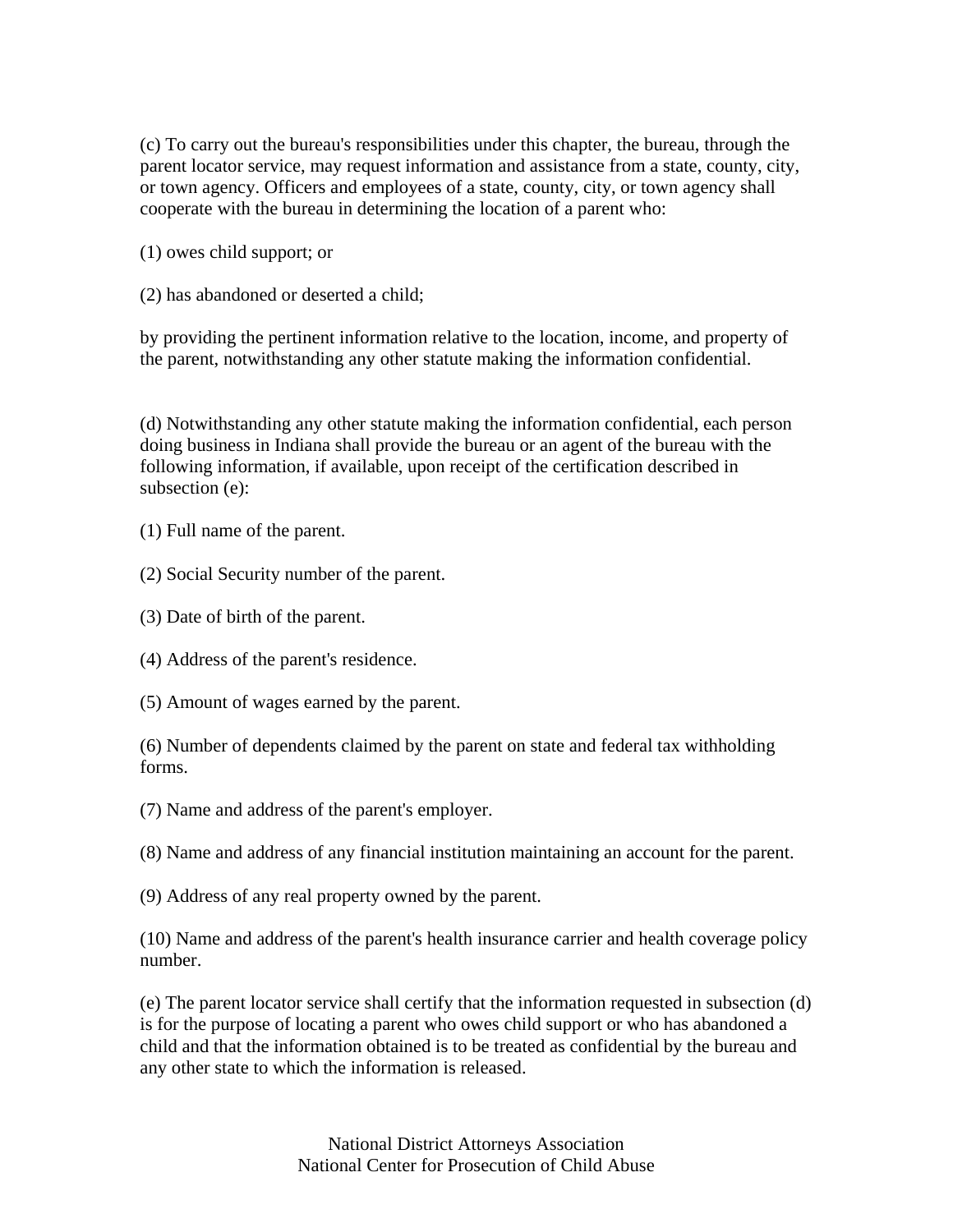(c) To carry out the bureau's responsibilities under this chapter, the bureau, through the parent locator service, may request information and assistance from a state, county, city, or town agency. Officers and employees of a state, county, city, or town agency shall cooperate with the bureau in determining the location of a parent who:

(1) owes child support; or

(2) has abandoned or deserted a child;

by providing the pertinent information relative to the location, income, and property of the parent, notwithstanding any other statute making the information confidential.

(d) Notwithstanding any other statute making the information confidential, each person doing business in Indiana shall provide the bureau or an agent of the bureau with the following information, if available, upon receipt of the certification described in subsection (e):

(1) Full name of the parent.

(2) Social Security number of the parent.

(3) Date of birth of the parent.

(4) Address of the parent's residence.

(5) Amount of wages earned by the parent.

(6) Number of dependents claimed by the parent on state and federal tax withholding forms.

(7) Name and address of the parent's employer.

(8) Name and address of any financial institution maintaining an account for the parent.

(9) Address of any real property owned by the parent.

(10) Name and address of the parent's health insurance carrier and health coverage policy number.

(e) The parent locator service shall certify that the information requested in subsection (d) is for the purpose of locating a parent who owes child support or who has abandoned a child and that the information obtained is to be treated as confidential by the bureau and any other state to which the information is released.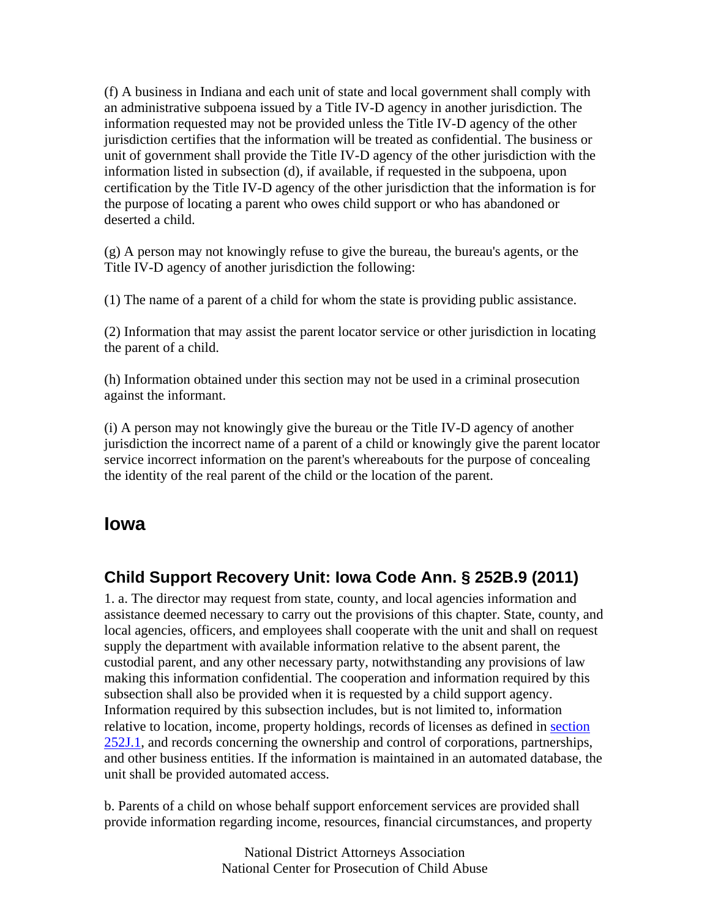(f) A business in Indiana and each unit of state and local government shall comply with an administrative subpoena issued by a Title IV-D agency in another jurisdiction. The information requested may not be provided unless the Title IV-D agency of the other jurisdiction certifies that the information will be treated as confidential. The business or unit of government shall provide the Title IV-D agency of the other jurisdiction with the information listed in subsection (d), if available, if requested in the subpoena, upon certification by the Title IV-D agency of the other jurisdiction that the information is for the purpose of locating a parent who owes child support or who has abandoned or deserted a child.

(g) A person may not knowingly refuse to give the bureau, the bureau's agents, or the Title IV-D agency of another jurisdiction the following:

(1) The name of a parent of a child for whom the state is providing public assistance.

(2) Information that may assist the parent locator service or other jurisdiction in locating the parent of a child.

(h) Information obtained under this section may not be used in a criminal prosecution against the informant.

(i) A person may not knowingly give the bureau or the Title IV-D agency of another jurisdiction the incorrect name of a parent of a child or knowingly give the parent locator service incorrect information on the parent's whereabouts for the purpose of concealing the identity of the real parent of the child or the location of the parent.

## Iowa

### Child Support Recovery Unit: Iowa Code Ann. § 252B.9 (2011)

1. a. The director may request from state, county, and local agencies information and assistance deemed necessary to carry out the provisions of this chapter. State, county, and local agencies, officers, and employees shall cooperate with the unit and shall on request supply the department with available information relative to the absent parent, the custodial parent, and any other necessary party, notwithstanding any provisions of law making this information confidential. The cooperation and information required by this subsection shall also be provided when it is requested by a child support agency. Information required by this subsection includes, but is not limited to, information relative to location, income, property holdings, records of licenses as defined in section 252J.1, and records concerning the ownership and control of corporations, partnerships, and other business entities. If the information is maintained in an automated database, the unit shall be provided automated access.

b. Parents of a child on whose behalf support enforcement services are provided shall provide information regarding income, resources, financial circumstances, and property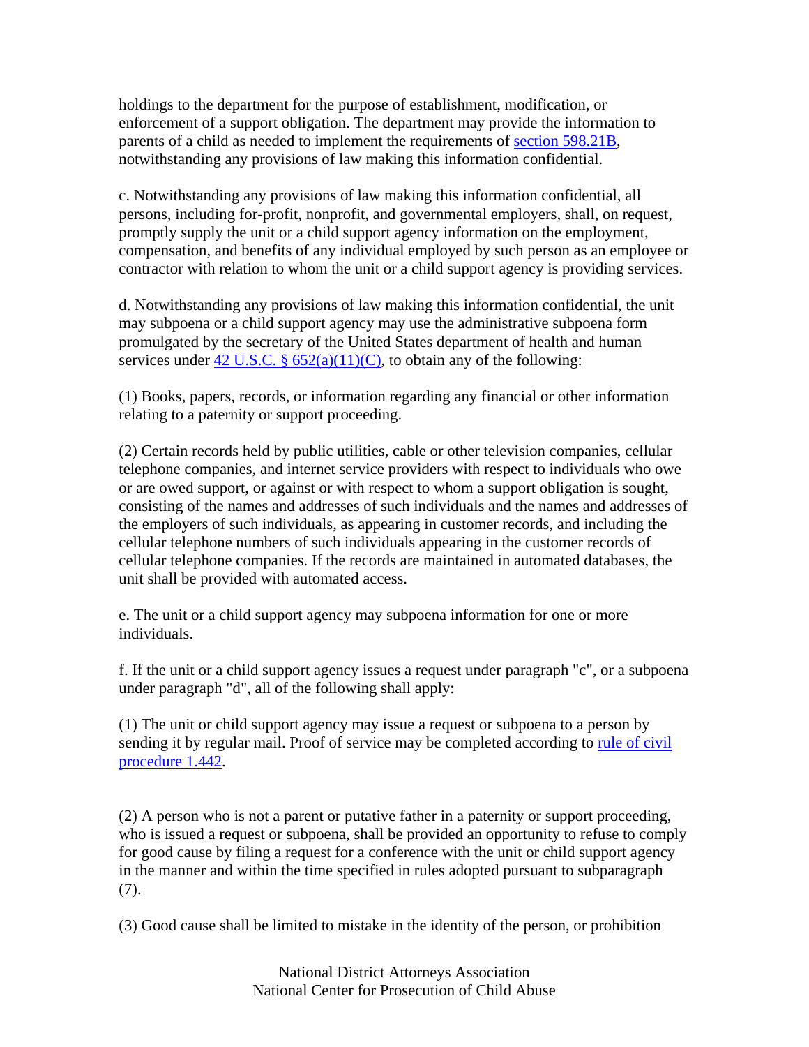holdings to the department for the purpose of establishment, modification, or enforcement of a support obligation. The department may provide the information to parents of a child as needed to implement the requirements of section 598.21B, notwithstanding any provisions of law making this information confidential.

c. Notwithstanding any provisions of law making this information confidential, all persons, including for-profit, nonprofit, and governmental employers, shall, on request, promptly supply the unit or a child support agency information on the employment, compensation, and benefits of any individual employed by such person as an employee or contractor with relation to whom the unit or a child support agency is providing services.

d. Notwithstanding any provisions of law making this information confidential, the unit may subpoena or a child support agency may use the administrative subpoena form promulgated by the secretary of the United States department of health and human services under 42 U.S.C. § 652(a)(11)(C), to obtain any of the following:

(1) Books, papers, records, or information regarding any financial or other information relating to a paternity or support proceeding.

(2) Certain records held by public utilities, cable or other television companies, cellular telephone companies, and internet service providers with respect to individuals who owe or are owed support, or against or with respect to whom a support obligation is sought, consisting of the names and addresses of such individuals and the names and addresses of the employers of such individuals, as appearing in customer records, and including the cellular telephone numbers of such individuals appearing in the customer records of cellular telephone companies. If the records are maintained in automated databases, the unit shall be provided with automated access.

e. The unit or a child support agency may subpoena information for one or more individuals.

f. If the unit or a child support agency issues a request under paragraph "c", or a subpoena under paragraph "d", all of the following shall apply:

(1) The unit or child support agency may issue a request or subpoena to a person by sending it by regular mail. Proof of service may be completed according to rule of civil procedure 1.442.

(2) A person who is not a parent or putative father in a paternity or support proceeding, who is issued a request or subpoena, shall be provided an opportunity to refuse to comply for good cause by filing a request for a conference with the unit or child support agency in the manner and within the time specified in rules adopted pursuant to subparagraph (7).

(3) Good cause shall be limited to mistake in the identity of the person, or prohibition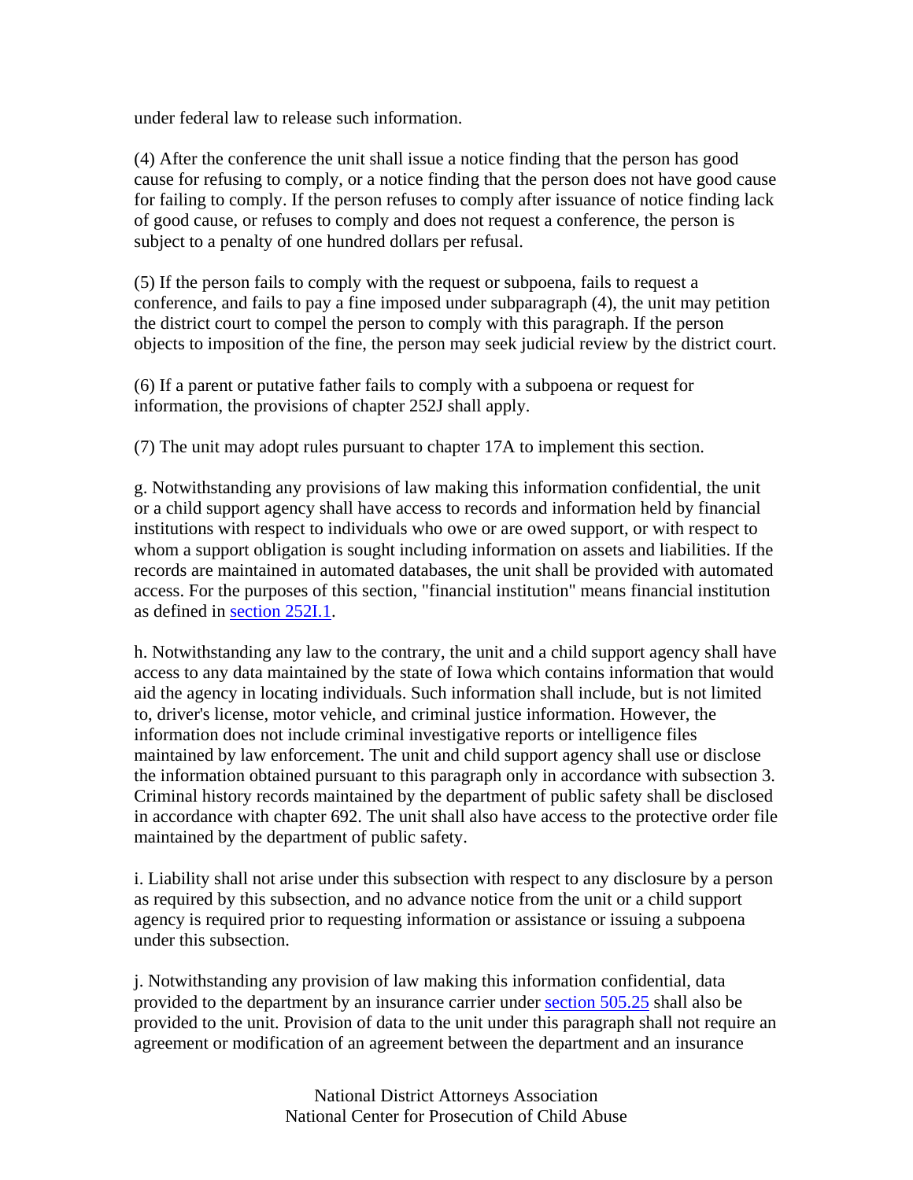under federal law to release such information.

(4) After the conference the unit shall issue a notice finding that the person has good cause for refusing to comply, or a notice finding that the person does not have good cause for failing to comply. If the person refuses to comply after issuance of notice finding lack of good cause, or refuses to comply and does not request a conference, the person is subject to a penalty of one hundred dollars per refusal.

(5) If the person fails to comply with the request or subpoena, fails to request a conference, and fails to pay a fine imposed under subparagraph (4), the unit may petition the district court to compel the person to comply with this paragraph. If the person objects to imposition of the fine, the person may seek judicial review by the district court.

(6) If a parent or putative father fails to comply with a subpoena or request for information, the provisions of chapter 252J shall apply.

(7) The unit may adopt rules pursuant to chapter 17A to implement this section.

g. Notwithstanding any provisions of law making this information confidential, the unit or a child support agency shall have access to records and information held by financial institutions with respect to individuals who owe or are owed support, or with respect to whom a support obligation is sought including information on assets and liabilities. If the records are maintained in automated databases, the unit shall be provided with automated access. For the purposes of this section, "financial institution" means financial institution as defined in section 252I.1.

h. Notwithstanding any law to the contrary, the unit and a child support agency shall have access to any data maintained by the state of Iowa which contains information that would aid the agency in locating individuals. Such information shall include, but is not limited to, driver's license, motor vehicle, and criminal justice information. However, the information does not include criminal investigative reports or intelligence files maintained by law enforcement. The unit and child support agency shall use or disclose the information obtained pursuant to this paragraph only in accordance with subsection 3. Criminal history records maintained by the department of public safety shall be disclosed in accordance with chapter 692. The unit shall also have access to the protective order file maintained by the department of public safety.

i. Liability shall not arise under this subsection with respect to any disclosure by a person as required by this subsection, and no advance notice from the unit or a child support agency is required prior to requesting information or assistance or issuing a subpoena under this subsection.

j. Notwithstanding any provision of law making this information confidential, data provided to the department by an insurance carrier under section 505.25 shall also be provided to the unit. Provision of data to the unit under this paragraph shall not require an agreement or modification of an agreement between the department and an insurance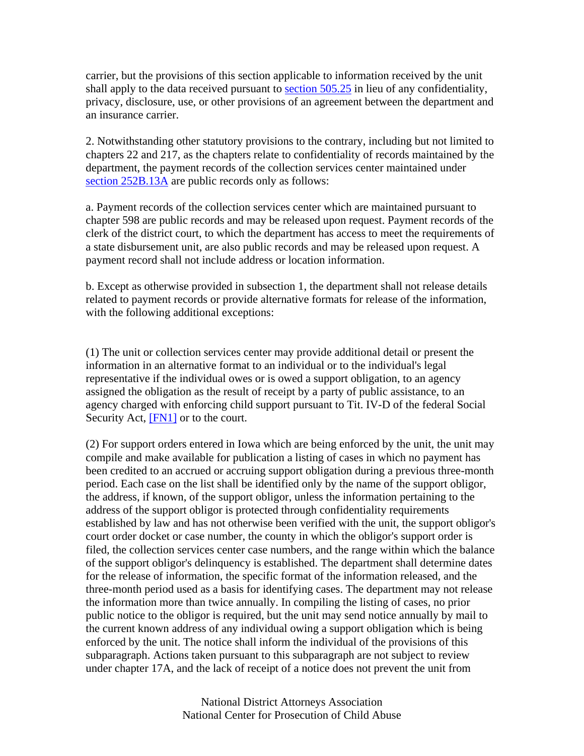carrier, but the provisions of this section applicable to information received by the unit shall apply to the data received pursuant to section 505.25 in lieu of any confidentiality, privacy, disclosure, use, or other provisions of an agreement between the department and an insurance carrier.

2. Notwithstanding other statutory provisions to the contrary, including but not limited to chapters 22 and 217, as the chapters relate to confidentiality of records maintained by the department, the payment records of the collection services center maintained under section 252B.13A are public records only as follows:

a. Payment records of the collection services center which are maintained pursuant to chapter 598 are public records and may be released upon request. Payment records of the clerk of the district court, to which the department has access to meet the requirements of a state disbursement unit, are also public records and may be released upon request. A payment record shall not include address or location information.

b. Except as otherwise provided in subsection 1, the department shall not release details related to payment records or provide alternative formats for release of the information, with the following additional exceptions:

(1) The unit or collection services center may provide additional detail or present the information in an alternative format to an individual or to the individual's legal representative if the individual owes or is owed a support obligation, to an agency assigned the obligation as the result of receipt by a party of public assistance, to an agency charged with enforcing child support pursuant to Tit. IV-D of the federal Social Security Act, [FN1] or to the court.

(2) For support orders entered in Iowa which are being enforced by the unit, the unit may compile and make available for publication a listing of cases in which no payment has been credited to an accrued or accruing support obligation during a previous three-month period. Each case on the list shall be identified only by the name of the support obligor, the address, if known, of the support obligor, unless the information pertaining to the address of the support obligor is protected through confidentiality requirements established by law and has not otherwise been verified with the unit, the support obligor's court order docket or case number, the county in which the obligor's support order is filed, the collection services center case numbers, and the range within which the balance of the support obligor's delinquency is established. The department shall determine dates for the release of information, the specific format of the information released, and the three-month period used as a basis for identifying cases. The department may not release the information more than twice annually. In compiling the listing of cases, no prior public notice to the obligor is required, but the unit may send notice annually by mail to the current known address of any individual owing a support obligation which is being enforced by the unit. The notice shall inform the individual of the provisions of this subparagraph. Actions taken pursuant to this subparagraph are not subject to review under chapter 17A, and the lack of receipt of a notice does not prevent the unit from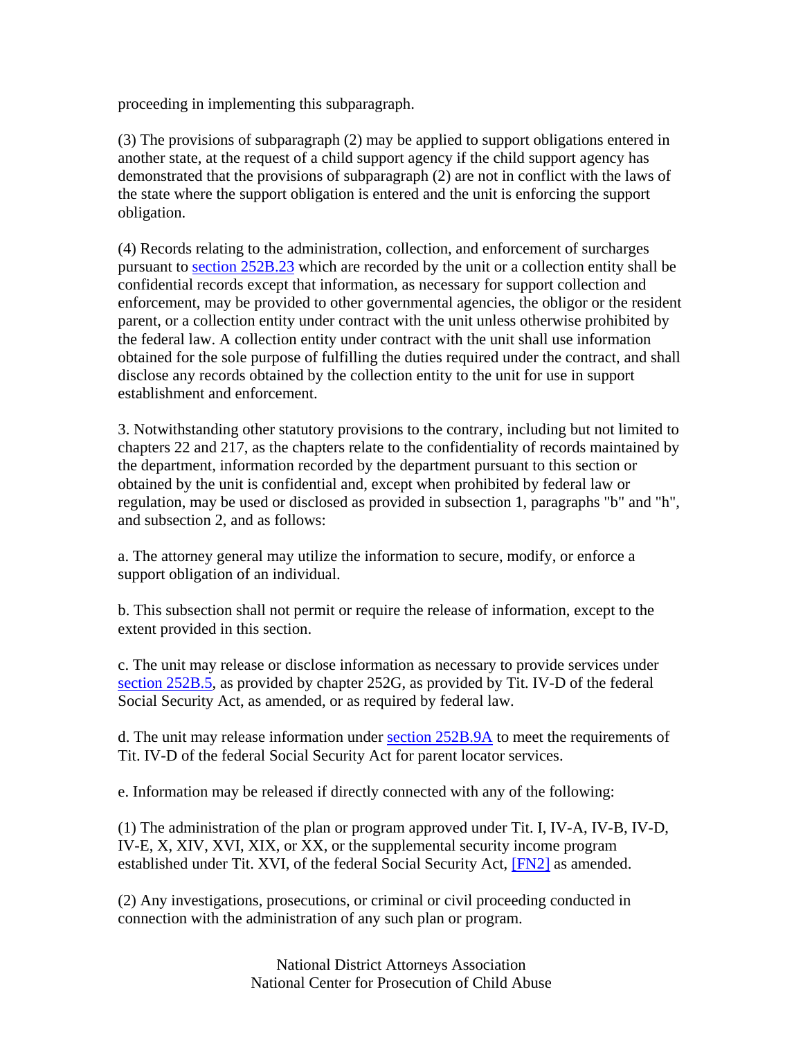proceeding in implementing this subparagraph.

(3) The provisions of subparagraph (2) may be applied to support obligations entered in another state, at the request of a child support agency if the child support agency has demonstrated that the provisions of subparagraph (2) are not in conflict with the laws of the state where the support obligation is entered and the unit is enforcing the support obligation.

(4) Records relating to the administration, collection, and enforcement of surcharges pursuant to section 252B.23 which are recorded by the unit or a collection entity shall be confidential records except that information, as necessary for support collection and enforcement, may be provided to other governmental agencies, the obligor or the resident parent, or a collection entity under contract with the unit unless otherwise prohibited by the federal law. A collection entity under contract with the unit shall use information obtained for the sole purpose of fulfilling the duties required under the contract, and shall disclose any records obtained by the collection entity to the unit for use in support establishment and enforcement.

3. Notwithstanding other statutory provisions to the contrary, including but not limited to chapters 22 and 217, as the chapters relate to the confidentiality of records maintained by the department, information recorded by the department pursuant to this section or obtained by the unit is confidential and, except when prohibited by federal law or regulation, may be used or disclosed as provided in subsection 1, paragraphs "b" and "h", and subsection 2, and as follows:

a. The attorney general may utilize the information to secure, modify, or enforce a support obligation of an individual.

b. This subsection shall not permit or require the release of information, except to the extent provided in this section.

c. The unit may release or disclose information as necessary to provide services under section 252B.5, as provided by chapter 252G, as provided by Tit. IV-D of the federal Social Security Act, as amended, or as required by federal law.

d. The unit may release information under section 252B.9A to meet the requirements of Tit. IV-D of the federal Social Security Act for parent locator services.

e. Information may be released if directly connected with any of the following:

(1) The administration of the plan or program approved under Tit. I, IV-A, IV-B, IV-D, IV-E, X, XIV, XVI, XIX, or XX, or the supplemental security income program established under Tit. XVI, of the federal Social Security Act, [FN2] as amended.

(2) Any investigations, prosecutions, or criminal or civil proceeding conducted in connection with the administration of any such plan or program.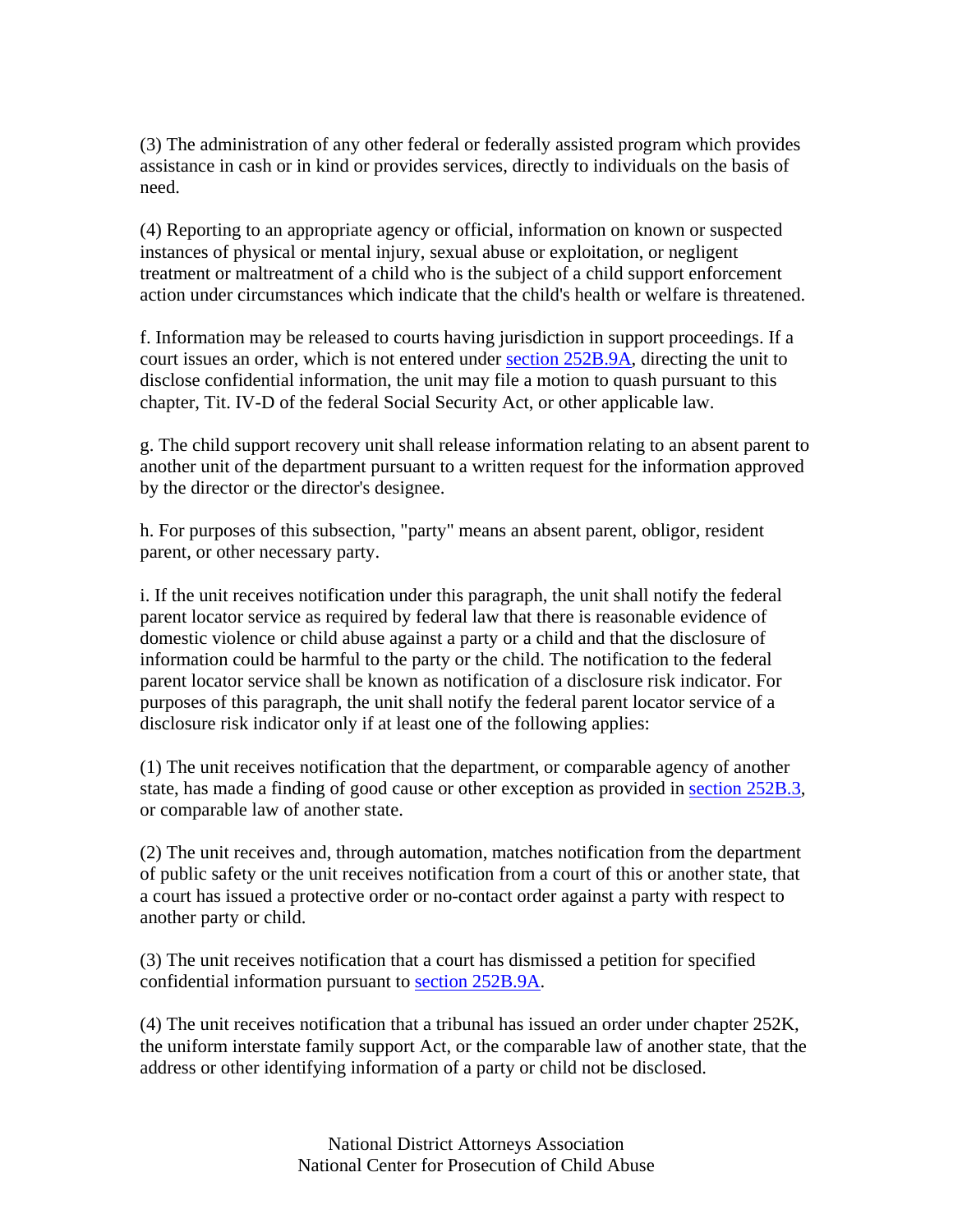(3) The administration of any other federal or federally assisted program which provides assistance in cash or in kind or provides services, directly to individuals on the basis of need.

(4) Reporting to an appropriate agency or official, information on known or suspected instances of physical or mental injury, sexual abuse or exploitation, or negligent treatment or maltreatment of a child who is the subject of a child support enforcement action under circumstances which indicate that the child's health or welfare is threatened.

f. Information may be released to courts having jurisdiction in support proceedings. If a court issues an order, which is not entered under section 252B.9A, directing the unit to disclose confidential information, the unit may file a motion to quash pursuant to this chapter, Tit. IV-D of the federal Social Security Act, or other applicable law.

g. The child support recovery unit shall release information relating to an absent parent to another unit of the department pursuant to a written request for the information approved by the director or the director's designee.

h. For purposes of this subsection, "party" means an absent parent, obligor, resident parent, or other necessary party.

i. If the unit receives notification under this paragraph, the unit shall notify the federal parent locator service as required by federal law that there is reasonable evidence of domestic violence or child abuse against a party or a child and that the disclosure of information could be harmful to the party or the child. The notification to the federal parent locator service shall be known as notification of a disclosure risk indicator. For purposes of this paragraph, the unit shall notify the federal parent locator service of a disclosure risk indicator only if at least one of the following applies:

(1) The unit receives notification that the department, or comparable agency of another state, has made a finding of good cause or other exception as provided in section 252B.3, or comparable law of another state.

(2) The unit receives and, through automation, matches notification from the department of public safety or the unit receives notification from a court of this or another state, that a court has issued a protective order or no-contact order against a party with respect to another party or child.

(3) The unit receives notification that a court has dismissed a petition for specified confidential information pursuant to section 252B.9A.

(4) The unit receives notification that a tribunal has issued an order under chapter 252K, the uniform interstate family support Act, or the comparable law of another state, that the address or other identifying information of a party or child not be disclosed.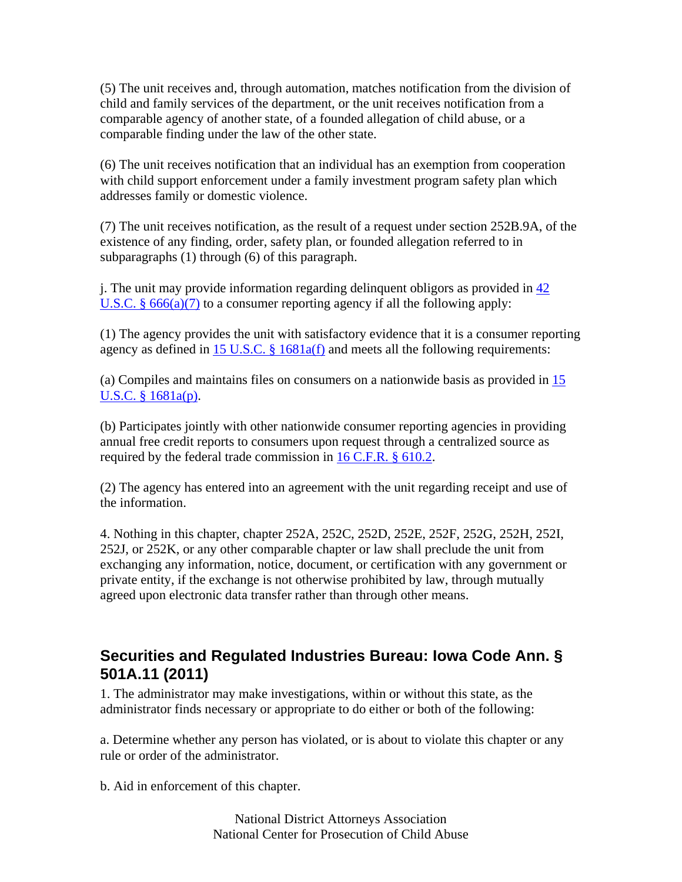(5) The unit receives and, through automation, matches notification from the division of child and family services of the department, or the unit receives notification from a comparable agency of another state, of a founded allegation of child abuse, or a comparable finding under the law of the other state.

(6) The unit receives notification that an individual has an exemption from cooperation with child support enforcement under a family investment program safety plan which addresses family or domestic violence.

(7) The unit receives notification, as the result of a request under section 252B.9A, of the existence of any finding, order, safety plan, or founded allegation referred to in subparagraphs (1) through (6) of this paragraph.

j. The unit may provide information regarding delinquent obligors as provided in 42 U.S.C. § 666(a)(7) to a consumer reporting agency if all the following apply:

(1) The agency provides the unit with satisfactory evidence that it is a consumer reporting agency as defined in 15 U.S.C. § 1681a(f) and meets all the following requirements:

(a) Compiles and maintains files on consumers on a nationwide basis as provided in 15 U.S.C. § 1681a(p).

(b) Participates jointly with other nationwide consumer reporting agencies in providing annual free credit reports to consumers upon request through a centralized source as required by the federal trade commission in 16 C.F.R. § 610.2.

(2) The agency has entered into an agreement with the unit regarding receipt and use of the information.

4. Nothing in this chapter, chapter 252A, 252C, 252D, 252E, 252F, 252G, 252H, 252I, 252J, or 252K, or any other comparable chapter or law shall preclude the unit from exchanging any information, notice, document, or certification with any government or private entity, if the exchange is not otherwise prohibited by law, through mutually agreed upon electronic data transfer rather than through other means.

## Securities and Regulated Industries Bureau: Iowa Code Ann. § 501A.11 (2011)

1. The administrator may make investigations, within or without this state, as the administrator finds necessary or appropriate to do either or both of the following:

a. Determine whether any person has violated, or is about to violate this chapter or any rule or order of the administrator.

b. Aid in enforcement of this chapter.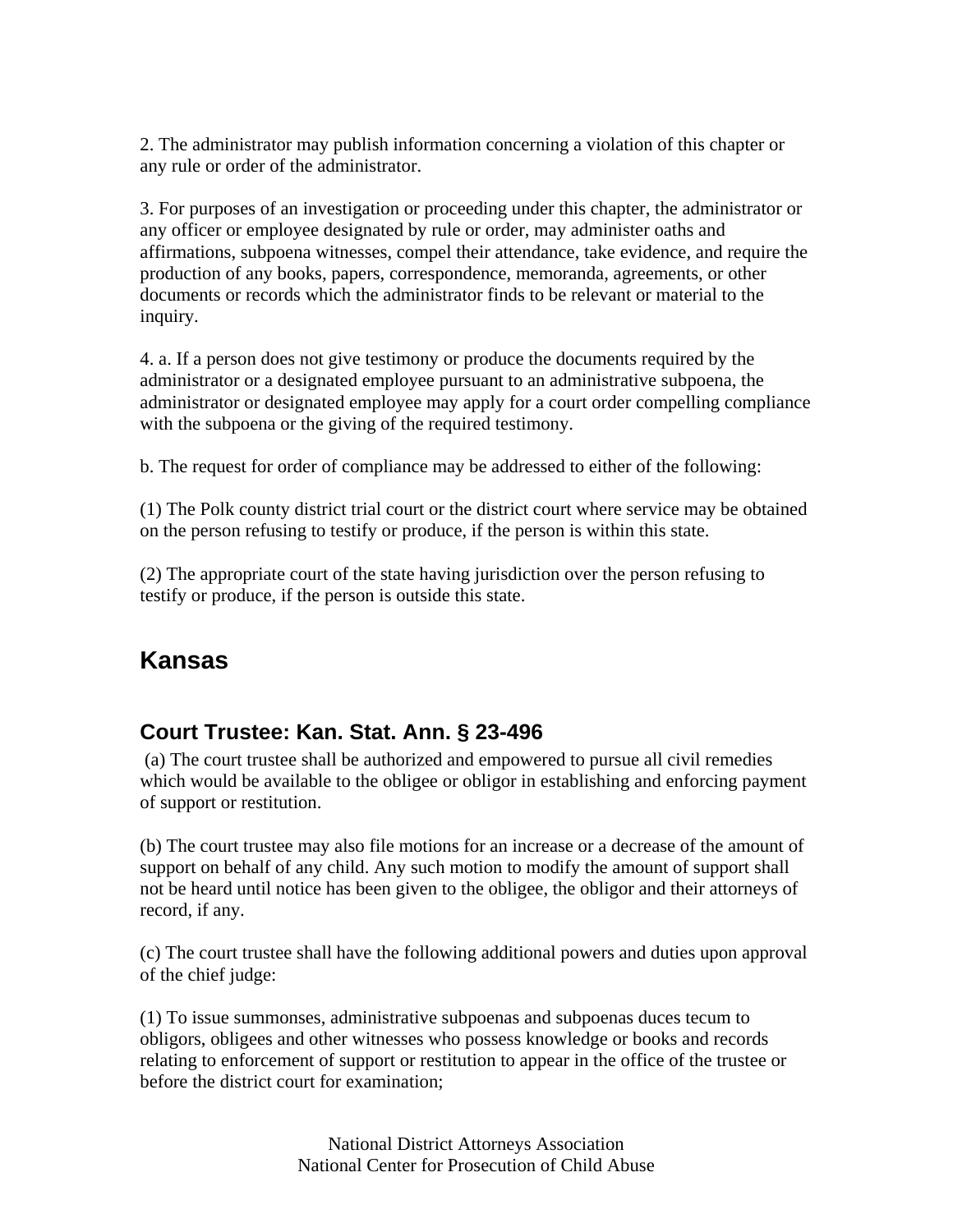2. The administrator may publish information concerning a violation of this chapter or any rule or order of the administrator.

3. For purposes of an investigation or proceeding under this chapter, the administrator or any officer or employee designated by rule or order, may administer oaths and affirmations, subpoena witnesses, compel their attendance, take evidence, and require the production of any books, papers, correspondence, memoranda, agreements, or other documents or records which the administrator finds to be relevant or material to the inquiry.

4. a. If a person does not give testimony or produce the documents required by the administrator or a designated employee pursuant to an administrative subpoena, the administrator or designated employee may apply for a court order compelling compliance with the subpoena or the giving of the required testimony.

b. The request for order of compliance may be addressed to either of the following:

(1) The Polk county district trial court or the district court where service may be obtained on the person refusing to testify or produce, if the person is within this state.

(2) The appropriate court of the state having jurisdiction over the person refusing to testify or produce, if the person is outside this state.

## Kansas

### Court Trustee: Kan. Stat. Ann. § 23-496

(a) The court trustee shall be authorized and empowered to pursue all civil remedies which would be available to the obligee or obligor in establishing and enforcing payment of support or restitution.

(b) The court trustee may also file motions for an increase or a decrease of the amount of support on behalf of any child. Any such motion to modify the amount of support shall not be heard until notice has been given to the obligee, the obligor and their attorneys of record, if any.

(c) The court trustee shall have the following additional powers and duties upon approval of the chief judge:

(1) To issue summonses, administrative subpoenas and subpoenas duces tecum to obligors, obligees and other witnesses who possess knowledge or books and records relating to enforcement of support or restitution to appear in the office of the trustee or before the district court for examination;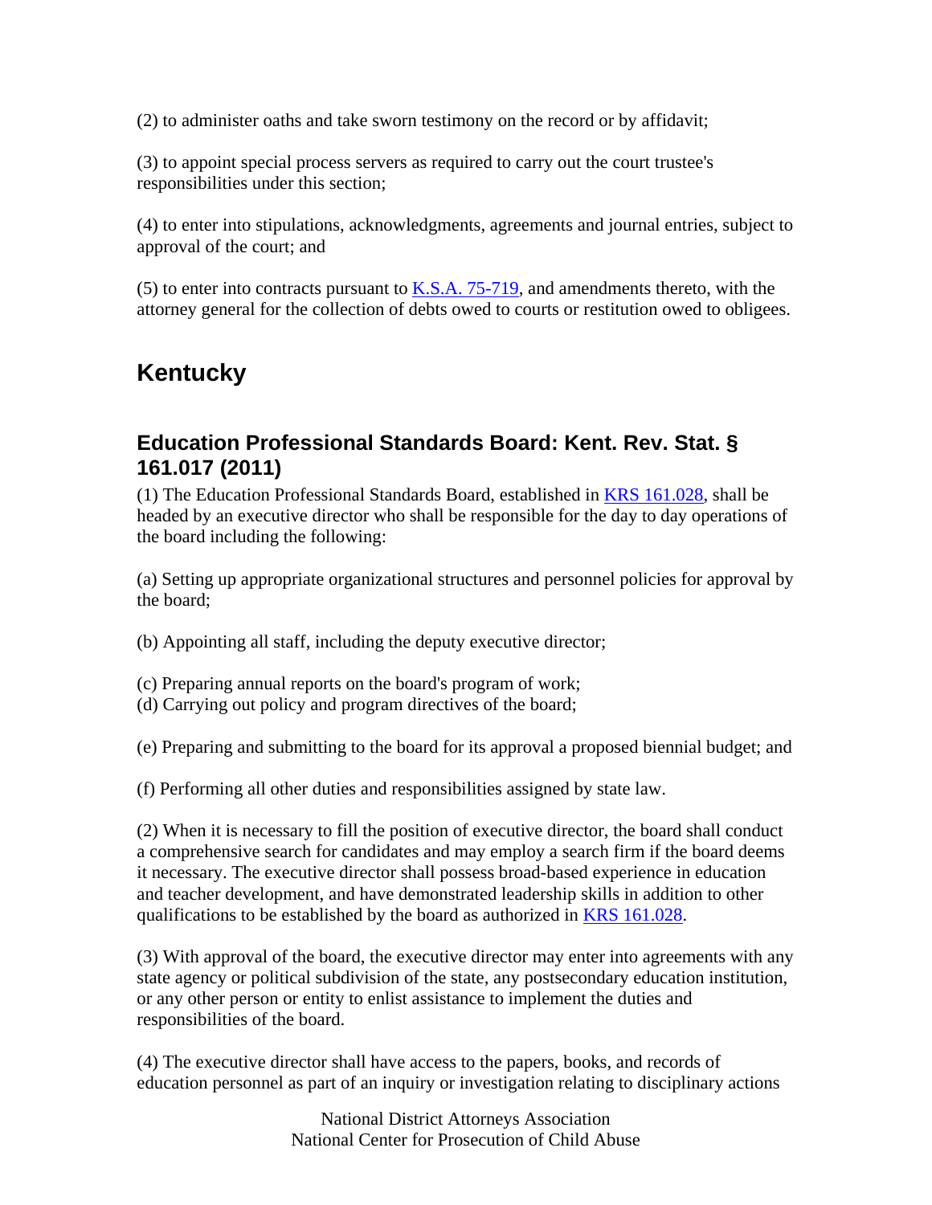(2) to administer oaths and take sworn testimony on the record or by affidavit;

(3) to appoint special process servers as required to carry out the court trustee's responsibilities under this section;

(4) to enter into stipulations, acknowledgments, agreements and journal entries, subject to approval of the court; and

(5) to enter into contracts pursuant to K.S.A. 75-719, and amendments thereto, with the attorney general for the collection of debts owed to courts or restitution owed to obligees.

## Kentucky

### Education Professional Standards Board: Kent. Rev. Stat. § 161.017 (2011)

(1) The Education Professional Standards Board, established in KRS 161.028, shall be headed by an executive director who shall be responsible for the day to day operations of the board including the following:

(a) Setting up appropriate organizational structures and personnel policies for approval by the board;

(b) Appointing all staff, including the deputy executive director;

(c) Preparing annual reports on the board's program of work;
(d) Carrying out policy and program directives of the board;

(e) Preparing and submitting to the board for its approval a proposed biennial budget; and

(f) Performing all other duties and responsibilities assigned by state law.

(2) When it is necessary to fill the position of executive director, the board shall conduct a comprehensive search for candidates and may employ a search firm if the board deems it necessary. The executive director shall possess broad-based experience in education and teacher development, and have demonstrated leadership skills in addition to other qualifications to be established by the board as authorized in KRS 161.028.

(3) With approval of the board, the executive director may enter into agreements with any state agency or political subdivision of the state, any postsecondary education institution, or any other person or entity to enlist assistance to implement the duties and responsibilities of the board.

(4) The executive director shall have access to the papers, books, and records of education personnel as part of an inquiry or investigation relating to disciplinary actions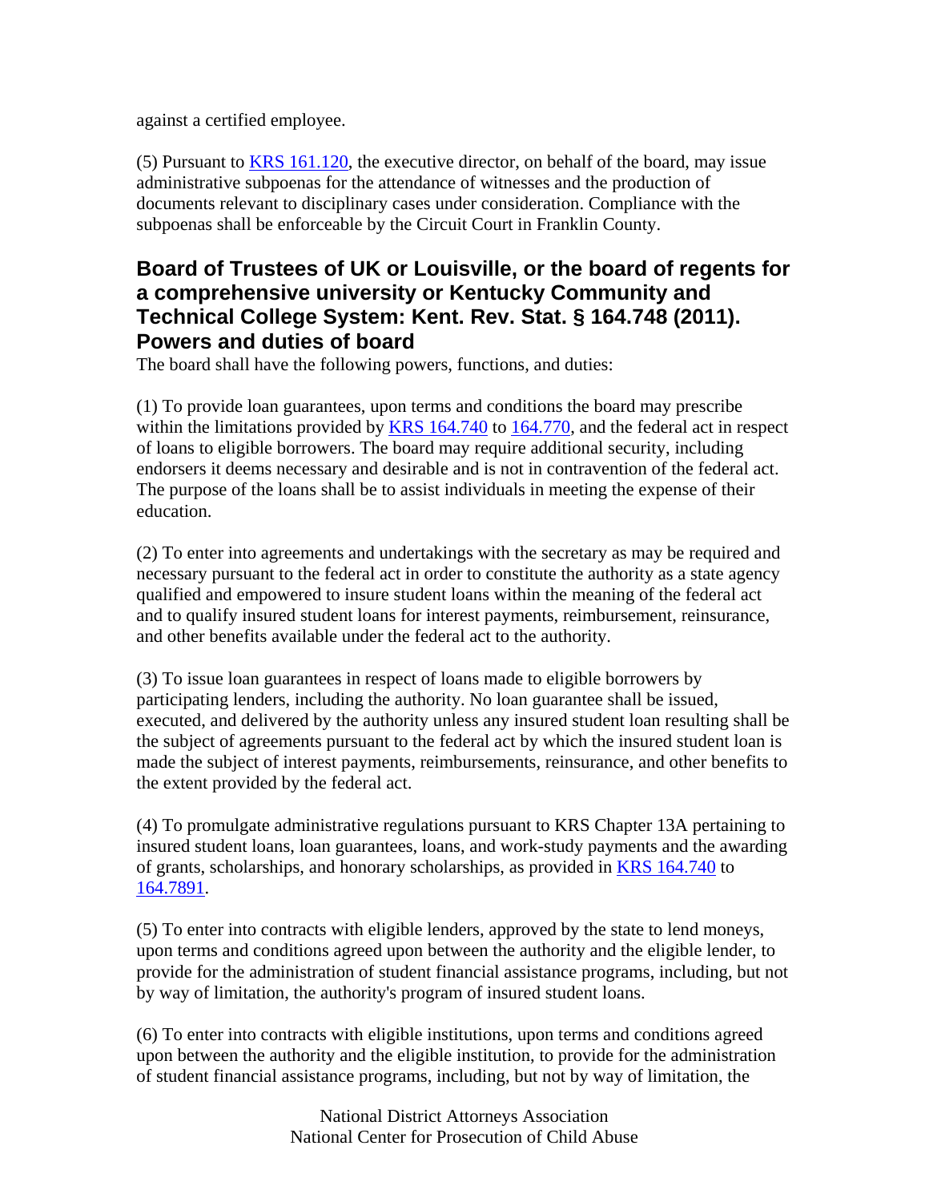against a certified employee.

(5) Pursuant to KRS 161.120, the executive director, on behalf of the board, may issue administrative subpoenas for the attendance of witnesses and the production of documents relevant to disciplinary cases under consideration. Compliance with the subpoenas shall be enforceable by the Circuit Court in Franklin County.

## Board of Trustees of UK or Louisville, or the board of regents for a comprehensive university or Kentucky Community and Technical College System: Kent. Rev. Stat. § 164.748 (2011). Powers and duties of board

The board shall have the following powers, functions, and duties:

(1) To provide loan guarantees, upon terms and conditions the board may prescribe within the limitations provided by KRS 164.740 to 164.770, and the federal act in respect of loans to eligible borrowers. The board may require additional security, including endorsers it deems necessary and desirable and is not in contravention of the federal act. The purpose of the loans shall be to assist individuals in meeting the expense of their education.

(2) To enter into agreements and undertakings with the secretary as may be required and necessary pursuant to the federal act in order to constitute the authority as a state agency qualified and empowered to insure student loans within the meaning of the federal act and to qualify insured student loans for interest payments, reimbursement, reinsurance, and other benefits available under the federal act to the authority.

(3) To issue loan guarantees in respect of loans made to eligible borrowers by participating lenders, including the authority. No loan guarantee shall be issued, executed, and delivered by the authority unless any insured student loan resulting shall be the subject of agreements pursuant to the federal act by which the insured student loan is made the subject of interest payments, reimbursements, reinsurance, and other benefits to the extent provided by the federal act.

(4) To promulgate administrative regulations pursuant to KRS Chapter 13A pertaining to insured student loans, loan guarantees, loans, and work-study payments and the awarding of grants, scholarships, and honorary scholarships, as provided in KRS 164.740 to 164.7891.

(5) To enter into contracts with eligible lenders, approved by the state to lend moneys, upon terms and conditions agreed upon between the authority and the eligible lender, to provide for the administration of student financial assistance programs, including, but not by way of limitation, the authority's program of insured student loans.

(6) To enter into contracts with eligible institutions, upon terms and conditions agreed upon between the authority and the eligible institution, to provide for the administration of student financial assistance programs, including, but not by way of limitation, the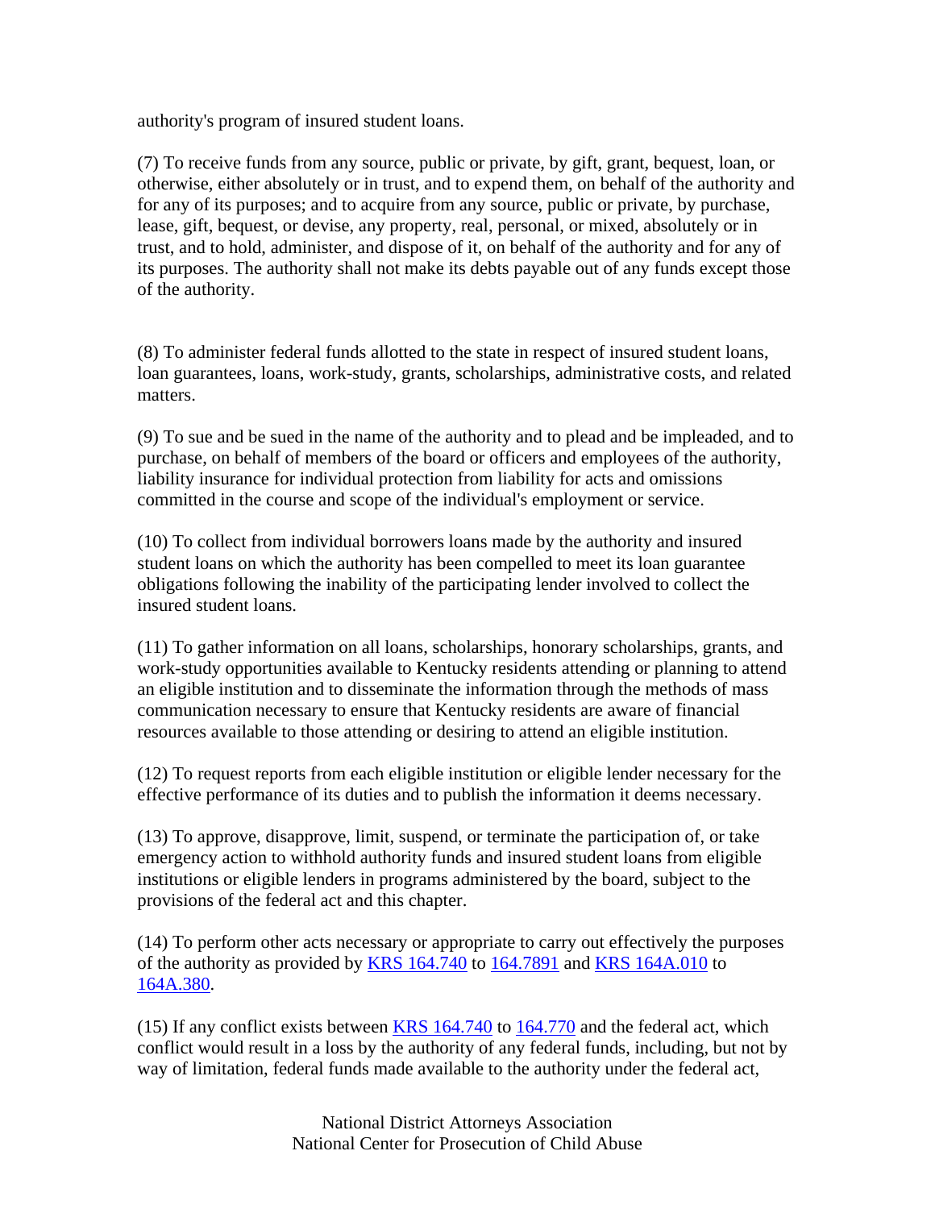authority's program of insured student loans.

(7) To receive funds from any source, public or private, by gift, grant, bequest, loan, or otherwise, either absolutely or in trust, and to expend them, on behalf of the authority and for any of its purposes; and to acquire from any source, public or private, by purchase, lease, gift, bequest, or devise, any property, real, personal, or mixed, absolutely or in trust, and to hold, administer, and dispose of it, on behalf of the authority and for any of its purposes. The authority shall not make its debts payable out of any funds except those of the authority.

(8) To administer federal funds allotted to the state in respect of insured student loans, loan guarantees, loans, work-study, grants, scholarships, administrative costs, and related matters.

(9) To sue and be sued in the name of the authority and to plead and be impleaded, and to purchase, on behalf of members of the board or officers and employees of the authority, liability insurance for individual protection from liability for acts and omissions committed in the course and scope of the individual's employment or service.

(10) To collect from individual borrowers loans made by the authority and insured student loans on which the authority has been compelled to meet its loan guarantee obligations following the inability of the participating lender involved to collect the insured student loans.

(11) To gather information on all loans, scholarships, honorary scholarships, grants, and work-study opportunities available to Kentucky residents attending or planning to attend an eligible institution and to disseminate the information through the methods of mass communication necessary to ensure that Kentucky residents are aware of financial resources available to those attending or desiring to attend an eligible institution.

(12) To request reports from each eligible institution or eligible lender necessary for the effective performance of its duties and to publish the information it deems necessary.

(13) To approve, disapprove, limit, suspend, or terminate the participation of, or take emergency action to withhold authority funds and insured student loans from eligible institutions or eligible lenders in programs administered by the board, subject to the provisions of the federal act and this chapter.

(14) To perform other acts necessary or appropriate to carry out effectively the purposes of the authority as provided by KRS 164.740 to 164.7891 and KRS 164A.010 to 164A.380.

(15) If any conflict exists between KRS 164.740 to 164.770 and the federal act, which conflict would result in a loss by the authority of any federal funds, including, but not by way of limitation, federal funds made available to the authority under the federal act,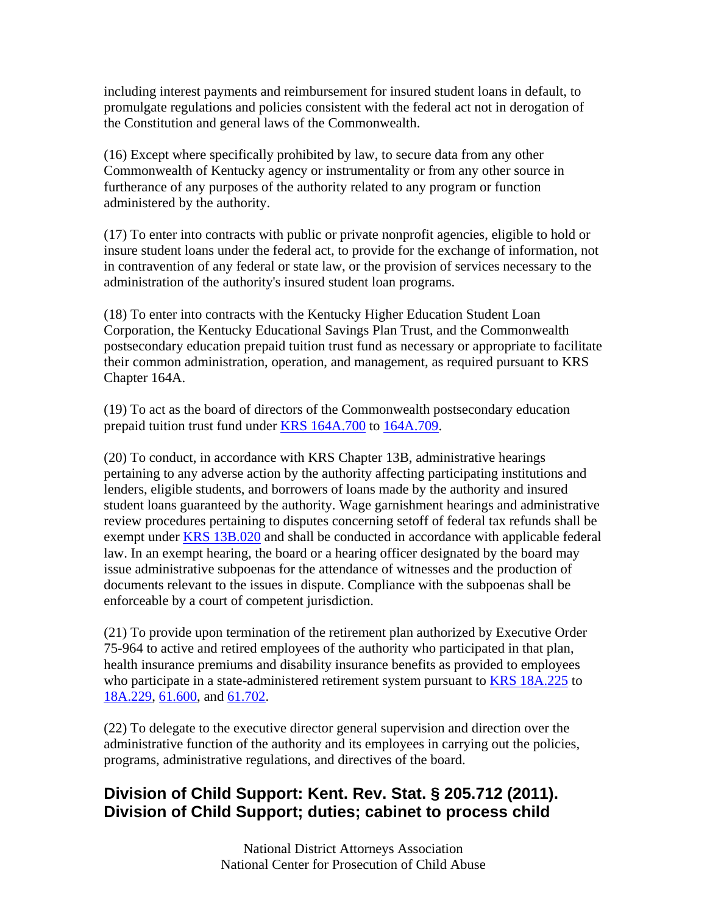including interest payments and reimbursement for insured student loans in default, to promulgate regulations and policies consistent with the federal act not in derogation of the Constitution and general laws of the Commonwealth.

(16) Except where specifically prohibited by law, to secure data from any other Commonwealth of Kentucky agency or instrumentality or from any other source in furtherance of any purposes of the authority related to any program or function administered by the authority.

(17) To enter into contracts with public or private nonprofit agencies, eligible to hold or insure student loans under the federal act, to provide for the exchange of information, not in contravention of any federal or state law, or the provision of services necessary to the administration of the authority's insured student loan programs.

(18) To enter into contracts with the Kentucky Higher Education Student Loan Corporation, the Kentucky Educational Savings Plan Trust, and the Commonwealth postsecondary education prepaid tuition trust fund as necessary or appropriate to facilitate their common administration, operation, and management, as required pursuant to KRS Chapter 164A.

(19) To act as the board of directors of the Commonwealth postsecondary education prepaid tuition trust fund under KRS 164A.700 to 164A.709.

(20) To conduct, in accordance with KRS Chapter 13B, administrative hearings pertaining to any adverse action by the authority affecting participating institutions and lenders, eligible students, and borrowers of loans made by the authority and insured student loans guaranteed by the authority. Wage garnishment hearings and administrative review procedures pertaining to disputes concerning setoff of federal tax refunds shall be exempt under KRS 13B.020 and shall be conducted in accordance with applicable federal law. In an exempt hearing, the board or a hearing officer designated by the board may issue administrative subpoenas for the attendance of witnesses and the production of documents relevant to the issues in dispute. Compliance with the subpoenas shall be enforceable by a court of competent jurisdiction.

(21) To provide upon termination of the retirement plan authorized by Executive Order 75-964 to active and retired employees of the authority who participated in that plan, health insurance premiums and disability insurance benefits as provided to employees who participate in a state-administered retirement system pursuant to KRS 18A.225 to 18A.229, 61.600, and 61.702.

(22) To delegate to the executive director general supervision and direction over the administrative function of the authority and its employees in carrying out the policies, programs, administrative regulations, and directives of the board.

## Division of Child Support: Kent. Rev. Stat. § 205.712 (2011). Division of Child Support; duties; cabinet to process child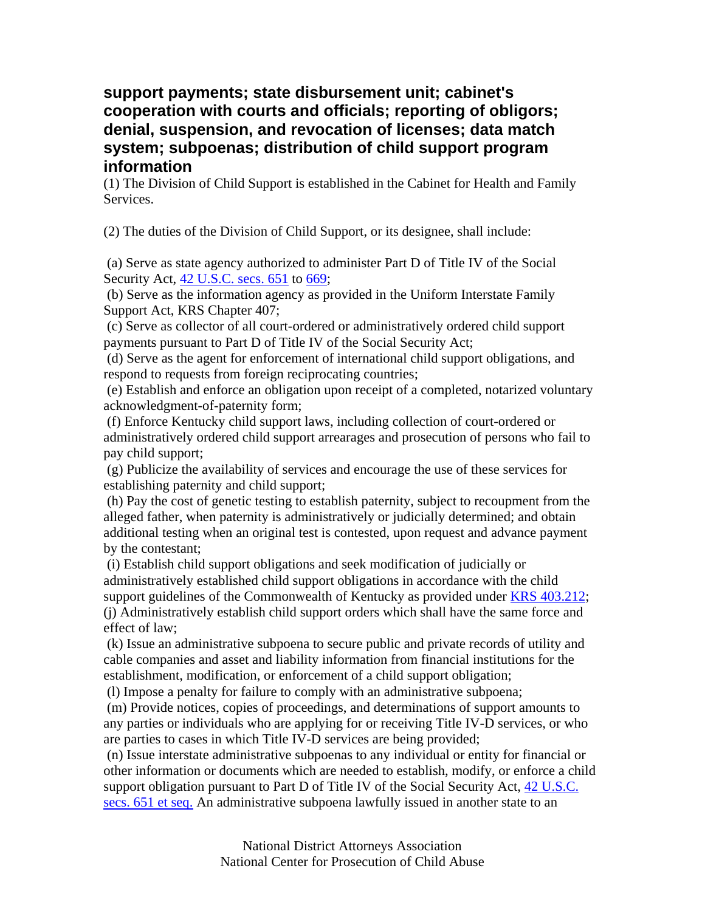## support payments; state disbursement unit; cabinet's cooperation with courts and officials; reporting of obligors; denial, suspension, and revocation of licenses; data match system; subpoenas; distribution of child support program information

(1) The Division of Child Support is established in the Cabinet for Health and Family Services.

(2) The duties of the Division of Child Support, or its designee, shall include:

(a) Serve as state agency authorized to administer Part D of Title IV of the Social Security Act, 42 U.S.C. secs. 651 to 669;
(b) Serve as the information agency as provided in the Uniform Interstate Family Support Act, KRS Chapter 407;
(c) Serve as collector of all court-ordered or administratively ordered child support payments pursuant to Part D of Title IV of the Social Security Act;
(d) Serve as the agent for enforcement of international child support obligations, and respond to requests from foreign reciprocating countries;
(e) Establish and enforce an obligation upon receipt of a completed, notarized voluntary acknowledgment-of-paternity form;
(f) Enforce Kentucky child support laws, including collection of court-ordered or administratively ordered child support arrearages and prosecution of persons who fail to pay child support;
(g) Publicize the availability of services and encourage the use of these services for establishing paternity and child support;
(h) Pay the cost of genetic testing to establish paternity, subject to recoupment from the alleged father, when paternity is administratively or judicially determined; and obtain additional testing when an original test is contested, upon request and advance payment by the contestant;
(i) Establish child support obligations and seek modification of judicially or administratively established child support obligations in accordance with the child support guidelines of the Commonwealth of Kentucky as provided under KRS 403.212;
(j) Administratively establish child support orders which shall have the same force and effect of law;
(k) Issue an administrative subpoena to secure public and private records of utility and cable companies and asset and liability information from financial institutions for the establishment, modification, or enforcement of a child support obligation;
(l) Impose a penalty for failure to comply with an administrative subpoena;
(m) Provide notices, copies of proceedings, and determinations of support amounts to any parties or individuals who are applying for or receiving Title IV-D services, or who are parties to cases in which Title IV-D services are being provided;
(n) Issue interstate administrative subpoenas to any individual or entity for financial or other information or documents which are needed to establish, modify, or enforce a child support obligation pursuant to Part D of Title IV of the Social Security Act, 42 U.S.C. secs. 651 et seq. An administrative subpoena lawfully issued in another state to an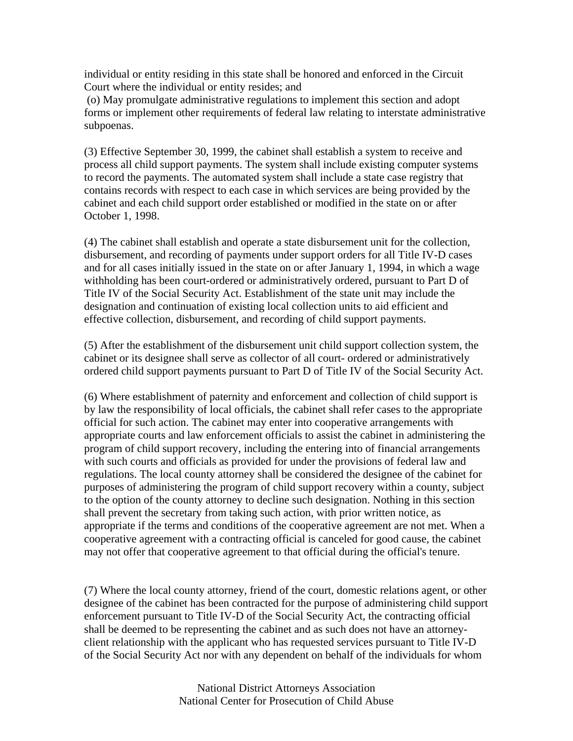individual or entity residing in this state shall be honored and enforced in the Circuit Court where the individual or entity resides; and

(o) May promulgate administrative regulations to implement this section and adopt forms or implement other requirements of federal law relating to interstate administrative subpoenas.

(3) Effective September 30, 1999, the cabinet shall establish a system to receive and process all child support payments. The system shall include existing computer systems to record the payments. The automated system shall include a state case registry that contains records with respect to each case in which services are being provided by the cabinet and each child support order established or modified in the state on or after October 1, 1998.

(4) The cabinet shall establish and operate a state disbursement unit for the collection, disbursement, and recording of payments under support orders for all Title IV-D cases and for all cases initially issued in the state on or after January 1, 1994, in which a wage withholding has been court-ordered or administratively ordered, pursuant to Part D of Title IV of the Social Security Act. Establishment of the state unit may include the designation and continuation of existing local collection units to aid efficient and effective collection, disbursement, and recording of child support payments.

(5) After the establishment of the disbursement unit child support collection system, the cabinet or its designee shall serve as collector of all court- ordered or administratively ordered child support payments pursuant to Part D of Title IV of the Social Security Act.

(6) Where establishment of paternity and enforcement and collection of child support is by law the responsibility of local officials, the cabinet shall refer cases to the appropriate official for such action. The cabinet may enter into cooperative arrangements with appropriate courts and law enforcement officials to assist the cabinet in administering the program of child support recovery, including the entering into of financial arrangements with such courts and officials as provided for under the provisions of federal law and regulations. The local county attorney shall be considered the designee of the cabinet for purposes of administering the program of child support recovery within a county, subject to the option of the county attorney to decline such designation. Nothing in this section shall prevent the secretary from taking such action, with prior written notice, as appropriate if the terms and conditions of the cooperative agreement are not met. When a cooperative agreement with a contracting official is canceled for good cause, the cabinet may not offer that cooperative agreement to that official during the official's tenure.

(7) Where the local county attorney, friend of the court, domestic relations agent, or other designee of the cabinet has been contracted for the purpose of administering child support enforcement pursuant to Title IV-D of the Social Security Act, the contracting official shall be deemed to be representing the cabinet and as such does not have an attorney-client relationship with the applicant who has requested services pursuant to Title IV-D of the Social Security Act nor with any dependent on behalf of the individuals for whom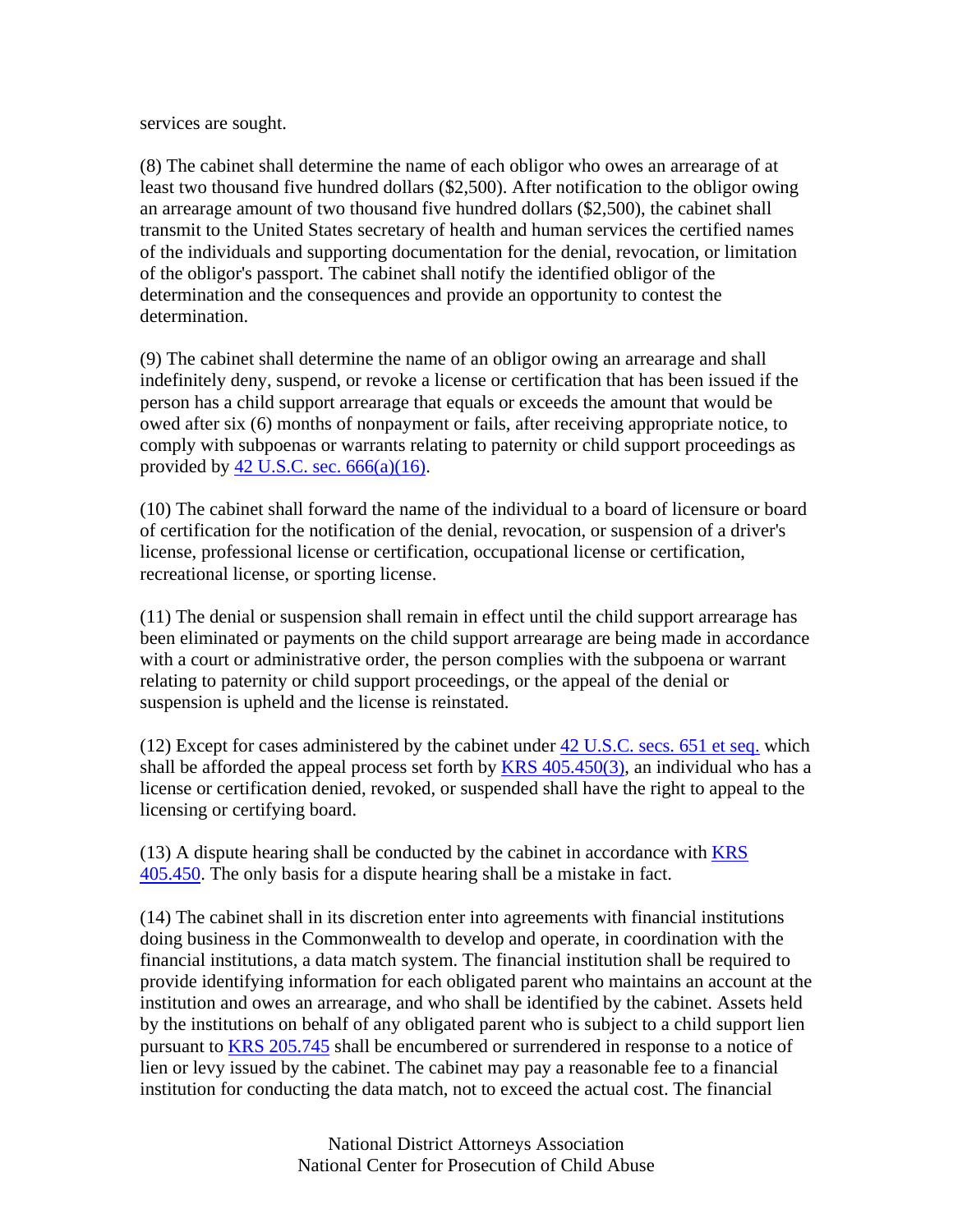services are sought.

(8) The cabinet shall determine the name of each obligor who owes an arrearage of at least two thousand five hundred dollars ($2,500). After notification to the obligor owing an arrearage amount of two thousand five hundred dollars ($2,500), the cabinet shall transmit to the United States secretary of health and human services the certified names of the individuals and supporting documentation for the denial, revocation, or limitation of the obligor's passport. The cabinet shall notify the identified obligor of the determination and the consequences and provide an opportunity to contest the determination.

(9) The cabinet shall determine the name of an obligor owing an arrearage and shall indefinitely deny, suspend, or revoke a license or certification that has been issued if the person has a child support arrearage that equals or exceeds the amount that would be owed after six (6) months of nonpayment or fails, after receiving appropriate notice, to comply with subpoenas or warrants relating to paternity or child support proceedings as provided by 42 U.S.C. sec. 666(a)(16).

(10) The cabinet shall forward the name of the individual to a board of licensure or board of certification for the notification of the denial, revocation, or suspension of a driver's license, professional license or certification, occupational license or certification, recreational license, or sporting license.

(11) The denial or suspension shall remain in effect until the child support arrearage has been eliminated or payments on the child support arrearage are being made in accordance with a court or administrative order, the person complies with the subpoena or warrant relating to paternity or child support proceedings, or the appeal of the denial or suspension is upheld and the license is reinstated.

(12) Except for cases administered by the cabinet under 42 U.S.C. secs. 651 et seq. which shall be afforded the appeal process set forth by KRS 405.450(3), an individual who has a license or certification denied, revoked, or suspended shall have the right to appeal to the licensing or certifying board.

(13) A dispute hearing shall be conducted by the cabinet in accordance with KRS 405.450. The only basis for a dispute hearing shall be a mistake in fact.

(14) The cabinet shall in its discretion enter into agreements with financial institutions doing business in the Commonwealth to develop and operate, in coordination with the financial institutions, a data match system. The financial institution shall be required to provide identifying information for each obligated parent who maintains an account at the institution and owes an arrearage, and who shall be identified by the cabinet. Assets held by the institutions on behalf of any obligated parent who is subject to a child support lien pursuant to KRS 205.745 shall be encumbered or surrendered in response to a notice of lien or levy issued by the cabinet. The cabinet may pay a reasonable fee to a financial institution for conducting the data match, not to exceed the actual cost. The financial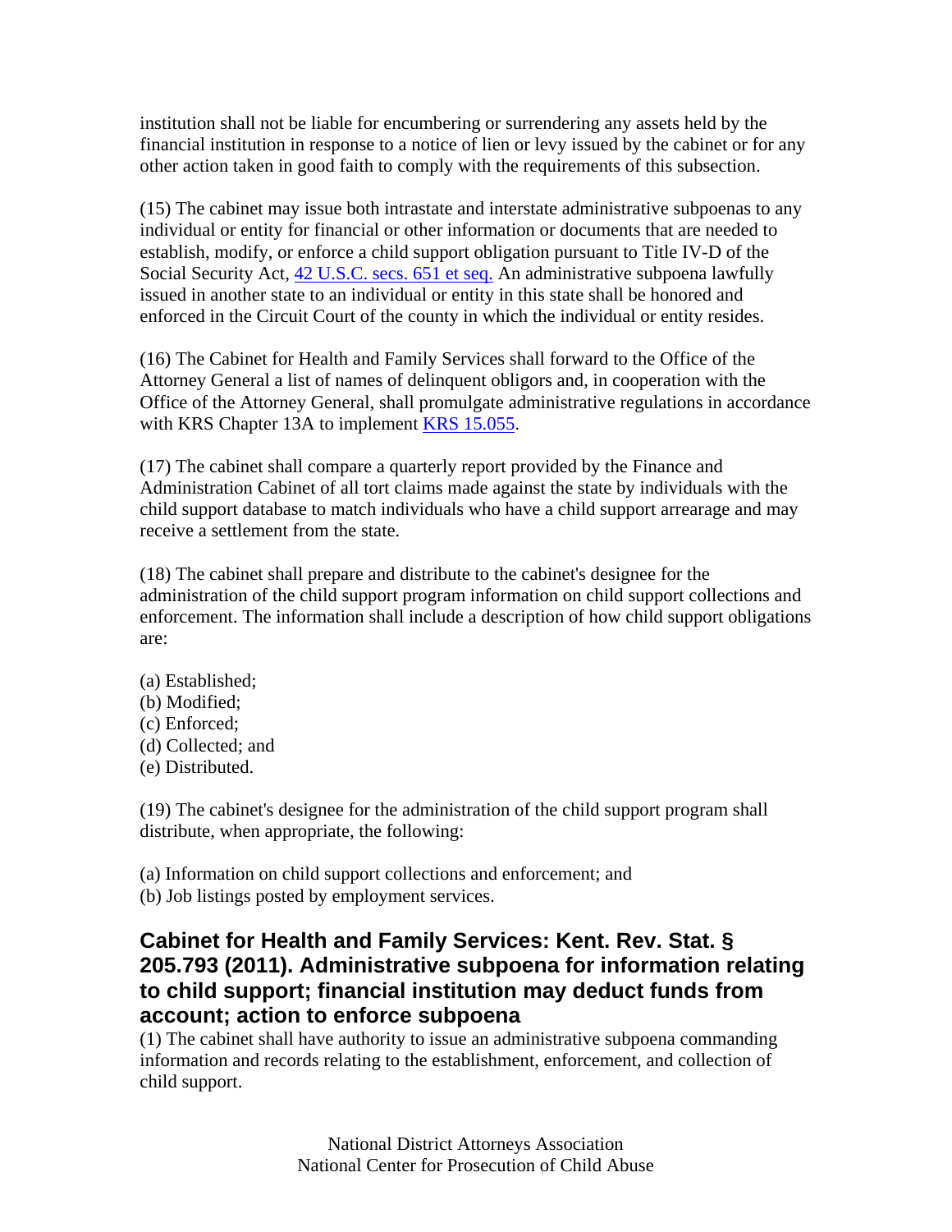institution shall not be liable for encumbering or surrendering any assets held by the financial institution in response to a notice of lien or levy issued by the cabinet or for any other action taken in good faith to comply with the requirements of this subsection.

(15) The cabinet may issue both intrastate and interstate administrative subpoenas to any individual or entity for financial or other information or documents that are needed to establish, modify, or enforce a child support obligation pursuant to Title IV-D of the Social Security Act, 42 U.S.C. secs. 651 et seq. An administrative subpoena lawfully issued in another state to an individual or entity in this state shall be honored and enforced in the Circuit Court of the county in which the individual or entity resides.

(16) The Cabinet for Health and Family Services shall forward to the Office of the Attorney General a list of names of delinquent obligors and, in cooperation with the Office of the Attorney General, shall promulgate administrative regulations in accordance with KRS Chapter 13A to implement KRS 15.055.

(17) The cabinet shall compare a quarterly report provided by the Finance and Administration Cabinet of all tort claims made against the state by individuals with the child support database to match individuals who have a child support arrearage and may receive a settlement from the state.

(18) The cabinet shall prepare and distribute to the cabinet's designee for the administration of the child support program information on child support collections and enforcement. The information shall include a description of how child support obligations are:

(a) Established;
(b) Modified;
(c) Enforced;
(d) Collected; and
(e) Distributed.

(19) The cabinet's designee for the administration of the child support program shall distribute, when appropriate, the following:

(a) Information on child support collections and enforcement; and
(b) Job listings posted by employment services.

## Cabinet for Health and Family Services: Kent. Rev. Stat. § 205.793 (2011). Administrative subpoena for information relating to child support; financial institution may deduct funds from account; action to enforce subpoena

(1) The cabinet shall have authority to issue an administrative subpoena commanding information and records relating to the establishment, enforcement, and collection of child support.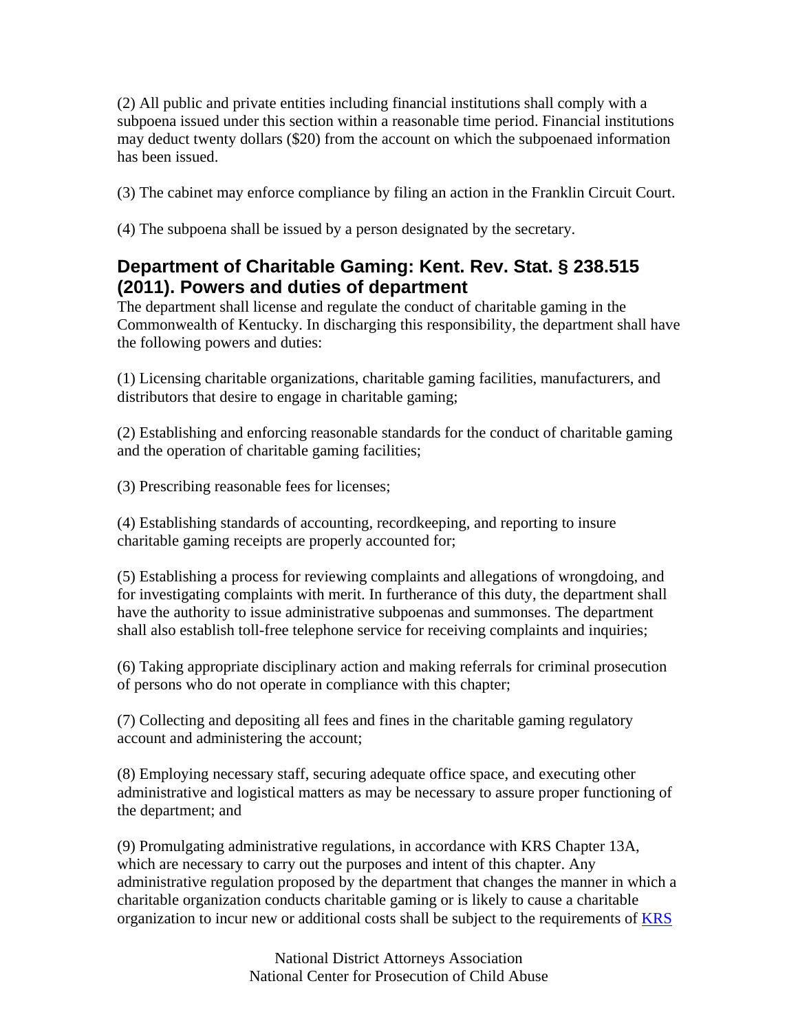(2) All public and private entities including financial institutions shall comply with a subpoena issued under this section within a reasonable time period. Financial institutions may deduct twenty dollars ($20) from the account on which the subpoenaed information has been issued.

(3) The cabinet may enforce compliance by filing an action in the Franklin Circuit Court.

(4) The subpoena shall be issued by a person designated by the secretary.

## Department of Charitable Gaming: Kent. Rev. Stat. § 238.515 (2011). Powers and duties of department

The department shall license and regulate the conduct of charitable gaming in the Commonwealth of Kentucky. In discharging this responsibility, the department shall have the following powers and duties:

(1) Licensing charitable organizations, charitable gaming facilities, manufacturers, and distributors that desire to engage in charitable gaming;

(2) Establishing and enforcing reasonable standards for the conduct of charitable gaming and the operation of charitable gaming facilities;

(3) Prescribing reasonable fees for licenses;

(4) Establishing standards of accounting, recordkeeping, and reporting to insure charitable gaming receipts are properly accounted for;

(5) Establishing a process for reviewing complaints and allegations of wrongdoing, and for investigating complaints with merit. In furtherance of this duty, the department shall have the authority to issue administrative subpoenas and summonses. The department shall also establish toll-free telephone service for receiving complaints and inquiries;

(6) Taking appropriate disciplinary action and making referrals for criminal prosecution of persons who do not operate in compliance with this chapter;

(7) Collecting and depositing all fees and fines in the charitable gaming regulatory account and administering the account;

(8) Employing necessary staff, securing adequate office space, and executing other administrative and logistical matters as may be necessary to assure proper functioning of the department; and

(9) Promulgating administrative regulations, in accordance with KRS Chapter 13A, which are necessary to carry out the purposes and intent of this chapter. Any administrative regulation proposed by the department that changes the manner in which a charitable organization conducts charitable gaming or is likely to cause a charitable organization to incur new or additional costs shall be subject to the requirements of KRS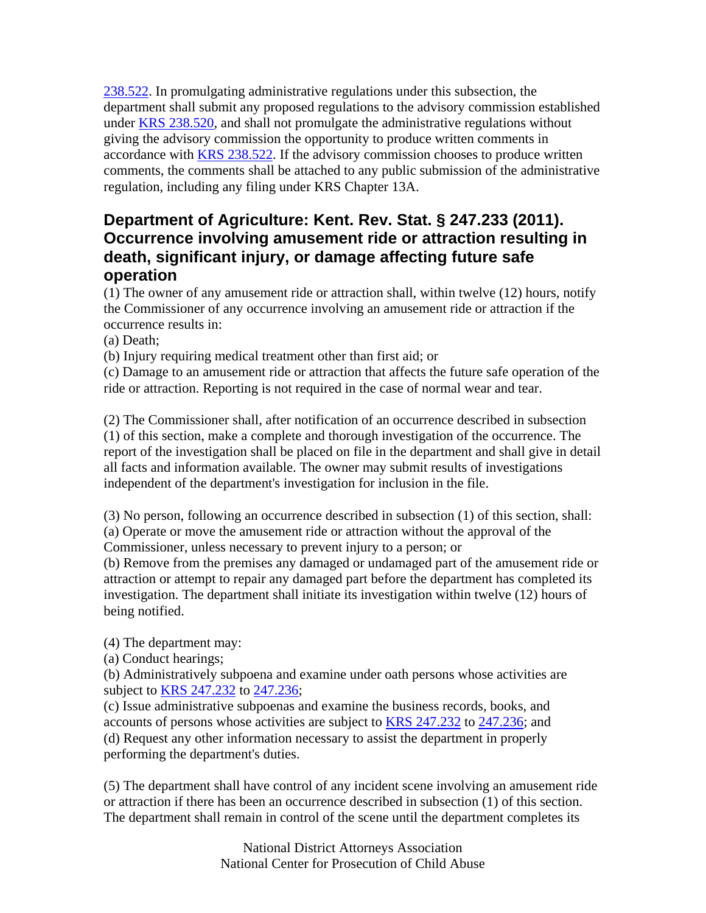238.522. In promulgating administrative regulations under this subsection, the department shall submit any proposed regulations to the advisory commission established under KRS 238.520, and shall not promulgate the administrative regulations without giving the advisory commission the opportunity to produce written comments in accordance with KRS 238.522. If the advisory commission chooses to produce written comments, the comments shall be attached to any public submission of the administrative regulation, including any filing under KRS Chapter 13A.

## Department of Agriculture: Kent. Rev. Stat. § 247.233 (2011). Occurrence involving amusement ride or attraction resulting in death, significant injury, or damage affecting future safe operation

(1) The owner of any amusement ride or attraction shall, within twelve (12) hours, notify the Commissioner of any occurrence involving an amusement ride or attraction if the occurrence results in:
(a) Death;
(b) Injury requiring medical treatment other than first aid; or
(c) Damage to an amusement ride or attraction that affects the future safe operation of the ride or attraction. Reporting is not required in the case of normal wear and tear.

(2) The Commissioner shall, after notification of an occurrence described in subsection (1) of this section, make a complete and thorough investigation of the occurrence. The report of the investigation shall be placed on file in the department and shall give in detail all facts and information available. The owner may submit results of investigations independent of the department's investigation for inclusion in the file.

(3) No person, following an occurrence described in subsection (1) of this section, shall:
(a) Operate or move the amusement ride or attraction without the approval of the Commissioner, unless necessary to prevent injury to a person; or
(b) Remove from the premises any damaged or undamaged part of the amusement ride or attraction or attempt to repair any damaged part before the department has completed its investigation. The department shall initiate its investigation within twelve (12) hours of being notified.

(4) The department may:
(a) Conduct hearings;
(b) Administratively subpoena and examine under oath persons whose activities are subject to KRS 247.232 to 247.236;
(c) Issue administrative subpoenas and examine the business records, books, and accounts of persons whose activities are subject to KRS 247.232 to 247.236; and
(d) Request any other information necessary to assist the department in properly performing the department's duties.

(5) The department shall have control of any incident scene involving an amusement ride or attraction if there has been an occurrence described in subsection (1) of this section. The department shall remain in control of the scene until the department completes its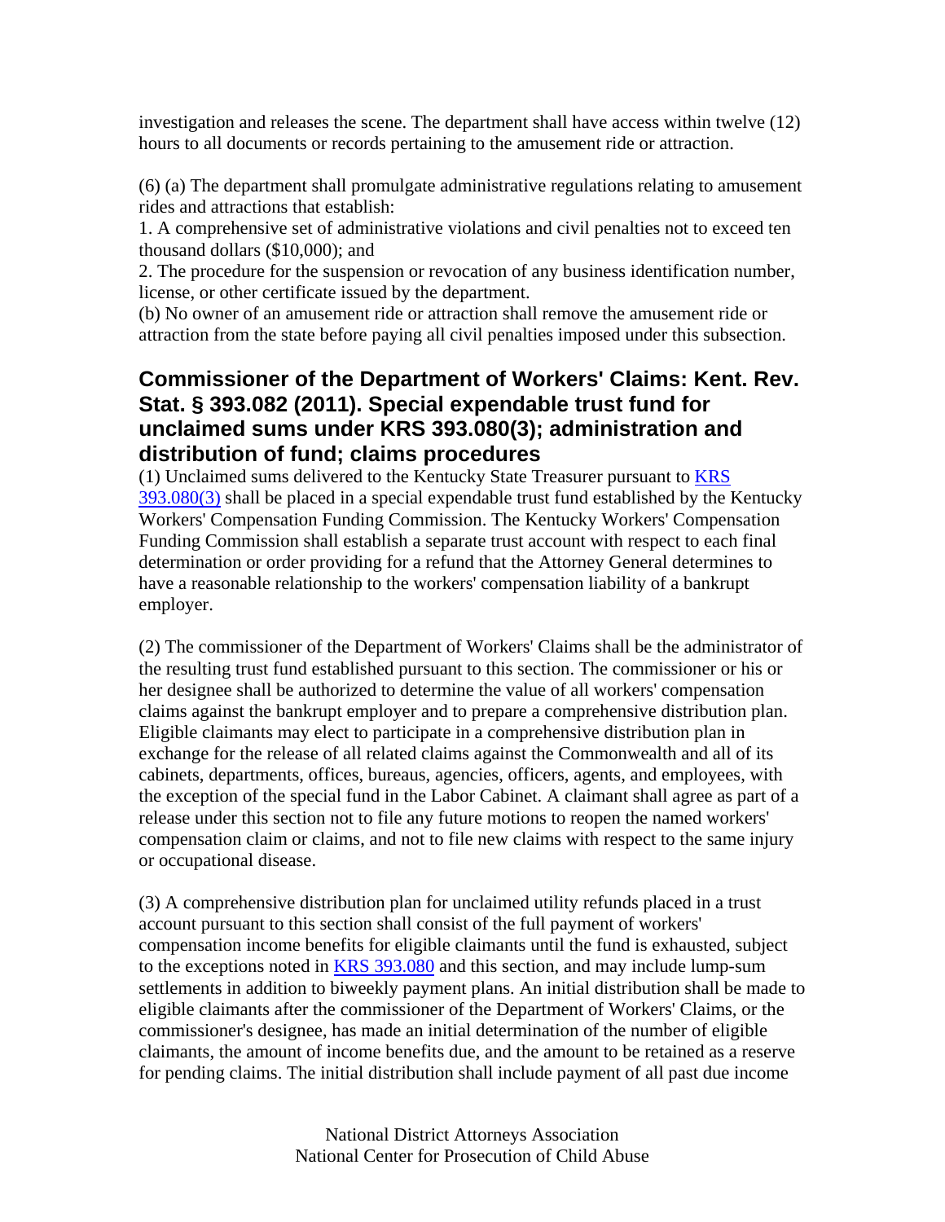investigation and releases the scene. The department shall have access within twelve (12) hours to all documents or records pertaining to the amusement ride or attraction.

(6) (a) The department shall promulgate administrative regulations relating to amusement rides and attractions that establish:
1. A comprehensive set of administrative violations and civil penalties not to exceed ten thousand dollars ($10,000); and
2. The procedure for the suspension or revocation of any business identification number, license, or other certificate issued by the department.
(b) No owner of an amusement ride or attraction shall remove the amusement ride or attraction from the state before paying all civil penalties imposed under this subsection.

## Commissioner of the Department of Workers' Claims: Kent. Rev. Stat. § 393.082 (2011). Special expendable trust fund for unclaimed sums under KRS 393.080(3); administration and distribution of fund; claims procedures

(1) Unclaimed sums delivered to the Kentucky State Treasurer pursuant to KRS 393.080(3) shall be placed in a special expendable trust fund established by the Kentucky Workers' Compensation Funding Commission. The Kentucky Workers' Compensation Funding Commission shall establish a separate trust account with respect to each final determination or order providing for a refund that the Attorney General determines to have a reasonable relationship to the workers' compensation liability of a bankrupt employer.

(2) The commissioner of the Department of Workers' Claims shall be the administrator of the resulting trust fund established pursuant to this section. The commissioner or his or her designee shall be authorized to determine the value of all workers' compensation claims against the bankrupt employer and to prepare a comprehensive distribution plan. Eligible claimants may elect to participate in a comprehensive distribution plan in exchange for the release of all related claims against the Commonwealth and all of its cabinets, departments, offices, bureaus, agencies, officers, agents, and employees, with the exception of the special fund in the Labor Cabinet. A claimant shall agree as part of a release under this section not to file any future motions to reopen the named workers' compensation claim or claims, and not to file new claims with respect to the same injury or occupational disease.

(3) A comprehensive distribution plan for unclaimed utility refunds placed in a trust account pursuant to this section shall consist of the full payment of workers' compensation income benefits for eligible claimants until the fund is exhausted, subject to the exceptions noted in KRS 393.080 and this section, and may include lump-sum settlements in addition to biweekly payment plans. An initial distribution shall be made to eligible claimants after the commissioner of the Department of Workers' Claims, or the commissioner's designee, has made an initial determination of the number of eligible claimants, the amount of income benefits due, and the amount to be retained as a reserve for pending claims. The initial distribution shall include payment of all past due income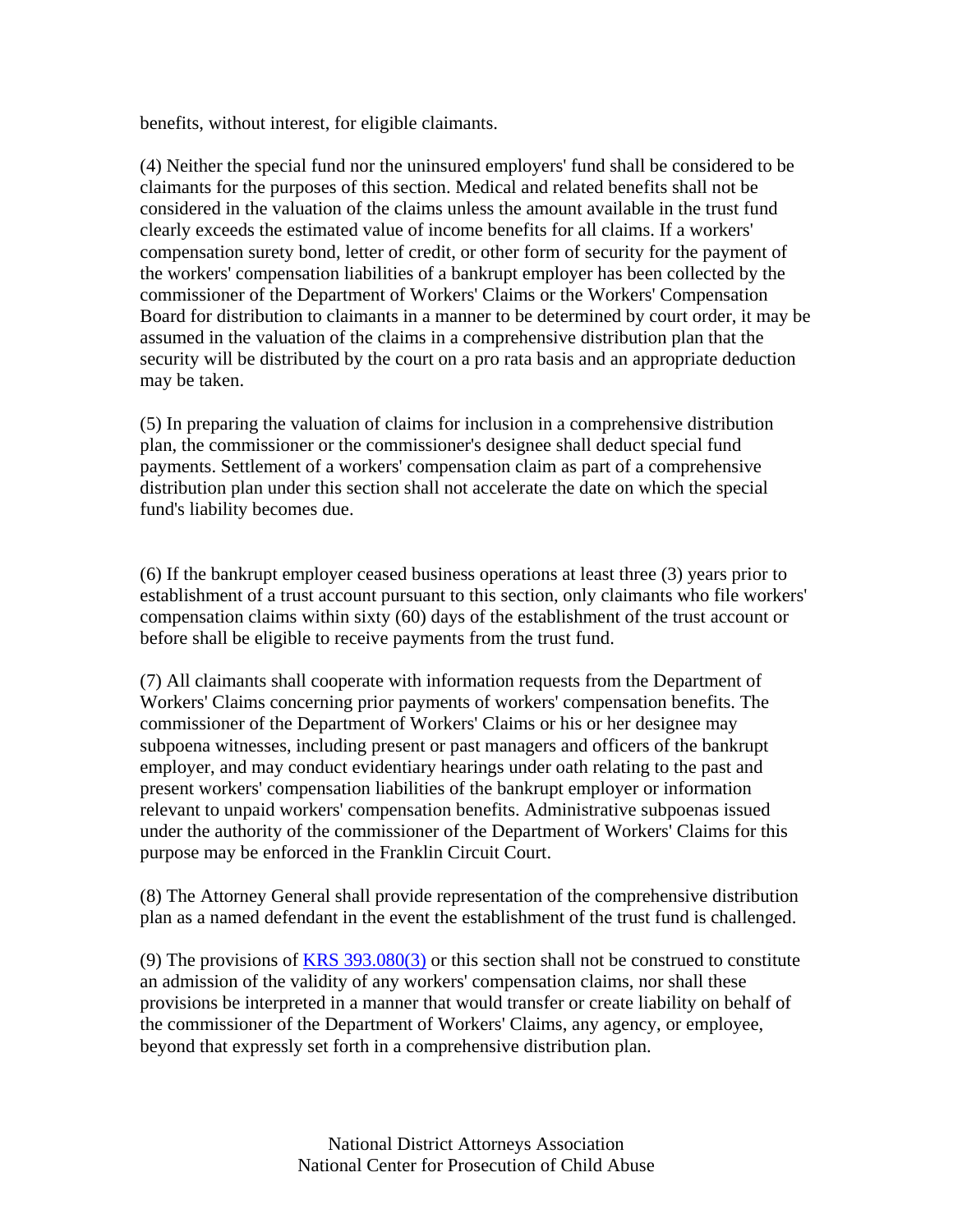benefits, without interest, for eligible claimants.

(4) Neither the special fund nor the uninsured employers' fund shall be considered to be claimants for the purposes of this section. Medical and related benefits shall not be considered in the valuation of the claims unless the amount available in the trust fund clearly exceeds the estimated value of income benefits for all claims. If a workers' compensation surety bond, letter of credit, or other form of security for the payment of the workers' compensation liabilities of a bankrupt employer has been collected by the commissioner of the Department of Workers' Claims or the Workers' Compensation Board for distribution to claimants in a manner to be determined by court order, it may be assumed in the valuation of the claims in a comprehensive distribution plan that the security will be distributed by the court on a pro rata basis and an appropriate deduction may be taken.

(5) In preparing the valuation of claims for inclusion in a comprehensive distribution plan, the commissioner or the commissioner's designee shall deduct special fund payments. Settlement of a workers' compensation claim as part of a comprehensive distribution plan under this section shall not accelerate the date on which the special fund's liability becomes due.

(6) If the bankrupt employer ceased business operations at least three (3) years prior to establishment of a trust account pursuant to this section, only claimants who file workers' compensation claims within sixty (60) days of the establishment of the trust account or before shall be eligible to receive payments from the trust fund.

(7) All claimants shall cooperate with information requests from the Department of Workers' Claims concerning prior payments of workers' compensation benefits. The commissioner of the Department of Workers' Claims or his or her designee may subpoena witnesses, including present or past managers and officers of the bankrupt employer, and may conduct evidentiary hearings under oath relating to the past and present workers' compensation liabilities of the bankrupt employer or information relevant to unpaid workers' compensation benefits. Administrative subpoenas issued under the authority of the commissioner of the Department of Workers' Claims for this purpose may be enforced in the Franklin Circuit Court.

(8) The Attorney General shall provide representation of the comprehensive distribution plan as a named defendant in the event the establishment of the trust fund is challenged.

(9) The provisions of KRS 393.080(3) or this section shall not be construed to constitute an admission of the validity of any workers' compensation claims, nor shall these provisions be interpreted in a manner that would transfer or create liability on behalf of the commissioner of the Department of Workers' Claims, any agency, or employee, beyond that expressly set forth in a comprehensive distribution plan.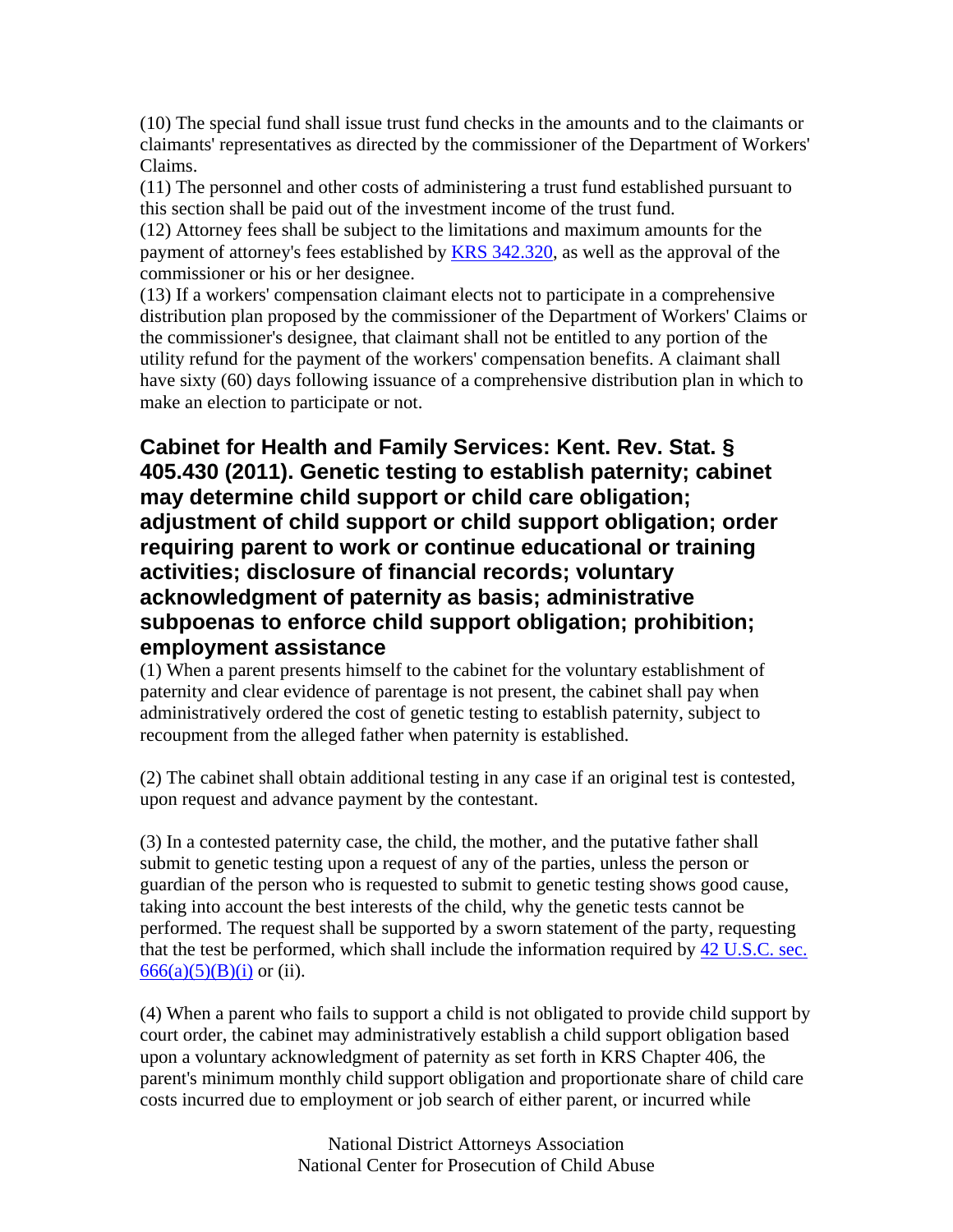(10) The special fund shall issue trust fund checks in the amounts and to the claimants or claimants' representatives as directed by the commissioner of the Department of Workers' Claims.

(11) The personnel and other costs of administering a trust fund established pursuant to this section shall be paid out of the investment income of the trust fund.

(12) Attorney fees shall be subject to the limitations and maximum amounts for the payment of attorney's fees established by KRS 342.320, as well as the approval of the commissioner or his or her designee.

(13) If a workers' compensation claimant elects not to participate in a comprehensive distribution plan proposed by the commissioner of the Department of Workers' Claims or the commissioner's designee, that claimant shall not be entitled to any portion of the utility refund for the payment of the workers' compensation benefits. A claimant shall have sixty (60) days following issuance of a comprehensive distribution plan in which to make an election to participate or not.

## Cabinet for Health and Family Services: Kent. Rev. Stat. § 405.430 (2011). Genetic testing to establish paternity; cabinet may determine child support or child care obligation; adjustment of child support or child support obligation; order requiring parent to work or continue educational or training activities; disclosure of financial records; voluntary acknowledgment of paternity as basis; administrative subpoenas to enforce child support obligation; prohibition; employment assistance

(1) When a parent presents himself to the cabinet for the voluntary establishment of paternity and clear evidence of parentage is not present, the cabinet shall pay when administratively ordered the cost of genetic testing to establish paternity, subject to recoupment from the alleged father when paternity is established.

(2) The cabinet shall obtain additional testing in any case if an original test is contested, upon request and advance payment by the contestant.

(3) In a contested paternity case, the child, the mother, and the putative father shall submit to genetic testing upon a request of any of the parties, unless the person or guardian of the person who is requested to submit to genetic testing shows good cause, taking into account the best interests of the child, why the genetic tests cannot be performed. The request shall be supported by a sworn statement of the party, requesting that the test be performed, which shall include the information required by 42 U.S.C. sec. 666(a)(5)(B)(i) or (ii).

(4) When a parent who fails to support a child is not obligated to provide child support by court order, the cabinet may administratively establish a child support obligation based upon a voluntary acknowledgment of paternity as set forth in KRS Chapter 406, the parent's minimum monthly child support obligation and proportionate share of child care costs incurred due to employment or job search of either parent, or incurred while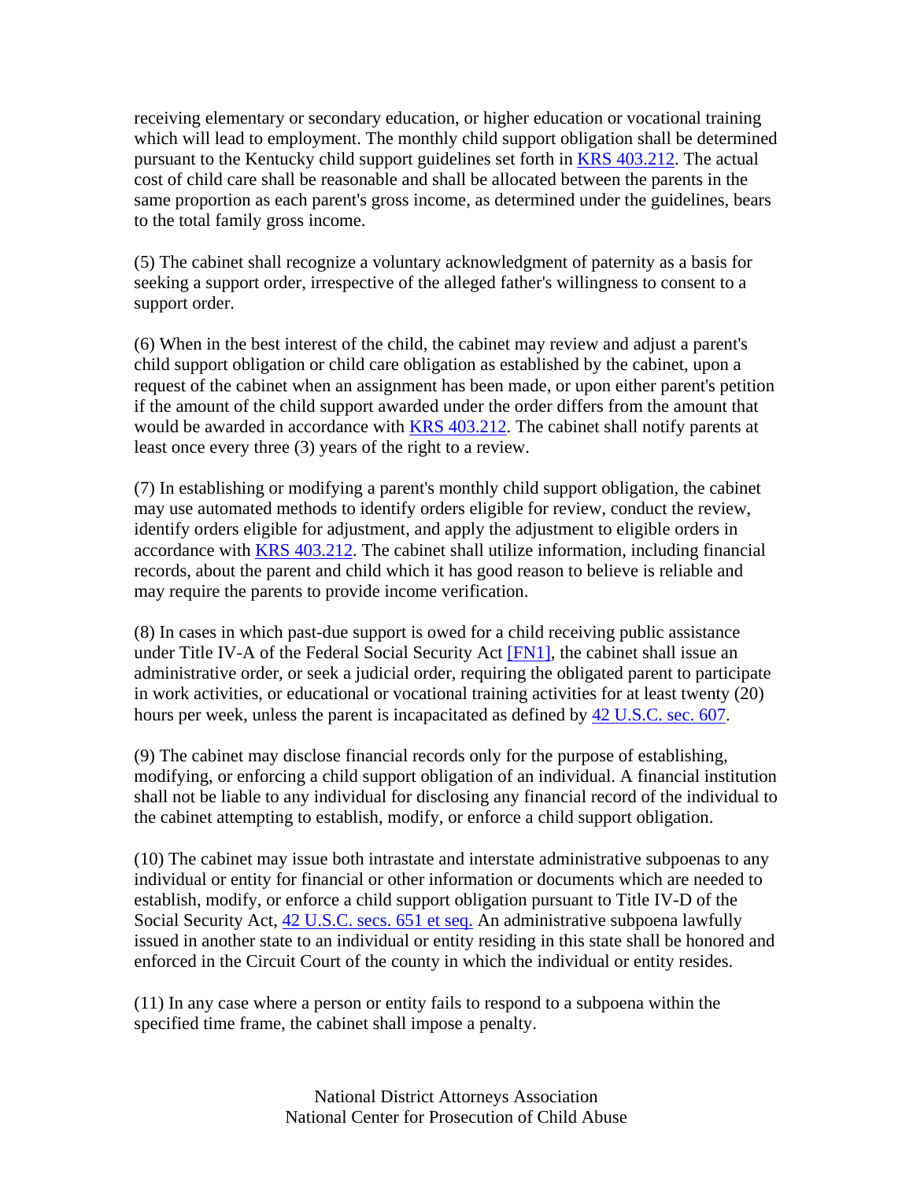receiving elementary or secondary education, or higher education or vocational training which will lead to employment. The monthly child support obligation shall be determined pursuant to the Kentucky child support guidelines set forth in KRS 403.212. The actual cost of child care shall be reasonable and shall be allocated between the parents in the same proportion as each parent's gross income, as determined under the guidelines, bears to the total family gross income.

(5) The cabinet shall recognize a voluntary acknowledgment of paternity as a basis for seeking a support order, irrespective of the alleged father's willingness to consent to a support order.

(6) When in the best interest of the child, the cabinet may review and adjust a parent's child support obligation or child care obligation as established by the cabinet, upon a request of the cabinet when an assignment has been made, or upon either parent's petition if the amount of the child support awarded under the order differs from the amount that would be awarded in accordance with KRS 403.212. The cabinet shall notify parents at least once every three (3) years of the right to a review.

(7) In establishing or modifying a parent's monthly child support obligation, the cabinet may use automated methods to identify orders eligible for review, conduct the review, identify orders eligible for adjustment, and apply the adjustment to eligible orders in accordance with KRS 403.212. The cabinet shall utilize information, including financial records, about the parent and child which it has good reason to believe is reliable and may require the parents to provide income verification.

(8) In cases in which past-due support is owed for a child receiving public assistance under Title IV-A of the Federal Social Security Act [FN1], the cabinet shall issue an administrative order, or seek a judicial order, requiring the obligated parent to participate in work activities, or educational or vocational training activities for at least twenty (20) hours per week, unless the parent is incapacitated as defined by 42 U.S.C. sec. 607.

(9) The cabinet may disclose financial records only for the purpose of establishing, modifying, or enforcing a child support obligation of an individual. A financial institution shall not be liable to any individual for disclosing any financial record of the individual to the cabinet attempting to establish, modify, or enforce a child support obligation.

(10) The cabinet may issue both intrastate and interstate administrative subpoenas to any individual or entity for financial or other information or documents which are needed to establish, modify, or enforce a child support obligation pursuant to Title IV-D of the Social Security Act, 42 U.S.C. secs. 651 et seq. An administrative subpoena lawfully issued in another state to an individual or entity residing in this state shall be honored and enforced in the Circuit Court of the county in which the individual or entity resides.

(11) In any case where a person or entity fails to respond to a subpoena within the specified time frame, the cabinet shall impose a penalty.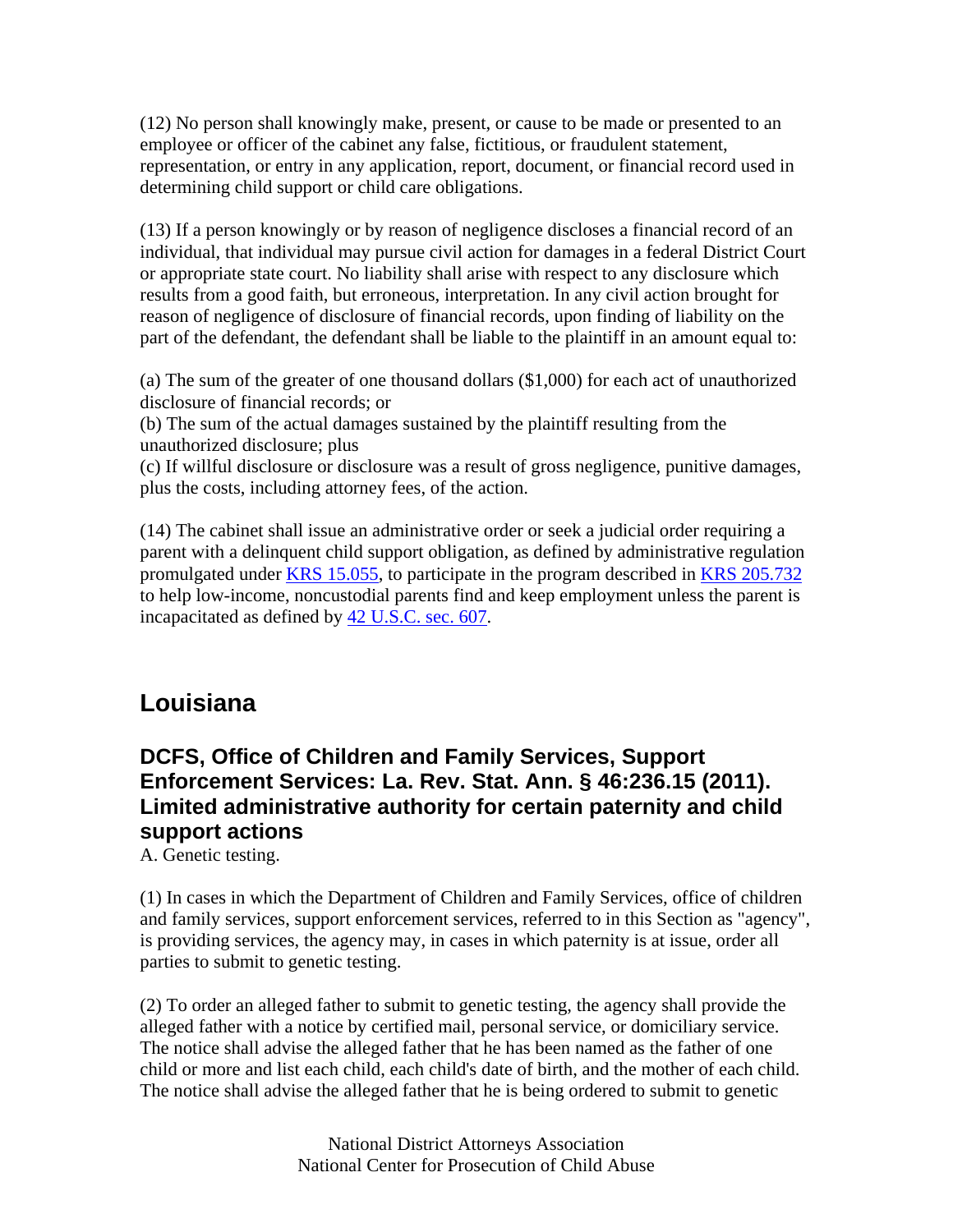(12) No person shall knowingly make, present, or cause to be made or presented to an employee or officer of the cabinet any false, fictitious, or fraudulent statement, representation, or entry in any application, report, document, or financial record used in determining child support or child care obligations.

(13) If a person knowingly or by reason of negligence discloses a financial record of an individual, that individual may pursue civil action for damages in a federal District Court or appropriate state court. No liability shall arise with respect to any disclosure which results from a good faith, but erroneous, interpretation. In any civil action brought for reason of negligence of disclosure of financial records, upon finding of liability on the part of the defendant, the defendant shall be liable to the plaintiff in an amount equal to:

(a) The sum of the greater of one thousand dollars ($1,000) for each act of unauthorized disclosure of financial records; or
(b) The sum of the actual damages sustained by the plaintiff resulting from the unauthorized disclosure; plus
(c) If willful disclosure or disclosure was a result of gross negligence, punitive damages, plus the costs, including attorney fees, of the action.

(14) The cabinet shall issue an administrative order or seek a judicial order requiring a parent with a delinquent child support obligation, as defined by administrative regulation promulgated under KRS 15.055, to participate in the program described in KRS 205.732 to help low-income, noncustodial parents find and keep employment unless the parent is incapacitated as defined by 42 U.S.C. sec. 607.

## Louisiana

### DCFS, Office of Children and Family Services, Support Enforcement Services: La. Rev. Stat. Ann. § 46:236.15 (2011). Limited administrative authority for certain paternity and child support actions

A. Genetic testing.

(1) In cases in which the Department of Children and Family Services, office of children and family services, support enforcement services, referred to in this Section as "agency", is providing services, the agency may, in cases in which paternity is at issue, order all parties to submit to genetic testing.

(2) To order an alleged father to submit to genetic testing, the agency shall provide the alleged father with a notice by certified mail, personal service, or domiciliary service. The notice shall advise the alleged father that he has been named as the father of one child or more and list each child, each child's date of birth, and the mother of each child. The notice shall advise the alleged father that he is being ordered to submit to genetic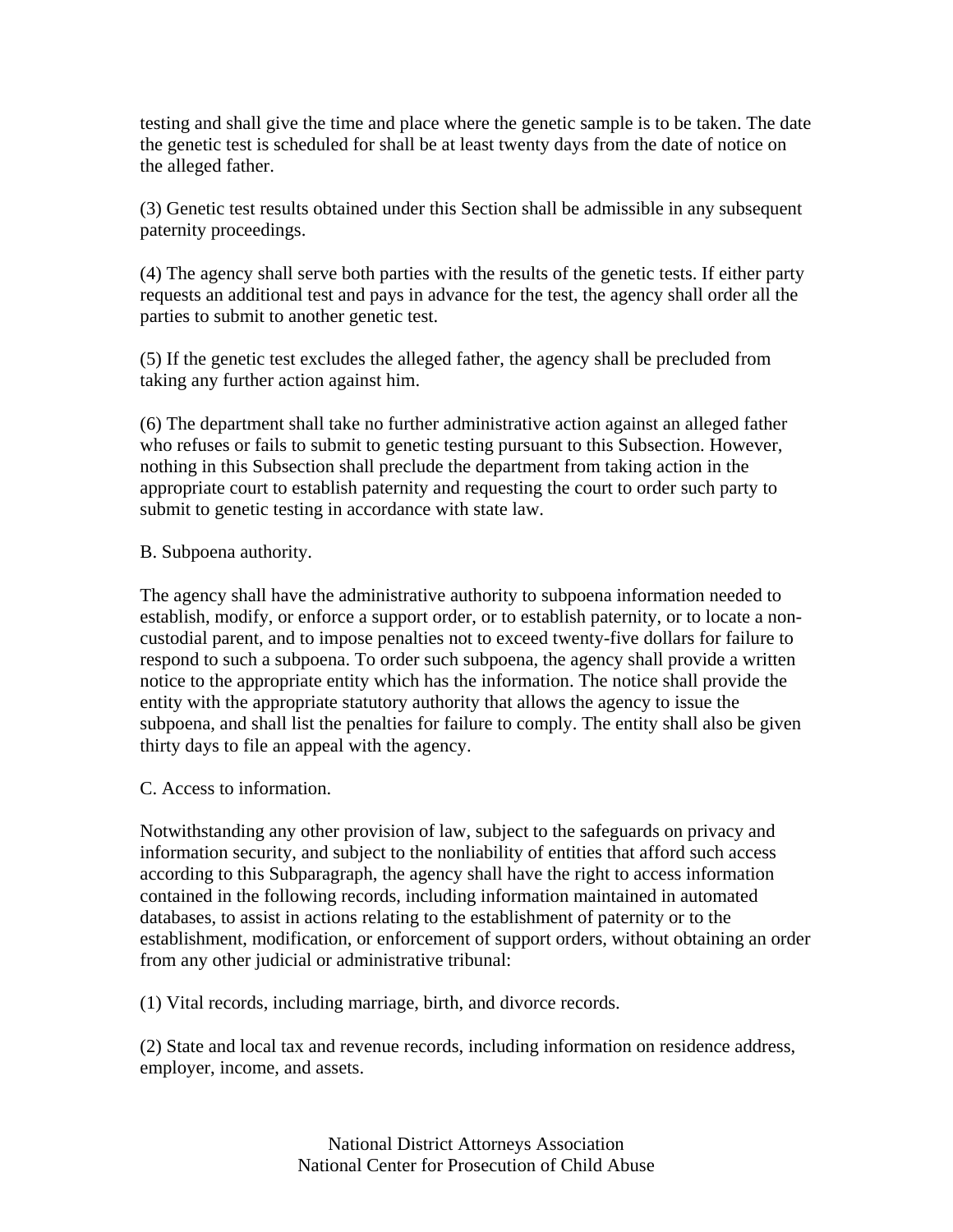testing and shall give the time and place where the genetic sample is to be taken. The date the genetic test is scheduled for shall be at least twenty days from the date of notice on the alleged father.

(3) Genetic test results obtained under this Section shall be admissible in any subsequent paternity proceedings.

(4) The agency shall serve both parties with the results of the genetic tests. If either party requests an additional test and pays in advance for the test, the agency shall order all the parties to submit to another genetic test.

(5) If the genetic test excludes the alleged father, the agency shall be precluded from taking any further action against him.

(6) The department shall take no further administrative action against an alleged father who refuses or fails to submit to genetic testing pursuant to this Subsection. However, nothing in this Subsection shall preclude the department from taking action in the appropriate court to establish paternity and requesting the court to order such party to submit to genetic testing in accordance with state law.

B. Subpoena authority.

The agency shall have the administrative authority to subpoena information needed to establish, modify, or enforce a support order, or to establish paternity, or to locate a non-custodial parent, and to impose penalties not to exceed twenty-five dollars for failure to respond to such a subpoena. To order such subpoena, the agency shall provide a written notice to the appropriate entity which has the information. The notice shall provide the entity with the appropriate statutory authority that allows the agency to issue the subpoena, and shall list the penalties for failure to comply. The entity shall also be given thirty days to file an appeal with the agency.

C. Access to information.

Notwithstanding any other provision of law, subject to the safeguards on privacy and information security, and subject to the nonliability of entities that afford such access according to this Subparagraph, the agency shall have the right to access information contained in the following records, including information maintained in automated databases, to assist in actions relating to the establishment of paternity or to the establishment, modification, or enforcement of support orders, without obtaining an order from any other judicial or administrative tribunal:

(1) Vital records, including marriage, birth, and divorce records.

(2) State and local tax and revenue records, including information on residence address, employer, income, and assets.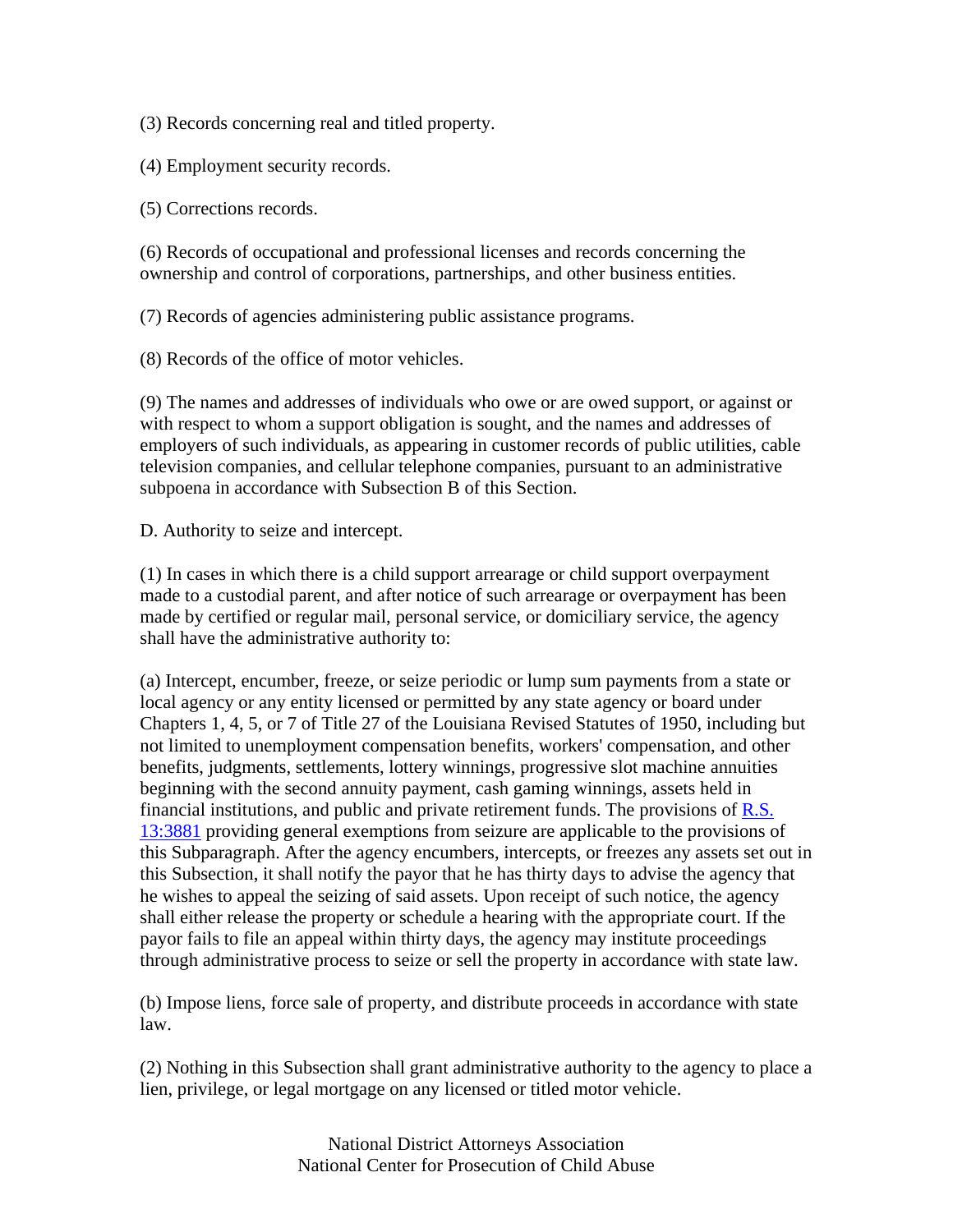(3) Records concerning real and titled property.

(4) Employment security records.

(5) Corrections records.

(6) Records of occupational and professional licenses and records concerning the ownership and control of corporations, partnerships, and other business entities.

(7) Records of agencies administering public assistance programs.

(8) Records of the office of motor vehicles.

(9) The names and addresses of individuals who owe or are owed support, or against or with respect to whom a support obligation is sought, and the names and addresses of employers of such individuals, as appearing in customer records of public utilities, cable television companies, and cellular telephone companies, pursuant to an administrative subpoena in accordance with Subsection B of this Section.

D. Authority to seize and intercept.

(1) In cases in which there is a child support arrearage or child support overpayment made to a custodial parent, and after notice of such arrearage or overpayment has been made by certified or regular mail, personal service, or domiciliary service, the agency shall have the administrative authority to:

(a) Intercept, encumber, freeze, or seize periodic or lump sum payments from a state or local agency or any entity licensed or permitted by any state agency or board under Chapters 1, 4, 5, or 7 of Title 27 of the Louisiana Revised Statutes of 1950, including but not limited to unemployment compensation benefits, workers' compensation, and other benefits, judgments, settlements, lottery winnings, progressive slot machine annuities beginning with the second annuity payment, cash gaming winnings, assets held in financial institutions, and public and private retirement funds. The provisions of R.S. 13:3881 providing general exemptions from seizure are applicable to the provisions of this Subparagraph. After the agency encumbers, intercepts, or freezes any assets set out in this Subsection, it shall notify the payor that he has thirty days to advise the agency that he wishes to appeal the seizing of said assets. Upon receipt of such notice, the agency shall either release the property or schedule a hearing with the appropriate court. If the payor fails to file an appeal within thirty days, the agency may institute proceedings through administrative process to seize or sell the property in accordance with state law.

(b) Impose liens, force sale of property, and distribute proceeds in accordance with state law.

(2) Nothing in this Subsection shall grant administrative authority to the agency to place a lien, privilege, or legal mortgage on any licensed or titled motor vehicle.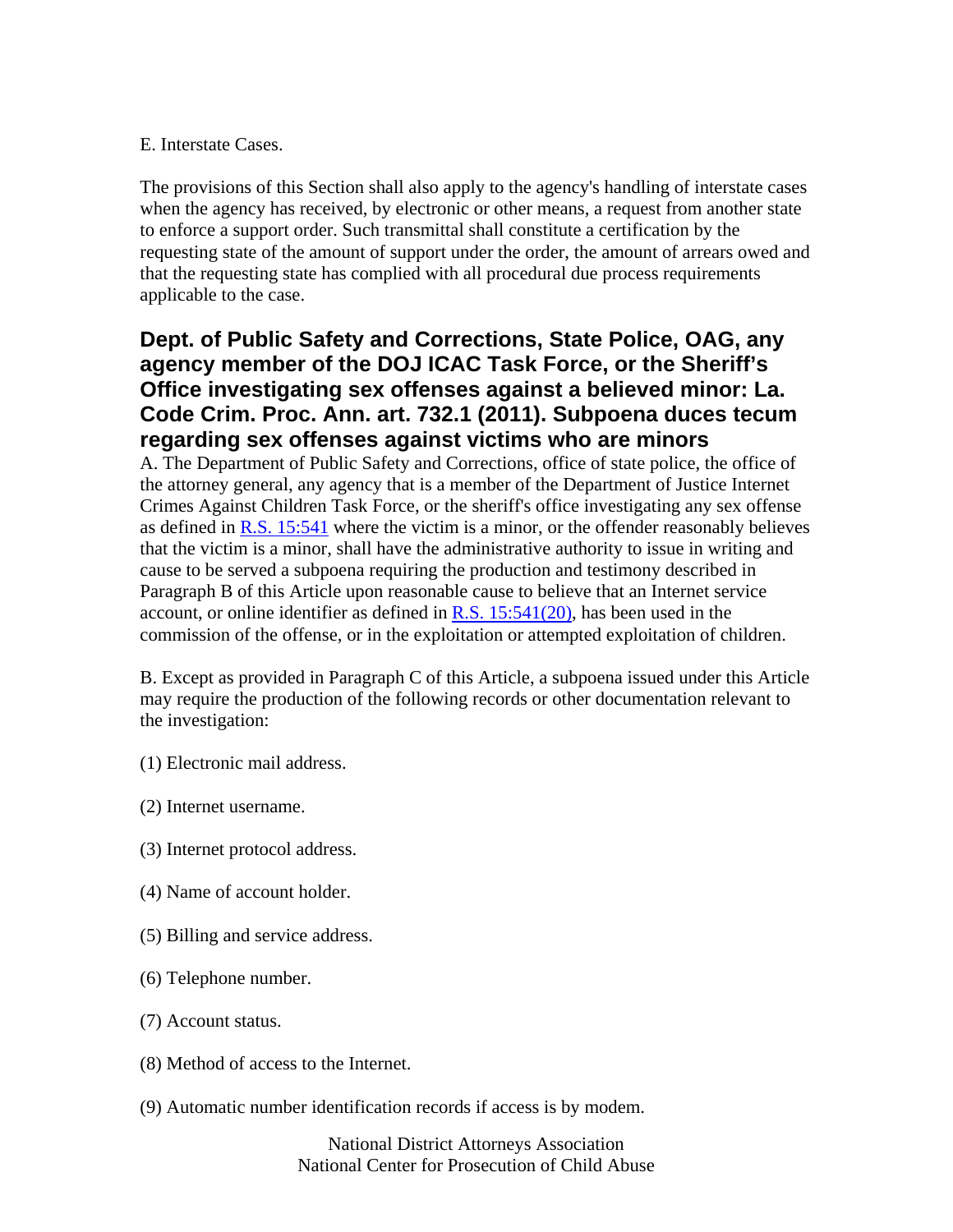E. Interstate Cases.

The provisions of this Section shall also apply to the agency's handling of interstate cases when the agency has received, by electronic or other means, a request from another state to enforce a support order. Such transmittal shall constitute a certification by the requesting state of the amount of support under the order, the amount of arrears owed and that the requesting state has complied with all procedural due process requirements applicable to the case.

## Dept. of Public Safety and Corrections, State Police, OAG, any agency member of the DOJ ICAC Task Force, or the Sheriff's Office investigating sex offenses against a believed minor: La. Code Crim. Proc. Ann. art. 732.1 (2011). Subpoena duces tecum regarding sex offenses against victims who are minors

A. The Department of Public Safety and Corrections, office of state police, the office of the attorney general, any agency that is a member of the Department of Justice Internet Crimes Against Children Task Force, or the sheriff's office investigating any sex offense as defined in R.S. 15:541 where the victim is a minor, or the offender reasonably believes that the victim is a minor, shall have the administrative authority to issue in writing and cause to be served a subpoena requiring the production and testimony described in Paragraph B of this Article upon reasonable cause to believe that an Internet service account, or online identifier as defined in R.S. 15:541(20), has been used in the commission of the offense, or in the exploitation or attempted exploitation of children.

B. Except as provided in Paragraph C of this Article, a subpoena issued under this Article may require the production of the following records or other documentation relevant to the investigation:

(1) Electronic mail address.

(2) Internet username.

(3) Internet protocol address.

(4) Name of account holder.

(5) Billing and service address.

(6) Telephone number.

(7) Account status.

(8) Method of access to the Internet.

(9) Automatic number identification records if access is by modem.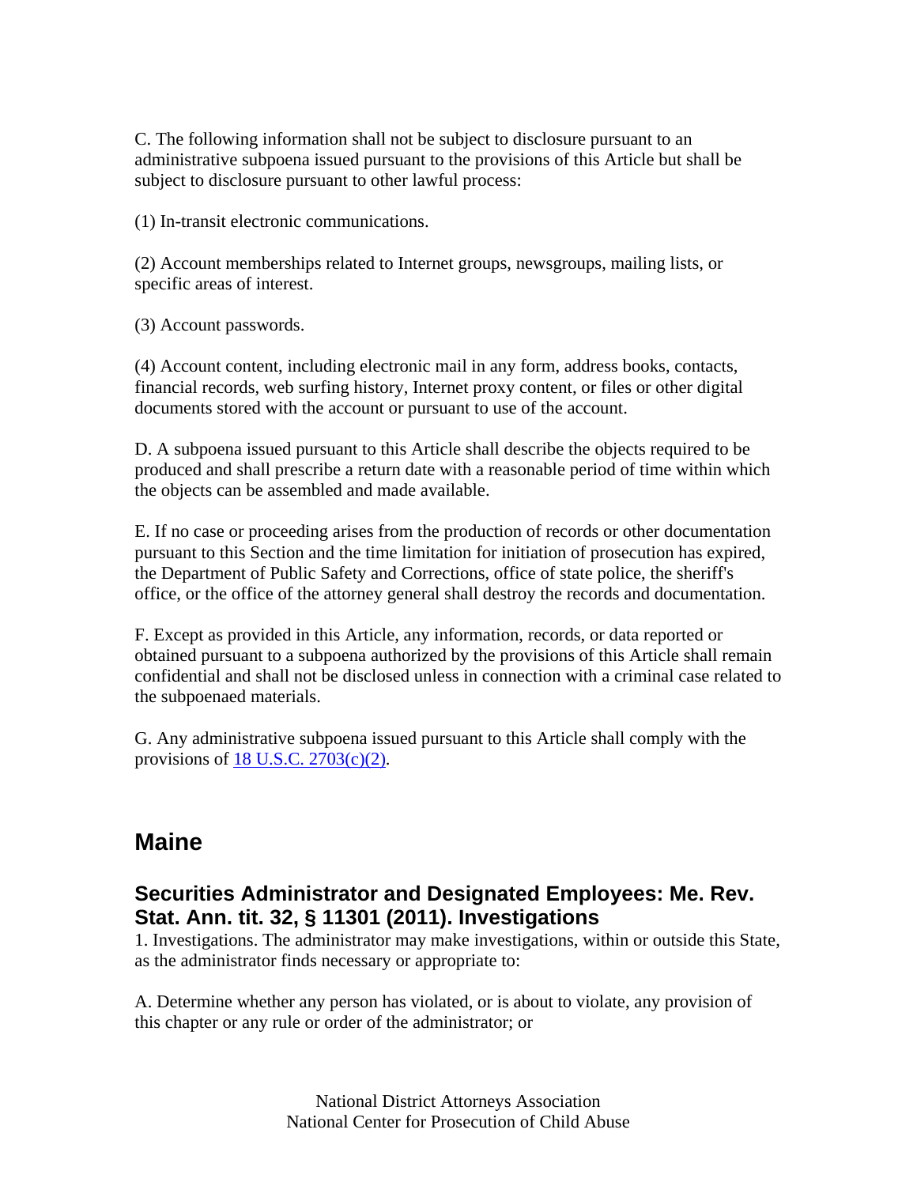C. The following information shall not be subject to disclosure pursuant to an administrative subpoena issued pursuant to the provisions of this Article but shall be subject to disclosure pursuant to other lawful process:

(1) In-transit electronic communications.

(2) Account memberships related to Internet groups, newsgroups, mailing lists, or specific areas of interest.

(3) Account passwords.

(4) Account content, including electronic mail in any form, address books, contacts, financial records, web surfing history, Internet proxy content, or files or other digital documents stored with the account or pursuant to use of the account.

D. A subpoena issued pursuant to this Article shall describe the objects required to be produced and shall prescribe a return date with a reasonable period of time within which the objects can be assembled and made available.

E. If no case or proceeding arises from the production of records or other documentation pursuant to this Section and the time limitation for initiation of prosecution has expired, the Department of Public Safety and Corrections, office of state police, the sheriff's office, or the office of the attorney general shall destroy the records and documentation.

F. Except as provided in this Article, any information, records, or data reported or obtained pursuant to a subpoena authorized by the provisions of this Article shall remain confidential and shall not be disclosed unless in connection with a criminal case related to the subpoenaed materials.

G. Any administrative subpoena issued pursuant to this Article shall comply with the provisions of 18 U.S.C. 2703(c)(2).

## Maine

### Securities Administrator and Designated Employees: Me. Rev. Stat. Ann. tit. 32, § 11301 (2011). Investigations

1. Investigations. The administrator may make investigations, within or outside this State, as the administrator finds necessary or appropriate to:

A. Determine whether any person has violated, or is about to violate, any provision of this chapter or any rule or order of the administrator; or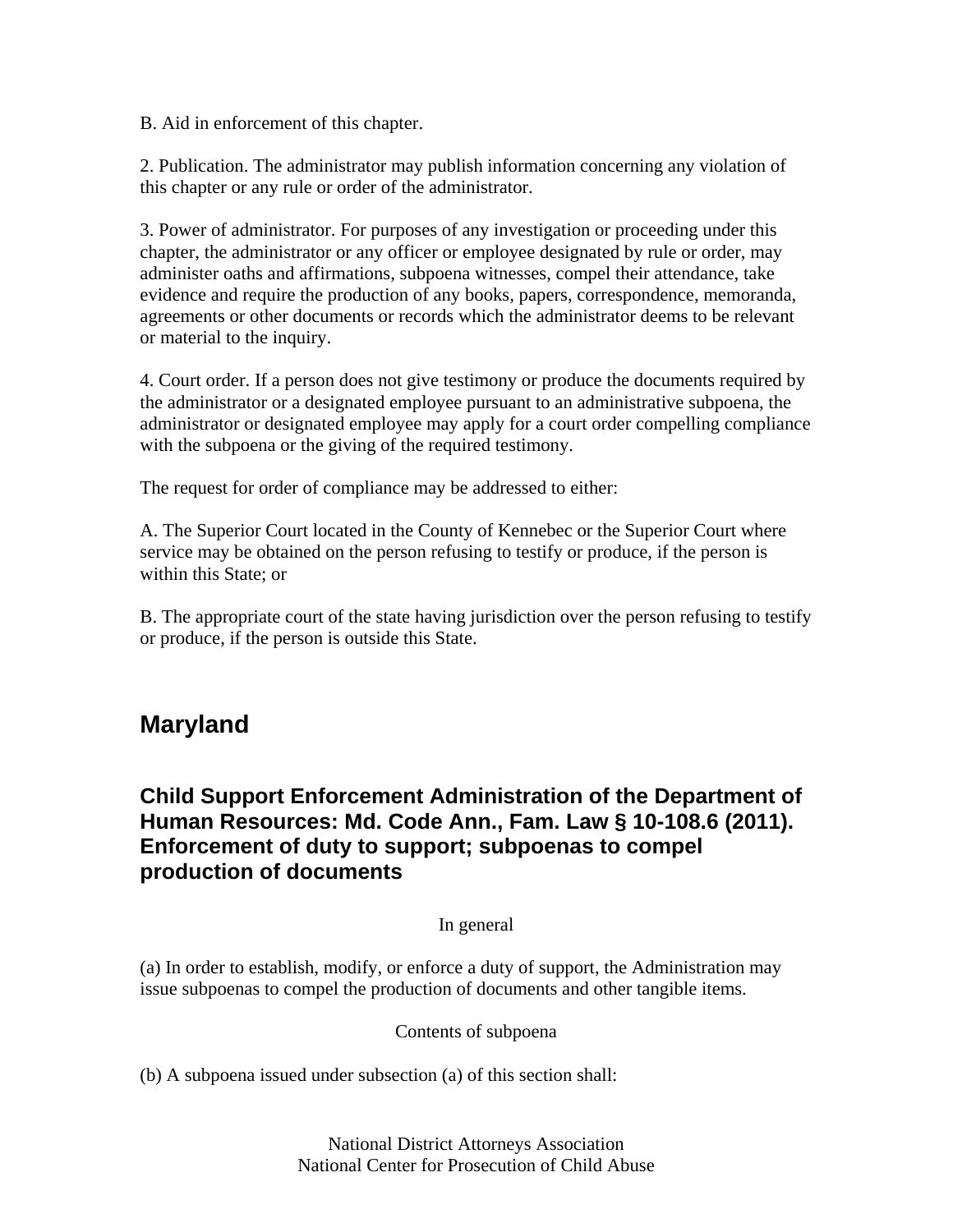B. Aid in enforcement of this chapter.

2. Publication. The administrator may publish information concerning any violation of this chapter or any rule or order of the administrator.

3. Power of administrator. For purposes of any investigation or proceeding under this chapter, the administrator or any officer or employee designated by rule or order, may administer oaths and affirmations, subpoena witnesses, compel their attendance, take evidence and require the production of any books, papers, correspondence, memoranda, agreements or other documents or records which the administrator deems to be relevant or material to the inquiry.

4. Court order. If a person does not give testimony or produce the documents required by the administrator or a designated employee pursuant to an administrative subpoena, the administrator or designated employee may apply for a court order compelling compliance with the subpoena or the giving of the required testimony.

The request for order of compliance may be addressed to either:

A. The Superior Court located in the County of Kennebec or the Superior Court where service may be obtained on the person refusing to testify or produce, if the person is within this State; or

B. The appropriate court of the state having jurisdiction over the person refusing to testify or produce, if the person is outside this State.

## Maryland

### Child Support Enforcement Administration of the Department of Human Resources: Md. Code Ann., Fam. Law § 10-108.6 (2011). Enforcement of duty to support; subpoenas to compel production of documents

In general

(a) In order to establish, modify, or enforce a duty of support, the Administration may issue subpoenas to compel the production of documents and other tangible items.

Contents of subpoena

(b) A subpoena issued under subsection (a) of this section shall: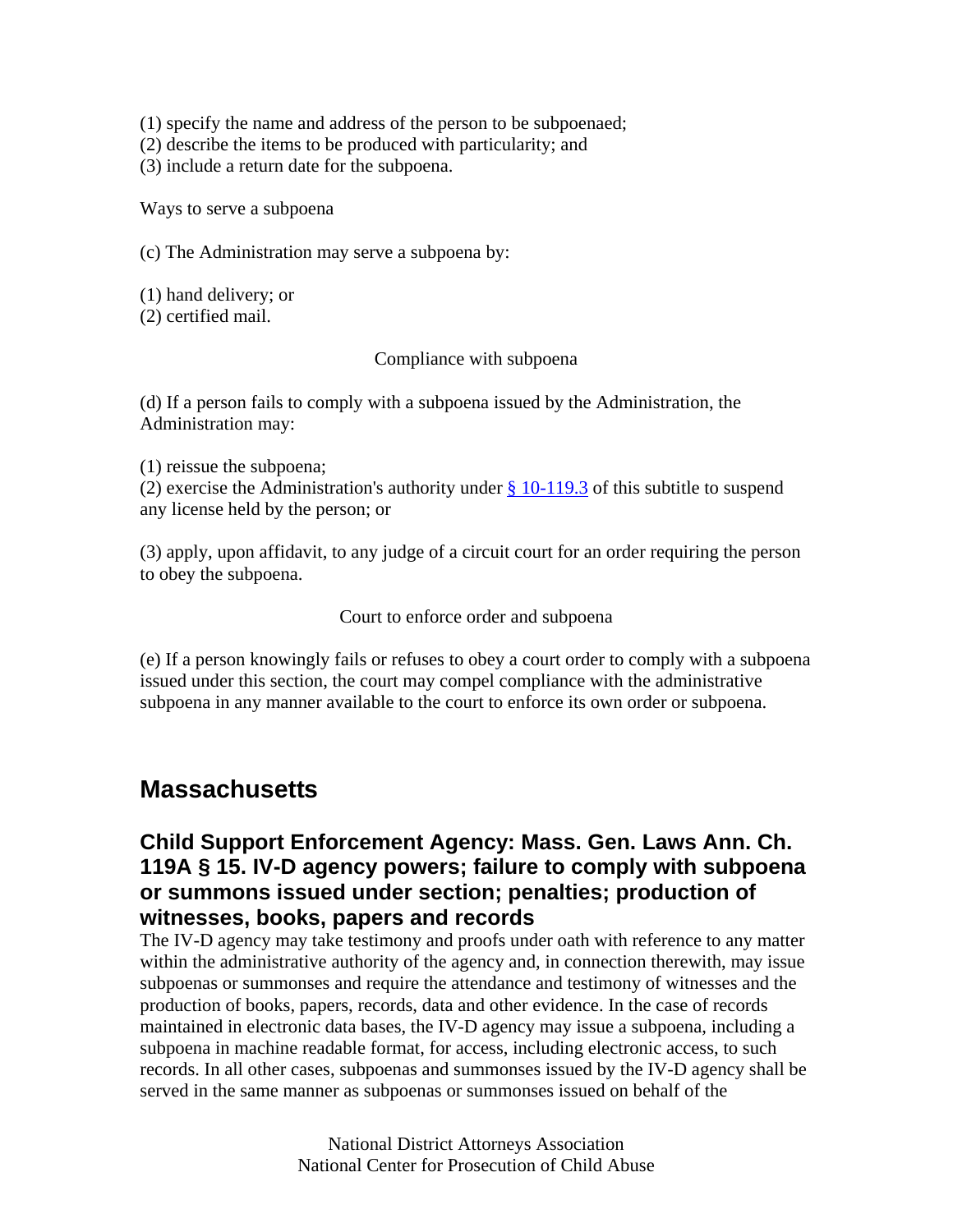(1) specify the name and address of the person to be subpoenaed;
(2) describe the items to be produced with particularity; and
(3) include a return date for the subpoena.

Ways to serve a subpoena

(c) The Administration may serve a subpoena by:

(1) hand delivery; or
(2) certified mail.

Compliance with subpoena

(d) If a person fails to comply with a subpoena issued by the Administration, the Administration may:

(1) reissue the subpoena;
(2) exercise the Administration's authority under § 10-119.3 of this subtitle to suspend any license held by the person; or

(3) apply, upon affidavit, to any judge of a circuit court for an order requiring the person to obey the subpoena.

Court to enforce order and subpoena

(e) If a person knowingly fails or refuses to obey a court order to comply with a subpoena issued under this section, the court may compel compliance with the administrative subpoena in any manner available to the court to enforce its own order or subpoena.

## Massachusetts

### Child Support Enforcement Agency: Mass. Gen. Laws Ann. Ch. 119A § 15. IV-D agency powers; failure to comply with subpoena or summons issued under section; penalties; production of witnesses, books, papers and records

The IV-D agency may take testimony and proofs under oath with reference to any matter within the administrative authority of the agency and, in connection therewith, may issue subpoenas or summonses and require the attendance and testimony of witnesses and the production of books, papers, records, data and other evidence. In the case of records maintained in electronic data bases, the IV-D agency may issue a subpoena, including a subpoena in machine readable format, for access, including electronic access, to such records. In all other cases, subpoenas and summonses issued by the IV-D agency shall be served in the same manner as subpoenas or summonses issued on behalf of the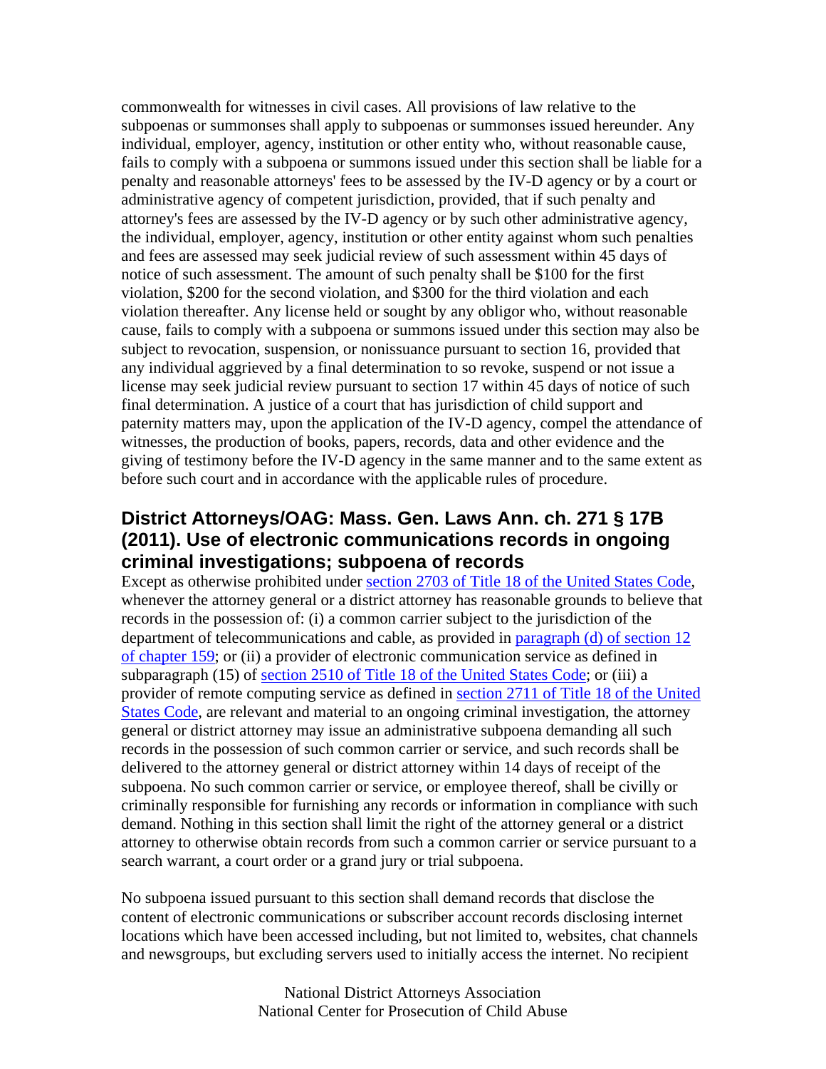commonwealth for witnesses in civil cases. All provisions of law relative to the subpoenas or summonses shall apply to subpoenas or summonses issued hereunder. Any individual, employer, agency, institution or other entity who, without reasonable cause, fails to comply with a subpoena or summons issued under this section shall be liable for a penalty and reasonable attorneys' fees to be assessed by the IV-D agency or by a court or administrative agency of competent jurisdiction, provided, that if such penalty and attorney's fees are assessed by the IV-D agency or by such other administrative agency, the individual, employer, agency, institution or other entity against whom such penalties and fees are assessed may seek judicial review of such assessment within 45 days of notice of such assessment. The amount of such penalty shall be $100 for the first violation, $200 for the second violation, and $300 for the third violation and each violation thereafter. Any license held or sought by any obligor who, without reasonable cause, fails to comply with a subpoena or summons issued under this section may also be subject to revocation, suspension, or nonissuance pursuant to section 16, provided that any individual aggrieved by a final determination to so revoke, suspend or not issue a license may seek judicial review pursuant to section 17 within 45 days of notice of such final determination. A justice of a court that has jurisdiction of child support and paternity matters may, upon the application of the IV-D agency, compel the attendance of witnesses, the production of books, papers, records, data and other evidence and the giving of testimony before the IV-D agency in the same manner and to the same extent as before such court and in accordance with the applicable rules of procedure.

## District Attorneys/OAG: Mass. Gen. Laws Ann. ch. 271 § 17B (2011). Use of electronic communications records in ongoing criminal investigations; subpoena of records

Except as otherwise prohibited under section 2703 of Title 18 of the United States Code, whenever the attorney general or a district attorney has reasonable grounds to believe that records in the possession of: (i) a common carrier subject to the jurisdiction of the department of telecommunications and cable, as provided in paragraph (d) of section 12 of chapter 159; or (ii) a provider of electronic communication service as defined in subparagraph (15) of section 2510 of Title 18 of the United States Code; or (iii) a provider of remote computing service as defined in section 2711 of Title 18 of the United States Code, are relevant and material to an ongoing criminal investigation, the attorney general or district attorney may issue an administrative subpoena demanding all such records in the possession of such common carrier or service, and such records shall be delivered to the attorney general or district attorney within 14 days of receipt of the subpoena. No such common carrier or service, or employee thereof, shall be civilly or criminally responsible for furnishing any records or information in compliance with such demand. Nothing in this section shall limit the right of the attorney general or a district attorney to otherwise obtain records from such a common carrier or service pursuant to a search warrant, a court order or a grand jury or trial subpoena.

No subpoena issued pursuant to this section shall demand records that disclose the content of electronic communications or subscriber account records disclosing internet locations which have been accessed including, but not limited to, websites, chat channels and newsgroups, but excluding servers used to initially access the internet. No recipient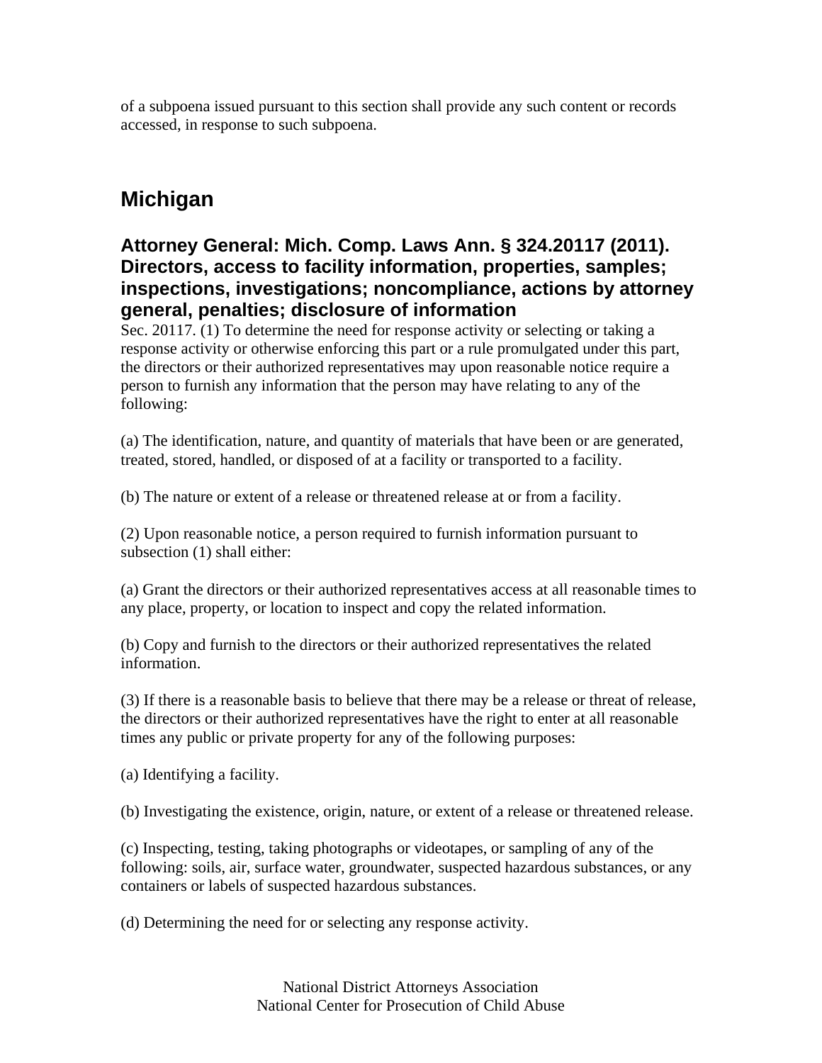of a subpoena issued pursuant to this section shall provide any such content or records accessed, in response to such subpoena.

## Michigan

### Attorney General: Mich. Comp. Laws Ann. § 324.20117 (2011). Directors, access to facility information, properties, samples; inspections, investigations; noncompliance, actions by attorney general, penalties; disclosure of information

Sec. 20117. (1) To determine the need for response activity or selecting or taking a response activity or otherwise enforcing this part or a rule promulgated under this part, the directors or their authorized representatives may upon reasonable notice require a person to furnish any information that the person may have relating to any of the following:

(a) The identification, nature, and quantity of materials that have been or are generated, treated, stored, handled, or disposed of at a facility or transported to a facility.

(b) The nature or extent of a release or threatened release at or from a facility.

(2) Upon reasonable notice, a person required to furnish information pursuant to subsection (1) shall either:

(a) Grant the directors or their authorized representatives access at all reasonable times to any place, property, or location to inspect and copy the related information.

(b) Copy and furnish to the directors or their authorized representatives the related information.

(3) If there is a reasonable basis to believe that there may be a release or threat of release, the directors or their authorized representatives have the right to enter at all reasonable times any public or private property for any of the following purposes:

(a) Identifying a facility.

(b) Investigating the existence, origin, nature, or extent of a release or threatened release.

(c) Inspecting, testing, taking photographs or videotapes, or sampling of any of the following: soils, air, surface water, groundwater, suspected hazardous substances, or any containers or labels of suspected hazardous substances.

(d) Determining the need for or selecting any response activity.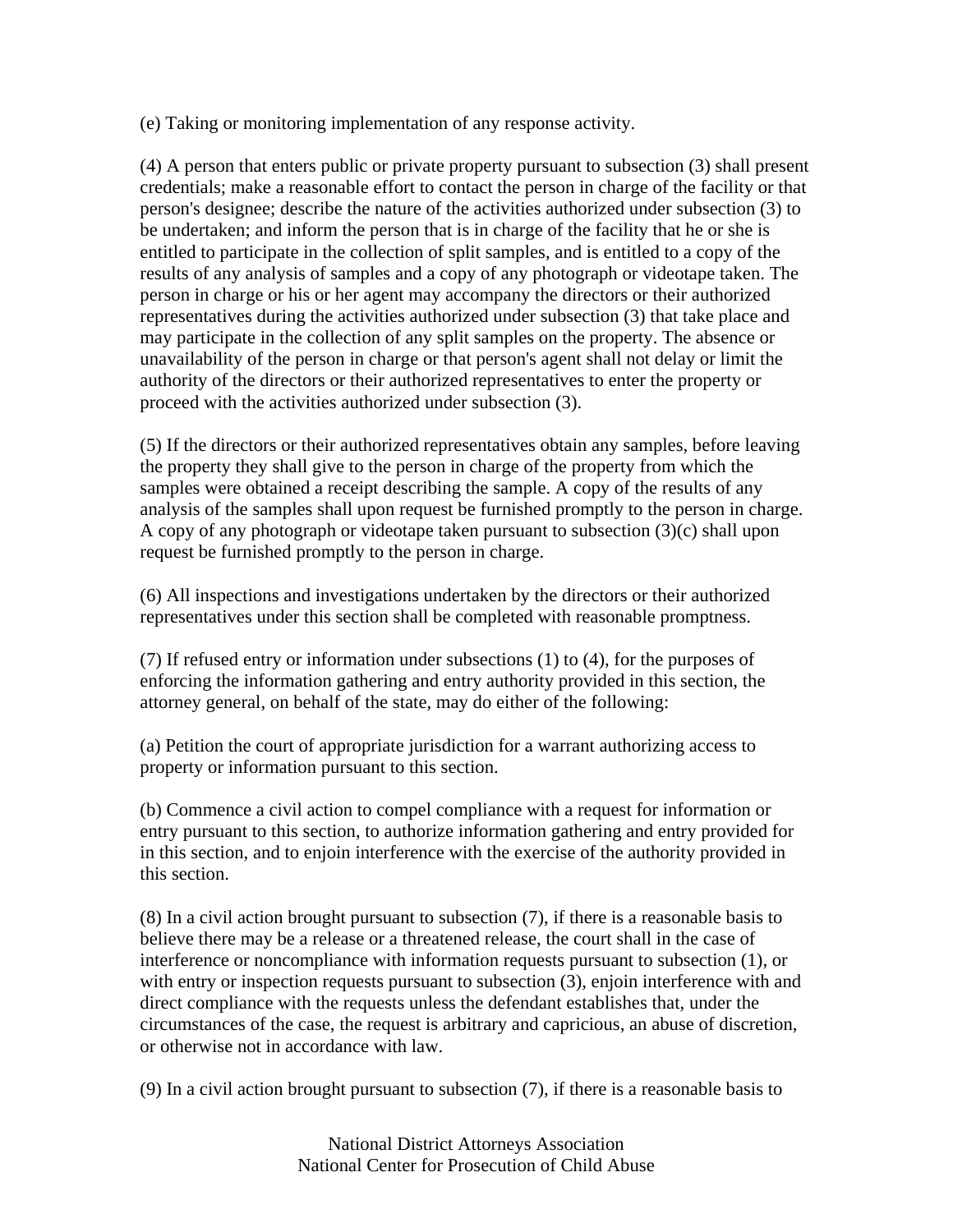(e) Taking or monitoring implementation of any response activity.

(4) A person that enters public or private property pursuant to subsection (3) shall present credentials; make a reasonable effort to contact the person in charge of the facility or that person's designee; describe the nature of the activities authorized under subsection (3) to be undertaken; and inform the person that is in charge of the facility that he or she is entitled to participate in the collection of split samples, and is entitled to a copy of the results of any analysis of samples and a copy of any photograph or videotape taken. The person in charge or his or her agent may accompany the directors or their authorized representatives during the activities authorized under subsection (3) that take place and may participate in the collection of any split samples on the property. The absence or unavailability of the person in charge or that person's agent shall not delay or limit the authority of the directors or their authorized representatives to enter the property or proceed with the activities authorized under subsection (3).

(5) If the directors or their authorized representatives obtain any samples, before leaving the property they shall give to the person in charge of the property from which the samples were obtained a receipt describing the sample. A copy of the results of any analysis of the samples shall upon request be furnished promptly to the person in charge. A copy of any photograph or videotape taken pursuant to subsection (3)(c) shall upon request be furnished promptly to the person in charge.

(6) All inspections and investigations undertaken by the directors or their authorized representatives under this section shall be completed with reasonable promptness.

(7) If refused entry or information under subsections (1) to (4), for the purposes of enforcing the information gathering and entry authority provided in this section, the attorney general, on behalf of the state, may do either of the following:

(a) Petition the court of appropriate jurisdiction for a warrant authorizing access to property or information pursuant to this section.

(b) Commence a civil action to compel compliance with a request for information or entry pursuant to this section, to authorize information gathering and entry provided for in this section, and to enjoin interference with the exercise of the authority provided in this section.

(8) In a civil action brought pursuant to subsection (7), if there is a reasonable basis to believe there may be a release or a threatened release, the court shall in the case of interference or noncompliance with information requests pursuant to subsection (1), or with entry or inspection requests pursuant to subsection (3), enjoin interference with and direct compliance with the requests unless the defendant establishes that, under the circumstances of the case, the request is arbitrary and capricious, an abuse of discretion, or otherwise not in accordance with law.

(9) In a civil action brought pursuant to subsection (7), if there is a reasonable basis to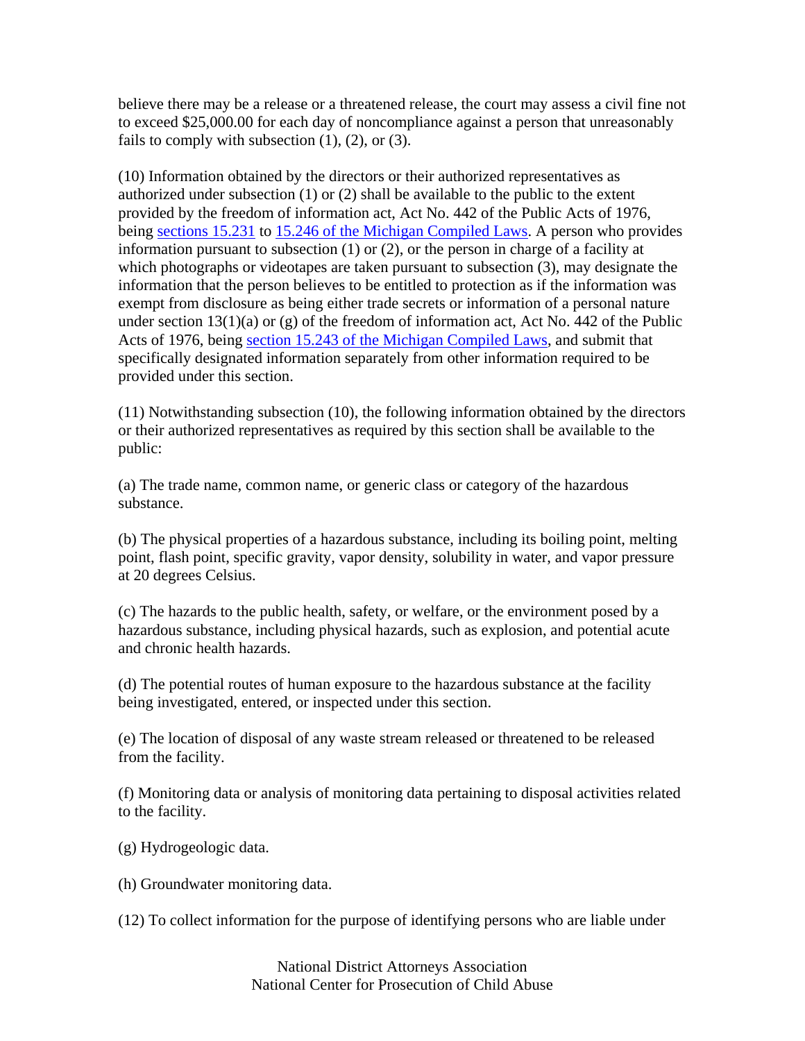believe there may be a release or a threatened release, the court may assess a civil fine not to exceed $25,000.00 for each day of noncompliance against a person that unreasonably fails to comply with subsection (1), (2), or (3).

(10) Information obtained by the directors or their authorized representatives as authorized under subsection (1) or (2) shall be available to the public to the extent provided by the freedom of information act, Act No. 442 of the Public Acts of 1976, being sections 15.231 to 15.246 of the Michigan Compiled Laws. A person who provides information pursuant to subsection (1) or (2), or the person in charge of a facility at which photographs or videotapes are taken pursuant to subsection (3), may designate the information that the person believes to be entitled to protection as if the information was exempt from disclosure as being either trade secrets or information of a personal nature under section 13(1)(a) or (g) of the freedom of information act, Act No. 442 of the Public Acts of 1976, being section 15.243 of the Michigan Compiled Laws, and submit that specifically designated information separately from other information required to be provided under this section.

(11) Notwithstanding subsection (10), the following information obtained by the directors or their authorized representatives as required by this section shall be available to the public:

(a) The trade name, common name, or generic class or category of the hazardous substance.

(b) The physical properties of a hazardous substance, including its boiling point, melting point, flash point, specific gravity, vapor density, solubility in water, and vapor pressure at 20 degrees Celsius.

(c) The hazards to the public health, safety, or welfare, or the environment posed by a hazardous substance, including physical hazards, such as explosion, and potential acute and chronic health hazards.

(d) The potential routes of human exposure to the hazardous substance at the facility being investigated, entered, or inspected under this section.

(e) The location of disposal of any waste stream released or threatened to be released from the facility.

(f) Monitoring data or analysis of monitoring data pertaining to disposal activities related to the facility.

(g) Hydrogeologic data.

(h) Groundwater monitoring data.

(12) To collect information for the purpose of identifying persons who are liable under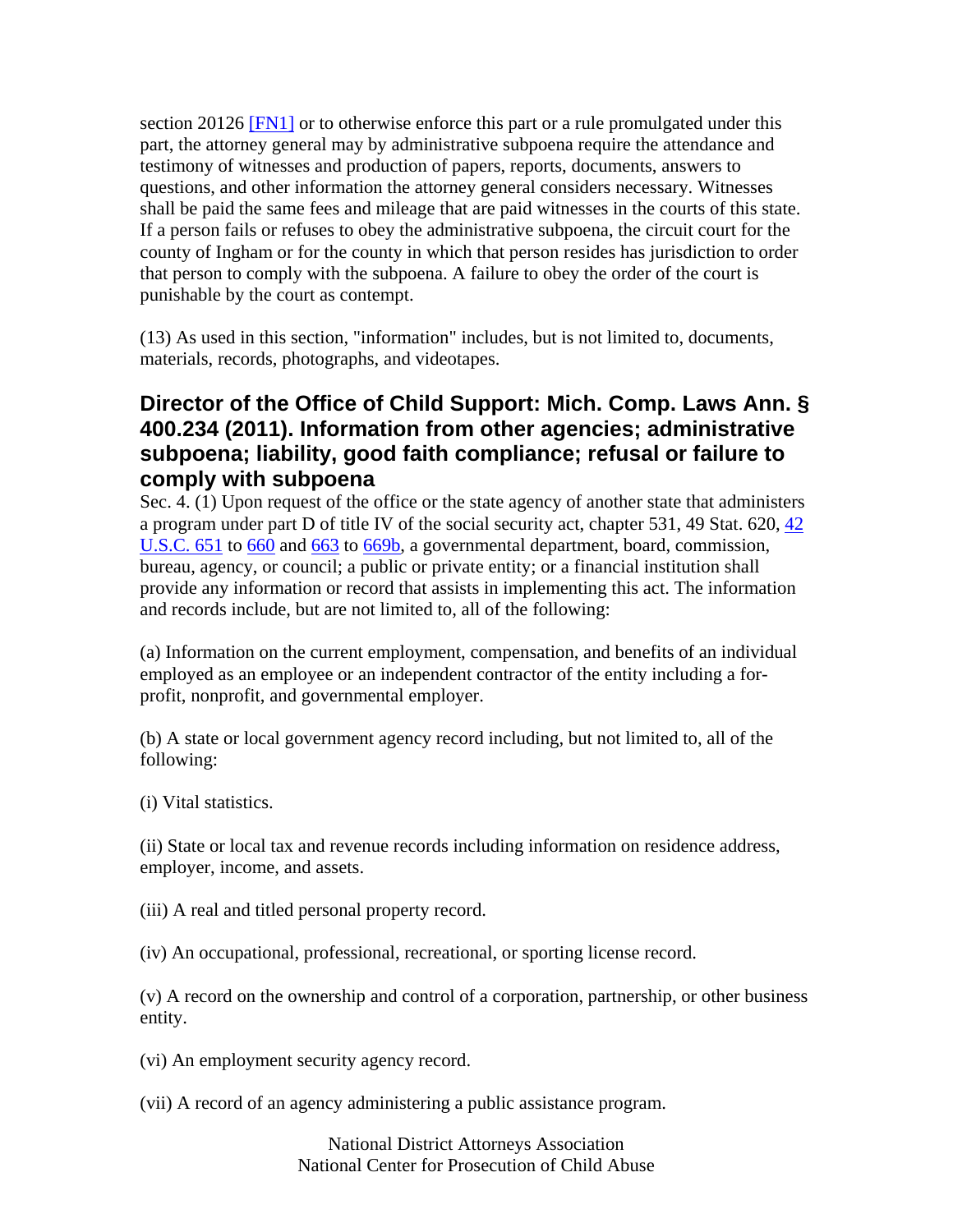section 20126 [FN1] or to otherwise enforce this part or a rule promulgated under this part, the attorney general may by administrative subpoena require the attendance and testimony of witnesses and production of papers, reports, documents, answers to questions, and other information the attorney general considers necessary. Witnesses shall be paid the same fees and mileage that are paid witnesses in the courts of this state. If a person fails or refuses to obey the administrative subpoena, the circuit court for the county of Ingham or for the county in which that person resides has jurisdiction to order that person to comply with the subpoena. A failure to obey the order of the court is punishable by the court as contempt.

(13) As used in this section, "information" includes, but is not limited to, documents, materials, records, photographs, and videotapes.

## Director of the Office of Child Support: Mich. Comp. Laws Ann. § 400.234 (2011). Information from other agencies; administrative subpoena; liability, good faith compliance; refusal or failure to comply with subpoena

Sec. 4. (1) Upon request of the office or the state agency of another state that administers a program under part D of title IV of the social security act, chapter 531, 49 Stat. 620, 42 U.S.C. 651 to 660 and 663 to 669b, a governmental department, board, commission, bureau, agency, or council; a public or private entity; or a financial institution shall provide any information or record that assists in implementing this act. The information and records include, but are not limited to, all of the following:

(a) Information on the current employment, compensation, and benefits of an individual employed as an employee or an independent contractor of the entity including a for-profit, nonprofit, and governmental employer.

(b) A state or local government agency record including, but not limited to, all of the following:

(i) Vital statistics.

(ii) State or local tax and revenue records including information on residence address, employer, income, and assets.

(iii) A real and titled personal property record.

(iv) An occupational, professional, recreational, or sporting license record.

(v) A record on the ownership and control of a corporation, partnership, or other business entity.

(vi) An employment security agency record.

(vii) A record of an agency administering a public assistance program.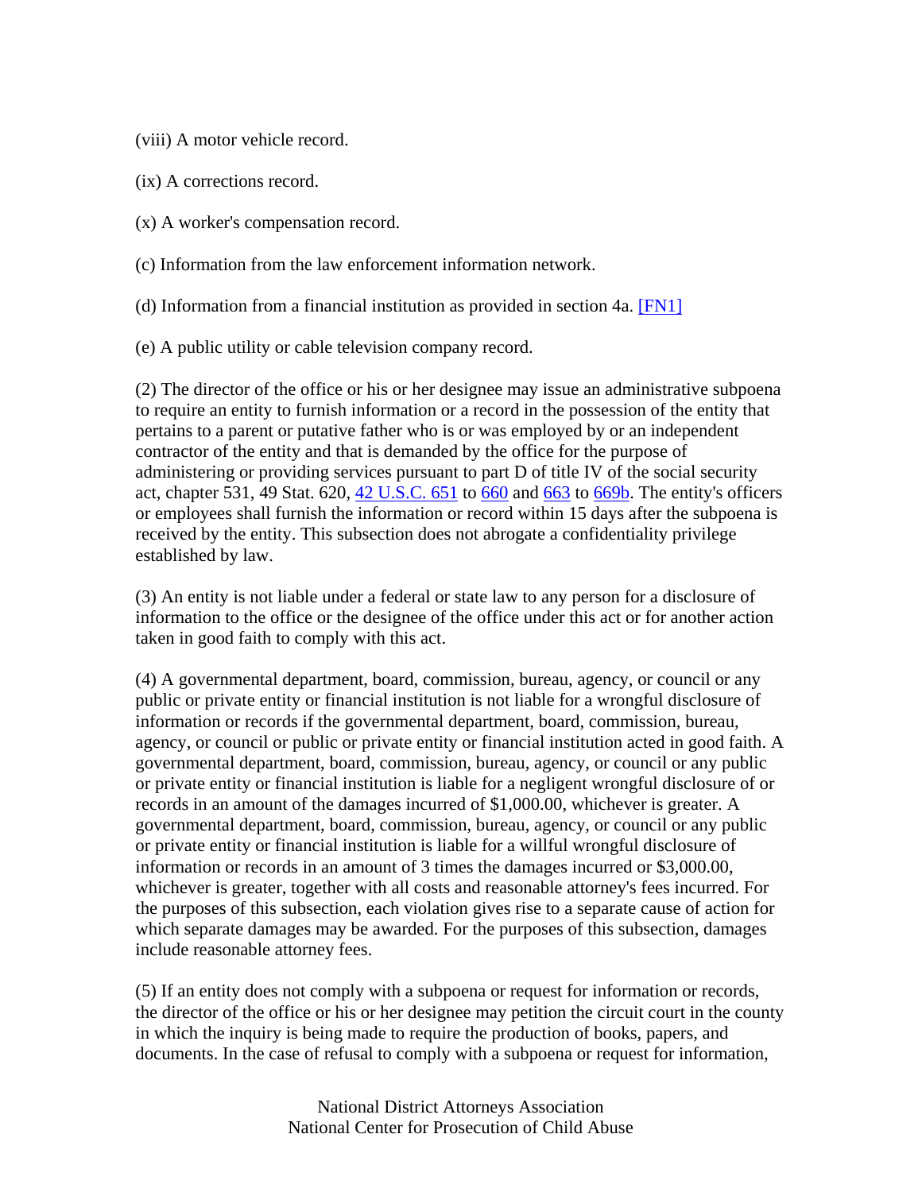(viii) A motor vehicle record.

(ix) A corrections record.

(x) A worker's compensation record.

(c) Information from the law enforcement information network.

(d) Information from a financial institution as provided in section 4a. [FN1]

(e) A public utility or cable television company record.

(2) The director of the office or his or her designee may issue an administrative subpoena to require an entity to furnish information or a record in the possession of the entity that pertains to a parent or putative father who is or was employed by or an independent contractor of the entity and that is demanded by the office for the purpose of administering or providing services pursuant to part D of title IV of the social security act, chapter 531, 49 Stat. 620, 42 U.S.C. 651 to 660 and 663 to 669b. The entity's officers or employees shall furnish the information or record within 15 days after the subpoena is received by the entity. This subsection does not abrogate a confidentiality privilege established by law.

(3) An entity is not liable under a federal or state law to any person for a disclosure of information to the office or the designee of the office under this act or for another action taken in good faith to comply with this act.

(4) A governmental department, board, commission, bureau, agency, or council or any public or private entity or financial institution is not liable for a wrongful disclosure of information or records if the governmental department, board, commission, bureau, agency, or council or public or private entity or financial institution acted in good faith. A governmental department, board, commission, bureau, agency, or council or any public or private entity or financial institution is liable for a negligent wrongful disclosure of or records in an amount of the damages incurred of $1,000.00, whichever is greater. A governmental department, board, commission, bureau, agency, or council or any public or private entity or financial institution is liable for a willful wrongful disclosure of information or records in an amount of 3 times the damages incurred or $3,000.00, whichever is greater, together with all costs and reasonable attorney's fees incurred. For the purposes of this subsection, each violation gives rise to a separate cause of action for which separate damages may be awarded. For the purposes of this subsection, damages include reasonable attorney fees.

(5) If an entity does not comply with a subpoena or request for information or records, the director of the office or his or her designee may petition the circuit court in the county in which the inquiry is being made to require the production of books, papers, and documents. In the case of refusal to comply with a subpoena or request for information,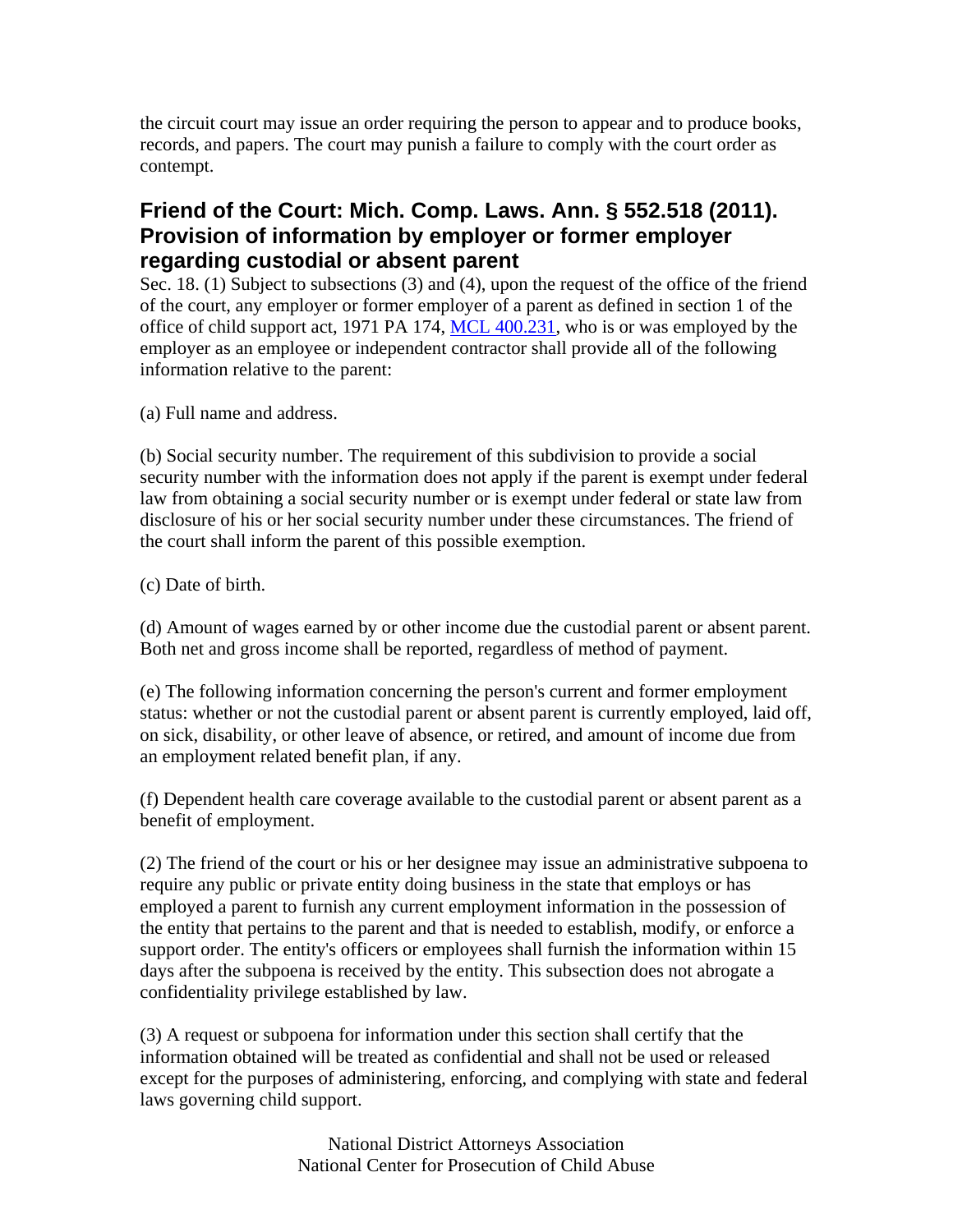the circuit court may issue an order requiring the person to appear and to produce books, records, and papers. The court may punish a failure to comply with the court order as contempt.

## Friend of the Court: Mich. Comp. Laws. Ann. § 552.518 (2011). Provision of information by employer or former employer regarding custodial or absent parent

Sec. 18. (1) Subject to subsections (3) and (4), upon the request of the office of the friend of the court, any employer or former employer of a parent as defined in section 1 of the office of child support act, 1971 PA 174, MCL 400.231, who is or was employed by the employer as an employee or independent contractor shall provide all of the following information relative to the parent:

(a) Full name and address.

(b) Social security number. The requirement of this subdivision to provide a social security number with the information does not apply if the parent is exempt under federal law from obtaining a social security number or is exempt under federal or state law from disclosure of his or her social security number under these circumstances. The friend of the court shall inform the parent of this possible exemption.

(c) Date of birth.

(d) Amount of wages earned by or other income due the custodial parent or absent parent. Both net and gross income shall be reported, regardless of method of payment.

(e) The following information concerning the person's current and former employment status: whether or not the custodial parent or absent parent is currently employed, laid off, on sick, disability, or other leave of absence, or retired, and amount of income due from an employment related benefit plan, if any.

(f) Dependent health care coverage available to the custodial parent or absent parent as a benefit of employment.

(2) The friend of the court or his or her designee may issue an administrative subpoena to require any public or private entity doing business in the state that employs or has employed a parent to furnish any current employment information in the possession of the entity that pertains to the parent and that is needed to establish, modify, or enforce a support order. The entity's officers or employees shall furnish the information within 15 days after the subpoena is received by the entity. This subsection does not abrogate a confidentiality privilege established by law.

(3) A request or subpoena for information under this section shall certify that the information obtained will be treated as confidential and shall not be used or released except for the purposes of administering, enforcing, and complying with state and federal laws governing child support.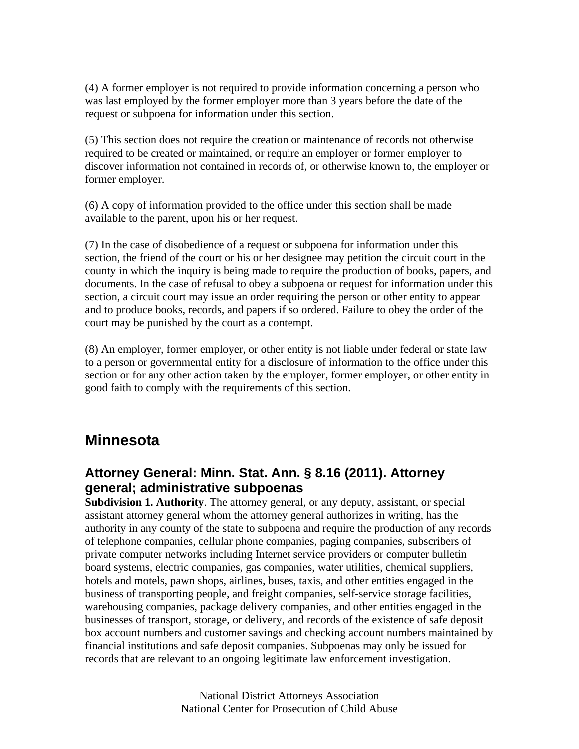(4) A former employer is not required to provide information concerning a person who was last employed by the former employer more than 3 years before the date of the request or subpoena for information under this section.

(5) This section does not require the creation or maintenance of records not otherwise required to be created or maintained, or require an employer or former employer to discover information not contained in records of, or otherwise known to, the employer or former employer.

(6) A copy of information provided to the office under this section shall be made available to the parent, upon his or her request.

(7) In the case of disobedience of a request or subpoena for information under this section, the friend of the court or his or her designee may petition the circuit court in the county in which the inquiry is being made to require the production of books, papers, and documents. In the case of refusal to obey a subpoena or request for information under this section, a circuit court may issue an order requiring the person or other entity to appear and to produce books, records, and papers if so ordered. Failure to obey the order of the court may be punished by the court as a contempt.

(8) An employer, former employer, or other entity is not liable under federal or state law to a person or governmental entity for a disclosure of information to the office under this section or for any other action taken by the employer, former employer, or other entity in good faith to comply with the requirements of this section.

## Minnesota

### Attorney General: Minn. Stat. Ann. § 8.16 (2011). Attorney general; administrative subpoenas

**Subdivision 1. Authority**. The attorney general, or any deputy, assistant, or special assistant attorney general whom the attorney general authorizes in writing, has the authority in any county of the state to subpoena and require the production of any records of telephone companies, cellular phone companies, paging companies, subscribers of private computer networks including Internet service providers or computer bulletin board systems, electric companies, gas companies, water utilities, chemical suppliers, hotels and motels, pawn shops, airlines, buses, taxis, and other entities engaged in the business of transporting people, and freight companies, self-service storage facilities, warehousing companies, package delivery companies, and other entities engaged in the businesses of transport, storage, or delivery, and records of the existence of safe deposit box account numbers and customer savings and checking account numbers maintained by financial institutions and safe deposit companies. Subpoenas may only be issued for records that are relevant to an ongoing legitimate law enforcement investigation.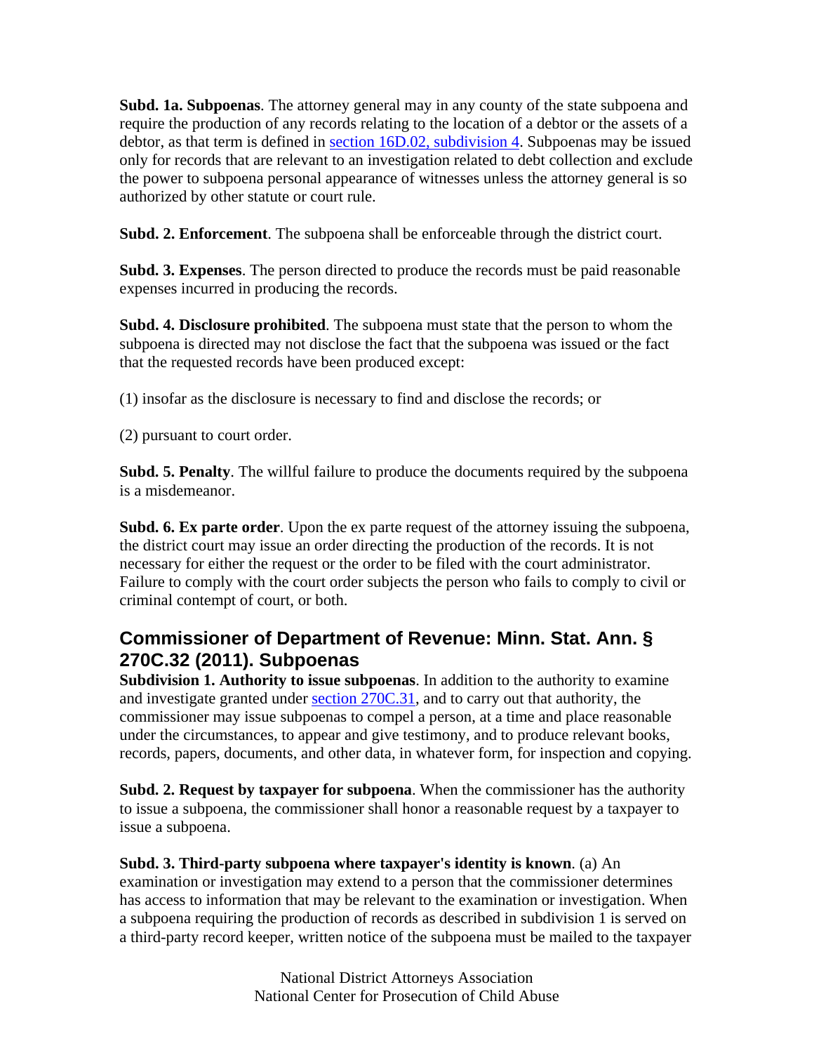**Subd. 1a. Subpoenas**. The attorney general may in any county of the state subpoena and require the production of any records relating to the location of a debtor or the assets of a debtor, as that term is defined in section 16D.02, subdivision 4. Subpoenas may be issued only for records that are relevant to an investigation related to debt collection and exclude the power to subpoena personal appearance of witnesses unless the attorney general is so authorized by other statute or court rule.

**Subd. 2. Enforcement**. The subpoena shall be enforceable through the district court.

**Subd. 3. Expenses**. The person directed to produce the records must be paid reasonable expenses incurred in producing the records.

**Subd. 4. Disclosure prohibited**. The subpoena must state that the person to whom the subpoena is directed may not disclose the fact that the subpoena was issued or the fact that the requested records have been produced except:

(1) insofar as the disclosure is necessary to find and disclose the records; or

(2) pursuant to court order.

**Subd. 5. Penalty**. The willful failure to produce the documents required by the subpoena is a misdemeanor.

**Subd. 6. Ex parte order**. Upon the ex parte request of the attorney issuing the subpoena, the district court may issue an order directing the production of the records. It is not necessary for either the request or the order to be filed with the court administrator. Failure to comply with the court order subjects the person who fails to comply to civil or criminal contempt of court, or both.

## Commissioner of Department of Revenue: Minn. Stat. Ann. § 270C.32 (2011). Subpoenas

**Subdivision 1. Authority to issue subpoenas**. In addition to the authority to examine and investigate granted under section 270C.31, and to carry out that authority, the commissioner may issue subpoenas to compel a person, at a time and place reasonable under the circumstances, to appear and give testimony, and to produce relevant books, records, papers, documents, and other data, in whatever form, for inspection and copying.

**Subd. 2. Request by taxpayer for subpoena**. When the commissioner has the authority to issue a subpoena, the commissioner shall honor a reasonable request by a taxpayer to issue a subpoena.

**Subd. 3. Third-party subpoena where taxpayer's identity is known**. (a) An examination or investigation may extend to a person that the commissioner determines has access to information that may be relevant to the examination or investigation. When a subpoena requiring the production of records as described in subdivision 1 is served on a third-party record keeper, written notice of the subpoena must be mailed to the taxpayer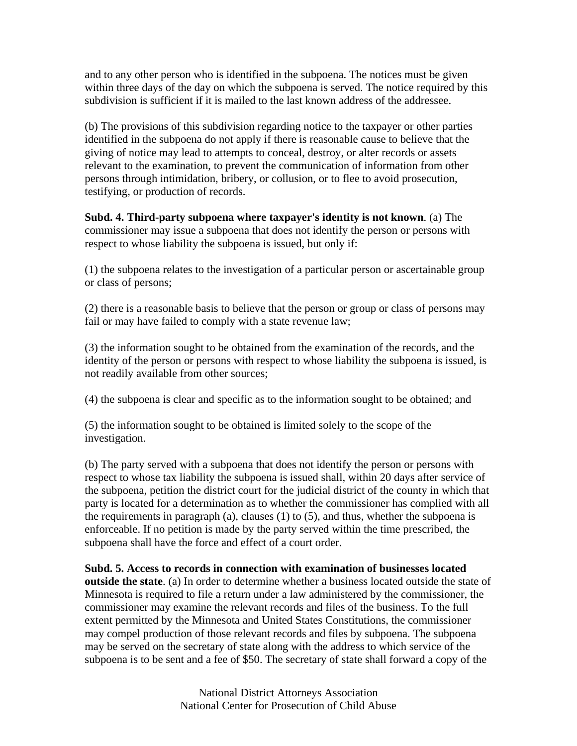and to any other person who is identified in the subpoena. The notices must be given within three days of the day on which the subpoena is served. The notice required by this subdivision is sufficient if it is mailed to the last known address of the addressee.

(b) The provisions of this subdivision regarding notice to the taxpayer or other parties identified in the subpoena do not apply if there is reasonable cause to believe that the giving of notice may lead to attempts to conceal, destroy, or alter records or assets relevant to the examination, to prevent the communication of information from other persons through intimidation, bribery, or collusion, or to flee to avoid prosecution, testifying, or production of records.

**Subd. 4. Third-party subpoena where taxpayer's identity is not known**. (a) The commissioner may issue a subpoena that does not identify the person or persons with respect to whose liability the subpoena is issued, but only if:

(1) the subpoena relates to the investigation of a particular person or ascertainable group or class of persons;

(2) there is a reasonable basis to believe that the person or group or class of persons may fail or may have failed to comply with a state revenue law;

(3) the information sought to be obtained from the examination of the records, and the identity of the person or persons with respect to whose liability the subpoena is issued, is not readily available from other sources;

(4) the subpoena is clear and specific as to the information sought to be obtained; and

(5) the information sought to be obtained is limited solely to the scope of the investigation.

(b) The party served with a subpoena that does not identify the person or persons with respect to whose tax liability the subpoena is issued shall, within 20 days after service of the subpoena, petition the district court for the judicial district of the county in which that party is located for a determination as to whether the commissioner has complied with all the requirements in paragraph (a), clauses (1) to (5), and thus, whether the subpoena is enforceable. If no petition is made by the party served within the time prescribed, the subpoena shall have the force and effect of a court order.

**Subd. 5. Access to records in connection with examination of businesses located outside the state**. (a) In order to determine whether a business located outside the state of Minnesota is required to file a return under a law administered by the commissioner, the commissioner may examine the relevant records and files of the business. To the full extent permitted by the Minnesota and United States Constitutions, the commissioner may compel production of those relevant records and files by subpoena. The subpoena may be served on the secretary of state along with the address to which service of the subpoena is to be sent and a fee of $50. The secretary of state shall forward a copy of the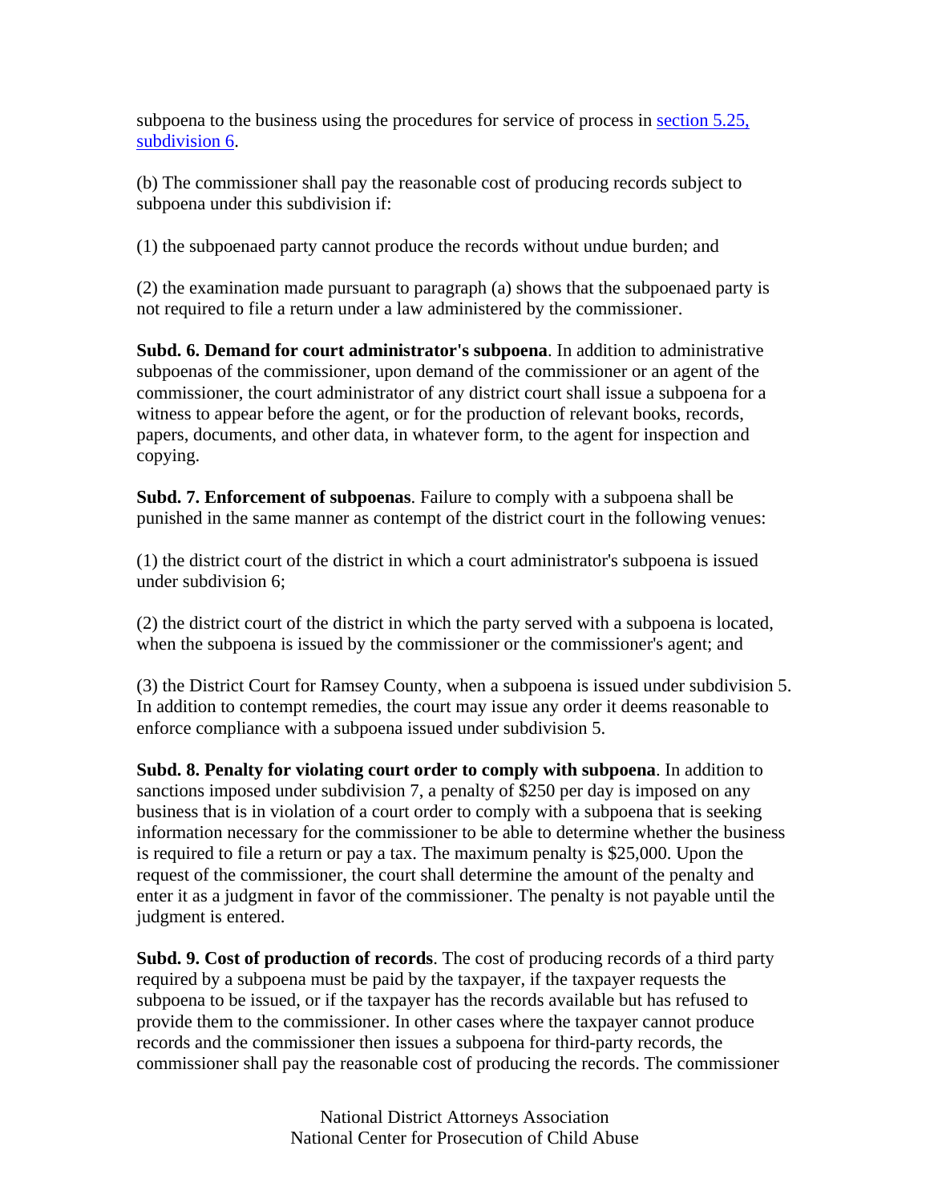subpoena to the business using the procedures for service of process in section 5.25, subdivision 6.

(b) The commissioner shall pay the reasonable cost of producing records subject to subpoena under this subdivision if:

(1) the subpoenaed party cannot produce the records without undue burden; and

(2) the examination made pursuant to paragraph (a) shows that the subpoenaed party is not required to file a return under a law administered by the commissioner.

**Subd. 6. Demand for court administrator's subpoena**. In addition to administrative subpoenas of the commissioner, upon demand of the commissioner or an agent of the commissioner, the court administrator of any district court shall issue a subpoena for a witness to appear before the agent, or for the production of relevant books, records, papers, documents, and other data, in whatever form, to the agent for inspection and copying.

**Subd. 7. Enforcement of subpoenas**. Failure to comply with a subpoena shall be punished in the same manner as contempt of the district court in the following venues:

(1) the district court of the district in which a court administrator's subpoena is issued under subdivision 6;

(2) the district court of the district in which the party served with a subpoena is located, when the subpoena is issued by the commissioner or the commissioner's agent; and

(3) the District Court for Ramsey County, when a subpoena is issued under subdivision 5. In addition to contempt remedies, the court may issue any order it deems reasonable to enforce compliance with a subpoena issued under subdivision 5.

**Subd. 8. Penalty for violating court order to comply with subpoena**. In addition to sanctions imposed under subdivision 7, a penalty of $250 per day is imposed on any business that is in violation of a court order to comply with a subpoena that is seeking information necessary for the commissioner to be able to determine whether the business is required to file a return or pay a tax. The maximum penalty is $25,000. Upon the request of the commissioner, the court shall determine the amount of the penalty and enter it as a judgment in favor of the commissioner. The penalty is not payable until the judgment is entered.

**Subd. 9. Cost of production of records**. The cost of producing records of a third party required by a subpoena must be paid by the taxpayer, if the taxpayer requests the subpoena to be issued, or if the taxpayer has the records available but has refused to provide them to the commissioner. In other cases where the taxpayer cannot produce records and the commissioner then issues a subpoena for third-party records, the commissioner shall pay the reasonable cost of producing the records. The commissioner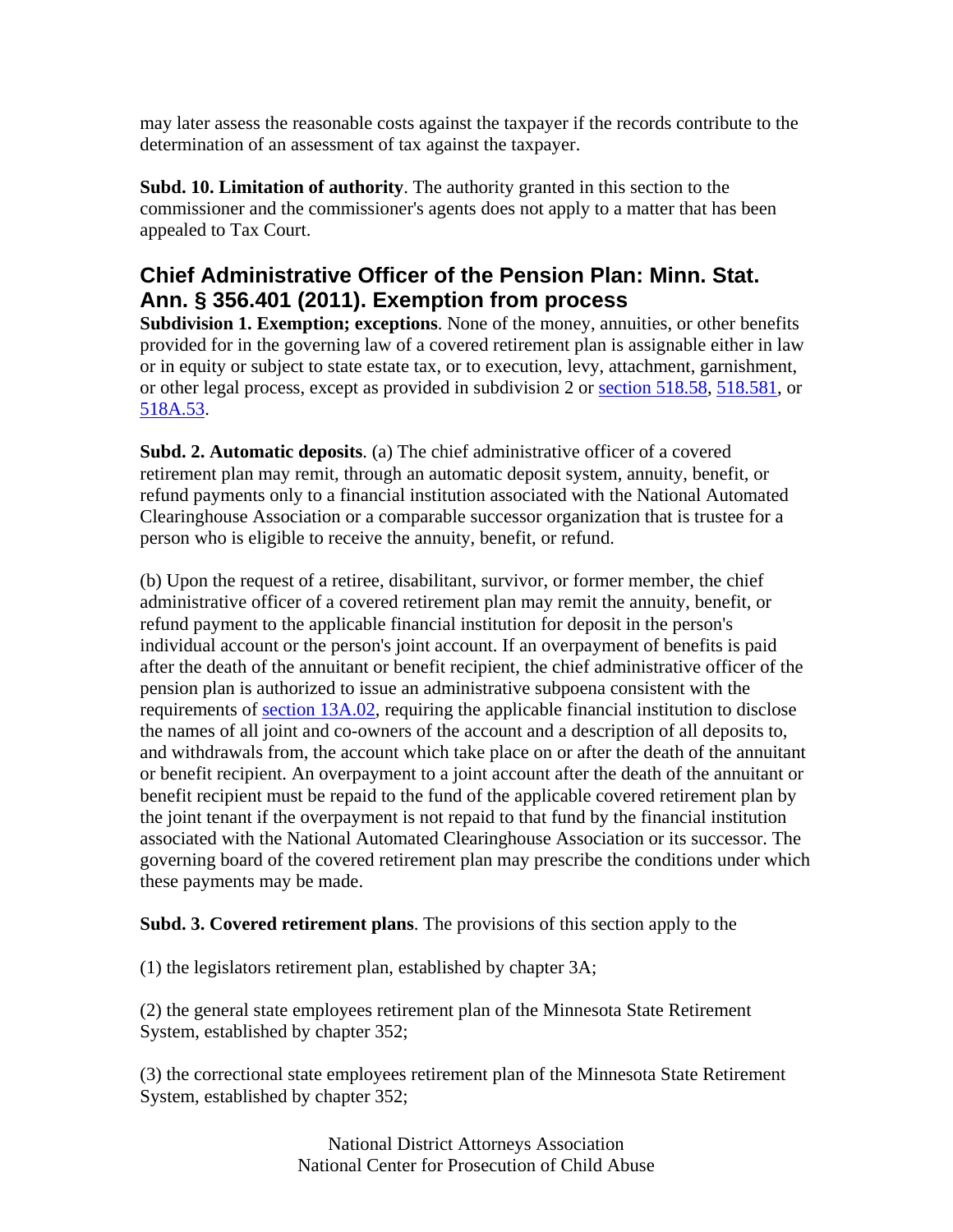may later assess the reasonable costs against the taxpayer if the records contribute to the determination of an assessment of tax against the taxpayer.

**Subd. 10. Limitation of authority**. The authority granted in this section to the commissioner and the commissioner's agents does not apply to a matter that has been appealed to Tax Court.

## Chief Administrative Officer of the Pension Plan: Minn. Stat. Ann. § 356.401 (2011). Exemption from process

**Subdivision 1. Exemption; exceptions**. None of the money, annuities, or other benefits provided for in the governing law of a covered retirement plan is assignable either in law or in equity or subject to state estate tax, or to execution, levy, attachment, garnishment, or other legal process, except as provided in subdivision 2 or section 518.58, 518.581, or 518A.53.

**Subd. 2. Automatic deposits**. (a) The chief administrative officer of a covered retirement plan may remit, through an automatic deposit system, annuity, benefit, or refund payments only to a financial institution associated with the National Automated Clearinghouse Association or a comparable successor organization that is trustee for a person who is eligible to receive the annuity, benefit, or refund.

(b) Upon the request of a retiree, disabilitant, survivor, or former member, the chief administrative officer of a covered retirement plan may remit the annuity, benefit, or refund payment to the applicable financial institution for deposit in the person's individual account or the person's joint account. If an overpayment of benefits is paid after the death of the annuitant or benefit recipient, the chief administrative officer of the pension plan is authorized to issue an administrative subpoena consistent with the requirements of section 13A.02, requiring the applicable financial institution to disclose the names of all joint and co-owners of the account and a description of all deposits to, and withdrawals from, the account which take place on or after the death of the annuitant or benefit recipient. An overpayment to a joint account after the death of the annuitant or benefit recipient must be repaid to the fund of the applicable covered retirement plan by the joint tenant if the overpayment is not repaid to that fund by the financial institution associated with the National Automated Clearinghouse Association or its successor. The governing board of the covered retirement plan may prescribe the conditions under which these payments may be made.

**Subd. 3. Covered retirement plans**. The provisions of this section apply to the

(1) the legislators retirement plan, established by chapter 3A;

(2) the general state employees retirement plan of the Minnesota State Retirement System, established by chapter 352;

(3) the correctional state employees retirement plan of the Minnesota State Retirement System, established by chapter 352;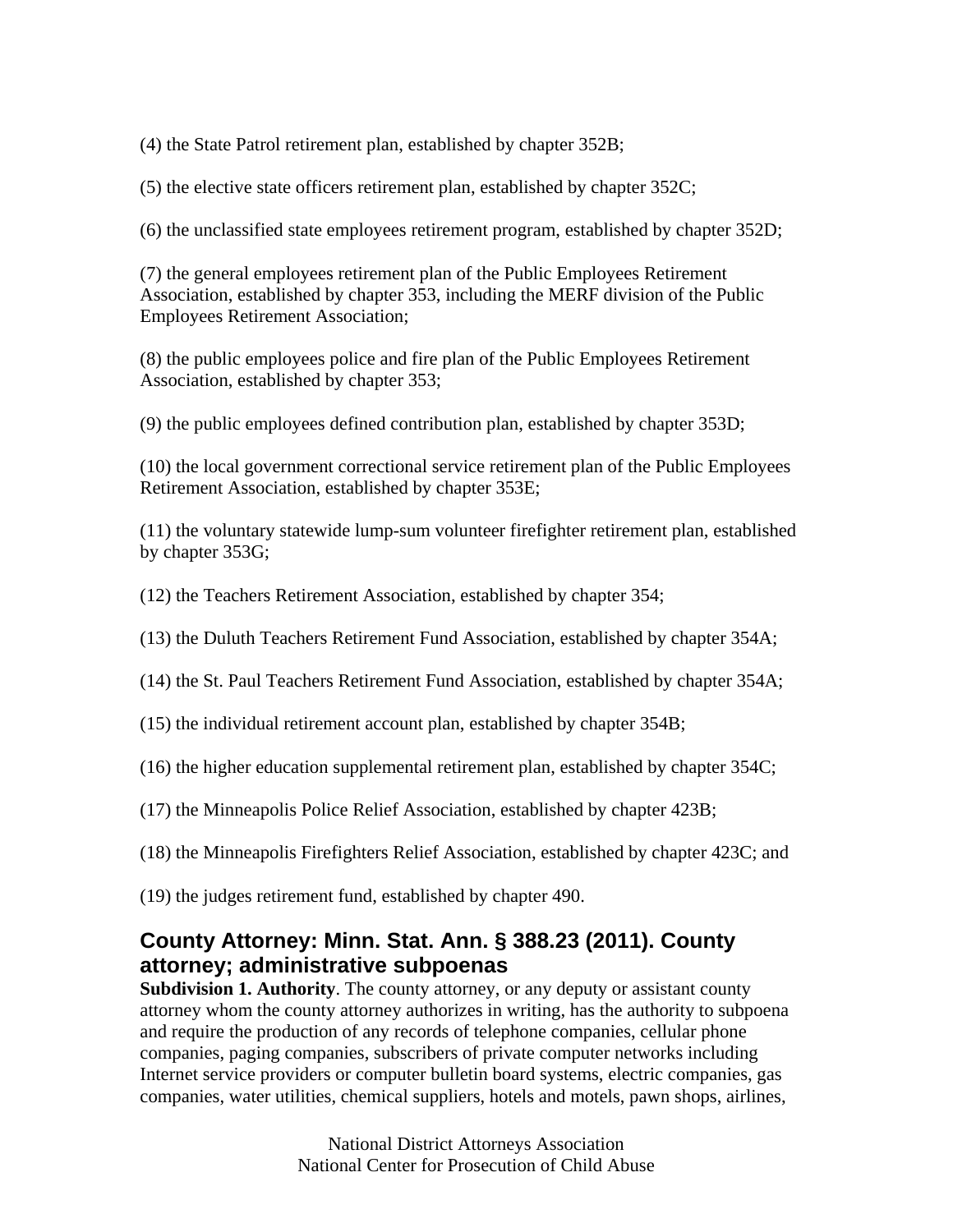(4) the State Patrol retirement plan, established by chapter 352B;

(5) the elective state officers retirement plan, established by chapter 352C;

(6) the unclassified state employees retirement program, established by chapter 352D;

(7) the general employees retirement plan of the Public Employees Retirement Association, established by chapter 353, including the MERF division of the Public Employees Retirement Association;

(8) the public employees police and fire plan of the Public Employees Retirement Association, established by chapter 353;

(9) the public employees defined contribution plan, established by chapter 353D;

(10) the local government correctional service retirement plan of the Public Employees Retirement Association, established by chapter 353E;

(11) the voluntary statewide lump-sum volunteer firefighter retirement plan, established by chapter 353G;

(12) the Teachers Retirement Association, established by chapter 354;

(13) the Duluth Teachers Retirement Fund Association, established by chapter 354A;

(14) the St. Paul Teachers Retirement Fund Association, established by chapter 354A;

(15) the individual retirement account plan, established by chapter 354B;

(16) the higher education supplemental retirement plan, established by chapter 354C;

(17) the Minneapolis Police Relief Association, established by chapter 423B;

(18) the Minneapolis Firefighters Relief Association, established by chapter 423C; and

(19) the judges retirement fund, established by chapter 490.

## County Attorney: Minn. Stat. Ann. § 388.23 (2011). County attorney; administrative subpoenas

**Subdivision 1. Authority**. The county attorney, or any deputy or assistant county attorney whom the county attorney authorizes in writing, has the authority to subpoena and require the production of any records of telephone companies, cellular phone companies, paging companies, subscribers of private computer networks including Internet service providers or computer bulletin board systems, electric companies, gas companies, water utilities, chemical suppliers, hotels and motels, pawn shops, airlines,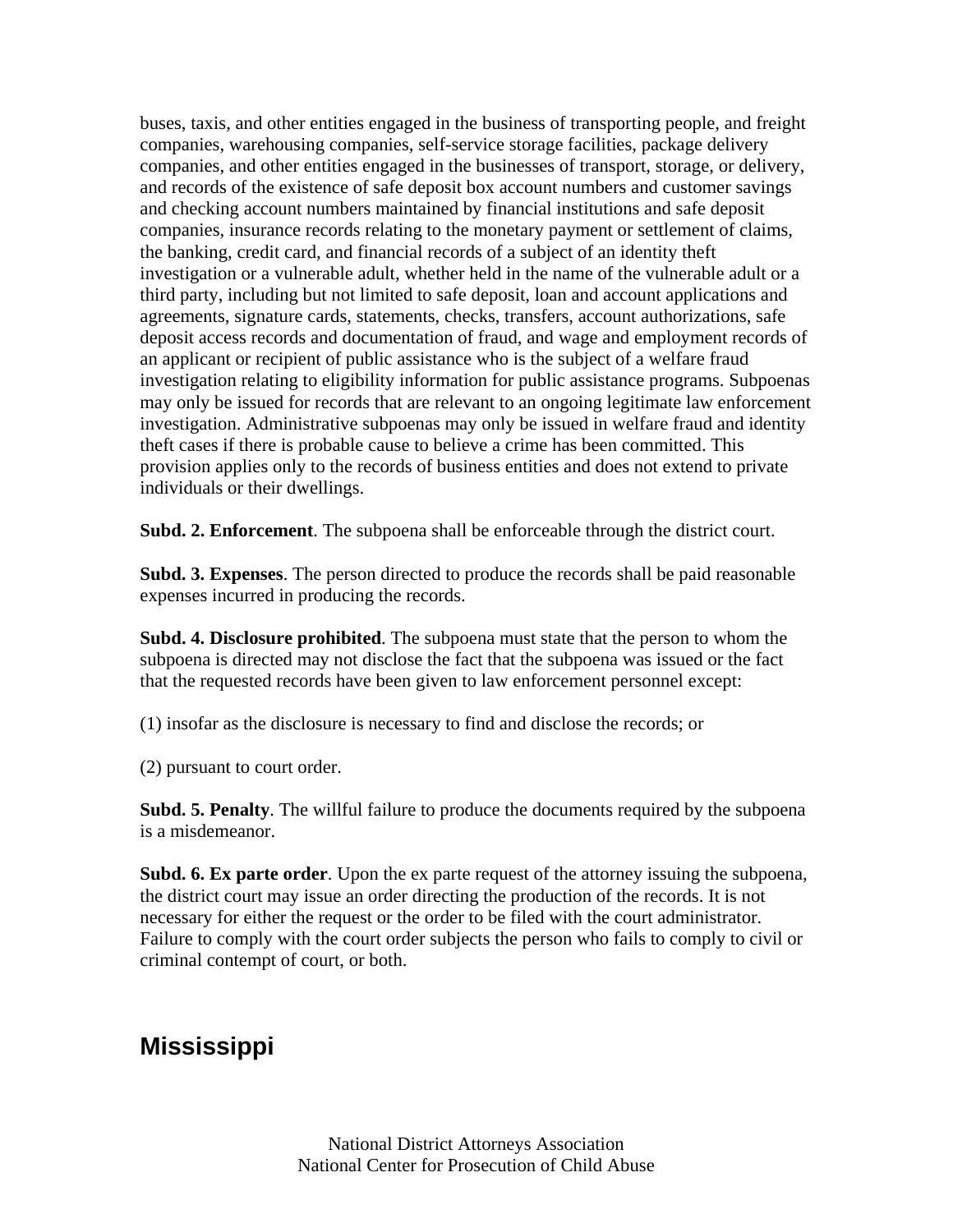buses, taxis, and other entities engaged in the business of transporting people, and freight companies, warehousing companies, self-service storage facilities, package delivery companies, and other entities engaged in the businesses of transport, storage, or delivery, and records of the existence of safe deposit box account numbers and customer savings and checking account numbers maintained by financial institutions and safe deposit companies, insurance records relating to the monetary payment or settlement of claims, the banking, credit card, and financial records of a subject of an identity theft investigation or a vulnerable adult, whether held in the name of the vulnerable adult or a third party, including but not limited to safe deposit, loan and account applications and agreements, signature cards, statements, checks, transfers, account authorizations, safe deposit access records and documentation of fraud, and wage and employment records of an applicant or recipient of public assistance who is the subject of a welfare fraud investigation relating to eligibility information for public assistance programs. Subpoenas may only be issued for records that are relevant to an ongoing legitimate law enforcement investigation. Administrative subpoenas may only be issued in welfare fraud and identity theft cases if there is probable cause to believe a crime has been committed. This provision applies only to the records of business entities and does not extend to private individuals or their dwellings.

**Subd. 2. Enforcement**. The subpoena shall be enforceable through the district court.

**Subd. 3. Expenses**. The person directed to produce the records shall be paid reasonable expenses incurred in producing the records.

**Subd. 4. Disclosure prohibited**. The subpoena must state that the person to whom the subpoena is directed may not disclose the fact that the subpoena was issued or the fact that the requested records have been given to law enforcement personnel except:

(1) insofar as the disclosure is necessary to find and disclose the records; or

(2) pursuant to court order.

**Subd. 5. Penalty**. The willful failure to produce the documents required by the subpoena is a misdemeanor.

**Subd. 6. Ex parte order**. Upon the ex parte request of the attorney issuing the subpoena, the district court may issue an order directing the production of the records. It is not necessary for either the request or the order to be filed with the court administrator. Failure to comply with the court order subjects the person who fails to comply to civil or criminal contempt of court, or both.

## Mississippi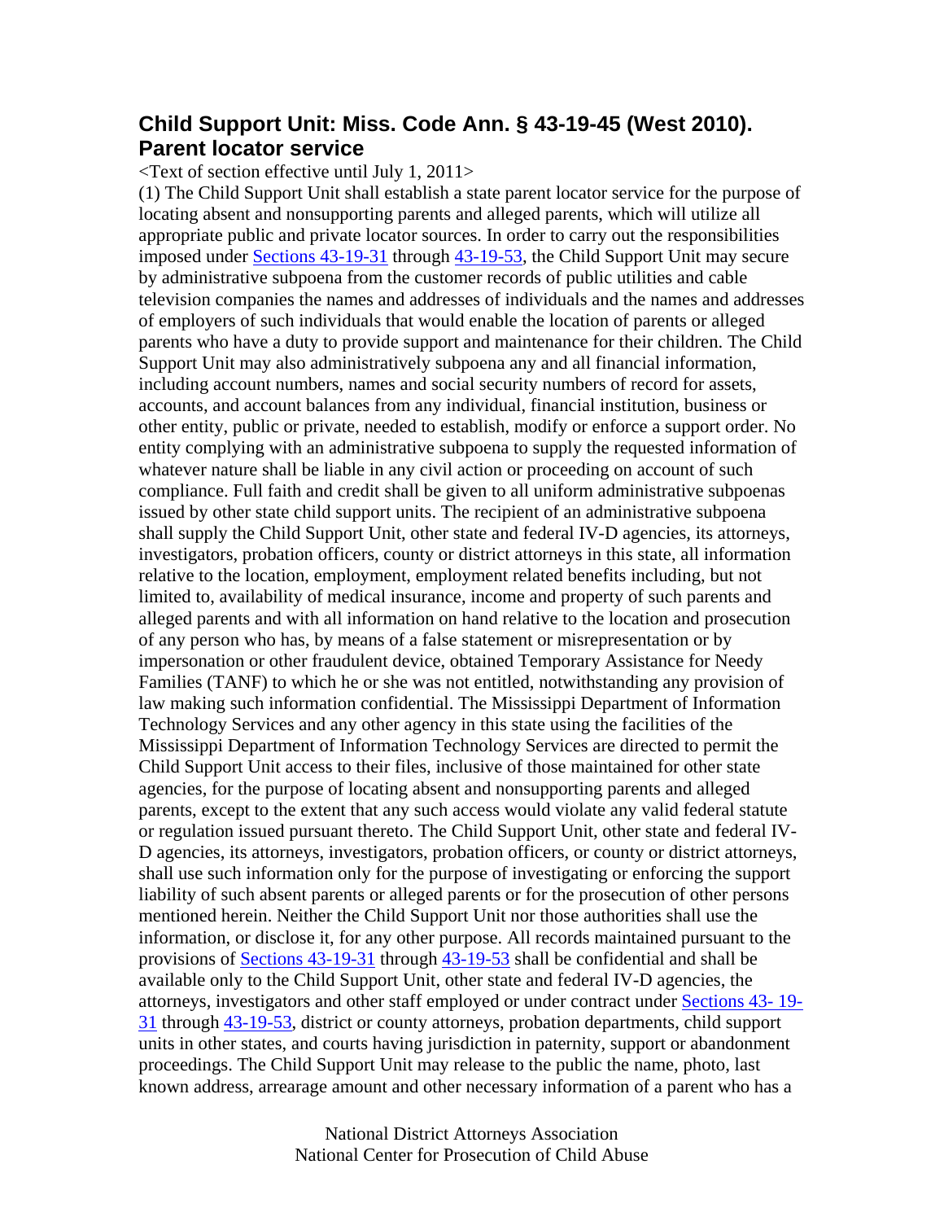## Child Support Unit: Miss. Code Ann. § 43-19-45 (West 2010). Parent locator service

<Text of section effective until July 1, 2011>

(1) The Child Support Unit shall establish a state parent locator service for the purpose of locating absent and nonsupporting parents and alleged parents, which will utilize all appropriate public and private locator sources. In order to carry out the responsibilities imposed under Sections 43-19-31 through 43-19-53, the Child Support Unit may secure by administrative subpoena from the customer records of public utilities and cable television companies the names and addresses of individuals and the names and addresses of employers of such individuals that would enable the location of parents or alleged parents who have a duty to provide support and maintenance for their children. The Child Support Unit may also administratively subpoena any and all financial information, including account numbers, names and social security numbers of record for assets, accounts, and account balances from any individual, financial institution, business or other entity, public or private, needed to establish, modify or enforce a support order. No entity complying with an administrative subpoena to supply the requested information of whatever nature shall be liable in any civil action or proceeding on account of such compliance. Full faith and credit shall be given to all uniform administrative subpoenas issued by other state child support units. The recipient of an administrative subpoena shall supply the Child Support Unit, other state and federal IV-D agencies, its attorneys, investigators, probation officers, county or district attorneys in this state, all information relative to the location, employment, employment related benefits including, but not limited to, availability of medical insurance, income and property of such parents and alleged parents and with all information on hand relative to the location and prosecution of any person who has, by means of a false statement or misrepresentation or by impersonation or other fraudulent device, obtained Temporary Assistance for Needy Families (TANF) to which he or she was not entitled, notwithstanding any provision of law making such information confidential. The Mississippi Department of Information Technology Services and any other agency in this state using the facilities of the Mississippi Department of Information Technology Services are directed to permit the Child Support Unit access to their files, inclusive of those maintained for other state agencies, for the purpose of locating absent and nonsupporting parents and alleged parents, except to the extent that any such access would violate any valid federal statute or regulation issued pursuant thereto. The Child Support Unit, other state and federal IV-D agencies, its attorneys, investigators, probation officers, or county or district attorneys, shall use such information only for the purpose of investigating or enforcing the support liability of such absent parents or alleged parents or for the prosecution of other persons mentioned herein. Neither the Child Support Unit nor those authorities shall use the information, or disclose it, for any other purpose. All records maintained pursuant to the provisions of Sections 43-19-31 through 43-19-53 shall be confidential and shall be available only to the Child Support Unit, other state and federal IV-D agencies, the attorneys, investigators and other staff employed or under contract under Sections 43- 19-31 through 43-19-53, district or county attorneys, probation departments, child support units in other states, and courts having jurisdiction in paternity, support or abandonment proceedings. The Child Support Unit may release to the public the name, photo, last known address, arrearage amount and other necessary information of a parent who has a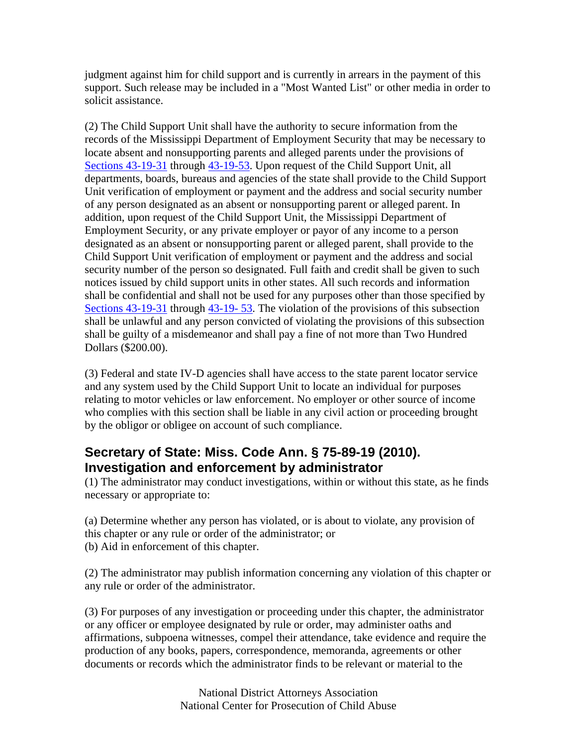judgment against him for child support and is currently in arrears in the payment of this support. Such release may be included in a "Most Wanted List" or other media in order to solicit assistance.

(2) The Child Support Unit shall have the authority to secure information from the records of the Mississippi Department of Employment Security that may be necessary to locate absent and nonsupporting parents and alleged parents under the provisions of Sections 43-19-31 through 43-19-53. Upon request of the Child Support Unit, all departments, boards, bureaus and agencies of the state shall provide to the Child Support Unit verification of employment or payment and the address and social security number of any person designated as an absent or nonsupporting parent or alleged parent. In addition, upon request of the Child Support Unit, the Mississippi Department of Employment Security, or any private employer or payor of any income to a person designated as an absent or nonsupporting parent or alleged parent, shall provide to the Child Support Unit verification of employment or payment and the address and social security number of the person so designated. Full faith and credit shall be given to such notices issued by child support units in other states. All such records and information shall be confidential and shall not be used for any purposes other than those specified by Sections 43-19-31 through 43-19- 53. The violation of the provisions of this subsection shall be unlawful and any person convicted of violating the provisions of this subsection shall be guilty of a misdemeanor and shall pay a fine of not more than Two Hundred Dollars ($200.00).

(3) Federal and state IV-D agencies shall have access to the state parent locator service and any system used by the Child Support Unit to locate an individual for purposes relating to motor vehicles or law enforcement. No employer or other source of income who complies with this section shall be liable in any civil action or proceeding brought by the obligor or obligee on account of such compliance.

## Secretary of State: Miss. Code Ann. § 75-89-19 (2010). Investigation and enforcement by administrator

(1) The administrator may conduct investigations, within or without this state, as he finds necessary or appropriate to:

(a) Determine whether any person has violated, or is about to violate, any provision of this chapter or any rule or order of the administrator; or
(b) Aid in enforcement of this chapter.

(2) The administrator may publish information concerning any violation of this chapter or any rule or order of the administrator.

(3) For purposes of any investigation or proceeding under this chapter, the administrator or any officer or employee designated by rule or order, may administer oaths and affirmations, subpoena witnesses, compel their attendance, take evidence and require the production of any books, papers, correspondence, memoranda, agreements or other documents or records which the administrator finds to be relevant or material to the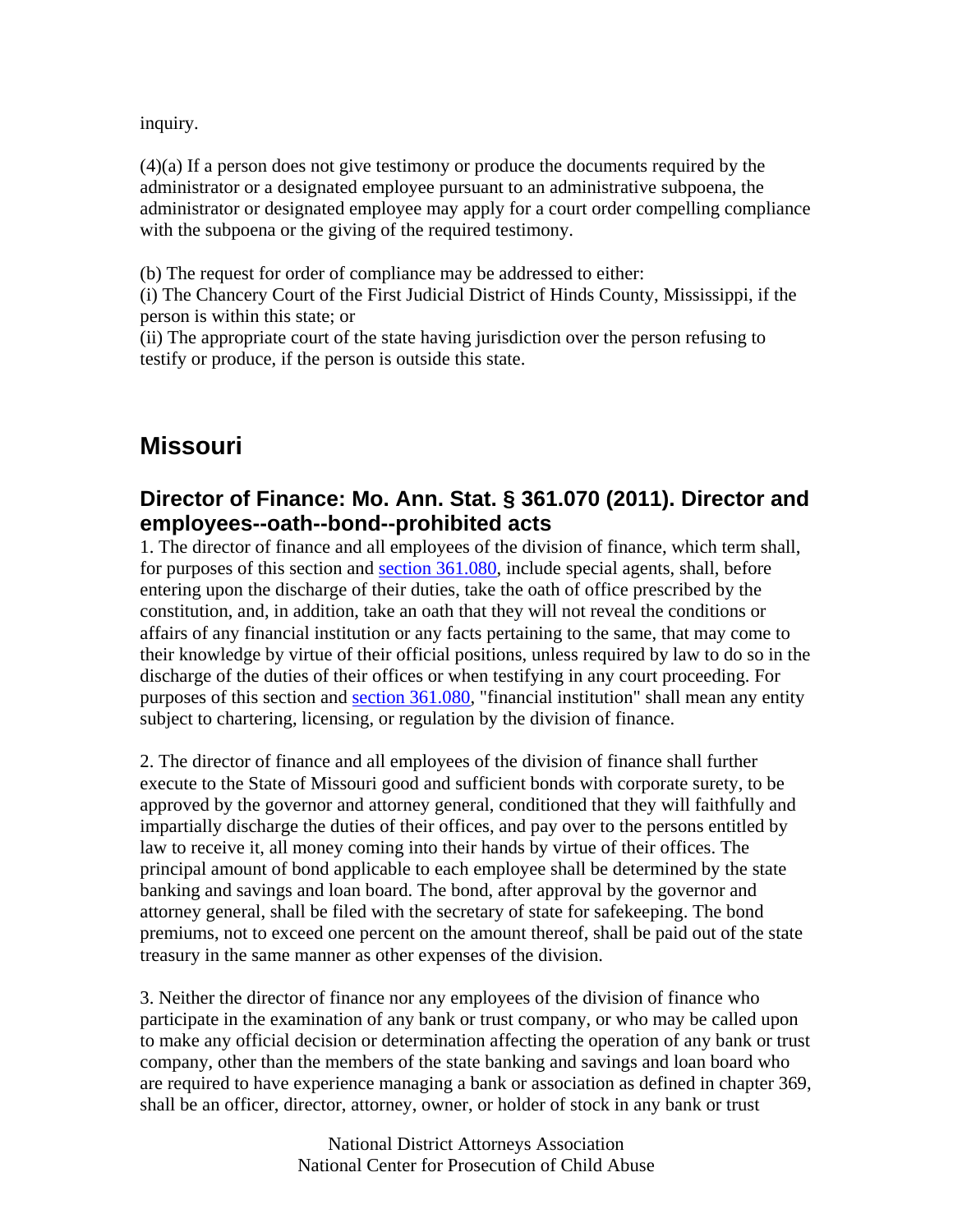inquiry.

(4)(a) If a person does not give testimony or produce the documents required by the administrator or a designated employee pursuant to an administrative subpoena, the administrator or designated employee may apply for a court order compelling compliance with the subpoena or the giving of the required testimony.

(b) The request for order of compliance may be addressed to either:
(i) The Chancery Court of the First Judicial District of Hinds County, Mississippi, if the person is within this state; or
(ii) The appropriate court of the state having jurisdiction over the person refusing to testify or produce, if the person is outside this state.

## Missouri

### Director of Finance: Mo. Ann. Stat. § 361.070 (2011). Director and employees--oath--bond--prohibited acts

1. The director of finance and all employees of the division of finance, which term shall, for purposes of this section and section 361.080, include special agents, shall, before entering upon the discharge of their duties, take the oath of office prescribed by the constitution, and, in addition, take an oath that they will not reveal the conditions or affairs of any financial institution or any facts pertaining to the same, that may come to their knowledge by virtue of their official positions, unless required by law to do so in the discharge of the duties of their offices or when testifying in any court proceeding. For purposes of this section and section 361.080, "financial institution" shall mean any entity subject to chartering, licensing, or regulation by the division of finance.

2. The director of finance and all employees of the division of finance shall further execute to the State of Missouri good and sufficient bonds with corporate surety, to be approved by the governor and attorney general, conditioned that they will faithfully and impartially discharge the duties of their offices, and pay over to the persons entitled by law to receive it, all money coming into their hands by virtue of their offices. The principal amount of bond applicable to each employee shall be determined by the state banking and savings and loan board. The bond, after approval by the governor and attorney general, shall be filed with the secretary of state for safekeeping. The bond premiums, not to exceed one percent on the amount thereof, shall be paid out of the state treasury in the same manner as other expenses of the division.

3. Neither the director of finance nor any employees of the division of finance who participate in the examination of any bank or trust company, or who may be called upon to make any official decision or determination affecting the operation of any bank or trust company, other than the members of the state banking and savings and loan board who are required to have experience managing a bank or association as defined in chapter 369, shall be an officer, director, attorney, owner, or holder of stock in any bank or trust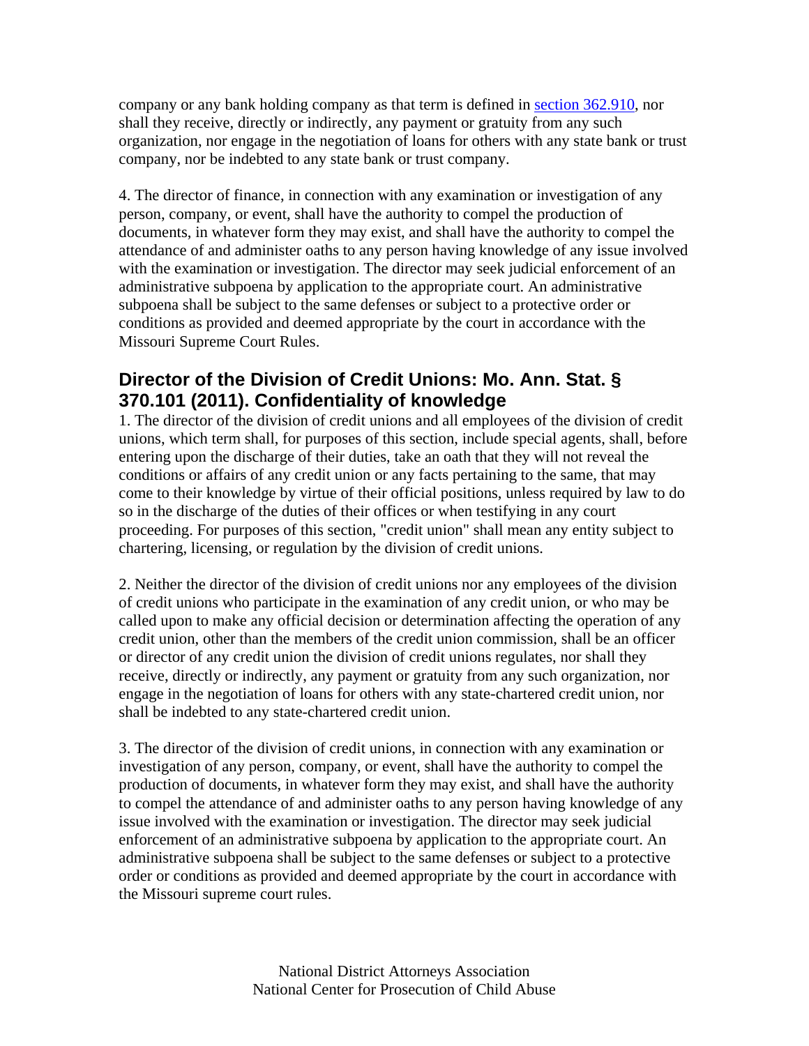company or any bank holding company as that term is defined in [section 362.910](), nor shall they receive, directly or indirectly, any payment or gratuity from any such organization, nor engage in the negotiation of loans for others with any state bank or trust company, nor be indebted to any state bank or trust company.

4. The director of finance, in connection with any examination or investigation of any person, company, or event, shall have the authority to compel the production of documents, in whatever form they may exist, and shall have the authority to compel the attendance of and administer oaths to any person having knowledge of any issue involved with the examination or investigation. The director may seek judicial enforcement of an administrative subpoena by application to the appropriate court. An administrative subpoena shall be subject to the same defenses or subject to a protective order or conditions as provided and deemed appropriate by the court in accordance with the Missouri Supreme Court Rules.

## Director of the Division of Credit Unions: Mo. Ann. Stat. § 370.101 (2011). Confidentiality of knowledge

1. The director of the division of credit unions and all employees of the division of credit unions, which term shall, for purposes of this section, include special agents, shall, before entering upon the discharge of their duties, take an oath that they will not reveal the conditions or affairs of any credit union or any facts pertaining to the same, that may come to their knowledge by virtue of their official positions, unless required by law to do so in the discharge of the duties of their offices or when testifying in any court proceeding. For purposes of this section, "credit union" shall mean any entity subject to chartering, licensing, or regulation by the division of credit unions.

2. Neither the director of the division of credit unions nor any employees of the division of credit unions who participate in the examination of any credit union, or who may be called upon to make any official decision or determination affecting the operation of any credit union, other than the members of the credit union commission, shall be an officer or director of any credit union the division of credit unions regulates, nor shall they receive, directly or indirectly, any payment or gratuity from any such organization, nor engage in the negotiation of loans for others with any state-chartered credit union, nor shall be indebted to any state-chartered credit union.

3. The director of the division of credit unions, in connection with any examination or investigation of any person, company, or event, shall have the authority to compel the production of documents, in whatever form they may exist, and shall have the authority to compel the attendance of and administer oaths to any person having knowledge of any issue involved with the examination or investigation. The director may seek judicial enforcement of an administrative subpoena by application to the appropriate court. An administrative subpoena shall be subject to the same defenses or subject to a protective order or conditions as provided and deemed appropriate by the court in accordance with the Missouri supreme court rules.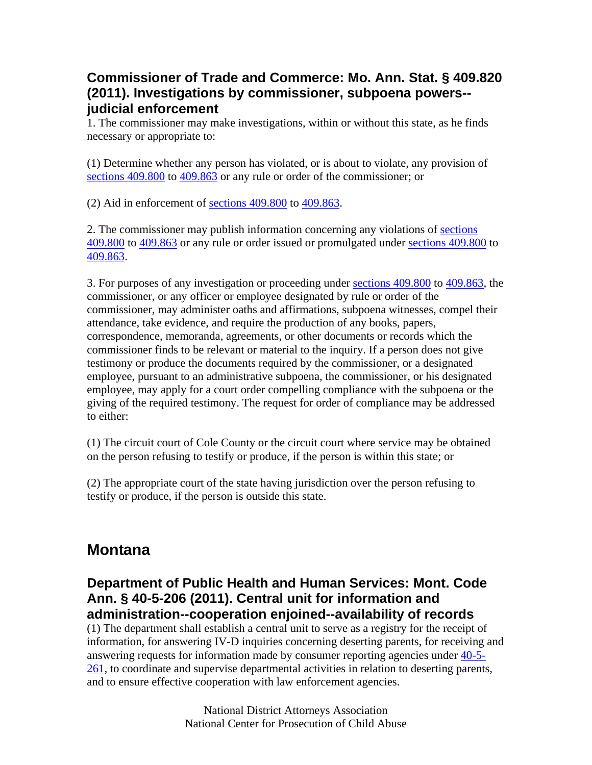### Commissioner of Trade and Commerce: Mo. Ann. Stat. § 409.820 (2011). Investigations by commissioner, subpoena powers--judicial enforcement

1. The commissioner may make investigations, within or without this state, as he finds necessary or appropriate to:

(1) Determine whether any person has violated, or is about to violate, any provision of sections 409.800 to 409.863 or any rule or order of the commissioner; or

(2) Aid in enforcement of sections 409.800 to 409.863.

2. The commissioner may publish information concerning any violations of sections 409.800 to 409.863 or any rule or order issued or promulgated under sections 409.800 to 409.863.

3. For purposes of any investigation or proceeding under sections 409.800 to 409.863, the commissioner, or any officer or employee designated by rule or order of the commissioner, may administer oaths and affirmations, subpoena witnesses, compel their attendance, take evidence, and require the production of any books, papers, correspondence, memoranda, agreements, or other documents or records which the commissioner finds to be relevant or material to the inquiry. If a person does not give testimony or produce the documents required by the commissioner, or a designated employee, pursuant to an administrative subpoena, the commissioner, or his designated employee, may apply for a court order compelling compliance with the subpoena or the giving of the required testimony. The request for order of compliance may be addressed to either:

(1) The circuit court of Cole County or the circuit court where service may be obtained on the person refusing to testify or produce, if the person is within this state; or

(2) The appropriate court of the state having jurisdiction over the person refusing to testify or produce, if the person is outside this state.

## Montana

### Department of Public Health and Human Services: Mont. Code Ann. § 40-5-206 (2011). Central unit for information and administration--cooperation enjoined--availability of records

(1) The department shall establish a central unit to serve as a registry for the receipt of information, for answering IV-D inquiries concerning deserting parents, for receiving and answering requests for information made by consumer reporting agencies under 40-5-261, to coordinate and supervise departmental activities in relation to deserting parents, and to ensure effective cooperation with law enforcement agencies.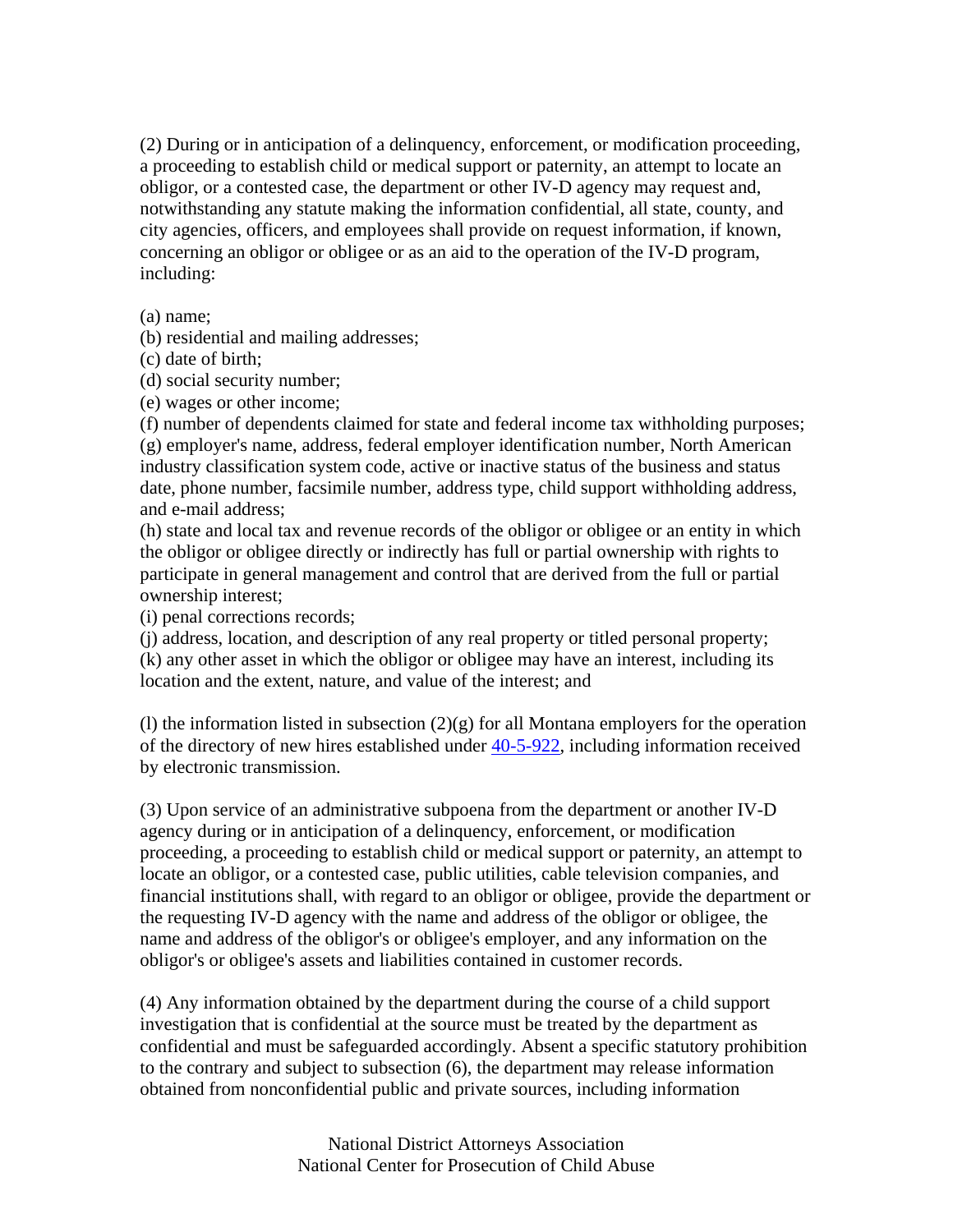(2) During or in anticipation of a delinquency, enforcement, or modification proceeding, a proceeding to establish child or medical support or paternity, an attempt to locate an obligor, or a contested case, the department or other IV-D agency may request and, notwithstanding any statute making the information confidential, all state, county, and city agencies, officers, and employees shall provide on request information, if known, concerning an obligor or obligee or as an aid to the operation of the IV-D program, including:

(a) name;
(b) residential and mailing addresses;
(c) date of birth;
(d) social security number;
(e) wages or other income;
(f) number of dependents claimed for state and federal income tax withholding purposes;
(g) employer's name, address, federal employer identification number, North American industry classification system code, active or inactive status of the business and status date, phone number, facsimile number, address type, child support withholding address, and e-mail address;
(h) state and local tax and revenue records of the obligor or obligee or an entity in which the obligor or obligee directly or indirectly has full or partial ownership with rights to participate in general management and control that are derived from the full or partial ownership interest;
(i) penal corrections records;
(j) address, location, and description of any real property or titled personal property;
(k) any other asset in which the obligor or obligee may have an interest, including its location and the extent, nature, and value of the interest; and

(l) the information listed in subsection (2)(g) for all Montana employers for the operation of the directory of new hires established under 40-5-922, including information received by electronic transmission.

(3) Upon service of an administrative subpoena from the department or another IV-D agency during or in anticipation of a delinquency, enforcement, or modification proceeding, a proceeding to establish child or medical support or paternity, an attempt to locate an obligor, or a contested case, public utilities, cable television companies, and financial institutions shall, with regard to an obligor or obligee, provide the department or the requesting IV-D agency with the name and address of the obligor or obligee, the name and address of the obligor's or obligee's employer, and any information on the obligor's or obligee's assets and liabilities contained in customer records.

(4) Any information obtained by the department during the course of a child support investigation that is confidential at the source must be treated by the department as confidential and must be safeguarded accordingly. Absent a specific statutory prohibition to the contrary and subject to subsection (6), the department may release information obtained from nonconfidential public and private sources, including information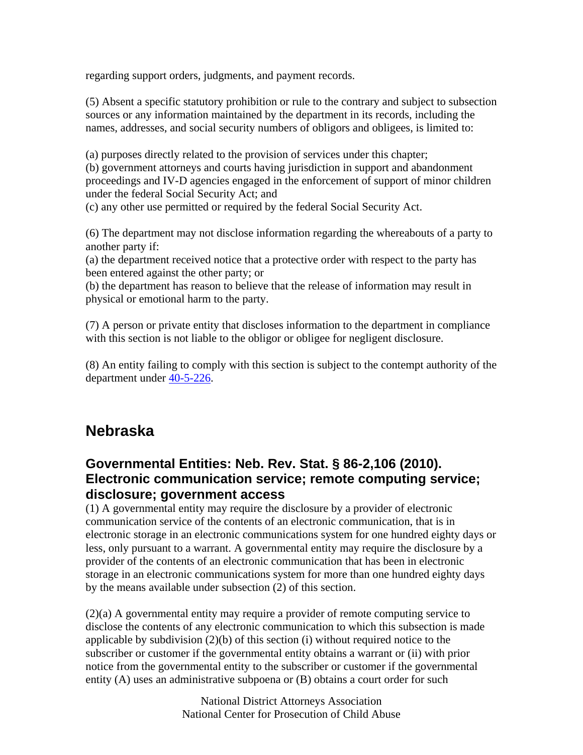regarding support orders, judgments, and payment records.

(5) Absent a specific statutory prohibition or rule to the contrary and subject to subsection sources or any information maintained by the department in its records, including the names, addresses, and social security numbers of obligors and obligees, is limited to:

(a) purposes directly related to the provision of services under this chapter;
(b) government attorneys and courts having jurisdiction in support and abandonment proceedings and IV-D agencies engaged in the enforcement of support of minor children under the federal Social Security Act; and
(c) any other use permitted or required by the federal Social Security Act.

(6) The department may not disclose information regarding the whereabouts of a party to another party if:
(a) the department received notice that a protective order with respect to the party has been entered against the other party; or
(b) the department has reason to believe that the release of information may result in physical or emotional harm to the party.

(7) A person or private entity that discloses information to the department in compliance with this section is not liable to the obligor or obligee for negligent disclosure.

(8) An entity failing to comply with this section is subject to the contempt authority of the department under 40-5-226.

## Nebraska

### Governmental Entities: Neb. Rev. Stat. § 86-2,106 (2010). Electronic communication service; remote computing service; disclosure; government access

(1) A governmental entity may require the disclosure by a provider of electronic communication service of the contents of an electronic communication, that is in electronic storage in an electronic communications system for one hundred eighty days or less, only pursuant to a warrant. A governmental entity may require the disclosure by a provider of the contents of an electronic communication that has been in electronic storage in an electronic communications system for more than one hundred eighty days by the means available under subsection (2) of this section.

(2)(a) A governmental entity may require a provider of remote computing service to disclose the contents of any electronic communication to which this subsection is made applicable by subdivision (2)(b) of this section (i) without required notice to the subscriber or customer if the governmental entity obtains a warrant or (ii) with prior notice from the governmental entity to the subscriber or customer if the governmental entity (A) uses an administrative subpoena or (B) obtains a court order for such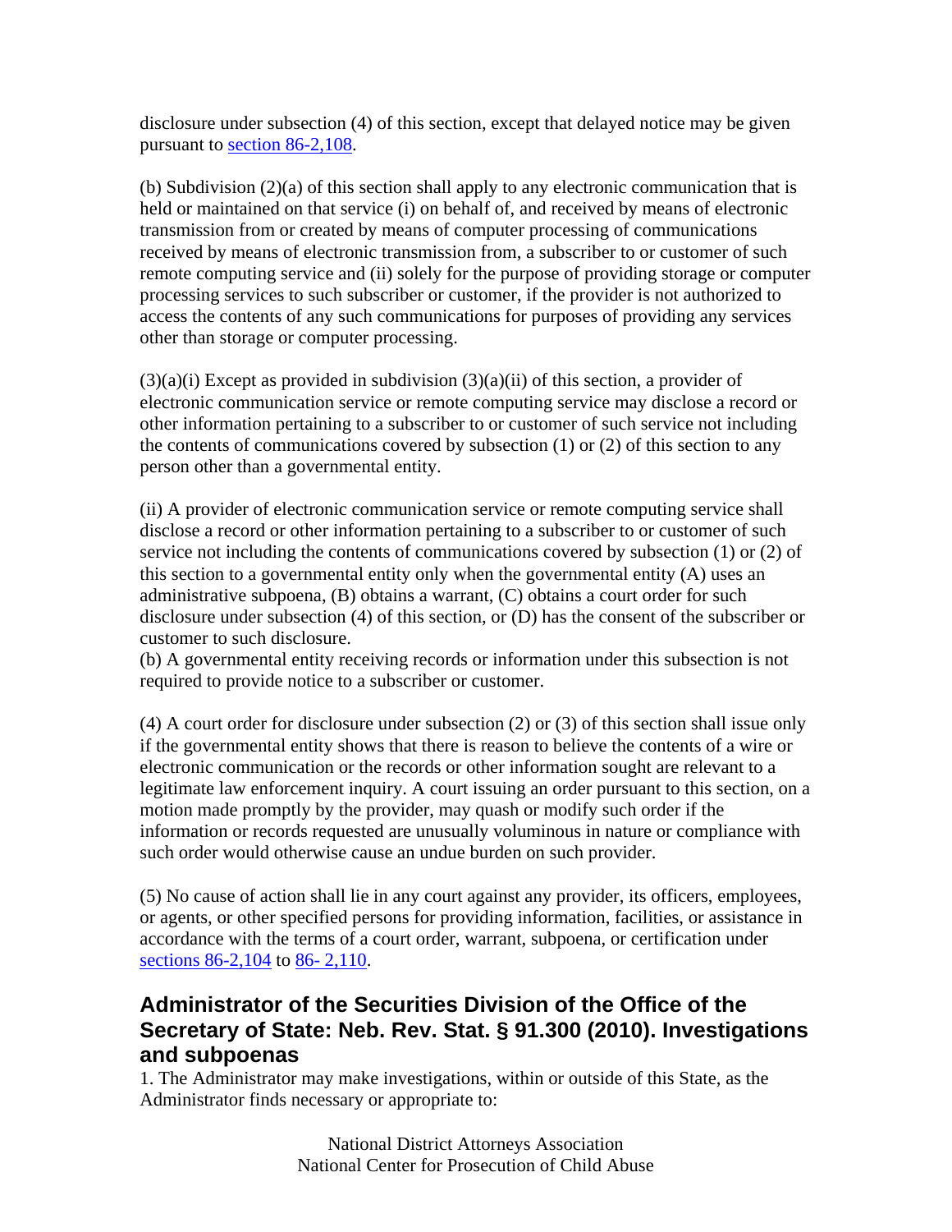disclosure under subsection (4) of this section, except that delayed notice may be given pursuant to section 86-2,108.

(b) Subdivision (2)(a) of this section shall apply to any electronic communication that is held or maintained on that service (i) on behalf of, and received by means of electronic transmission from or created by means of computer processing of communications received by means of electronic transmission from, a subscriber to or customer of such remote computing service and (ii) solely for the purpose of providing storage or computer processing services to such subscriber or customer, if the provider is not authorized to access the contents of any such communications for purposes of providing any services other than storage or computer processing.

(3)(a)(i) Except as provided in subdivision (3)(a)(ii) of this section, a provider of electronic communication service or remote computing service may disclose a record or other information pertaining to a subscriber to or customer of such service not including the contents of communications covered by subsection (1) or (2) of this section to any person other than a governmental entity.

(ii) A provider of electronic communication service or remote computing service shall disclose a record or other information pertaining to a subscriber to or customer of such service not including the contents of communications covered by subsection (1) or (2) of this section to a governmental entity only when the governmental entity (A) uses an administrative subpoena, (B) obtains a warrant, (C) obtains a court order for such disclosure under subsection (4) of this section, or (D) has the consent of the subscriber or customer to such disclosure.
(b) A governmental entity receiving records or information under this subsection is not required to provide notice to a subscriber or customer.

(4) A court order for disclosure under subsection (2) or (3) of this section shall issue only if the governmental entity shows that there is reason to believe the contents of a wire or electronic communication or the records or other information sought are relevant to a legitimate law enforcement inquiry. A court issuing an order pursuant to this section, on a motion made promptly by the provider, may quash or modify such order if the information or records requested are unusually voluminous in nature or compliance with such order would otherwise cause an undue burden on such provider.

(5) No cause of action shall lie in any court against any provider, its officers, employees, or agents, or other specified persons for providing information, facilities, or assistance in accordance with the terms of a court order, warrant, subpoena, or certification under sections 86-2,104 to 86- 2,110.

## Administrator of the Securities Division of the Office of the Secretary of State: Neb. Rev. Stat. § 91.300 (2010). Investigations and subpoenas

1. The Administrator may make investigations, within or outside of this State, as the Administrator finds necessary or appropriate to: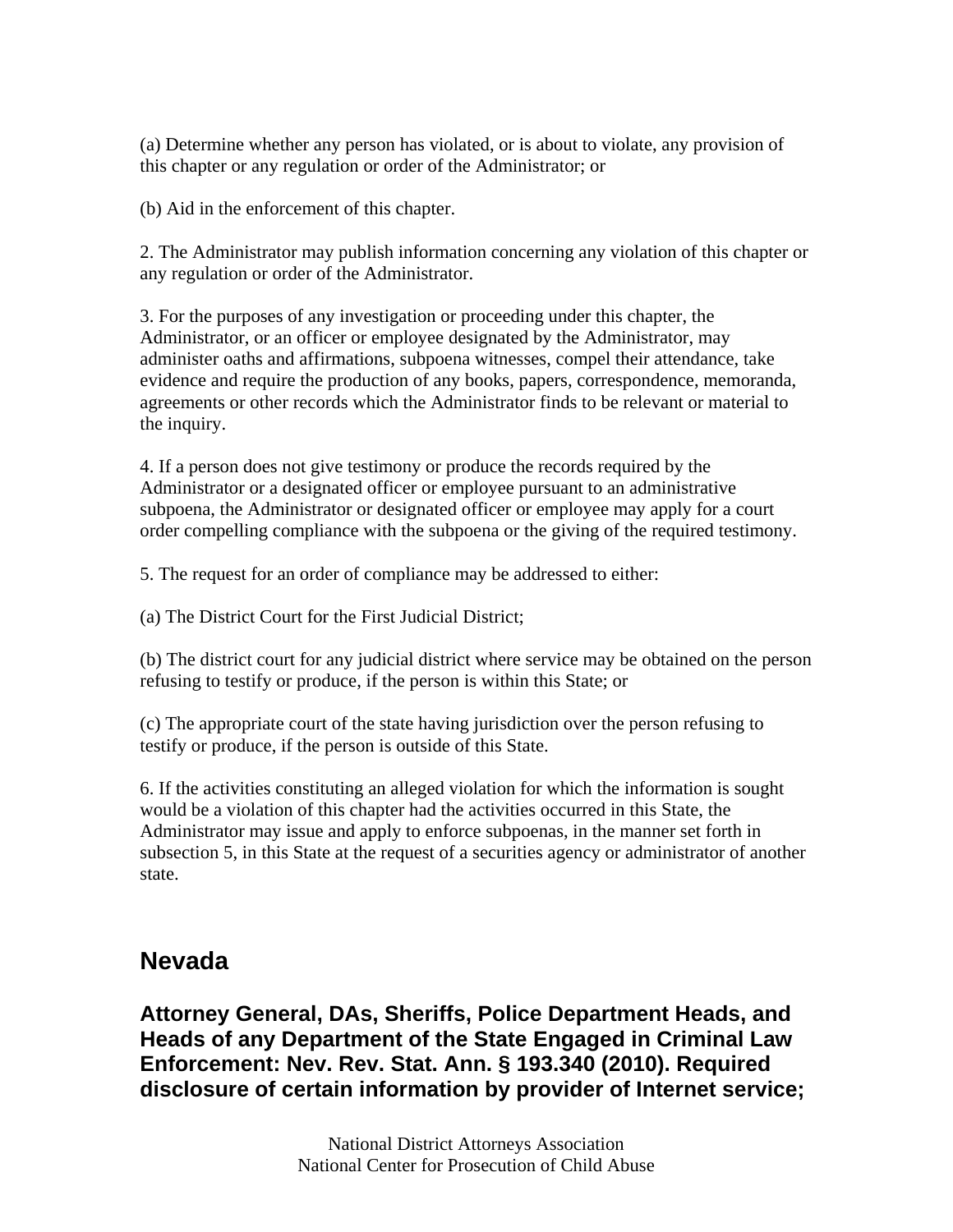(a) Determine whether any person has violated, or is about to violate, any provision of this chapter or any regulation or order of the Administrator; or

(b) Aid in the enforcement of this chapter.

2. The Administrator may publish information concerning any violation of this chapter or any regulation or order of the Administrator.

3. For the purposes of any investigation or proceeding under this chapter, the Administrator, or an officer or employee designated by the Administrator, may administer oaths and affirmations, subpoena witnesses, compel their attendance, take evidence and require the production of any books, papers, correspondence, memoranda, agreements or other records which the Administrator finds to be relevant or material to the inquiry.

4. If a person does not give testimony or produce the records required by the Administrator or a designated officer or employee pursuant to an administrative subpoena, the Administrator or designated officer or employee may apply for a court order compelling compliance with the subpoena or the giving of the required testimony.

5. The request for an order of compliance may be addressed to either:

(a) The District Court for the First Judicial District;

(b) The district court for any judicial district where service may be obtained on the person refusing to testify or produce, if the person is within this State; or

(c) The appropriate court of the state having jurisdiction over the person refusing to testify or produce, if the person is outside of this State.

6. If the activities constituting an alleged violation for which the information is sought would be a violation of this chapter had the activities occurred in this State, the Administrator may issue and apply to enforce subpoenas, in the manner set forth in subsection 5, in this State at the request of a securities agency or administrator of another state.

## Nevada

### Attorney General, DAs, Sheriffs, Police Department Heads, and Heads of any Department of the State Engaged in Criminal Law Enforcement: Nev. Rev. Stat. Ann. § 193.340 (2010). Required disclosure of certain information by provider of Internet service;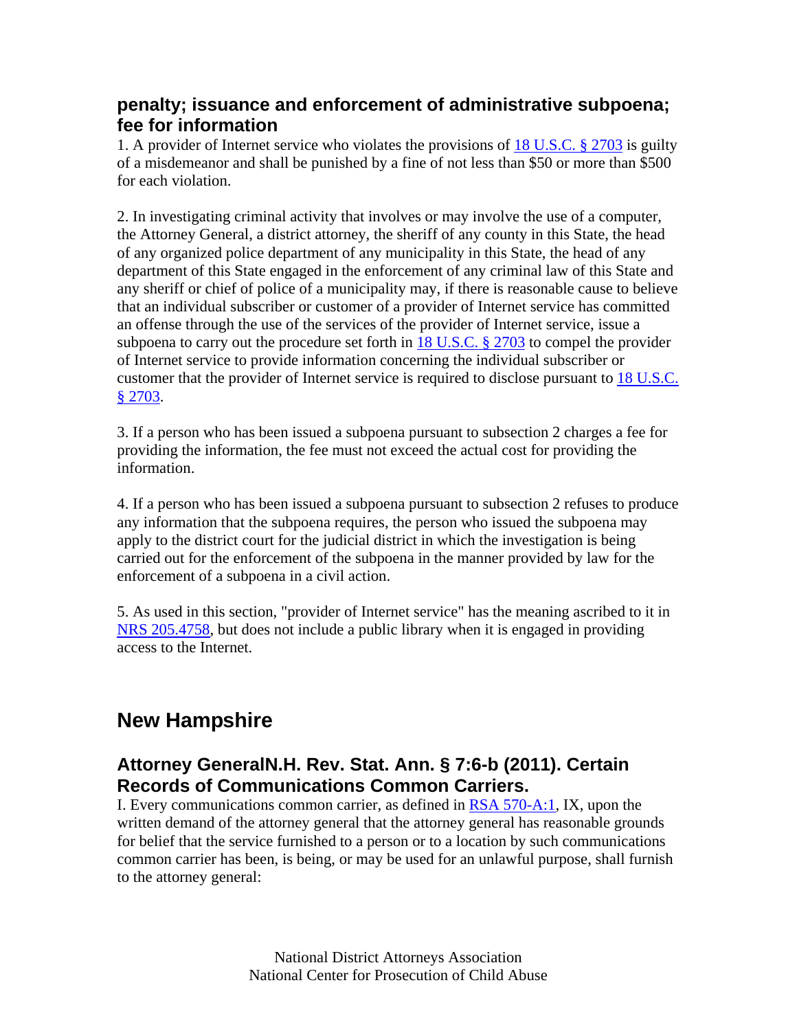### penalty; issuance and enforcement of administrative subpoena; fee for information

1. A provider of Internet service who violates the provisions of 18 U.S.C. § 2703 is guilty of a misdemeanor and shall be punished by a fine of not less than $50 or more than $500 for each violation.

2. In investigating criminal activity that involves or may involve the use of a computer, the Attorney General, a district attorney, the sheriff of any county in this State, the head of any organized police department of any municipality in this State, the head of any department of this State engaged in the enforcement of any criminal law of this State and any sheriff or chief of police of a municipality may, if there is reasonable cause to believe that an individual subscriber or customer of a provider of Internet service has committed an offense through the use of the services of the provider of Internet service, issue a subpoena to carry out the procedure set forth in 18 U.S.C. § 2703 to compel the provider of Internet service to provide information concerning the individual subscriber or customer that the provider of Internet service is required to disclose pursuant to 18 U.S.C. § 2703.

3. If a person who has been issued a subpoena pursuant to subsection 2 charges a fee for providing the information, the fee must not exceed the actual cost for providing the information.

4. If a person who has been issued a subpoena pursuant to subsection 2 refuses to produce any information that the subpoena requires, the person who issued the subpoena may apply to the district court for the judicial district in which the investigation is being carried out for the enforcement of the subpoena in the manner provided by law for the enforcement of a subpoena in a civil action.

5. As used in this section, "provider of Internet service" has the meaning ascribed to it in NRS 205.4758, but does not include a public library when it is engaged in providing access to the Internet.

## New Hampshire

### Attorney GeneralN.H. Rev. Stat. Ann. § 7:6-b (2011). Certain Records of Communications Common Carriers.

I. Every communications common carrier, as defined in RSA 570-A:1, IX, upon the written demand of the attorney general that the attorney general has reasonable grounds for belief that the service furnished to a person or to a location by such communications common carrier has been, is being, or may be used for an unlawful purpose, shall furnish to the attorney general: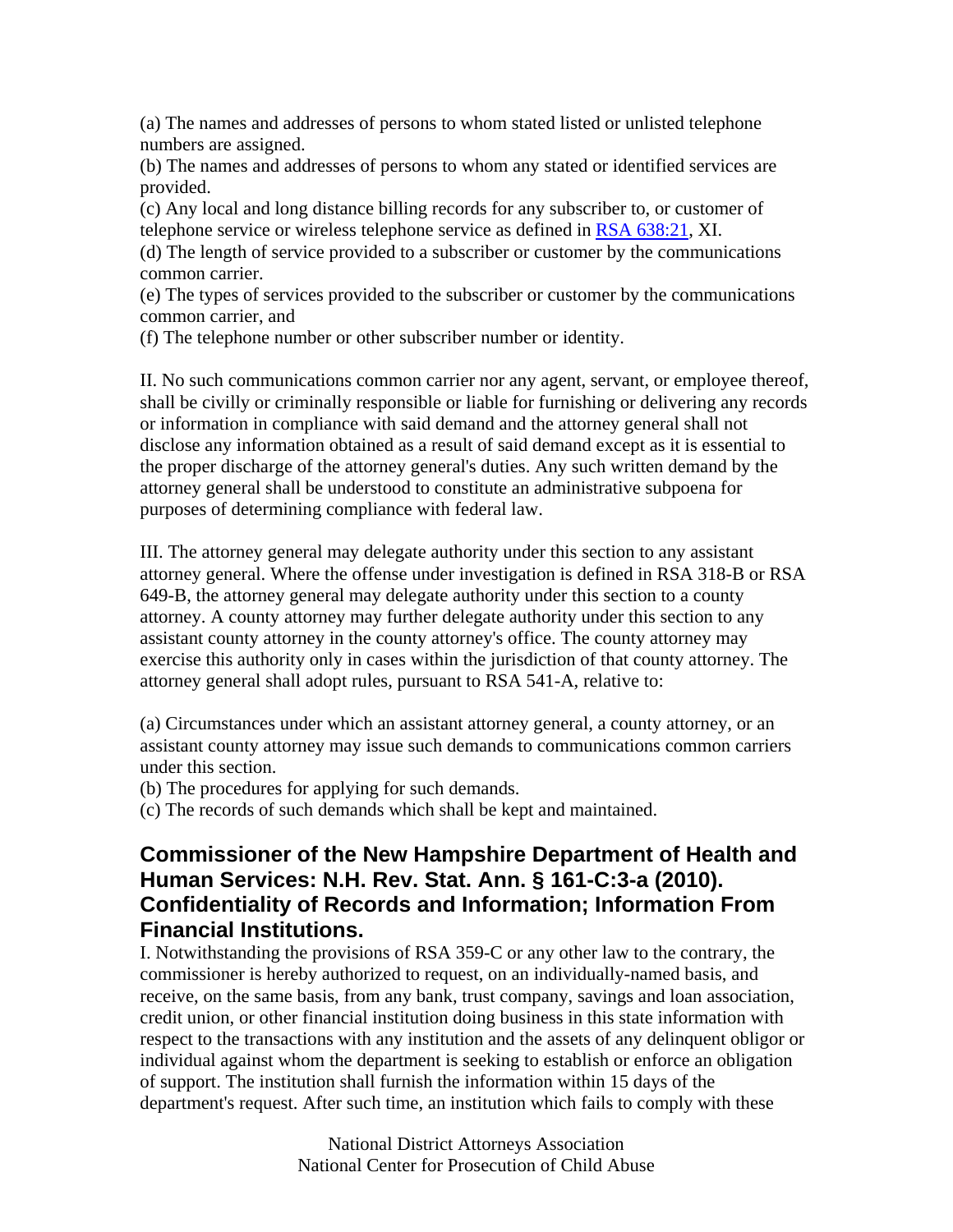(a) The names and addresses of persons to whom stated listed or unlisted telephone numbers are assigned.
(b) The names and addresses of persons to whom any stated or identified services are provided.
(c) Any local and long distance billing records for any subscriber to, or customer of telephone service or wireless telephone service as defined in RSA 638:21, XI.
(d) The length of service provided to a subscriber or customer by the communications common carrier.
(e) The types of services provided to the subscriber or customer by the communications common carrier, and
(f) The telephone number or other subscriber number or identity.

II. No such communications common carrier nor any agent, servant, or employee thereof, shall be civilly or criminally responsible or liable for furnishing or delivering any records or information in compliance with said demand and the attorney general shall not disclose any information obtained as a result of said demand except as it is essential to the proper discharge of the attorney general's duties. Any such written demand by the attorney general shall be understood to constitute an administrative subpoena for purposes of determining compliance with federal law.

III. The attorney general may delegate authority under this section to any assistant attorney general. Where the offense under investigation is defined in RSA 318-B or RSA 649-B, the attorney general may delegate authority under this section to a county attorney. A county attorney may further delegate authority under this section to any assistant county attorney in the county attorney's office. The county attorney may exercise this authority only in cases within the jurisdiction of that county attorney. The attorney general shall adopt rules, pursuant to RSA 541-A, relative to:

(a) Circumstances under which an assistant attorney general, a county attorney, or an assistant county attorney may issue such demands to communications common carriers under this section.
(b) The procedures for applying for such demands.
(c) The records of such demands which shall be kept and maintained.

## Commissioner of the New Hampshire Department of Health and Human Services: N.H. Rev. Stat. Ann. § 161-C:3-a (2010). Confidentiality of Records and Information; Information From Financial Institutions.

I. Notwithstanding the provisions of RSA 359-C or any other law to the contrary, the commissioner is hereby authorized to request, on an individually-named basis, and receive, on the same basis, from any bank, trust company, savings and loan association, credit union, or other financial institution doing business in this state information with respect to the transactions with any institution and the assets of any delinquent obligor or individual against whom the department is seeking to establish or enforce an obligation of support. The institution shall furnish the information within 15 days of the department's request. After such time, an institution which fails to comply with these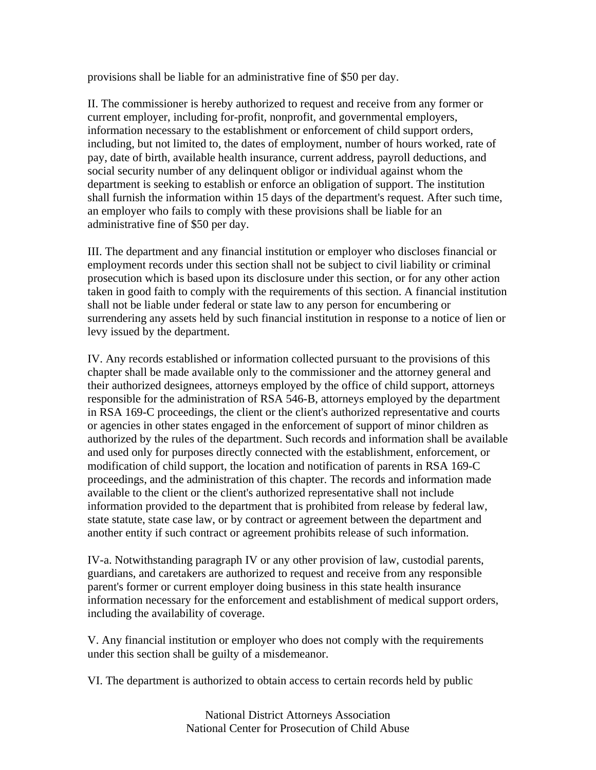provisions shall be liable for an administrative fine of $50 per day.

II. The commissioner is hereby authorized to request and receive from any former or current employer, including for-profit, nonprofit, and governmental employers, information necessary to the establishment or enforcement of child support orders, including, but not limited to, the dates of employment, number of hours worked, rate of pay, date of birth, available health insurance, current address, payroll deductions, and social security number of any delinquent obligor or individual against whom the department is seeking to establish or enforce an obligation of support. The institution shall furnish the information within 15 days of the department's request. After such time, an employer who fails to comply with these provisions shall be liable for an administrative fine of $50 per day.

III. The department and any financial institution or employer who discloses financial or employment records under this section shall not be subject to civil liability or criminal prosecution which is based upon its disclosure under this section, or for any other action taken in good faith to comply with the requirements of this section. A financial institution shall not be liable under federal or state law to any person for encumbering or surrendering any assets held by such financial institution in response to a notice of lien or levy issued by the department.

IV. Any records established or information collected pursuant to the provisions of this chapter shall be made available only to the commissioner and the attorney general and their authorized designees, attorneys employed by the office of child support, attorneys responsible for the administration of RSA 546-B, attorneys employed by the department in RSA 169-C proceedings, the client or the client's authorized representative and courts or agencies in other states engaged in the enforcement of support of minor children as authorized by the rules of the department. Such records and information shall be available and used only for purposes directly connected with the establishment, enforcement, or modification of child support, the location and notification of parents in RSA 169-C proceedings, and the administration of this chapter. The records and information made available to the client or the client's authorized representative shall not include information provided to the department that is prohibited from release by federal law, state statute, state case law, or by contract or agreement between the department and another entity if such contract or agreement prohibits release of such information.

IV-a. Notwithstanding paragraph IV or any other provision of law, custodial parents, guardians, and caretakers are authorized to request and receive from any responsible parent's former or current employer doing business in this state health insurance information necessary for the enforcement and establishment of medical support orders, including the availability of coverage.

V. Any financial institution or employer who does not comply with the requirements under this section shall be guilty of a misdemeanor.

VI. The department is authorized to obtain access to certain records held by public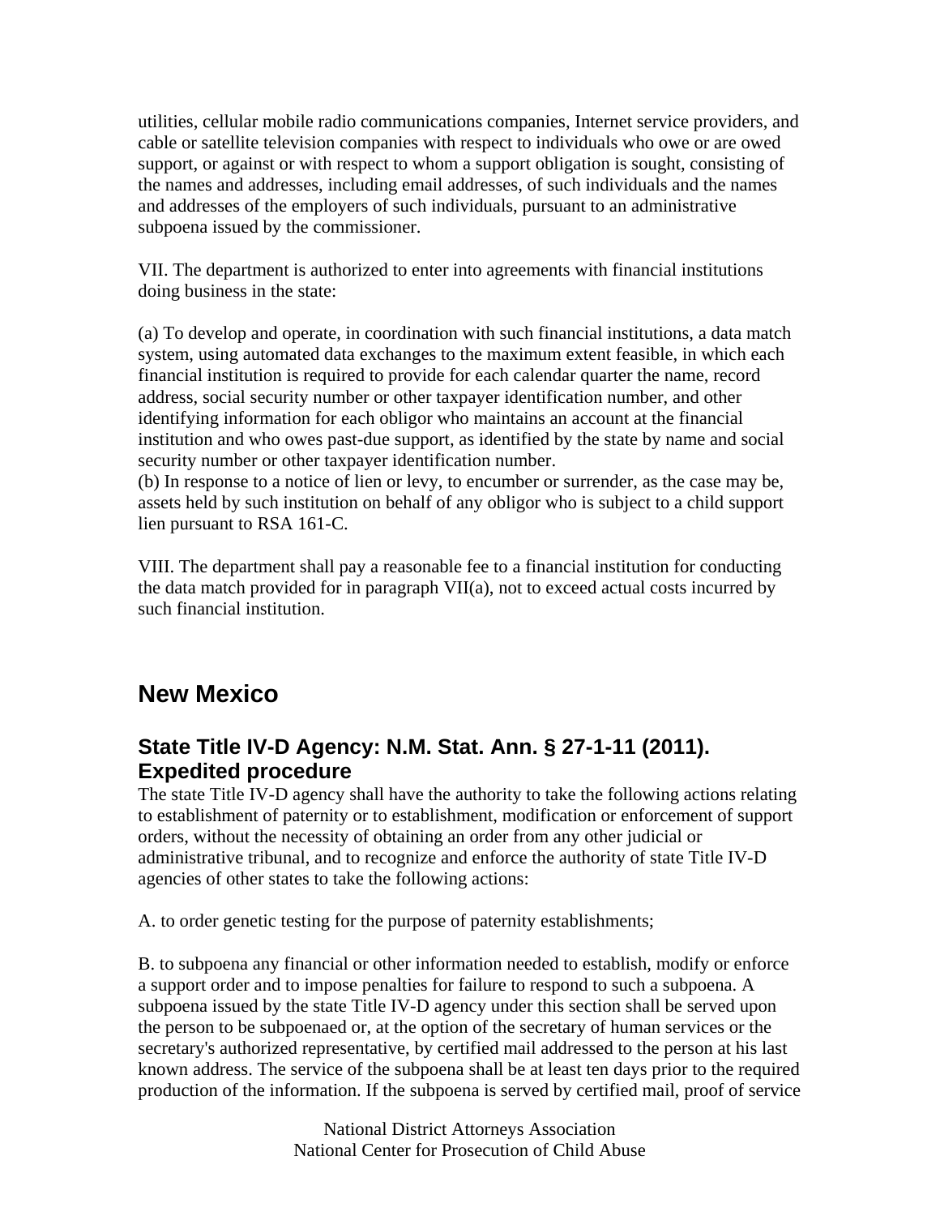utilities, cellular mobile radio communications companies, Internet service providers, and cable or satellite television companies with respect to individuals who owe or are owed support, or against or with respect to whom a support obligation is sought, consisting of the names and addresses, including email addresses, of such individuals and the names and addresses of the employers of such individuals, pursuant to an administrative subpoena issued by the commissioner.

VII. The department is authorized to enter into agreements with financial institutions doing business in the state:

(a) To develop and operate, in coordination with such financial institutions, a data match system, using automated data exchanges to the maximum extent feasible, in which each financial institution is required to provide for each calendar quarter the name, record address, social security number or other taxpayer identification number, and other identifying information for each obligor who maintains an account at the financial institution and who owes past-due support, as identified by the state by name and social security number or other taxpayer identification number.
(b) In response to a notice of lien or levy, to encumber or surrender, as the case may be, assets held by such institution on behalf of any obligor who is subject to a child support lien pursuant to RSA 161-C.

VIII. The department shall pay a reasonable fee to a financial institution for conducting the data match provided for in paragraph VII(a), not to exceed actual costs incurred by such financial institution.

## New Mexico

### State Title IV-D Agency: N.M. Stat. Ann. § 27-1-11 (2011). Expedited procedure

The state Title IV-D agency shall have the authority to take the following actions relating to establishment of paternity or to establishment, modification or enforcement of support orders, without the necessity of obtaining an order from any other judicial or administrative tribunal, and to recognize and enforce the authority of state Title IV-D agencies of other states to take the following actions:

A. to order genetic testing for the purpose of paternity establishments;

B. to subpoena any financial or other information needed to establish, modify or enforce a support order and to impose penalties for failure to respond to such a subpoena. A subpoena issued by the state Title IV-D agency under this section shall be served upon the person to be subpoenaed or, at the option of the secretary of human services or the secretary's authorized representative, by certified mail addressed to the person at his last known address. The service of the subpoena shall be at least ten days prior to the required production of the information. If the subpoena is served by certified mail, proof of service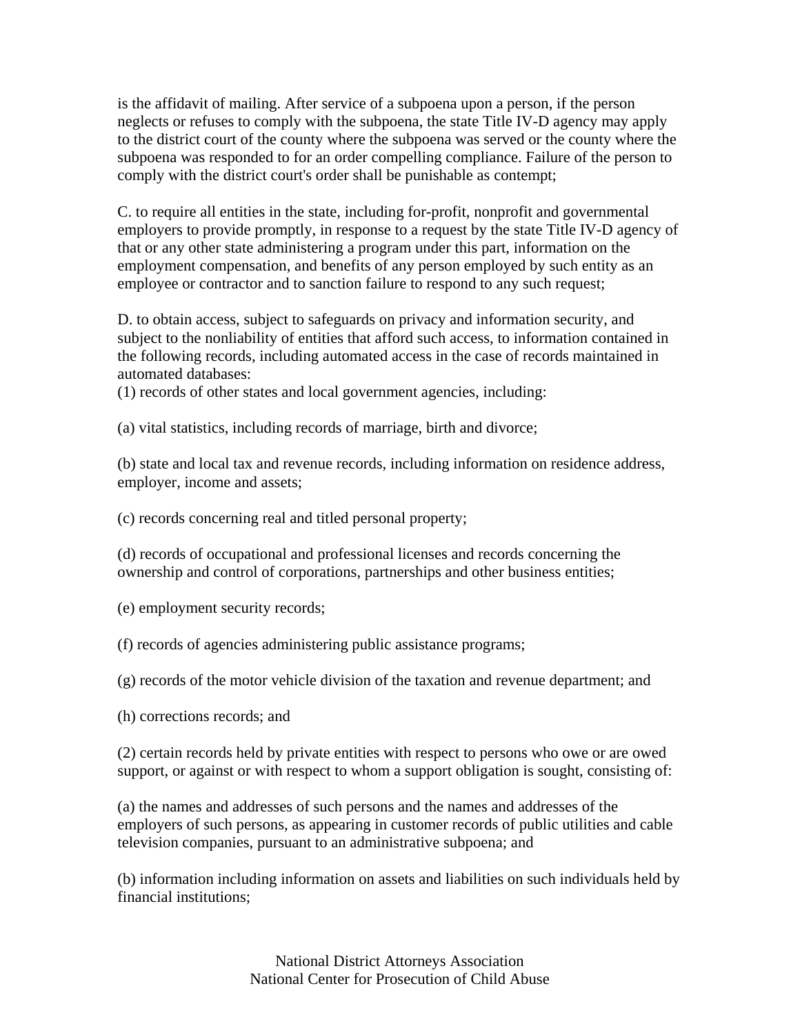is the affidavit of mailing. After service of a subpoena upon a person, if the person neglects or refuses to comply with the subpoena, the state Title IV-D agency may apply to the district court of the county where the subpoena was served or the county where the subpoena was responded to for an order compelling compliance. Failure of the person to comply with the district court's order shall be punishable as contempt;

C. to require all entities in the state, including for-profit, nonprofit and governmental employers to provide promptly, in response to a request by the state Title IV-D agency of that or any other state administering a program under this part, information on the employment compensation, and benefits of any person employed by such entity as an employee or contractor and to sanction failure to respond to any such request;

D. to obtain access, subject to safeguards on privacy and information security, and subject to the nonliability of entities that afford such access, to information contained in the following records, including automated access in the case of records maintained in automated databases:
(1) records of other states and local government agencies, including:

(a) vital statistics, including records of marriage, birth and divorce;

(b) state and local tax and revenue records, including information on residence address, employer, income and assets;

(c) records concerning real and titled personal property;

(d) records of occupational and professional licenses and records concerning the ownership and control of corporations, partnerships and other business entities;

(e) employment security records;

(f) records of agencies administering public assistance programs;

(g) records of the motor vehicle division of the taxation and revenue department; and

(h) corrections records; and

(2) certain records held by private entities with respect to persons who owe or are owed support, or against or with respect to whom a support obligation is sought, consisting of:

(a) the names and addresses of such persons and the names and addresses of the employers of such persons, as appearing in customer records of public utilities and cable television companies, pursuant to an administrative subpoena; and

(b) information including information on assets and liabilities on such individuals held by financial institutions;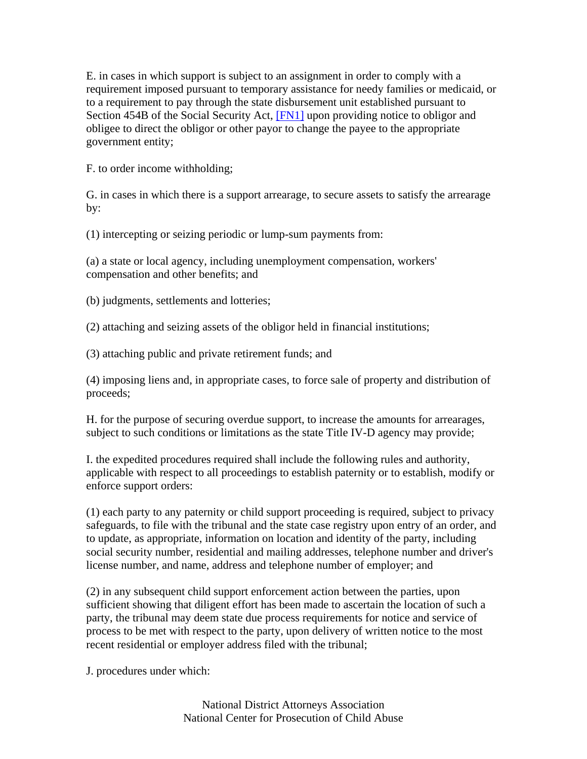E. in cases in which support is subject to an assignment in order to comply with a requirement imposed pursuant to temporary assistance for needy families or medicaid, or to a requirement to pay through the state disbursement unit established pursuant to Section 454B of the Social Security Act, [FN1] upon providing notice to obligor and obligee to direct the obligor or other payor to change the payee to the appropriate government entity;

F. to order income withholding;

G. in cases in which there is a support arrearage, to secure assets to satisfy the arrearage by:

(1) intercepting or seizing periodic or lump-sum payments from:

(a) a state or local agency, including unemployment compensation, workers' compensation and other benefits; and

(b) judgments, settlements and lotteries;

(2) attaching and seizing assets of the obligor held in financial institutions;

(3) attaching public and private retirement funds; and

(4) imposing liens and, in appropriate cases, to force sale of property and distribution of proceeds;

H. for the purpose of securing overdue support, to increase the amounts for arrearages, subject to such conditions or limitations as the state Title IV-D agency may provide;

I. the expedited procedures required shall include the following rules and authority, applicable with respect to all proceedings to establish paternity or to establish, modify or enforce support orders:

(1) each party to any paternity or child support proceeding is required, subject to privacy safeguards, to file with the tribunal and the state case registry upon entry of an order, and to update, as appropriate, information on location and identity of the party, including social security number, residential and mailing addresses, telephone number and driver's license number, and name, address and telephone number of employer; and

(2) in any subsequent child support enforcement action between the parties, upon sufficient showing that diligent effort has been made to ascertain the location of such a party, the tribunal may deem state due process requirements for notice and service of process to be met with respect to the party, upon delivery of written notice to the most recent residential or employer address filed with the tribunal;

J. procedures under which: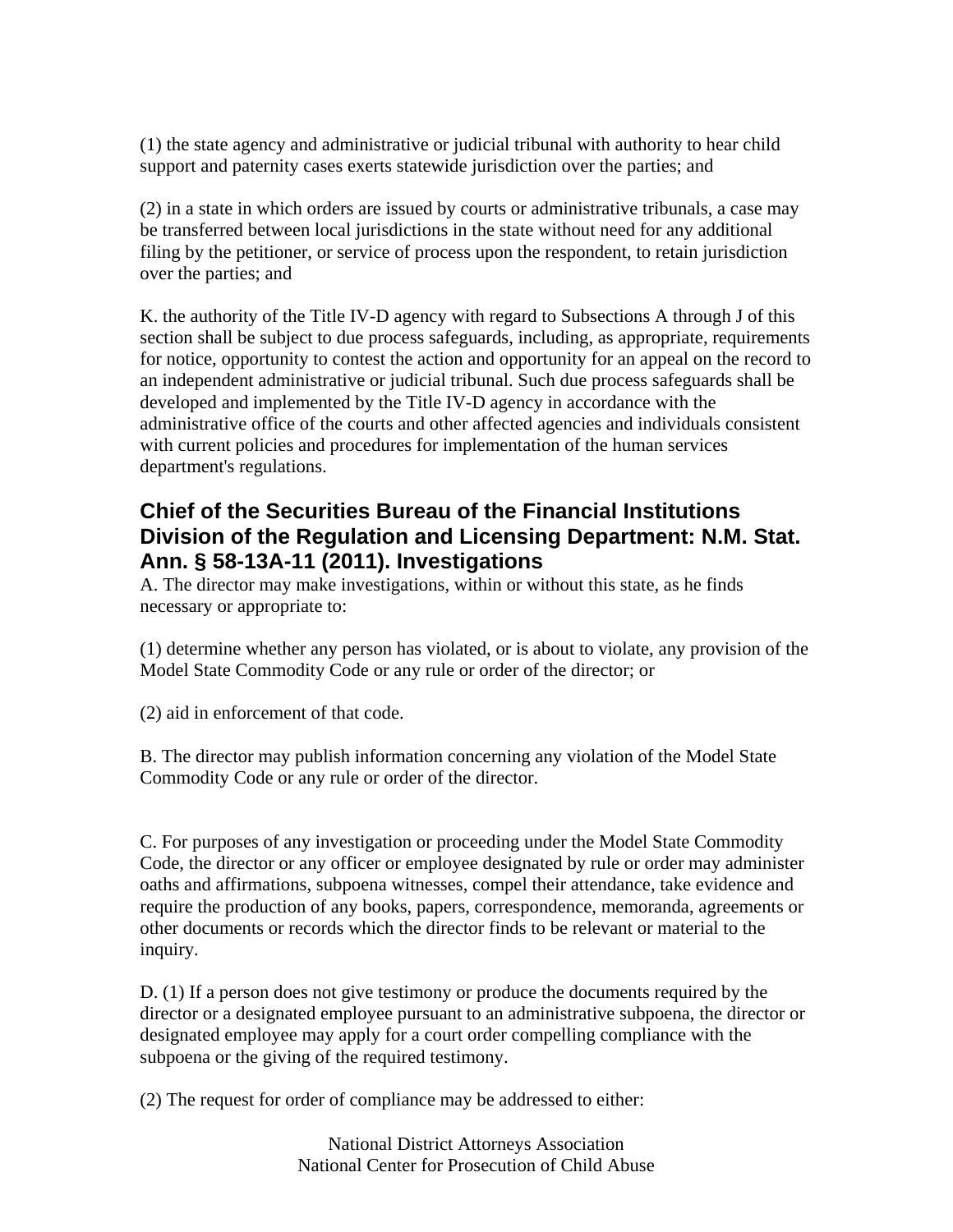(1) the state agency and administrative or judicial tribunal with authority to hear child support and paternity cases exerts statewide jurisdiction over the parties; and

(2) in a state in which orders are issued by courts or administrative tribunals, a case may be transferred between local jurisdictions in the state without need for any additional filing by the petitioner, or service of process upon the respondent, to retain jurisdiction over the parties; and

K. the authority of the Title IV-D agency with regard to Subsections A through J of this section shall be subject to due process safeguards, including, as appropriate, requirements for notice, opportunity to contest the action and opportunity for an appeal on the record to an independent administrative or judicial tribunal. Such due process safeguards shall be developed and implemented by the Title IV-D agency in accordance with the administrative office of the courts and other affected agencies and individuals consistent with current policies and procedures for implementation of the human services department's regulations.

## Chief of the Securities Bureau of the Financial Institutions Division of the Regulation and Licensing Department: N.M. Stat. Ann. § 58-13A-11 (2011). Investigations

A. The director may make investigations, within or without this state, as he finds necessary or appropriate to:

(1) determine whether any person has violated, or is about to violate, any provision of the Model State Commodity Code or any rule or order of the director; or

(2) aid in enforcement of that code.

B. The director may publish information concerning any violation of the Model State Commodity Code or any rule or order of the director.

C. For purposes of any investigation or proceeding under the Model State Commodity Code, the director or any officer or employee designated by rule or order may administer oaths and affirmations, subpoena witnesses, compel their attendance, take evidence and require the production of any books, papers, correspondence, memoranda, agreements or other documents or records which the director finds to be relevant or material to the inquiry.

D. (1) If a person does not give testimony or produce the documents required by the director or a designated employee pursuant to an administrative subpoena, the director or designated employee may apply for a court order compelling compliance with the subpoena or the giving of the required testimony.

(2) The request for order of compliance may be addressed to either: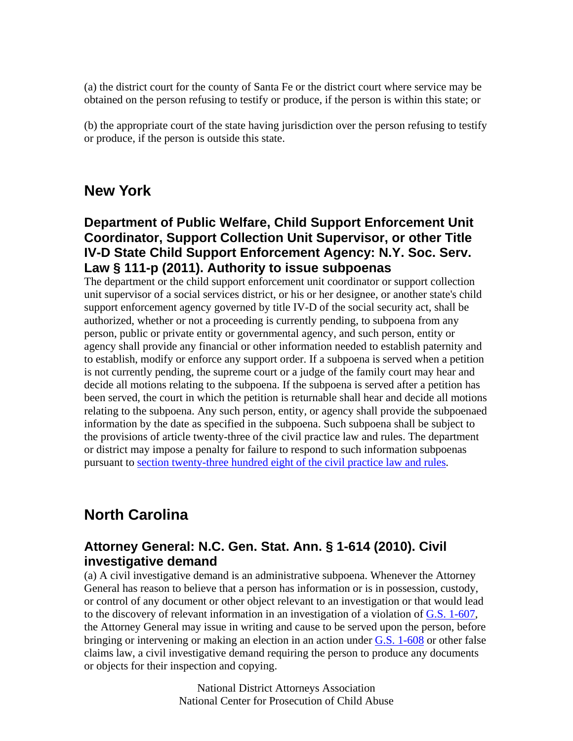(a) the district court for the county of Santa Fe or the district court where service may be obtained on the person refusing to testify or produce, if the person is within this state; or

(b) the appropriate court of the state having jurisdiction over the person refusing to testify or produce, if the person is outside this state.

## New York

### Department of Public Welfare, Child Support Enforcement Unit Coordinator, Support Collection Unit Supervisor, or other Title IV-D State Child Support Enforcement Agency: N.Y. Soc. Serv. Law § 111-p (2011). Authority to issue subpoenas

The department or the child support enforcement unit coordinator or support collection unit supervisor of a social services district, or his or her designee, or another state's child support enforcement agency governed by title IV-D of the social security act, shall be authorized, whether or not a proceeding is currently pending, to subpoena from any person, public or private entity or governmental agency, and such person, entity or agency shall provide any financial or other information needed to establish paternity and to establish, modify or enforce any support order. If a subpoena is served when a petition is not currently pending, the supreme court or a judge of the family court may hear and decide all motions relating to the subpoena. If the subpoena is served after a petition has been served, the court in which the petition is returnable shall hear and decide all motions relating to the subpoena. Any such person, entity, or agency shall provide the subpoenaed information by the date as specified in the subpoena. Such subpoena shall be subject to the provisions of article twenty-three of the civil practice law and rules. The department or district may impose a penalty for failure to respond to such information subpoenas pursuant to section twenty-three hundred eight of the civil practice law and rules.

## North Carolina

### Attorney General: N.C. Gen. Stat. Ann. § 1-614 (2010). Civil investigative demand

(a) A civil investigative demand is an administrative subpoena. Whenever the Attorney General has reason to believe that a person has information or is in possession, custody, or control of any document or other object relevant to an investigation or that would lead to the discovery of relevant information in an investigation of a violation of G.S. 1-607, the Attorney General may issue in writing and cause to be served upon the person, before bringing or intervening or making an election in an action under G.S. 1-608 or other false claims law, a civil investigative demand requiring the person to produce any documents or objects for their inspection and copying.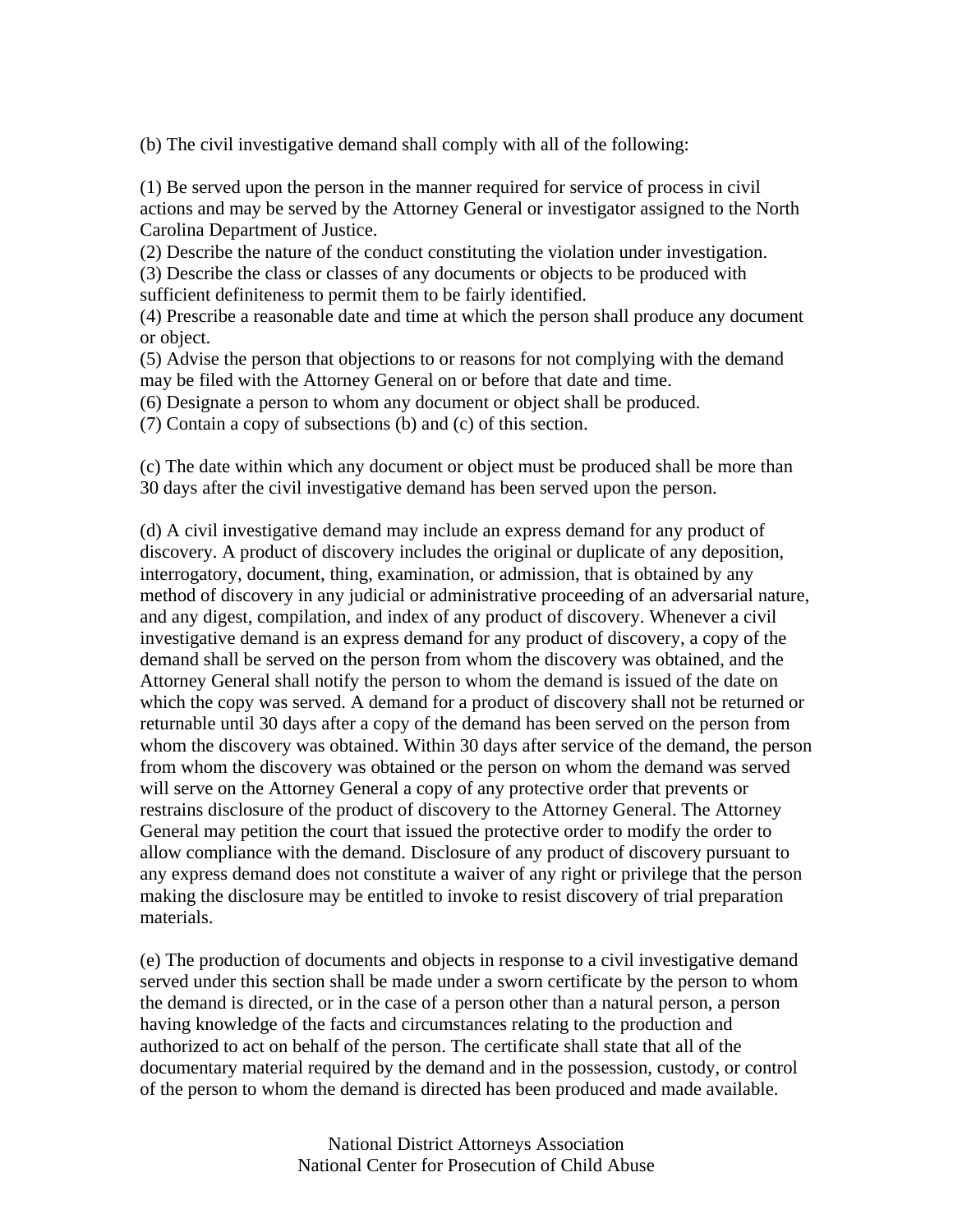(b) The civil investigative demand shall comply with all of the following:

(1) Be served upon the person in the manner required for service of process in civil actions and may be served by the Attorney General or investigator assigned to the North Carolina Department of Justice.
(2) Describe the nature of the conduct constituting the violation under investigation.
(3) Describe the class or classes of any documents or objects to be produced with sufficient definiteness to permit them to be fairly identified.
(4) Prescribe a reasonable date and time at which the person shall produce any document or object.
(5) Advise the person that objections to or reasons for not complying with the demand may be filed with the Attorney General on or before that date and time.
(6) Designate a person to whom any document or object shall be produced.
(7) Contain a copy of subsections (b) and (c) of this section.

(c) The date within which any document or object must be produced shall be more than 30 days after the civil investigative demand has been served upon the person.

(d) A civil investigative demand may include an express demand for any product of discovery. A product of discovery includes the original or duplicate of any deposition, interrogatory, document, thing, examination, or admission, that is obtained by any method of discovery in any judicial or administrative proceeding of an adversarial nature, and any digest, compilation, and index of any product of discovery. Whenever a civil investigative demand is an express demand for any product of discovery, a copy of the demand shall be served on the person from whom the discovery was obtained, and the Attorney General shall notify the person to whom the demand is issued of the date on which the copy was served. A demand for a product of discovery shall not be returned or returnable until 30 days after a copy of the demand has been served on the person from whom the discovery was obtained. Within 30 days after service of the demand, the person from whom the discovery was obtained or the person on whom the demand was served will serve on the Attorney General a copy of any protective order that prevents or restrains disclosure of the product of discovery to the Attorney General. The Attorney General may petition the court that issued the protective order to modify the order to allow compliance with the demand. Disclosure of any product of discovery pursuant to any express demand does not constitute a waiver of any right or privilege that the person making the disclosure may be entitled to invoke to resist discovery of trial preparation materials.

(e) The production of documents and objects in response to a civil investigative demand served under this section shall be made under a sworn certificate by the person to whom the demand is directed, or in the case of a person other than a natural person, a person having knowledge of the facts and circumstances relating to the production and authorized to act on behalf of the person. The certificate shall state that all of the documentary material required by the demand and in the possession, custody, or control of the person to whom the demand is directed has been produced and made available.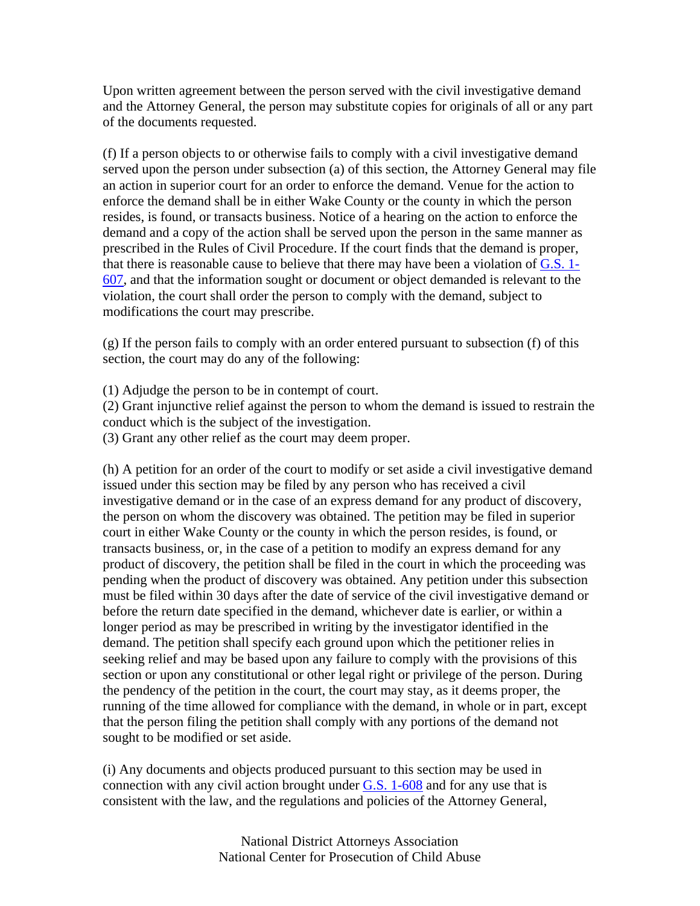Upon written agreement between the person served with the civil investigative demand and the Attorney General, the person may substitute copies for originals of all or any part of the documents requested.

(f) If a person objects to or otherwise fails to comply with a civil investigative demand served upon the person under subsection (a) of this section, the Attorney General may file an action in superior court for an order to enforce the demand. Venue for the action to enforce the demand shall be in either Wake County or the county in which the person resides, is found, or transacts business. Notice of a hearing on the action to enforce the demand and a copy of the action shall be served upon the person in the same manner as prescribed in the Rules of Civil Procedure. If the court finds that the demand is proper, that there is reasonable cause to believe that there may have been a violation of G.S. 1-607, and that the information sought or document or object demanded is relevant to the violation, the court shall order the person to comply with the demand, subject to modifications the court may prescribe.

(g) If the person fails to comply with an order entered pursuant to subsection (f) of this section, the court may do any of the following:

(1) Adjudge the person to be in contempt of court.
(2) Grant injunctive relief against the person to whom the demand is issued to restrain the conduct which is the subject of the investigation.
(3) Grant any other relief as the court may deem proper.

(h) A petition for an order of the court to modify or set aside a civil investigative demand issued under this section may be filed by any person who has received a civil investigative demand or in the case of an express demand for any product of discovery, the person on whom the discovery was obtained. The petition may be filed in superior court in either Wake County or the county in which the person resides, is found, or transacts business, or, in the case of a petition to modify an express demand for any product of discovery, the petition shall be filed in the court in which the proceeding was pending when the product of discovery was obtained. Any petition under this subsection must be filed within 30 days after the date of service of the civil investigative demand or before the return date specified in the demand, whichever date is earlier, or within a longer period as may be prescribed in writing by the investigator identified in the demand. The petition shall specify each ground upon which the petitioner relies in seeking relief and may be based upon any failure to comply with the provisions of this section or upon any constitutional or other legal right or privilege of the person. During the pendency of the petition in the court, the court may stay, as it deems proper, the running of the time allowed for compliance with the demand, in whole or in part, except that the person filing the petition shall comply with any portions of the demand not sought to be modified or set aside.

(i) Any documents and objects produced pursuant to this section may be used in connection with any civil action brought under G.S. 1-608 and for any use that is consistent with the law, and the regulations and policies of the Attorney General,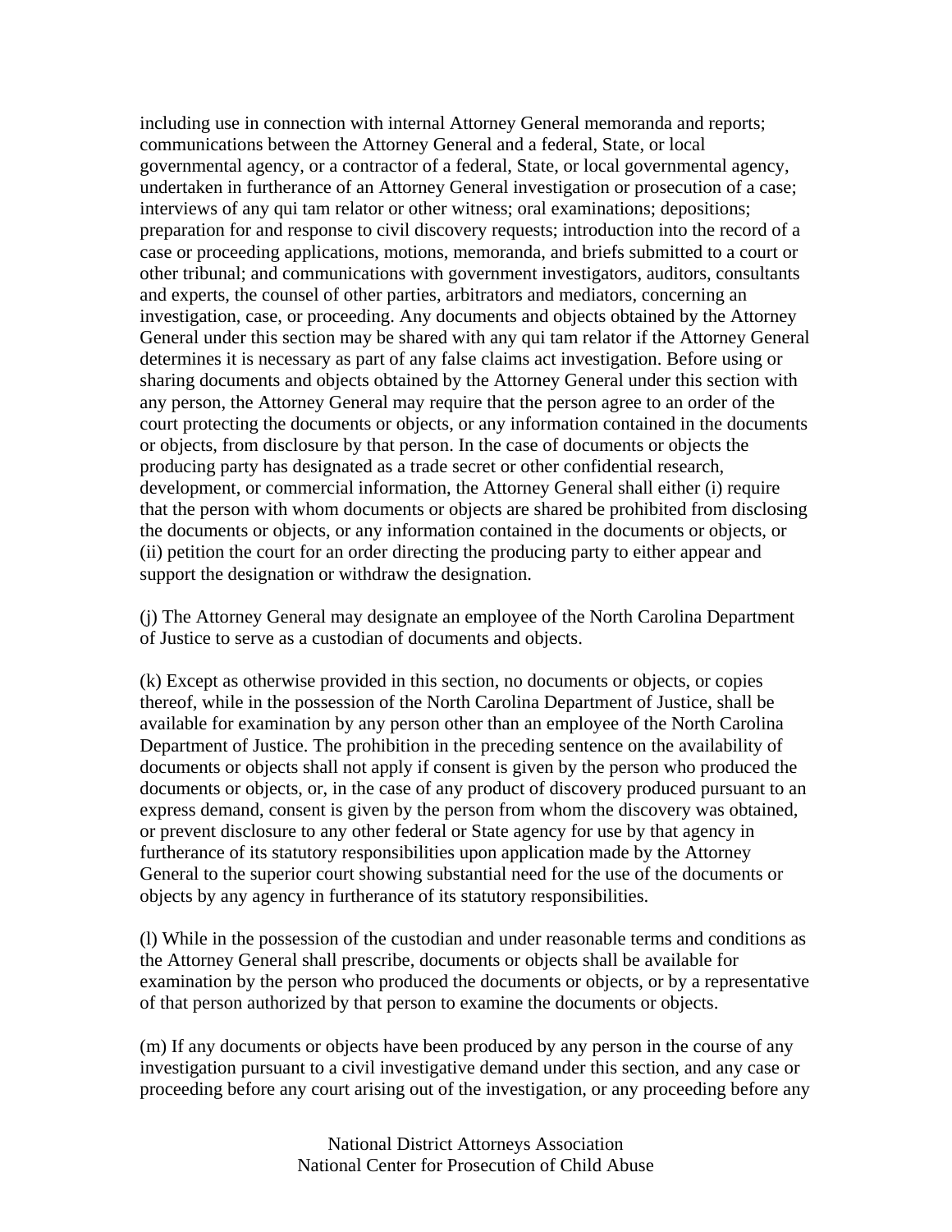including use in connection with internal Attorney General memoranda and reports; communications between the Attorney General and a federal, State, or local governmental agency, or a contractor of a federal, State, or local governmental agency, undertaken in furtherance of an Attorney General investigation or prosecution of a case; interviews of any qui tam relator or other witness; oral examinations; depositions; preparation for and response to civil discovery requests; introduction into the record of a case or proceeding applications, motions, memoranda, and briefs submitted to a court or other tribunal; and communications with government investigators, auditors, consultants and experts, the counsel of other parties, arbitrators and mediators, concerning an investigation, case, or proceeding. Any documents and objects obtained by the Attorney General under this section may be shared with any qui tam relator if the Attorney General determines it is necessary as part of any false claims act investigation. Before using or sharing documents and objects obtained by the Attorney General under this section with any person, the Attorney General may require that the person agree to an order of the court protecting the documents or objects, or any information contained in the documents or objects, from disclosure by that person. In the case of documents or objects the producing party has designated as a trade secret or other confidential research, development, or commercial information, the Attorney General shall either (i) require that the person with whom documents or objects are shared be prohibited from disclosing the documents or objects, or any information contained in the documents or objects, or (ii) petition the court for an order directing the producing party to either appear and support the designation or withdraw the designation.

(j) The Attorney General may designate an employee of the North Carolina Department of Justice to serve as a custodian of documents and objects.

(k) Except as otherwise provided in this section, no documents or objects, or copies thereof, while in the possession of the North Carolina Department of Justice, shall be available for examination by any person other than an employee of the North Carolina Department of Justice. The prohibition in the preceding sentence on the availability of documents or objects shall not apply if consent is given by the person who produced the documents or objects, or, in the case of any product of discovery produced pursuant to an express demand, consent is given by the person from whom the discovery was obtained, or prevent disclosure to any other federal or State agency for use by that agency in furtherance of its statutory responsibilities upon application made by the Attorney General to the superior court showing substantial need for the use of the documents or objects by any agency in furtherance of its statutory responsibilities.

(l) While in the possession of the custodian and under reasonable terms and conditions as the Attorney General shall prescribe, documents or objects shall be available for examination by the person who produced the documents or objects, or by a representative of that person authorized by that person to examine the documents or objects.

(m) If any documents or objects have been produced by any person in the course of any investigation pursuant to a civil investigative demand under this section, and any case or proceeding before any court arising out of the investigation, or any proceeding before any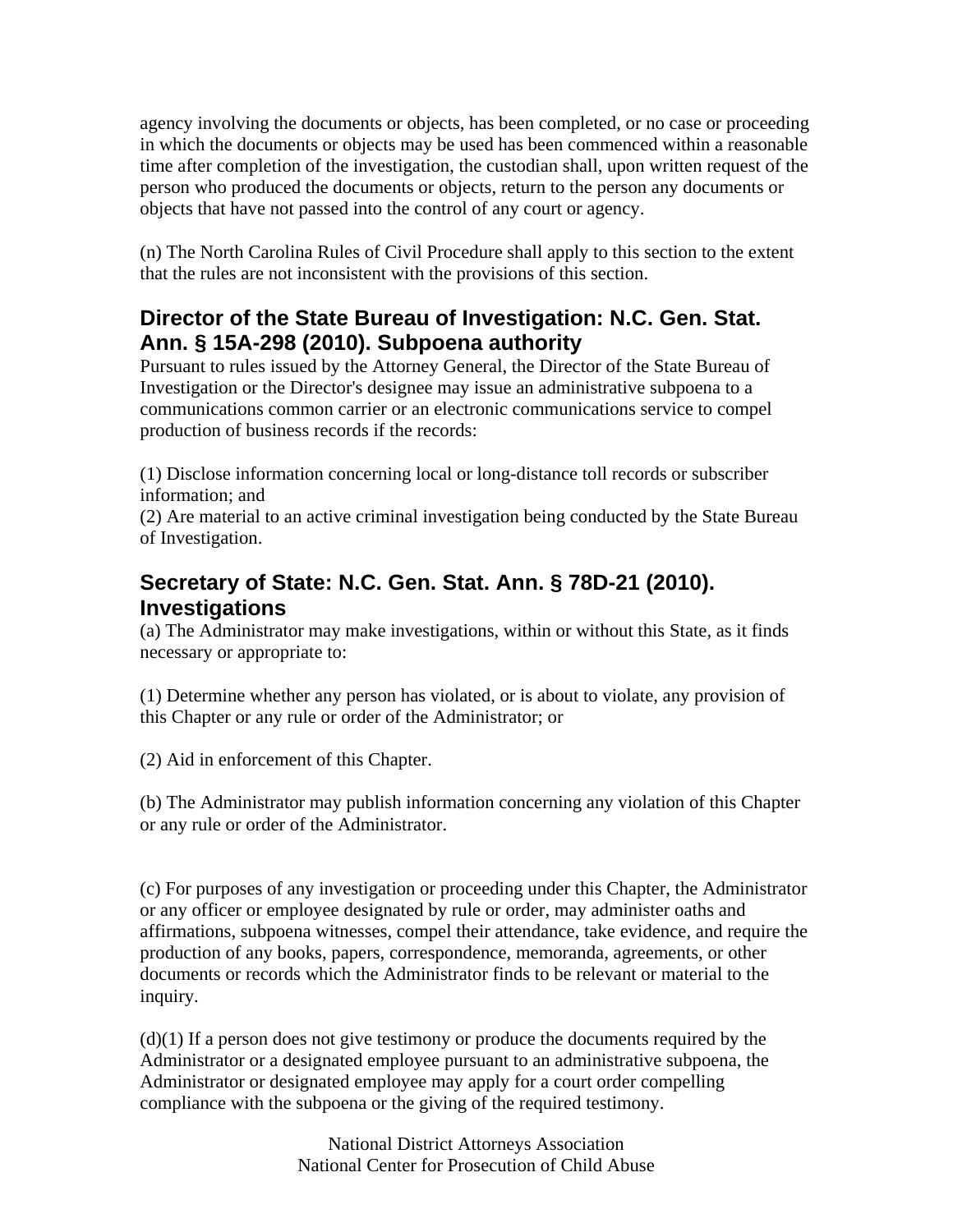agency involving the documents or objects, has been completed, or no case or proceeding in which the documents or objects may be used has been commenced within a reasonable time after completion of the investigation, the custodian shall, upon written request of the person who produced the documents or objects, return to the person any documents or objects that have not passed into the control of any court or agency.

(n) The North Carolina Rules of Civil Procedure shall apply to this section to the extent that the rules are not inconsistent with the provisions of this section.

## Director of the State Bureau of Investigation: N.C. Gen. Stat. Ann. § 15A-298 (2010). Subpoena authority

Pursuant to rules issued by the Attorney General, the Director of the State Bureau of Investigation or the Director's designee may issue an administrative subpoena to a communications common carrier or an electronic communications service to compel production of business records if the records:

(1) Disclose information concerning local or long-distance toll records or subscriber information; and
(2) Are material to an active criminal investigation being conducted by the State Bureau of Investigation.

## Secretary of State: N.C. Gen. Stat. Ann. § 78D-21 (2010). Investigations

(a) The Administrator may make investigations, within or without this State, as it finds necessary or appropriate to:

(1) Determine whether any person has violated, or is about to violate, any provision of this Chapter or any rule or order of the Administrator; or

(2) Aid in enforcement of this Chapter.

(b) The Administrator may publish information concerning any violation of this Chapter or any rule or order of the Administrator.

(c) For purposes of any investigation or proceeding under this Chapter, the Administrator or any officer or employee designated by rule or order, may administer oaths and affirmations, subpoena witnesses, compel their attendance, take evidence, and require the production of any books, papers, correspondence, memoranda, agreements, or other documents or records which the Administrator finds to be relevant or material to the inquiry.

(d)(1) If a person does not give testimony or produce the documents required by the Administrator or a designated employee pursuant to an administrative subpoena, the Administrator or designated employee may apply for a court order compelling compliance with the subpoena or the giving of the required testimony.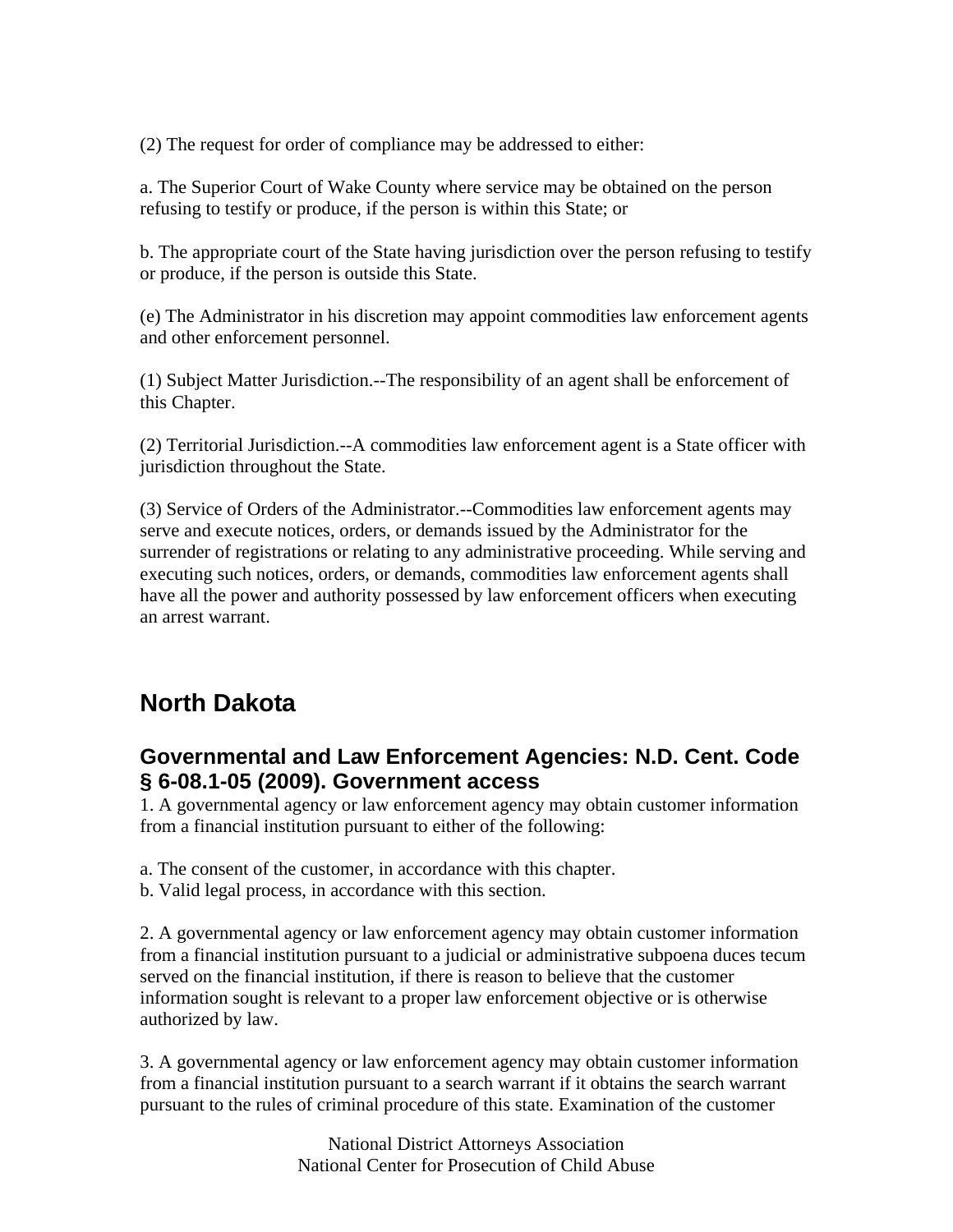(2) The request for order of compliance may be addressed to either:

a. The Superior Court of Wake County where service may be obtained on the person refusing to testify or produce, if the person is within this State; or

b. The appropriate court of the State having jurisdiction over the person refusing to testify or produce, if the person is outside this State.

(e) The Administrator in his discretion may appoint commodities law enforcement agents and other enforcement personnel.

(1) Subject Matter Jurisdiction.--The responsibility of an agent shall be enforcement of this Chapter.

(2) Territorial Jurisdiction.--A commodities law enforcement agent is a State officer with jurisdiction throughout the State.

(3) Service of Orders of the Administrator.--Commodities law enforcement agents may serve and execute notices, orders, or demands issued by the Administrator for the surrender of registrations or relating to any administrative proceeding. While serving and executing such notices, orders, or demands, commodities law enforcement agents shall have all the power and authority possessed by law enforcement officers when executing an arrest warrant.

## North Dakota

### Governmental and Law Enforcement Agencies: N.D. Cent. Code § 6-08.1-05 (2009). Government access

1. A governmental agency or law enforcement agency may obtain customer information from a financial institution pursuant to either of the following:

a. The consent of the customer, in accordance with this chapter.
b. Valid legal process, in accordance with this section.

2. A governmental agency or law enforcement agency may obtain customer information from a financial institution pursuant to a judicial or administrative subpoena duces tecum served on the financial institution, if there is reason to believe that the customer information sought is relevant to a proper law enforcement objective or is otherwise authorized by law.

3. A governmental agency or law enforcement agency may obtain customer information from a financial institution pursuant to a search warrant if it obtains the search warrant pursuant to the rules of criminal procedure of this state. Examination of the customer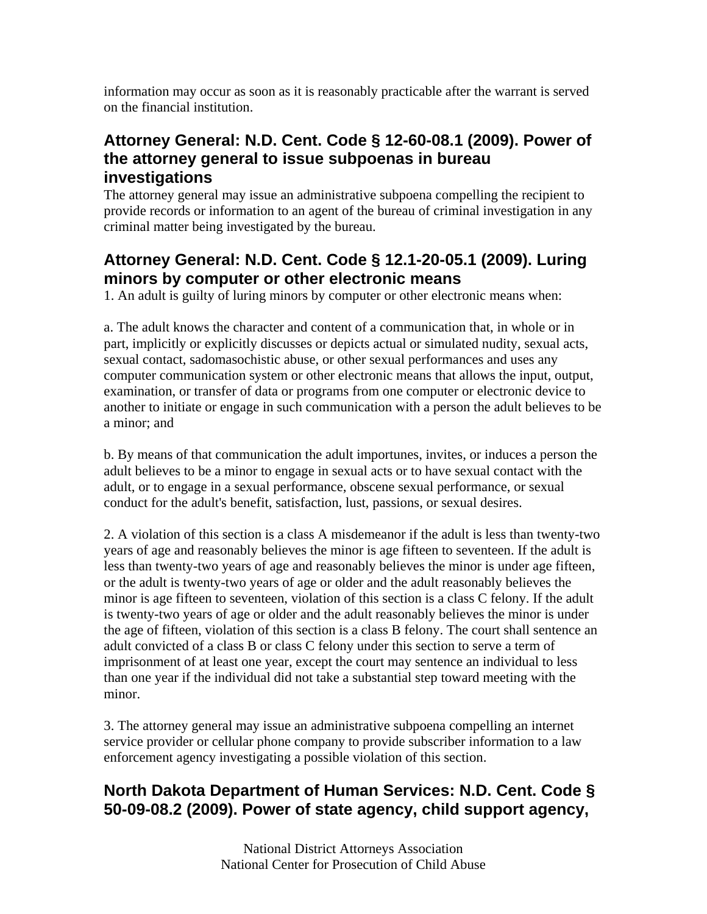information may occur as soon as it is reasonably practicable after the warrant is served on the financial institution.

## Attorney General: N.D. Cent. Code § 12-60-08.1 (2009). Power of the attorney general to issue subpoenas in bureau investigations

The attorney general may issue an administrative subpoena compelling the recipient to provide records or information to an agent of the bureau of criminal investigation in any criminal matter being investigated by the bureau.

## Attorney General: N.D. Cent. Code § 12.1-20-05.1 (2009). Luring minors by computer or other electronic means

1. An adult is guilty of luring minors by computer or other electronic means when:

a. The adult knows the character and content of a communication that, in whole or in part, implicitly or explicitly discusses or depicts actual or simulated nudity, sexual acts, sexual contact, sadomasochistic abuse, or other sexual performances and uses any computer communication system or other electronic means that allows the input, output, examination, or transfer of data or programs from one computer or electronic device to another to initiate or engage in such communication with a person the adult believes to be a minor; and

b. By means of that communication the adult importunes, invites, or induces a person the adult believes to be a minor to engage in sexual acts or to have sexual contact with the adult, or to engage in a sexual performance, obscene sexual performance, or sexual conduct for the adult's benefit, satisfaction, lust, passions, or sexual desires.

2. A violation of this section is a class A misdemeanor if the adult is less than twenty-two years of age and reasonably believes the minor is age fifteen to seventeen. If the adult is less than twenty-two years of age and reasonably believes the minor is under age fifteen, or the adult is twenty-two years of age or older and the adult reasonably believes the minor is age fifteen to seventeen, violation of this section is a class C felony. If the adult is twenty-two years of age or older and the adult reasonably believes the minor is under the age of fifteen, violation of this section is a class B felony. The court shall sentence an adult convicted of a class B or class C felony under this section to serve a term of imprisonment of at least one year, except the court may sentence an individual to less than one year if the individual did not take a substantial step toward meeting with the minor.

3. The attorney general may issue an administrative subpoena compelling an internet service provider or cellular phone company to provide subscriber information to a law enforcement agency investigating a possible violation of this section.

## North Dakota Department of Human Services: N.D. Cent. Code § 50-09-08.2 (2009). Power of state agency, child support agency,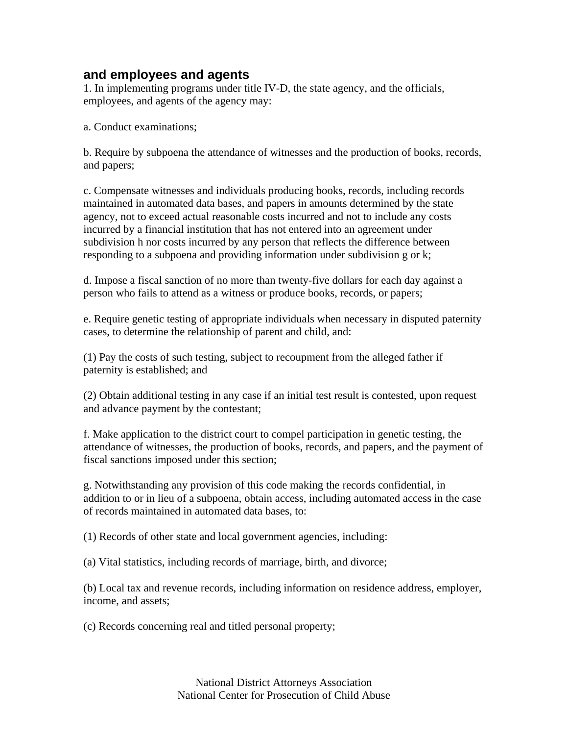## and employees and agents

1. In implementing programs under title IV-D, the state agency, and the officials, employees, and agents of the agency may:

a. Conduct examinations;

b. Require by subpoena the attendance of witnesses and the production of books, records, and papers;

c. Compensate witnesses and individuals producing books, records, including records maintained in automated data bases, and papers in amounts determined by the state agency, not to exceed actual reasonable costs incurred and not to include any costs incurred by a financial institution that has not entered into an agreement under subdivision h nor costs incurred by any person that reflects the difference between responding to a subpoena and providing information under subdivision g or k;

d. Impose a fiscal sanction of no more than twenty-five dollars for each day against a person who fails to attend as a witness or produce books, records, or papers;

e. Require genetic testing of appropriate individuals when necessary in disputed paternity cases, to determine the relationship of parent and child, and:

(1) Pay the costs of such testing, subject to recoupment from the alleged father if paternity is established; and

(2) Obtain additional testing in any case if an initial test result is contested, upon request and advance payment by the contestant;

f. Make application to the district court to compel participation in genetic testing, the attendance of witnesses, the production of books, records, and papers, and the payment of fiscal sanctions imposed under this section;

g. Notwithstanding any provision of this code making the records confidential, in addition to or in lieu of a subpoena, obtain access, including automated access in the case of records maintained in automated data bases, to:

(1) Records of other state and local government agencies, including:

(a) Vital statistics, including records of marriage, birth, and divorce;

(b) Local tax and revenue records, including information on residence address, employer, income, and assets;

(c) Records concerning real and titled personal property;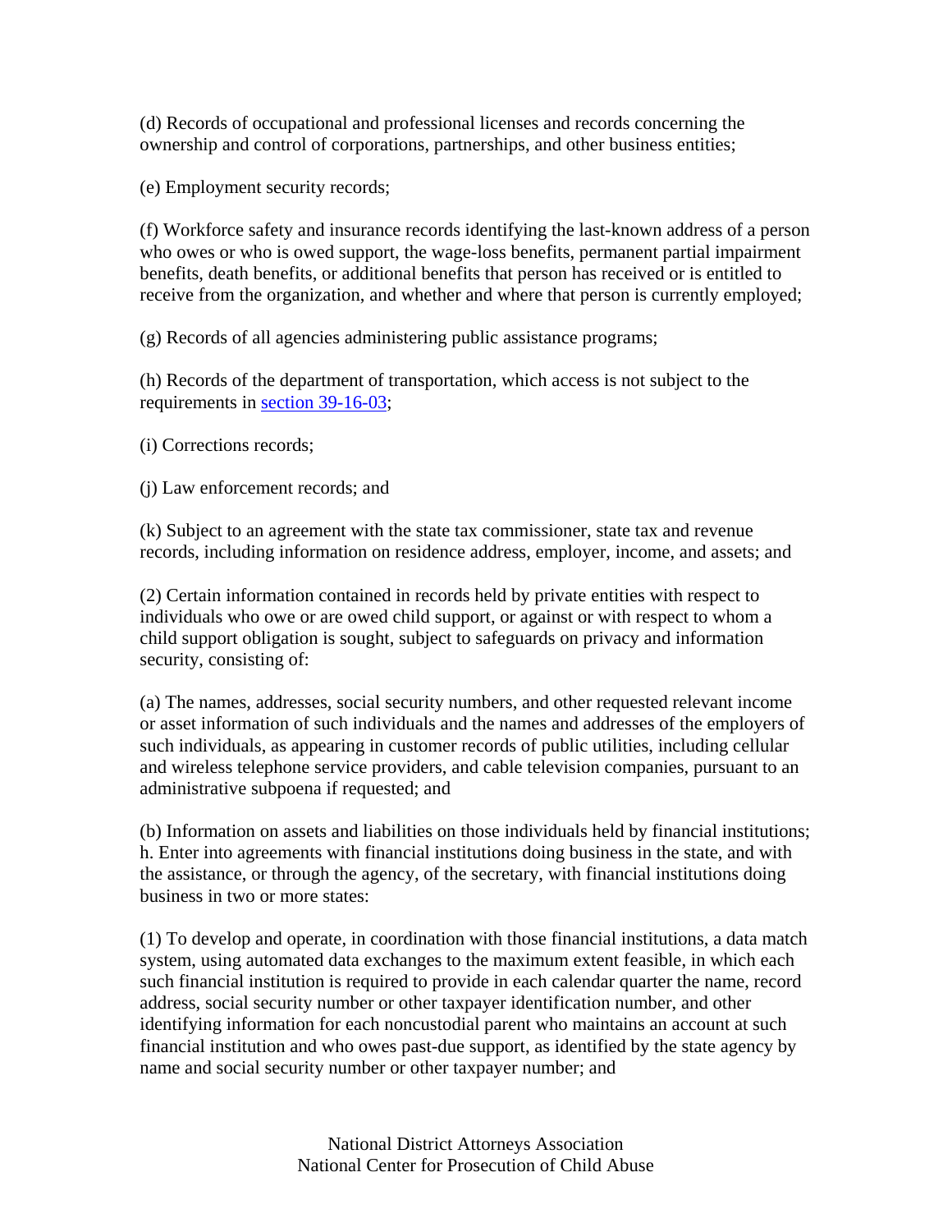(d) Records of occupational and professional licenses and records concerning the ownership and control of corporations, partnerships, and other business entities;

(e) Employment security records;

(f) Workforce safety and insurance records identifying the last-known address of a person who owes or who is owed support, the wage-loss benefits, permanent partial impairment benefits, death benefits, or additional benefits that person has received or is entitled to receive from the organization, and whether and where that person is currently employed;

(g) Records of all agencies administering public assistance programs;

(h) Records of the department of transportation, which access is not subject to the requirements in section 39-16-03;

(i) Corrections records;

(j) Law enforcement records; and

(k) Subject to an agreement with the state tax commissioner, state tax and revenue records, including information on residence address, employer, income, and assets; and

(2) Certain information contained in records held by private entities with respect to individuals who owe or are owed child support, or against or with respect to whom a child support obligation is sought, subject to safeguards on privacy and information security, consisting of:

(a) The names, addresses, social security numbers, and other requested relevant income or asset information of such individuals and the names and addresses of the employers of such individuals, as appearing in customer records of public utilities, including cellular and wireless telephone service providers, and cable television companies, pursuant to an administrative subpoena if requested; and

(b) Information on assets and liabilities on those individuals held by financial institutions;
h. Enter into agreements with financial institutions doing business in the state, and with the assistance, or through the agency, of the secretary, with financial institutions doing business in two or more states:

(1) To develop and operate, in coordination with those financial institutions, a data match system, using automated data exchanges to the maximum extent feasible, in which each such financial institution is required to provide in each calendar quarter the name, record address, social security number or other taxpayer identification number, and other identifying information for each noncustodial parent who maintains an account at such financial institution and who owes past-due support, as identified by the state agency by name and social security number or other taxpayer number; and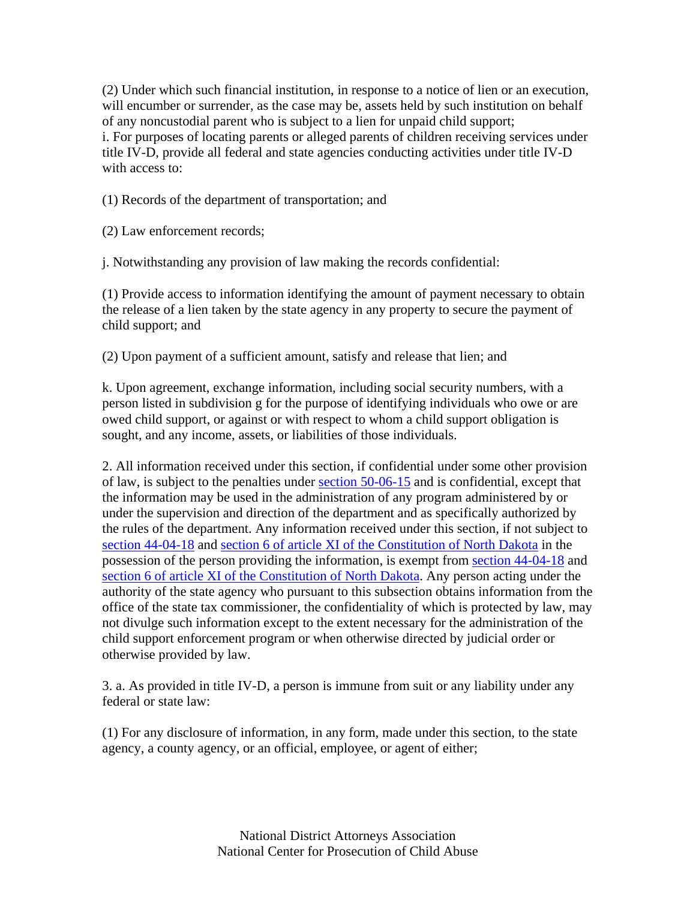(2) Under which such financial institution, in response to a notice of lien or an execution, will encumber or surrender, as the case may be, assets held by such institution on behalf of any noncustodial parent who is subject to a lien for unpaid child support;
i. For purposes of locating parents or alleged parents of children receiving services under title IV-D, provide all federal and state agencies conducting activities under title IV-D with access to:

(1) Records of the department of transportation; and

(2) Law enforcement records;

j. Notwithstanding any provision of law making the records confidential:

(1) Provide access to information identifying the amount of payment necessary to obtain the release of a lien taken by the state agency in any property to secure the payment of child support; and

(2) Upon payment of a sufficient amount, satisfy and release that lien; and

k. Upon agreement, exchange information, including social security numbers, with a person listed in subdivision g for the purpose of identifying individuals who owe or are owed child support, or against or with respect to whom a child support obligation is sought, and any income, assets, or liabilities of those individuals.

2. All information received under this section, if confidential under some other provision of law, is subject to the penalties under section 50-06-15 and is confidential, except that the information may be used in the administration of any program administered by or under the supervision and direction of the department and as specifically authorized by the rules of the department. Any information received under this section, if not subject to section 44-04-18 and section 6 of article XI of the Constitution of North Dakota in the possession of the person providing the information, is exempt from section 44-04-18 and section 6 of article XI of the Constitution of North Dakota. Any person acting under the authority of the state agency who pursuant to this subsection obtains information from the office of the state tax commissioner, the confidentiality of which is protected by law, may not divulge such information except to the extent necessary for the administration of the child support enforcement program or when otherwise directed by judicial order or otherwise provided by law.

3. a. As provided in title IV-D, a person is immune from suit or any liability under any federal or state law:

(1) For any disclosure of information, in any form, made under this section, to the state agency, a county agency, or an official, employee, or agent of either;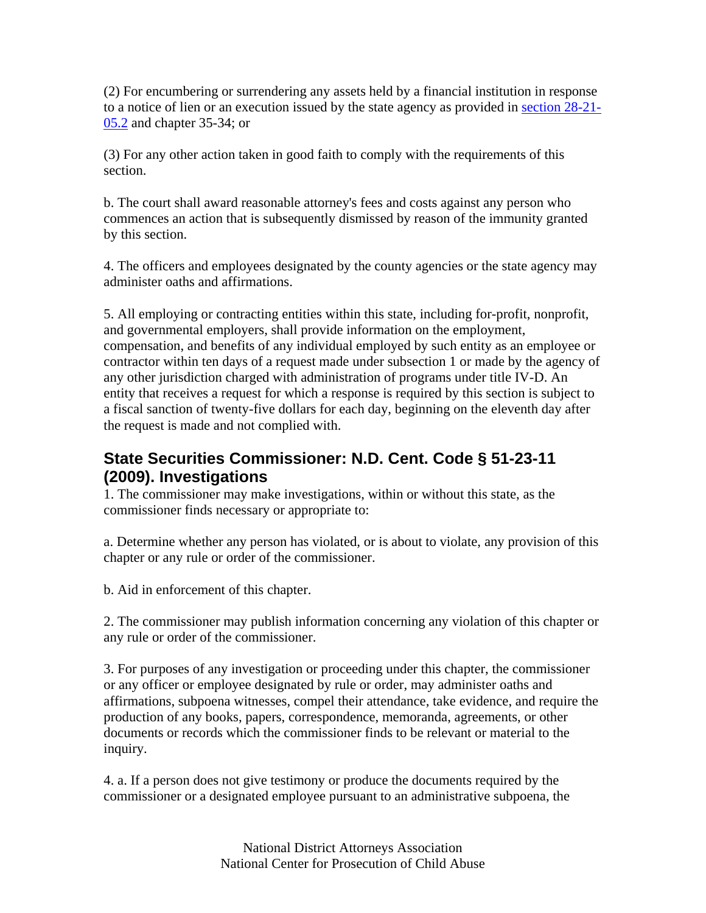(2) For encumbering or surrendering any assets held by a financial institution in response to a notice of lien or an execution issued by the state agency as provided in section 28-21-05.2 and chapter 35-34; or

(3) For any other action taken in good faith to comply with the requirements of this section.

b. The court shall award reasonable attorney's fees and costs against any person who commences an action that is subsequently dismissed by reason of the immunity granted by this section.

4. The officers and employees designated by the county agencies or the state agency may administer oaths and affirmations.

5. All employing or contracting entities within this state, including for-profit, nonprofit, and governmental employers, shall provide information on the employment, compensation, and benefits of any individual employed by such entity as an employee or contractor within ten days of a request made under subsection 1 or made by the agency of any other jurisdiction charged with administration of programs under title IV-D. An entity that receives a request for which a response is required by this section is subject to a fiscal sanction of twenty-five dollars for each day, beginning on the eleventh day after the request is made and not complied with.

## State Securities Commissioner: N.D. Cent. Code § 51-23-11 (2009). Investigations

1. The commissioner may make investigations, within or without this state, as the commissioner finds necessary or appropriate to:

a. Determine whether any person has violated, or is about to violate, any provision of this chapter or any rule or order of the commissioner.

b. Aid in enforcement of this chapter.

2. The commissioner may publish information concerning any violation of this chapter or any rule or order of the commissioner.

3. For purposes of any investigation or proceeding under this chapter, the commissioner or any officer or employee designated by rule or order, may administer oaths and affirmations, subpoena witnesses, compel their attendance, take evidence, and require the production of any books, papers, correspondence, memoranda, agreements, or other documents or records which the commissioner finds to be relevant or material to the inquiry.

4. a. If a person does not give testimony or produce the documents required by the commissioner or a designated employee pursuant to an administrative subpoena, the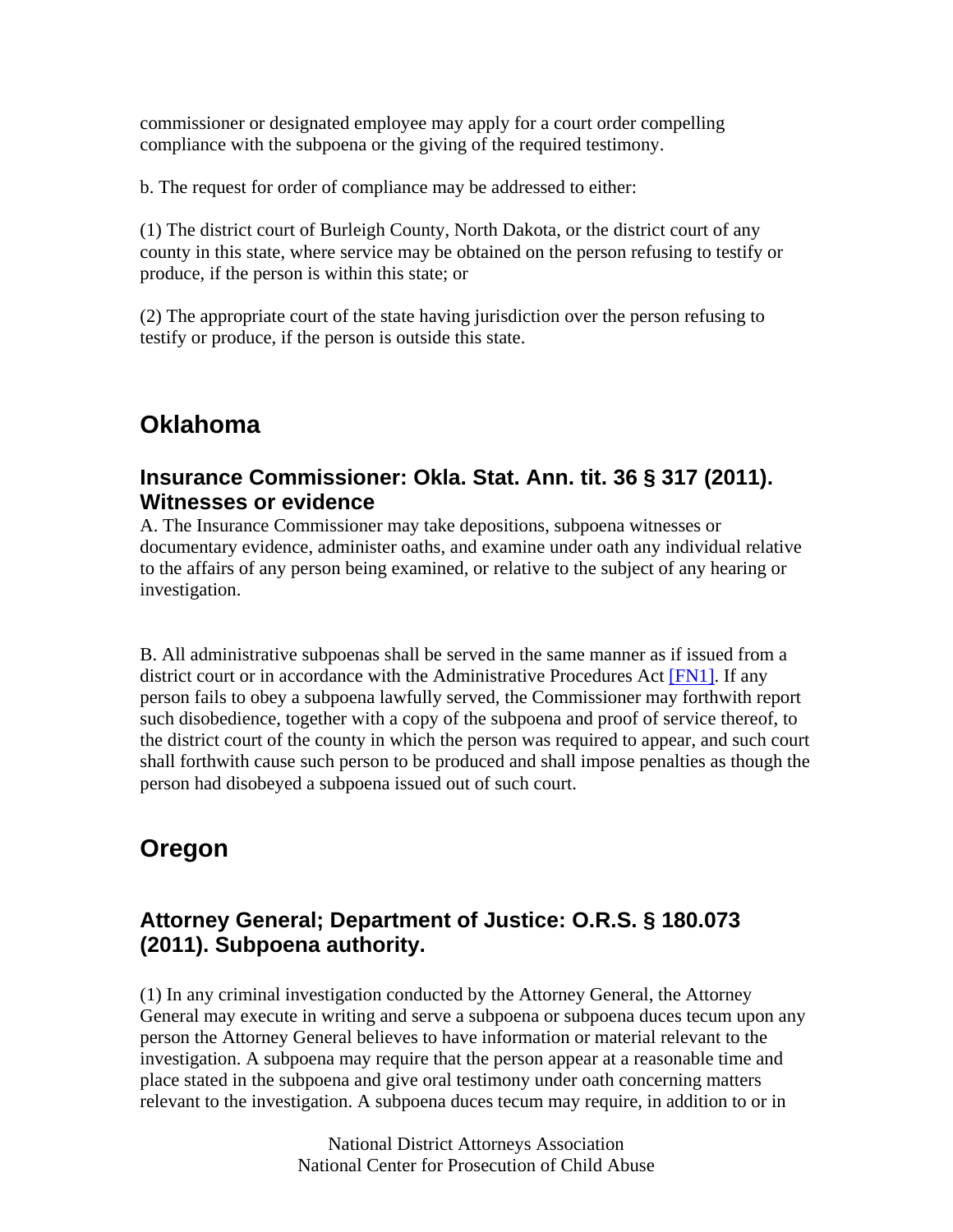commissioner or designated employee may apply for a court order compelling compliance with the subpoena or the giving of the required testimony.

b. The request for order of compliance may be addressed to either:

(1) The district court of Burleigh County, North Dakota, or the district court of any county in this state, where service may be obtained on the person refusing to testify or produce, if the person is within this state; or

(2) The appropriate court of the state having jurisdiction over the person refusing to testify or produce, if the person is outside this state.

## Oklahoma

### Insurance Commissioner: Okla. Stat. Ann. tit. 36 § 317 (2011). Witnesses or evidence

A. The Insurance Commissioner may take depositions, subpoena witnesses or documentary evidence, administer oaths, and examine under oath any individual relative to the affairs of any person being examined, or relative to the subject of any hearing or investigation.

B. All administrative subpoenas shall be served in the same manner as if issued from a district court or in accordance with the Administrative Procedures Act [FN1]. If any person fails to obey a subpoena lawfully served, the Commissioner may forthwith report such disobedience, together with a copy of the subpoena and proof of service thereof, to the district court of the county in which the person was required to appear, and such court shall forthwith cause such person to be produced and shall impose penalties as though the person had disobeyed a subpoena issued out of such court.

## Oregon

### Attorney General; Department of Justice: O.R.S. § 180.073 (2011). Subpoena authority.

(1) In any criminal investigation conducted by the Attorney General, the Attorney General may execute in writing and serve a subpoena or subpoena duces tecum upon any person the Attorney General believes to have information or material relevant to the investigation. A subpoena may require that the person appear at a reasonable time and place stated in the subpoena and give oral testimony under oath concerning matters relevant to the investigation. A subpoena duces tecum may require, in addition to or in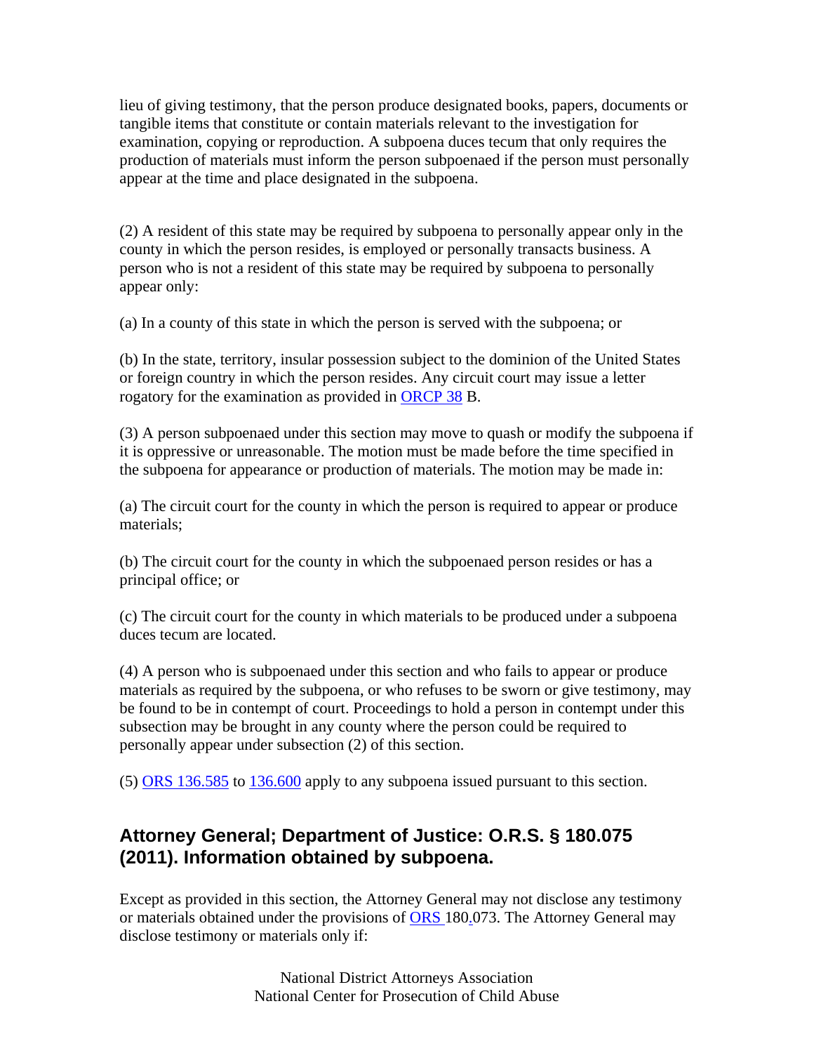lieu of giving testimony, that the person produce designated books, papers, documents or tangible items that constitute or contain materials relevant to the investigation for examination, copying or reproduction. A subpoena duces tecum that only requires the production of materials must inform the person subpoenaed if the person must personally appear at the time and place designated in the subpoena.

(2) A resident of this state may be required by subpoena to personally appear only in the county in which the person resides, is employed or personally transacts business. A person who is not a resident of this state may be required by subpoena to personally appear only:

(a) In a county of this state in which the person is served with the subpoena; or

(b) In the state, territory, insular possession subject to the dominion of the United States or foreign country in which the person resides. Any circuit court may issue a letter rogatory for the examination as provided in ORCP 38 B.

(3) A person subpoenaed under this section may move to quash or modify the subpoena if it is oppressive or unreasonable. The motion must be made before the time specified in the subpoena for appearance or production of materials. The motion may be made in:

(a) The circuit court for the county in which the person is required to appear or produce materials;

(b) The circuit court for the county in which the subpoenaed person resides or has a principal office; or

(c) The circuit court for the county in which materials to be produced under a subpoena duces tecum are located.

(4) A person who is subpoenaed under this section and who fails to appear or produce materials as required by the subpoena, or who refuses to be sworn or give testimony, may be found to be in contempt of court. Proceedings to hold a person in contempt under this subsection may be brought in any county where the person could be required to personally appear under subsection (2) of this section.

(5) ORS 136.585 to 136.600 apply to any subpoena issued pursuant to this section.

## Attorney General; Department of Justice: O.R.S. § 180.075 (2011). Information obtained by subpoena.

Except as provided in this section, the Attorney General may not disclose any testimony or materials obtained under the provisions of ORS 180.073. The Attorney General may disclose testimony or materials only if: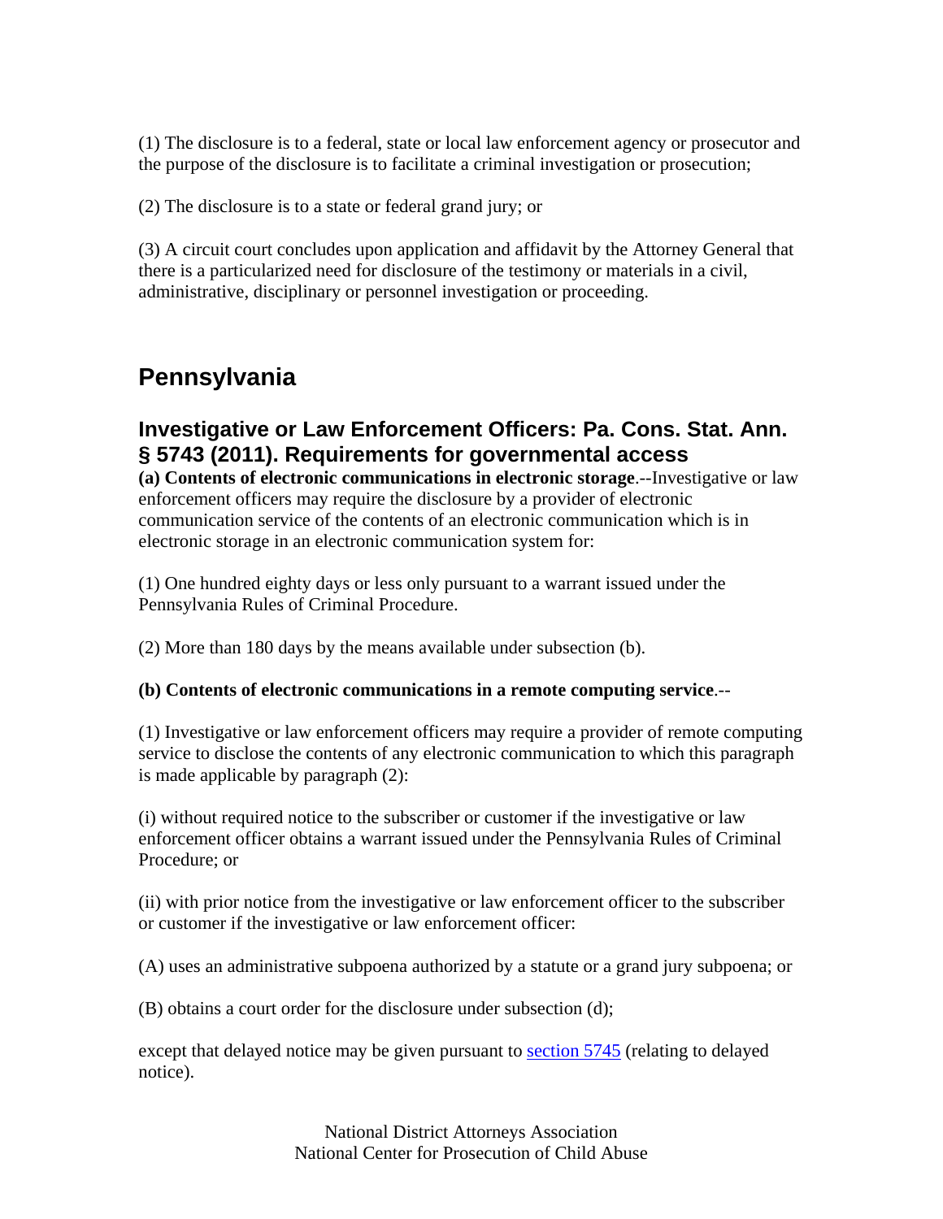(1) The disclosure is to a federal, state or local law enforcement agency or prosecutor and the purpose of the disclosure is to facilitate a criminal investigation or prosecution;

(2) The disclosure is to a state or federal grand jury; or

(3) A circuit court concludes upon application and affidavit by the Attorney General that there is a particularized need for disclosure of the testimony or materials in a civil, administrative, disciplinary or personnel investigation or proceeding.

## Pennsylvania

### Investigative or Law Enforcement Officers: Pa. Cons. Stat. Ann. § 5743 (2011). Requirements for governmental access

**(a) Contents of electronic communications in electronic storage**.--Investigative or law enforcement officers may require the disclosure by a provider of electronic communication service of the contents of an electronic communication which is in electronic storage in an electronic communication system for:

(1) One hundred eighty days or less only pursuant to a warrant issued under the Pennsylvania Rules of Criminal Procedure.

(2) More than 180 days by the means available under subsection (b).

**(b) Contents of electronic communications in a remote computing service**.--

(1) Investigative or law enforcement officers may require a provider of remote computing service to disclose the contents of any electronic communication to which this paragraph is made applicable by paragraph (2):

(i) without required notice to the subscriber or customer if the investigative or law enforcement officer obtains a warrant issued under the Pennsylvania Rules of Criminal Procedure; or

(ii) with prior notice from the investigative or law enforcement officer to the subscriber or customer if the investigative or law enforcement officer:

(A) uses an administrative subpoena authorized by a statute or a grand jury subpoena; or

(B) obtains a court order for the disclosure under subsection (d);

except that delayed notice may be given pursuant to section 5745 (relating to delayed notice).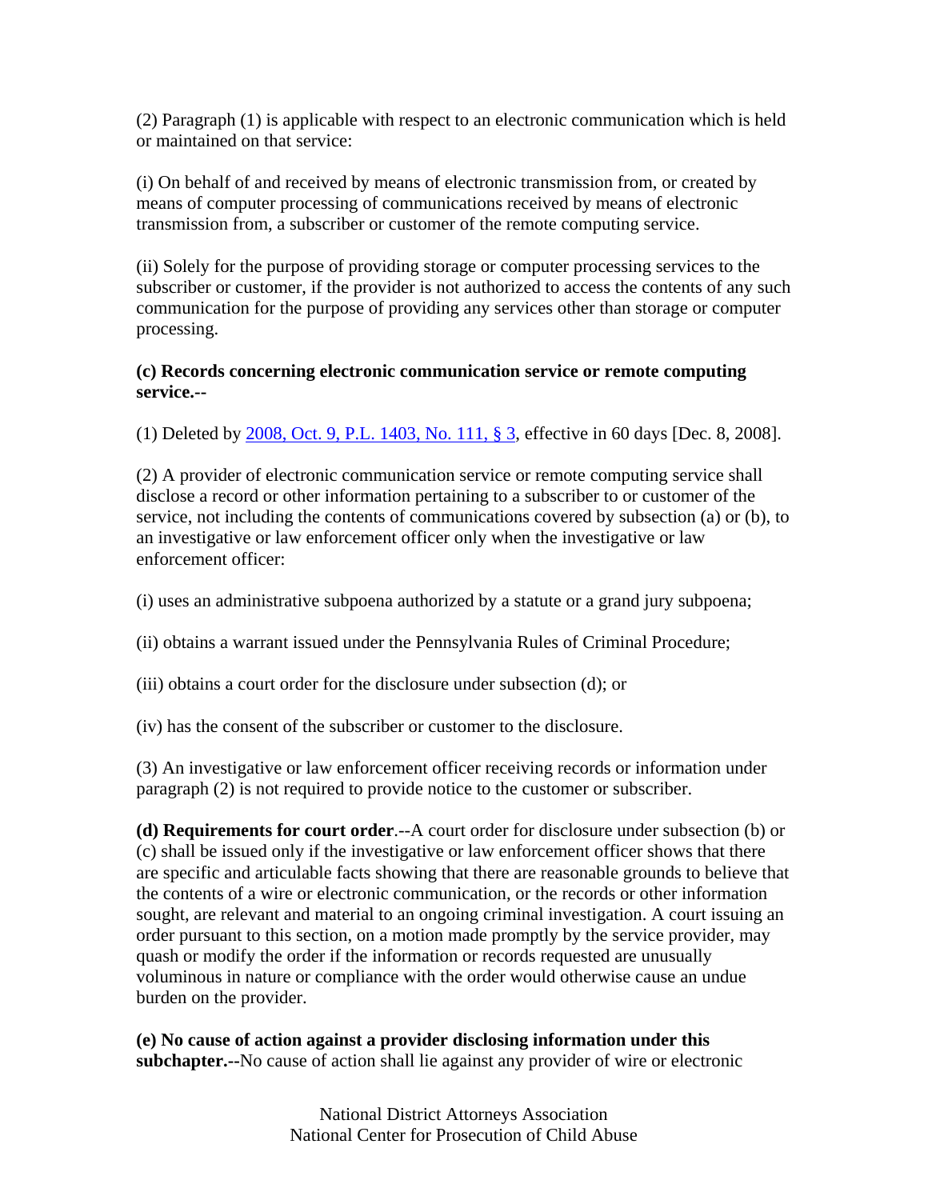(2) Paragraph (1) is applicable with respect to an electronic communication which is held or maintained on that service:

(i) On behalf of and received by means of electronic transmission from, or created by means of computer processing of communications received by means of electronic transmission from, a subscriber or customer of the remote computing service.

(ii) Solely for the purpose of providing storage or computer processing services to the subscriber or customer, if the provider is not authorized to access the contents of any such communication for the purpose of providing any services other than storage or computer processing.

**(c) Records concerning electronic communication service or remote computing service.--**

(1) Deleted by 2008, Oct. 9, P.L. 1403, No. 111, § 3, effective in 60 days [Dec. 8, 2008].

(2) A provider of electronic communication service or remote computing service shall disclose a record or other information pertaining to a subscriber to or customer of the service, not including the contents of communications covered by subsection (a) or (b), to an investigative or law enforcement officer only when the investigative or law enforcement officer:

(i) uses an administrative subpoena authorized by a statute or a grand jury subpoena;

(ii) obtains a warrant issued under the Pennsylvania Rules of Criminal Procedure;

(iii) obtains a court order for the disclosure under subsection (d); or

(iv) has the consent of the subscriber or customer to the disclosure.

(3) An investigative or law enforcement officer receiving records or information under paragraph (2) is not required to provide notice to the customer or subscriber.

**(d) Requirements for court order**.--A court order for disclosure under subsection (b) or (c) shall be issued only if the investigative or law enforcement officer shows that there are specific and articulable facts showing that there are reasonable grounds to believe that the contents of a wire or electronic communication, or the records or other information sought, are relevant and material to an ongoing criminal investigation. A court issuing an order pursuant to this section, on a motion made promptly by the service provider, may quash or modify the order if the information or records requested are unusually voluminous in nature or compliance with the order would otherwise cause an undue burden on the provider.

**(e) No cause of action against a provider disclosing information under this subchapter.--**No cause of action shall lie against any provider of wire or electronic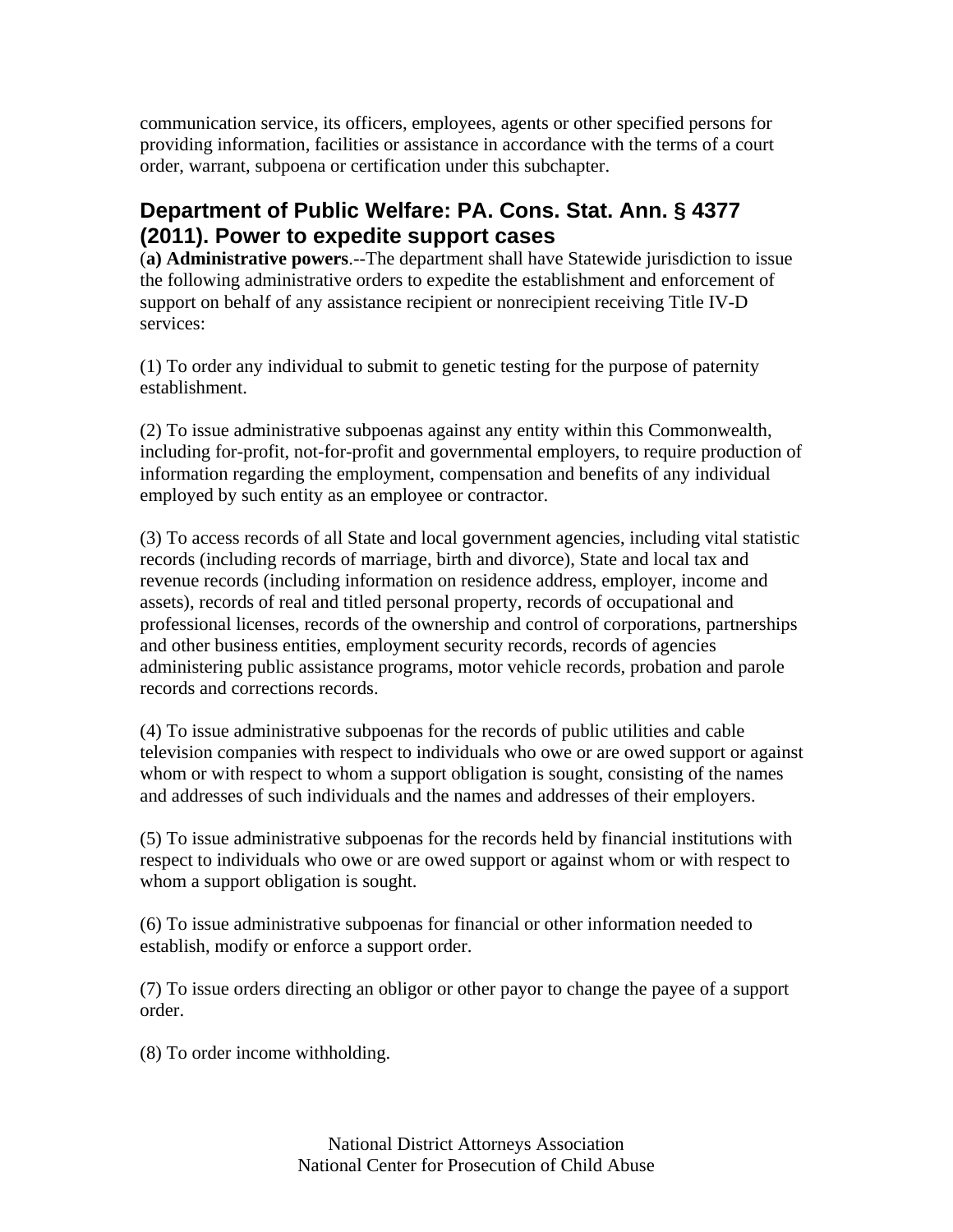communication service, its officers, employees, agents or other specified persons for providing information, facilities or assistance in accordance with the terms of a court order, warrant, subpoena or certification under this subchapter.

## Department of Public Welfare: PA. Cons. Stat. Ann. § 4377 (2011). Power to expedite support cases

(**a) Administrative powers**.--The department shall have Statewide jurisdiction to issue the following administrative orders to expedite the establishment and enforcement of support on behalf of any assistance recipient or nonrecipient receiving Title IV-D services:

(1) To order any individual to submit to genetic testing for the purpose of paternity establishment.

(2) To issue administrative subpoenas against any entity within this Commonwealth, including for-profit, not-for-profit and governmental employers, to require production of information regarding the employment, compensation and benefits of any individual employed by such entity as an employee or contractor.

(3) To access records of all State and local government agencies, including vital statistic records (including records of marriage, birth and divorce), State and local tax and revenue records (including information on residence address, employer, income and assets), records of real and titled personal property, records of occupational and professional licenses, records of the ownership and control of corporations, partnerships and other business entities, employment security records, records of agencies administering public assistance programs, motor vehicle records, probation and parole records and corrections records.

(4) To issue administrative subpoenas for the records of public utilities and cable television companies with respect to individuals who owe or are owed support or against whom or with respect to whom a support obligation is sought, consisting of the names and addresses of such individuals and the names and addresses of their employers.

(5) To issue administrative subpoenas for the records held by financial institutions with respect to individuals who owe or are owed support or against whom or with respect to whom a support obligation is sought.

(6) To issue administrative subpoenas for financial or other information needed to establish, modify or enforce a support order.

(7) To issue orders directing an obligor or other payor to change the payee of a support order.

(8) To order income withholding.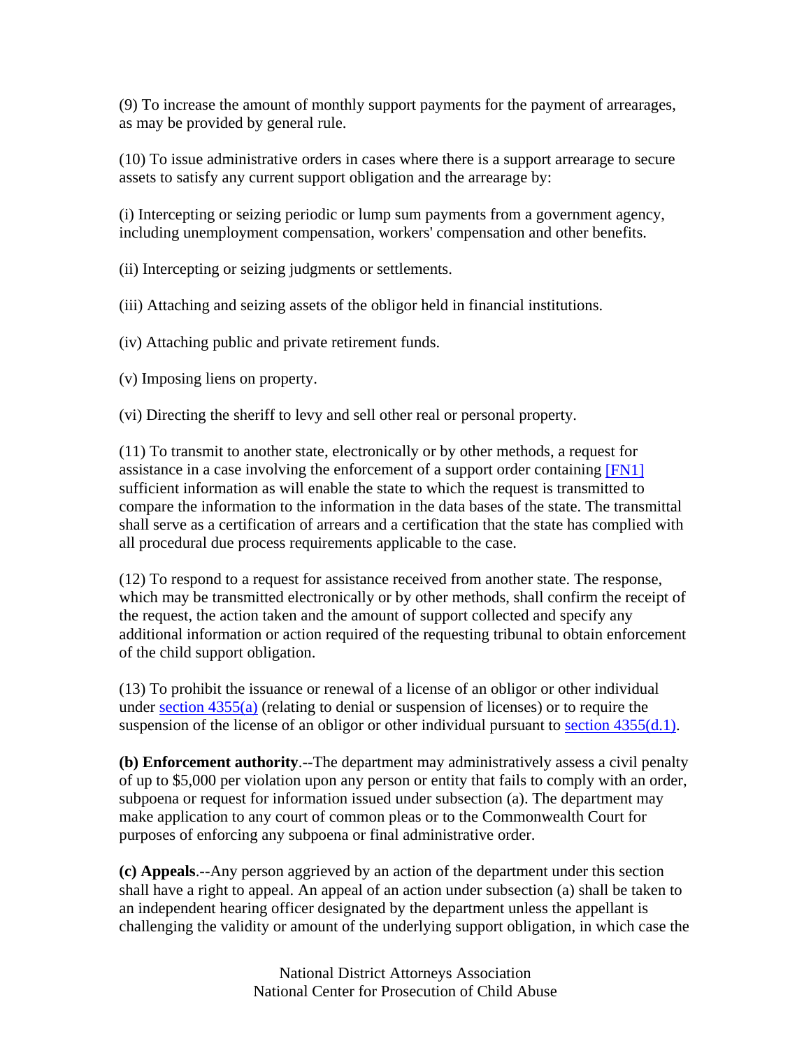(9) To increase the amount of monthly support payments for the payment of arrearages, as may be provided by general rule.

(10) To issue administrative orders in cases where there is a support arrearage to secure assets to satisfy any current support obligation and the arrearage by:

(i) Intercepting or seizing periodic or lump sum payments from a government agency, including unemployment compensation, workers' compensation and other benefits.

(ii) Intercepting or seizing judgments or settlements.

(iii) Attaching and seizing assets of the obligor held in financial institutions.

(iv) Attaching public and private retirement funds.

(v) Imposing liens on property.

(vi) Directing the sheriff to levy and sell other real or personal property.

(11) To transmit to another state, electronically or by other methods, a request for assistance in a case involving the enforcement of a support order containing [FN1] sufficient information as will enable the state to which the request is transmitted to compare the information to the information in the data bases of the state. The transmittal shall serve as a certification of arrears and a certification that the state has complied with all procedural due process requirements applicable to the case.

(12) To respond to a request for assistance received from another state. The response, which may be transmitted electronically or by other methods, shall confirm the receipt of the request, the action taken and the amount of support collected and specify any additional information or action required of the requesting tribunal to obtain enforcement of the child support obligation.

(13) To prohibit the issuance or renewal of a license of an obligor or other individual under section 4355(a) (relating to denial or suspension of licenses) or to require the suspension of the license of an obligor or other individual pursuant to section 4355(d.1).

**(b) Enforcement authority**.--The department may administratively assess a civil penalty of up to $5,000 per violation upon any person or entity that fails to comply with an order, subpoena or request for information issued under subsection (a). The department may make application to any court of common pleas or to the Commonwealth Court for purposes of enforcing any subpoena or final administrative order.

**(c) Appeals**.--Any person aggrieved by an action of the department under this section shall have a right to appeal. An appeal of an action under subsection (a) shall be taken to an independent hearing officer designated by the department unless the appellant is challenging the validity or amount of the underlying support obligation, in which case the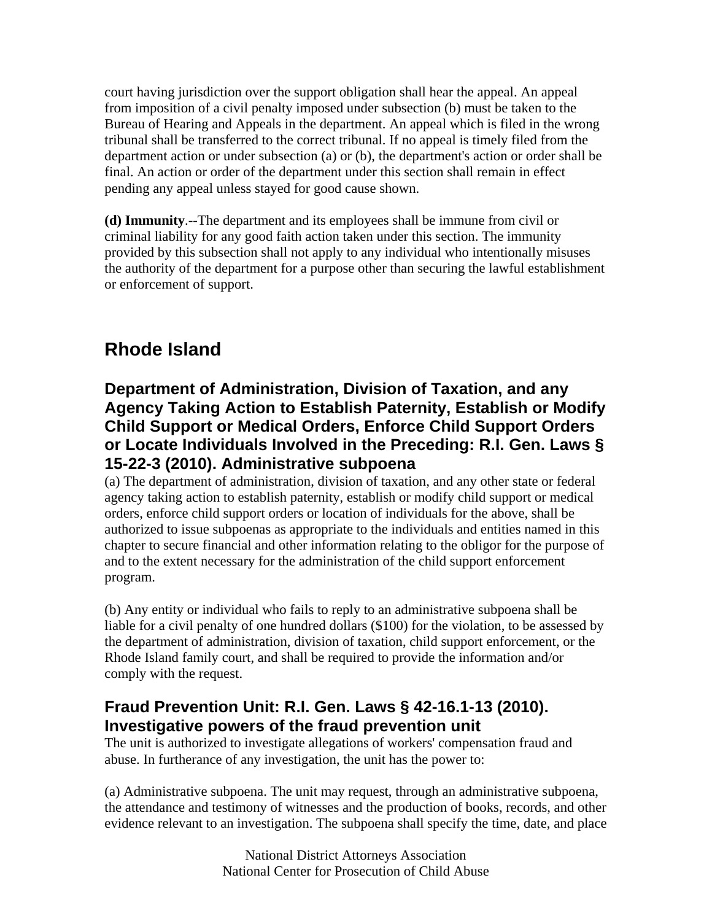court having jurisdiction over the support obligation shall hear the appeal. An appeal from imposition of a civil penalty imposed under subsection (b) must be taken to the Bureau of Hearing and Appeals in the department. An appeal which is filed in the wrong tribunal shall be transferred to the correct tribunal. If no appeal is timely filed from the department action or under subsection (a) or (b), the department's action or order shall be final. An action or order of the department under this section shall remain in effect pending any appeal unless stayed for good cause shown.

**(d) Immunity**.--The department and its employees shall be immune from civil or criminal liability for any good faith action taken under this section. The immunity provided by this subsection shall not apply to any individual who intentionally misuses the authority of the department for a purpose other than securing the lawful establishment or enforcement of support.

## Rhode Island

### Department of Administration, Division of Taxation, and any Agency Taking Action to Establish Paternity, Establish or Modify Child Support or Medical Orders, Enforce Child Support Orders or Locate Individuals Involved in the Preceding: R.I. Gen. Laws § 15-22-3 (2010). Administrative subpoena

(a) The department of administration, division of taxation, and any other state or federal agency taking action to establish paternity, establish or modify child support or medical orders, enforce child support orders or location of individuals for the above, shall be authorized to issue subpoenas as appropriate to the individuals and entities named in this chapter to secure financial and other information relating to the obligor for the purpose of and to the extent necessary for the administration of the child support enforcement program.

(b) Any entity or individual who fails to reply to an administrative subpoena shall be liable for a civil penalty of one hundred dollars ($100) for the violation, to be assessed by the department of administration, division of taxation, child support enforcement, or the Rhode Island family court, and shall be required to provide the information and/or comply with the request.

### Fraud Prevention Unit: R.I. Gen. Laws § 42-16.1-13 (2010). Investigative powers of the fraud prevention unit

The unit is authorized to investigate allegations of workers' compensation fraud and abuse. In furtherance of any investigation, the unit has the power to:

(a) Administrative subpoena. The unit may request, through an administrative subpoena, the attendance and testimony of witnesses and the production of books, records, and other evidence relevant to an investigation. The subpoena shall specify the time, date, and place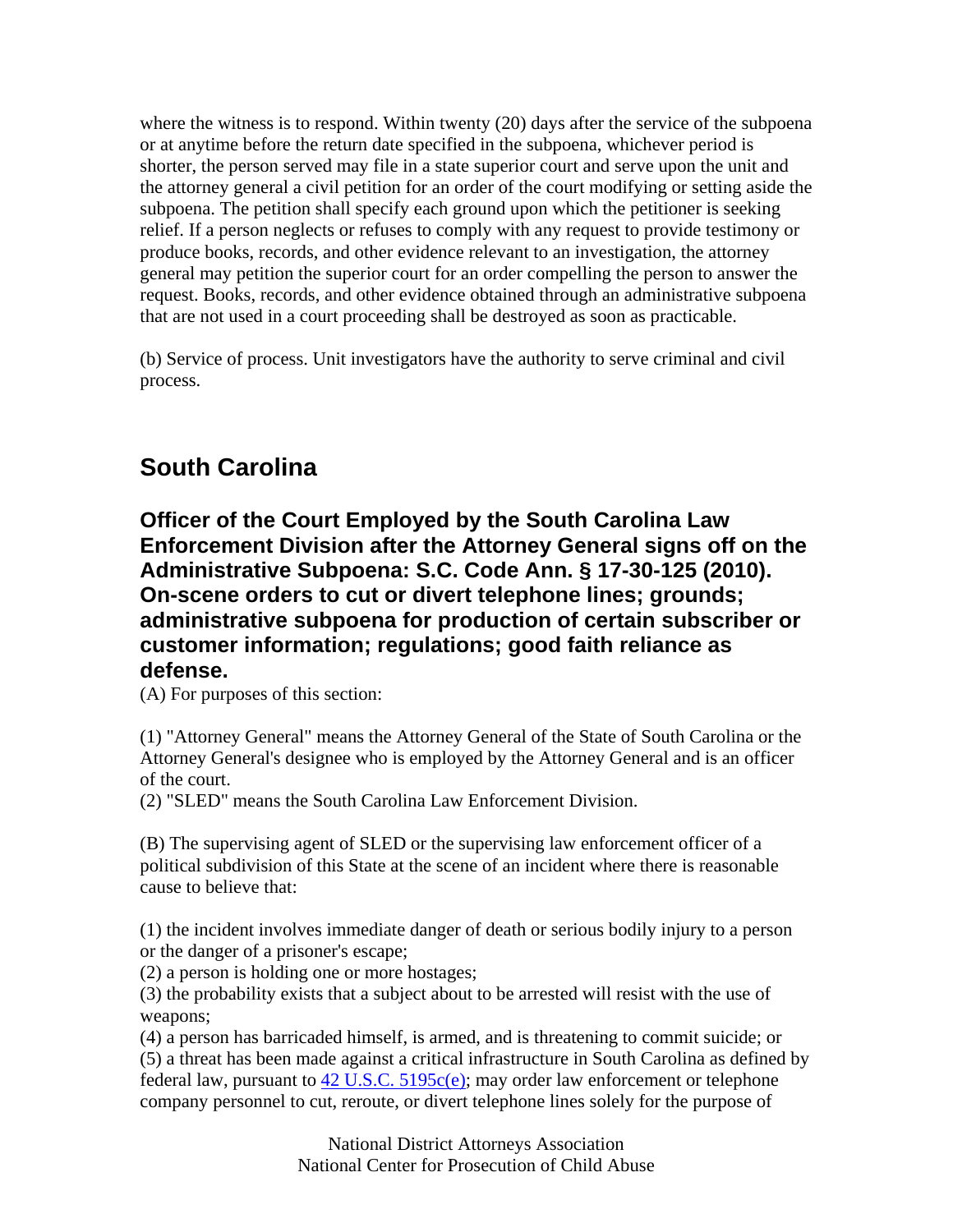where the witness is to respond. Within twenty (20) days after the service of the subpoena or at anytime before the return date specified in the subpoena, whichever period is shorter, the person served may file in a state superior court and serve upon the unit and the attorney general a civil petition for an order of the court modifying or setting aside the subpoena. The petition shall specify each ground upon which the petitioner is seeking relief. If a person neglects or refuses to comply with any request to provide testimony or produce books, records, and other evidence relevant to an investigation, the attorney general may petition the superior court for an order compelling the person to answer the request. Books, records, and other evidence obtained through an administrative subpoena that are not used in a court proceeding shall be destroyed as soon as practicable.

(b) Service of process. Unit investigators have the authority to serve criminal and civil process.

## South Carolina

### Officer of the Court Employed by the South Carolina Law Enforcement Division after the Attorney General signs off on the Administrative Subpoena: S.C. Code Ann. § 17-30-125 (2010). On-scene orders to cut or divert telephone lines; grounds; administrative subpoena for production of certain subscriber or customer information; regulations; good faith reliance as defense.

(A) For purposes of this section:

(1) "Attorney General" means the Attorney General of the State of South Carolina or the Attorney General's designee who is employed by the Attorney General and is an officer of the court.
(2) "SLED" means the South Carolina Law Enforcement Division.

(B) The supervising agent of SLED or the supervising law enforcement officer of a political subdivision of this State at the scene of an incident where there is reasonable cause to believe that:

(1) the incident involves immediate danger of death or serious bodily injury to a person or the danger of a prisoner's escape;
(2) a person is holding one or more hostages;
(3) the probability exists that a subject about to be arrested will resist with the use of weapons;
(4) a person has barricaded himself, is armed, and is threatening to commit suicide; or
(5) a threat has been made against a critical infrastructure in South Carolina as defined by federal law, pursuant to 42 U.S.C. 5195c(e); may order law enforcement or telephone company personnel to cut, reroute, or divert telephone lines solely for the purpose of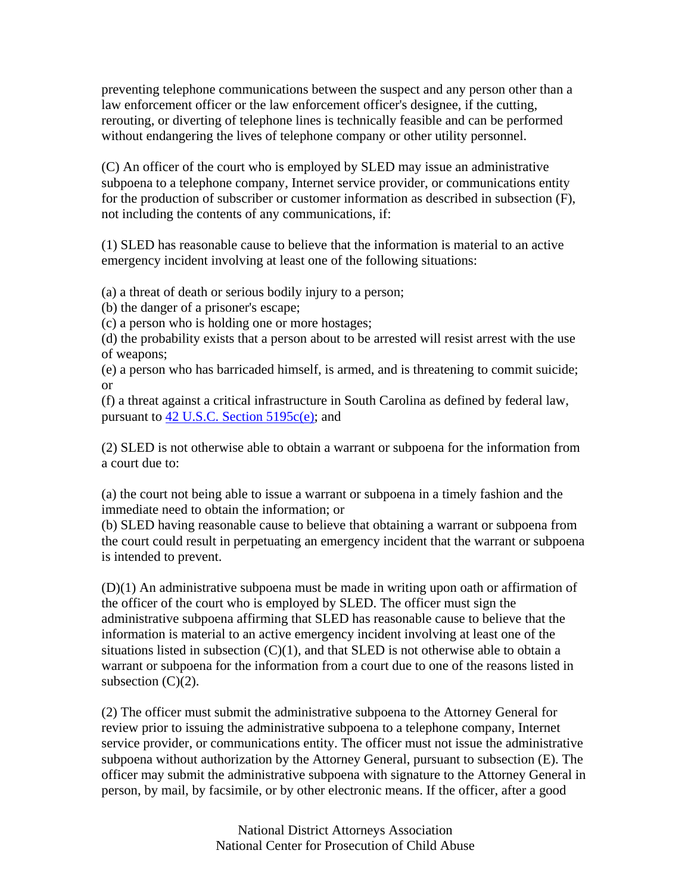preventing telephone communications between the suspect and any person other than a law enforcement officer or the law enforcement officer's designee, if the cutting, rerouting, or diverting of telephone lines is technically feasible and can be performed without endangering the lives of telephone company or other utility personnel.

(C) An officer of the court who is employed by SLED may issue an administrative subpoena to a telephone company, Internet service provider, or communications entity for the production of subscriber or customer information as described in subsection (F), not including the contents of any communications, if:

(1) SLED has reasonable cause to believe that the information is material to an active emergency incident involving at least one of the following situations:

(a) a threat of death or serious bodily injury to a person;
(b) the danger of a prisoner's escape;
(c) a person who is holding one or more hostages;
(d) the probability exists that a person about to be arrested will resist arrest with the use of weapons;
(e) a person who has barricaded himself, is armed, and is threatening to commit suicide; or
(f) a threat against a critical infrastructure in South Carolina as defined by federal law, pursuant to 42 U.S.C. Section 5195c(e); and

(2) SLED is not otherwise able to obtain a warrant or subpoena for the information from a court due to:

(a) the court not being able to issue a warrant or subpoena in a timely fashion and the immediate need to obtain the information; or
(b) SLED having reasonable cause to believe that obtaining a warrant or subpoena from the court could result in perpetuating an emergency incident that the warrant or subpoena is intended to prevent.

(D)(1) An administrative subpoena must be made in writing upon oath or affirmation of the officer of the court who is employed by SLED. The officer must sign the administrative subpoena affirming that SLED has reasonable cause to believe that the information is material to an active emergency incident involving at least one of the situations listed in subsection (C)(1), and that SLED is not otherwise able to obtain a warrant or subpoena for the information from a court due to one of the reasons listed in subsection (C)(2).

(2) The officer must submit the administrative subpoena to the Attorney General for review prior to issuing the administrative subpoena to a telephone company, Internet service provider, or communications entity. The officer must not issue the administrative subpoena without authorization by the Attorney General, pursuant to subsection (E). The officer may submit the administrative subpoena with signature to the Attorney General in person, by mail, by facsimile, or by other electronic means. If the officer, after a good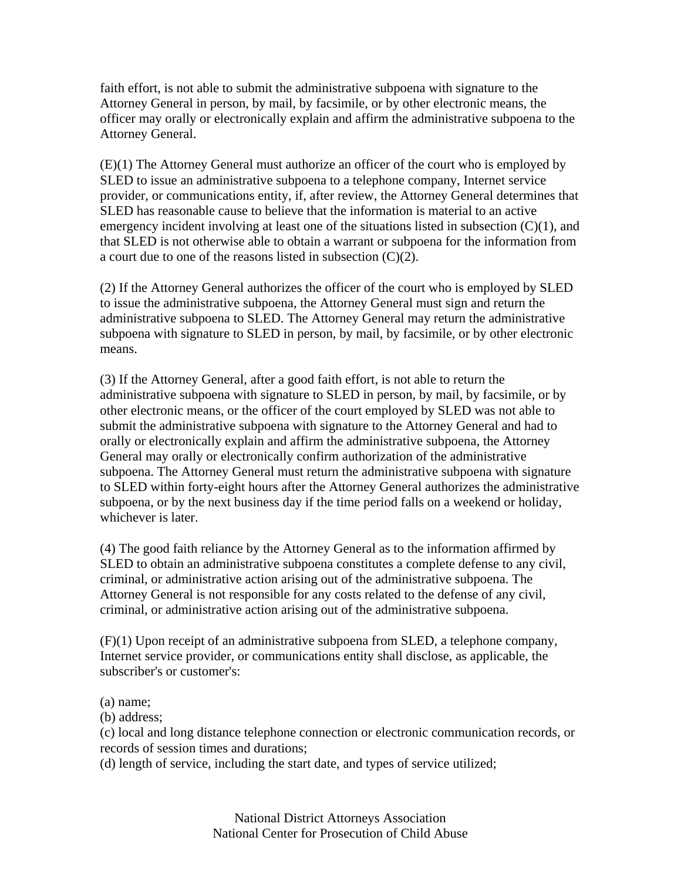faith effort, is not able to submit the administrative subpoena with signature to the Attorney General in person, by mail, by facsimile, or by other electronic means, the officer may orally or electronically explain and affirm the administrative subpoena to the Attorney General.

(E)(1) The Attorney General must authorize an officer of the court who is employed by SLED to issue an administrative subpoena to a telephone company, Internet service provider, or communications entity, if, after review, the Attorney General determines that SLED has reasonable cause to believe that the information is material to an active emergency incident involving at least one of the situations listed in subsection (C)(1), and that SLED is not otherwise able to obtain a warrant or subpoena for the information from a court due to one of the reasons listed in subsection (C)(2).

(2) If the Attorney General authorizes the officer of the court who is employed by SLED to issue the administrative subpoena, the Attorney General must sign and return the administrative subpoena to SLED. The Attorney General may return the administrative subpoena with signature to SLED in person, by mail, by facsimile, or by other electronic means.

(3) If the Attorney General, after a good faith effort, is not able to return the administrative subpoena with signature to SLED in person, by mail, by facsimile, or by other electronic means, or the officer of the court employed by SLED was not able to submit the administrative subpoena with signature to the Attorney General and had to orally or electronically explain and affirm the administrative subpoena, the Attorney General may orally or electronically confirm authorization of the administrative subpoena. The Attorney General must return the administrative subpoena with signature to SLED within forty-eight hours after the Attorney General authorizes the administrative subpoena, or by the next business day if the time period falls on a weekend or holiday, whichever is later.

(4) The good faith reliance by the Attorney General as to the information affirmed by SLED to obtain an administrative subpoena constitutes a complete defense to any civil, criminal, or administrative action arising out of the administrative subpoena. The Attorney General is not responsible for any costs related to the defense of any civil, criminal, or administrative action arising out of the administrative subpoena.

(F)(1) Upon receipt of an administrative subpoena from SLED, a telephone company, Internet service provider, or communications entity shall disclose, as applicable, the subscriber's or customer's:

(a) name;
(b) address;
(c) local and long distance telephone connection or electronic communication records, or records of session times and durations;
(d) length of service, including the start date, and types of service utilized;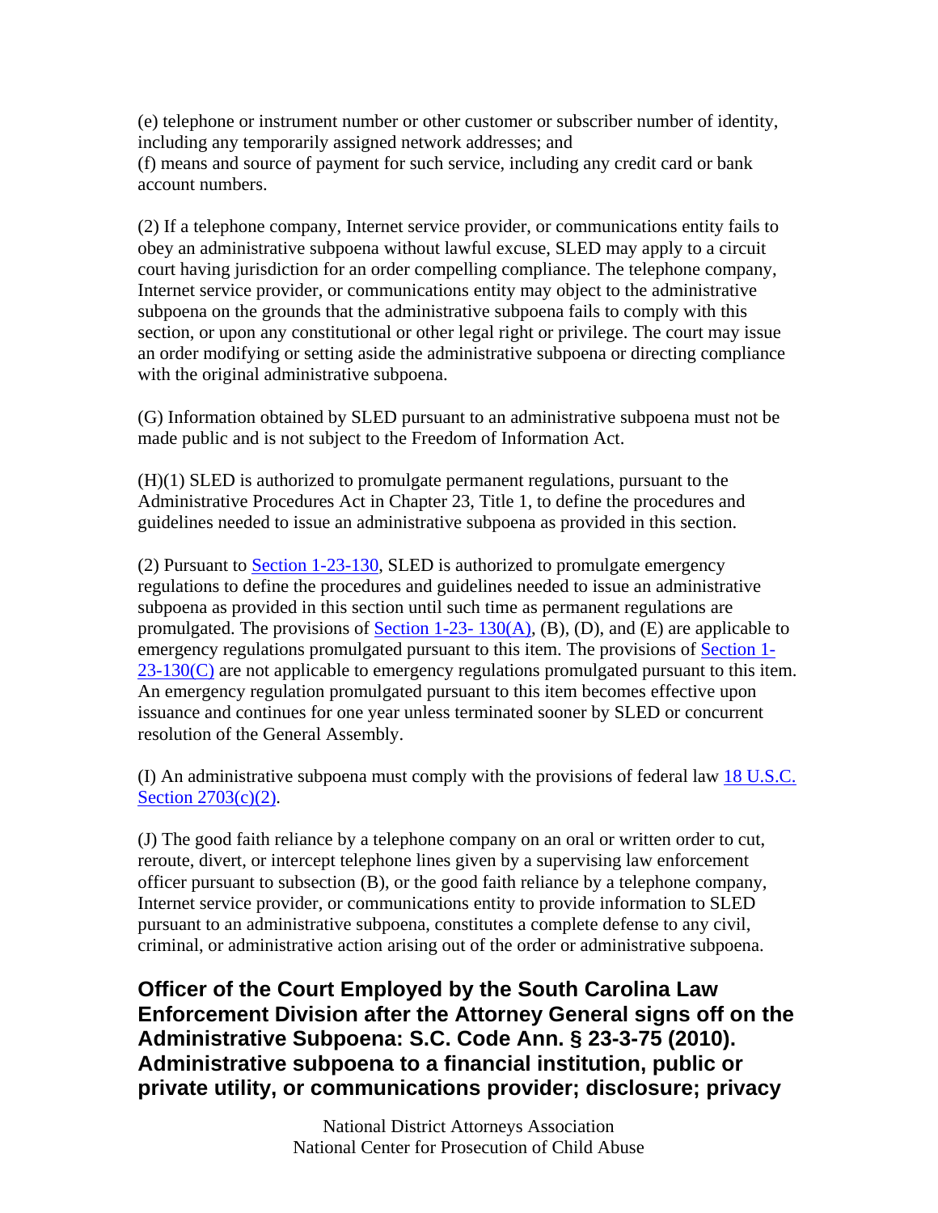(e) telephone or instrument number or other customer or subscriber number of identity, including any temporarily assigned network addresses; and
(f) means and source of payment for such service, including any credit card or bank account numbers.

(2) If a telephone company, Internet service provider, or communications entity fails to obey an administrative subpoena without lawful excuse, SLED may apply to a circuit court having jurisdiction for an order compelling compliance. The telephone company, Internet service provider, or communications entity may object to the administrative subpoena on the grounds that the administrative subpoena fails to comply with this section, or upon any constitutional or other legal right or privilege. The court may issue an order modifying or setting aside the administrative subpoena or directing compliance with the original administrative subpoena.

(G) Information obtained by SLED pursuant to an administrative subpoena must not be made public and is not subject to the Freedom of Information Act.

(H)(1) SLED is authorized to promulgate permanent regulations, pursuant to the Administrative Procedures Act in Chapter 23, Title 1, to define the procedures and guidelines needed to issue an administrative subpoena as provided in this section.

(2) Pursuant to Section 1-23-130, SLED is authorized to promulgate emergency regulations to define the procedures and guidelines needed to issue an administrative subpoena as provided in this section until such time as permanent regulations are promulgated. The provisions of Section 1-23- 130(A), (B), (D), and (E) are applicable to emergency regulations promulgated pursuant to this item. The provisions of Section 1-23-130(C) are not applicable to emergency regulations promulgated pursuant to this item. An emergency regulation promulgated pursuant to this item becomes effective upon issuance and continues for one year unless terminated sooner by SLED or concurrent resolution of the General Assembly.

(I) An administrative subpoena must comply with the provisions of federal law 18 U.S.C. Section 2703(c)(2).

(J) The good faith reliance by a telephone company on an oral or written order to cut, reroute, divert, or intercept telephone lines given by a supervising law enforcement officer pursuant to subsection (B), or the good faith reliance by a telephone company, Internet service provider, or communications entity to provide information to SLED pursuant to an administrative subpoena, constitutes a complete defense to any civil, criminal, or administrative action arising out of the order or administrative subpoena.

## Officer of the Court Employed by the South Carolina Law Enforcement Division after the Attorney General signs off on the Administrative Subpoena: S.C. Code Ann. § 23-3-75 (2010). Administrative subpoena to a financial institution, public or private utility, or communications provider; disclosure; privacy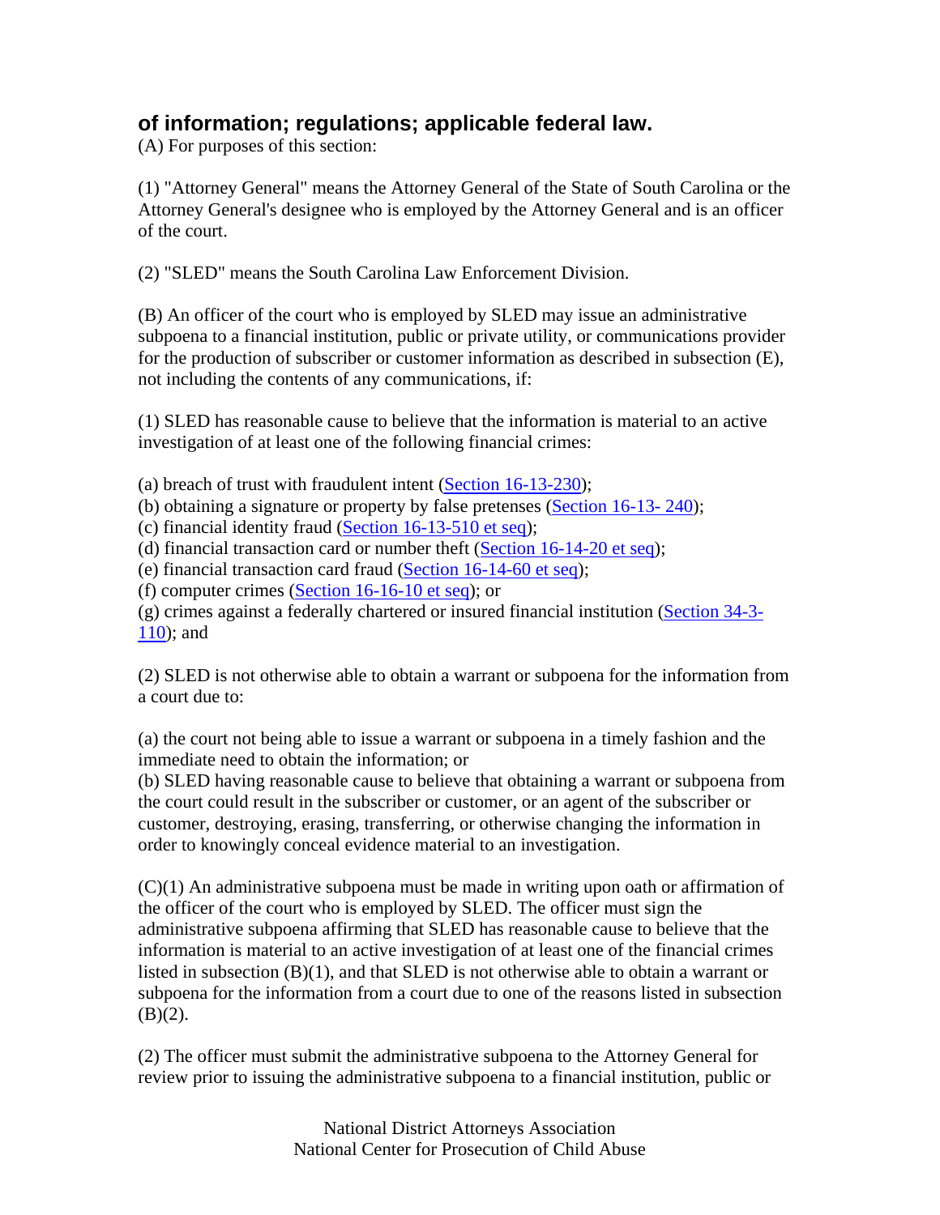### of information; regulations; applicable federal law.

(A) For purposes of this section:

(1) "Attorney General" means the Attorney General of the State of South Carolina or the Attorney General's designee who is employed by the Attorney General and is an officer of the court.

(2) "SLED" means the South Carolina Law Enforcement Division.

(B) An officer of the court who is employed by SLED may issue an administrative subpoena to a financial institution, public or private utility, or communications provider for the production of subscriber or customer information as described in subsection (E), not including the contents of any communications, if:

(1) SLED has reasonable cause to believe that the information is material to an active investigation of at least one of the following financial crimes:

(a) breach of trust with fraudulent intent (Section 16-13-230);
(b) obtaining a signature or property by false pretenses (Section 16-13- 240);
(c) financial identity fraud (Section 16-13-510 et seq);
(d) financial transaction card or number theft (Section 16-14-20 et seq);
(e) financial transaction card fraud (Section 16-14-60 et seq);
(f) computer crimes (Section 16-16-10 et seq); or
(g) crimes against a federally chartered or insured financial institution (Section 34-3-110); and

(2) SLED is not otherwise able to obtain a warrant or subpoena for the information from a court due to:

(a) the court not being able to issue a warrant or subpoena in a timely fashion and the immediate need to obtain the information; or
(b) SLED having reasonable cause to believe that obtaining a warrant or subpoena from the court could result in the subscriber or customer, or an agent of the subscriber or customer, destroying, erasing, transferring, or otherwise changing the information in order to knowingly conceal evidence material to an investigation.

(C)(1) An administrative subpoena must be made in writing upon oath or affirmation of the officer of the court who is employed by SLED. The officer must sign the administrative subpoena affirming that SLED has reasonable cause to believe that the information is material to an active investigation of at least one of the financial crimes listed in subsection (B)(1), and that SLED is not otherwise able to obtain a warrant or subpoena for the information from a court due to one of the reasons listed in subsection (B)(2).

(2) The officer must submit the administrative subpoena to the Attorney General for review prior to issuing the administrative subpoena to a financial institution, public or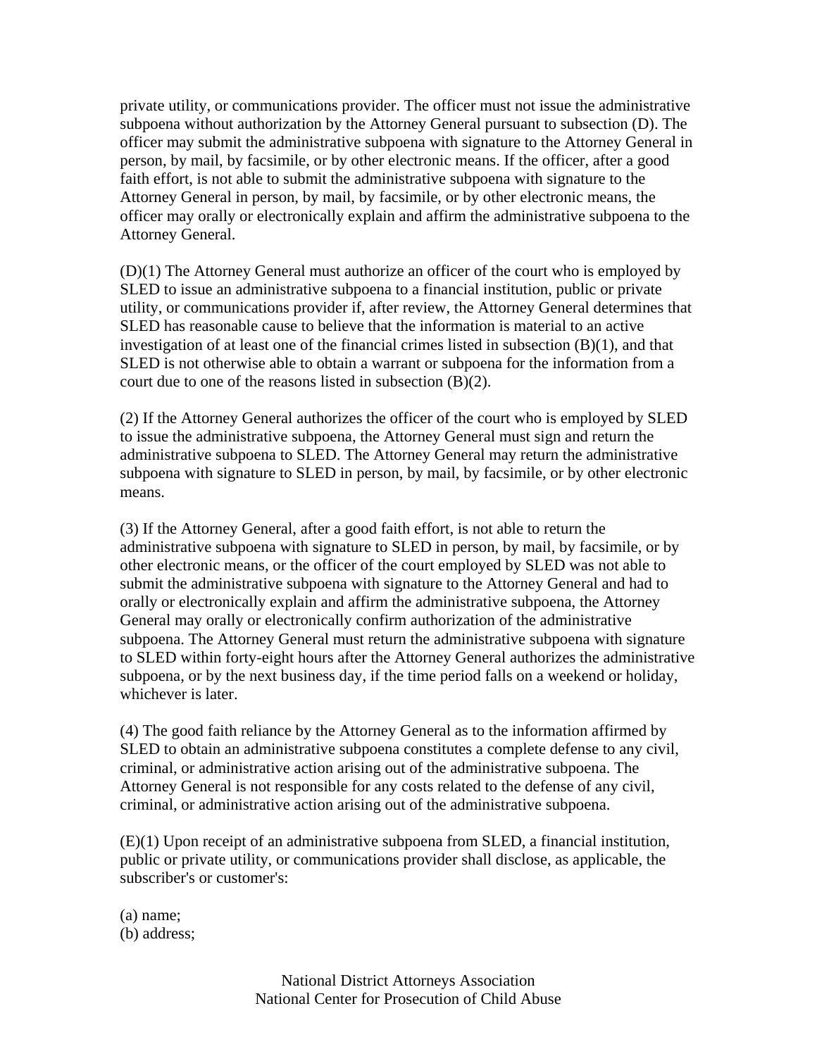private utility, or communications provider. The officer must not issue the administrative subpoena without authorization by the Attorney General pursuant to subsection (D). The officer may submit the administrative subpoena with signature to the Attorney General in person, by mail, by facsimile, or by other electronic means. If the officer, after a good faith effort, is not able to submit the administrative subpoena with signature to the Attorney General in person, by mail, by facsimile, or by other electronic means, the officer may orally or electronically explain and affirm the administrative subpoena to the Attorney General.

(D)(1) The Attorney General must authorize an officer of the court who is employed by SLED to issue an administrative subpoena to a financial institution, public or private utility, or communications provider if, after review, the Attorney General determines that SLED has reasonable cause to believe that the information is material to an active investigation of at least one of the financial crimes listed in subsection (B)(1), and that SLED is not otherwise able to obtain a warrant or subpoena for the information from a court due to one of the reasons listed in subsection (B)(2).

(2) If the Attorney General authorizes the officer of the court who is employed by SLED to issue the administrative subpoena, the Attorney General must sign and return the administrative subpoena to SLED. The Attorney General may return the administrative subpoena with signature to SLED in person, by mail, by facsimile, or by other electronic means.

(3) If the Attorney General, after a good faith effort, is not able to return the administrative subpoena with signature to SLED in person, by mail, by facsimile, or by other electronic means, or the officer of the court employed by SLED was not able to submit the administrative subpoena with signature to the Attorney General and had to orally or electronically explain and affirm the administrative subpoena, the Attorney General may orally or electronically confirm authorization of the administrative subpoena. The Attorney General must return the administrative subpoena with signature to SLED within forty-eight hours after the Attorney General authorizes the administrative subpoena, or by the next business day, if the time period falls on a weekend or holiday, whichever is later.

(4) The good faith reliance by the Attorney General as to the information affirmed by SLED to obtain an administrative subpoena constitutes a complete defense to any civil, criminal, or administrative action arising out of the administrative subpoena. The Attorney General is not responsible for any costs related to the defense of any civil, criminal, or administrative action arising out of the administrative subpoena.

(E)(1) Upon receipt of an administrative subpoena from SLED, a financial institution, public or private utility, or communications provider shall disclose, as applicable, the subscriber's or customer's:

(a) name;
(b) address;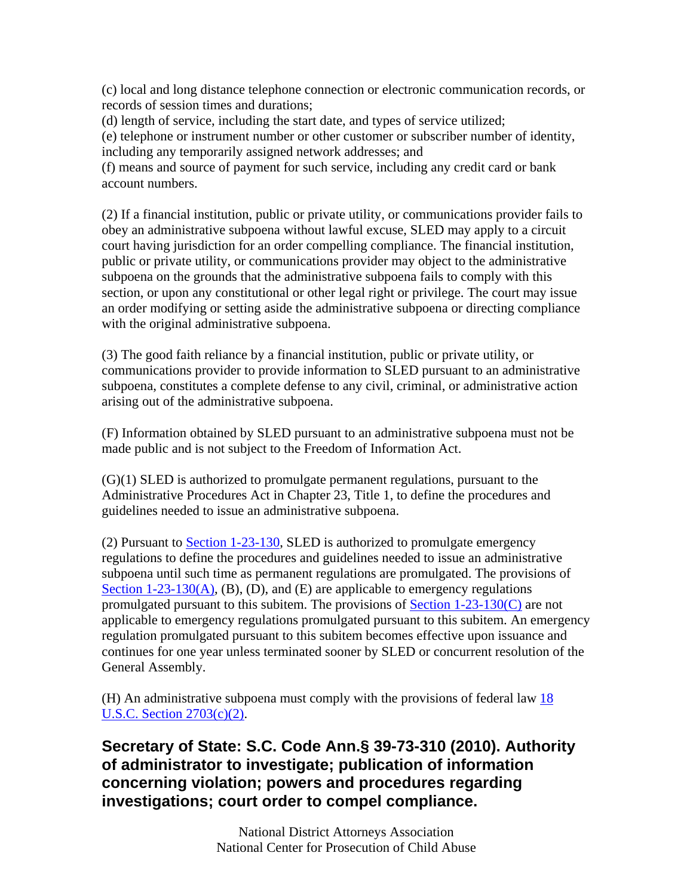(c) local and long distance telephone connection or electronic communication records, or records of session times and durations;
(d) length of service, including the start date, and types of service utilized;
(e) telephone or instrument number or other customer or subscriber number of identity, including any temporarily assigned network addresses; and
(f) means and source of payment for such service, including any credit card or bank account numbers.

(2) If a financial institution, public or private utility, or communications provider fails to obey an administrative subpoena without lawful excuse, SLED may apply to a circuit court having jurisdiction for an order compelling compliance. The financial institution, public or private utility, or communications provider may object to the administrative subpoena on the grounds that the administrative subpoena fails to comply with this section, or upon any constitutional or other legal right or privilege. The court may issue an order modifying or setting aside the administrative subpoena or directing compliance with the original administrative subpoena.

(3) The good faith reliance by a financial institution, public or private utility, or communications provider to provide information to SLED pursuant to an administrative subpoena, constitutes a complete defense to any civil, criminal, or administrative action arising out of the administrative subpoena.

(F) Information obtained by SLED pursuant to an administrative subpoena must not be made public and is not subject to the Freedom of Information Act.

(G)(1) SLED is authorized to promulgate permanent regulations, pursuant to the Administrative Procedures Act in Chapter 23, Title 1, to define the procedures and guidelines needed to issue an administrative subpoena.

(2) Pursuant to Section 1-23-130, SLED is authorized to promulgate emergency regulations to define the procedures and guidelines needed to issue an administrative subpoena until such time as permanent regulations are promulgated. The provisions of Section 1-23-130(A), (B), (D), and (E) are applicable to emergency regulations promulgated pursuant to this subitem. The provisions of Section 1-23-130(C) are not applicable to emergency regulations promulgated pursuant to this subitem. An emergency regulation promulgated pursuant to this subitem becomes effective upon issuance and continues for one year unless terminated sooner by SLED or concurrent resolution of the General Assembly.

(H) An administrative subpoena must comply with the provisions of federal law 18 U.S.C. Section 2703(c)(2).

## Secretary of State: S.C. Code Ann.§ 39-73-310 (2010). Authority of administrator to investigate; publication of information concerning violation; powers and procedures regarding investigations; court order to compel compliance.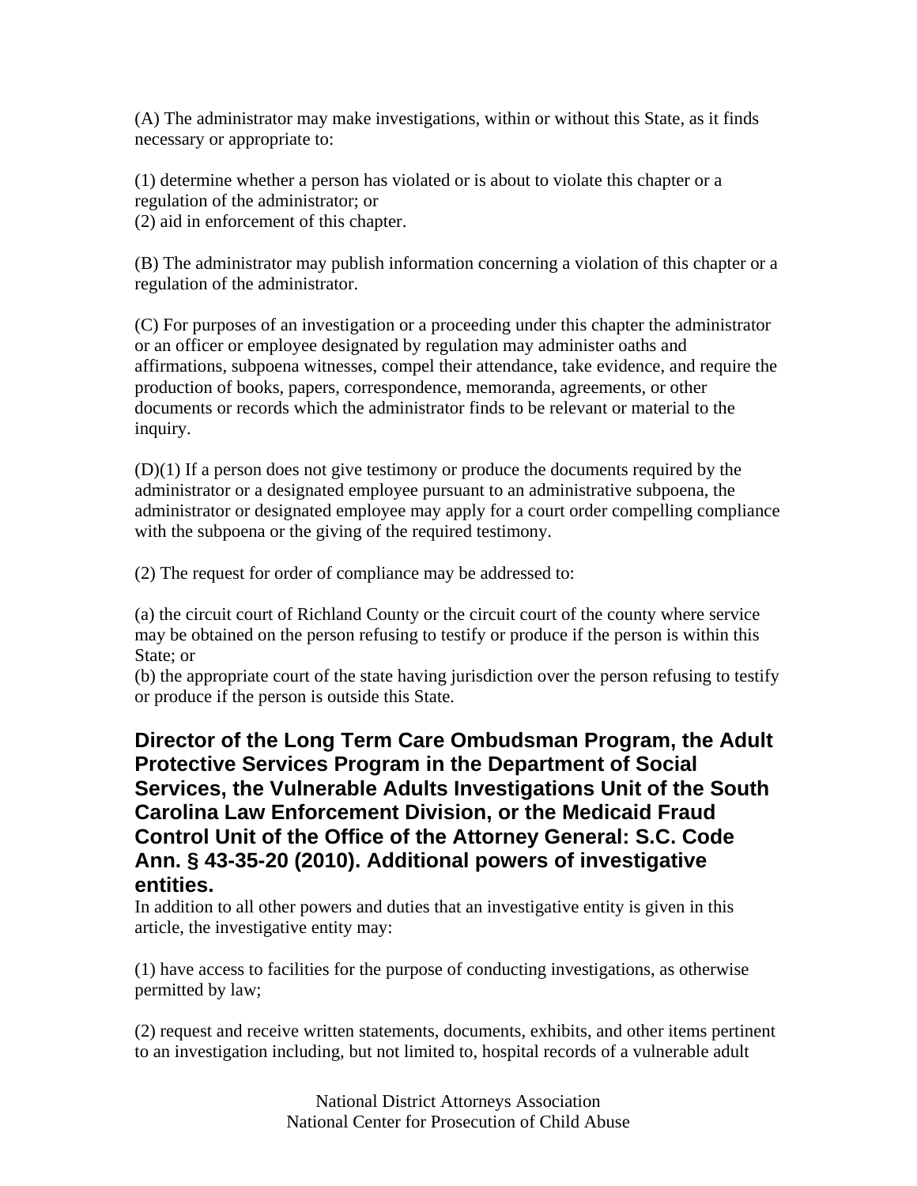(A) The administrator may make investigations, within or without this State, as it finds necessary or appropriate to:

(1) determine whether a person has violated or is about to violate this chapter or a regulation of the administrator; or
(2) aid in enforcement of this chapter.

(B) The administrator may publish information concerning a violation of this chapter or a regulation of the administrator.

(C) For purposes of an investigation or a proceeding under this chapter the administrator or an officer or employee designated by regulation may administer oaths and affirmations, subpoena witnesses, compel their attendance, take evidence, and require the production of books, papers, correspondence, memoranda, agreements, or other documents or records which the administrator finds to be relevant or material to the inquiry.

(D)(1) If a person does not give testimony or produce the documents required by the administrator or a designated employee pursuant to an administrative subpoena, the administrator or designated employee may apply for a court order compelling compliance with the subpoena or the giving of the required testimony.

(2) The request for order of compliance may be addressed to:

(a) the circuit court of Richland County or the circuit court of the county where service may be obtained on the person refusing to testify or produce if the person is within this State; or
(b) the appropriate court of the state having jurisdiction over the person refusing to testify or produce if the person is outside this State.

### Director of the Long Term Care Ombudsman Program, the Adult Protective Services Program in the Department of Social Services, the Vulnerable Adults Investigations Unit of the South Carolina Law Enforcement Division, or the Medicaid Fraud Control Unit of the Office of the Attorney General: S.C. Code Ann. § 43-35-20 (2010). Additional powers of investigative entities.

In addition to all other powers and duties that an investigative entity is given in this article, the investigative entity may:

(1) have access to facilities for the purpose of conducting investigations, as otherwise permitted by law;

(2) request and receive written statements, documents, exhibits, and other items pertinent to an investigation including, but not limited to, hospital records of a vulnerable adult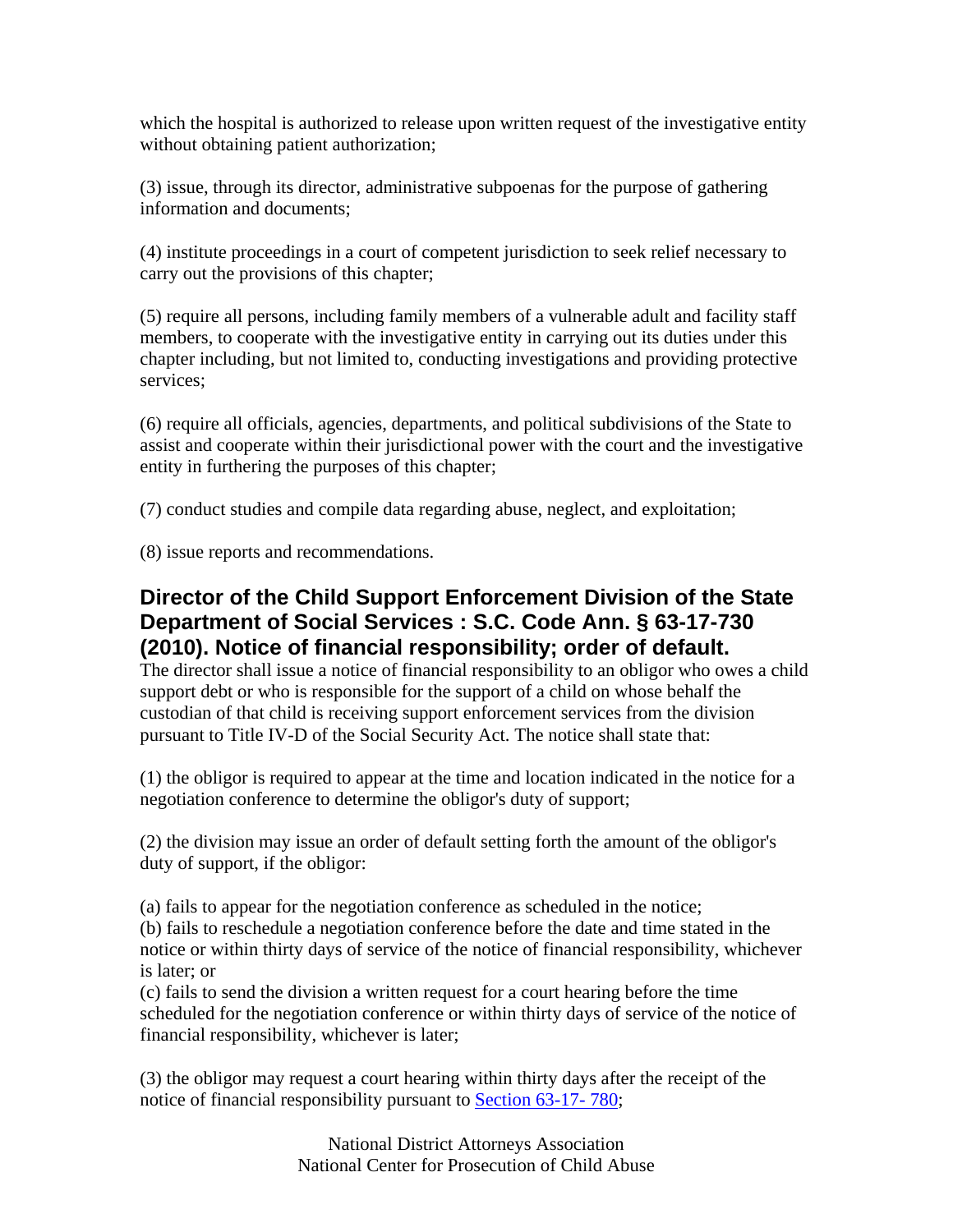which the hospital is authorized to release upon written request of the investigative entity without obtaining patient authorization;

(3) issue, through its director, administrative subpoenas for the purpose of gathering information and documents;

(4) institute proceedings in a court of competent jurisdiction to seek relief necessary to carry out the provisions of this chapter;

(5) require all persons, including family members of a vulnerable adult and facility staff members, to cooperate with the investigative entity in carrying out its duties under this chapter including, but not limited to, conducting investigations and providing protective services;

(6) require all officials, agencies, departments, and political subdivisions of the State to assist and cooperate within their jurisdictional power with the court and the investigative entity in furthering the purposes of this chapter;

(7) conduct studies and compile data regarding abuse, neglect, and exploitation;

(8) issue reports and recommendations.

### Director of the Child Support Enforcement Division of the State Department of Social Services : S.C. Code Ann. § 63-17-730 (2010). Notice of financial responsibility; order of default.

The director shall issue a notice of financial responsibility to an obligor who owes a child support debt or who is responsible for the support of a child on whose behalf the custodian of that child is receiving support enforcement services from the division pursuant to Title IV-D of the Social Security Act. The notice shall state that:

(1) the obligor is required to appear at the time and location indicated in the notice for a negotiation conference to determine the obligor's duty of support;

(2) the division may issue an order of default setting forth the amount of the obligor's duty of support, if the obligor:

(a) fails to appear for the negotiation conference as scheduled in the notice;
(b) fails to reschedule a negotiation conference before the date and time stated in the notice or within thirty days of service of the notice of financial responsibility, whichever is later; or
(c) fails to send the division a written request for a court hearing before the time scheduled for the negotiation conference or within thirty days of service of the notice of financial responsibility, whichever is later;

(3) the obligor may request a court hearing within thirty days after the receipt of the notice of financial responsibility pursuant to Section 63-17- 780;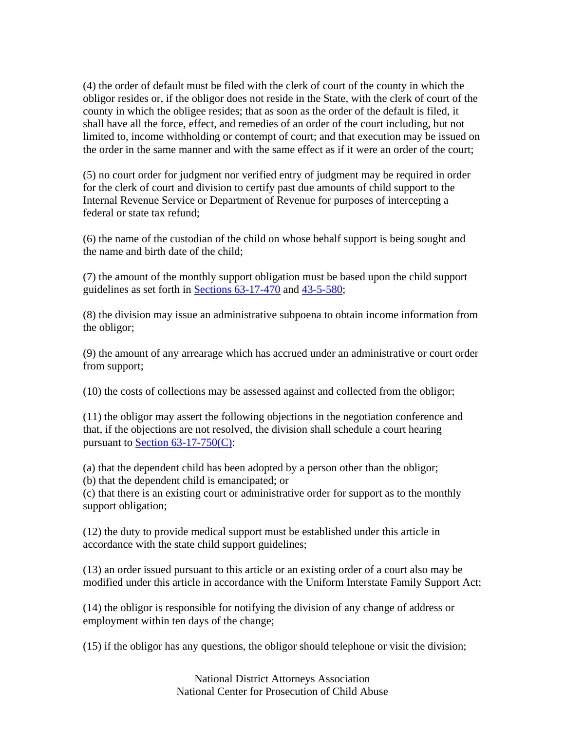(4) the order of default must be filed with the clerk of court of the county in which the obligor resides or, if the obligor does not reside in the State, with the clerk of court of the county in which the obligee resides; that as soon as the order of the default is filed, it shall have all the force, effect, and remedies of an order of the court including, but not limited to, income withholding or contempt of court; and that execution may be issued on the order in the same manner and with the same effect as if it were an order of the court;

(5) no court order for judgment nor verified entry of judgment may be required in order for the clerk of court and division to certify past due amounts of child support to the Internal Revenue Service or Department of Revenue for purposes of intercepting a federal or state tax refund;

(6) the name of the custodian of the child on whose behalf support is being sought and the name and birth date of the child;

(7) the amount of the monthly support obligation must be based upon the child support guidelines as set forth in Sections 63-17-470 and 43-5-580;

(8) the division may issue an administrative subpoena to obtain income information from the obligor;

(9) the amount of any arrearage which has accrued under an administrative or court order from support;

(10) the costs of collections may be assessed against and collected from the obligor;

(11) the obligor may assert the following objections in the negotiation conference and that, if the objections are not resolved, the division shall schedule a court hearing pursuant to Section 63-17-750(C):

(a) that the dependent child has been adopted by a person other than the obligor;
(b) that the dependent child is emancipated; or
(c) that there is an existing court or administrative order for support as to the monthly support obligation;

(12) the duty to provide medical support must be established under this article in accordance with the state child support guidelines;

(13) an order issued pursuant to this article or an existing order of a court also may be modified under this article in accordance with the Uniform Interstate Family Support Act;

(14) the obligor is responsible for notifying the division of any change of address or employment within ten days of the change;

(15) if the obligor has any questions, the obligor should telephone or visit the division;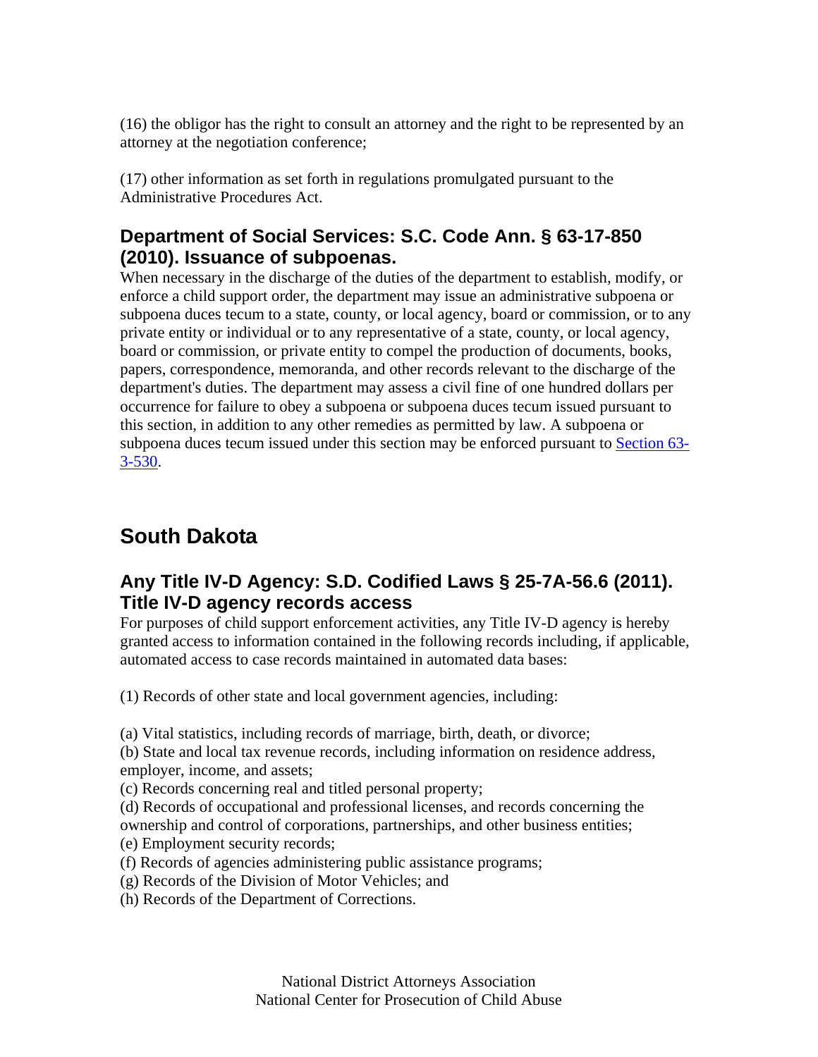(16) the obligor has the right to consult an attorney and the right to be represented by an attorney at the negotiation conference;

(17) other information as set forth in regulations promulgated pursuant to the Administrative Procedures Act.

### Department of Social Services: S.C. Code Ann. § 63-17-850 (2010). Issuance of subpoenas.

When necessary in the discharge of the duties of the department to establish, modify, or enforce a child support order, the department may issue an administrative subpoena or subpoena duces tecum to a state, county, or local agency, board or commission, or to any private entity or individual or to any representative of a state, county, or local agency, board or commission, or private entity to compel the production of documents, books, papers, correspondence, memoranda, and other records relevant to the discharge of the department's duties. The department may assess a civil fine of one hundred dollars per occurrence for failure to obey a subpoena or subpoena duces tecum issued pursuant to this section, in addition to any other remedies as permitted by law. A subpoena or subpoena duces tecum issued under this section may be enforced pursuant to Section 63-3-530.

## South Dakota

### Any Title IV-D Agency: S.D. Codified Laws § 25-7A-56.6 (2011). Title IV-D agency records access

For purposes of child support enforcement activities, any Title IV-D agency is hereby granted access to information contained in the following records including, if applicable, automated access to case records maintained in automated data bases:

(1) Records of other state and local government agencies, including:

(a) Vital statistics, including records of marriage, birth, death, or divorce;
(b) State and local tax revenue records, including information on residence address, employer, income, and assets;
(c) Records concerning real and titled personal property;
(d) Records of occupational and professional licenses, and records concerning the ownership and control of corporations, partnerships, and other business entities;
(e) Employment security records;
(f) Records of agencies administering public assistance programs;
(g) Records of the Division of Motor Vehicles; and
(h) Records of the Department of Corrections.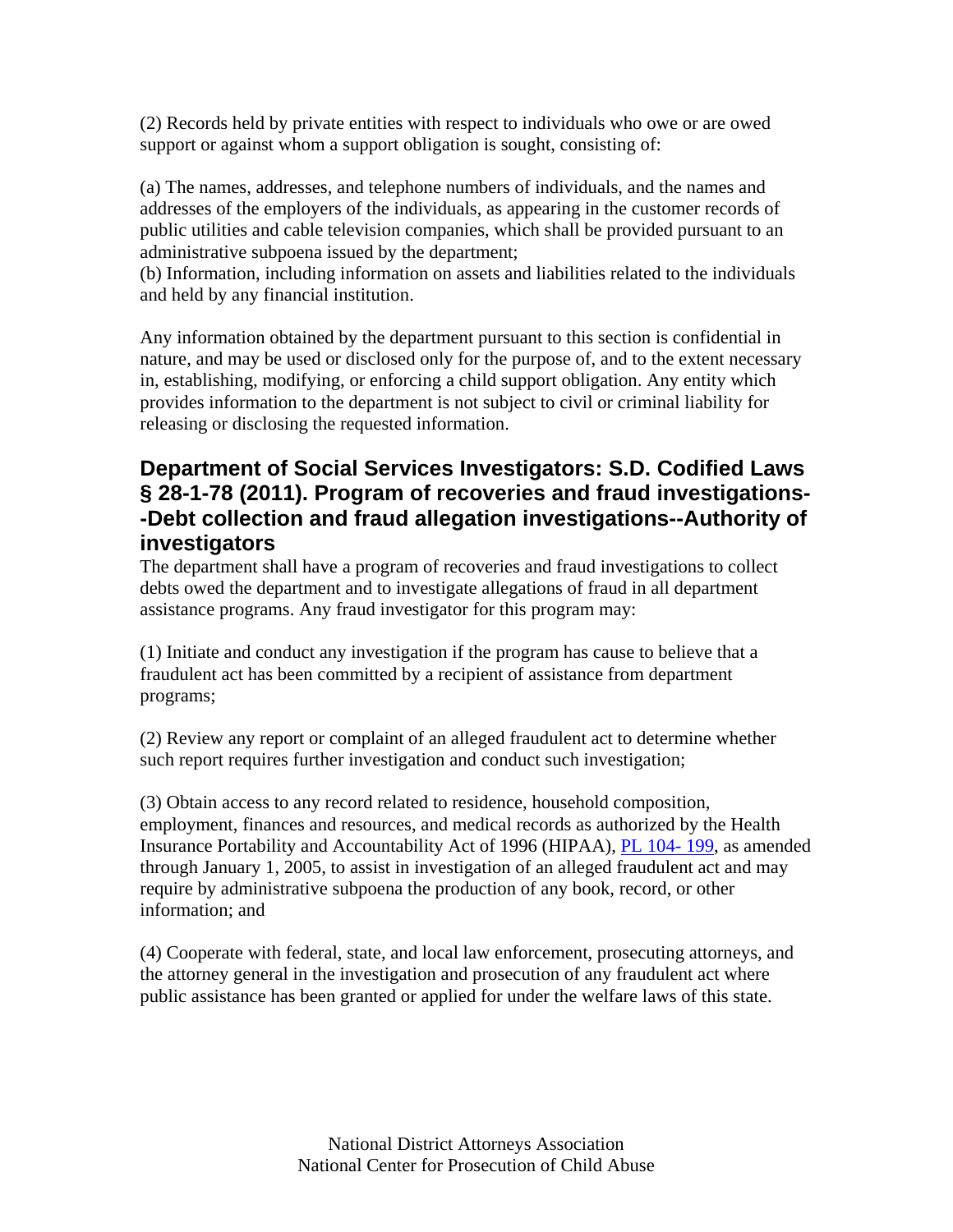(2) Records held by private entities with respect to individuals who owe or are owed support or against whom a support obligation is sought, consisting of:

(a) The names, addresses, and telephone numbers of individuals, and the names and addresses of the employers of the individuals, as appearing in the customer records of public utilities and cable television companies, which shall be provided pursuant to an administrative subpoena issued by the department;
(b) Information, including information on assets and liabilities related to the individuals and held by any financial institution.

Any information obtained by the department pursuant to this section is confidential in nature, and may be used or disclosed only for the purpose of, and to the extent necessary in, establishing, modifying, or enforcing a child support obligation. Any entity which provides information to the department is not subject to civil or criminal liability for releasing or disclosing the requested information.

## Department of Social Services Investigators: S.D. Codified Laws § 28-1-78 (2011). Program of recoveries and fraud investigations--Debt collection and fraud allegation investigations--Authority of investigators

The department shall have a program of recoveries and fraud investigations to collect debts owed the department and to investigate allegations of fraud in all department assistance programs. Any fraud investigator for this program may:

(1) Initiate and conduct any investigation if the program has cause to believe that a fraudulent act has been committed by a recipient of assistance from department programs;

(2) Review any report or complaint of an alleged fraudulent act to determine whether such report requires further investigation and conduct such investigation;

(3) Obtain access to any record related to residence, household composition, employment, finances and resources, and medical records as authorized by the Health Insurance Portability and Accountability Act of 1996 (HIPAA), PL 104- 199, as amended through January 1, 2005, to assist in investigation of an alleged fraudulent act and may require by administrative subpoena the production of any book, record, or other information; and

(4) Cooperate with federal, state, and local law enforcement, prosecuting attorneys, and the attorney general in the investigation and prosecution of any fraudulent act where public assistance has been granted or applied for under the welfare laws of this state.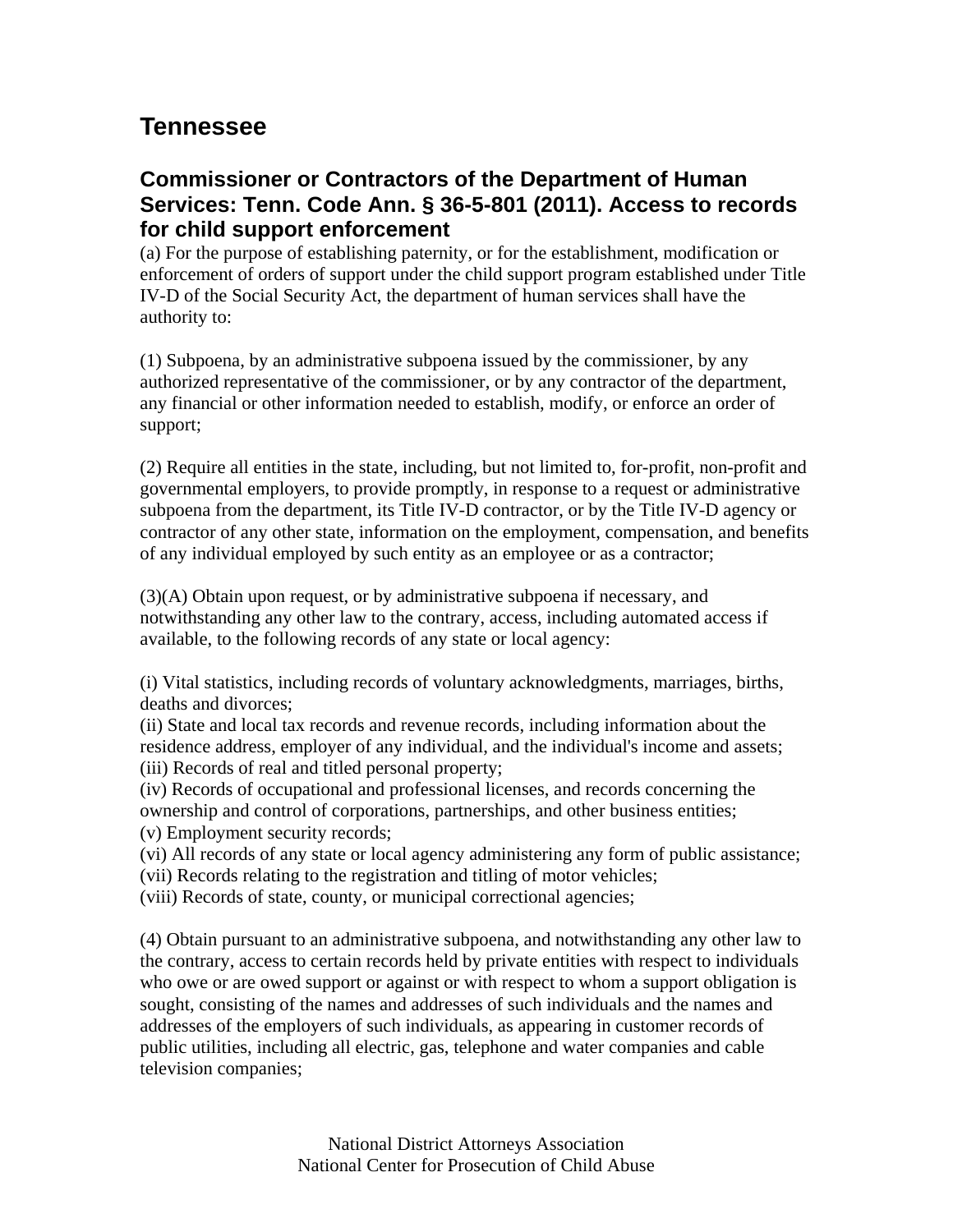# Tennessee

## Commissioner or Contractors of the Department of Human Services: Tenn. Code Ann. § 36-5-801 (2011). Access to records for child support enforcement

(a) For the purpose of establishing paternity, or for the establishment, modification or enforcement of orders of support under the child support program established under Title IV-D of the Social Security Act, the department of human services shall have the authority to:

(1) Subpoena, by an administrative subpoena issued by the commissioner, by any authorized representative of the commissioner, or by any contractor of the department, any financial or other information needed to establish, modify, or enforce an order of support;

(2) Require all entities in the state, including, but not limited to, for-profit, non-profit and governmental employers, to provide promptly, in response to a request or administrative subpoena from the department, its Title IV-D contractor, or by the Title IV-D agency or contractor of any other state, information on the employment, compensation, and benefits of any individual employed by such entity as an employee or as a contractor;

(3)(A) Obtain upon request, or by administrative subpoena if necessary, and notwithstanding any other law to the contrary, access, including automated access if available, to the following records of any state or local agency:

(i) Vital statistics, including records of voluntary acknowledgments, marriages, births, deaths and divorces;
(ii) State and local tax records and revenue records, including information about the residence address, employer of any individual, and the individual's income and assets;
(iii) Records of real and titled personal property;
(iv) Records of occupational and professional licenses, and records concerning the ownership and control of corporations, partnerships, and other business entities;
(v) Employment security records;
(vi) All records of any state or local agency administering any form of public assistance;
(vii) Records relating to the registration and titling of motor vehicles;
(viii) Records of state, county, or municipal correctional agencies;

(4) Obtain pursuant to an administrative subpoena, and notwithstanding any other law to the contrary, access to certain records held by private entities with respect to individuals who owe or are owed support or against or with respect to whom a support obligation is sought, consisting of the names and addresses of such individuals and the names and addresses of the employers of such individuals, as appearing in customer records of public utilities, including all electric, gas, telephone and water companies and cable television companies;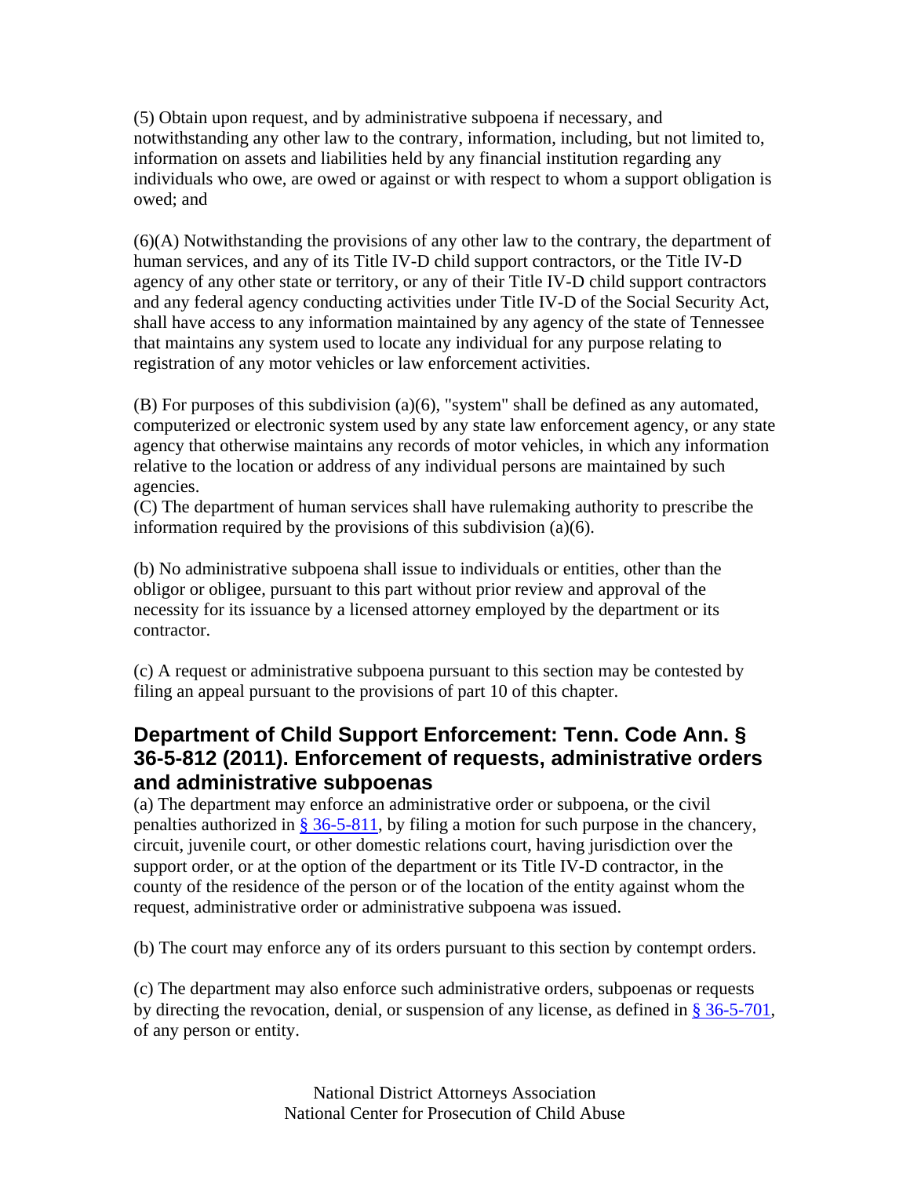(5) Obtain upon request, and by administrative subpoena if necessary, and notwithstanding any other law to the contrary, information, including, but not limited to, information on assets and liabilities held by any financial institution regarding any individuals who owe, are owed or against or with respect to whom a support obligation is owed; and

(6)(A) Notwithstanding the provisions of any other law to the contrary, the department of human services, and any of its Title IV-D child support contractors, or the Title IV-D agency of any other state or territory, or any of their Title IV-D child support contractors and any federal agency conducting activities under Title IV-D of the Social Security Act, shall have access to any information maintained by any agency of the state of Tennessee that maintains any system used to locate any individual for any purpose relating to registration of any motor vehicles or law enforcement activities.

(B) For purposes of this subdivision (a)(6), "system" shall be defined as any automated, computerized or electronic system used by any state law enforcement agency, or any state agency that otherwise maintains any records of motor vehicles, in which any information relative to the location or address of any individual persons are maintained by such agencies.

(C) The department of human services shall have rulemaking authority to prescribe the information required by the provisions of this subdivision (a)(6).

(b) No administrative subpoena shall issue to individuals or entities, other than the obligor or obligee, pursuant to this part without prior review and approval of the necessity for its issuance by a licensed attorney employed by the department or its contractor.

(c) A request or administrative subpoena pursuant to this section may be contested by filing an appeal pursuant to the provisions of part 10 of this chapter.

## Department of Child Support Enforcement: Tenn. Code Ann. § 36-5-812 (2011). Enforcement of requests, administrative orders and administrative subpoenas

(a) The department may enforce an administrative order or subpoena, or the civil penalties authorized in § 36-5-811, by filing a motion for such purpose in the chancery, circuit, juvenile court, or other domestic relations court, having jurisdiction over the support order, or at the option of the department or its Title IV-D contractor, in the county of the residence of the person or of the location of the entity against whom the request, administrative order or administrative subpoena was issued.

(b) The court may enforce any of its orders pursuant to this section by contempt orders.

(c) The department may also enforce such administrative orders, subpoenas or requests by directing the revocation, denial, or suspension of any license, as defined in § 36-5-701, of any person or entity.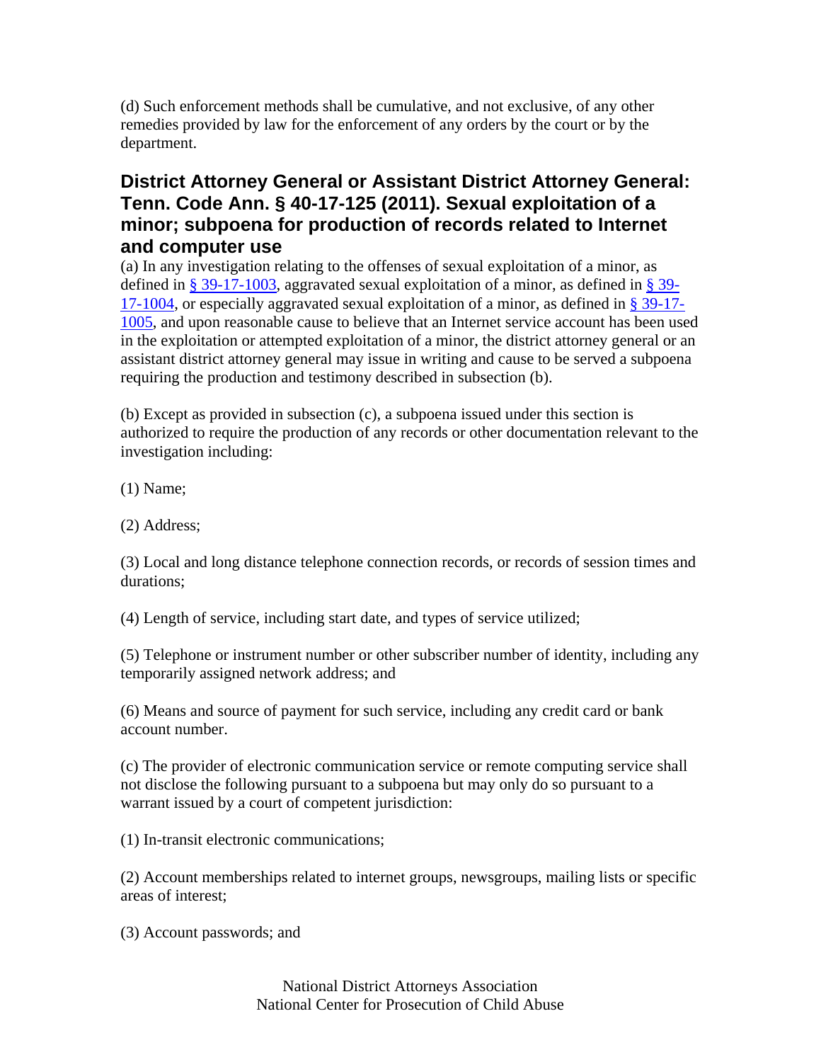(d) Such enforcement methods shall be cumulative, and not exclusive, of any other remedies provided by law for the enforcement of any orders by the court or by the department.

## District Attorney General or Assistant District Attorney General: Tenn. Code Ann. § 40-17-125 (2011). Sexual exploitation of a minor; subpoena for production of records related to Internet and computer use

(a) In any investigation relating to the offenses of sexual exploitation of a minor, as defined in § 39-17-1003, aggravated sexual exploitation of a minor, as defined in § 39-17-1004, or especially aggravated sexual exploitation of a minor, as defined in § 39-17-1005, and upon reasonable cause to believe that an Internet service account has been used in the exploitation or attempted exploitation of a minor, the district attorney general or an assistant district attorney general may issue in writing and cause to be served a subpoena requiring the production and testimony described in subsection (b).

(b) Except as provided in subsection (c), a subpoena issued under this section is authorized to require the production of any records or other documentation relevant to the investigation including:

(1) Name;

(2) Address;

(3) Local and long distance telephone connection records, or records of session times and durations;

(4) Length of service, including start date, and types of service utilized;

(5) Telephone or instrument number or other subscriber number of identity, including any temporarily assigned network address; and

(6) Means and source of payment for such service, including any credit card or bank account number.

(c) The provider of electronic communication service or remote computing service shall not disclose the following pursuant to a subpoena but may only do so pursuant to a warrant issued by a court of competent jurisdiction:

(1) In-transit electronic communications;

(2) Account memberships related to internet groups, newsgroups, mailing lists or specific areas of interest;

(3) Account passwords; and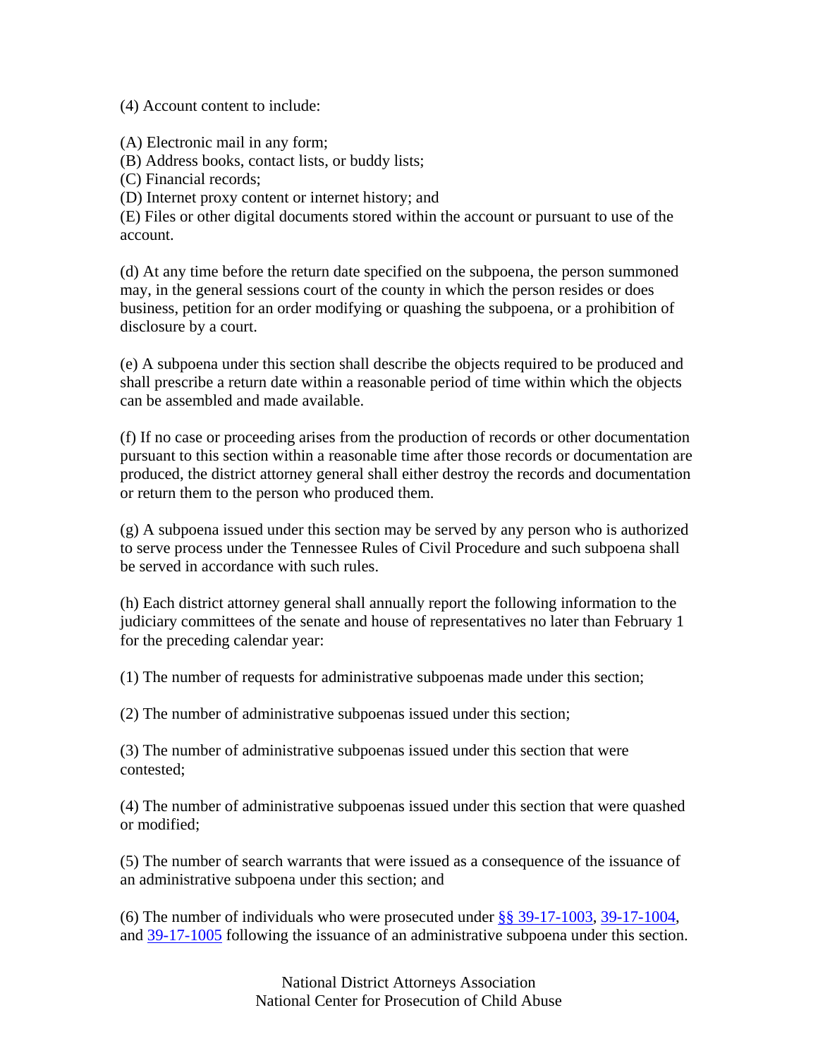(4) Account content to include:

(A) Electronic mail in any form;
(B) Address books, contact lists, or buddy lists;
(C) Financial records;
(D) Internet proxy content or internet history; and
(E) Files or other digital documents stored within the account or pursuant to use of the account.

(d) At any time before the return date specified on the subpoena, the person summoned may, in the general sessions court of the county in which the person resides or does business, petition for an order modifying or quashing the subpoena, or a prohibition of disclosure by a court.

(e) A subpoena under this section shall describe the objects required to be produced and shall prescribe a return date within a reasonable period of time within which the objects can be assembled and made available.

(f) If no case or proceeding arises from the production of records or other documentation pursuant to this section within a reasonable time after those records or documentation are produced, the district attorney general shall either destroy the records and documentation or return them to the person who produced them.

(g) A subpoena issued under this section may be served by any person who is authorized to serve process under the Tennessee Rules of Civil Procedure and such subpoena shall be served in accordance with such rules.

(h) Each district attorney general shall annually report the following information to the judiciary committees of the senate and house of representatives no later than February 1 for the preceding calendar year:

(1) The number of requests for administrative subpoenas made under this section;

(2) The number of administrative subpoenas issued under this section;

(3) The number of administrative subpoenas issued under this section that were contested;

(4) The number of administrative subpoenas issued under this section that were quashed or modified;

(5) The number of search warrants that were issued as a consequence of the issuance of an administrative subpoena under this section; and

(6) The number of individuals who were prosecuted under §§ 39-17-1003, 39-17-1004, and 39-17-1005 following the issuance of an administrative subpoena under this section.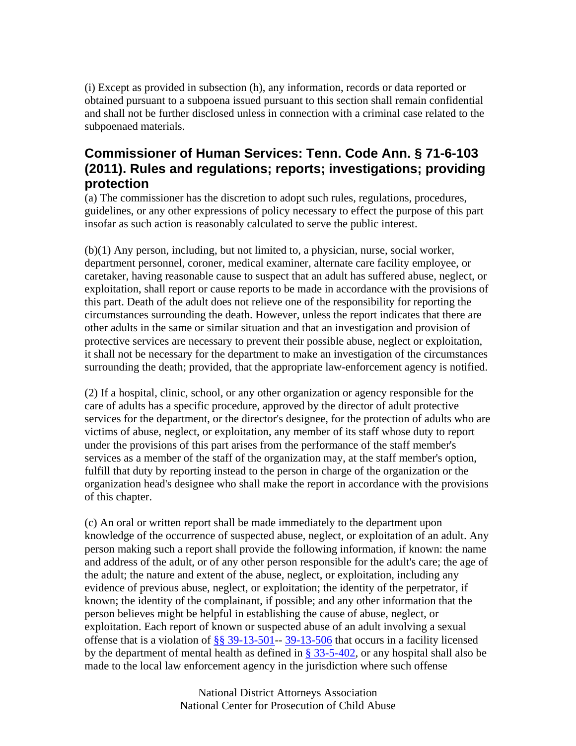(i) Except as provided in subsection (h), any information, records or data reported or obtained pursuant to a subpoena issued pursuant to this section shall remain confidential and shall not be further disclosed unless in connection with a criminal case related to the subpoenaed materials.

## Commissioner of Human Services: Tenn. Code Ann. § 71-6-103 (2011). Rules and regulations; reports; investigations; providing protection

(a) The commissioner has the discretion to adopt such rules, regulations, procedures, guidelines, or any other expressions of policy necessary to effect the purpose of this part insofar as such action is reasonably calculated to serve the public interest.

(b)(1) Any person, including, but not limited to, a physician, nurse, social worker, department personnel, coroner, medical examiner, alternate care facility employee, or caretaker, having reasonable cause to suspect that an adult has suffered abuse, neglect, or exploitation, shall report or cause reports to be made in accordance with the provisions of this part. Death of the adult does not relieve one of the responsibility for reporting the circumstances surrounding the death. However, unless the report indicates that there are other adults in the same or similar situation and that an investigation and provision of protective services are necessary to prevent their possible abuse, neglect or exploitation, it shall not be necessary for the department to make an investigation of the circumstances surrounding the death; provided, that the appropriate law-enforcement agency is notified.

(2) If a hospital, clinic, school, or any other organization or agency responsible for the care of adults has a specific procedure, approved by the director of adult protective services for the department, or the director's designee, for the protection of adults who are victims of abuse, neglect, or exploitation, any member of its staff whose duty to report under the provisions of this part arises from the performance of the staff member's services as a member of the staff of the organization may, at the staff member's option, fulfill that duty by reporting instead to the person in charge of the organization or the organization head's designee who shall make the report in accordance with the provisions of this chapter.

(c) An oral or written report shall be made immediately to the department upon knowledge of the occurrence of suspected abuse, neglect, or exploitation of an adult. Any person making such a report shall provide the following information, if known: the name and address of the adult, or of any other person responsible for the adult's care; the age of the adult; the nature and extent of the abuse, neglect, or exploitation, including any evidence of previous abuse, neglect, or exploitation; the identity of the perpetrator, if known; the identity of the complainant, if possible; and any other information that the person believes might be helpful in establishing the cause of abuse, neglect, or exploitation. Each report of known or suspected abuse of an adult involving a sexual offense that is a violation of §§ 39-13-501-- 39-13-506 that occurs in a facility licensed by the department of mental health as defined in § 33-5-402, or any hospital shall also be made to the local law enforcement agency in the jurisdiction where such offense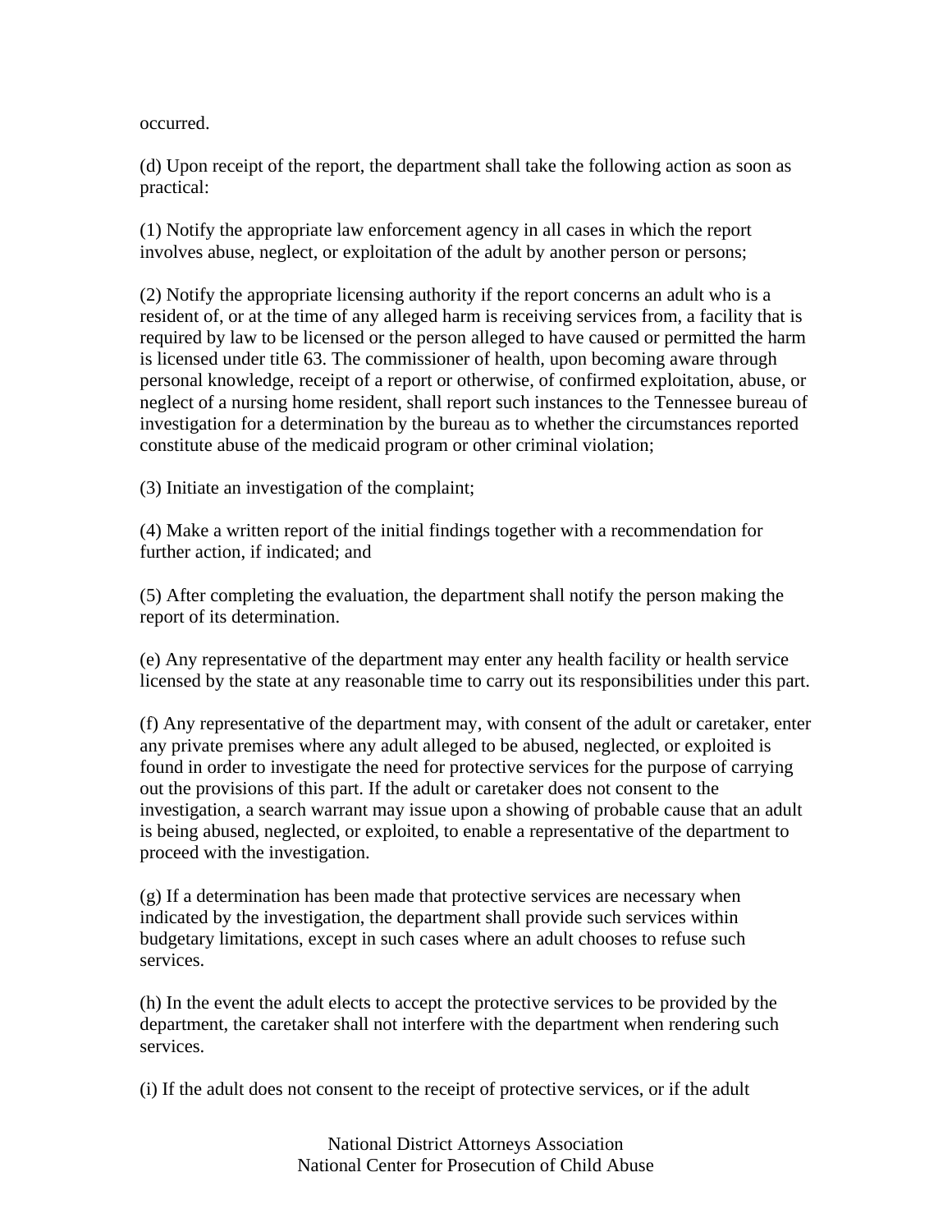occurred.

(d) Upon receipt of the report, the department shall take the following action as soon as practical:

(1) Notify the appropriate law enforcement agency in all cases in which the report involves abuse, neglect, or exploitation of the adult by another person or persons;

(2) Notify the appropriate licensing authority if the report concerns an adult who is a resident of, or at the time of any alleged harm is receiving services from, a facility that is required by law to be licensed or the person alleged to have caused or permitted the harm is licensed under title 63. The commissioner of health, upon becoming aware through personal knowledge, receipt of a report or otherwise, of confirmed exploitation, abuse, or neglect of a nursing home resident, shall report such instances to the Tennessee bureau of investigation for a determination by the bureau as to whether the circumstances reported constitute abuse of the medicaid program or other criminal violation;

(3) Initiate an investigation of the complaint;

(4) Make a written report of the initial findings together with a recommendation for further action, if indicated; and

(5) After completing the evaluation, the department shall notify the person making the report of its determination.

(e) Any representative of the department may enter any health facility or health service licensed by the state at any reasonable time to carry out its responsibilities under this part.

(f) Any representative of the department may, with consent of the adult or caretaker, enter any private premises where any adult alleged to be abused, neglected, or exploited is found in order to investigate the need for protective services for the purpose of carrying out the provisions of this part. If the adult or caretaker does not consent to the investigation, a search warrant may issue upon a showing of probable cause that an adult is being abused, neglected, or exploited, to enable a representative of the department to proceed with the investigation.

(g) If a determination has been made that protective services are necessary when indicated by the investigation, the department shall provide such services within budgetary limitations, except in such cases where an adult chooses to refuse such services.

(h) In the event the adult elects to accept the protective services to be provided by the department, the caretaker shall not interfere with the department when rendering such services.

(i) If the adult does not consent to the receipt of protective services, or if the adult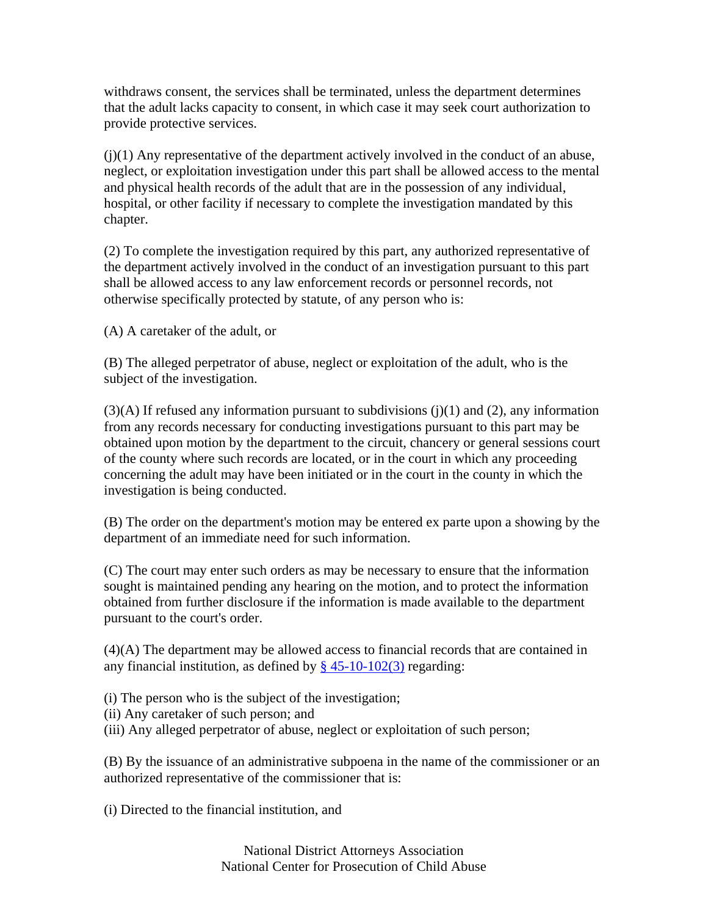withdraws consent, the services shall be terminated, unless the department determines that the adult lacks capacity to consent, in which case it may seek court authorization to provide protective services.

(j)(1) Any representative of the department actively involved in the conduct of an abuse, neglect, or exploitation investigation under this part shall be allowed access to the mental and physical health records of the adult that are in the possession of any individual, hospital, or other facility if necessary to complete the investigation mandated by this chapter.

(2) To complete the investigation required by this part, any authorized representative of the department actively involved in the conduct of an investigation pursuant to this part shall be allowed access to any law enforcement records or personnel records, not otherwise specifically protected by statute, of any person who is:

(A) A caretaker of the adult, or

(B) The alleged perpetrator of abuse, neglect or exploitation of the adult, who is the subject of the investigation.

(3)(A) If refused any information pursuant to subdivisions (j)(1) and (2), any information from any records necessary for conducting investigations pursuant to this part may be obtained upon motion by the department to the circuit, chancery or general sessions court of the county where such records are located, or in the court in which any proceeding concerning the adult may have been initiated or in the court in the county in which the investigation is being conducted.

(B) The order on the department's motion may be entered ex parte upon a showing by the department of an immediate need for such information.

(C) The court may enter such orders as may be necessary to ensure that the information sought is maintained pending any hearing on the motion, and to protect the information obtained from further disclosure if the information is made available to the department pursuant to the court's order.

(4)(A) The department may be allowed access to financial records that are contained in any financial institution, as defined by § 45-10-102(3) regarding:

(i) The person who is the subject of the investigation;
(ii) Any caretaker of such person; and
(iii) Any alleged perpetrator of abuse, neglect or exploitation of such person;

(B) By the issuance of an administrative subpoena in the name of the commissioner or an authorized representative of the commissioner that is:

(i) Directed to the financial institution, and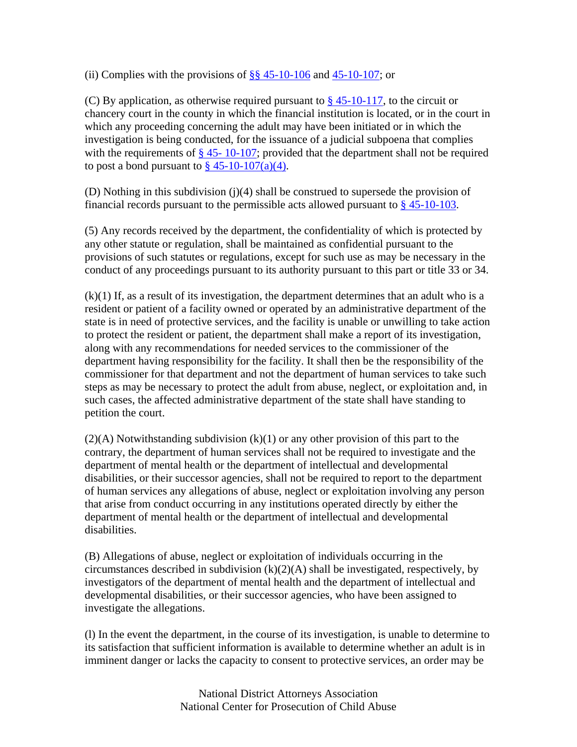(ii) Complies with the provisions of §§ 45-10-106 and 45-10-107; or

(C) By application, as otherwise required pursuant to § 45-10-117, to the circuit or chancery court in the county in which the financial institution is located, or in the court in which any proceeding concerning the adult may have been initiated or in which the investigation is being conducted, for the issuance of a judicial subpoena that complies with the requirements of § 45- 10-107; provided that the department shall not be required to post a bond pursuant to § 45-10-107(a)(4).

(D) Nothing in this subdivision (j)(4) shall be construed to supersede the provision of financial records pursuant to the permissible acts allowed pursuant to § 45-10-103.

(5) Any records received by the department, the confidentiality of which is protected by any other statute or regulation, shall be maintained as confidential pursuant to the provisions of such statutes or regulations, except for such use as may be necessary in the conduct of any proceedings pursuant to its authority pursuant to this part or title 33 or 34.

(k)(1) If, as a result of its investigation, the department determines that an adult who is a resident or patient of a facility owned or operated by an administrative department of the state is in need of protective services, and the facility is unable or unwilling to take action to protect the resident or patient, the department shall make a report of its investigation, along with any recommendations for needed services to the commissioner of the department having responsibility for the facility. It shall then be the responsibility of the commissioner for that department and not the department of human services to take such steps as may be necessary to protect the adult from abuse, neglect, or exploitation and, in such cases, the affected administrative department of the state shall have standing to petition the court.

(2)(A) Notwithstanding subdivision (k)(1) or any other provision of this part to the contrary, the department of human services shall not be required to investigate and the department of mental health or the department of intellectual and developmental disabilities, or their successor agencies, shall not be required to report to the department of human services any allegations of abuse, neglect or exploitation involving any person that arise from conduct occurring in any institutions operated directly by either the department of mental health or the department of intellectual and developmental disabilities.

(B) Allegations of abuse, neglect or exploitation of individuals occurring in the circumstances described in subdivision (k)(2)(A) shall be investigated, respectively, by investigators of the department of mental health and the department of intellectual and developmental disabilities, or their successor agencies, who have been assigned to investigate the allegations.

(l) In the event the department, in the course of its investigation, is unable to determine to its satisfaction that sufficient information is available to determine whether an adult is in imminent danger or lacks the capacity to consent to protective services, an order may be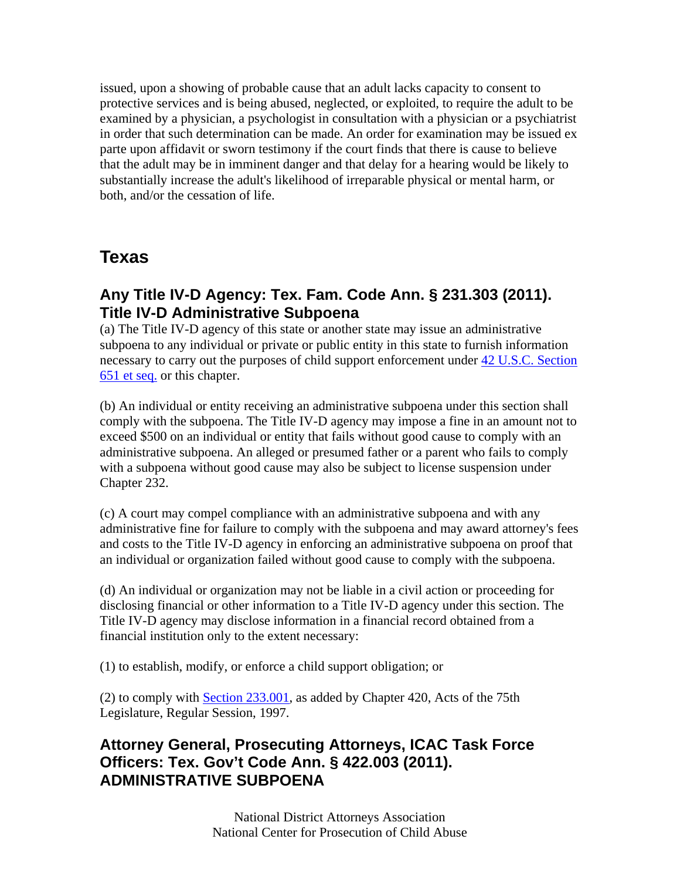issued, upon a showing of probable cause that an adult lacks capacity to consent to protective services and is being abused, neglected, or exploited, to require the adult to be examined by a physician, a psychologist in consultation with a physician or a psychiatrist in order that such determination can be made. An order for examination may be issued ex parte upon affidavit or sworn testimony if the court finds that there is cause to believe that the adult may be in imminent danger and that delay for a hearing would be likely to substantially increase the adult's likelihood of irreparable physical or mental harm, or both, and/or the cessation of life.

## Texas

### Any Title IV-D Agency: Tex. Fam. Code Ann. § 231.303 (2011). Title IV-D Administrative Subpoena

(a) The Title IV-D agency of this state or another state may issue an administrative subpoena to any individual or private or public entity in this state to furnish information necessary to carry out the purposes of child support enforcement under 42 U.S.C. Section 651 et seq. or this chapter.

(b) An individual or entity receiving an administrative subpoena under this section shall comply with the subpoena. The Title IV-D agency may impose a fine in an amount not to exceed $500 on an individual or entity that fails without good cause to comply with an administrative subpoena. An alleged or presumed father or a parent who fails to comply with a subpoena without good cause may also be subject to license suspension under Chapter 232.

(c) A court may compel compliance with an administrative subpoena and with any administrative fine for failure to comply with the subpoena and may award attorney's fees and costs to the Title IV-D agency in enforcing an administrative subpoena on proof that an individual or organization failed without good cause to comply with the subpoena.

(d) An individual or organization may not be liable in a civil action or proceeding for disclosing financial or other information to a Title IV-D agency under this section. The Title IV-D agency may disclose information in a financial record obtained from a financial institution only to the extent necessary:

(1) to establish, modify, or enforce a child support obligation; or

(2) to comply with Section 233.001, as added by Chapter 420, Acts of the 75th Legislature, Regular Session, 1997.

### Attorney General, Prosecuting Attorneys, ICAC Task Force Officers: Tex. Gov't Code Ann. § 422.003 (2011). ADMINISTRATIVE SUBPOENA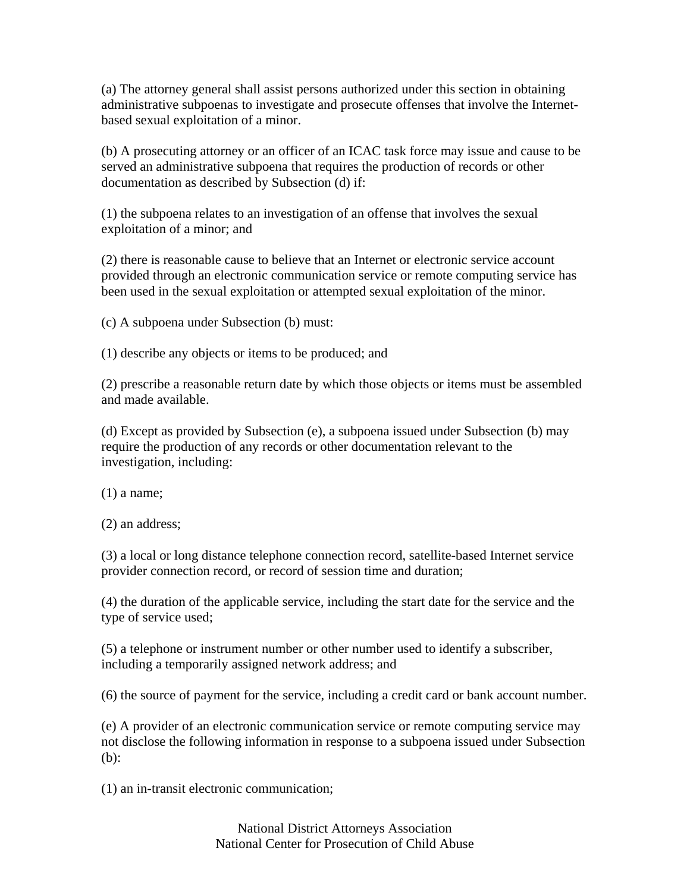(a) The attorney general shall assist persons authorized under this section in obtaining administrative subpoenas to investigate and prosecute offenses that involve the Internet-based sexual exploitation of a minor.

(b) A prosecuting attorney or an officer of an ICAC task force may issue and cause to be served an administrative subpoena that requires the production of records or other documentation as described by Subsection (d) if:

(1) the subpoena relates to an investigation of an offense that involves the sexual exploitation of a minor; and

(2) there is reasonable cause to believe that an Internet or electronic service account provided through an electronic communication service or remote computing service has been used in the sexual exploitation or attempted sexual exploitation of the minor.

(c) A subpoena under Subsection (b) must:

(1) describe any objects or items to be produced; and

(2) prescribe a reasonable return date by which those objects or items must be assembled and made available.

(d) Except as provided by Subsection (e), a subpoena issued under Subsection (b) may require the production of any records or other documentation relevant to the investigation, including:

(1) a name;

(2) an address;

(3) a local or long distance telephone connection record, satellite-based Internet service provider connection record, or record of session time and duration;

(4) the duration of the applicable service, including the start date for the service and the type of service used;

(5) a telephone or instrument number or other number used to identify a subscriber, including a temporarily assigned network address; and

(6) the source of payment for the service, including a credit card or bank account number.

(e) A provider of an electronic communication service or remote computing service may not disclose the following information in response to a subpoena issued under Subsection (b):

(1) an in-transit electronic communication;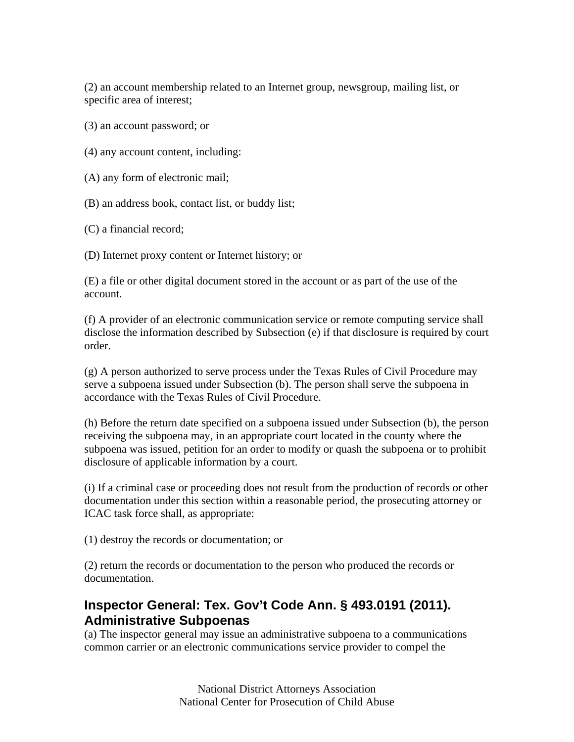(2) an account membership related to an Internet group, newsgroup, mailing list, or specific area of interest;

(3) an account password; or

(4) any account content, including:

(A) any form of electronic mail;

(B) an address book, contact list, or buddy list;

(C) a financial record;

(D) Internet proxy content or Internet history; or

(E) a file or other digital document stored in the account or as part of the use of the account.

(f) A provider of an electronic communication service or remote computing service shall disclose the information described by Subsection (e) if that disclosure is required by court order.

(g) A person authorized to serve process under the Texas Rules of Civil Procedure may serve a subpoena issued under Subsection (b). The person shall serve the subpoena in accordance with the Texas Rules of Civil Procedure.

(h) Before the return date specified on a subpoena issued under Subsection (b), the person receiving the subpoena may, in an appropriate court located in the county where the subpoena was issued, petition for an order to modify or quash the subpoena or to prohibit disclosure of applicable information by a court.

(i) If a criminal case or proceeding does not result from the production of records or other documentation under this section within a reasonable period, the prosecuting attorney or ICAC task force shall, as appropriate:

(1) destroy the records or documentation; or

(2) return the records or documentation to the person who produced the records or documentation.

## Inspector General: Tex. Gov't Code Ann. § 493.0191 (2011). Administrative Subpoenas

(a) The inspector general may issue an administrative subpoena to a communications common carrier or an electronic communications service provider to compel the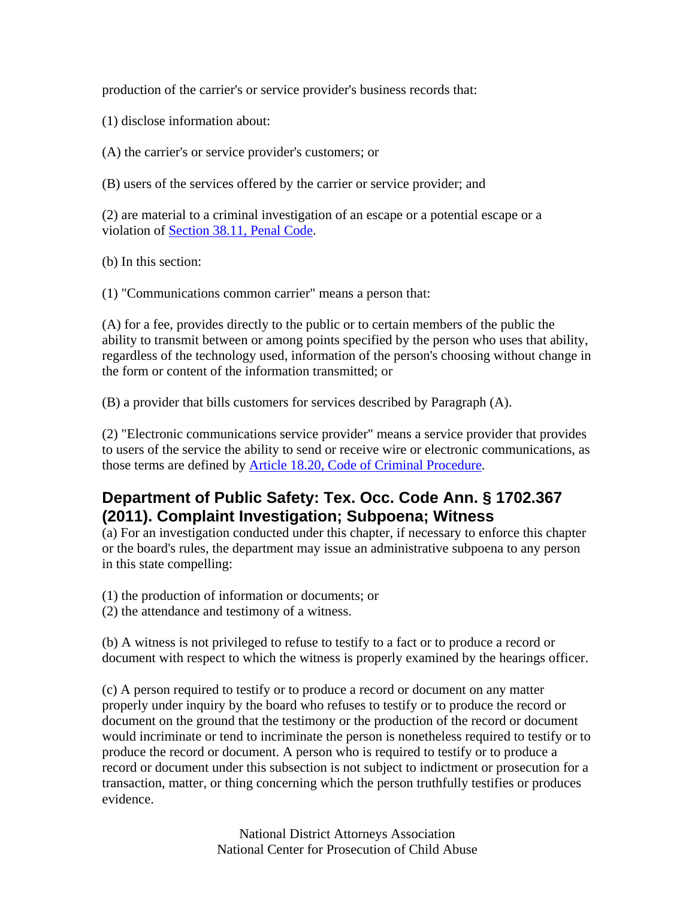production of the carrier's or service provider's business records that:

(1) disclose information about:

(A) the carrier's or service provider's customers; or

(B) users of the services offered by the carrier or service provider; and

(2) are material to a criminal investigation of an escape or a potential escape or a violation of Section 38.11, Penal Code.

(b) In this section:

(1) "Communications common carrier" means a person that:

(A) for a fee, provides directly to the public or to certain members of the public the ability to transmit between or among points specified by the person who uses that ability, regardless of the technology used, information of the person's choosing without change in the form or content of the information transmitted; or

(B) a provider that bills customers for services described by Paragraph (A).

(2) "Electronic communications service provider" means a service provider that provides to users of the service the ability to send or receive wire or electronic communications, as those terms are defined by Article 18.20, Code of Criminal Procedure.

## Department of Public Safety: Tex. Occ. Code Ann. § 1702.367 (2011). Complaint Investigation; Subpoena; Witness

(a) For an investigation conducted under this chapter, if necessary to enforce this chapter or the board's rules, the department may issue an administrative subpoena to any person in this state compelling:

(1) the production of information or documents; or
(2) the attendance and testimony of a witness.

(b) A witness is not privileged to refuse to testify to a fact or to produce a record or document with respect to which the witness is properly examined by the hearings officer.

(c) A person required to testify or to produce a record or document on any matter properly under inquiry by the board who refuses to testify or to produce the record or document on the ground that the testimony or the production of the record or document would incriminate or tend to incriminate the person is nonetheless required to testify or to produce the record or document. A person who is required to testify or to produce a record or document under this subsection is not subject to indictment or prosecution for a transaction, matter, or thing concerning which the person truthfully testifies or produces evidence.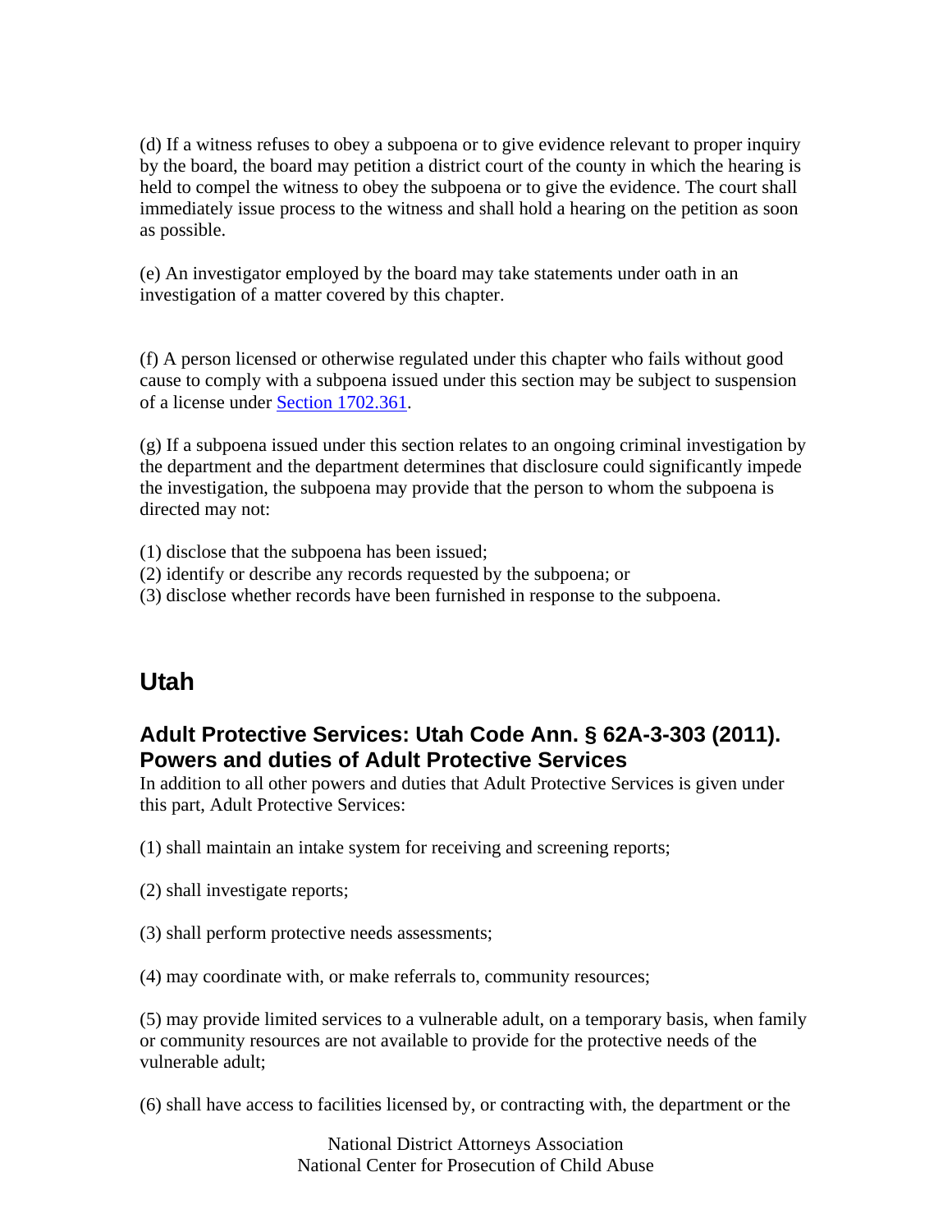(d) If a witness refuses to obey a subpoena or to give evidence relevant to proper inquiry by the board, the board may petition a district court of the county in which the hearing is held to compel the witness to obey the subpoena or to give the evidence. The court shall immediately issue process to the witness and shall hold a hearing on the petition as soon as possible.

(e) An investigator employed by the board may take statements under oath in an investigation of a matter covered by this chapter.

(f) A person licensed or otherwise regulated under this chapter who fails without good cause to comply with a subpoena issued under this section may be subject to suspension of a license under Section 1702.361.

(g) If a subpoena issued under this section relates to an ongoing criminal investigation by the department and the department determines that disclosure could significantly impede the investigation, the subpoena may provide that the person to whom the subpoena is directed may not:

(1) disclose that the subpoena has been issued;
(2) identify or describe any records requested by the subpoena; or
(3) disclose whether records have been furnished in response to the subpoena.

## Utah

### Adult Protective Services: Utah Code Ann. § 62A-3-303 (2011). Powers and duties of Adult Protective Services

In addition to all other powers and duties that Adult Protective Services is given under this part, Adult Protective Services:

(1) shall maintain an intake system for receiving and screening reports;

(2) shall investigate reports;

(3) shall perform protective needs assessments;

(4) may coordinate with, or make referrals to, community resources;

(5) may provide limited services to a vulnerable adult, on a temporary basis, when family or community resources are not available to provide for the protective needs of the vulnerable adult;

(6) shall have access to facilities licensed by, or contracting with, the department or the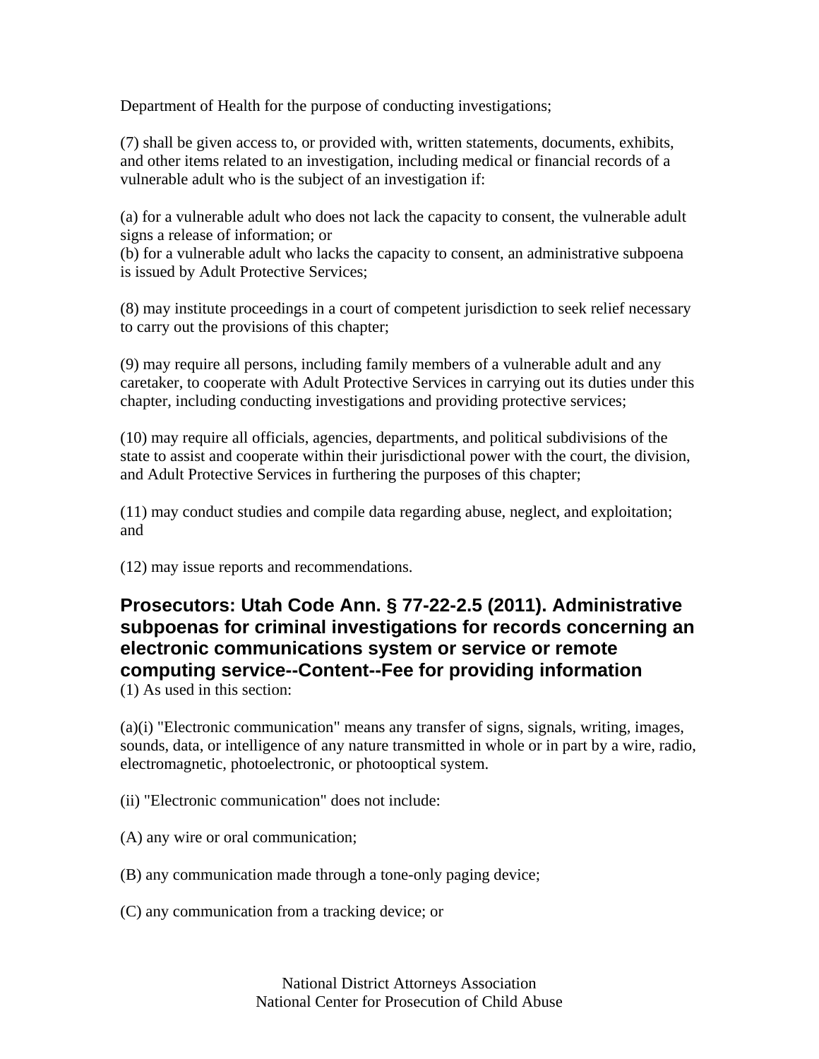Department of Health for the purpose of conducting investigations;

(7) shall be given access to, or provided with, written statements, documents, exhibits, and other items related to an investigation, including medical or financial records of a vulnerable adult who is the subject of an investigation if:

(a) for a vulnerable adult who does not lack the capacity to consent, the vulnerable adult signs a release of information; or
(b) for a vulnerable adult who lacks the capacity to consent, an administrative subpoena is issued by Adult Protective Services;

(8) may institute proceedings in a court of competent jurisdiction to seek relief necessary to carry out the provisions of this chapter;

(9) may require all persons, including family members of a vulnerable adult and any caretaker, to cooperate with Adult Protective Services in carrying out its duties under this chapter, including conducting investigations and providing protective services;

(10) may require all officials, agencies, departments, and political subdivisions of the state to assist and cooperate within their jurisdictional power with the court, the division, and Adult Protective Services in furthering the purposes of this chapter;

(11) may conduct studies and compile data regarding abuse, neglect, and exploitation; and

(12) may issue reports and recommendations.

## Prosecutors: Utah Code Ann. § 77-22-2.5 (2011). Administrative subpoenas for criminal investigations for records concerning an electronic communications system or service or remote computing service--Content--Fee for providing information

(1) As used in this section:

(a)(i) "Electronic communication" means any transfer of signs, signals, writing, images, sounds, data, or intelligence of any nature transmitted in whole or in part by a wire, radio, electromagnetic, photoelectronic, or photooptical system.

(ii) "Electronic communication" does not include:

(A) any wire or oral communication;

(B) any communication made through a tone-only paging device;

(C) any communication from a tracking device; or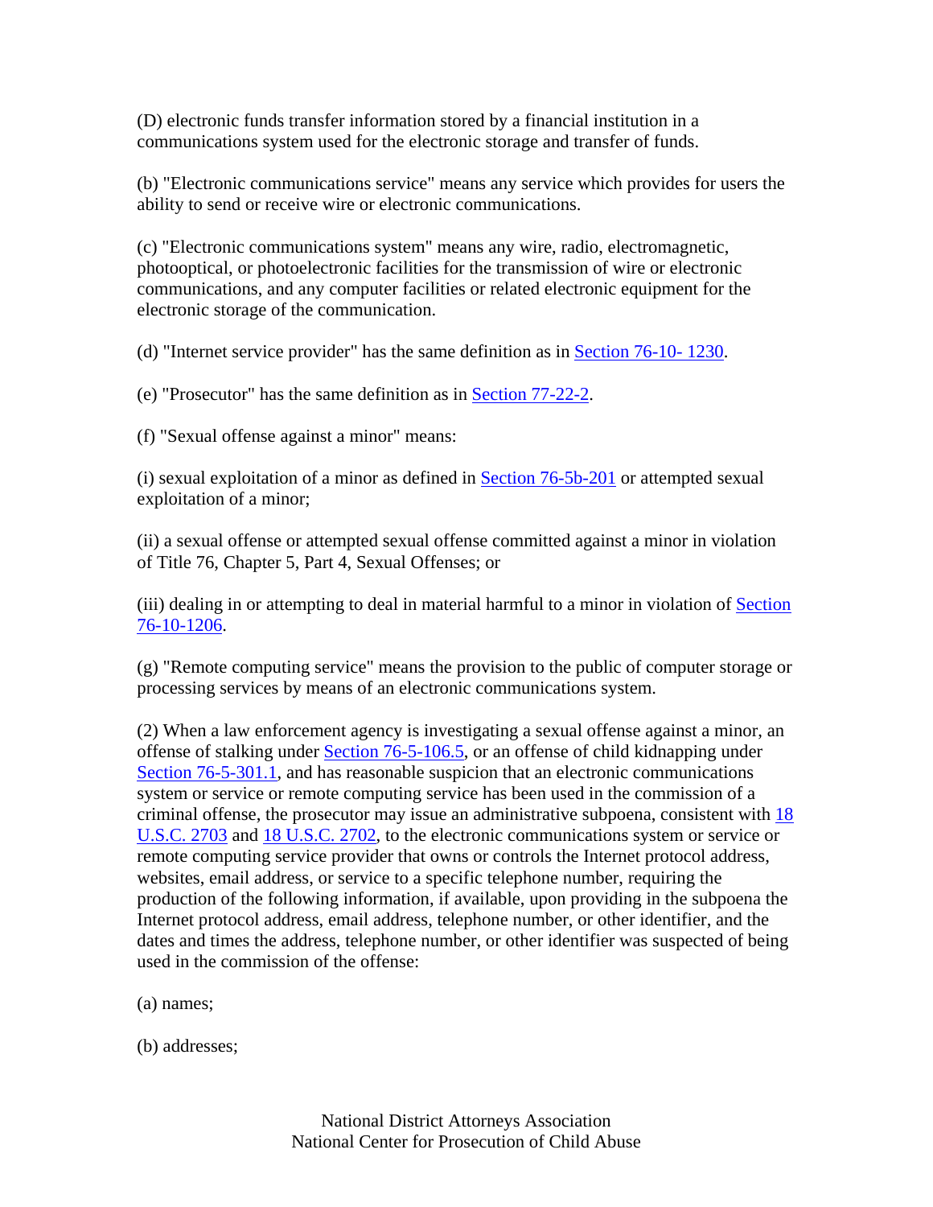(D) electronic funds transfer information stored by a financial institution in a communications system used for the electronic storage and transfer of funds.

(b) "Electronic communications service" means any service which provides for users the ability to send or receive wire or electronic communications.

(c) "Electronic communications system" means any wire, radio, electromagnetic, photooptical, or photoelectronic facilities for the transmission of wire or electronic communications, and any computer facilities or related electronic equipment for the electronic storage of the communication.

(d) "Internet service provider" has the same definition as in Section 76-10- 1230.

(e) "Prosecutor" has the same definition as in Section 77-22-2.

(f) "Sexual offense against a minor" means:

(i) sexual exploitation of a minor as defined in Section 76-5b-201 or attempted sexual exploitation of a minor;

(ii) a sexual offense or attempted sexual offense committed against a minor in violation of Title 76, Chapter 5, Part 4, Sexual Offenses; or

(iii) dealing in or attempting to deal in material harmful to a minor in violation of Section 76-10-1206.

(g) "Remote computing service" means the provision to the public of computer storage or processing services by means of an electronic communications system.

(2) When a law enforcement agency is investigating a sexual offense against a minor, an offense of stalking under Section 76-5-106.5, or an offense of child kidnapping under Section 76-5-301.1, and has reasonable suspicion that an electronic communications system or service or remote computing service has been used in the commission of a criminal offense, the prosecutor may issue an administrative subpoena, consistent with 18 U.S.C. 2703 and 18 U.S.C. 2702, to the electronic communications system or service or remote computing service provider that owns or controls the Internet protocol address, websites, email address, or service to a specific telephone number, requiring the production of the following information, if available, upon providing in the subpoena the Internet protocol address, email address, telephone number, or other identifier, and the dates and times the address, telephone number, or other identifier was suspected of being used in the commission of the offense:

(a) names;

(b) addresses;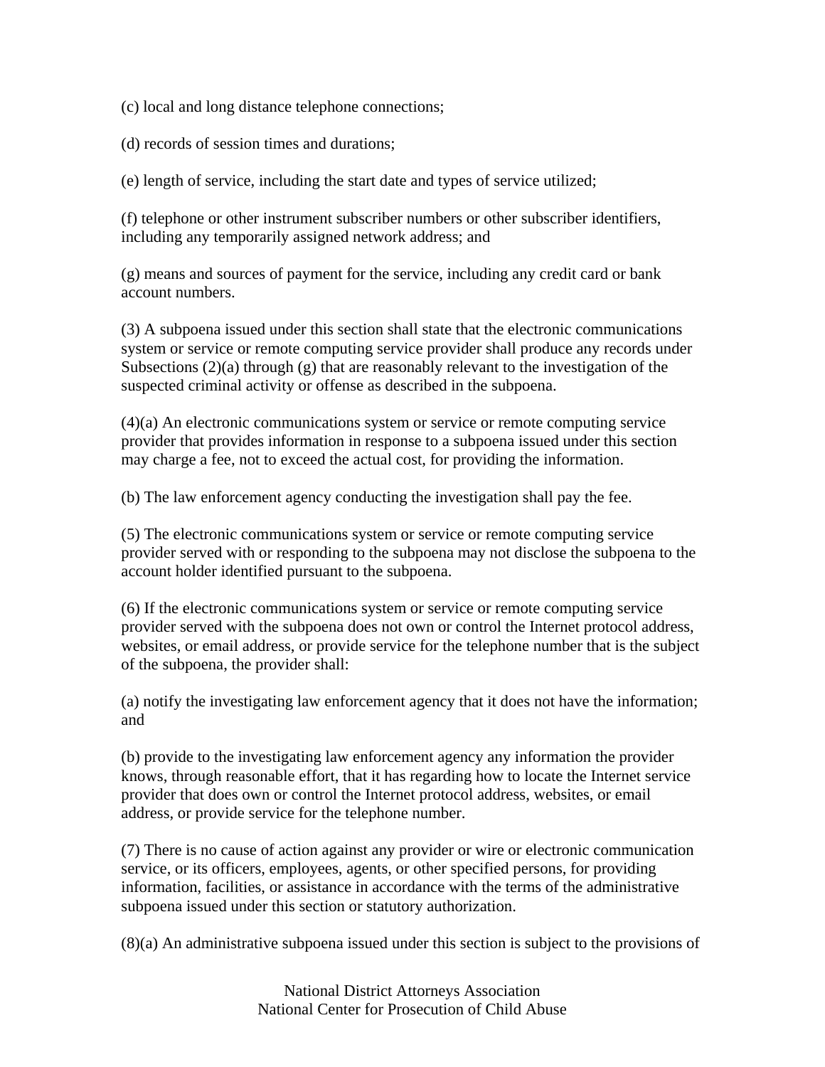(c) local and long distance telephone connections;

(d) records of session times and durations;

(e) length of service, including the start date and types of service utilized;

(f) telephone or other instrument subscriber numbers or other subscriber identifiers, including any temporarily assigned network address; and

(g) means and sources of payment for the service, including any credit card or bank account numbers.

(3) A subpoena issued under this section shall state that the electronic communications system or service or remote computing service provider shall produce any records under Subsections (2)(a) through (g) that are reasonably relevant to the investigation of the suspected criminal activity or offense as described in the subpoena.

(4)(a) An electronic communications system or service or remote computing service provider that provides information in response to a subpoena issued under this section may charge a fee, not to exceed the actual cost, for providing the information.

(b) The law enforcement agency conducting the investigation shall pay the fee.

(5) The electronic communications system or service or remote computing service provider served with or responding to the subpoena may not disclose the subpoena to the account holder identified pursuant to the subpoena.

(6) If the electronic communications system or service or remote computing service provider served with the subpoena does not own or control the Internet protocol address, websites, or email address, or provide service for the telephone number that is the subject of the subpoena, the provider shall:

(a) notify the investigating law enforcement agency that it does not have the information; and

(b) provide to the investigating law enforcement agency any information the provider knows, through reasonable effort, that it has regarding how to locate the Internet service provider that does own or control the Internet protocol address, websites, or email address, or provide service for the telephone number.

(7) There is no cause of action against any provider or wire or electronic communication service, or its officers, employees, agents, or other specified persons, for providing information, facilities, or assistance in accordance with the terms of the administrative subpoena issued under this section or statutory authorization.

(8)(a) An administrative subpoena issued under this section is subject to the provisions of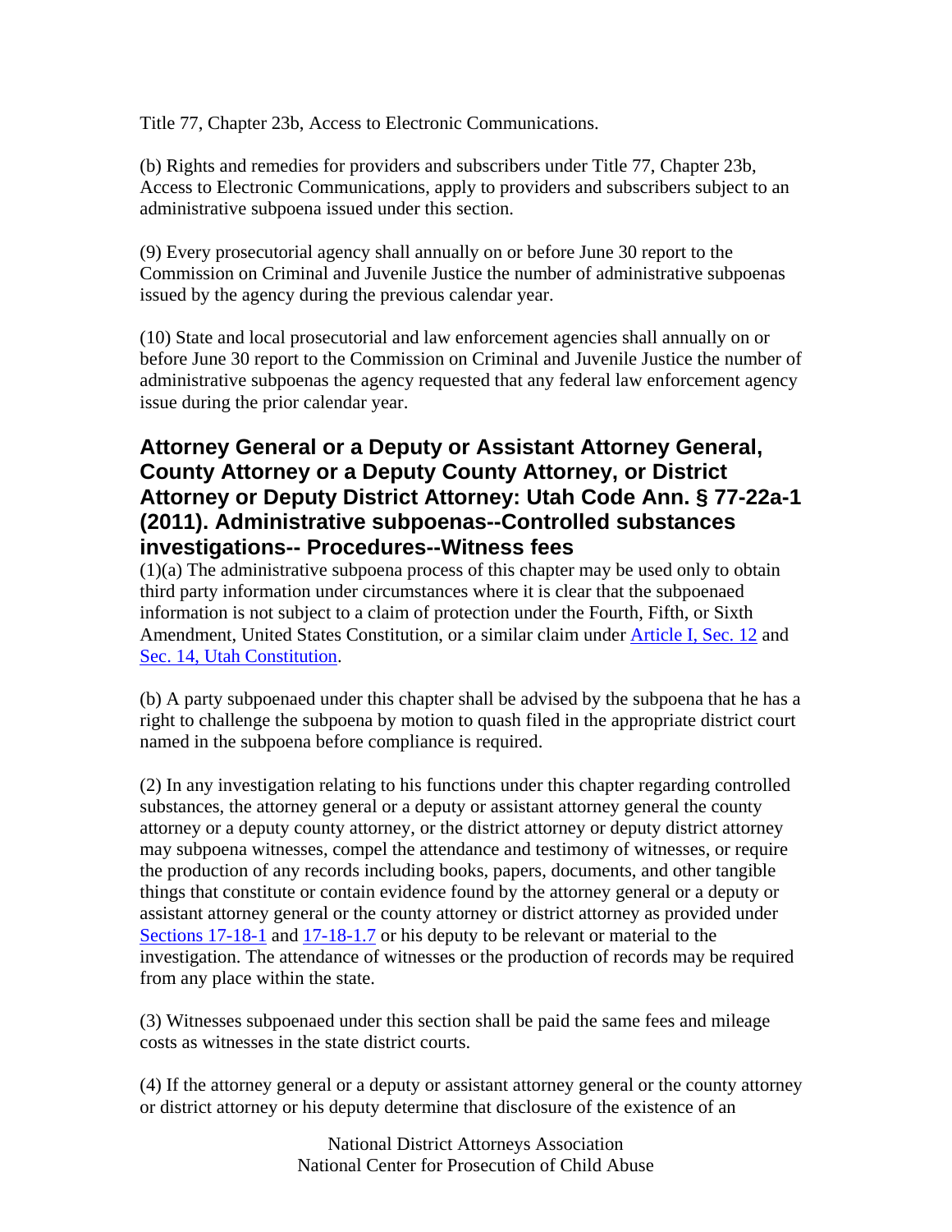Title 77, Chapter 23b, Access to Electronic Communications.

(b) Rights and remedies for providers and subscribers under Title 77, Chapter 23b, Access to Electronic Communications, apply to providers and subscribers subject to an administrative subpoena issued under this section.

(9) Every prosecutorial agency shall annually on or before June 30 report to the Commission on Criminal and Juvenile Justice the number of administrative subpoenas issued by the agency during the previous calendar year.

(10) State and local prosecutorial and law enforcement agencies shall annually on or before June 30 report to the Commission on Criminal and Juvenile Justice the number of administrative subpoenas the agency requested that any federal law enforcement agency issue during the prior calendar year.

### Attorney General or a Deputy or Assistant Attorney General, County Attorney or a Deputy County Attorney, or District Attorney or Deputy District Attorney: Utah Code Ann. § 77-22a-1 (2011). Administrative subpoenas--Controlled substances investigations-- Procedures--Witness fees

(1)(a) The administrative subpoena process of this chapter may be used only to obtain third party information under circumstances where it is clear that the subpoenaed information is not subject to a claim of protection under the Fourth, Fifth, or Sixth Amendment, United States Constitution, or a similar claim under Article I, Sec. 12 and Sec. 14, Utah Constitution.

(b) A party subpoenaed under this chapter shall be advised by the subpoena that he has a right to challenge the subpoena by motion to quash filed in the appropriate district court named in the subpoena before compliance is required.

(2) In any investigation relating to his functions under this chapter regarding controlled substances, the attorney general or a deputy or assistant attorney general the county attorney or a deputy county attorney, or the district attorney or deputy district attorney may subpoena witnesses, compel the attendance and testimony of witnesses, or require the production of any records including books, papers, documents, and other tangible things that constitute or contain evidence found by the attorney general or a deputy or assistant attorney general or the county attorney or district attorney as provided under Sections 17-18-1 and 17-18-1.7 or his deputy to be relevant or material to the investigation. The attendance of witnesses or the production of records may be required from any place within the state.

(3) Witnesses subpoenaed under this section shall be paid the same fees and mileage costs as witnesses in the state district courts.

(4) If the attorney general or a deputy or assistant attorney general or the county attorney or district attorney or his deputy determine that disclosure of the existence of an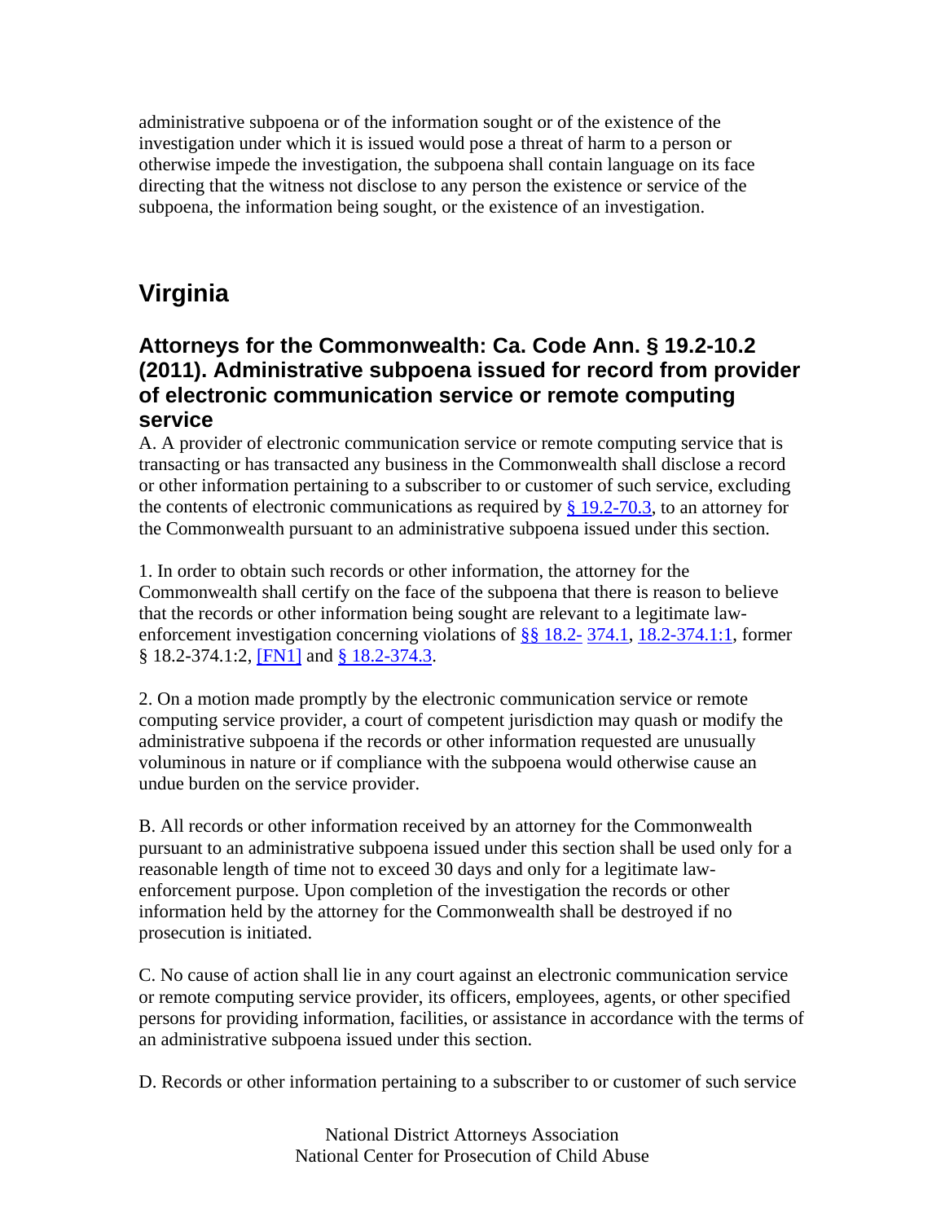administrative subpoena or of the information sought or of the existence of the investigation under which it is issued would pose a threat of harm to a person or otherwise impede the investigation, the subpoena shall contain language on its face directing that the witness not disclose to any person the existence or service of the subpoena, the information being sought, or the existence of an investigation.

## Virginia

### Attorneys for the Commonwealth: Ca. Code Ann. § 19.2-10.2 (2011). Administrative subpoena issued for record from provider of electronic communication service or remote computing service

A. A provider of electronic communication service or remote computing service that is transacting or has transacted any business in the Commonwealth shall disclose a record or other information pertaining to a subscriber to or customer of such service, excluding the contents of electronic communications as required by § 19.2-70.3, to an attorney for the Commonwealth pursuant to an administrative subpoena issued under this section.

1. In order to obtain such records or other information, the attorney for the Commonwealth shall certify on the face of the subpoena that there is reason to believe that the records or other information being sought are relevant to a legitimate law-enforcement investigation concerning violations of §§ 18.2- 374.1, 18.2-374.1:1, former § 18.2-374.1:2, [FN1] and § 18.2-374.3.

2. On a motion made promptly by the electronic communication service or remote computing service provider, a court of competent jurisdiction may quash or modify the administrative subpoena if the records or other information requested are unusually voluminous in nature or if compliance with the subpoena would otherwise cause an undue burden on the service provider.

B. All records or other information received by an attorney for the Commonwealth pursuant to an administrative subpoena issued under this section shall be used only for a reasonable length of time not to exceed 30 days and only for a legitimate law-enforcement purpose. Upon completion of the investigation the records or other information held by the attorney for the Commonwealth shall be destroyed if no prosecution is initiated.

C. No cause of action shall lie in any court against an electronic communication service or remote computing service provider, its officers, employees, agents, or other specified persons for providing information, facilities, or assistance in accordance with the terms of an administrative subpoena issued under this section.

D. Records or other information pertaining to a subscriber to or customer of such service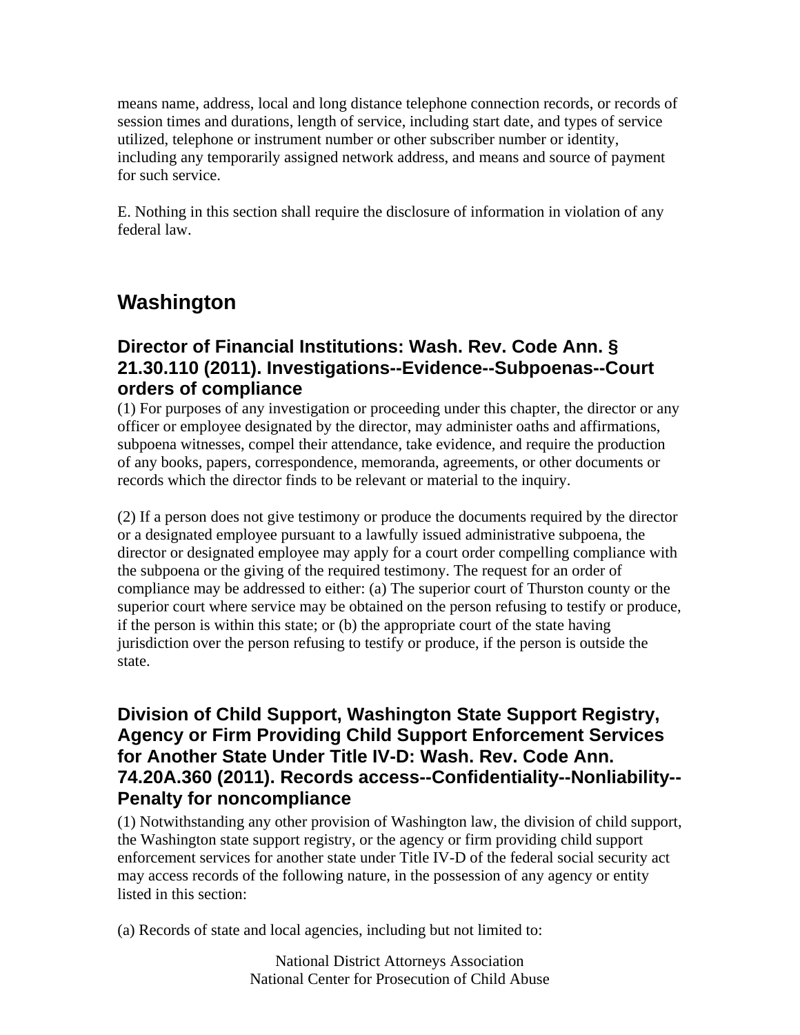means name, address, local and long distance telephone connection records, or records of session times and durations, length of service, including start date, and types of service utilized, telephone or instrument number or other subscriber number or identity, including any temporarily assigned network address, and means and source of payment for such service.

E. Nothing in this section shall require the disclosure of information in violation of any federal law.

## Washington

### Director of Financial Institutions: Wash. Rev. Code Ann. § 21.30.110 (2011). Investigations--Evidence--Subpoenas--Court orders of compliance

(1) For purposes of any investigation or proceeding under this chapter, the director or any officer or employee designated by the director, may administer oaths and affirmations, subpoena witnesses, compel their attendance, take evidence, and require the production of any books, papers, correspondence, memoranda, agreements, or other documents or records which the director finds to be relevant or material to the inquiry.

(2) If a person does not give testimony or produce the documents required by the director or a designated employee pursuant to a lawfully issued administrative subpoena, the director or designated employee may apply for a court order compelling compliance with the subpoena or the giving of the required testimony. The request for an order of compliance may be addressed to either: (a) The superior court of Thurston county or the superior court where service may be obtained on the person refusing to testify or produce, if the person is within this state; or (b) the appropriate court of the state having jurisdiction over the person refusing to testify or produce, if the person is outside the state.

### Division of Child Support, Washington State Support Registry, Agency or Firm Providing Child Support Enforcement Services for Another State Under Title IV-D: Wash. Rev. Code Ann. 74.20A.360 (2011). Records access--Confidentiality--Nonliability--Penalty for noncompliance

(1) Notwithstanding any other provision of Washington law, the division of child support, the Washington state support registry, or the agency or firm providing child support enforcement services for another state under Title IV-D of the federal social security act may access records of the following nature, in the possession of any agency or entity listed in this section:

(a) Records of state and local agencies, including but not limited to: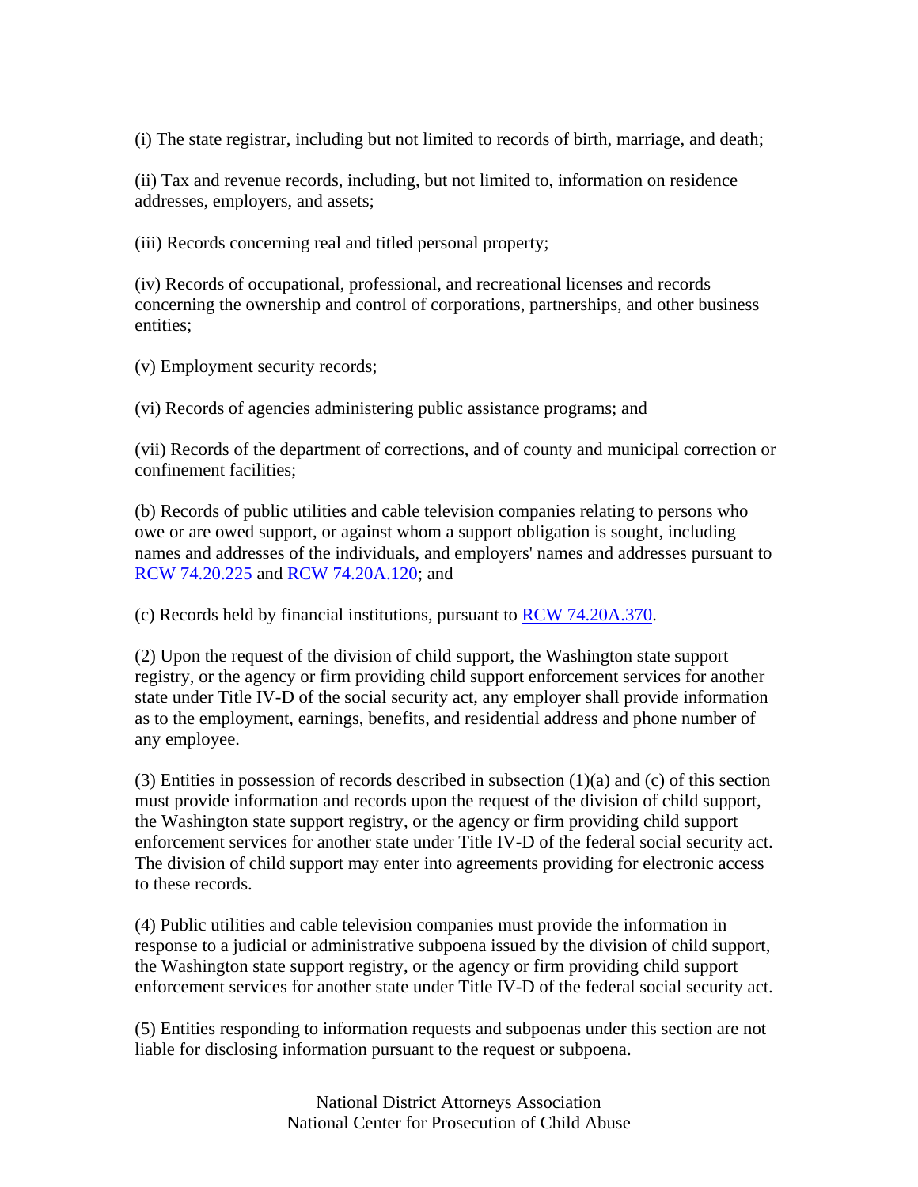(i) The state registrar, including but not limited to records of birth, marriage, and death;

(ii) Tax and revenue records, including, but not limited to, information on residence addresses, employers, and assets;

(iii) Records concerning real and titled personal property;

(iv) Records of occupational, professional, and recreational licenses and records concerning the ownership and control of corporations, partnerships, and other business entities;

(v) Employment security records;

(vi) Records of agencies administering public assistance programs; and

(vii) Records of the department of corrections, and of county and municipal correction or confinement facilities;

(b) Records of public utilities and cable television companies relating to persons who owe or are owed support, or against whom a support obligation is sought, including names and addresses of the individuals, and employers' names and addresses pursuant to RCW 74.20.225 and RCW 74.20A.120; and

(c) Records held by financial institutions, pursuant to RCW 74.20A.370.

(2) Upon the request of the division of child support, the Washington state support registry, or the agency or firm providing child support enforcement services for another state under Title IV-D of the social security act, any employer shall provide information as to the employment, earnings, benefits, and residential address and phone number of any employee.

(3) Entities in possession of records described in subsection (1)(a) and (c) of this section must provide information and records upon the request of the division of child support, the Washington state support registry, or the agency or firm providing child support enforcement services for another state under Title IV-D of the federal social security act. The division of child support may enter into agreements providing for electronic access to these records.

(4) Public utilities and cable television companies must provide the information in response to a judicial or administrative subpoena issued by the division of child support, the Washington state support registry, or the agency or firm providing child support enforcement services for another state under Title IV-D of the federal social security act.

(5) Entities responding to information requests and subpoenas under this section are not liable for disclosing information pursuant to the request or subpoena.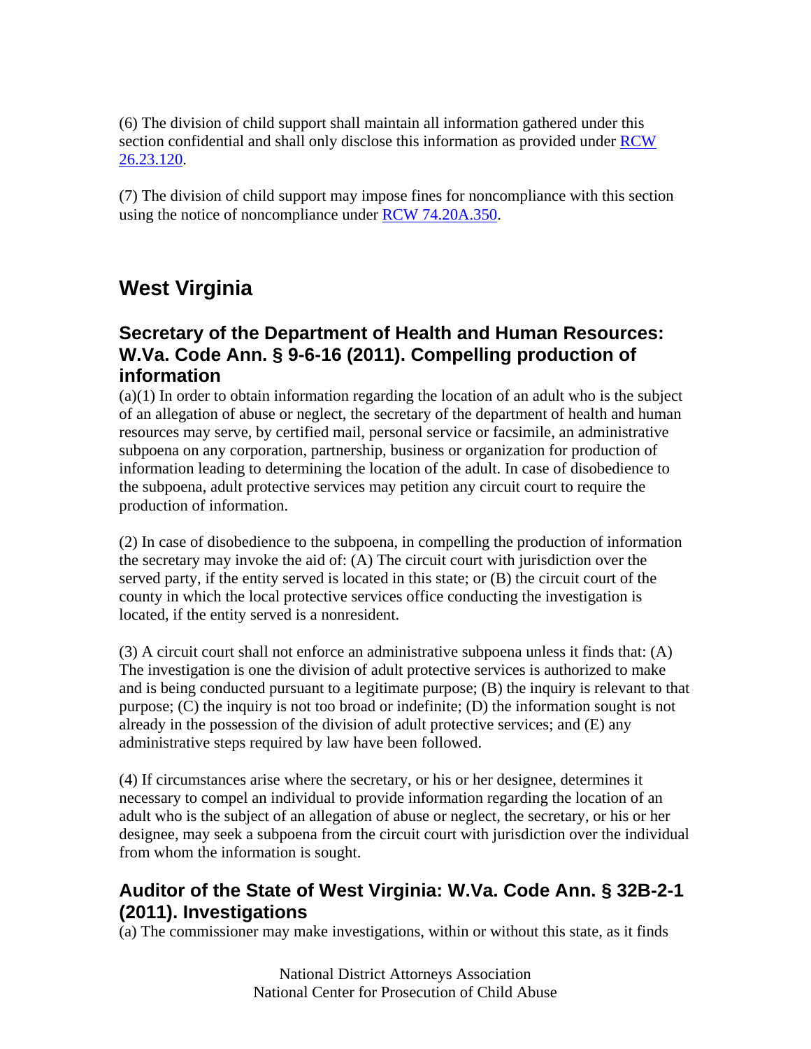(6) The division of child support shall maintain all information gathered under this section confidential and shall only disclose this information as provided under [RCW 26.23.120](RCW 26.23.120).

(7) The division of child support may impose fines for noncompliance with this section using the notice of noncompliance under [RCW 74.20A.350](RCW 74.20A.350).

## West Virginia

### Secretary of the Department of Health and Human Resources: W.Va. Code Ann. § 9-6-16 (2011). Compelling production of information

(a)(1) In order to obtain information regarding the location of an adult who is the subject of an allegation of abuse or neglect, the secretary of the department of health and human resources may serve, by certified mail, personal service or facsimile, an administrative subpoena on any corporation, partnership, business or organization for production of information leading to determining the location of the adult. In case of disobedience to the subpoena, adult protective services may petition any circuit court to require the production of information.

(2) In case of disobedience to the subpoena, in compelling the production of information the secretary may invoke the aid of: (A) The circuit court with jurisdiction over the served party, if the entity served is located in this state; or (B) the circuit court of the county in which the local protective services office conducting the investigation is located, if the entity served is a nonresident.

(3) A circuit court shall not enforce an administrative subpoena unless it finds that: (A) The investigation is one the division of adult protective services is authorized to make and is being conducted pursuant to a legitimate purpose; (B) the inquiry is relevant to that purpose; (C) the inquiry is not too broad or indefinite; (D) the information sought is not already in the possession of the division of adult protective services; and (E) any administrative steps required by law have been followed.

(4) If circumstances arise where the secretary, or his or her designee, determines it necessary to compel an individual to provide information regarding the location of an adult who is the subject of an allegation of abuse or neglect, the secretary, or his or her designee, may seek a subpoena from the circuit court with jurisdiction over the individual from whom the information is sought.

### Auditor of the State of West Virginia: W.Va. Code Ann. § 32B-2-1 (2011). Investigations

(a) The commissioner may make investigations, within or without this state, as it finds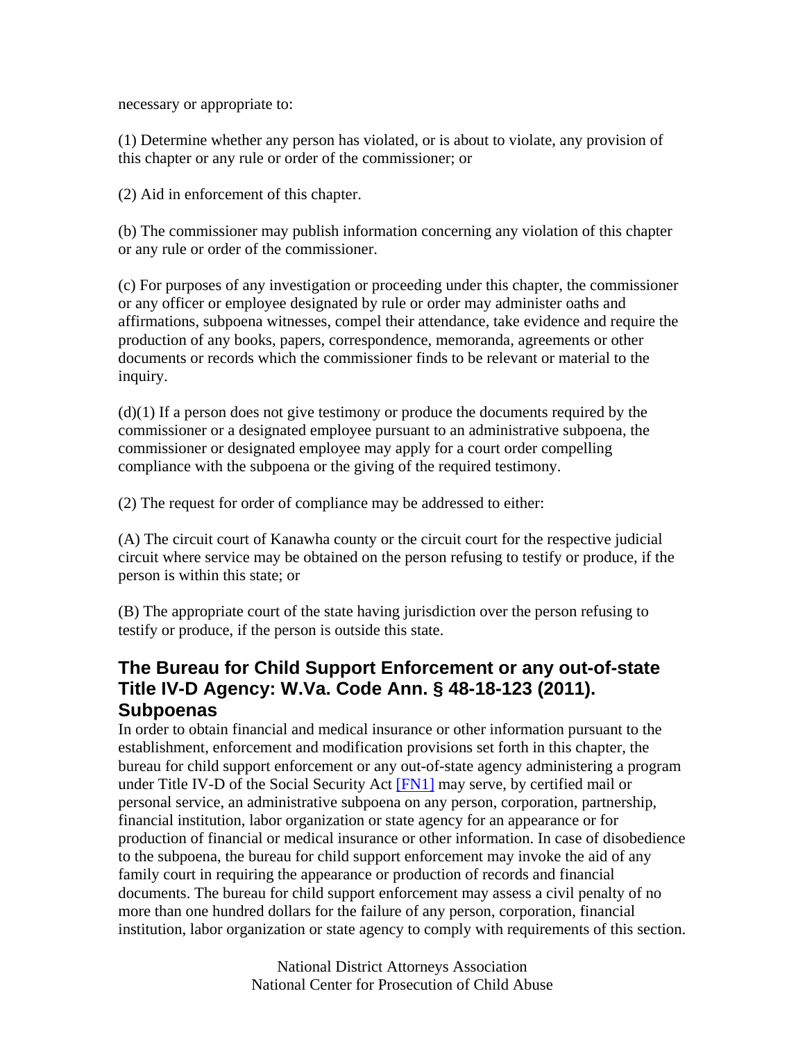necessary or appropriate to:

(1) Determine whether any person has violated, or is about to violate, any provision of this chapter or any rule or order of the commissioner; or

(2) Aid in enforcement of this chapter.

(b) The commissioner may publish information concerning any violation of this chapter or any rule or order of the commissioner.

(c) For purposes of any investigation or proceeding under this chapter, the commissioner or any officer or employee designated by rule or order may administer oaths and affirmations, subpoena witnesses, compel their attendance, take evidence and require the production of any books, papers, correspondence, memoranda, agreements or other documents or records which the commissioner finds to be relevant or material to the inquiry.

(d)(1) If a person does not give testimony or produce the documents required by the commissioner or a designated employee pursuant to an administrative subpoena, the commissioner or designated employee may apply for a court order compelling compliance with the subpoena or the giving of the required testimony.

(2) The request for order of compliance may be addressed to either:

(A) The circuit court of Kanawha county or the circuit court for the respective judicial circuit where service may be obtained on the person refusing to testify or produce, if the person is within this state; or

(B) The appropriate court of the state having jurisdiction over the person refusing to testify or produce, if the person is outside this state.

## The Bureau for Child Support Enforcement or any out-of-state Title IV-D Agency: W.Va. Code Ann. § 48-18-123 (2011). Subpoenas

In order to obtain financial and medical insurance or other information pursuant to the establishment, enforcement and modification provisions set forth in this chapter, the bureau for child support enforcement or any out-of-state agency administering a program under Title IV-D of the Social Security Act [FN1] may serve, by certified mail or personal service, an administrative subpoena on any person, corporation, partnership, financial institution, labor organization or state agency for an appearance or for production of financial or medical insurance or other information. In case of disobedience to the subpoena, the bureau for child support enforcement may invoke the aid of any family court in requiring the appearance or production of records and financial documents. The bureau for child support enforcement may assess a civil penalty of no more than one hundred dollars for the failure of any person, corporation, financial institution, labor organization or state agency to comply with requirements of this section.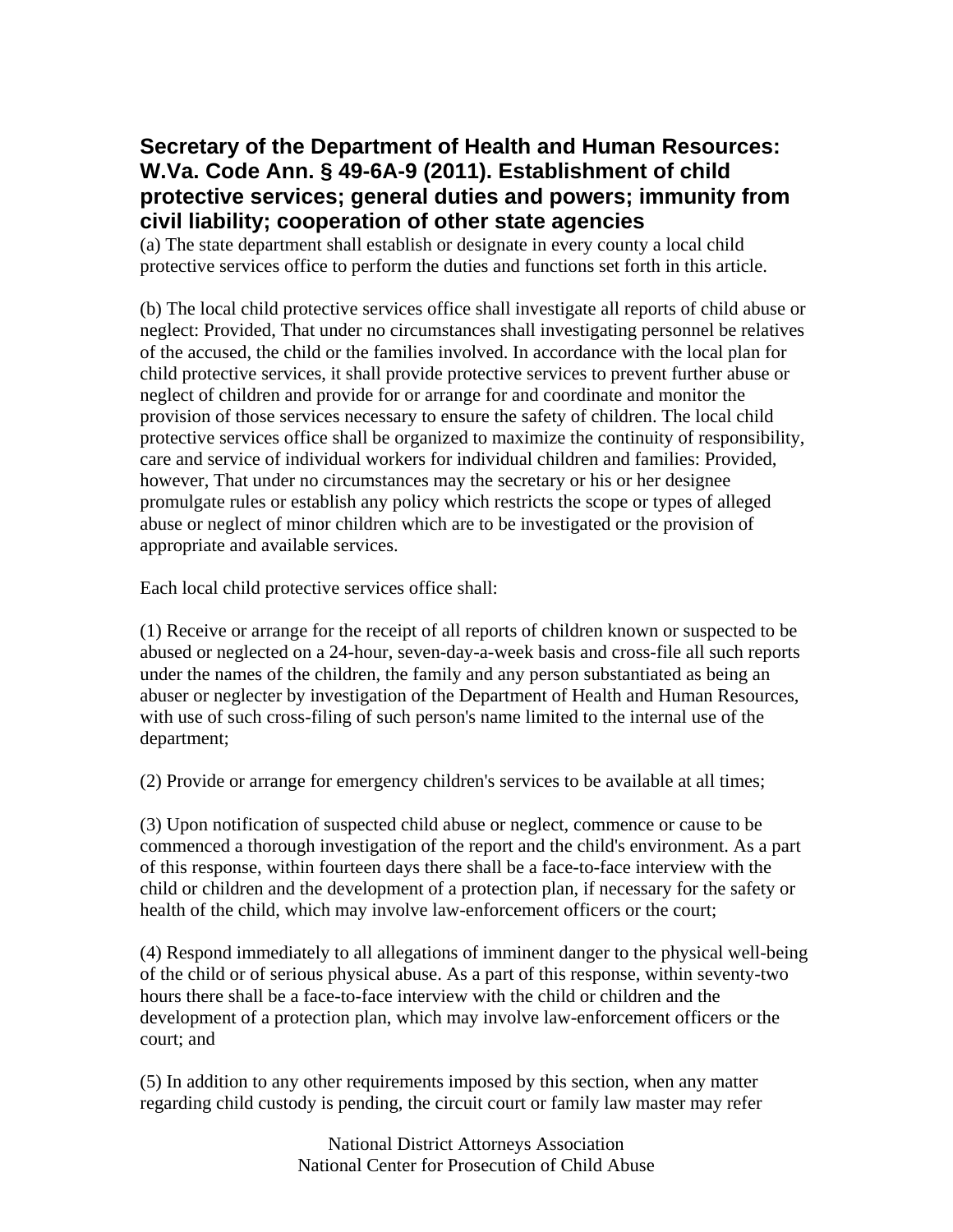### Secretary of the Department of Health and Human Resources: W.Va. Code Ann. § 49-6A-9 (2011). Establishment of child protective services; general duties and powers; immunity from civil liability; cooperation of other state agencies

(a) The state department shall establish or designate in every county a local child protective services office to perform the duties and functions set forth in this article.

(b) The local child protective services office shall investigate all reports of child abuse or neglect: Provided, That under no circumstances shall investigating personnel be relatives of the accused, the child or the families involved. In accordance with the local plan for child protective services, it shall provide protective services to prevent further abuse or neglect of children and provide for or arrange for and coordinate and monitor the provision of those services necessary to ensure the safety of children. The local child protective services office shall be organized to maximize the continuity of responsibility, care and service of individual workers for individual children and families: Provided, however, That under no circumstances may the secretary or his or her designee promulgate rules or establish any policy which restricts the scope or types of alleged abuse or neglect of minor children which are to be investigated or the provision of appropriate and available services.

Each local child protective services office shall:

(1) Receive or arrange for the receipt of all reports of children known or suspected to be abused or neglected on a 24-hour, seven-day-a-week basis and cross-file all such reports under the names of the children, the family and any person substantiated as being an abuser or neglecter by investigation of the Department of Health and Human Resources, with use of such cross-filing of such person's name limited to the internal use of the department;

(2) Provide or arrange for emergency children's services to be available at all times;

(3) Upon notification of suspected child abuse or neglect, commence or cause to be commenced a thorough investigation of the report and the child's environment. As a part of this response, within fourteen days there shall be a face-to-face interview with the child or children and the development of a protection plan, if necessary for the safety or health of the child, which may involve law-enforcement officers or the court;

(4) Respond immediately to all allegations of imminent danger to the physical well-being of the child or of serious physical abuse. As a part of this response, within seventy-two hours there shall be a face-to-face interview with the child or children and the development of a protection plan, which may involve law-enforcement officers or the court; and

(5) In addition to any other requirements imposed by this section, when any matter regarding child custody is pending, the circuit court or family law master may refer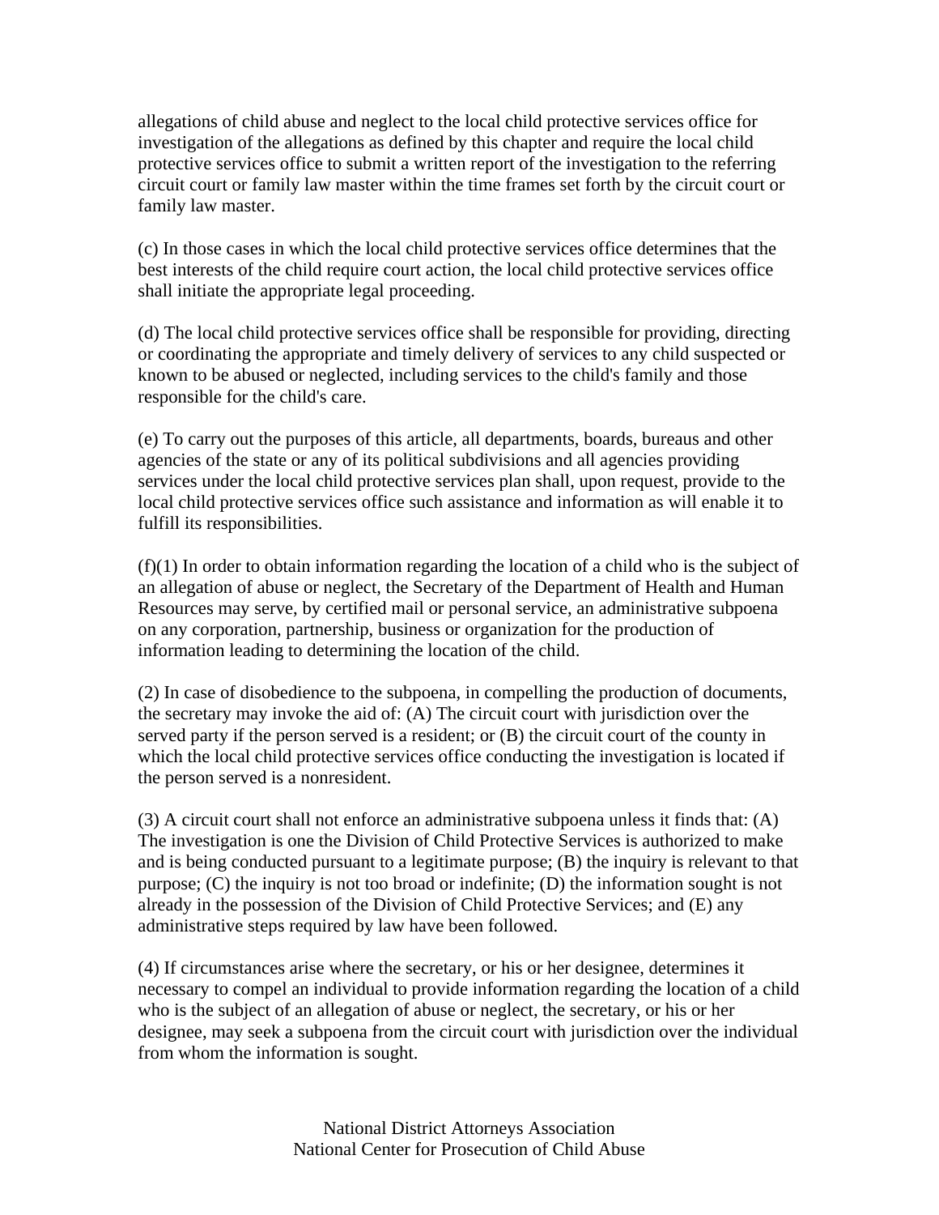allegations of child abuse and neglect to the local child protective services office for investigation of the allegations as defined by this chapter and require the local child protective services office to submit a written report of the investigation to the referring circuit court or family law master within the time frames set forth by the circuit court or family law master.

(c) In those cases in which the local child protective services office determines that the best interests of the child require court action, the local child protective services office shall initiate the appropriate legal proceeding.

(d) The local child protective services office shall be responsible for providing, directing or coordinating the appropriate and timely delivery of services to any child suspected or known to be abused or neglected, including services to the child's family and those responsible for the child's care.

(e) To carry out the purposes of this article, all departments, boards, bureaus and other agencies of the state or any of its political subdivisions and all agencies providing services under the local child protective services plan shall, upon request, provide to the local child protective services office such assistance and information as will enable it to fulfill its responsibilities.

(f)(1) In order to obtain information regarding the location of a child who is the subject of an allegation of abuse or neglect, the Secretary of the Department of Health and Human Resources may serve, by certified mail or personal service, an administrative subpoena on any corporation, partnership, business or organization for the production of information leading to determining the location of the child.

(2) In case of disobedience to the subpoena, in compelling the production of documents, the secretary may invoke the aid of: (A) The circuit court with jurisdiction over the served party if the person served is a resident; or (B) the circuit court of the county in which the local child protective services office conducting the investigation is located if the person served is a nonresident.

(3) A circuit court shall not enforce an administrative subpoena unless it finds that: (A) The investigation is one the Division of Child Protective Services is authorized to make and is being conducted pursuant to a legitimate purpose; (B) the inquiry is relevant to that purpose; (C) the inquiry is not too broad or indefinite; (D) the information sought is not already in the possession of the Division of Child Protective Services; and (E) any administrative steps required by law have been followed.

(4) If circumstances arise where the secretary, or his or her designee, determines it necessary to compel an individual to provide information regarding the location of a child who is the subject of an allegation of abuse or neglect, the secretary, or his or her designee, may seek a subpoena from the circuit court with jurisdiction over the individual from whom the information is sought.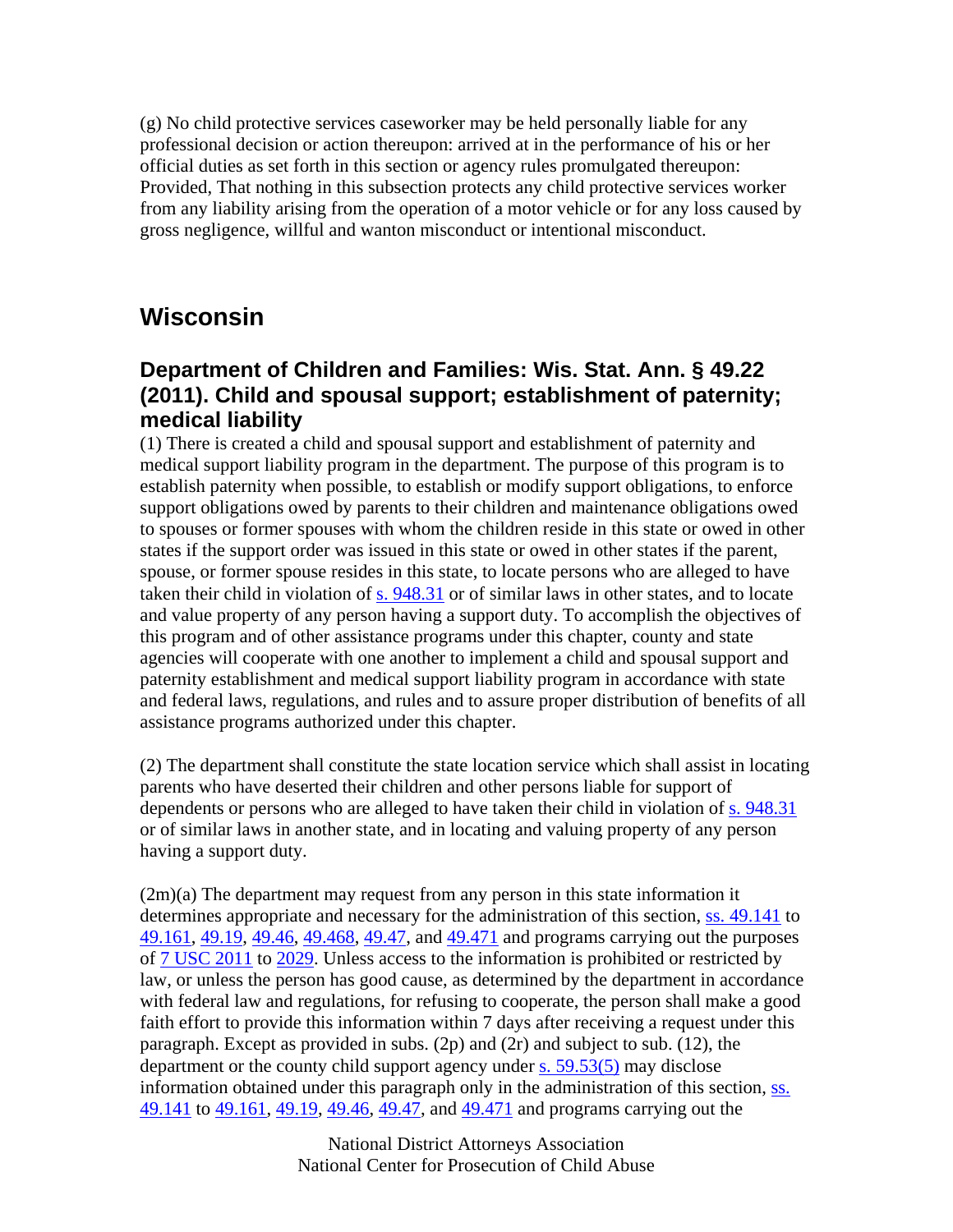(g) No child protective services caseworker may be held personally liable for any professional decision or action thereupon: arrived at in the performance of his or her official duties as set forth in this section or agency rules promulgated thereupon: Provided, That nothing in this subsection protects any child protective services worker from any liability arising from the operation of a motor vehicle or for any loss caused by gross negligence, willful and wanton misconduct or intentional misconduct.

## Wisconsin

### Department of Children and Families: Wis. Stat. Ann. § 49.22 (2011). Child and spousal support; establishment of paternity; medical liability

(1) There is created a child and spousal support and establishment of paternity and medical support liability program in the department. The purpose of this program is to establish paternity when possible, to establish or modify support obligations, to enforce support obligations owed by parents to their children and maintenance obligations owed to spouses or former spouses with whom the children reside in this state or owed in other states if the support order was issued in this state or owed in other states if the parent, spouse, or former spouse resides in this state, to locate persons who are alleged to have taken their child in violation of s. 948.31 or of similar laws in other states, and to locate and value property of any person having a support duty. To accomplish the objectives of this program and of other assistance programs under this chapter, county and state agencies will cooperate with one another to implement a child and spousal support and paternity establishment and medical support liability program in accordance with state and federal laws, regulations, and rules and to assure proper distribution of benefits of all assistance programs authorized under this chapter.

(2) The department shall constitute the state location service which shall assist in locating parents who have deserted their children and other persons liable for support of dependents or persons who are alleged to have taken their child in violation of s. 948.31 or of similar laws in another state, and in locating and valuing property of any person having a support duty.

(2m)(a) The department may request from any person in this state information it determines appropriate and necessary for the administration of this section, ss. 49.141 to 49.161, 49.19, 49.46, 49.468, 49.47, and 49.471 and programs carrying out the purposes of 7 USC 2011 to 2029. Unless access to the information is prohibited or restricted by law, or unless the person has good cause, as determined by the department in accordance with federal law and regulations, for refusing to cooperate, the person shall make a good faith effort to provide this information within 7 days after receiving a request under this paragraph. Except as provided in subs. (2p) and (2r) and subject to sub. (12), the department or the county child support agency under s. 59.53(5) may disclose information obtained under this paragraph only in the administration of this section, ss. 49.141 to 49.161, 49.19, 49.46, 49.47, and 49.471 and programs carrying out the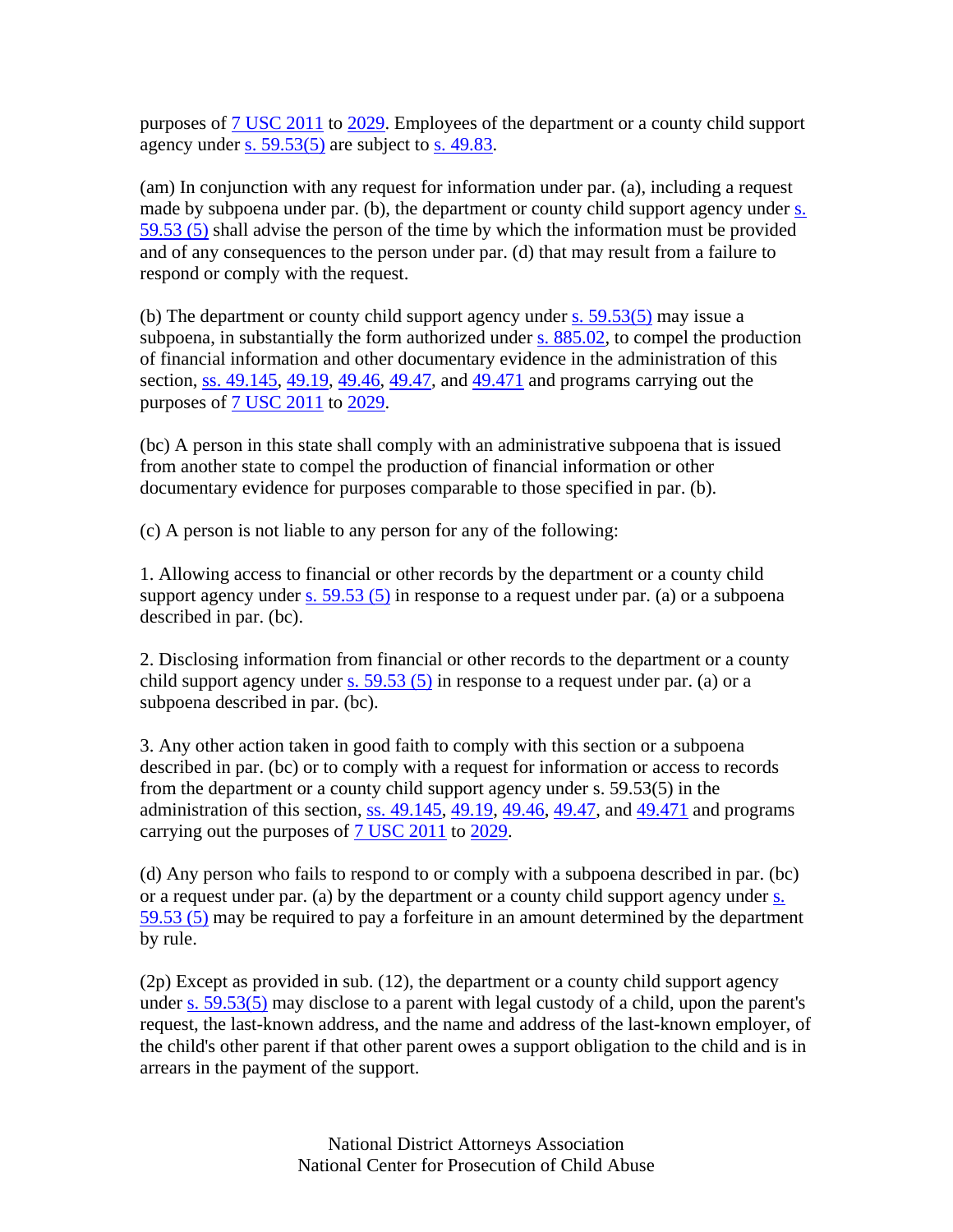purposes of 7 USC 2011 to 2029. Employees of the department or a county child support agency under s. 59.53(5) are subject to s. 49.83.

(am) In conjunction with any request for information under par. (a), including a request made by subpoena under par. (b), the department or county child support agency under s. 59.53 (5) shall advise the person of the time by which the information must be provided and of any consequences to the person under par. (d) that may result from a failure to respond or comply with the request.

(b) The department or county child support agency under s. 59.53(5) may issue a subpoena, in substantially the form authorized under s. 885.02, to compel the production of financial information and other documentary evidence in the administration of this section, ss. 49.145, 49.19, 49.46, 49.47, and 49.471 and programs carrying out the purposes of 7 USC 2011 to 2029.

(bc) A person in this state shall comply with an administrative subpoena that is issued from another state to compel the production of financial information or other documentary evidence for purposes comparable to those specified in par. (b).

(c) A person is not liable to any person for any of the following:

1. Allowing access to financial or other records by the department or a county child support agency under s. 59.53 (5) in response to a request under par. (a) or a subpoena described in par. (bc).

2. Disclosing information from financial or other records to the department or a county child support agency under s. 59.53 (5) in response to a request under par. (a) or a subpoena described in par. (bc).

3. Any other action taken in good faith to comply with this section or a subpoena described in par. (bc) or to comply with a request for information or access to records from the department or a county child support agency under s. 59.53(5) in the administration of this section, ss. 49.145, 49.19, 49.46, 49.47, and 49.471 and programs carrying out the purposes of 7 USC 2011 to 2029.

(d) Any person who fails to respond to or comply with a subpoena described in par. (bc) or a request under par. (a) by the department or a county child support agency under s. 59.53 (5) may be required to pay a forfeiture in an amount determined by the department by rule.

(2p) Except as provided in sub. (12), the department or a county child support agency under s. 59.53(5) may disclose to a parent with legal custody of a child, upon the parent's request, the last-known address, and the name and address of the last-known employer, of the child's other parent if that other parent owes a support obligation to the child and is in arrears in the payment of the support.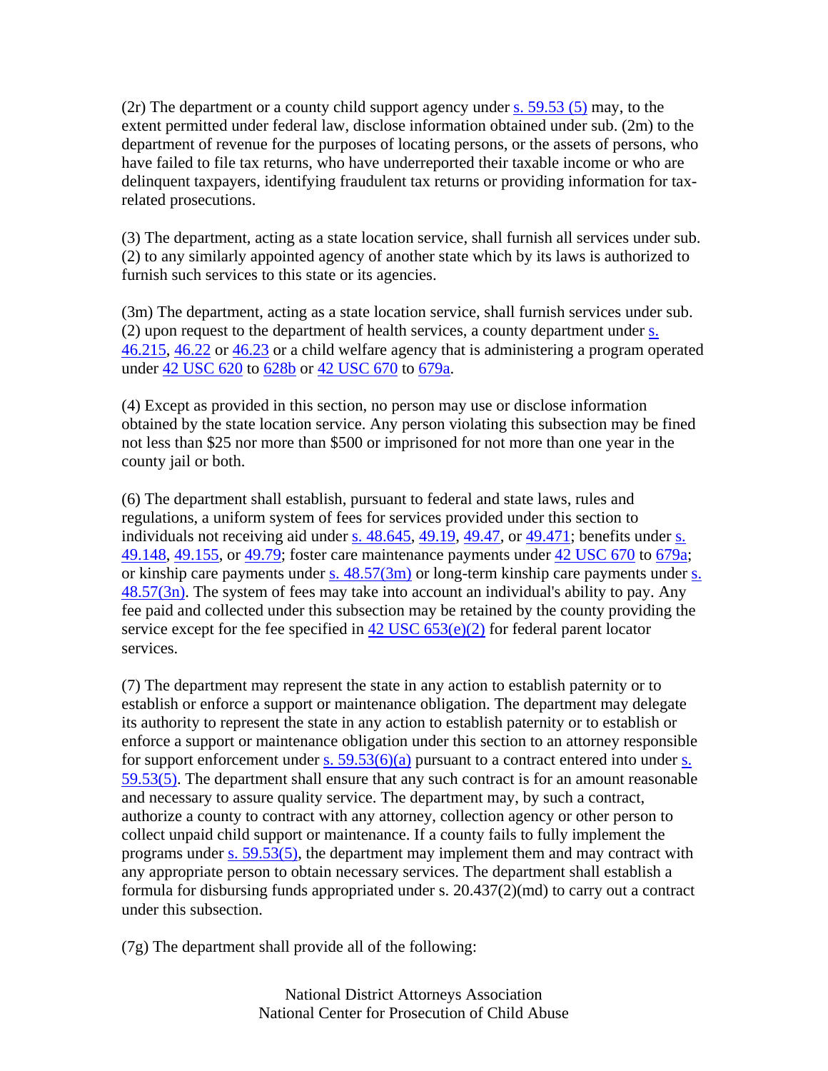(2r) The department or a county child support agency under s. 59.53 (5) may, to the extent permitted under federal law, disclose information obtained under sub. (2m) to the department of revenue for the purposes of locating persons, or the assets of persons, who have failed to file tax returns, who have underreported their taxable income or who are delinquent taxpayers, identifying fraudulent tax returns or providing information for tax-related prosecutions.

(3) The department, acting as a state location service, shall furnish all services under sub. (2) to any similarly appointed agency of another state which by its laws is authorized to furnish such services to this state or its agencies.

(3m) The department, acting as a state location service, shall furnish services under sub. (2) upon request to the department of health services, a county department under s. 46.215, 46.22 or 46.23 or a child welfare agency that is administering a program operated under 42 USC 620 to 628b or 42 USC 670 to 679a.

(4) Except as provided in this section, no person may use or disclose information obtained by the state location service. Any person violating this subsection may be fined not less than $25 nor more than $500 or imprisoned for not more than one year in the county jail or both.

(6) The department shall establish, pursuant to federal and state laws, rules and regulations, a uniform system of fees for services provided under this section to individuals not receiving aid under s. 48.645, 49.19, 49.47, or 49.471; benefits under s. 49.148, 49.155, or 49.79; foster care maintenance payments under 42 USC 670 to 679a; or kinship care payments under s. 48.57(3m) or long-term kinship care payments under s. 48.57(3n). The system of fees may take into account an individual's ability to pay. Any fee paid and collected under this subsection may be retained by the county providing the service except for the fee specified in 42 USC 653(e)(2) for federal parent locator services.

(7) The department may represent the state in any action to establish paternity or to establish or enforce a support or maintenance obligation. The department may delegate its authority to represent the state in any action to establish paternity or to establish or enforce a support or maintenance obligation under this section to an attorney responsible for support enforcement under s. 59.53(6)(a) pursuant to a contract entered into under s. 59.53(5). The department shall ensure that any such contract is for an amount reasonable and necessary to assure quality service. The department may, by such a contract, authorize a county to contract with any attorney, collection agency or other person to collect unpaid child support or maintenance. If a county fails to fully implement the programs under s. 59.53(5), the department may implement them and may contract with any appropriate person to obtain necessary services. The department shall establish a formula for disbursing funds appropriated under s. 20.437(2)(md) to carry out a contract under this subsection.

(7g) The department shall provide all of the following: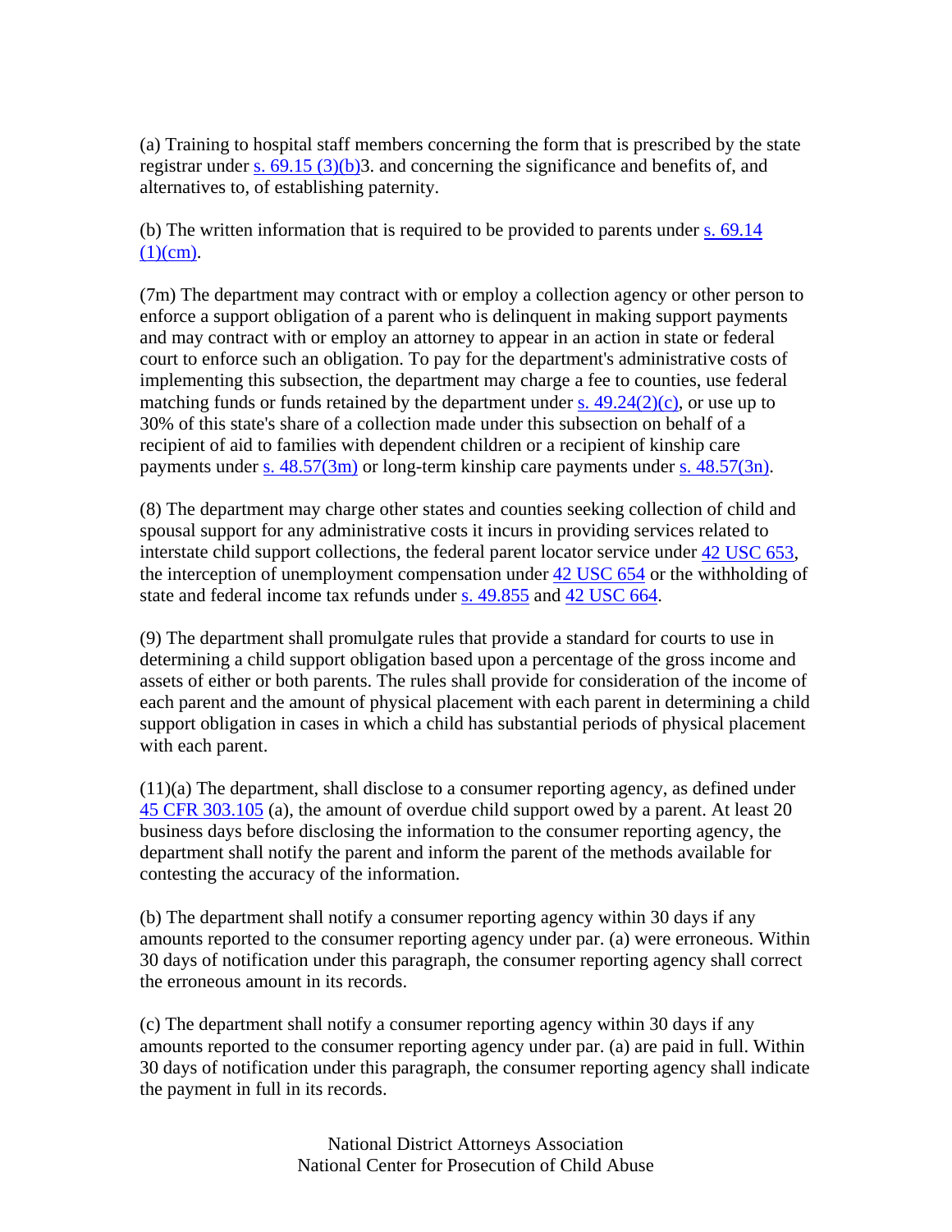(a) Training to hospital staff members concerning the form that is prescribed by the state registrar under s. 69.15 (3)(b)3. and concerning the significance and benefits of, and alternatives to, of establishing paternity.

(b) The written information that is required to be provided to parents under s. 69.14 (1)(cm).

(7m) The department may contract with or employ a collection agency or other person to enforce a support obligation of a parent who is delinquent in making support payments and may contract with or employ an attorney to appear in an action in state or federal court to enforce such an obligation. To pay for the department's administrative costs of implementing this subsection, the department may charge a fee to counties, use federal matching funds or funds retained by the department under s. 49.24(2)(c), or use up to 30% of this state's share of a collection made under this subsection on behalf of a recipient of aid to families with dependent children or a recipient of kinship care payments under s. 48.57(3m) or long-term kinship care payments under s. 48.57(3n).

(8) The department may charge other states and counties seeking collection of child and spousal support for any administrative costs it incurs in providing services related to interstate child support collections, the federal parent locator service under 42 USC 653, the interception of unemployment compensation under 42 USC 654 or the withholding of state and federal income tax refunds under s. 49.855 and 42 USC 664.

(9) The department shall promulgate rules that provide a standard for courts to use in determining a child support obligation based upon a percentage of the gross income and assets of either or both parents. The rules shall provide for consideration of the income of each parent and the amount of physical placement with each parent in determining a child support obligation in cases in which a child has substantial periods of physical placement with each parent.

(11)(a) The department, shall disclose to a consumer reporting agency, as defined under 45 CFR 303.105 (a), the amount of overdue child support owed by a parent. At least 20 business days before disclosing the information to the consumer reporting agency, the department shall notify the parent and inform the parent of the methods available for contesting the accuracy of the information.

(b) The department shall notify a consumer reporting agency within 30 days if any amounts reported to the consumer reporting agency under par. (a) were erroneous. Within 30 days of notification under this paragraph, the consumer reporting agency shall correct the erroneous amount in its records.

(c) The department shall notify a consumer reporting agency within 30 days if any amounts reported to the consumer reporting agency under par. (a) are paid in full. Within 30 days of notification under this paragraph, the consumer reporting agency shall indicate the payment in full in its records.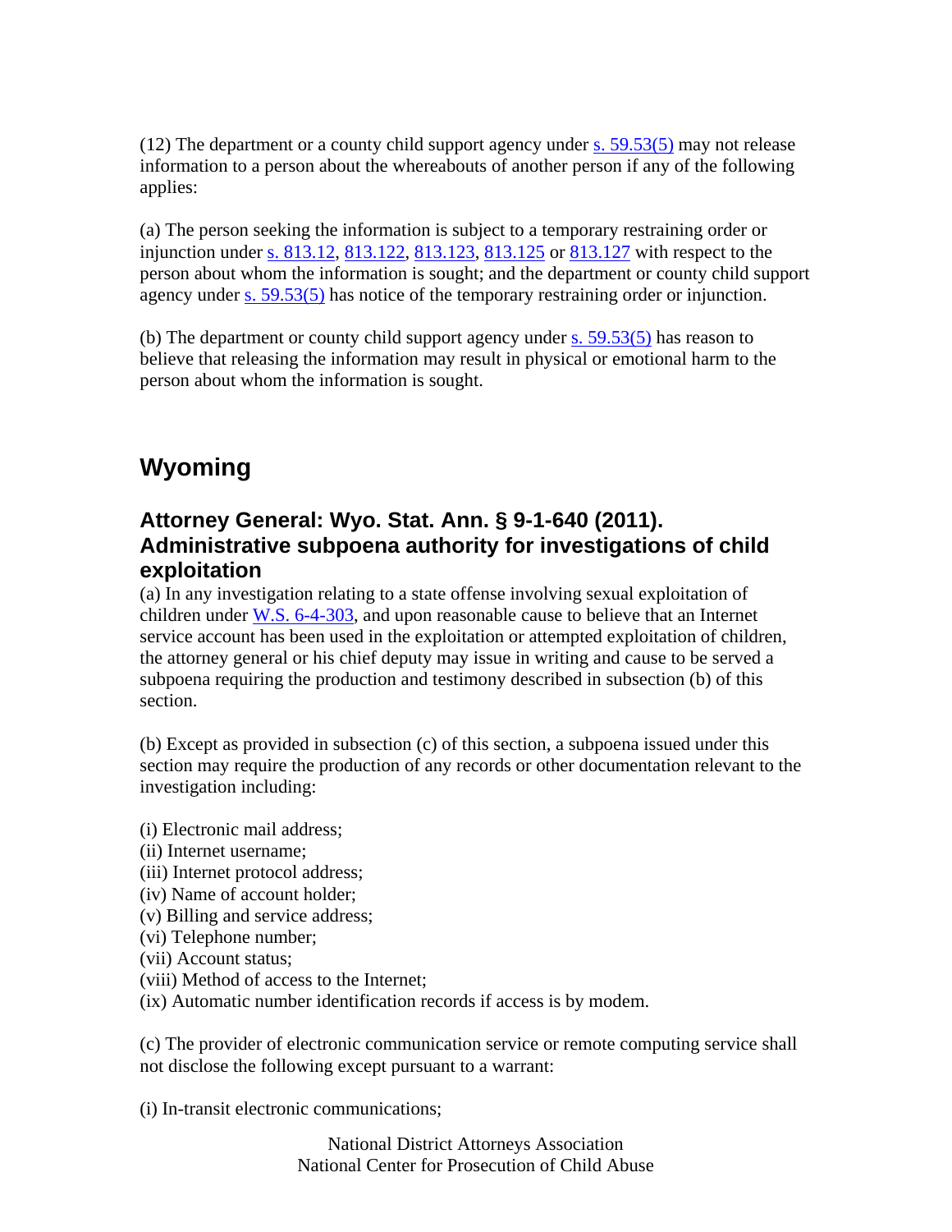(12) The department or a county child support agency under s. 59.53(5) may not release information to a person about the whereabouts of another person if any of the following applies:

(a) The person seeking the information is subject to a temporary restraining order or injunction under s. 813.12, 813.122, 813.123, 813.125 or 813.127 with respect to the person about whom the information is sought; and the department or county child support agency under s. 59.53(5) has notice of the temporary restraining order or injunction.

(b) The department or county child support agency under s. 59.53(5) has reason to believe that releasing the information may result in physical or emotional harm to the person about whom the information is sought.

## Wyoming

### Attorney General: Wyo. Stat. Ann. § 9-1-640 (2011). Administrative subpoena authority for investigations of child exploitation

(a) In any investigation relating to a state offense involving sexual exploitation of children under W.S. 6-4-303, and upon reasonable cause to believe that an Internet service account has been used in the exploitation or attempted exploitation of children, the attorney general or his chief deputy may issue in writing and cause to be served a subpoena requiring the production and testimony described in subsection (b) of this section.

(b) Except as provided in subsection (c) of this section, a subpoena issued under this section may require the production of any records or other documentation relevant to the investigation including:

(i) Electronic mail address;
(ii) Internet username;
(iii) Internet protocol address;
(iv) Name of account holder;
(v) Billing and service address;
(vi) Telephone number;
(vii) Account status;
(viii) Method of access to the Internet;
(ix) Automatic number identification records if access is by modem.

(c) The provider of electronic communication service or remote computing service shall not disclose the following except pursuant to a warrant:

(i) In-transit electronic communications;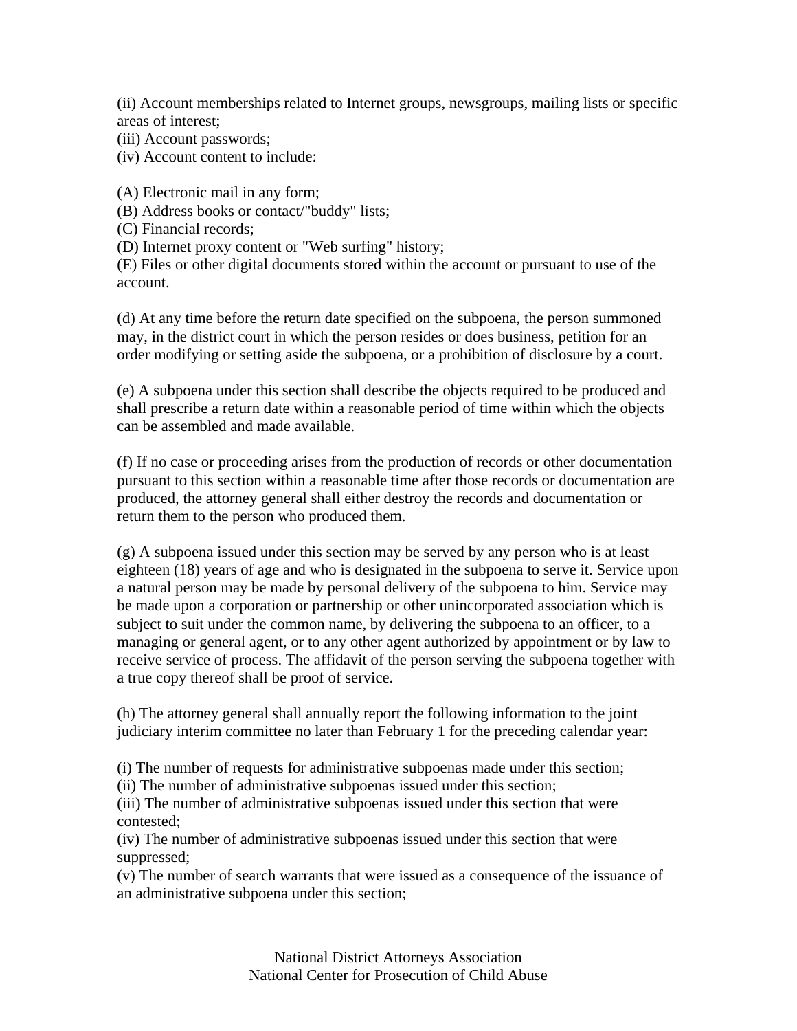(ii) Account memberships related to Internet groups, newsgroups, mailing lists or specific areas of interest;
(iii) Account passwords;
(iv) Account content to include:

(A) Electronic mail in any form;
(B) Address books or contact/"buddy" lists;
(C) Financial records;
(D) Internet proxy content or "Web surfing" history;
(E) Files or other digital documents stored within the account or pursuant to use of the account.

(d) At any time before the return date specified on the subpoena, the person summoned may, in the district court in which the person resides or does business, petition for an order modifying or setting aside the subpoena, or a prohibition of disclosure by a court.

(e) A subpoena under this section shall describe the objects required to be produced and shall prescribe a return date within a reasonable period of time within which the objects can be assembled and made available.

(f) If no case or proceeding arises from the production of records or other documentation pursuant to this section within a reasonable time after those records or documentation are produced, the attorney general shall either destroy the records and documentation or return them to the person who produced them.

(g) A subpoena issued under this section may be served by any person who is at least eighteen (18) years of age and who is designated in the subpoena to serve it. Service upon a natural person may be made by personal delivery of the subpoena to him. Service may be made upon a corporation or partnership or other unincorporated association which is subject to suit under the common name, by delivering the subpoena to an officer, to a managing or general agent, or to any other agent authorized by appointment or by law to receive service of process. The affidavit of the person serving the subpoena together with a true copy thereof shall be proof of service.

(h) The attorney general shall annually report the following information to the joint judiciary interim committee no later than February 1 for the preceding calendar year:

(i) The number of requests for administrative subpoenas made under this section;
(ii) The number of administrative subpoenas issued under this section;
(iii) The number of administrative subpoenas issued under this section that were contested;
(iv) The number of administrative subpoenas issued under this section that were suppressed;
(v) The number of search warrants that were issued as a consequence of the issuance of an administrative subpoena under this section;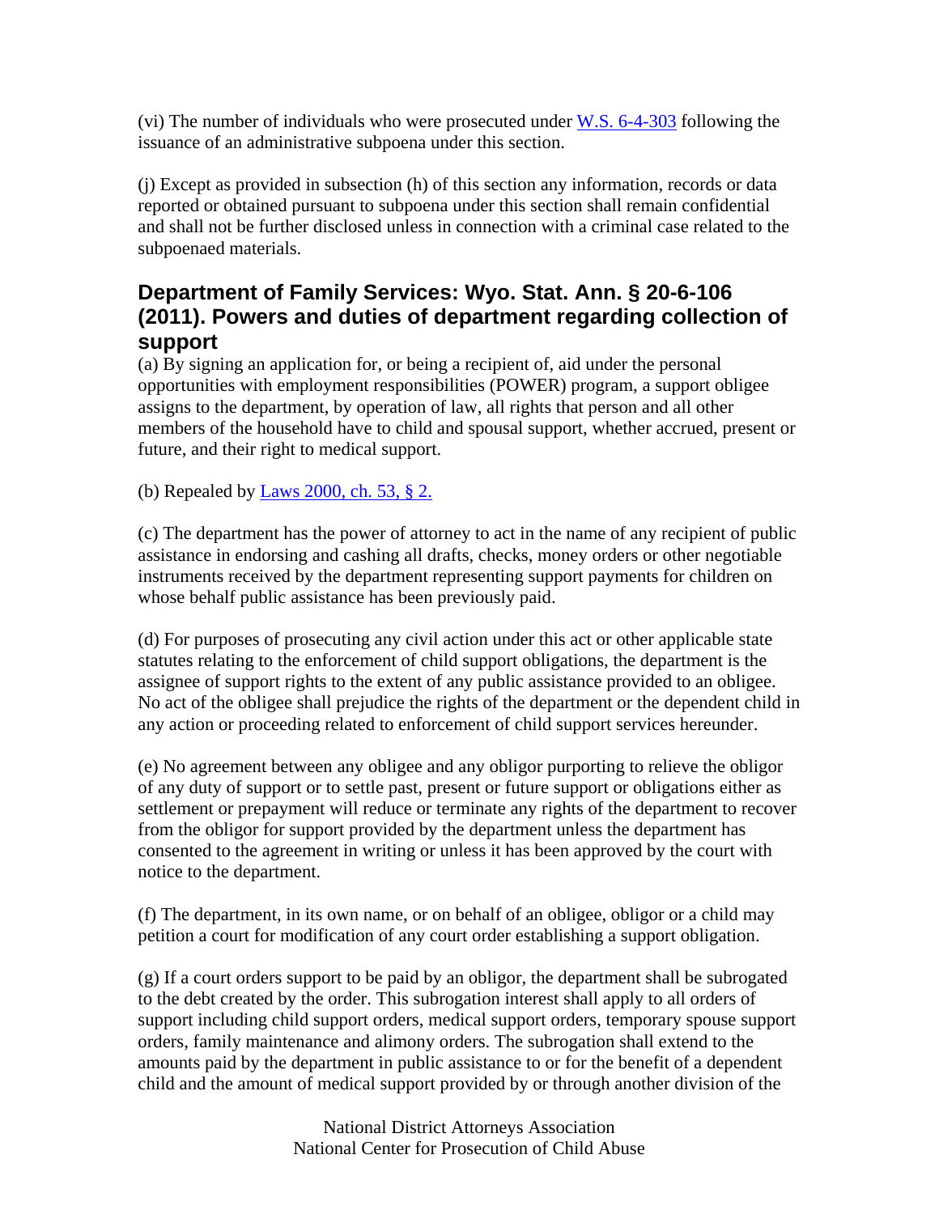(vi) The number of individuals who were prosecuted under W.S. 6-4-303 following the issuance of an administrative subpoena under this section.

(j) Except as provided in subsection (h) of this section any information, records or data reported or obtained pursuant to subpoena under this section shall remain confidential and shall not be further disclosed unless in connection with a criminal case related to the subpoenaed materials.

## Department of Family Services: Wyo. Stat. Ann. § 20-6-106 (2011). Powers and duties of department regarding collection of support

(a) By signing an application for, or being a recipient of, aid under the personal opportunities with employment responsibilities (POWER) program, a support obligee assigns to the department, by operation of law, all rights that person and all other members of the household have to child and spousal support, whether accrued, present or future, and their right to medical support.

(b) Repealed by Laws 2000, ch. 53, § 2.

(c) The department has the power of attorney to act in the name of any recipient of public assistance in endorsing and cashing all drafts, checks, money orders or other negotiable instruments received by the department representing support payments for children on whose behalf public assistance has been previously paid.

(d) For purposes of prosecuting any civil action under this act or other applicable state statutes relating to the enforcement of child support obligations, the department is the assignee of support rights to the extent of any public assistance provided to an obligee. No act of the obligee shall prejudice the rights of the department or the dependent child in any action or proceeding related to enforcement of child support services hereunder.

(e) No agreement between any obligee and any obligor purporting to relieve the obligor of any duty of support or to settle past, present or future support or obligations either as settlement or prepayment will reduce or terminate any rights of the department to recover from the obligor for support provided by the department unless the department has consented to the agreement in writing or unless it has been approved by the court with notice to the department.

(f) The department, in its own name, or on behalf of an obligee, obligor or a child may petition a court for modification of any court order establishing a support obligation.

(g) If a court orders support to be paid by an obligor, the department shall be subrogated to the debt created by the order. This subrogation interest shall apply to all orders of support including child support orders, medical support orders, temporary spouse support orders, family maintenance and alimony orders. The subrogation shall extend to the amounts paid by the department in public assistance to or for the benefit of a dependent child and the amount of medical support provided by or through another division of the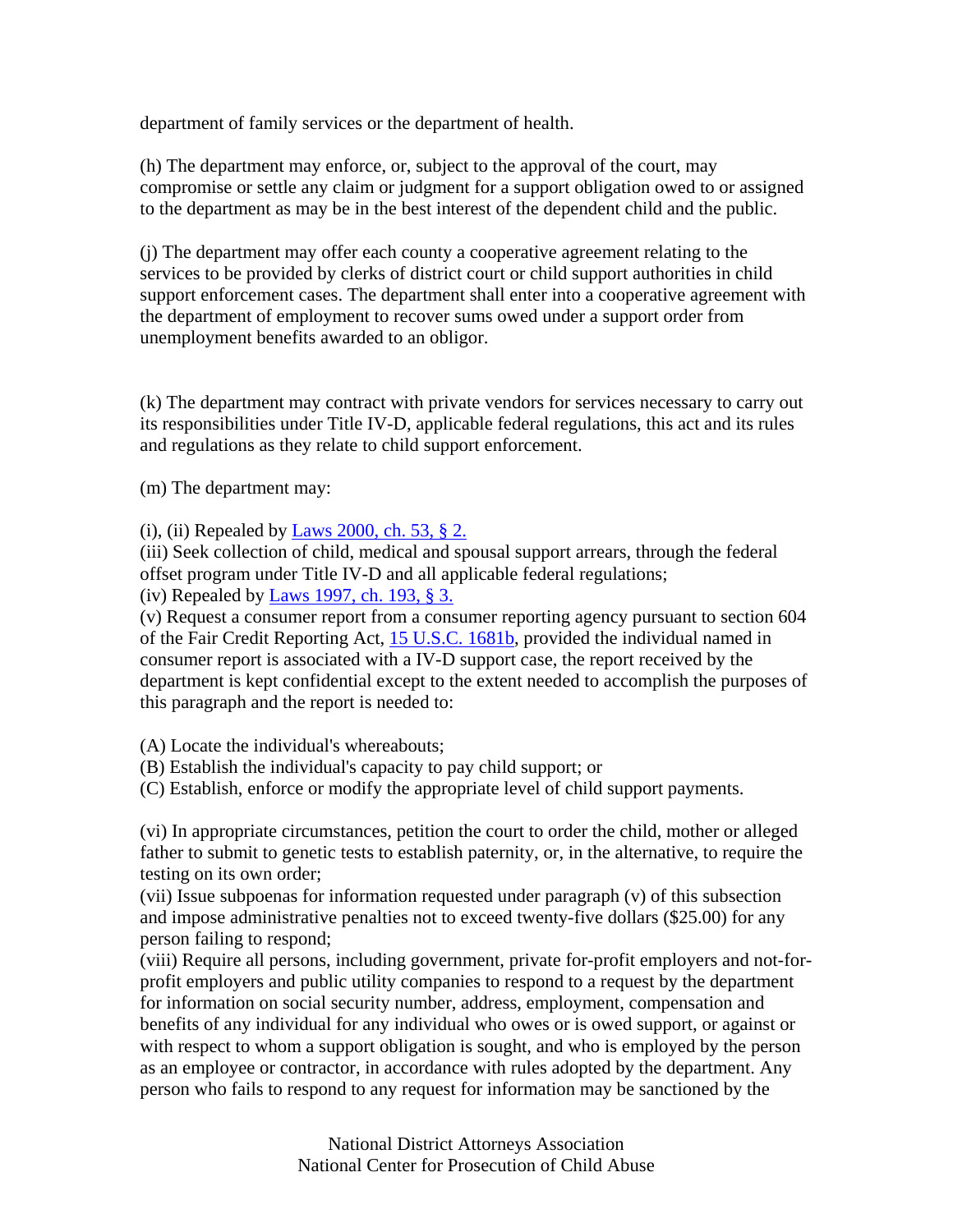department of family services or the department of health.

(h) The department may enforce, or, subject to the approval of the court, may compromise or settle any claim or judgment for a support obligation owed to or assigned to the department as may be in the best interest of the dependent child and the public.

(j) The department may offer each county a cooperative agreement relating to the services to be provided by clerks of district court or child support authorities in child support enforcement cases. The department shall enter into a cooperative agreement with the department of employment to recover sums owed under a support order from unemployment benefits awarded to an obligor.

(k) The department may contract with private vendors for services necessary to carry out its responsibilities under Title IV-D, applicable federal regulations, this act and its rules and regulations as they relate to child support enforcement.

(m) The department may:

(i), (ii) Repealed by Laws 2000, ch. 53, § 2.
(iii) Seek collection of child, medical and spousal support arrears, through the federal offset program under Title IV-D and all applicable federal regulations;
(iv) Repealed by Laws 1997, ch. 193, § 3.
(v) Request a consumer report from a consumer reporting agency pursuant to section 604 of the Fair Credit Reporting Act, 15 U.S.C. 1681b, provided the individual named in consumer report is associated with a IV-D support case, the report received by the department is kept confidential except to the extent needed to accomplish the purposes of this paragraph and the report is needed to:

(A) Locate the individual's whereabouts;
(B) Establish the individual's capacity to pay child support; or
(C) Establish, enforce or modify the appropriate level of child support payments.

(vi) In appropriate circumstances, petition the court to order the child, mother or alleged father to submit to genetic tests to establish paternity, or, in the alternative, to require the testing on its own order;
(vii) Issue subpoenas for information requested under paragraph (v) of this subsection and impose administrative penalties not to exceed twenty-five dollars ($25.00) for any person failing to respond;
(viii) Require all persons, including government, private for-profit employers and not-for-profit employers and public utility companies to respond to a request by the department for information on social security number, address, employment, compensation and benefits of any individual for any individual who owes or is owed support, or against or with respect to whom a support obligation is sought, and who is employed by the person as an employee or contractor, in accordance with rules adopted by the department. Any person who fails to respond to any request for information may be sanctioned by the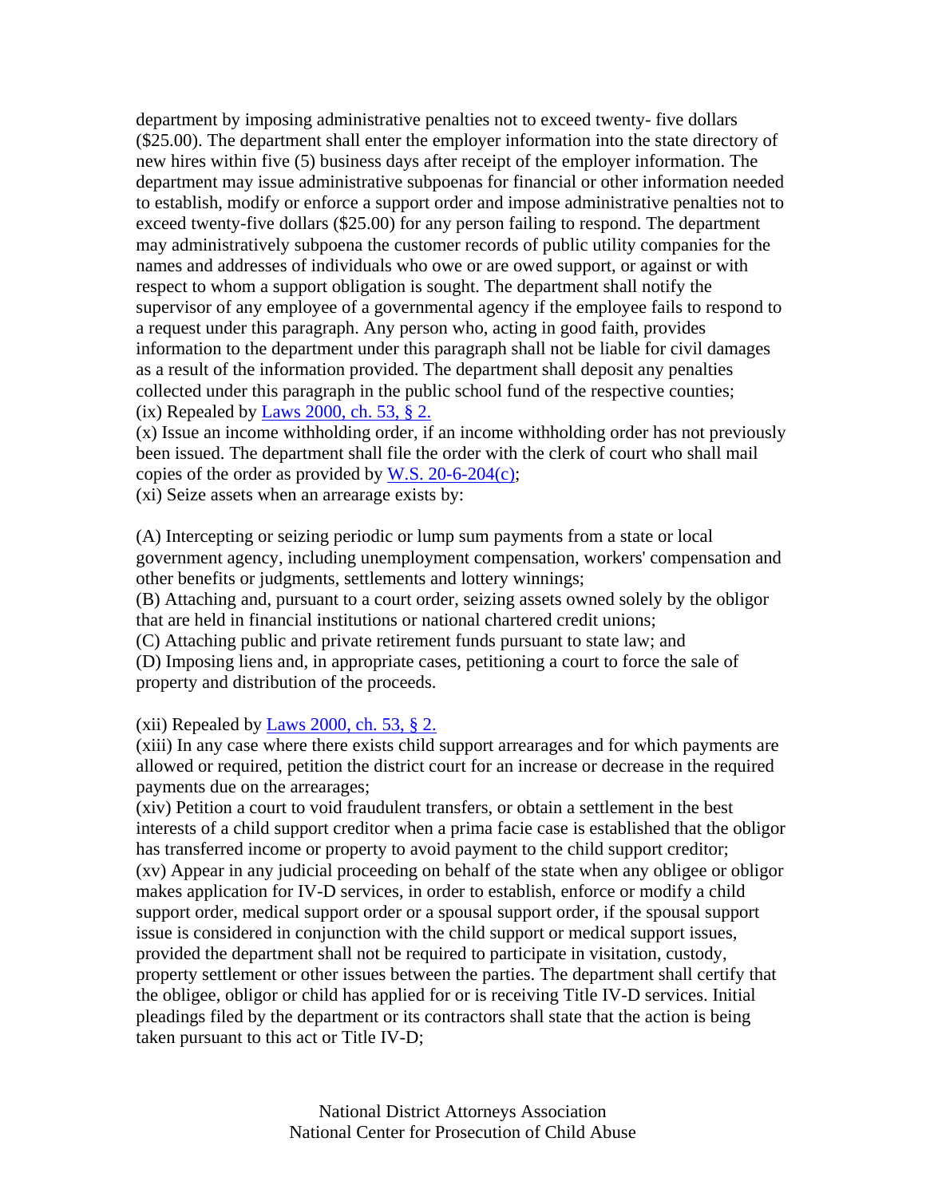department by imposing administrative penalties not to exceed twenty- five dollars ($25.00). The department shall enter the employer information into the state directory of new hires within five (5) business days after receipt of the employer information. The department may issue administrative subpoenas for financial or other information needed to establish, modify or enforce a support order and impose administrative penalties not to exceed twenty-five dollars ($25.00) for any person failing to respond. The department may administratively subpoena the customer records of public utility companies for the names and addresses of individuals who owe or are owed support, or against or with respect to whom a support obligation is sought. The department shall notify the supervisor of any employee of a governmental agency if the employee fails to respond to a request under this paragraph. Any person who, acting in good faith, provides information to the department under this paragraph shall not be liable for civil damages as a result of the information provided. The department shall deposit any penalties collected under this paragraph in the public school fund of the respective counties;
(ix) Repealed by Laws 2000, ch. 53, § 2.
(x) Issue an income withholding order, if an income withholding order has not previously been issued. The department shall file the order with the clerk of court who shall mail copies of the order as provided by W.S. 20-6-204(c);
(xi) Seize assets when an arrearage exists by:

(A) Intercepting or seizing periodic or lump sum payments from a state or local government agency, including unemployment compensation, workers' compensation and other benefits or judgments, settlements and lottery winnings;
(B) Attaching and, pursuant to a court order, seizing assets owned solely by the obligor that are held in financial institutions or national chartered credit unions;
(C) Attaching public and private retirement funds pursuant to state law; and
(D) Imposing liens and, in appropriate cases, petitioning a court to force the sale of property and distribution of the proceeds.

(xii) Repealed by Laws 2000, ch. 53, § 2.
(xiii) In any case where there exists child support arrearages and for which payments are allowed or required, petition the district court for an increase or decrease in the required payments due on the arrearages;
(xiv) Petition a court to void fraudulent transfers, or obtain a settlement in the best interests of a child support creditor when a prima facie case is established that the obligor has transferred income or property to avoid payment to the child support creditor;
(xv) Appear in any judicial proceeding on behalf of the state when any obligee or obligor makes application for IV-D services, in order to establish, enforce or modify a child support order, medical support order or a spousal support order, if the spousal support issue is considered in conjunction with the child support or medical support issues, provided the department shall not be required to participate in visitation, custody, property settlement or other issues between the parties. The department shall certify that the obligee, obligor or child has applied for or is receiving Title IV-D services. Initial pleadings filed by the department or its contractors shall state that the action is being taken pursuant to this act or Title IV-D;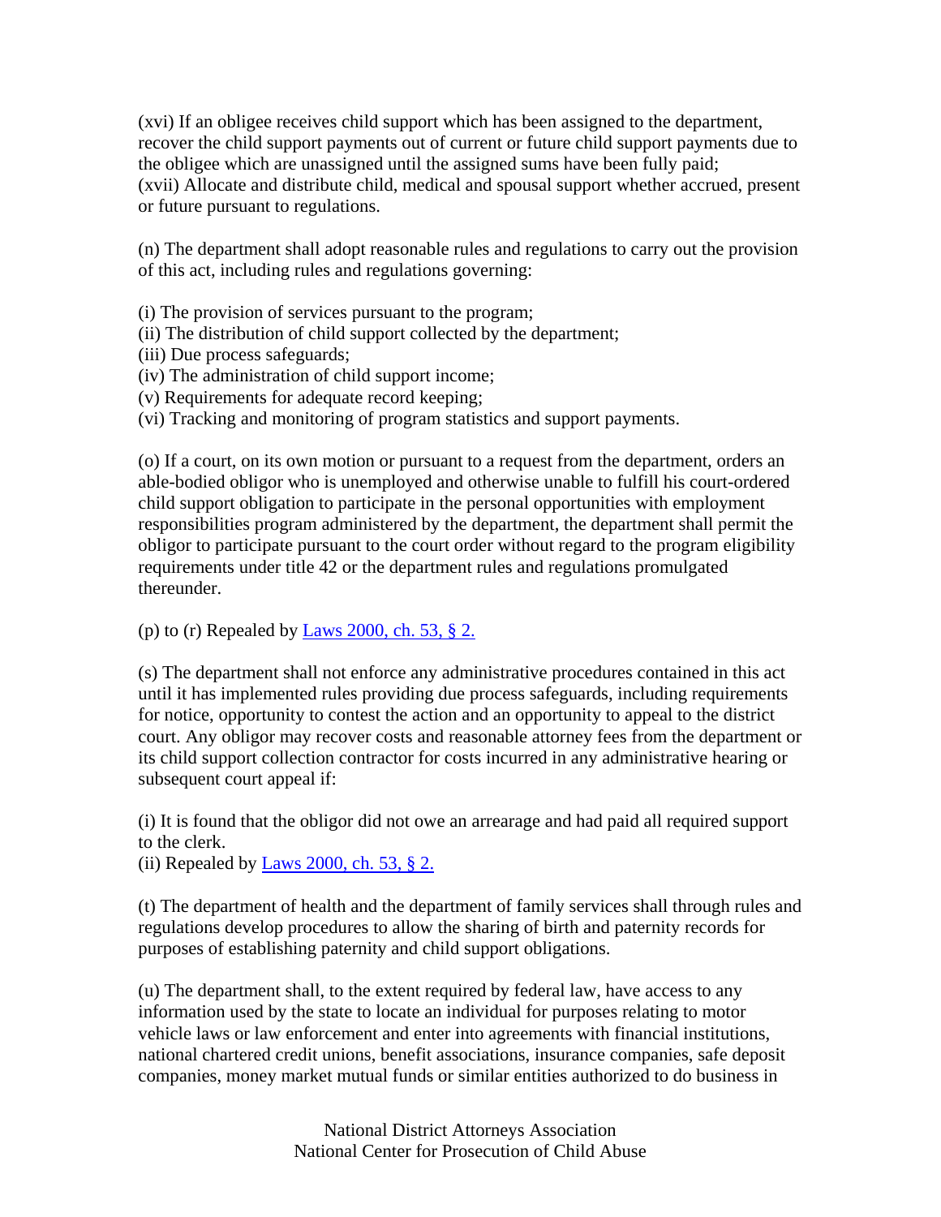(xvi) If an obligee receives child support which has been assigned to the department, recover the child support payments out of current or future child support payments due to the obligee which are unassigned until the assigned sums have been fully paid;
(xvii) Allocate and distribute child, medical and spousal support whether accrued, present or future pursuant to regulations.

(n) The department shall adopt reasonable rules and regulations to carry out the provision of this act, including rules and regulations governing:

(i) The provision of services pursuant to the program;
(ii) The distribution of child support collected by the department;
(iii) Due process safeguards;
(iv) The administration of child support income;
(v) Requirements for adequate record keeping;
(vi) Tracking and monitoring of program statistics and support payments.

(o) If a court, on its own motion or pursuant to a request from the department, orders an able-bodied obligor who is unemployed and otherwise unable to fulfill his court-ordered child support obligation to participate in the personal opportunities with employment responsibilities program administered by the department, the department shall permit the obligor to participate pursuant to the court order without regard to the program eligibility requirements under title 42 or the department rules and regulations promulgated thereunder.

(p) to (r) Repealed by Laws 2000, ch. 53, § 2.

(s) The department shall not enforce any administrative procedures contained in this act until it has implemented rules providing due process safeguards, including requirements for notice, opportunity to contest the action and an opportunity to appeal to the district court. Any obligor may recover costs and reasonable attorney fees from the department or its child support collection contractor for costs incurred in any administrative hearing or subsequent court appeal if:

(i) It is found that the obligor did not owe an arrearage and had paid all required support to the clerk.
(ii) Repealed by Laws 2000, ch. 53, § 2.

(t) The department of health and the department of family services shall through rules and regulations develop procedures to allow the sharing of birth and paternity records for purposes of establishing paternity and child support obligations.

(u) The department shall, to the extent required by federal law, have access to any information used by the state to locate an individual for purposes relating to motor vehicle laws or law enforcement and enter into agreements with financial institutions, national chartered credit unions, benefit associations, insurance companies, safe deposit companies, money market mutual funds or similar entities authorized to do business in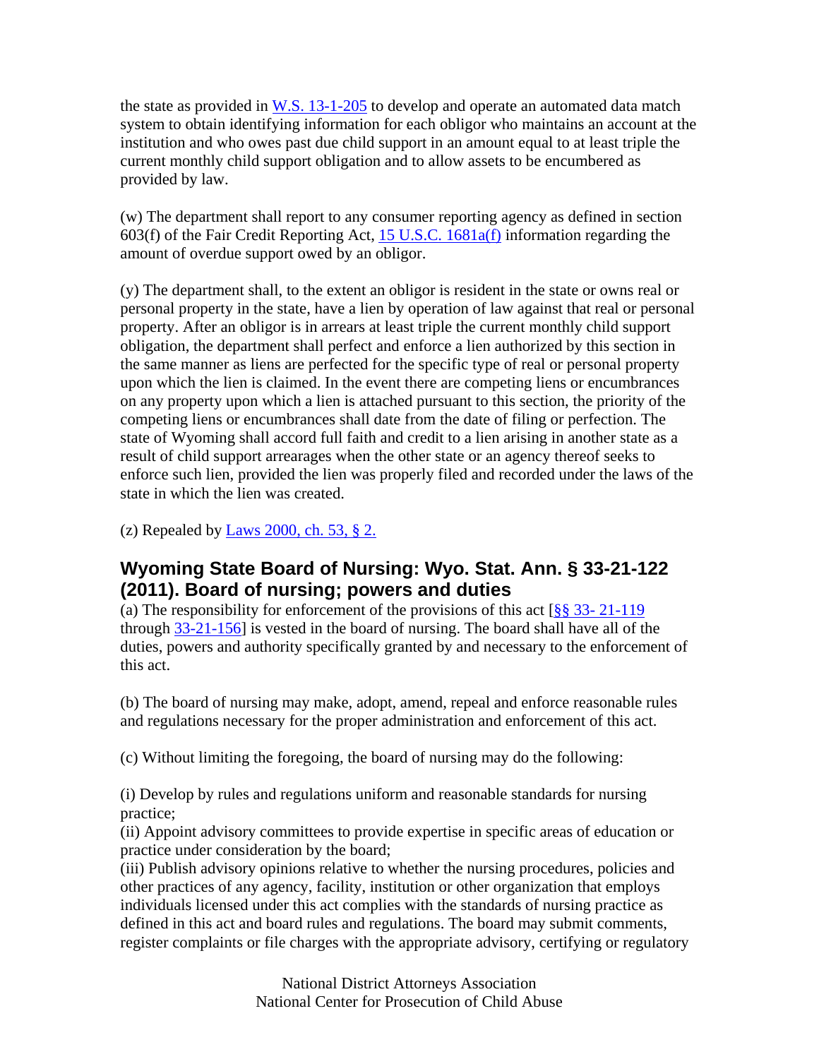the state as provided in W.S. 13-1-205 to develop and operate an automated data match system to obtain identifying information for each obligor who maintains an account at the institution and who owes past due child support in an amount equal to at least triple the current monthly child support obligation and to allow assets to be encumbered as provided by law.

(w) The department shall report to any consumer reporting agency as defined in section 603(f) of the Fair Credit Reporting Act, 15 U.S.C. 1681a(f) information regarding the amount of overdue support owed by an obligor.

(y) The department shall, to the extent an obligor is resident in the state or owns real or personal property in the state, have a lien by operation of law against that real or personal property. After an obligor is in arrears at least triple the current monthly child support obligation, the department shall perfect and enforce a lien authorized by this section in the same manner as liens are perfected for the specific type of real or personal property upon which the lien is claimed. In the event there are competing liens or encumbrances on any property upon which a lien is attached pursuant to this section, the priority of the competing liens or encumbrances shall date from the date of filing or perfection. The state of Wyoming shall accord full faith and credit to a lien arising in another state as a result of child support arrearages when the other state or an agency thereof seeks to enforce such lien, provided the lien was properly filed and recorded under the laws of the state in which the lien was created.

(z) Repealed by Laws 2000, ch. 53, § 2.

## Wyoming State Board of Nursing: Wyo. Stat. Ann. § 33-21-122 (2011). Board of nursing; powers and duties

(a) The responsibility for enforcement of the provisions of this act [§§ 33- 21-119 through 33-21-156] is vested in the board of nursing. The board shall have all of the duties, powers and authority specifically granted by and necessary to the enforcement of this act.

(b) The board of nursing may make, adopt, amend, repeal and enforce reasonable rules and regulations necessary for the proper administration and enforcement of this act.

(c) Without limiting the foregoing, the board of nursing may do the following:

(i) Develop by rules and regulations uniform and reasonable standards for nursing practice;
(ii) Appoint advisory committees to provide expertise in specific areas of education or practice under consideration by the board;
(iii) Publish advisory opinions relative to whether the nursing procedures, policies and other practices of any agency, facility, institution or other organization that employs individuals licensed under this act complies with the standards of nursing practice as defined in this act and board rules and regulations. The board may submit comments, register complaints or file charges with the appropriate advisory, certifying or regulatory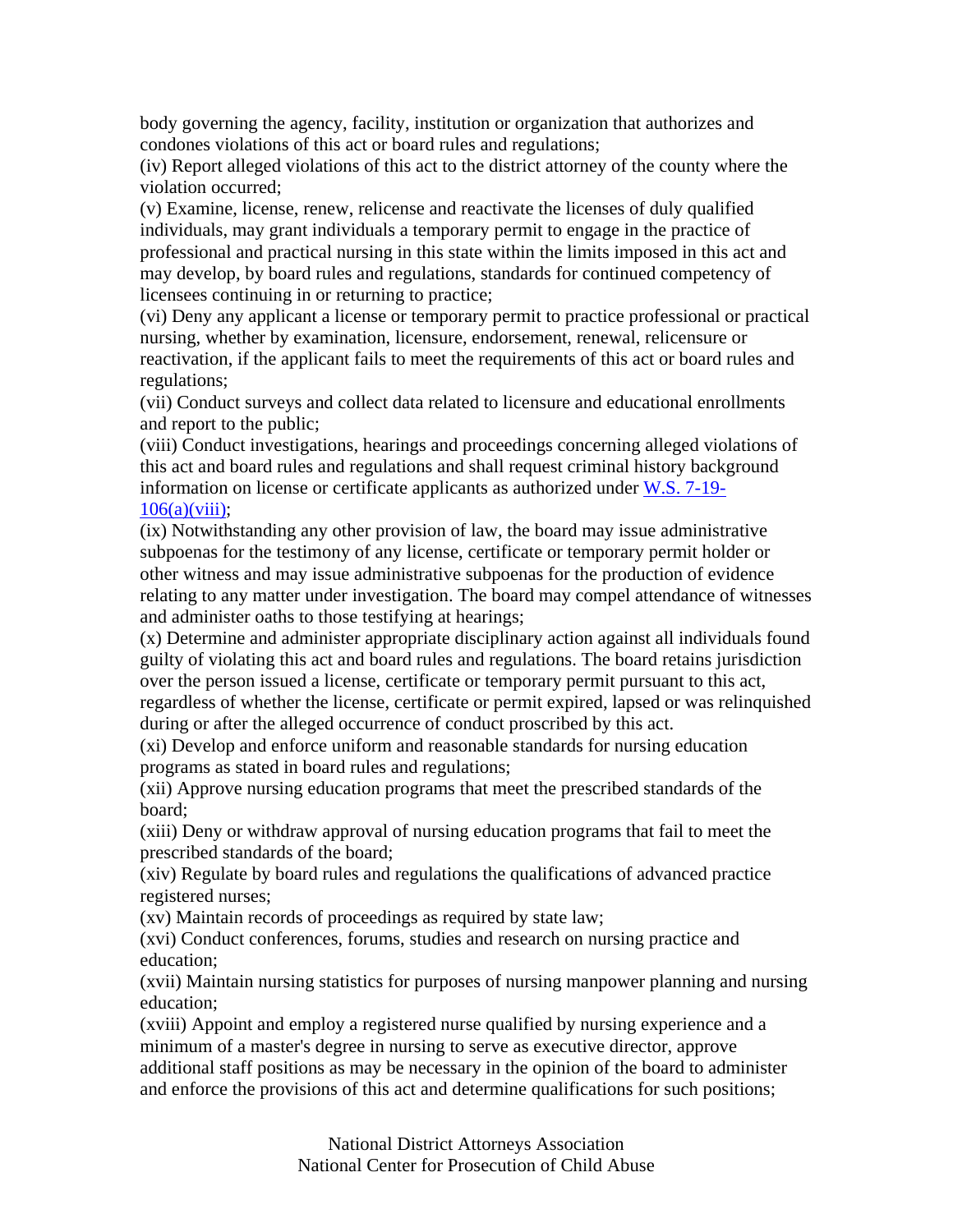body governing the agency, facility, institution or organization that authorizes and condones violations of this act or board rules and regulations;

(iv) Report alleged violations of this act to the district attorney of the county where the violation occurred;

(v) Examine, license, renew, relicense and reactivate the licenses of duly qualified individuals, may grant individuals a temporary permit to engage in the practice of professional and practical nursing in this state within the limits imposed in this act and may develop, by board rules and regulations, standards for continued competency of licensees continuing in or returning to practice;

(vi) Deny any applicant a license or temporary permit to practice professional or practical nursing, whether by examination, licensure, endorsement, renewal, relicensure or reactivation, if the applicant fails to meet the requirements of this act or board rules and regulations;

(vii) Conduct surveys and collect data related to licensure and educational enrollments and report to the public;

(viii) Conduct investigations, hearings and proceedings concerning alleged violations of this act and board rules and regulations and shall request criminal history background information on license or certificate applicants as authorized under W.S. 7-19-106(a)(viii);

(ix) Notwithstanding any other provision of law, the board may issue administrative subpoenas for the testimony of any license, certificate or temporary permit holder or other witness and may issue administrative subpoenas for the production of evidence relating to any matter under investigation. The board may compel attendance of witnesses and administer oaths to those testifying at hearings;

(x) Determine and administer appropriate disciplinary action against all individuals found guilty of violating this act and board rules and regulations. The board retains jurisdiction over the person issued a license, certificate or temporary permit pursuant to this act, regardless of whether the license, certificate or permit expired, lapsed or was relinquished during or after the alleged occurrence of conduct proscribed by this act.

(xi) Develop and enforce uniform and reasonable standards for nursing education programs as stated in board rules and regulations;

(xii) Approve nursing education programs that meet the prescribed standards of the board;

(xiii) Deny or withdraw approval of nursing education programs that fail to meet the prescribed standards of the board;

(xiv) Regulate by board rules and regulations the qualifications of advanced practice registered nurses;

(xv) Maintain records of proceedings as required by state law;

(xvi) Conduct conferences, forums, studies and research on nursing practice and education;

(xvii) Maintain nursing statistics for purposes of nursing manpower planning and nursing education;

(xviii) Appoint and employ a registered nurse qualified by nursing experience and a minimum of a master's degree in nursing to serve as executive director, approve additional staff positions as may be necessary in the opinion of the board to administer and enforce the provisions of this act and determine qualifications for such positions;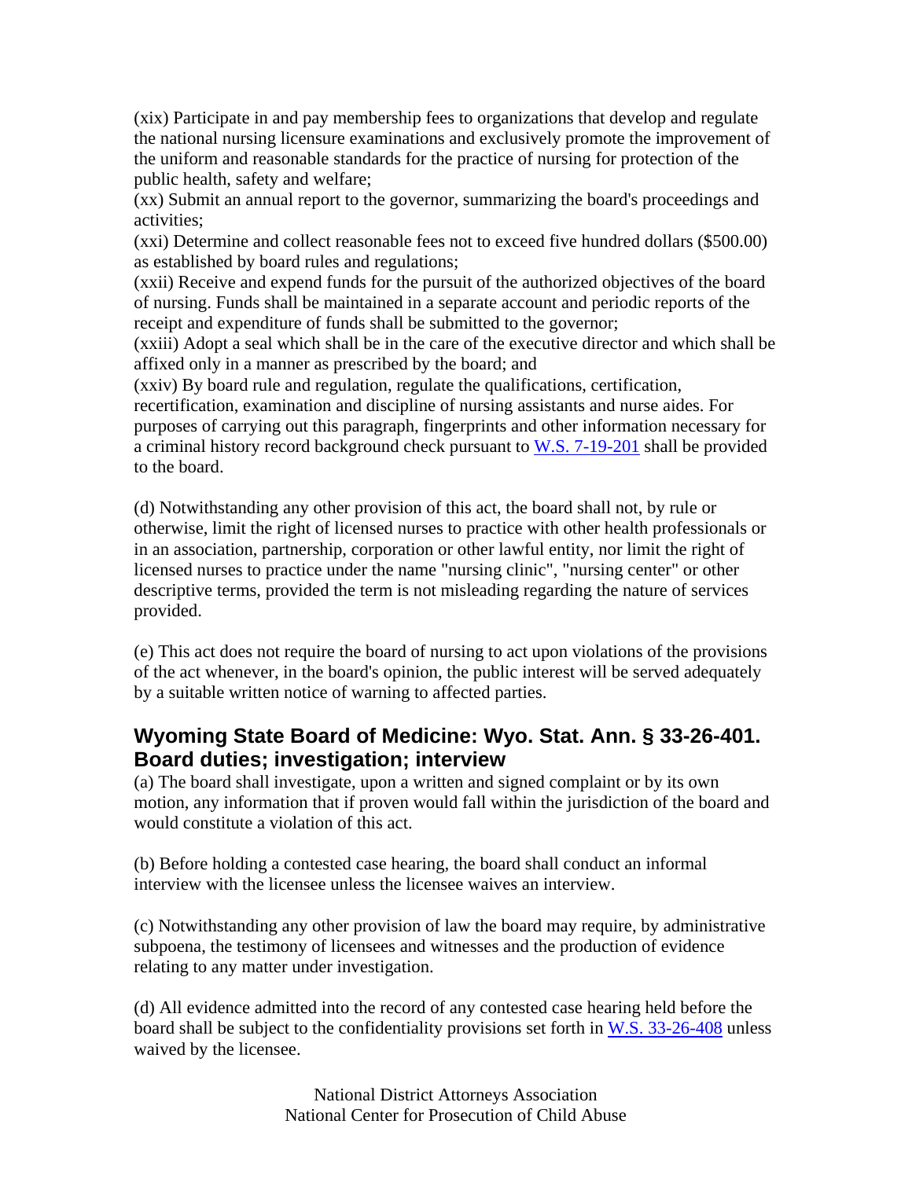(xix) Participate in and pay membership fees to organizations that develop and regulate the national nursing licensure examinations and exclusively promote the improvement of the uniform and reasonable standards for the practice of nursing for protection of the public health, safety and welfare;
(xx) Submit an annual report to the governor, summarizing the board's proceedings and activities;
(xxi) Determine and collect reasonable fees not to exceed five hundred dollars ($500.00) as established by board rules and regulations;
(xxii) Receive and expend funds for the pursuit of the authorized objectives of the board of nursing. Funds shall be maintained in a separate account and periodic reports of the receipt and expenditure of funds shall be submitted to the governor;
(xxiii) Adopt a seal which shall be in the care of the executive director and which shall be affixed only in a manner as prescribed by the board; and
(xxiv) By board rule and regulation, regulate the qualifications, certification, recertification, examination and discipline of nursing assistants and nurse aides. For purposes of carrying out this paragraph, fingerprints and other information necessary for a criminal history record background check pursuant to W.S. 7-19-201 shall be provided to the board.

(d) Notwithstanding any other provision of this act, the board shall not, by rule or otherwise, limit the right of licensed nurses to practice with other health professionals or in an association, partnership, corporation or other lawful entity, nor limit the right of licensed nurses to practice under the name "nursing clinic", "nursing center" or other descriptive terms, provided the term is not misleading regarding the nature of services provided.

(e) This act does not require the board of nursing to act upon violations of the provisions of the act whenever, in the board's opinion, the public interest will be served adequately by a suitable written notice of warning to affected parties.

## Wyoming State Board of Medicine: Wyo. Stat. Ann. § 33-26-401. Board duties; investigation; interview

(a) The board shall investigate, upon a written and signed complaint or by its own motion, any information that if proven would fall within the jurisdiction of the board and would constitute a violation of this act.

(b) Before holding a contested case hearing, the board shall conduct an informal interview with the licensee unless the licensee waives an interview.

(c) Notwithstanding any other provision of law the board may require, by administrative subpoena, the testimony of licensees and witnesses and the production of evidence relating to any matter under investigation.

(d) All evidence admitted into the record of any contested case hearing held before the board shall be subject to the confidentiality provisions set forth in W.S. 33-26-408 unless waived by the licensee.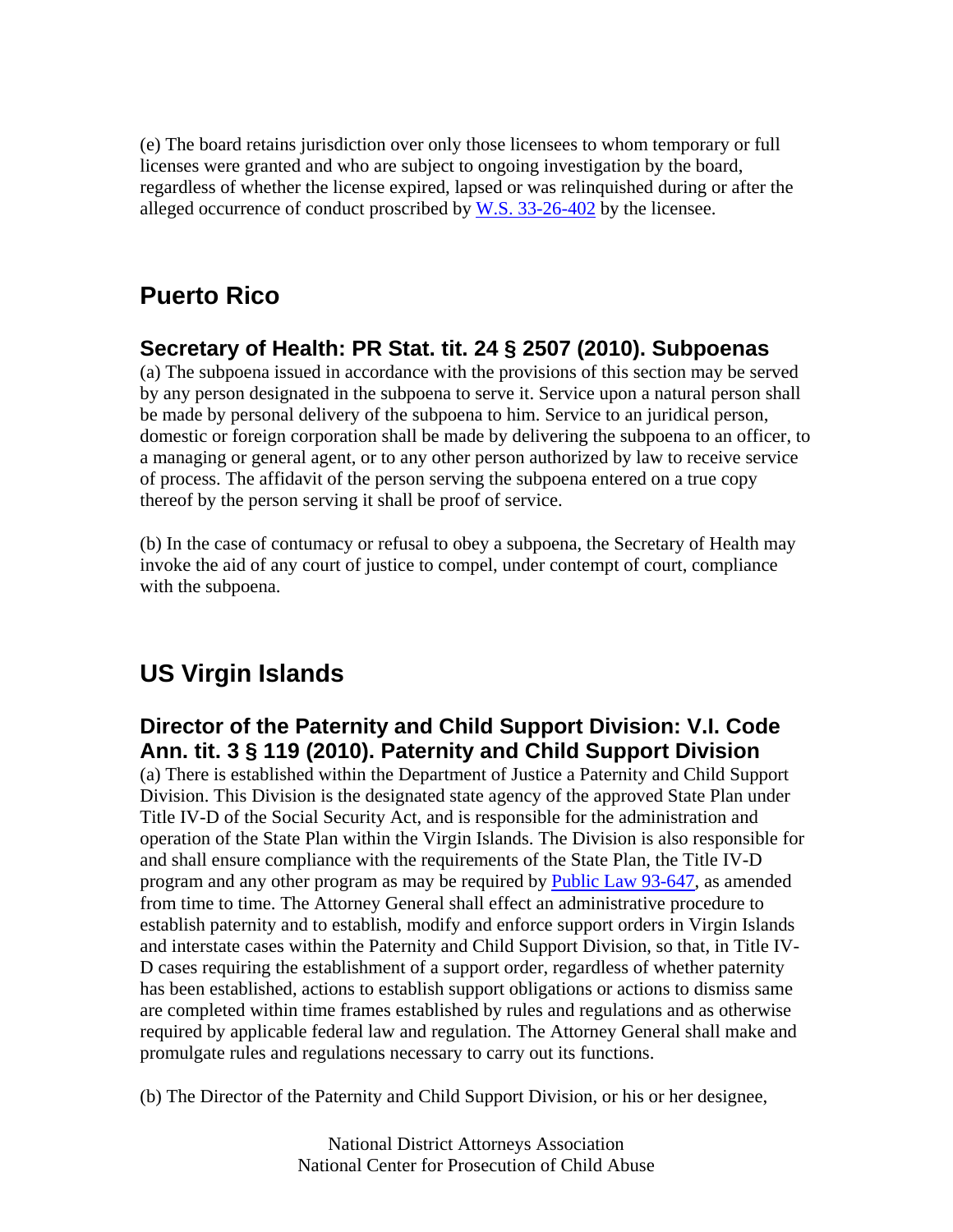(e) The board retains jurisdiction over only those licensees to whom temporary or full licenses were granted and who are subject to ongoing investigation by the board, regardless of whether the license expired, lapsed or was relinquished during or after the alleged occurrence of conduct proscribed by W.S. 33-26-402 by the licensee.

## Puerto Rico

### Secretary of Health: PR Stat. tit. 24 § 2507 (2010). Subpoenas

(a) The subpoena issued in accordance with the provisions of this section may be served by any person designated in the subpoena to serve it. Service upon a natural person shall be made by personal delivery of the subpoena to him. Service to an juridical person, domestic or foreign corporation shall be made by delivering the subpoena to an officer, to a managing or general agent, or to any other person authorized by law to receive service of process. The affidavit of the person serving the subpoena entered on a true copy thereof by the person serving it shall be proof of service.

(b) In the case of contumacy or refusal to obey a subpoena, the Secretary of Health may invoke the aid of any court of justice to compel, under contempt of court, compliance with the subpoena.

## US Virgin Islands

### Director of the Paternity and Child Support Division: V.I. Code Ann. tit. 3 § 119 (2010). Paternity and Child Support Division

(a) There is established within the Department of Justice a Paternity and Child Support Division. This Division is the designated state agency of the approved State Plan under Title IV-D of the Social Security Act, and is responsible for the administration and operation of the State Plan within the Virgin Islands. The Division is also responsible for and shall ensure compliance with the requirements of the State Plan, the Title IV-D program and any other program as may be required by Public Law 93-647, as amended from time to time. The Attorney General shall effect an administrative procedure to establish paternity and to establish, modify and enforce support orders in Virgin Islands and interstate cases within the Paternity and Child Support Division, so that, in Title IV-D cases requiring the establishment of a support order, regardless of whether paternity has been established, actions to establish support obligations or actions to dismiss same are completed within time frames established by rules and regulations and as otherwise required by applicable federal law and regulation. The Attorney General shall make and promulgate rules and regulations necessary to carry out its functions.

(b) The Director of the Paternity and Child Support Division, or his or her designee,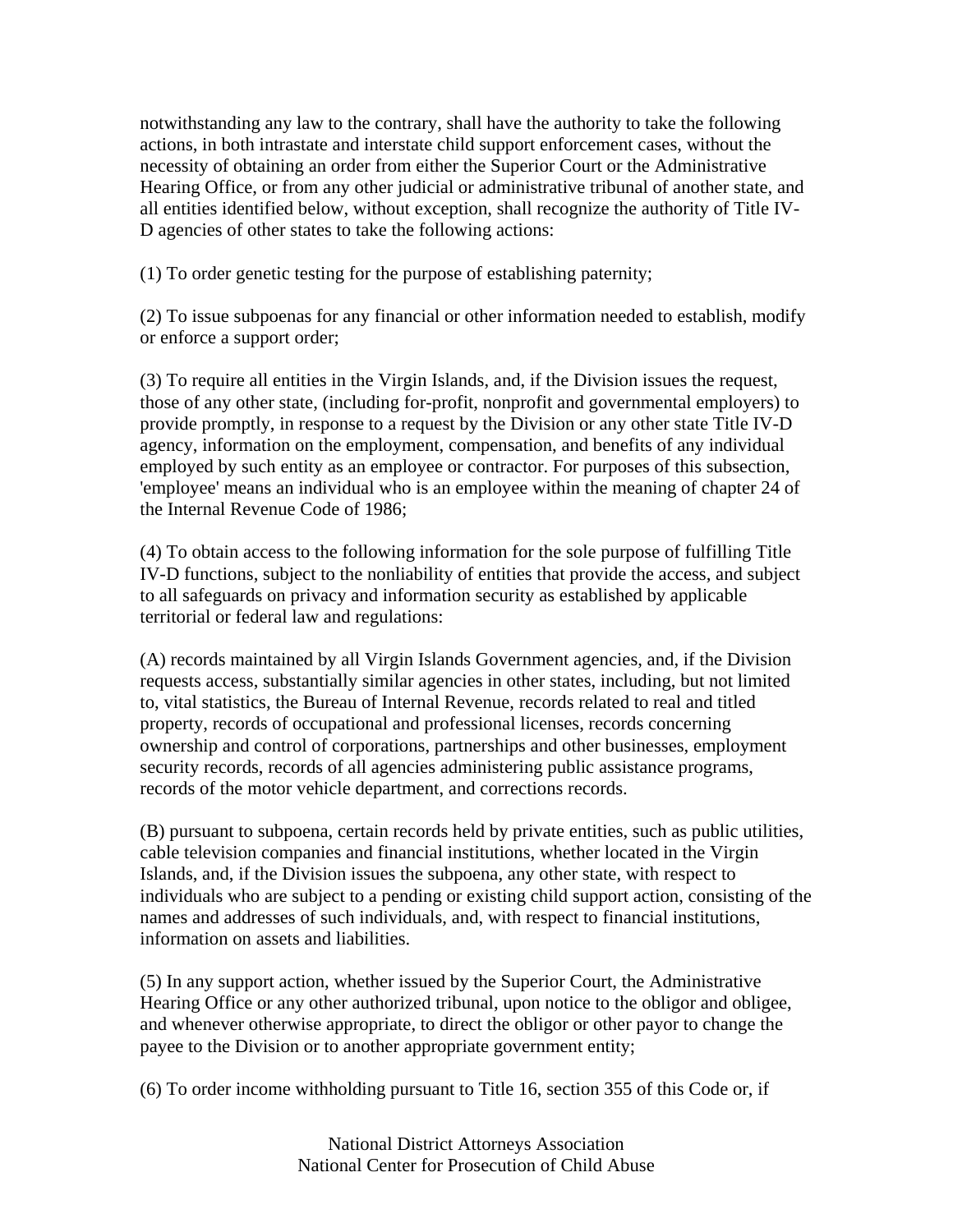notwithstanding any law to the contrary, shall have the authority to take the following actions, in both intrastate and interstate child support enforcement cases, without the necessity of obtaining an order from either the Superior Court or the Administrative Hearing Office, or from any other judicial or administrative tribunal of another state, and all entities identified below, without exception, shall recognize the authority of Title IV-D agencies of other states to take the following actions:

(1) To order genetic testing for the purpose of establishing paternity;

(2) To issue subpoenas for any financial or other information needed to establish, modify or enforce a support order;

(3) To require all entities in the Virgin Islands, and, if the Division issues the request, those of any other state, (including for-profit, nonprofit and governmental employers) to provide promptly, in response to a request by the Division or any other state Title IV-D agency, information on the employment, compensation, and benefits of any individual employed by such entity as an employee or contractor. For purposes of this subsection, 'employee' means an individual who is an employee within the meaning of chapter 24 of the Internal Revenue Code of 1986;

(4) To obtain access to the following information for the sole purpose of fulfilling Title IV-D functions, subject to the nonliability of entities that provide the access, and subject to all safeguards on privacy and information security as established by applicable territorial or federal law and regulations:

(A) records maintained by all Virgin Islands Government agencies, and, if the Division requests access, substantially similar agencies in other states, including, but not limited to, vital statistics, the Bureau of Internal Revenue, records related to real and titled property, records of occupational and professional licenses, records concerning ownership and control of corporations, partnerships and other businesses, employment security records, records of all agencies administering public assistance programs, records of the motor vehicle department, and corrections records.

(B) pursuant to subpoena, certain records held by private entities, such as public utilities, cable television companies and financial institutions, whether located in the Virgin Islands, and, if the Division issues the subpoena, any other state, with respect to individuals who are subject to a pending or existing child support action, consisting of the names and addresses of such individuals, and, with respect to financial institutions, information on assets and liabilities.

(5) In any support action, whether issued by the Superior Court, the Administrative Hearing Office or any other authorized tribunal, upon notice to the obligor and obligee, and whenever otherwise appropriate, to direct the obligor or other payor to change the payee to the Division or to another appropriate government entity;

(6) To order income withholding pursuant to Title 16, section 355 of this Code or, if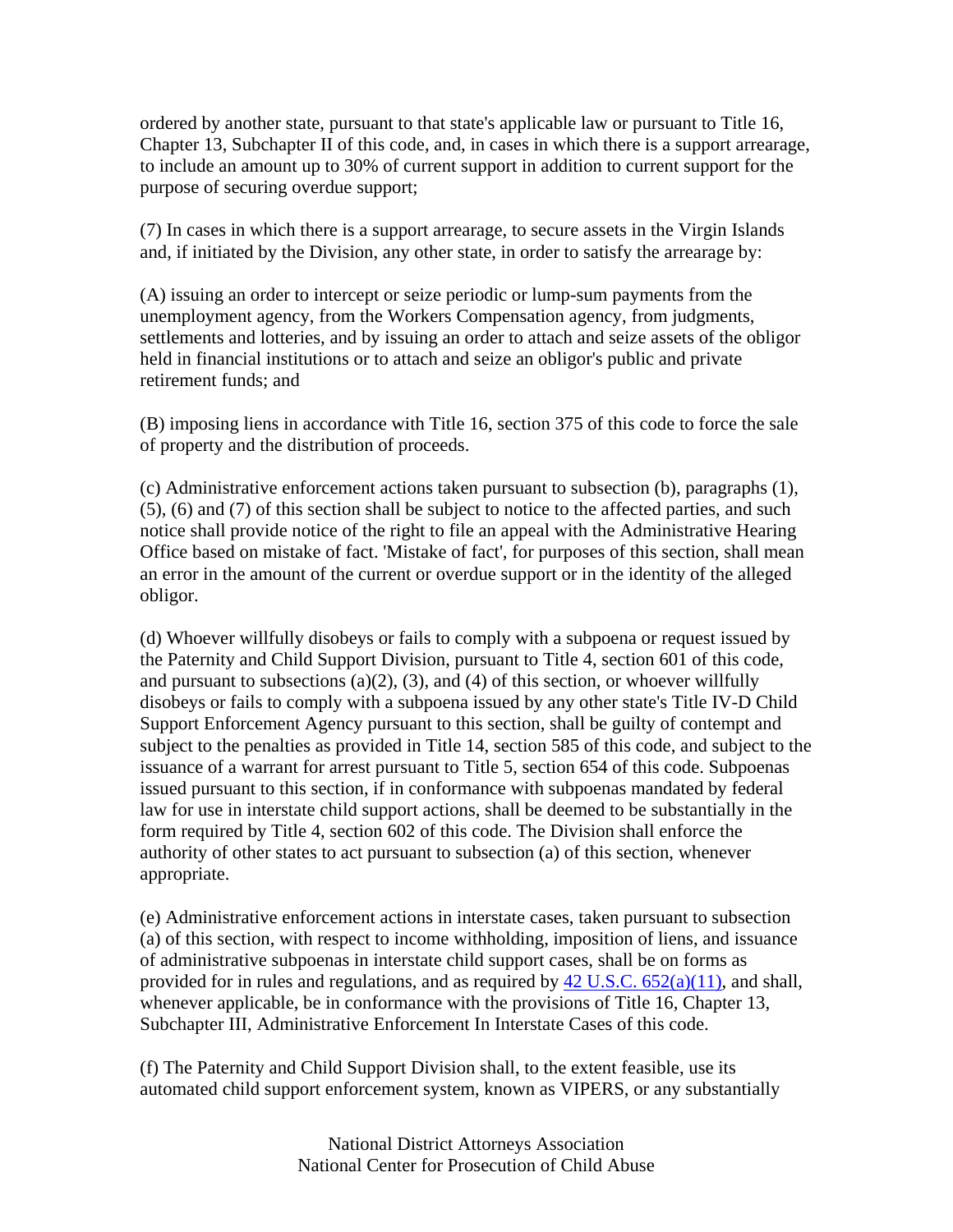ordered by another state, pursuant to that state's applicable law or pursuant to Title 16, Chapter 13, Subchapter II of this code, and, in cases in which there is a support arrearage, to include an amount up to 30% of current support in addition to current support for the purpose of securing overdue support;

(7) In cases in which there is a support arrearage, to secure assets in the Virgin Islands and, if initiated by the Division, any other state, in order to satisfy the arrearage by:

(A) issuing an order to intercept or seize periodic or lump-sum payments from the unemployment agency, from the Workers Compensation agency, from judgments, settlements and lotteries, and by issuing an order to attach and seize assets of the obligor held in financial institutions or to attach and seize an obligor's public and private retirement funds; and

(B) imposing liens in accordance with Title 16, section 375 of this code to force the sale of property and the distribution of proceeds.

(c) Administrative enforcement actions taken pursuant to subsection (b), paragraphs (1), (5), (6) and (7) of this section shall be subject to notice to the affected parties, and such notice shall provide notice of the right to file an appeal with the Administrative Hearing Office based on mistake of fact. 'Mistake of fact', for purposes of this section, shall mean an error in the amount of the current or overdue support or in the identity of the alleged obligor.

(d) Whoever willfully disobeys or fails to comply with a subpoena or request issued by the Paternity and Child Support Division, pursuant to Title 4, section 601 of this code, and pursuant to subsections (a)(2), (3), and (4) of this section, or whoever willfully disobeys or fails to comply with a subpoena issued by any other state's Title IV-D Child Support Enforcement Agency pursuant to this section, shall be guilty of contempt and subject to the penalties as provided in Title 14, section 585 of this code, and subject to the issuance of a warrant for arrest pursuant to Title 5, section 654 of this code. Subpoenas issued pursuant to this section, if in conformance with subpoenas mandated by federal law for use in interstate child support actions, shall be deemed to be substantially in the form required by Title 4, section 602 of this code. The Division shall enforce the authority of other states to act pursuant to subsection (a) of this section, whenever appropriate.

(e) Administrative enforcement actions in interstate cases, taken pursuant to subsection (a) of this section, with respect to income withholding, imposition of liens, and issuance of administrative subpoenas in interstate child support cases, shall be on forms as provided for in rules and regulations, and as required by 42 U.S.C. 652(a)(11), and shall, whenever applicable, be in conformance with the provisions of Title 16, Chapter 13, Subchapter III, Administrative Enforcement In Interstate Cases of this code.

(f) The Paternity and Child Support Division shall, to the extent feasible, use its automated child support enforcement system, known as VIPERS, or any substantially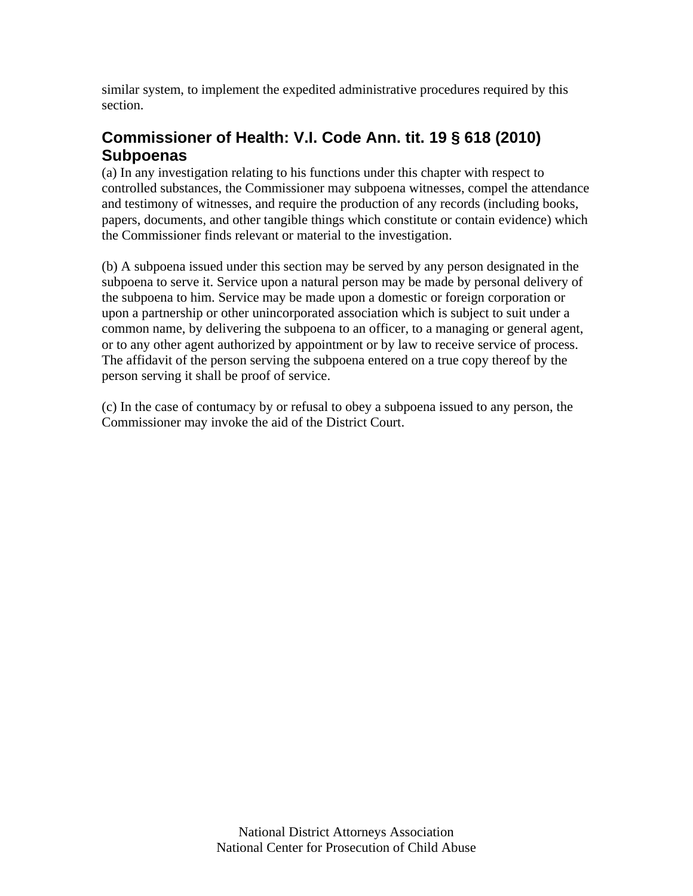similar system, to implement the expedited administrative procedures required by this section.

## Commissioner of Health: V.I. Code Ann. tit. 19 § 618 (2010) Subpoenas

(a) In any investigation relating to his functions under this chapter with respect to controlled substances, the Commissioner may subpoena witnesses, compel the attendance and testimony of witnesses, and require the production of any records (including books, papers, documents, and other tangible things which constitute or contain evidence) which the Commissioner finds relevant or material to the investigation.

(b) A subpoena issued under this section may be served by any person designated in the subpoena to serve it. Service upon a natural person may be made by personal delivery of the subpoena to him. Service may be made upon a domestic or foreign corporation or upon a partnership or other unincorporated association which is subject to suit under a common name, by delivering the subpoena to an officer, to a managing or general agent, or to any other agent authorized by appointment or by law to receive service of process. The affidavit of the person serving the subpoena entered on a true copy thereof by the person serving it shall be proof of service.

(c) In the case of contumacy by or refusal to obey a subpoena issued to any person, the Commissioner may invoke the aid of the District Court.